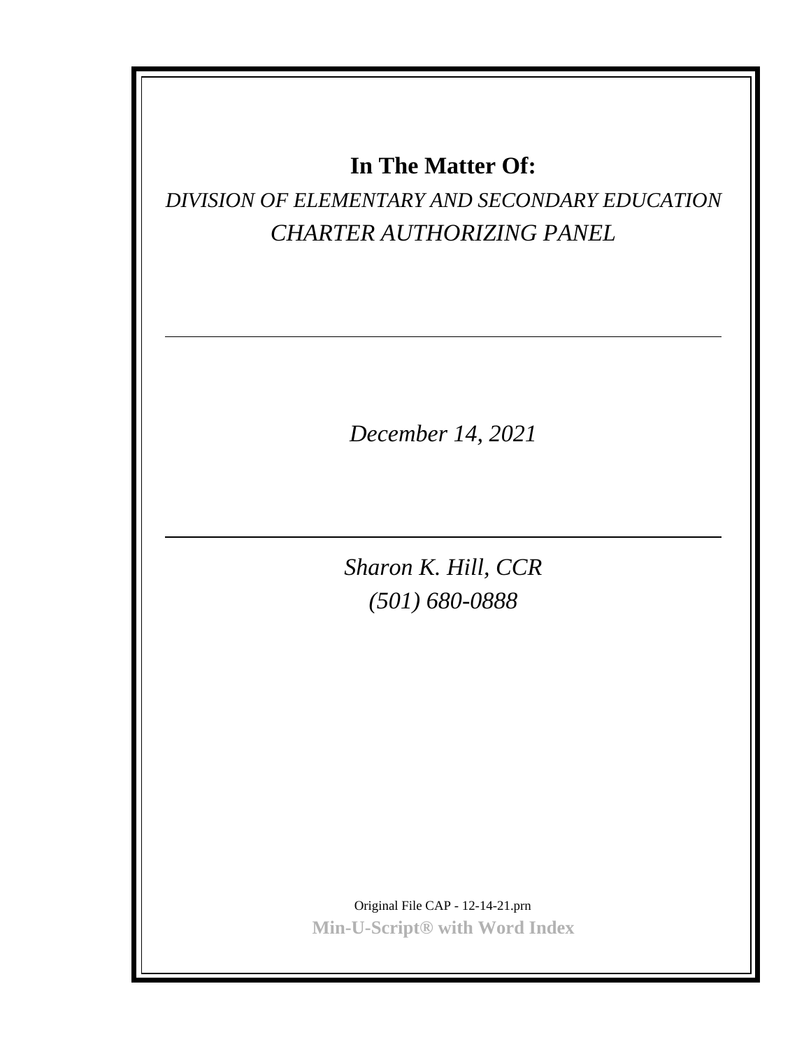# In The Matter Of:

*DIVISION OF ELEMENTARY AND SECONDARY EDUCATION*

*CHARTER AUTHORIZING PANEL*

---

*December 14, 2021*

---

*Sharon K. Hill, CCR*

*(501) 680-0888*

Original File CAP - 12-14-21.prn

**Min-U-Script® with Word Index**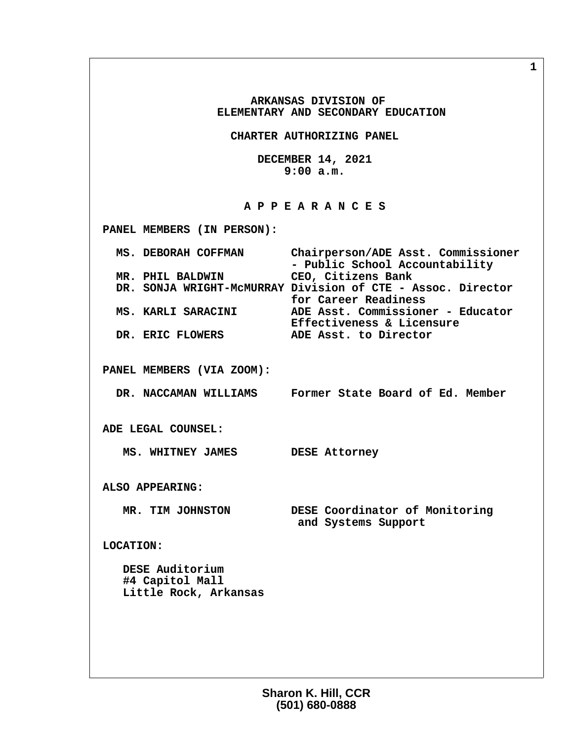# ARKANSAS DIVISION OF ELEMENTARY AND SECONDARY EDUCATION

## CHARTER AUTHORIZING PANEL

**DECEMBER 14, 2021**
**9:00 a.m.**

## A P P E A R A N C E S

**PANEL MEMBERS (IN PERSON):**

| | |
|---|---|
| MS. DEBORAH COFFMAN | Chairperson/ADE Asst. Commissioner - Public School Accountability |
| MR. PHIL BALDWIN | CEO, Citizens Bank |
| DR. SONJA WRIGHT-McMURRAY | Division of CTE - Assoc. Director for Career Readiness |
| MS. KARLI SARACINI | ADE Asst. Commissioner - Educator Effectiveness & Licensure |
| DR. ERIC FLOWERS | ADE Asst. to Director |

**PANEL MEMBERS (VIA ZOOM):**

| | |
|---|---|
| DR. NACCAMAN WILLIAMS | Former State Board of Ed. Member |

**ADE LEGAL COUNSEL:**

| | |
|---|---|
| MS. WHITNEY JAMES | DESE Attorney |

**ALSO APPEARING:**

| | |
|---|---|
| MR. TIM JOHNSTON | DESE Coordinator of Monitoring and Systems Support |

**LOCATION:**

DESE Auditorium
#4 Capitol Mall
Little Rock, Arkansas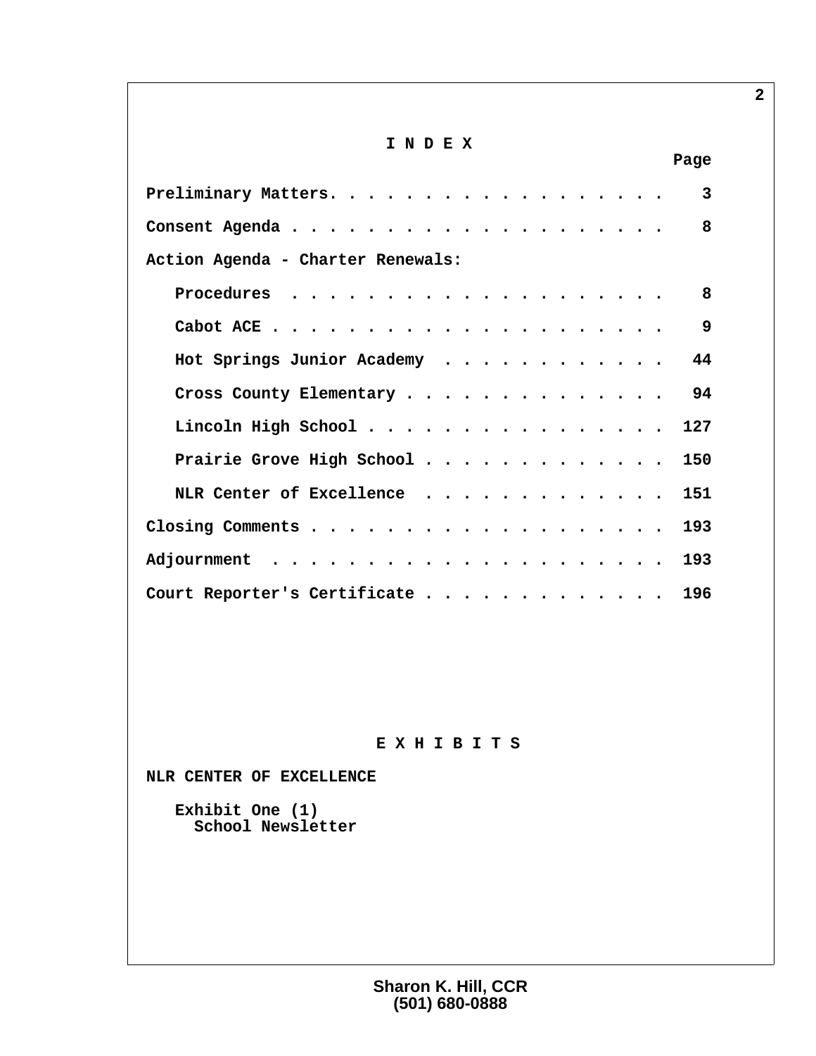# I N D E X

| | Page |
|---|---|
| Preliminary Matters | 3 |
| Consent Agenda | 8 |
| Action Agenda - Charter Renewals: | |
| Procedures | 8 |
| Cabot ACE | 9 |
| Hot Springs Junior Academy | 44 |
| Cross County Elementary | 94 |
| Lincoln High School | 127 |
| Prairie Grove High School | 150 |
| NLR Center of Excellence | 151 |
| Closing Comments | 193 |
| Adjournment | 193 |
| Court Reporter's Certificate | 196 |

# E X H I B I T S

**NLR CENTER OF EXCELLENCE**

Exhibit One (1)
School Newsletter

Sharon K. Hill, CCR
(501) 680-0888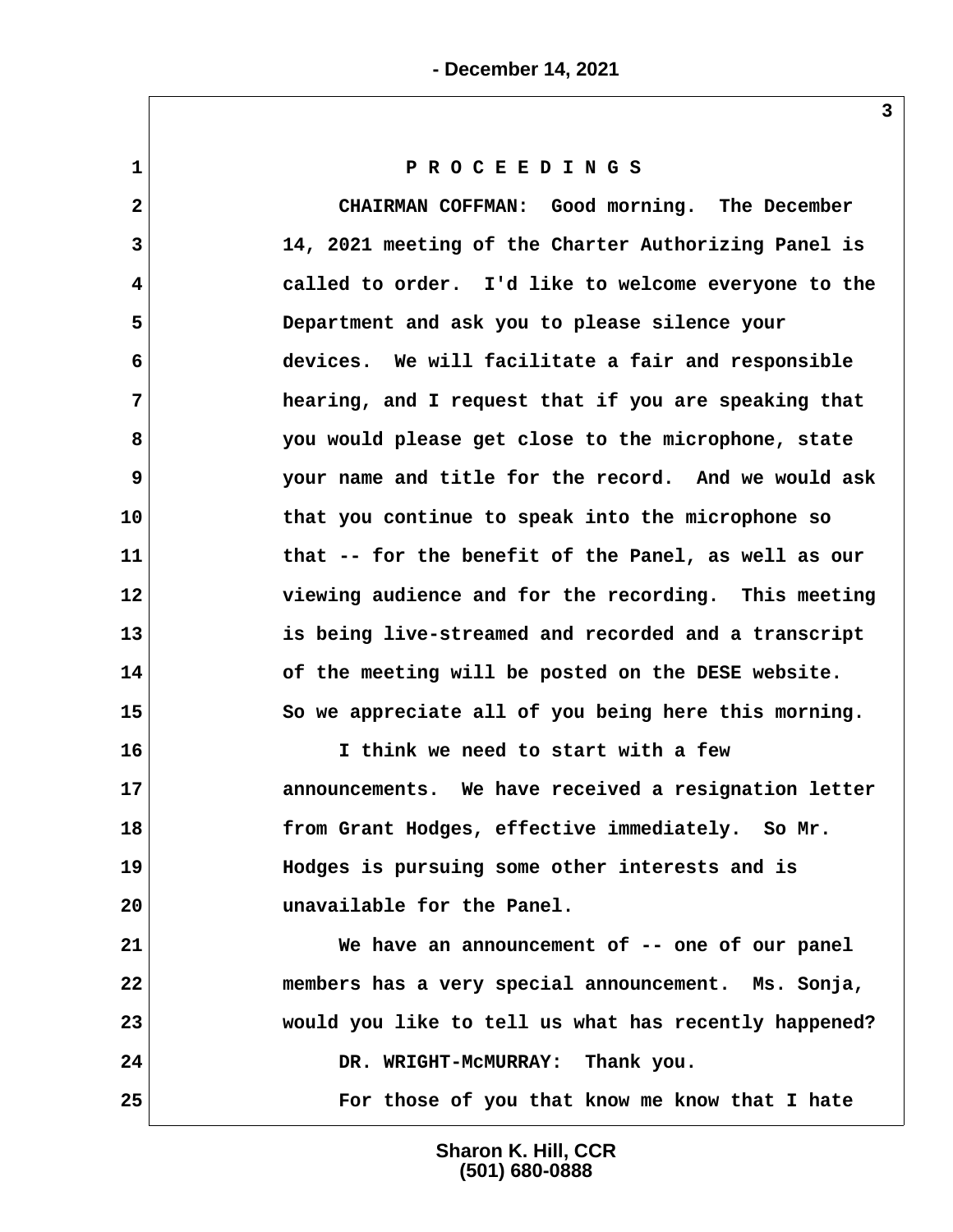# P R O C E E D I N G S

CHAIRMAN COFFMAN: Good morning. The December 14, 2021 meeting of the Charter Authorizing Panel is called to order. I'd like to welcome everyone to the Department and ask you to please silence your devices. We will facilitate a fair and responsible hearing, and I request that if you are speaking that you would please get close to the microphone, state your name and title for the record. And we would ask that you continue to speak into the microphone so that -- for the benefit of the Panel, as well as our viewing audience and for the recording. This meeting is being live-streamed and recorded and a transcript of the meeting will be posted on the DESE website. So we appreciate all of you being here this morning.

I think we need to start with a few announcements. We have received a resignation letter from Grant Hodges, effective immediately. So Mr. Hodges is pursuing some other interests and is unavailable for the Panel.

We have an announcement of -- one of our panel members has a very special announcement. Ms. Sonja, would you like to tell us what has recently happened?

DR. WRIGHT-McMURRAY: Thank you.

For those of you that know me know that I hate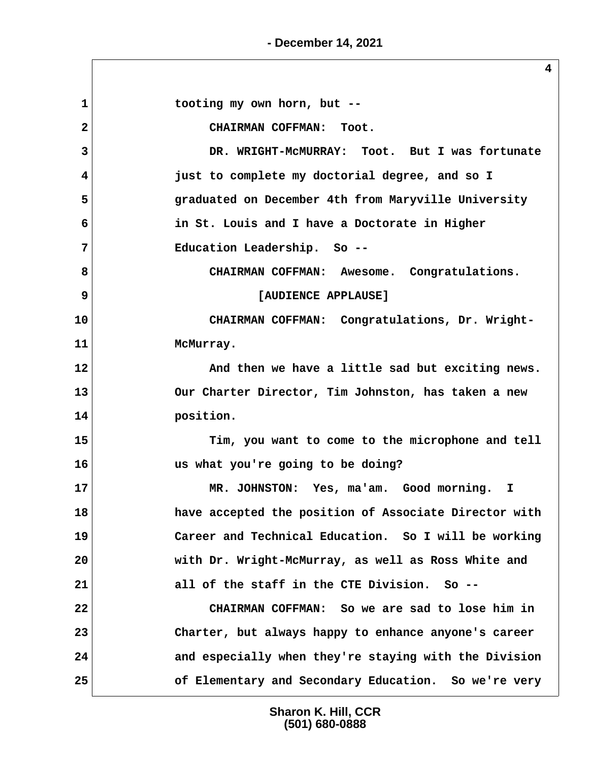tooting my own horn, but --

CHAIRMAN COFFMAN: Toot.

DR. WRIGHT-McMURRAY: Toot. But I was fortunate just to complete my doctorial degree, and so I graduated on December 4th from Maryville University in St. Louis and I have a Doctorate in Higher Education Leadership. So --

CHAIRMAN COFFMAN: Awesome. Congratulations.

[AUDIENCE APPLAUSE]

CHAIRMAN COFFMAN: Congratulations, Dr. Wright-McMurray.

And then we have a little sad but exciting news. Our Charter Director, Tim Johnston, has taken a new position.

Tim, you want to come to the microphone and tell us what you're going to be doing?

MR. JOHNSTON: Yes, ma'am. Good morning. I have accepted the position of Associate Director with Career and Technical Education. So I will be working with Dr. Wright-McMurray, as well as Ross White and all of the staff in the CTE Division. So --

CHAIRMAN COFFMAN: So we are sad to lose him in Charter, but always happy to enhance anyone's career and especially when they're staying with the Division of Elementary and Secondary Education. So we're very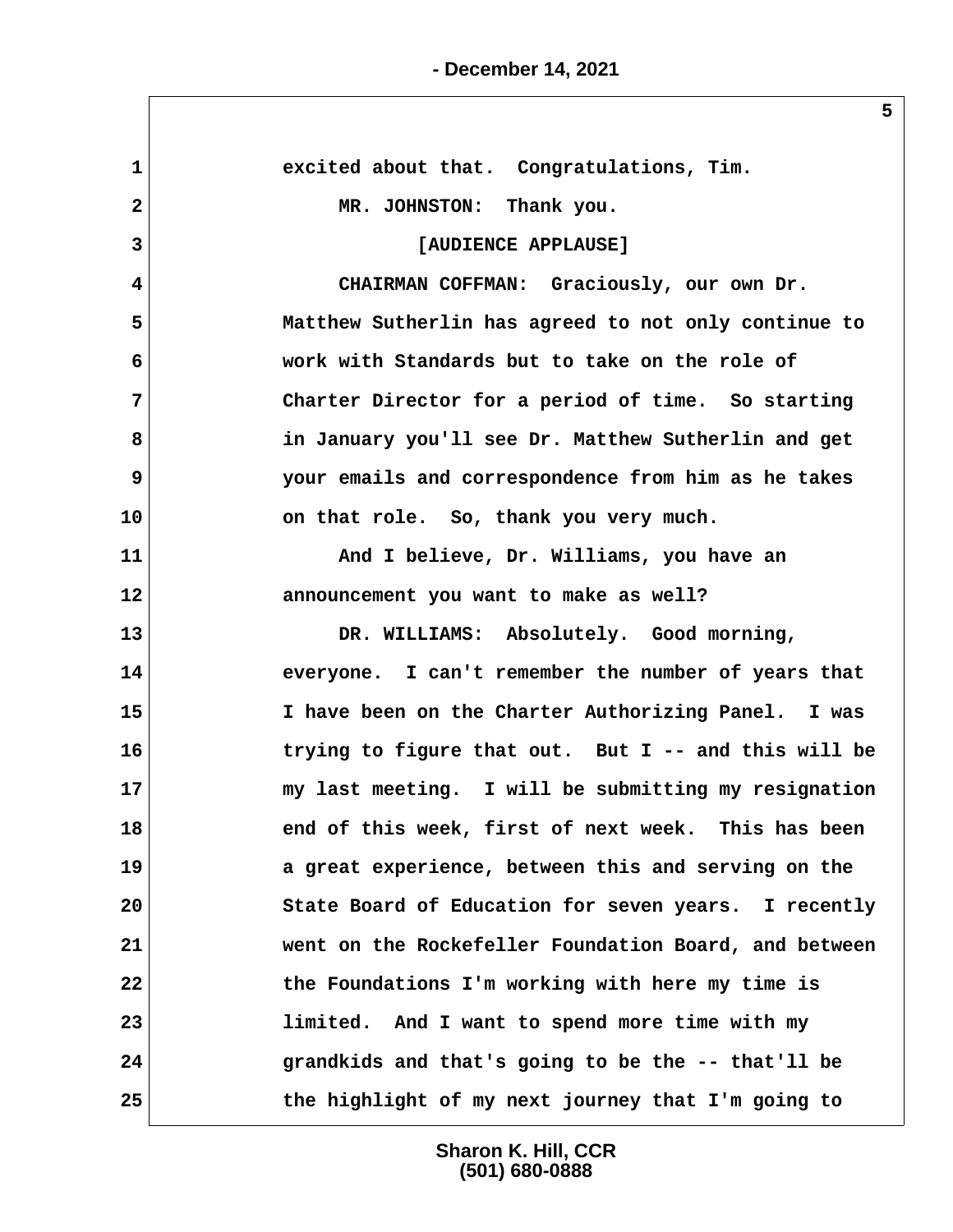1 excited about that. Congratulations, Tim.

2 MR. JOHNSTON: Thank you.

3 [AUDIENCE APPLAUSE]

4 CHAIRMAN COFFMAN: Graciously, our own Dr.

5 Matthew Sutherlin has agreed to not only continue to

6 work with Standards but to take on the role of

7 Charter Director for a period of time. So starting

8 in January you'll see Dr. Matthew Sutherlin and get

9 your emails and correspondence from him as he takes

10 on that role. So, thank you very much.

11 And I believe, Dr. Williams, you have an

12 announcement you want to make as well?

13 DR. WILLIAMS: Absolutely. Good morning,

14 everyone. I can't remember the number of years that

15 I have been on the Charter Authorizing Panel. I was

16 trying to figure that out. But I -- and this will be

17 my last meeting. I will be submitting my resignation

18 end of this week, first of next week. This has been

19 a great experience, between this and serving on the

20 State Board of Education for seven years. I recently

21 went on the Rockefeller Foundation Board, and between

22 the Foundations I'm working with here my time is

23 limited. And I want to spend more time with my

24 grandkids and that's going to be the -- that'll be

25 the highlight of my next journey that I'm going to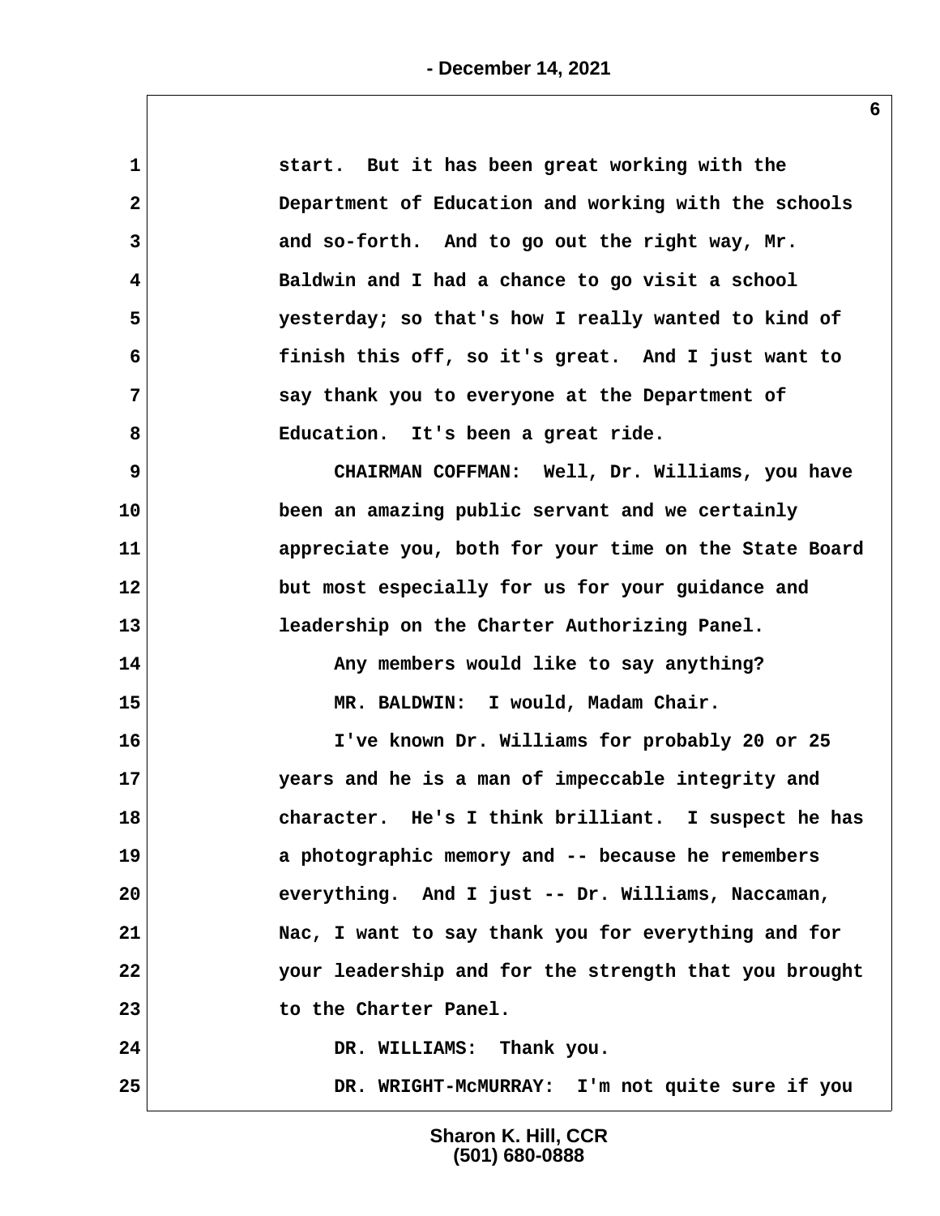start. But it has been great working with the Department of Education and working with the schools and so-forth. And to go out the right way, Mr. Baldwin and I had a chance to go visit a school yesterday; so that's how I really wanted to kind of finish this off, so it's great. And I just want to say thank you to everyone at the Department of Education. It's been a great ride.

CHAIRMAN COFFMAN: Well, Dr. Williams, you have been an amazing public servant and we certainly appreciate you, both for your time on the State Board but most especially for us for your guidance and leadership on the Charter Authorizing Panel.

Any members would like to say anything?

MR. BALDWIN: I would, Madam Chair.

I've known Dr. Williams for probably 20 or 25 years and he is a man of impeccable integrity and character. He's I think brilliant. I suspect he has a photographic memory and -- because he remembers everything. And I just -- Dr. Williams, Naccaman, Nac, I want to say thank you for everything and for your leadership and for the strength that you brought to the Charter Panel.

DR. WILLIAMS: Thank you.

DR. WRIGHT-McMURRAY: I'm not quite sure if you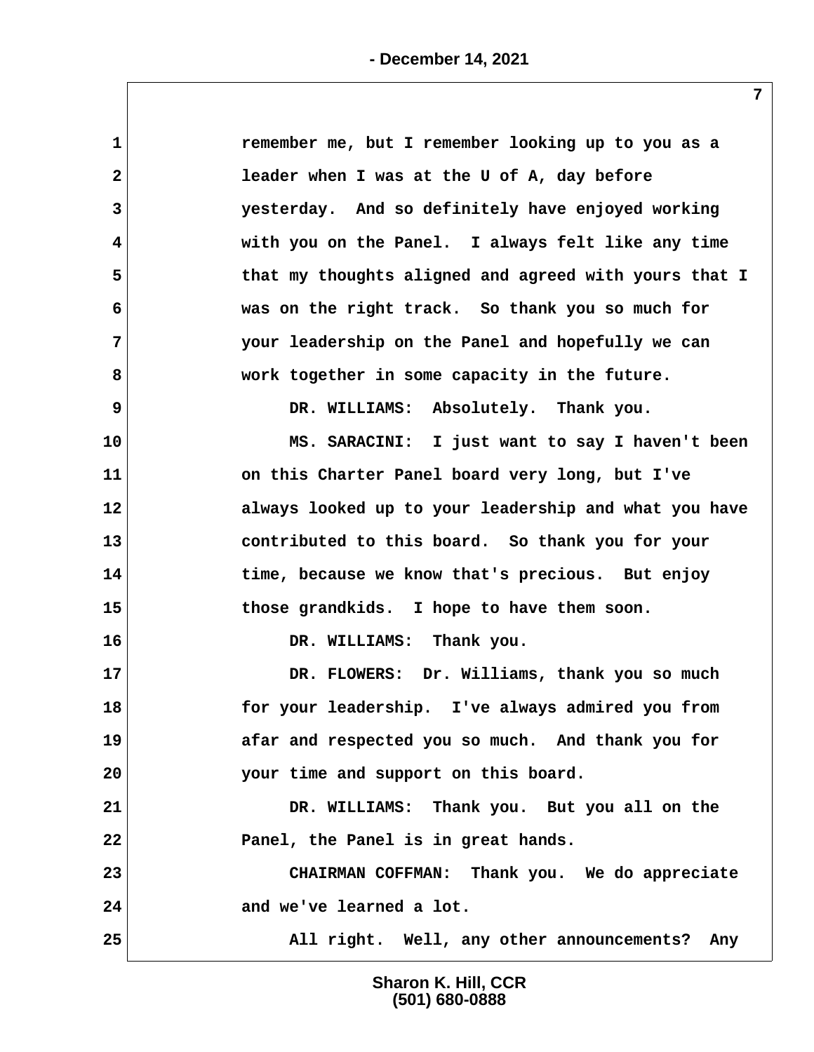remember me, but I remember looking up to you as a leader when I was at the U of A, day before yesterday. And so definitely have enjoyed working with you on the Panel. I always felt like any time that my thoughts aligned and agreed with yours that I was on the right track. So thank you so much for your leadership on the Panel and hopefully we can work together in some capacity in the future.

DR. WILLIAMS: Absolutely. Thank you.

MS. SARACINI: I just want to say I haven't been on this Charter Panel board very long, but I've always looked up to your leadership and what you have contributed to this board. So thank you for your time, because we know that's precious. But enjoy those grandkids. I hope to have them soon.

DR. WILLIAMS: Thank you.

DR. FLOWERS: Dr. Williams, thank you so much for your leadership. I've always admired you from afar and respected you so much. And thank you for your time and support on this board.

DR. WILLIAMS: Thank you. But you all on the Panel, the Panel is in great hands.

CHAIRMAN COFFMAN: Thank you. We do appreciate and we've learned a lot.

All right. Well, any other announcements? Any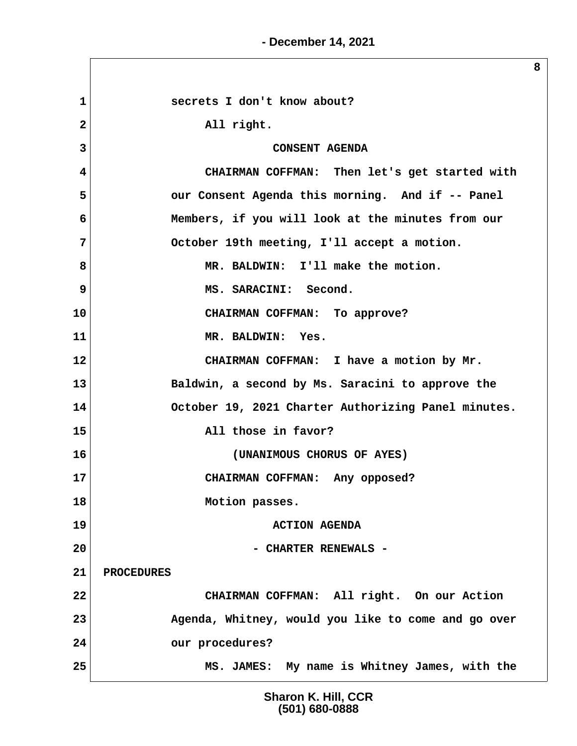secrets I don't know about?

All right.

CONSENT AGENDA

CHAIRMAN COFFMAN: Then let's get started with our Consent Agenda this morning. And if -- Panel Members, if you will look at the minutes from our October 19th meeting, I'll accept a motion.

MR. BALDWIN: I'll make the motion.

MS. SARACINI: Second.

CHAIRMAN COFFMAN: To approve?

MR. BALDWIN: Yes.

CHAIRMAN COFFMAN: I have a motion by Mr. Baldwin, a second by Ms. Saracini to approve the October 19, 2021 Charter Authorizing Panel minutes.

All those in favor?

(UNANIMOUS CHORUS OF AYES)

CHAIRMAN COFFMAN: Any opposed?

Motion passes.

ACTION AGENDA

- CHARTER RENEWALS -

PROCEDURES

CHAIRMAN COFFMAN: All right. On our Action Agenda, Whitney, would you like to come and go over our procedures?

MS. JAMES: My name is Whitney James, with the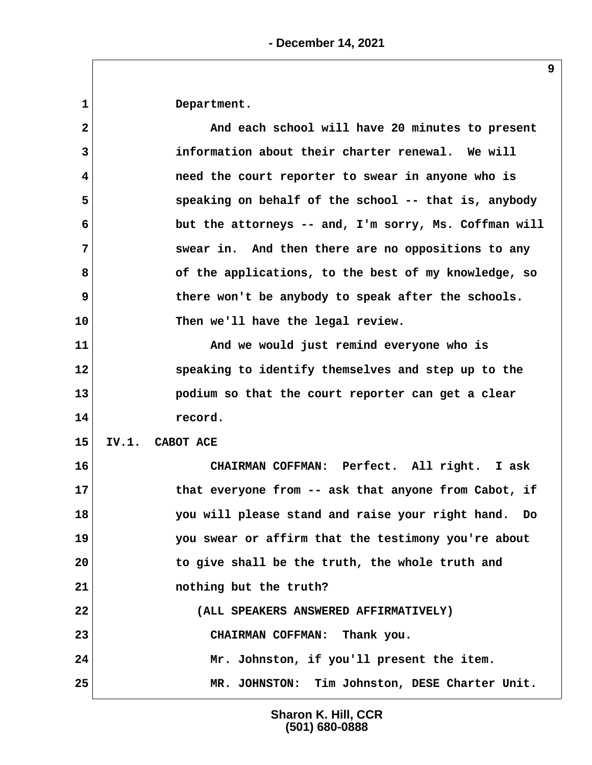Department.

And each school will have 20 minutes to present information about their charter renewal. We will need the court reporter to swear in anyone who is speaking on behalf of the school -- that is, anybody but the attorneys -- and, I'm sorry, Ms. Coffman will swear in. And then there are no oppositions to any of the applications, to the best of my knowledge, so there won't be anybody to speak after the schools. Then we'll have the legal review.

And we would just remind everyone who is speaking to identify themselves and step up to the podium so that the court reporter can get a clear record.

IV.1. CABOT ACE

CHAIRMAN COFFMAN: Perfect. All right. I ask that everyone from -- ask that anyone from Cabot, if you will please stand and raise your right hand. Do you swear or affirm that the testimony you're about to give shall be the truth, the whole truth and nothing but the truth?

(ALL SPEAKERS ANSWERED AFFIRMATIVELY)

CHAIRMAN COFFMAN: Thank you.

Mr. Johnston, if you'll present the item.

MR. JOHNSTON: Tim Johnston, DESE Charter Unit.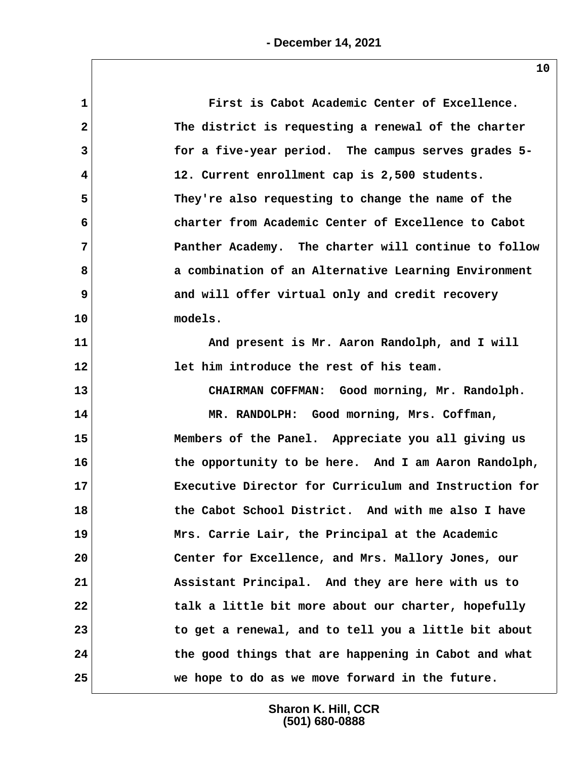First is Cabot Academic Center of Excellence. The district is requesting a renewal of the charter for a five-year period. The campus serves grades 5-12. Current enrollment cap is 2,500 students. They're also requesting to change the name of the charter from Academic Center of Excellence to Cabot Panther Academy. The charter will continue to follow a combination of an Alternative Learning Environment and will offer virtual only and credit recovery models.

And present is Mr. Aaron Randolph, and I will let him introduce the rest of his team.

CHAIRMAN COFFMAN: Good morning, Mr. Randolph.

MR. RANDOLPH: Good morning, Mrs. Coffman, Members of the Panel. Appreciate you all giving us the opportunity to be here. And I am Aaron Randolph, Executive Director for Curriculum and Instruction for the Cabot School District. And with me also I have Mrs. Carrie Lair, the Principal at the Academic Center for Excellence, and Mrs. Mallory Jones, our Assistant Principal. And they are here with us to talk a little bit more about our charter, hopefully to get a renewal, and to tell you a little bit about the good things that are happening in Cabot and what we hope to do as we move forward in the future.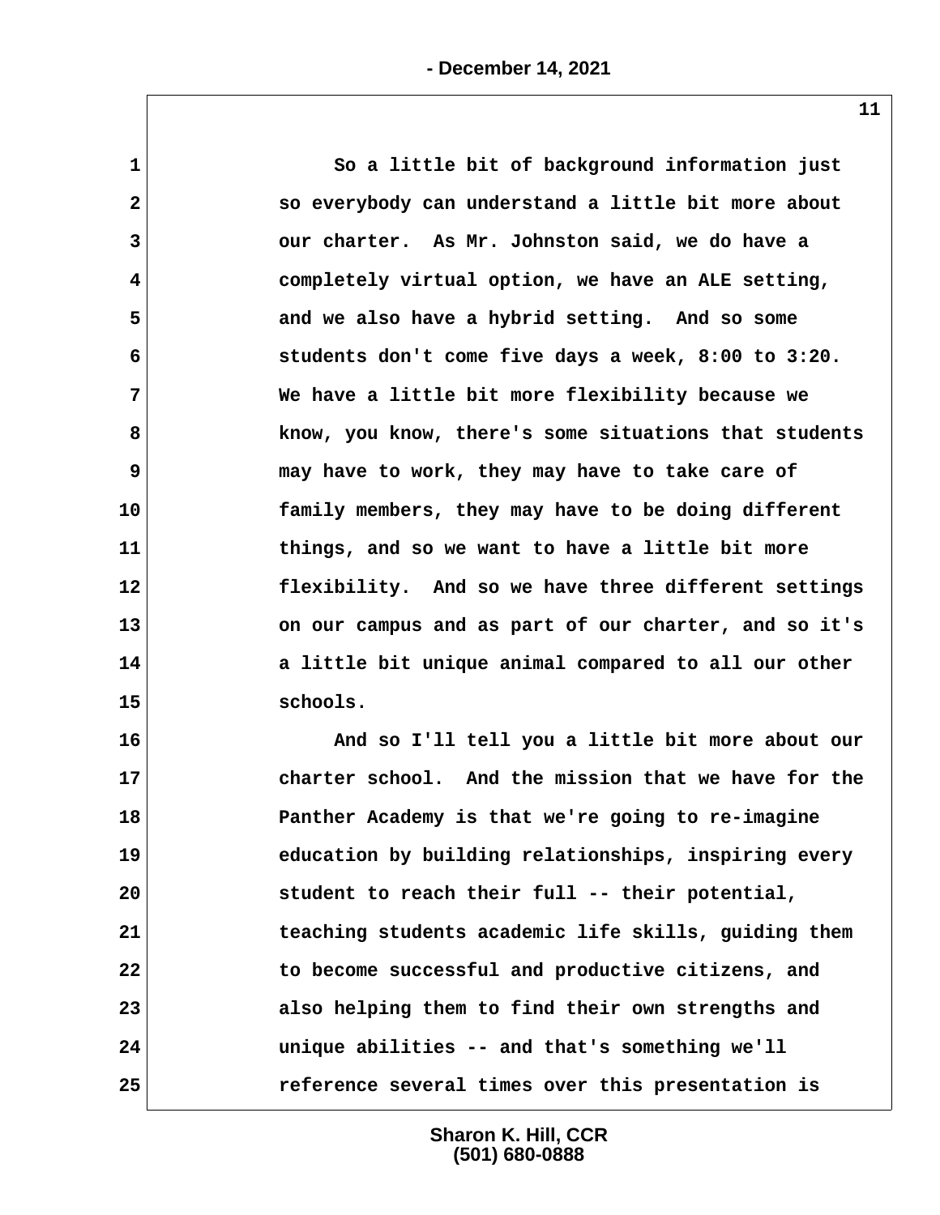So a little bit of background information just so everybody can understand a little bit more about our charter. As Mr. Johnston said, we do have a completely virtual option, we have an ALE setting, and we also have a hybrid setting. And so some students don't come five days a week, 8:00 to 3:20. We have a little bit more flexibility because we know, you know, there's some situations that students may have to work, they may have to take care of family members, they may have to be doing different things, and so we want to have a little bit more flexibility. And so we have three different settings on our campus and as part of our charter, and so it's a little bit unique animal compared to all our other schools.

And so I'll tell you a little bit more about our charter school. And the mission that we have for the Panther Academy is that we're going to re-imagine education by building relationships, inspiring every student to reach their full -- their potential, teaching students academic life skills, guiding them to become successful and productive citizens, and also helping them to find their own strengths and unique abilities -- and that's something we'll reference several times over this presentation is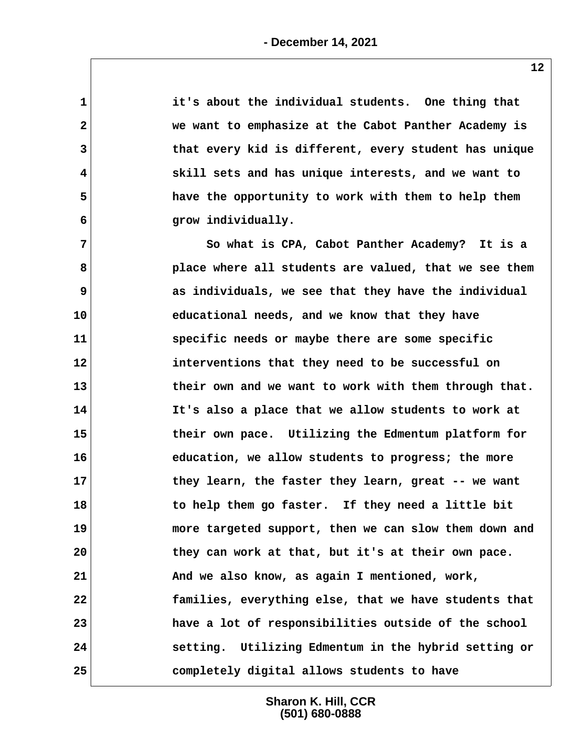it's about the individual students. One thing that we want to emphasize at the Cabot Panther Academy is that every kid is different, every student has unique skill sets and has unique interests, and we want to have the opportunity to work with them to help them grow individually.

So what is CPA, Cabot Panther Academy? It is a place where all students are valued, that we see them as individuals, we see that they have the individual educational needs, and we know that they have specific needs or maybe there are some specific interventions that they need to be successful on their own and we want to work with them through that. It's also a place that we allow students to work at their own pace. Utilizing the Edmentum platform for education, we allow students to progress; the more they learn, the faster they learn, great -- we want to help them go faster. If they need a little bit more targeted support, then we can slow them down and they can work at that, but it's at their own pace. And we also know, as again I mentioned, work, families, everything else, that we have students that have a lot of responsibilities outside of the school setting. Utilizing Edmentum in the hybrid setting or completely digital allows students to have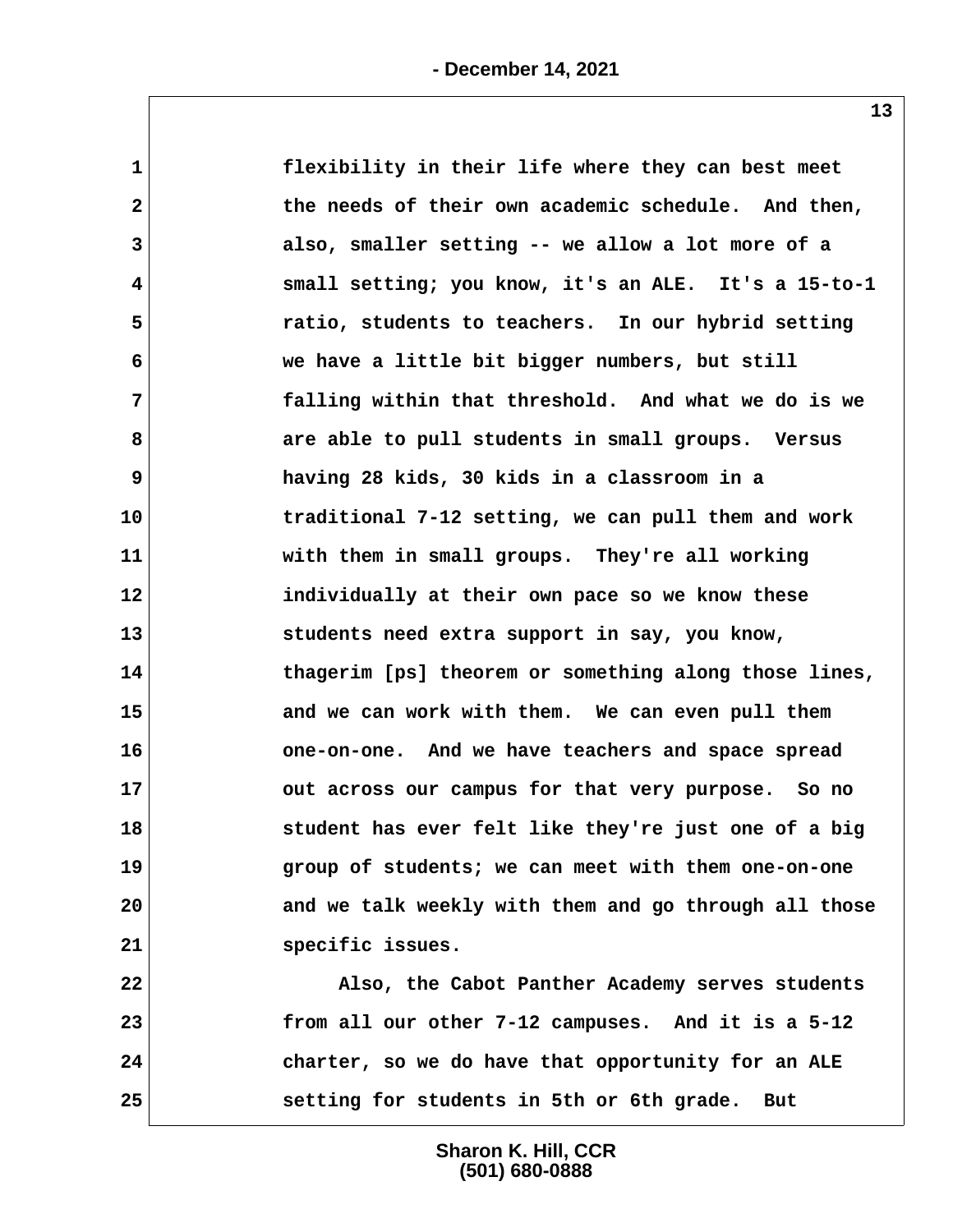flexibility in their life where they can best meet the needs of their own academic schedule. And then, also, smaller setting -- we allow a lot more of a small setting; you know, it's an ALE. It's a 15-to-1 ratio, students to teachers. In our hybrid setting we have a little bit bigger numbers, but still falling within that threshold. And what we do is we are able to pull students in small groups. Versus having 28 kids, 30 kids in a classroom in a traditional 7-12 setting, we can pull them and work with them in small groups. They're all working individually at their own pace so we know these students need extra support in say, you know, thagerim [ps] theorem or something along those lines, and we can work with them. We can even pull them one-on-one. And we have teachers and space spread out across our campus for that very purpose. So no student has ever felt like they're just one of a big group of students; we can meet with them one-on-one and we talk weekly with them and go through all those specific issues.

Also, the Cabot Panther Academy serves students from all our other 7-12 campuses. And it is a 5-12 charter, so we do have that opportunity for an ALE setting for students in 5th or 6th grade. But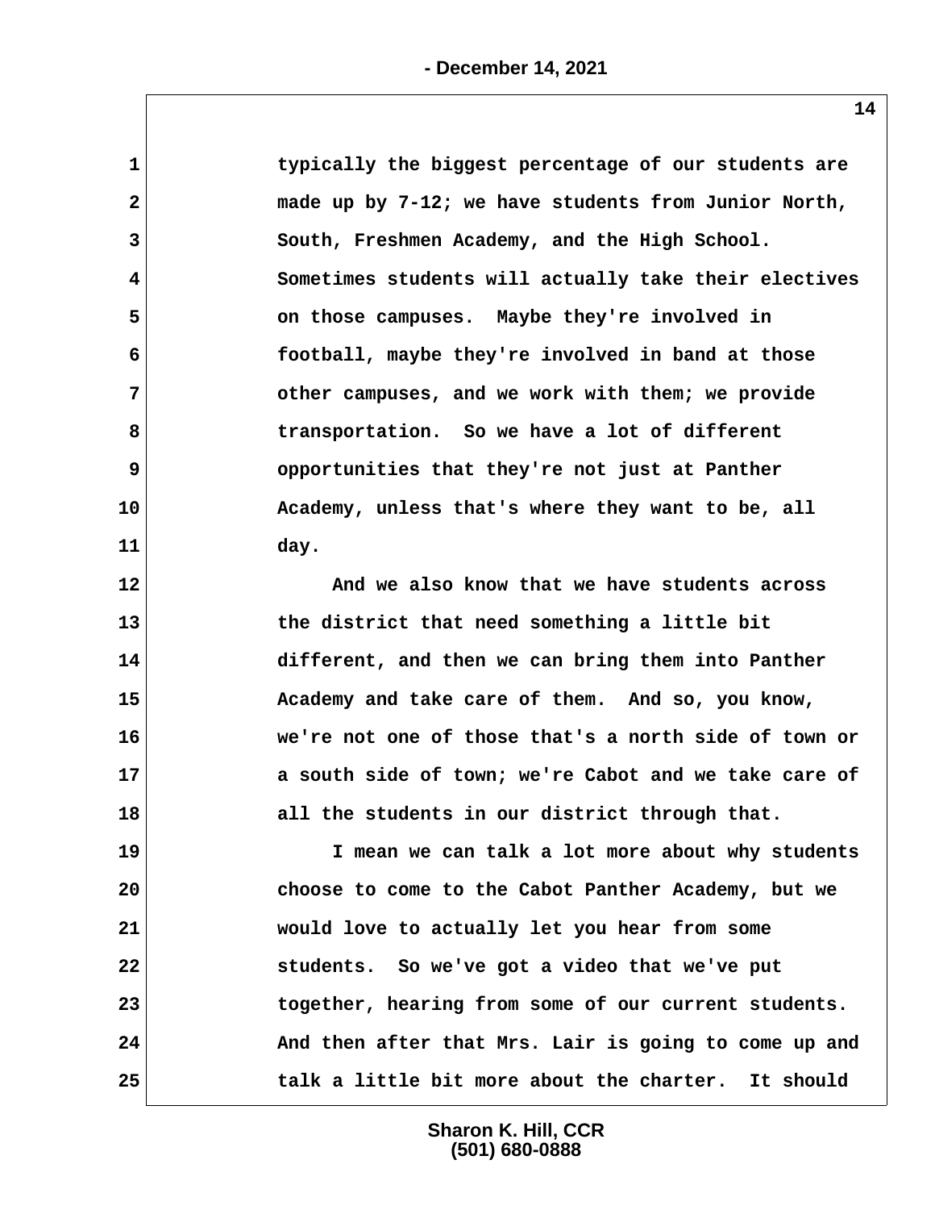typically the biggest percentage of our students are made up by 7-12; we have students from Junior North, South, Freshmen Academy, and the High School. Sometimes students will actually take their electives on those campuses. Maybe they're involved in football, maybe they're involved in band at those other campuses, and we work with them; we provide transportation. So we have a lot of different opportunities that they're not just at Panther Academy, unless that's where they want to be, all day.

And we also know that we have students across the district that need something a little bit different, and then we can bring them into Panther Academy and take care of them. And so, you know, we're not one of those that's a north side of town or a south side of town; we're Cabot and we take care of all the students in our district through that.

I mean we can talk a lot more about why students choose to come to the Cabot Panther Academy, but we would love to actually let you hear from some students. So we've got a video that we've put together, hearing from some of our current students. And then after that Mrs. Lair is going to come up and talk a little bit more about the charter. It should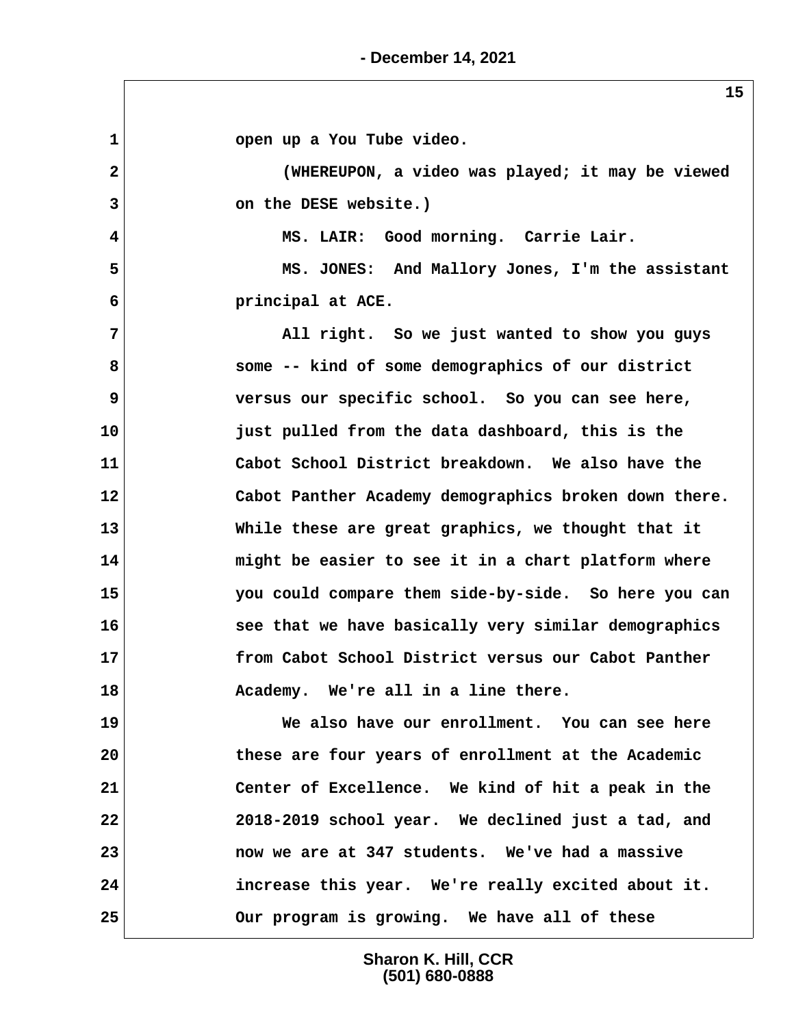open up a You Tube video.

(WHEREUPON, a video was played; it may be viewed on the DESE website.)

MS. LAIR: Good morning. Carrie Lair.

MS. JONES: And Mallory Jones, I'm the assistant principal at ACE.

All right. So we just wanted to show you guys some -- kind of some demographics of our district versus our specific school. So you can see here, just pulled from the data dashboard, this is the Cabot School District breakdown. We also have the Cabot Panther Academy demographics broken down there. While these are great graphics, we thought that it might be easier to see it in a chart platform where you could compare them side-by-side. So here you can see that we have basically very similar demographics from Cabot School District versus our Cabot Panther Academy. We're all in a line there.

We also have our enrollment. You can see here these are four years of enrollment at the Academic Center of Excellence. We kind of hit a peak in the 2018-2019 school year. We declined just a tad, and now we are at 347 students. We've had a massive increase this year. We're really excited about it. Our program is growing. We have all of these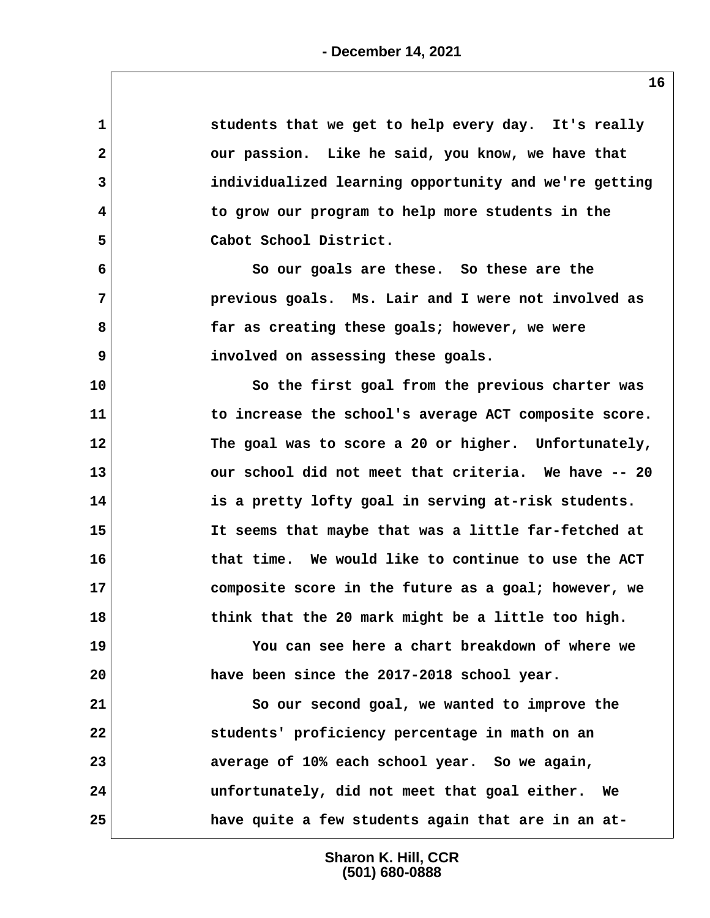students that we get to help every day. It's really our passion. Like he said, you know, we have that individualized learning opportunity and we're getting to grow our program to help more students in the Cabot School District.

So our goals are these. So these are the previous goals. Ms. Lair and I were not involved as far as creating these goals; however, we were involved on assessing these goals.

So the first goal from the previous charter was to increase the school's average ACT composite score. The goal was to score a 20 or higher. Unfortunately, our school did not meet that criteria. We have -- 20 is a pretty lofty goal in serving at-risk students. It seems that maybe that was a little far-fetched at that time. We would like to continue to use the ACT composite score in the future as a goal; however, we think that the 20 mark might be a little too high.

You can see here a chart breakdown of where we have been since the 2017-2018 school year.

So our second goal, we wanted to improve the students' proficiency percentage in math on an average of 10% each school year. So we again, unfortunately, did not meet that goal either. We have quite a few students again that are in an at-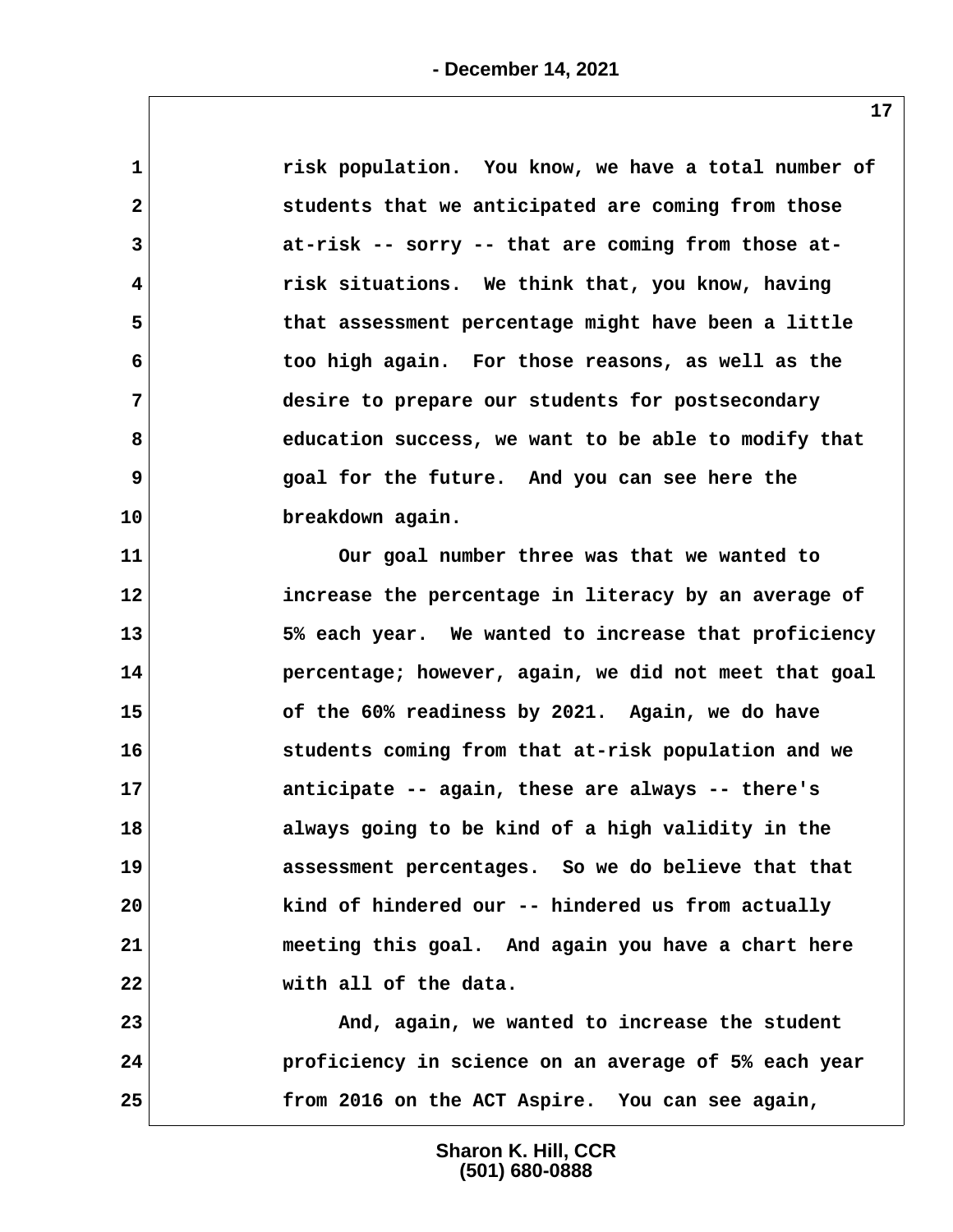risk population. You know, we have a total number of students that we anticipated are coming from those at-risk -- sorry -- that are coming from those at-risk situations. We think that, you know, having that assessment percentage might have been a little too high again. For those reasons, as well as the desire to prepare our students for postsecondary education success, we want to be able to modify that goal for the future. And you can see here the breakdown again.

Our goal number three was that we wanted to increase the percentage in literacy by an average of 5% each year. We wanted to increase that proficiency percentage; however, again, we did not meet that goal of the 60% readiness by 2021. Again, we do have students coming from that at-risk population and we anticipate -- again, these are always -- there's always going to be kind of a high validity in the assessment percentages. So we do believe that that kind of hindered our -- hindered us from actually meeting this goal. And again you have a chart here with all of the data.

And, again, we wanted to increase the student proficiency in science on an average of 5% each year from 2016 on the ACT Aspire. You can see again,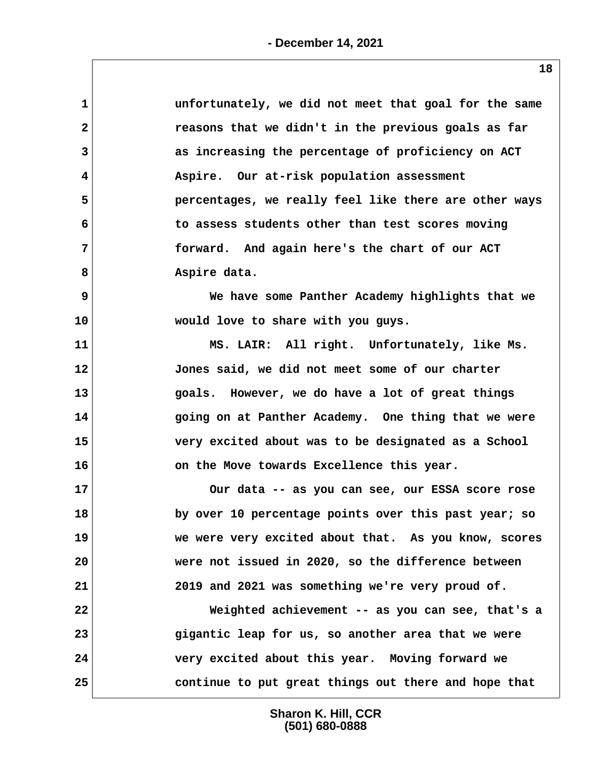unfortunately, we did not meet that goal for the same reasons that we didn't in the previous goals as far as increasing the percentage of proficiency on ACT Aspire. Our at-risk population assessment percentages, we really feel like there are other ways to assess students other than test scores moving forward. And again here's the chart of our ACT Aspire data.

We have some Panther Academy highlights that we would love to share with you guys.

MS. LAIR: All right. Unfortunately, like Ms. Jones said, we did not meet some of our charter goals. However, we do have a lot of great things going on at Panther Academy. One thing that we were very excited about was to be designated as a School on the Move towards Excellence this year.

Our data -- as you can see, our ESSA score rose by over 10 percentage points over this past year; so we were very excited about that. As you know, scores were not issued in 2020, so the difference between 2019 and 2021 was something we're very proud of.

Weighted achievement -- as you can see, that's a gigantic leap for us, so another area that we were very excited about this year. Moving forward we continue to put great things out there and hope that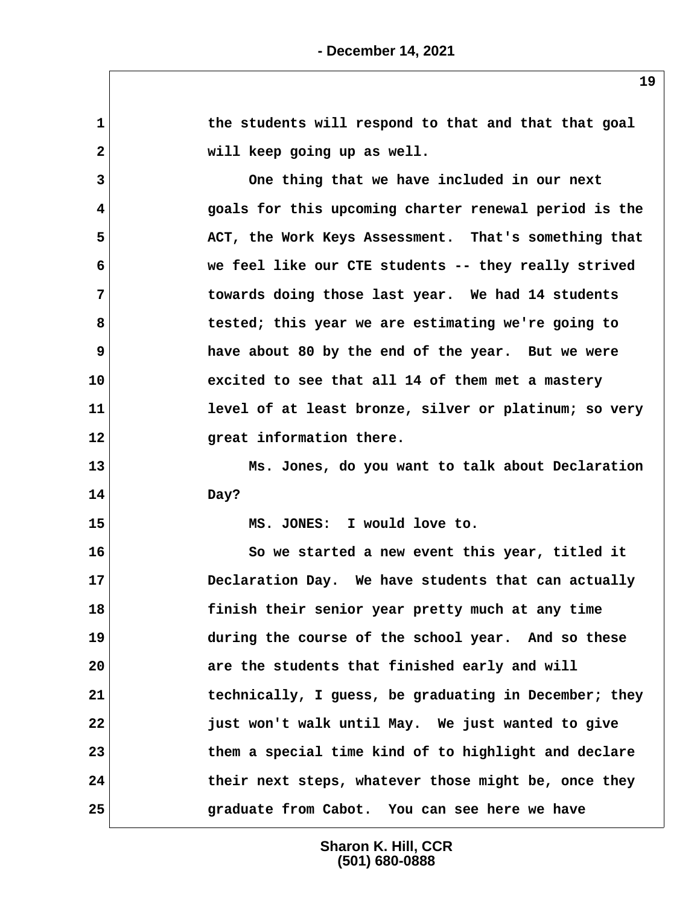the students will respond to that and that that goal will keep going up as well.

One thing that we have included in our next goals for this upcoming charter renewal period is the ACT, the Work Keys Assessment. That's something that we feel like our CTE students -- they really strived towards doing those last year. We had 14 students tested; this year we are estimating we're going to have about 80 by the end of the year. But we were excited to see that all 14 of them met a mastery level of at least bronze, silver or platinum; so very great information there.

Ms. Jones, do you want to talk about Declaration Day?

MS. JONES: I would love to.

So we started a new event this year, titled it Declaration Day. We have students that can actually finish their senior year pretty much at any time during the course of the school year. And so these are the students that finished early and will technically, I guess, be graduating in December; they just won't walk until May. We just wanted to give them a special time kind of to highlight and declare their next steps, whatever those might be, once they graduate from Cabot. You can see here we have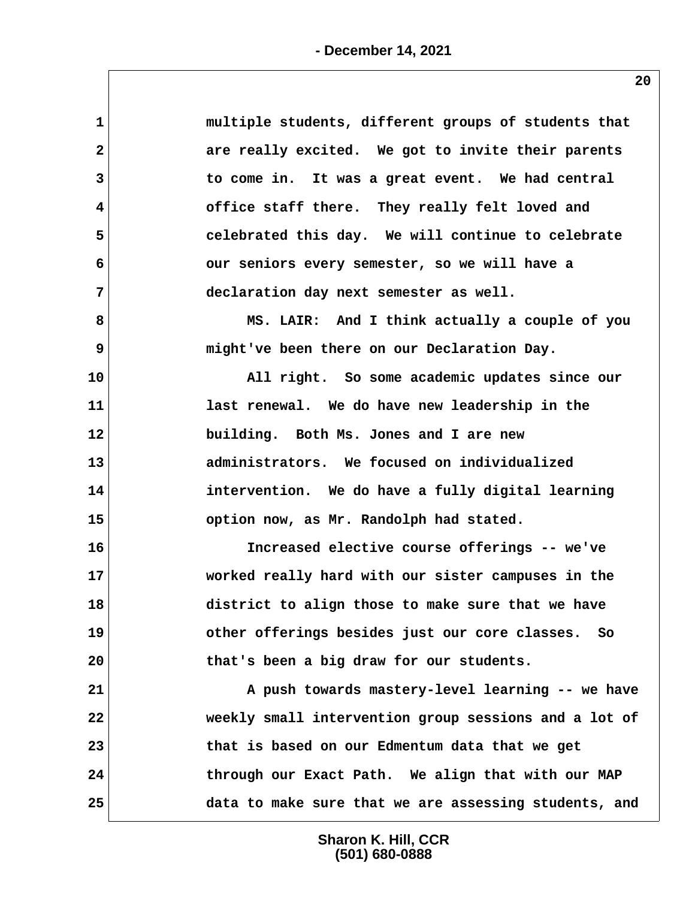multiple students, different groups of students that are really excited. We got to invite their parents to come in. It was a great event. We had central office staff there. They really felt loved and celebrated this day. We will continue to celebrate our seniors every semester, so we will have a declaration day next semester as well.

MS. LAIR: And I think actually a couple of you might've been there on our Declaration Day.

All right. So some academic updates since our last renewal. We do have new leadership in the building. Both Ms. Jones and I are new administrators. We focused on individualized intervention. We do have a fully digital learning option now, as Mr. Randolph had stated.

Increased elective course offerings -- we've worked really hard with our sister campuses in the district to align those to make sure that we have other offerings besides just our core classes. So that's been a big draw for our students.

A push towards mastery-level learning -- we have weekly small intervention group sessions and a lot of that is based on our Edmentum data that we get through our Exact Path. We align that with our MAP data to make sure that we are assessing students, and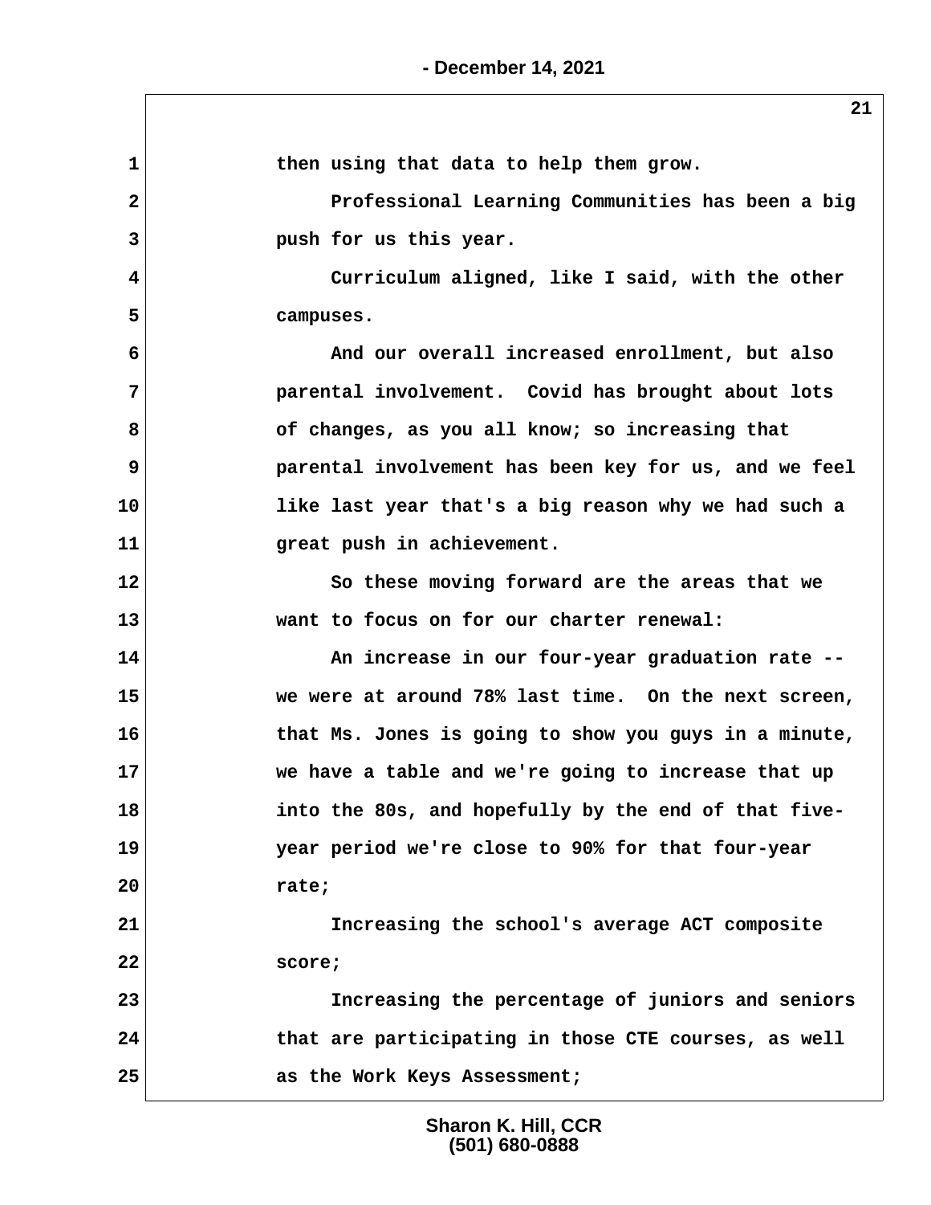then using that data to help them grow.

Professional Learning Communities has been a big push for us this year.

Curriculum aligned, like I said, with the other campuses.

And our overall increased enrollment, but also parental involvement. Covid has brought about lots of changes, as you all know; so increasing that parental involvement has been key for us, and we feel like last year that's a big reason why we had such a great push in achievement.

So these moving forward are the areas that we want to focus on for our charter renewal:

An increase in our four-year graduation rate -- we were at around 78% last time. On the next screen, that Ms. Jones is going to show you guys in a minute, we have a table and we're going to increase that up into the 80s, and hopefully by the end of that five-year period we're close to 90% for that four-year rate;

Increasing the school's average ACT composite score;

Increasing the percentage of juniors and seniors that are participating in those CTE courses, as well as the Work Keys Assessment;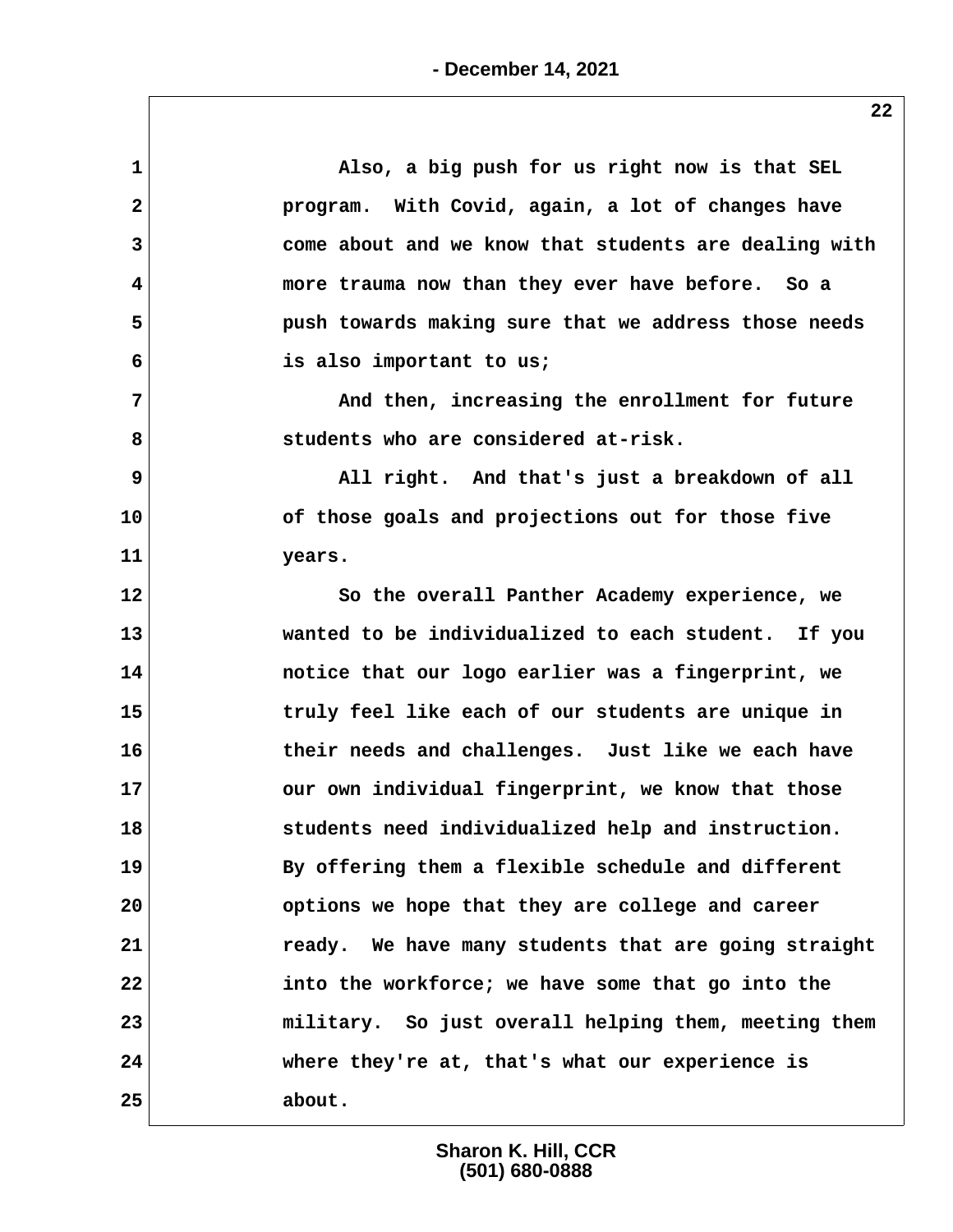Also, a big push for us right now is that SEL program. With Covid, again, a lot of changes have come about and we know that students are dealing with more trauma now than they ever have before. So a push towards making sure that we address those needs is also important to us;

And then, increasing the enrollment for future students who are considered at-risk.

All right. And that's just a breakdown of all of those goals and projections out for those five years.

So the overall Panther Academy experience, we wanted to be individualized to each student. If you notice that our logo earlier was a fingerprint, we truly feel like each of our students are unique in their needs and challenges. Just like we each have our own individual fingerprint, we know that those students need individualized help and instruction. By offering them a flexible schedule and different options we hope that they are college and career ready. We have many students that are going straight into the workforce; we have some that go into the military. So just overall helping them, meeting them where they're at, that's what our experience is about.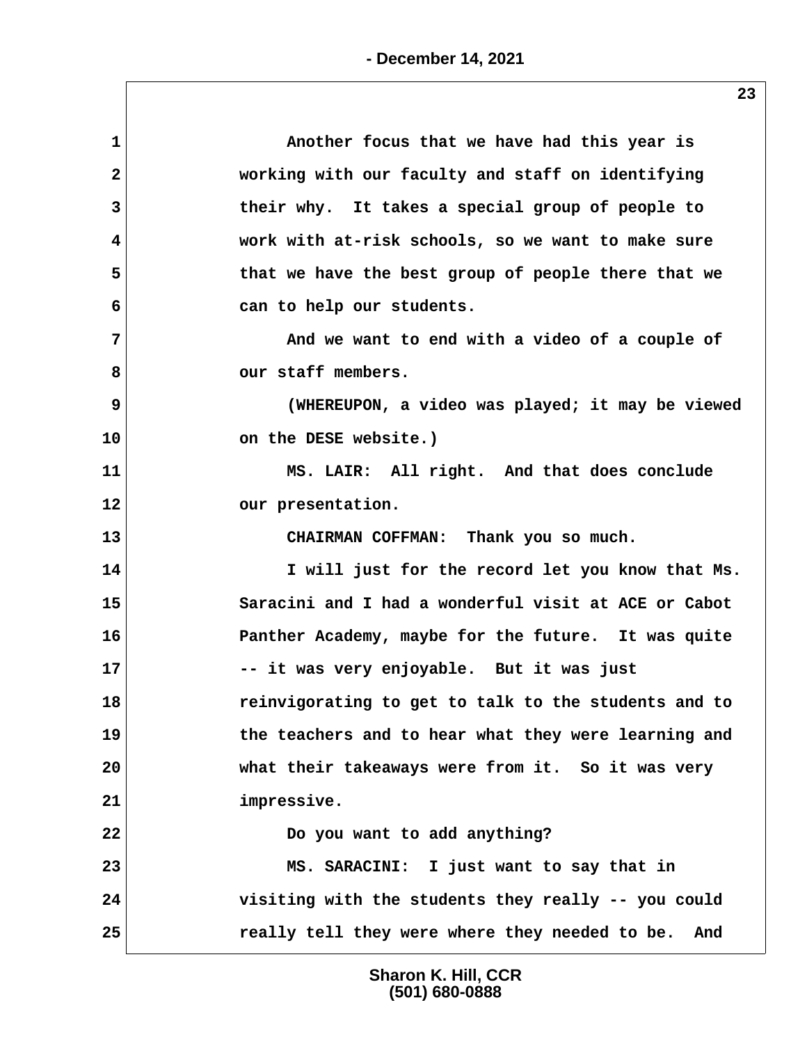Another focus that we have had this year is working with our faculty and staff on identifying their why. It takes a special group of people to work with at-risk schools, so we want to make sure that we have the best group of people there that we can to help our students.

And we want to end with a video of a couple of our staff members.

(WHEREUPON, a video was played; it may be viewed on the DESE website.)

MS. LAIR: All right. And that does conclude our presentation.

CHAIRMAN COFFMAN: Thank you so much.

I will just for the record let you know that Ms. Saracini and I had a wonderful visit at ACE or Cabot Panther Academy, maybe for the future. It was quite -- it was very enjoyable. But it was just reinvigorating to get to talk to the students and to the teachers and to hear what they were learning and what their takeaways were from it. So it was very impressive.

Do you want to add anything?

MS. SARACINI: I just want to say that in visiting with the students they really -- you could really tell they were where they needed to be. And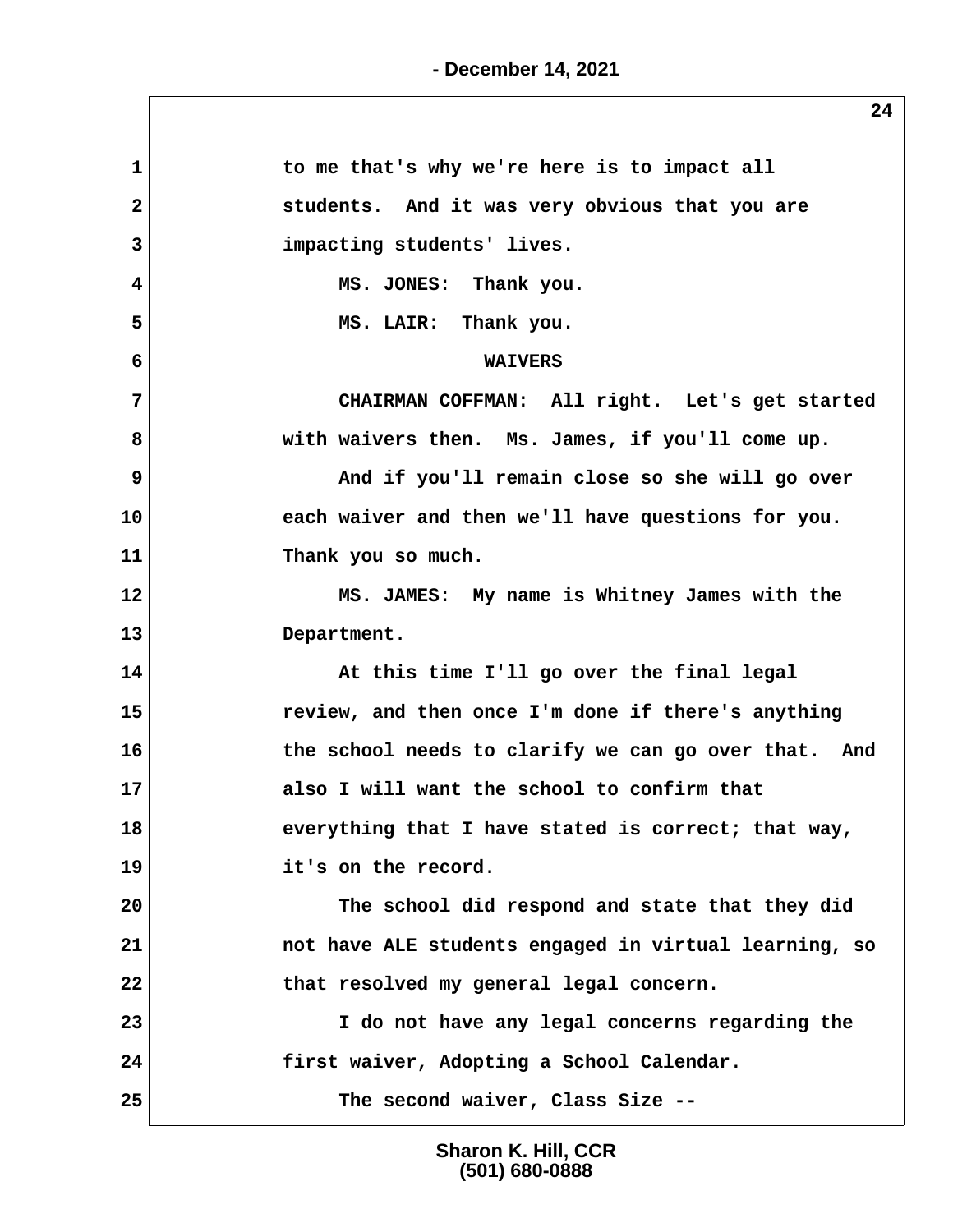to me that's why we're here is to impact all students. And it was very obvious that you are impacting students' lives.

MS. JONES: Thank you.

MS. LAIR: Thank you.

## WAIVERS

CHAIRMAN COFFMAN: All right. Let's get started with waivers then. Ms. James, if you'll come up.

And if you'll remain close so she will go over each waiver and then we'll have questions for you. Thank you so much.

MS. JAMES: My name is Whitney James with the Department.

At this time I'll go over the final legal review, and then once I'm done if there's anything the school needs to clarify we can go over that. And also I will want the school to confirm that everything that I have stated is correct; that way, it's on the record.

The school did respond and state that they did not have ALE students engaged in virtual learning, so that resolved my general legal concern.

I do not have any legal concerns regarding the first waiver, Adopting a School Calendar.

The second waiver, Class Size --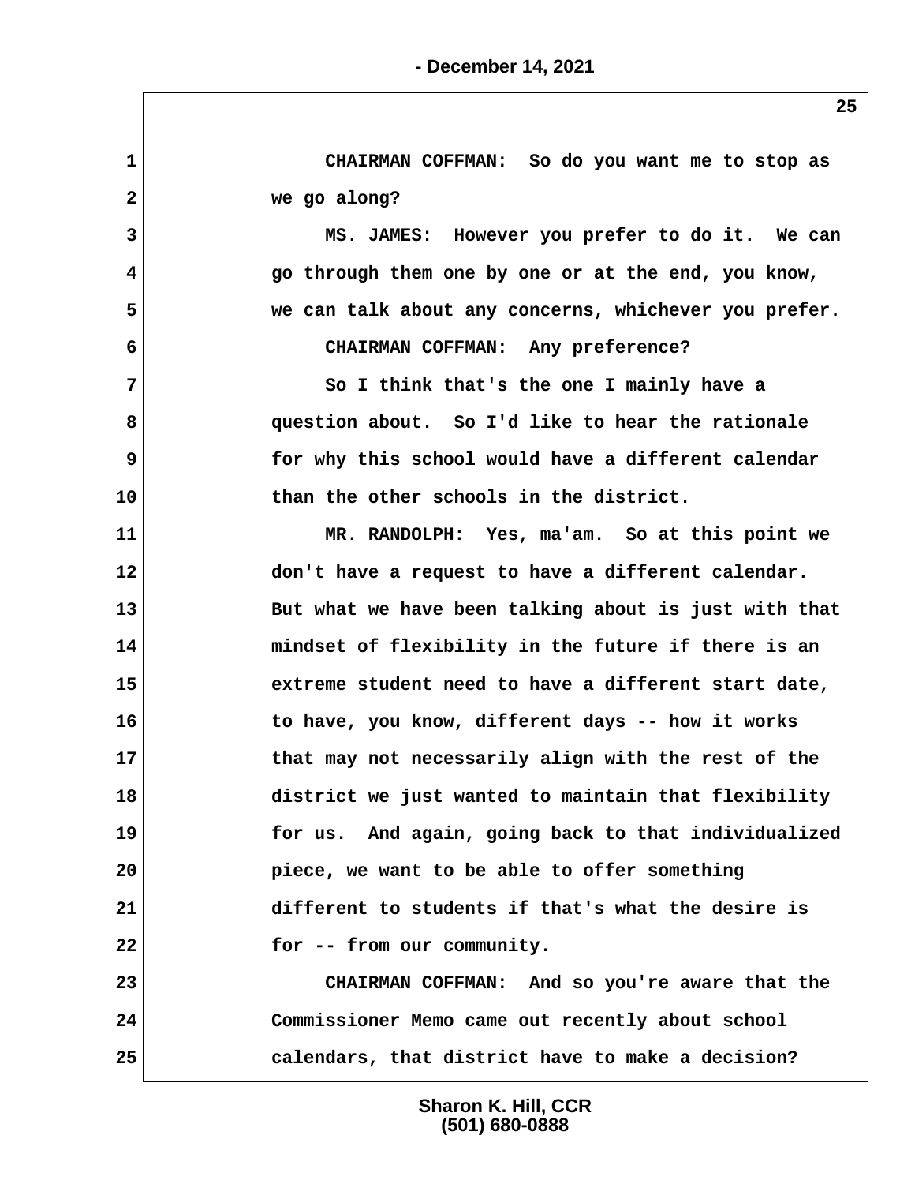CHAIRMAN COFFMAN: So do you want me to stop as we go along?

MS. JAMES: However you prefer to do it. We can go through them one by one or at the end, you know, we can talk about any concerns, whichever you prefer.

CHAIRMAN COFFMAN: Any preference?

So I think that's the one I mainly have a question about. So I'd like to hear the rationale for why this school would have a different calendar than the other schools in the district.

MR. RANDOLPH: Yes, ma'am. So at this point we don't have a request to have a different calendar. But what we have been talking about is just with that mindset of flexibility in the future if there is an extreme student need to have a different start date, to have, you know, different days -- how it works that may not necessarily align with the rest of the district we just wanted to maintain that flexibility for us. And again, going back to that individualized piece, we want to be able to offer something different to students if that's what the desire is for -- from our community.

CHAIRMAN COFFMAN: And so you're aware that the Commissioner Memo came out recently about school calendars, that district have to make a decision?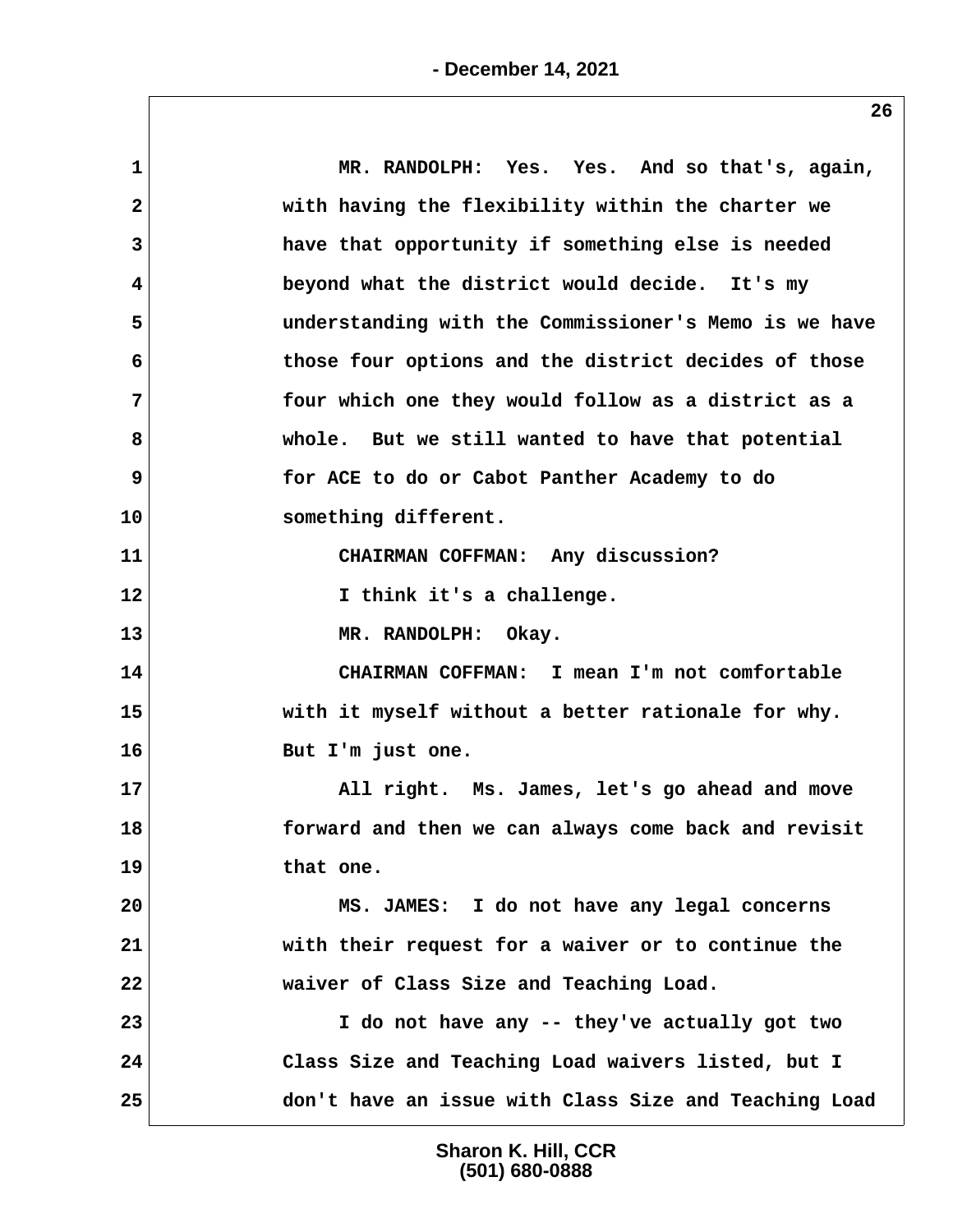MR. RANDOLPH: Yes. Yes. And so that's, again, with having the flexibility within the charter we have that opportunity if something else is needed beyond what the district would decide. It's my understanding with the Commissioner's Memo is we have those four options and the district decides of those four which one they would follow as a district as a whole. But we still wanted to have that potential for ACE to do or Cabot Panther Academy to do something different.

CHAIRMAN COFFMAN: Any discussion?

I think it's a challenge.

MR. RANDOLPH: Okay.

CHAIRMAN COFFMAN: I mean I'm not comfortable with it myself without a better rationale for why. But I'm just one.

All right. Ms. James, let's go ahead and move forward and then we can always come back and revisit that one.

MS. JAMES: I do not have any legal concerns with their request for a waiver or to continue the waiver of Class Size and Teaching Load.

I do not have any -- they've actually got two Class Size and Teaching Load waivers listed, but I don't have an issue with Class Size and Teaching Load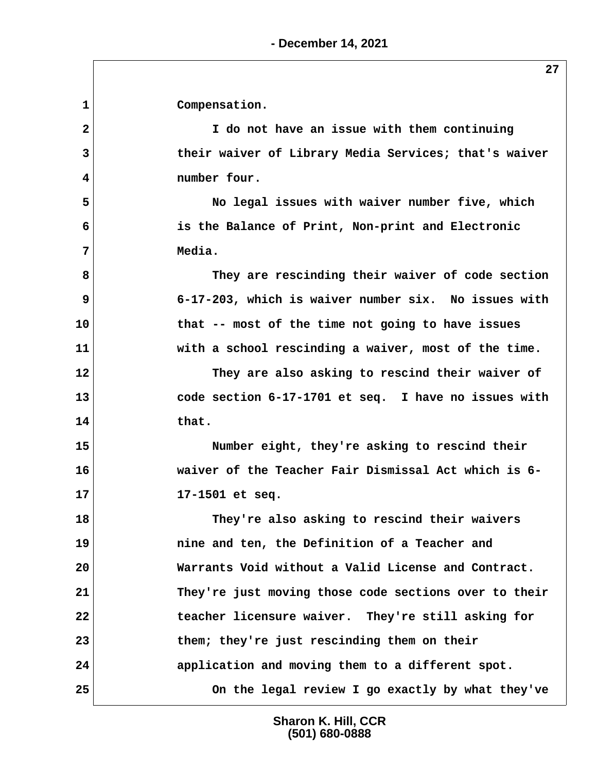1 Compensation.

2 I do not have an issue with them continuing

3 their waiver of Library Media Services; that's waiver

4 number four.

5 No legal issues with waiver number five, which

6 is the Balance of Print, Non-print and Electronic

7 Media.

8 They are rescinding their waiver of code section

9 6-17-203, which is waiver number six. No issues with

10 that -- most of the time not going to have issues

11 with a school rescinding a waiver, most of the time.

12 They are also asking to rescind their waiver of

13 code section 6-17-1701 et seq. I have no issues with

14 that.

15 Number eight, they're asking to rescind their

16 waiver of the Teacher Fair Dismissal Act which is 6-

17 17-1501 et seq.

18 They're also asking to rescind their waivers

19 nine and ten, the Definition of a Teacher and

20 Warrants Void without a Valid License and Contract.

21 They're just moving those code sections over to their

22 teacher licensure waiver. They're still asking for

23 them; they're just rescinding them on their

24 application and moving them to a different spot.

25 On the legal review I go exactly by what they've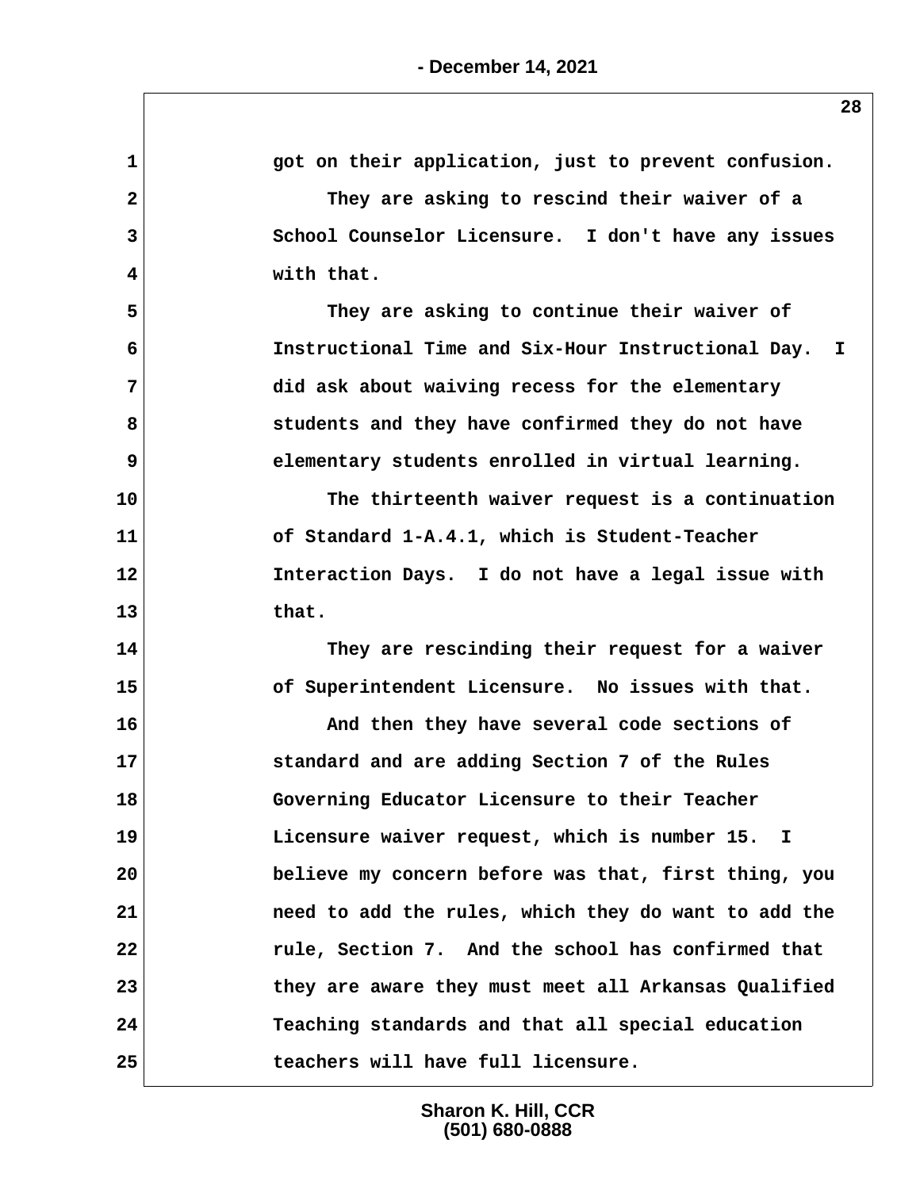got on their application, just to prevent confusion.

They are asking to rescind their waiver of a School Counselor Licensure. I don't have any issues with that.

They are asking to continue their waiver of Instructional Time and Six-Hour Instructional Day. I did ask about waiving recess for the elementary students and they have confirmed they do not have elementary students enrolled in virtual learning.

The thirteenth waiver request is a continuation of Standard 1-A.4.1, which is Student-Teacher Interaction Days. I do not have a legal issue with that.

They are rescinding their request for a waiver of Superintendent Licensure. No issues with that.

And then they have several code sections of standard and are adding Section 7 of the Rules Governing Educator Licensure to their Teacher Licensure waiver request, which is number 15. I believe my concern before was that, first thing, you need to add the rules, which they do want to add the rule, Section 7. And the school has confirmed that they are aware they must meet all Arkansas Qualified Teaching standards and that all special education teachers will have full licensure.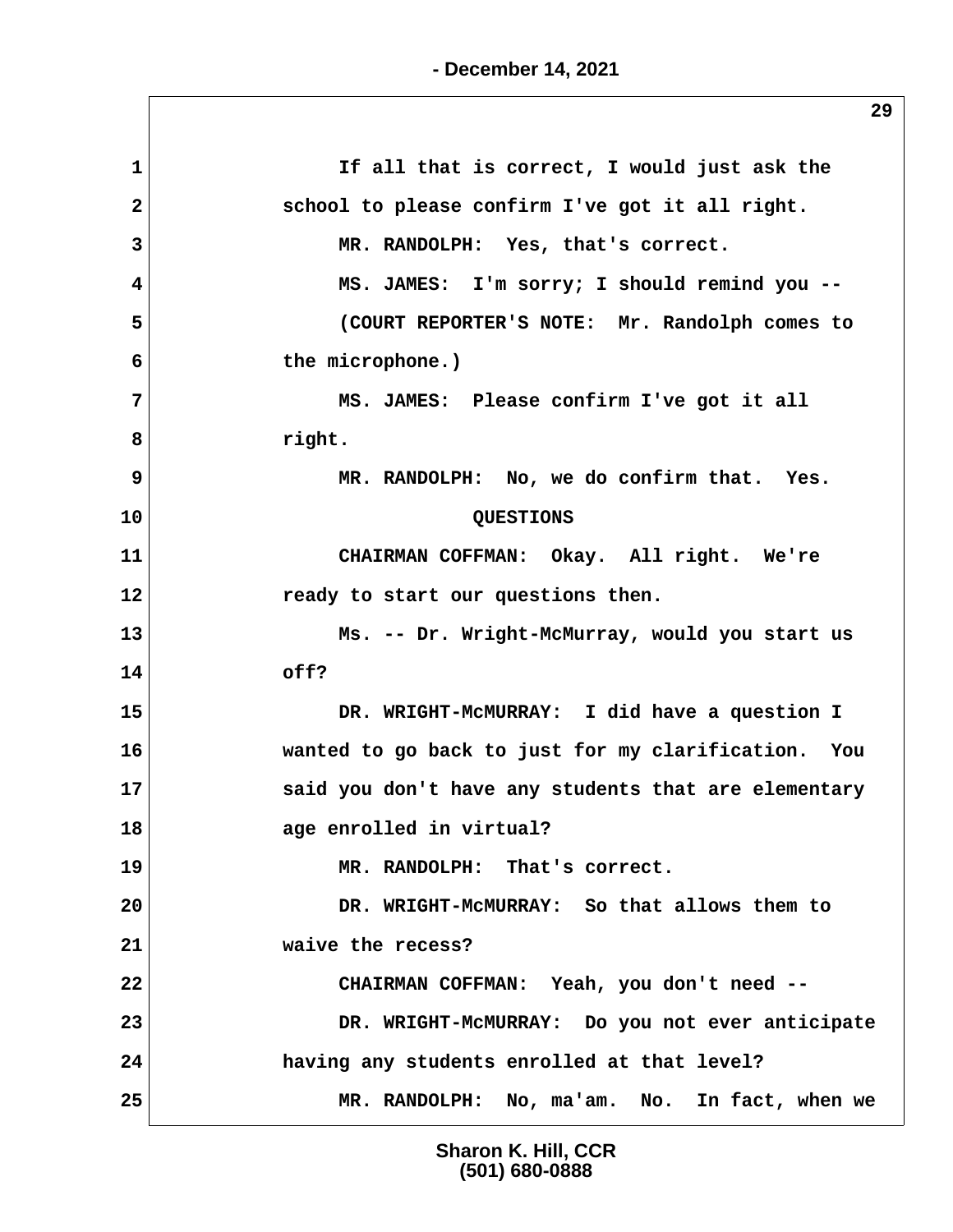1 If all that is correct, I would just ask the
2 school to please confirm I've got it all right.
3 MR. RANDOLPH: Yes, that's correct.
4 MS. JAMES: I'm sorry; I should remind you --
5 (COURT REPORTER'S NOTE: Mr. Randolph comes to
6 the microphone.)
7 MS. JAMES: Please confirm I've got it all
8 right.
9 MR. RANDOLPH: No, we do confirm that. Yes.
10 QUESTIONS
11 CHAIRMAN COFFMAN: Okay. All right. We're
12 ready to start our questions then.
13 Ms. -- Dr. Wright-McMurray, would you start us
14 off?
15 DR. WRIGHT-McMURRAY: I did have a question I
16 wanted to go back to just for my clarification. You
17 said you don't have any students that are elementary
18 age enrolled in virtual?
19 MR. RANDOLPH: That's correct.
20 DR. WRIGHT-McMURRAY: So that allows them to
21 waive the recess?
22 CHAIRMAN COFFMAN: Yeah, you don't need --
23 DR. WRIGHT-McMURRAY: Do you not ever anticipate
24 having any students enrolled at that level?
25 MR. RANDOLPH: No, ma'am. No. In fact, when we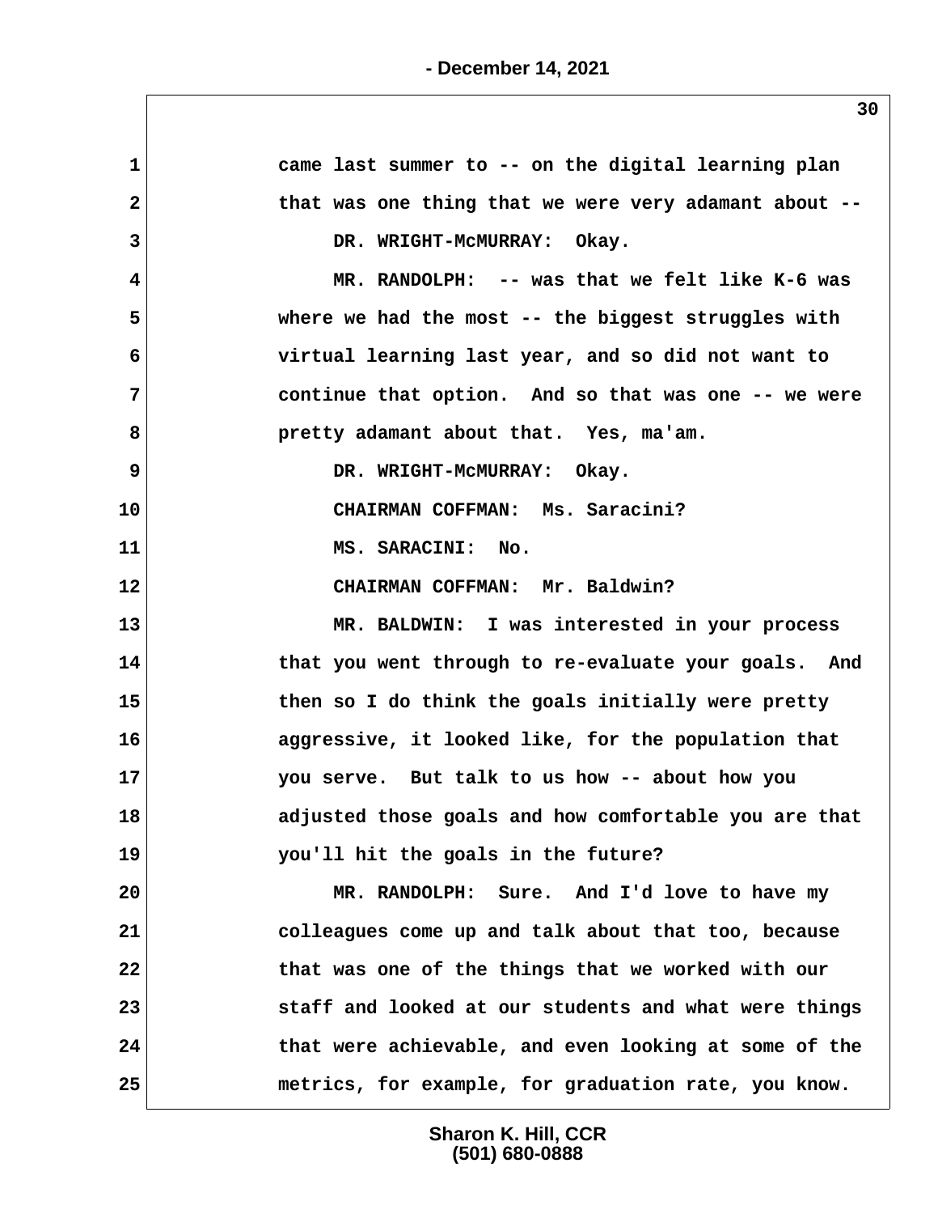1 came last summer to -- on the digital learning plan
2 that was one thing that we were very adamant about --
3 DR. WRIGHT-McMURRAY: Okay.
4 MR. RANDOLPH: -- was that we felt like K-6 was
5 where we had the most -- the biggest struggles with
6 virtual learning last year, and so did not want to
7 continue that option. And so that was one -- we were
8 pretty adamant about that. Yes, ma'am.
9 DR. WRIGHT-McMURRAY: Okay.
10 CHAIRMAN COFFMAN: Ms. Saracini?
11 MS. SARACINI: No.
12 CHAIRMAN COFFMAN: Mr. Baldwin?
13 MR. BALDWIN: I was interested in your process
14 that you went through to re-evaluate your goals. And
15 then so I do think the goals initially were pretty
16 aggressive, it looked like, for the population that
17 you serve. But talk to us how -- about how you
18 adjusted those goals and how comfortable you are that
19 you'll hit the goals in the future?
20 MR. RANDOLPH: Sure. And I'd love to have my
21 colleagues come up and talk about that too, because
22 that was one of the things that we worked with our
23 staff and looked at our students and what were things
24 that were achievable, and even looking at some of the
25 metrics, for example, for graduation rate, you know.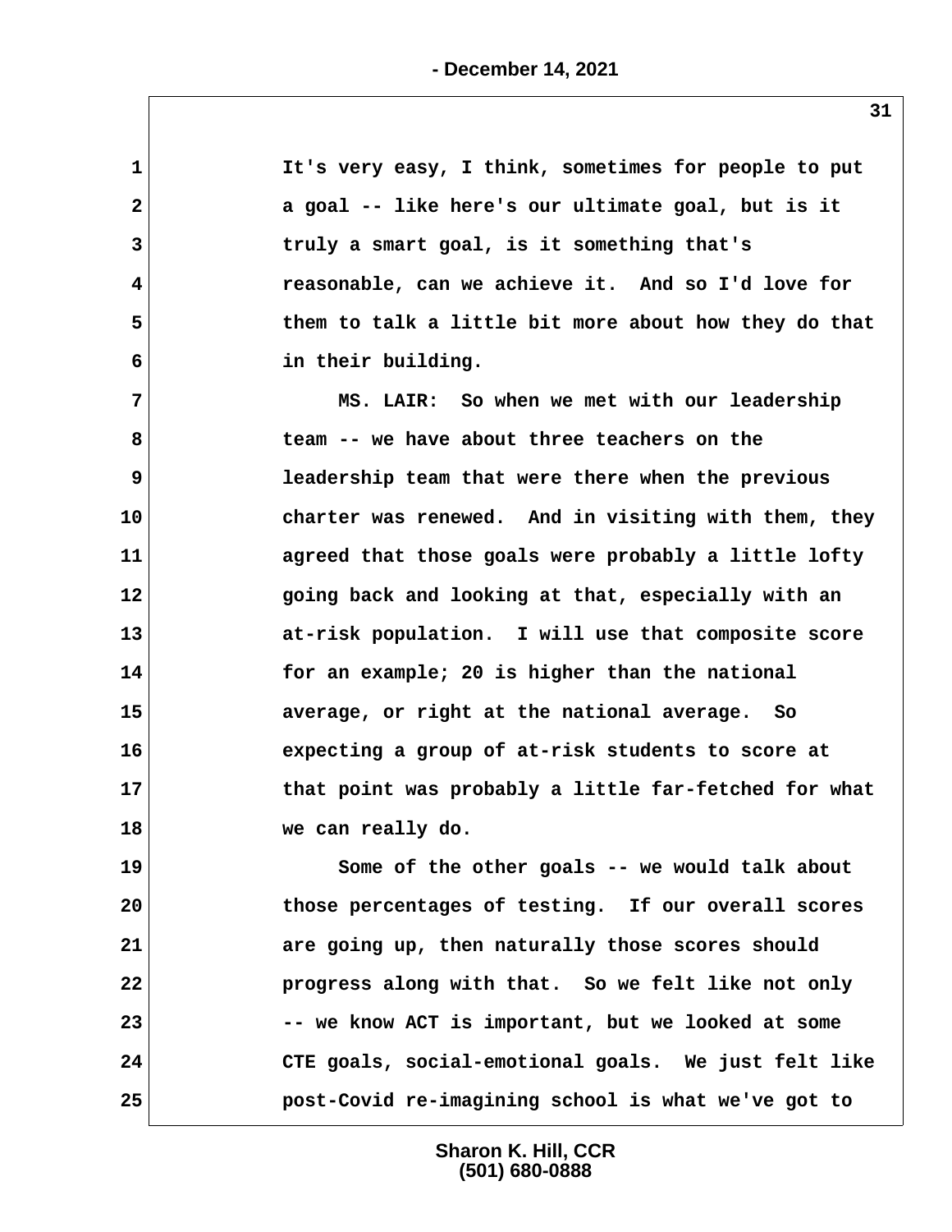It's very easy, I think, sometimes for people to put a goal -- like here's our ultimate goal, but is it truly a smart goal, is it something that's reasonable, can we achieve it. And so I'd love for them to talk a little bit more about how they do that in their building.

MS. LAIR: So when we met with our leadership team -- we have about three teachers on the leadership team that were there when the previous charter was renewed. And in visiting with them, they agreed that those goals were probably a little lofty going back and looking at that, especially with an at-risk population. I will use that composite score for an example; 20 is higher than the national average, or right at the national average. So expecting a group of at-risk students to score at that point was probably a little far-fetched for what we can really do.

Some of the other goals -- we would talk about those percentages of testing. If our overall scores are going up, then naturally those scores should progress along with that. So we felt like not only -- we know ACT is important, but we looked at some CTE goals, social-emotional goals. We just felt like post-Covid re-imagining school is what we've got to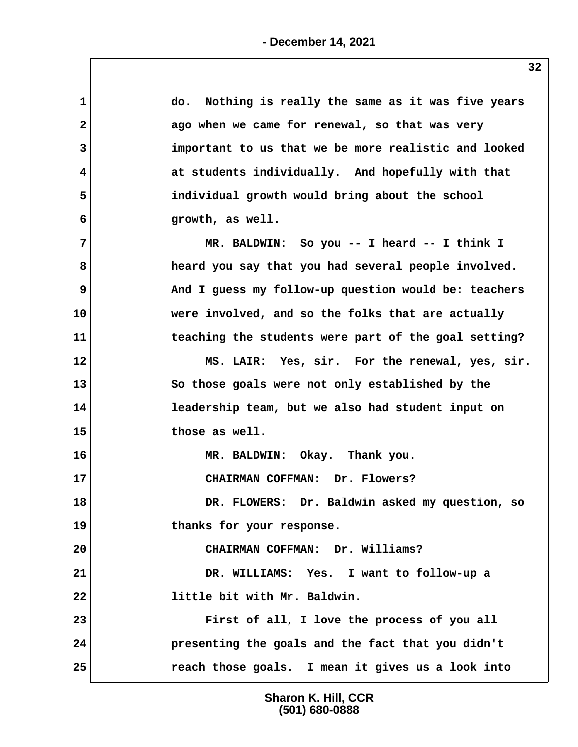do. Nothing is really the same as it was five years ago when we came for renewal, so that was very important to us that we be more realistic and looked at students individually. And hopefully with that individual growth would bring about the school growth, as well.

MR. BALDWIN: So you -- I heard -- I think I heard you say that you had several people involved. And I guess my follow-up question would be: teachers were involved, and so the folks that are actually teaching the students were part of the goal setting?

MS. LAIR: Yes, sir. For the renewal, yes, sir. So those goals were not only established by the leadership team, but we also had student input on those as well.

MR. BALDWIN: Okay. Thank you.

CHAIRMAN COFFMAN: Dr. Flowers?

DR. FLOWERS: Dr. Baldwin asked my question, so thanks for your response.

CHAIRMAN COFFMAN: Dr. Williams?

DR. WILLIAMS: Yes. I want to follow-up a little bit with Mr. Baldwin.

First of all, I love the process of you all presenting the goals and the fact that you didn't reach those goals. I mean it gives us a look into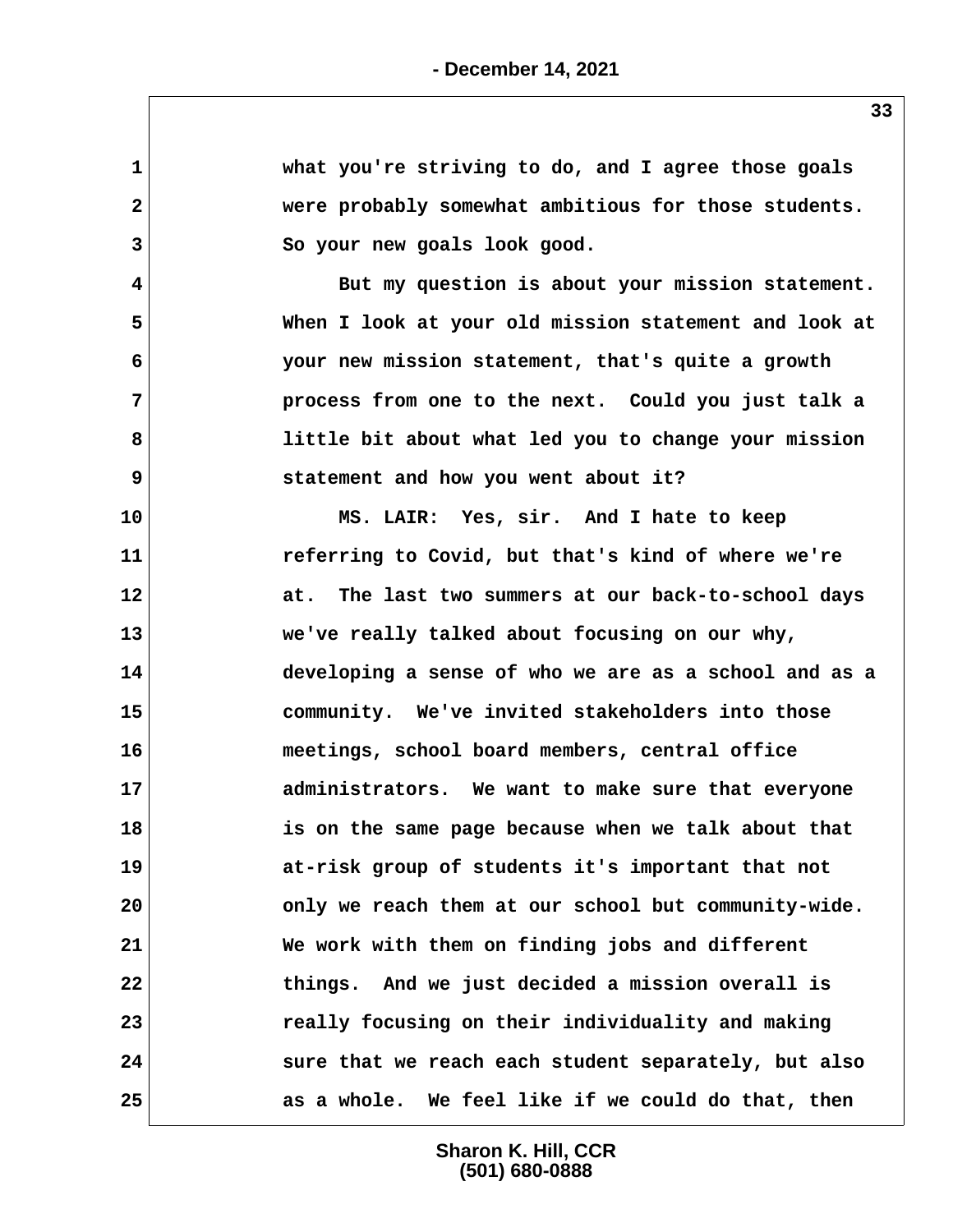what you're striving to do, and I agree those goals were probably somewhat ambitious for those students. So your new goals look good.

But my question is about your mission statement. When I look at your old mission statement and look at your new mission statement, that's quite a growth process from one to the next. Could you just talk a little bit about what led you to change your mission statement and how you went about it?

MS. LAIR: Yes, sir. And I hate to keep referring to Covid, but that's kind of where we're at. The last two summers at our back-to-school days we've really talked about focusing on our why, developing a sense of who we are as a school and as a community. We've invited stakeholders into those meetings, school board members, central office administrators. We want to make sure that everyone is on the same page because when we talk about that at-risk group of students it's important that not only we reach them at our school but community-wide. We work with them on finding jobs and different things. And we just decided a mission overall is really focusing on their individuality and making sure that we reach each student separately, but also as a whole. We feel like if we could do that, then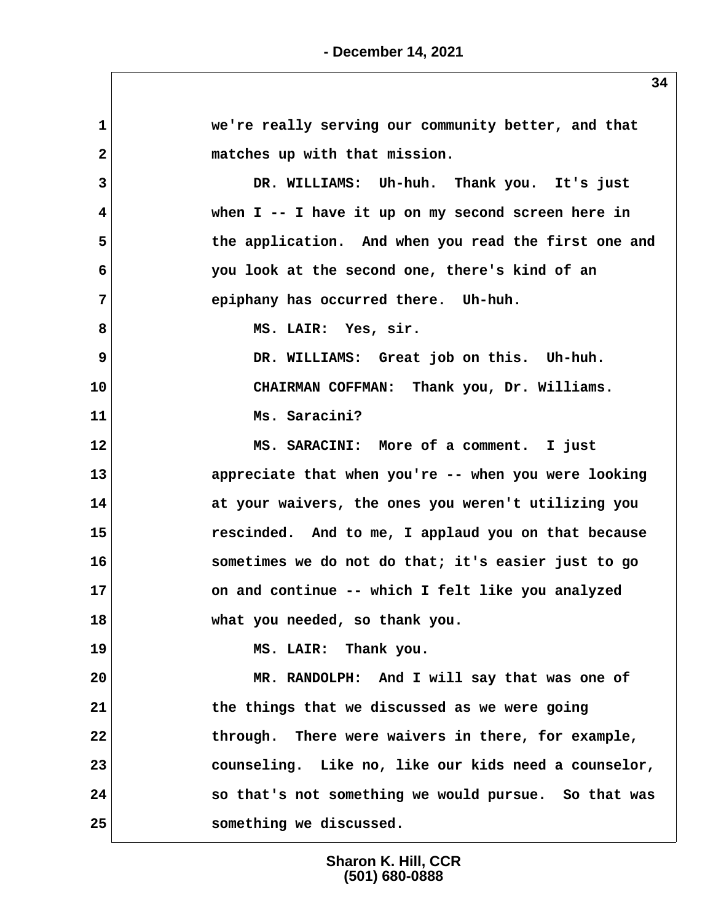we're really serving our community better, and that matches up with that mission.

DR. WILLIAMS: Uh-huh. Thank you. It's just when I -- I have it up on my second screen here in the application. And when you read the first one and you look at the second one, there's kind of an epiphany has occurred there. Uh-huh.

MS. LAIR: Yes, sir.

DR. WILLIAMS: Great job on this. Uh-huh.

CHAIRMAN COFFMAN: Thank you, Dr. Williams.

Ms. Saracini?

MS. SARACINI: More of a comment. I just appreciate that when you're -- when you were looking at your waivers, the ones you weren't utilizing you rescinded. And to me, I applaud you on that because sometimes we do not do that; it's easier just to go on and continue -- which I felt like you analyzed what you needed, so thank you.

MS. LAIR: Thank you.

MR. RANDOLPH: And I will say that was one of the things that we discussed as we were going through. There were waivers in there, for example, counseling. Like no, like our kids need a counselor, so that's not something we would pursue. So that was something we discussed.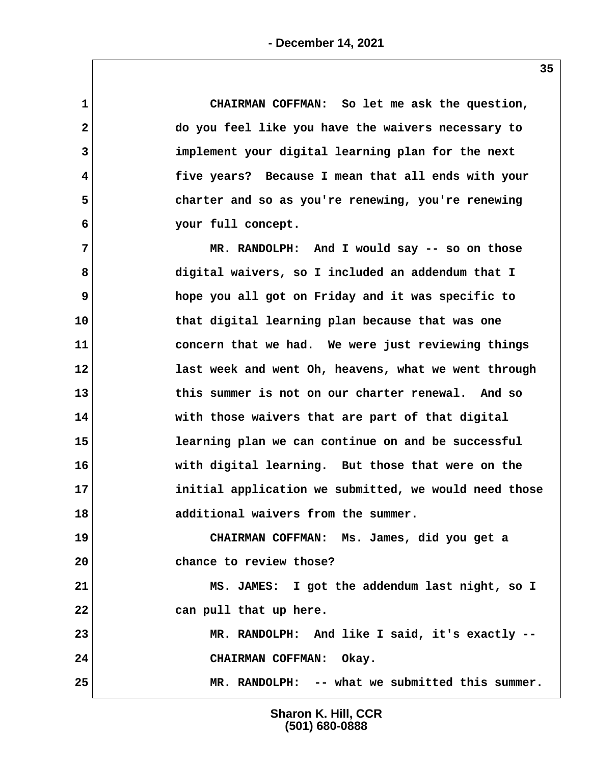CHAIRMAN COFFMAN: So let me ask the question, do you feel like you have the waivers necessary to implement your digital learning plan for the next five years? Because I mean that all ends with your charter and so as you're renewing, you're renewing your full concept.

MR. RANDOLPH: And I would say -- so on those digital waivers, so I included an addendum that I hope you all got on Friday and it was specific to that digital learning plan because that was one concern that we had. We were just reviewing things last week and went Oh, heavens, what we went through this summer is not on our charter renewal. And so with those waivers that are part of that digital learning plan we can continue on and be successful with digital learning. But those that were on the initial application we submitted, we would need those additional waivers from the summer.

CHAIRMAN COFFMAN: Ms. James, did you get a chance to review those?

MS. JAMES: I got the addendum last night, so I can pull that up here.

MR. RANDOLPH: And like I said, it's exactly --

CHAIRMAN COFFMAN: Okay.

MR. RANDOLPH: -- what we submitted this summer.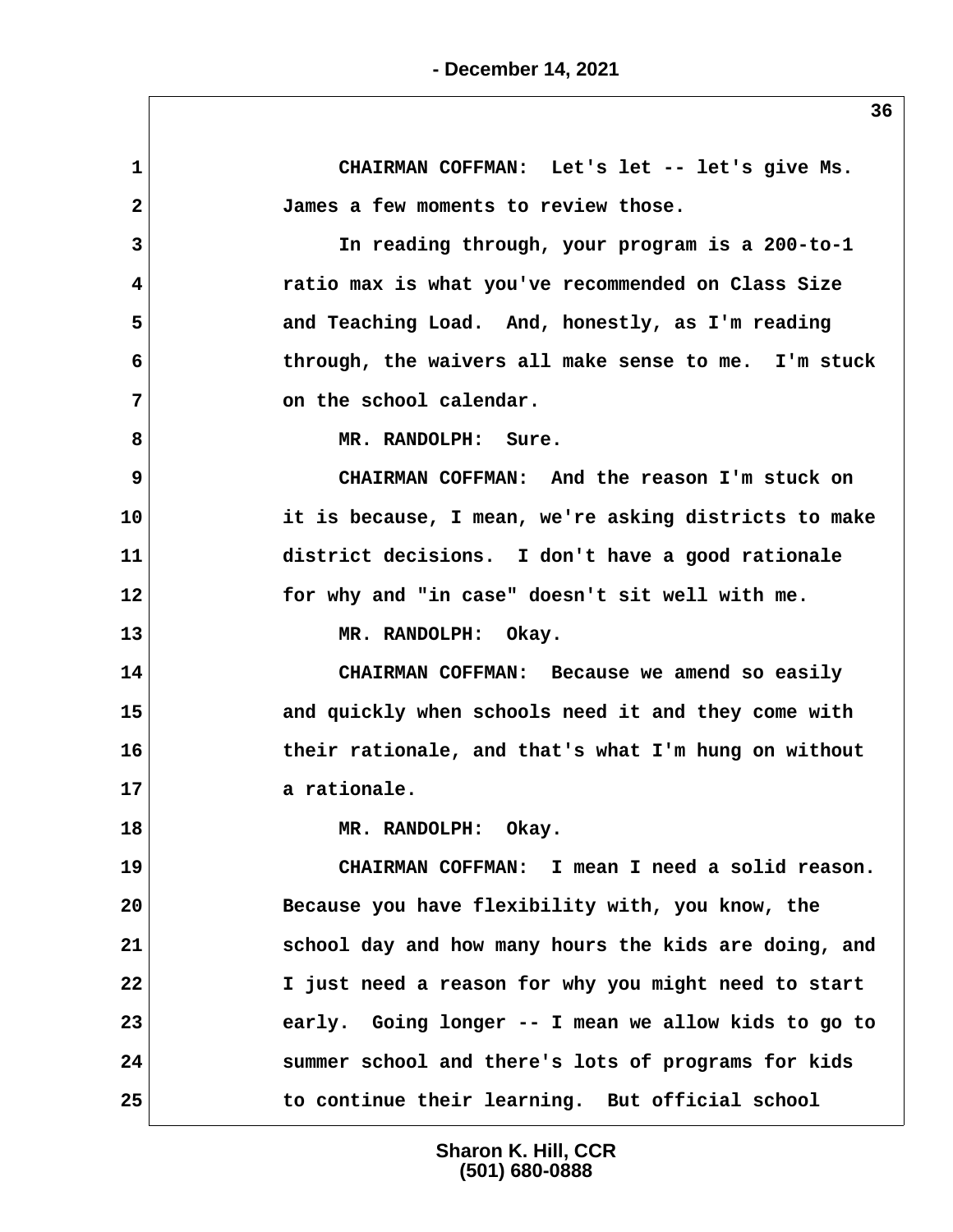CHAIRMAN COFFMAN: Let's let -- let's give Ms. James a few moments to review those.

In reading through, your program is a 200-to-1 ratio max is what you've recommended on Class Size and Teaching Load. And, honestly, as I'm reading through, the waivers all make sense to me. I'm stuck on the school calendar.

MR. RANDOLPH: Sure.

CHAIRMAN COFFMAN: And the reason I'm stuck on it is because, I mean, we're asking districts to make district decisions. I don't have a good rationale for why and "in case" doesn't sit well with me.

MR. RANDOLPH: Okay.

CHAIRMAN COFFMAN: Because we amend so easily and quickly when schools need it and they come with their rationale, and that's what I'm hung on without a rationale.

MR. RANDOLPH: Okay.

CHAIRMAN COFFMAN: I mean I need a solid reason. Because you have flexibility with, you know, the school day and how many hours the kids are doing, and I just need a reason for why you might need to start early. Going longer -- I mean we allow kids to go to summer school and there's lots of programs for kids to continue their learning. But official school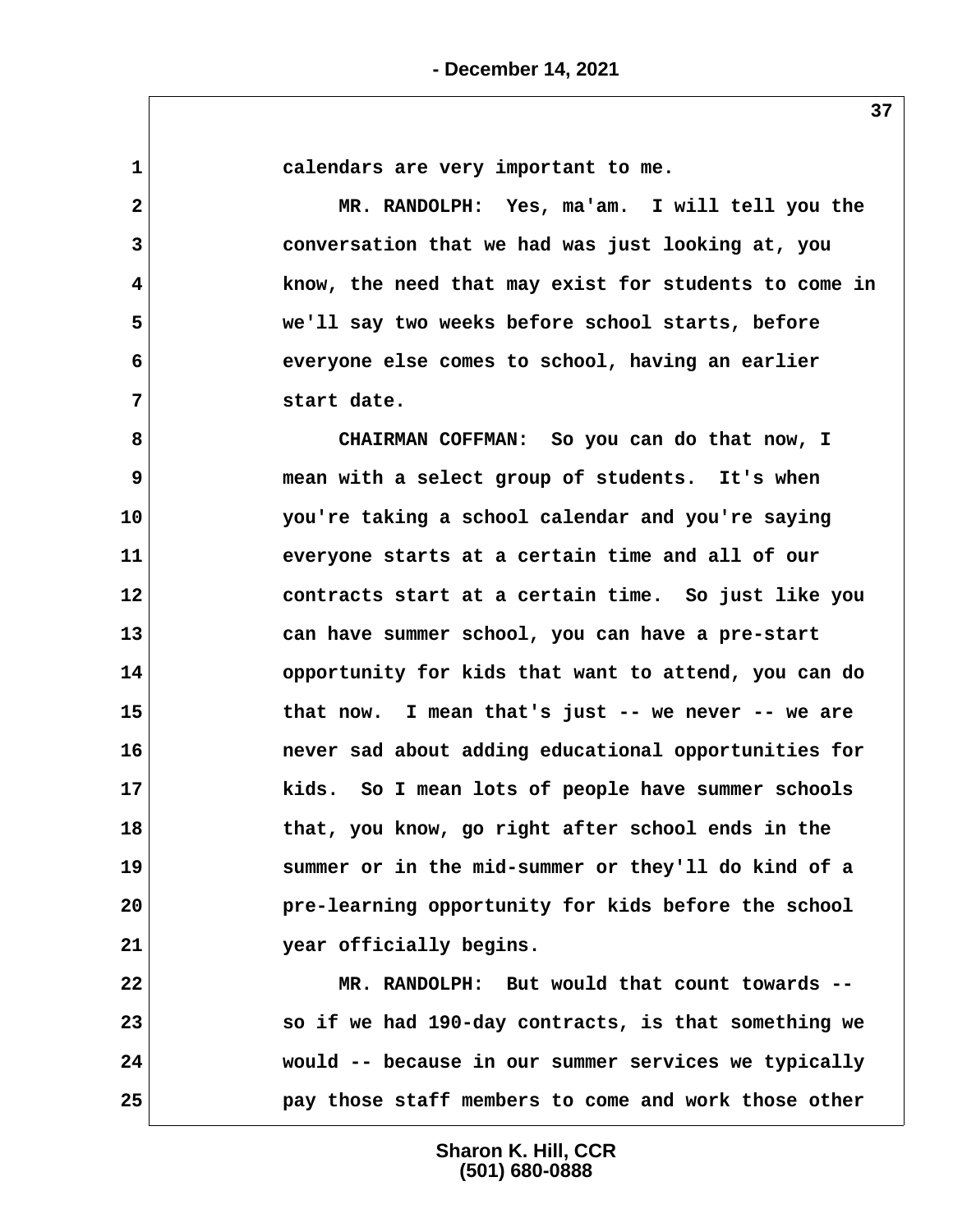calendars are very important to me.

MR. RANDOLPH: Yes, ma'am. I will tell you the conversation that we had was just looking at, you know, the need that may exist for students to come in we'll say two weeks before school starts, before everyone else comes to school, having an earlier start date.

CHAIRMAN COFFMAN: So you can do that now, I mean with a select group of students. It's when you're taking a school calendar and you're saying everyone starts at a certain time and all of our contracts start at a certain time. So just like you can have summer school, you can have a pre-start opportunity for kids that want to attend, you can do that now. I mean that's just -- we never -- we are never sad about adding educational opportunities for kids. So I mean lots of people have summer schools that, you know, go right after school ends in the summer or in the mid-summer or they'll do kind of a pre-learning opportunity for kids before the school year officially begins.

MR. RANDOLPH: But would that count towards -- so if we had 190-day contracts, is that something we would -- because in our summer services we typically pay those staff members to come and work those other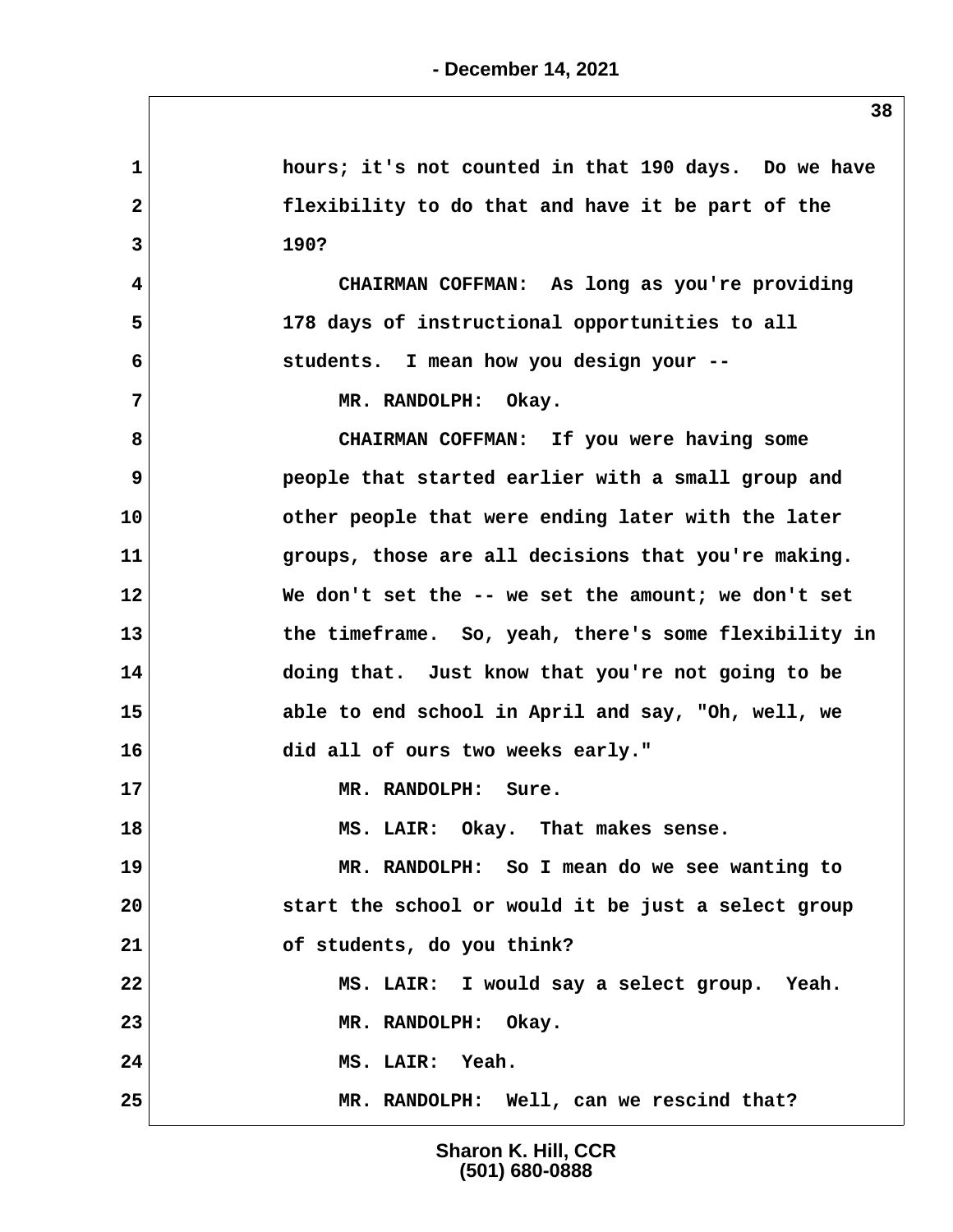1 hours; it's not counted in that 190 days. Do we have
2 flexibility to do that and have it be part of the
3 190?

4 CHAIRMAN COFFMAN: As long as you're providing
5 178 days of instructional opportunities to all
6 students. I mean how you design your --

7 MR. RANDOLPH: Okay.

8 CHAIRMAN COFFMAN: If you were having some
9 people that started earlier with a small group and
10 other people that were ending later with the later
11 groups, those are all decisions that you're making.
12 We don't set the -- we set the amount; we don't set
13 the timeframe. So, yeah, there's some flexibility in
14 doing that. Just know that you're not going to be
15 able to end school in April and say, "Oh, well, we
16 did all of ours two weeks early."

17 MR. RANDOLPH: Sure.

18 MS. LAIR: Okay. That makes sense.

19 MR. RANDOLPH: So I mean do we see wanting to
20 start the school or would it be just a select group
21 of students, do you think?

22 MS. LAIR: I would say a select group. Yeah.

23 MR. RANDOLPH: Okay.

24 MS. LAIR: Yeah.

25 MR. RANDOLPH: Well, can we rescind that?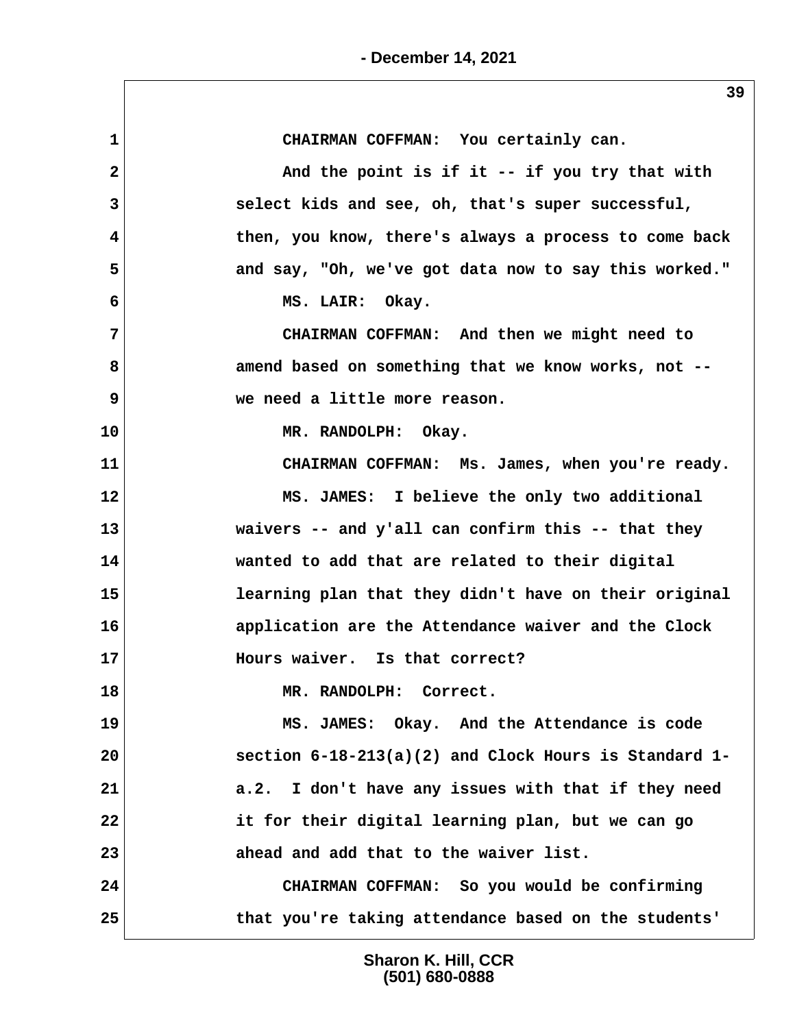1 CHAIRMAN COFFMAN: You certainly can.

2 And the point is if it -- if you try that with

3 select kids and see, oh, that's super successful,

4 then, you know, there's always a process to come back

5 and say, "Oh, we've got data now to say this worked."

6 MS. LAIR: Okay.

7 CHAIRMAN COFFMAN: And then we might need to

8 amend based on something that we know works, not --

9 we need a little more reason.

10 MR. RANDOLPH: Okay.

11 CHAIRMAN COFFMAN: Ms. James, when you're ready.

12 MS. JAMES: I believe the only two additional

13 waivers -- and y'all can confirm this -- that they

14 wanted to add that are related to their digital

15 learning plan that they didn't have on their original

16 application are the Attendance waiver and the Clock

17 Hours waiver. Is that correct?

18 MR. RANDOLPH: Correct.

19 MS. JAMES: Okay. And the Attendance is code

20 section 6-18-213(a)(2) and Clock Hours is Standard 1-

21 a.2. I don't have any issues with that if they need

22 it for their digital learning plan, but we can go

23 ahead and add that to the waiver list.

24 CHAIRMAN COFFMAN: So you would be confirming

25 that you're taking attendance based on the students'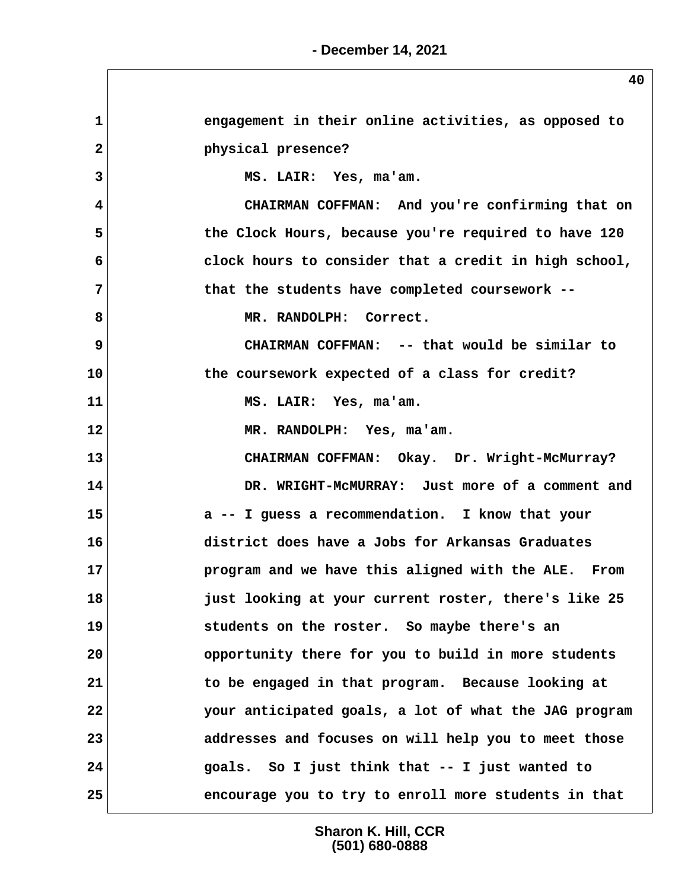engagement in their online activities, as opposed to physical presence?

MS. LAIR: Yes, ma'am.

CHAIRMAN COFFMAN: And you're confirming that on the Clock Hours, because you're required to have 120 clock hours to consider that a credit in high school, that the students have completed coursework --

MR. RANDOLPH: Correct.

CHAIRMAN COFFMAN: -- that would be similar to the coursework expected of a class for credit?

MS. LAIR: Yes, ma'am.

MR. RANDOLPH: Yes, ma'am.

CHAIRMAN COFFMAN: Okay. Dr. Wright-McMurray?

DR. WRIGHT-McMURRAY: Just more of a comment and a -- I guess a recommendation. I know that your district does have a Jobs for Arkansas Graduates program and we have this aligned with the ALE. From just looking at your current roster, there's like 25 students on the roster. So maybe there's an opportunity there for you to build in more students to be engaged in that program. Because looking at your anticipated goals, a lot of what the JAG program addresses and focuses on will help you to meet those goals. So I just think that -- I just wanted to encourage you to try to enroll more students in that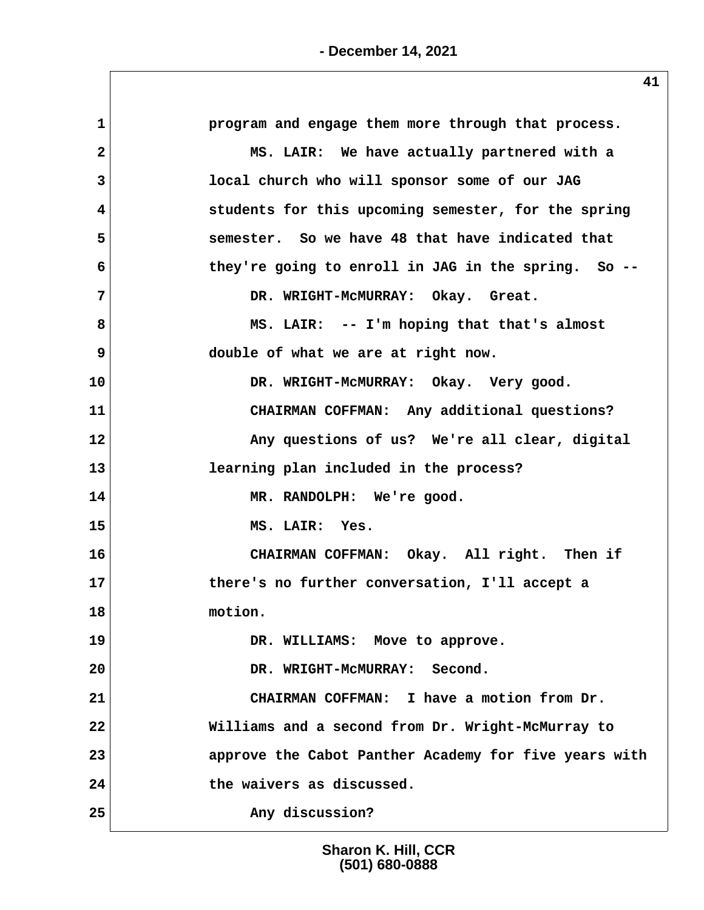program and engage them more through that process.

MS. LAIR: We have actually partnered with a local church who will sponsor some of our JAG students for this upcoming semester, for the spring semester. So we have 48 that have indicated that they're going to enroll in JAG in the spring. So --

DR. WRIGHT-McMURRAY: Okay. Great.

MS. LAIR: -- I'm hoping that that's almost double of what we are at right now.

DR. WRIGHT-McMURRAY: Okay. Very good.

CHAIRMAN COFFMAN: Any additional questions?

Any questions of us? We're all clear, digital learning plan included in the process?

MR. RANDOLPH: We're good.

MS. LAIR: Yes.

CHAIRMAN COFFMAN: Okay. All right. Then if there's no further conversation, I'll accept a motion.

DR. WILLIAMS: Move to approve.

DR. WRIGHT-McMURRAY: Second.

CHAIRMAN COFFMAN: I have a motion from Dr. Williams and a second from Dr. Wright-McMurray to approve the Cabot Panther Academy for five years with the waivers as discussed.

Any discussion?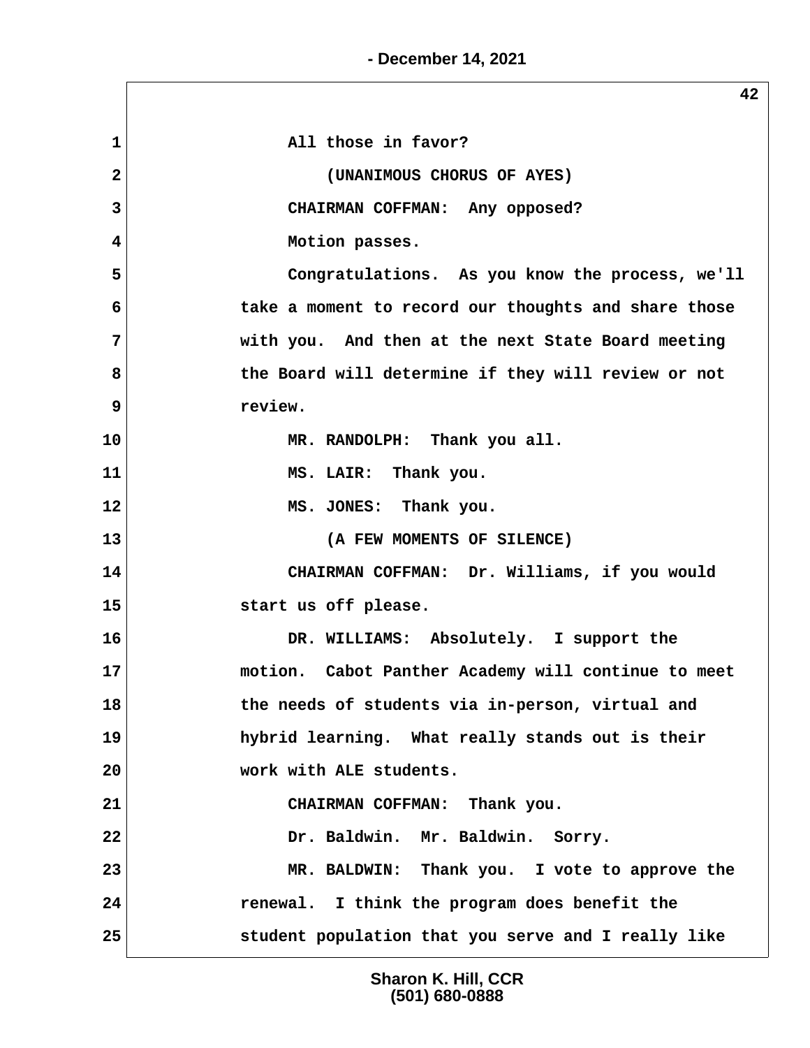1 All those in favor?

2 (UNANIMOUS CHORUS OF AYES)

3 CHAIRMAN COFFMAN: Any opposed?

4 Motion passes.

5 Congratulations. As you know the process, we'll

6 take a moment to record our thoughts and share those

7 with you. And then at the next State Board meeting

8 the Board will determine if they will review or not

9 review.

10 MR. RANDOLPH: Thank you all.

11 MS. LAIR: Thank you.

12 MS. JONES: Thank you.

13 (A FEW MOMENTS OF SILENCE)

14 CHAIRMAN COFFMAN: Dr. Williams, if you would

15 start us off please.

16 DR. WILLIAMS: Absolutely. I support the

17 motion. Cabot Panther Academy will continue to meet

18 the needs of students via in-person, virtual and

19 hybrid learning. What really stands out is their

20 work with ALE students.

21 CHAIRMAN COFFMAN: Thank you.

22 Dr. Baldwin. Mr. Baldwin. Sorry.

23 MR. BALDWIN: Thank you. I vote to approve the

24 renewal. I think the program does benefit the

25 student population that you serve and I really like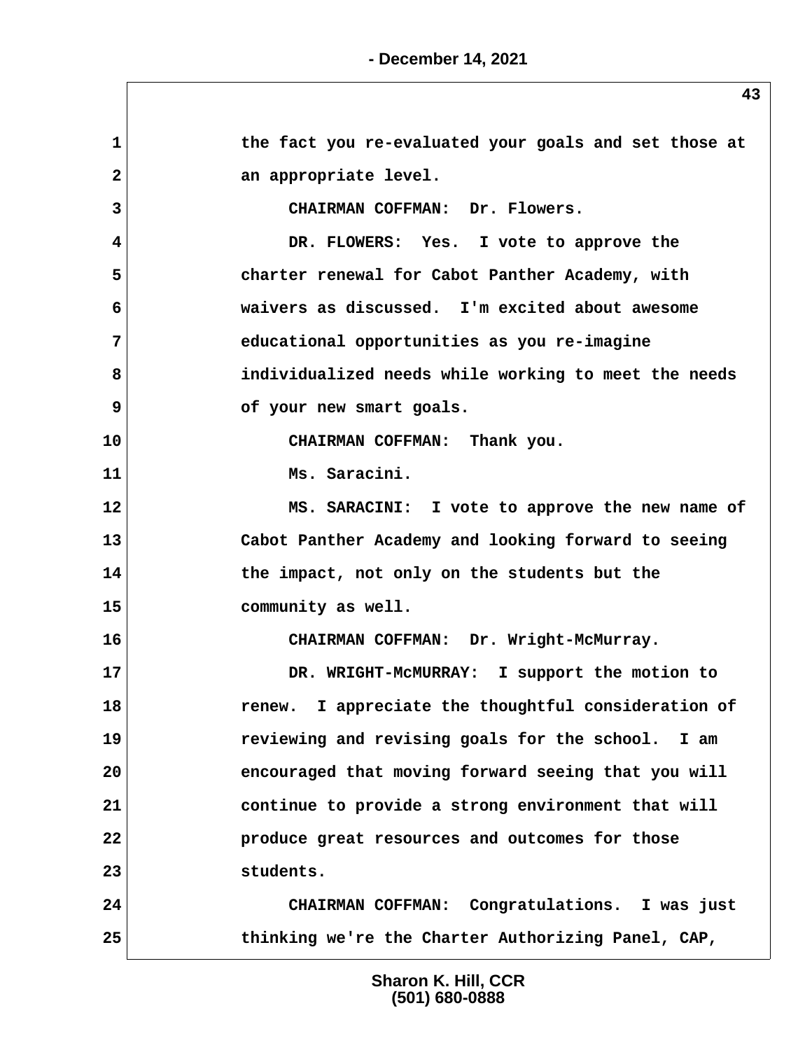1 the fact you re-evaluated your goals and set those at
2 an appropriate level.
3 CHAIRMAN COFFMAN: Dr. Flowers.
4 DR. FLOWERS: Yes. I vote to approve the
5 charter renewal for Cabot Panther Academy, with
6 waivers as discussed. I'm excited about awesome
7 educational opportunities as you re-imagine
8 individualized needs while working to meet the needs
9 of your new smart goals.
10 CHAIRMAN COFFMAN: Thank you.
11 Ms. Saracini.
12 MS. SARACINI: I vote to approve the new name of
13 Cabot Panther Academy and looking forward to seeing
14 the impact, not only on the students but the
15 community as well.
16 CHAIRMAN COFFMAN: Dr. Wright-McMurray.
17 DR. WRIGHT-McMURRAY: I support the motion to
18 renew. I appreciate the thoughtful consideration of
19 reviewing and revising goals for the school. I am
20 encouraged that moving forward seeing that you will
21 continue to provide a strong environment that will
22 produce great resources and outcomes for those
23 students.
24 CHAIRMAN COFFMAN: Congratulations. I was just
25 thinking we're the Charter Authorizing Panel, CAP,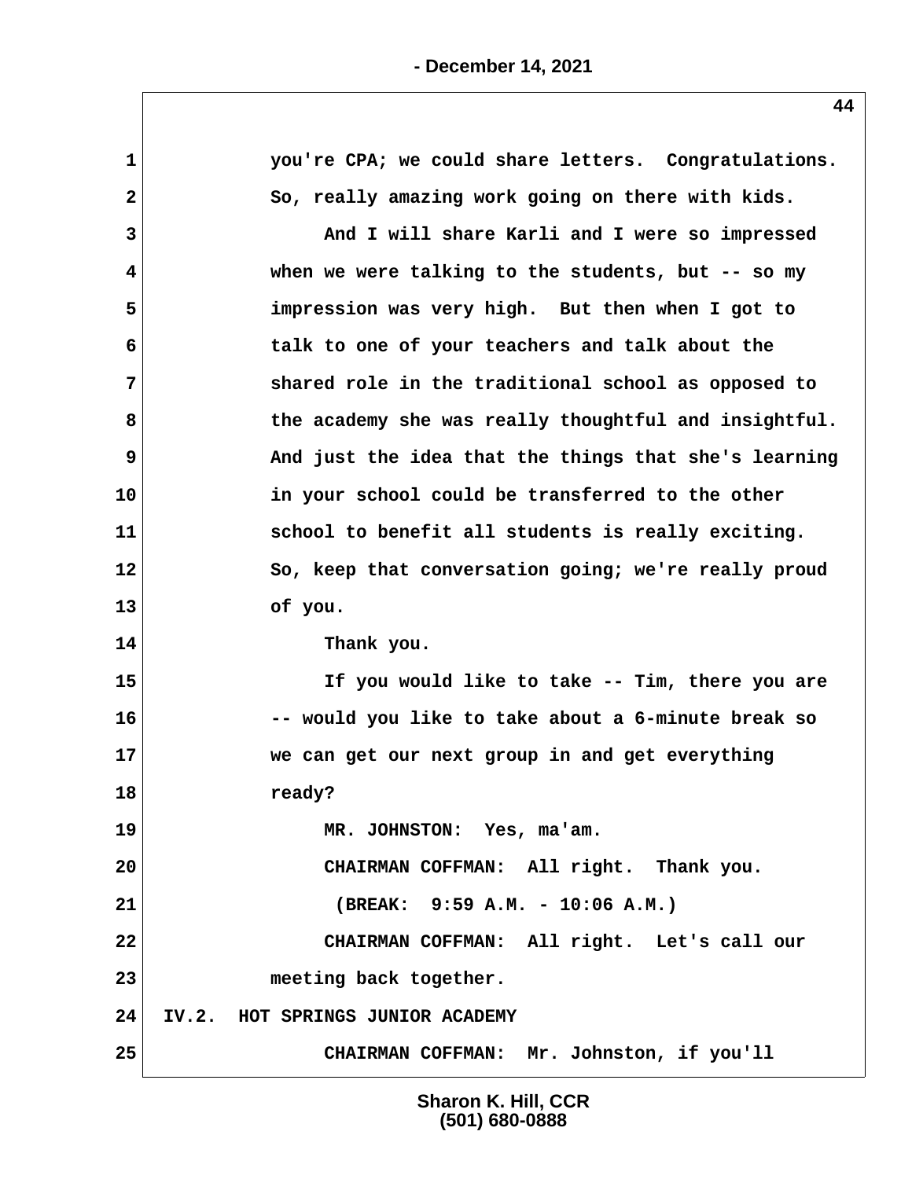you're CPA; we could share letters. Congratulations. So, really amazing work going on there with kids.

And I will share Karli and I were so impressed when we were talking to the students, but -- so my impression was very high. But then when I got to talk to one of your teachers and talk about the shared role in the traditional school as opposed to the academy she was really thoughtful and insightful. And just the idea that the things that she's learning in your school could be transferred to the other school to benefit all students is really exciting. So, keep that conversation going; we're really proud of you.

Thank you.

If you would like to take -- Tim, there you are -- would you like to take about a 6-minute break so we can get our next group in and get everything ready?

MR. JOHNSTON: Yes, ma'am.

CHAIRMAN COFFMAN: All right. Thank you.

(BREAK: 9:59 A.M. - 10:06 A.M.)

CHAIRMAN COFFMAN: All right. Let's call our meeting back together.

IV.2. HOT SPRINGS JUNIOR ACADEMY

CHAIRMAN COFFMAN: Mr. Johnston, if you'll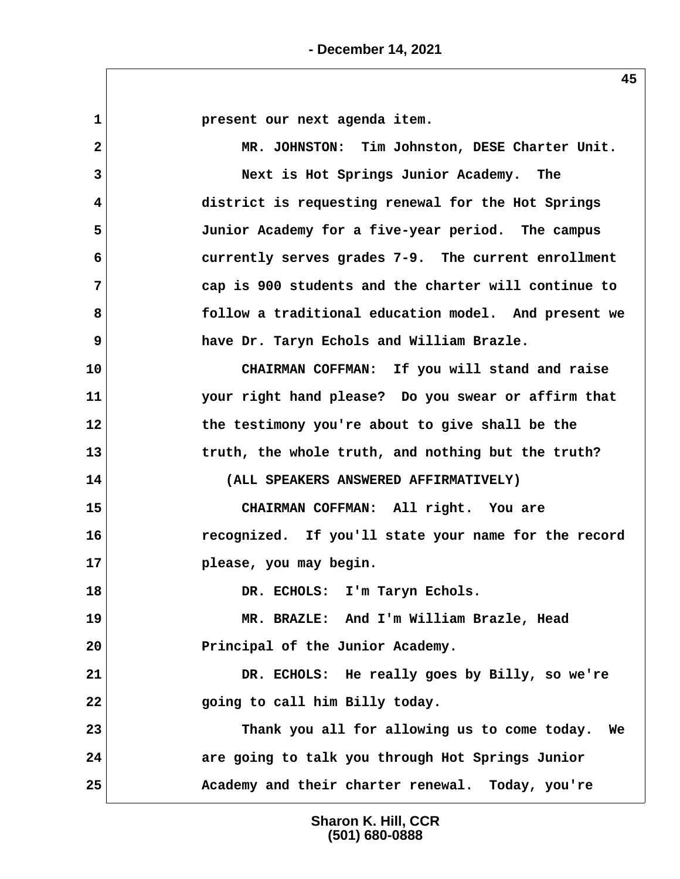present our next agenda item.

MR. JOHNSTON: Tim Johnston, DESE Charter Unit.

Next is Hot Springs Junior Academy. The district is requesting renewal for the Hot Springs Junior Academy for a five-year period. The campus currently serves grades 7-9. The current enrollment cap is 900 students and the charter will continue to follow a traditional education model. And present we have Dr. Taryn Echols and William Brazle.

CHAIRMAN COFFMAN: If you will stand and raise your right hand please? Do you swear or affirm that the testimony you're about to give shall be the truth, the whole truth, and nothing but the truth?

(ALL SPEAKERS ANSWERED AFFIRMATIVELY)

CHAIRMAN COFFMAN: All right. You are recognized. If you'll state your name for the record please, you may begin.

DR. ECHOLS: I'm Taryn Echols.

MR. BRAZLE: And I'm William Brazle, Head Principal of the Junior Academy.

DR. ECHOLS: He really goes by Billy, so we're going to call him Billy today.

Thank you all for allowing us to come today. We are going to talk you through Hot Springs Junior Academy and their charter renewal. Today, you're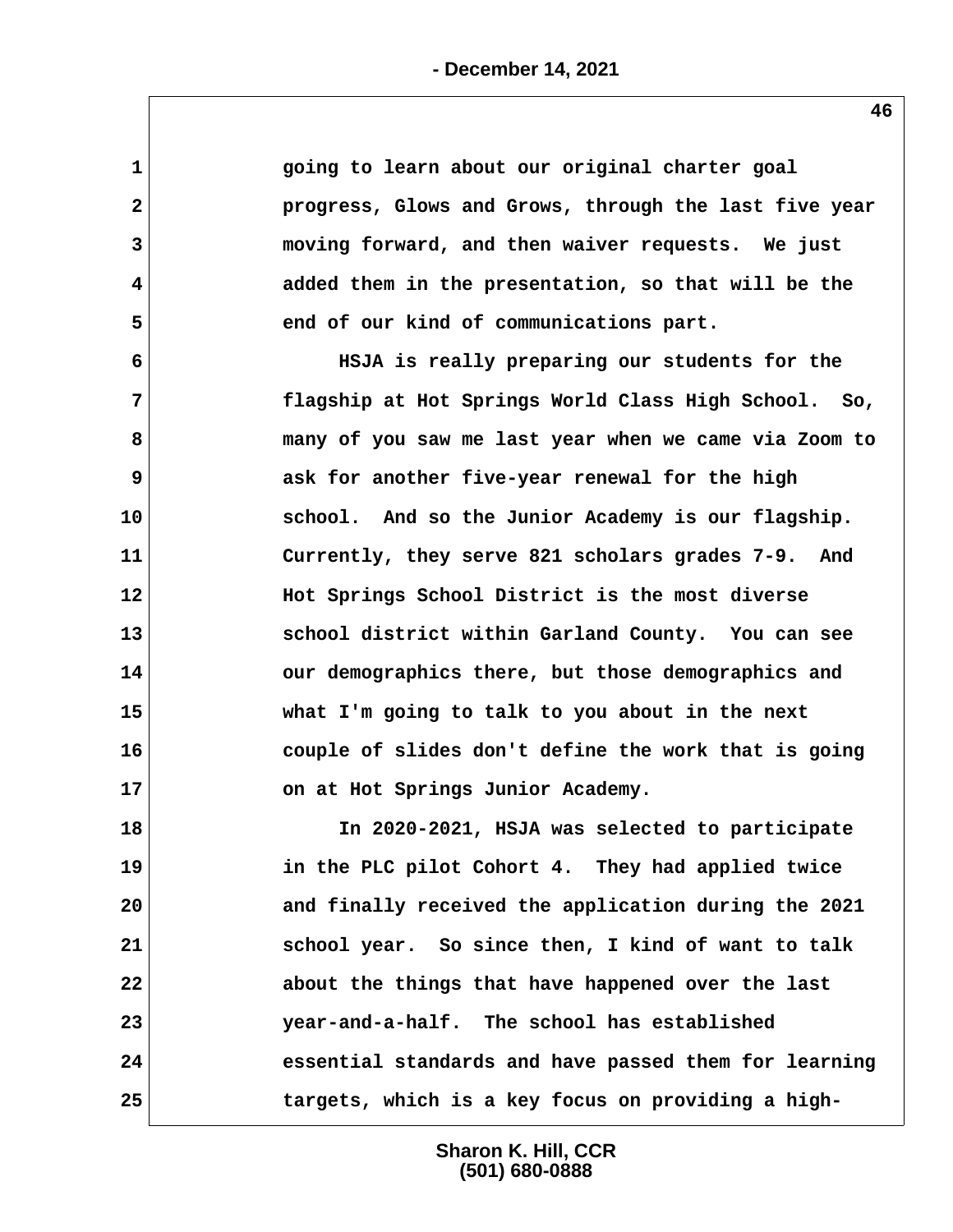going to learn about our original charter goal progress, Glows and Grows, through the last five year moving forward, and then waiver requests. We just added them in the presentation, so that will be the end of our kind of communications part.

HSJA is really preparing our students for the flagship at Hot Springs World Class High School. So, many of you saw me last year when we came via Zoom to ask for another five-year renewal for the high school. And so the Junior Academy is our flagship. Currently, they serve 821 scholars grades 7-9. And Hot Springs School District is the most diverse school district within Garland County. You can see our demographics there, but those demographics and what I'm going to talk to you about in the next couple of slides don't define the work that is going on at Hot Springs Junior Academy.

In 2020-2021, HSJA was selected to participate in the PLC pilot Cohort 4. They had applied twice and finally received the application during the 2021 school year. So since then, I kind of want to talk about the things that have happened over the last year-and-a-half. The school has established essential standards and have passed them for learning targets, which is a key focus on providing a high-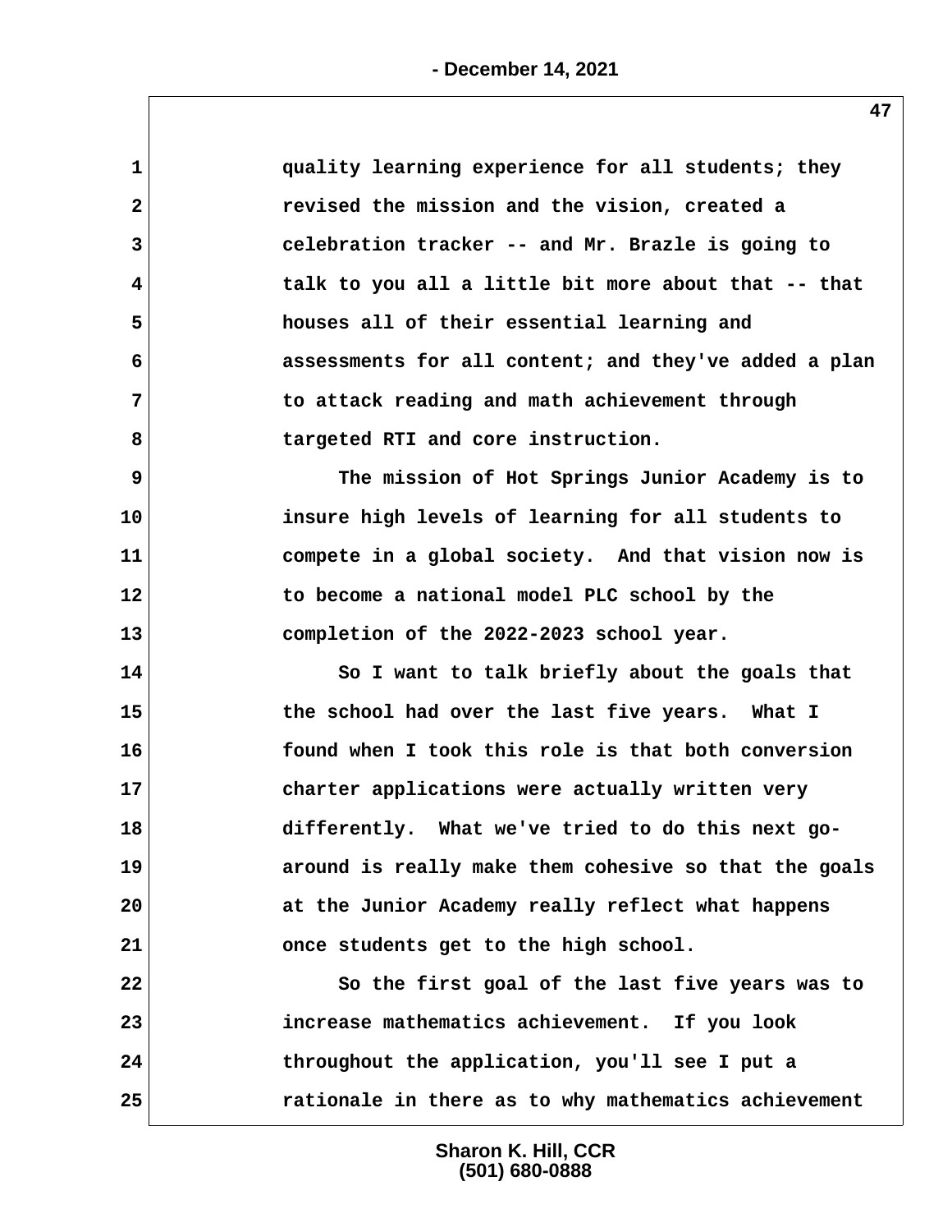quality learning experience for all students; they revised the mission and the vision, created a celebration tracker -- and Mr. Brazle is going to talk to you all a little bit more about that -- that houses all of their essential learning and assessments for all content; and they've added a plan to attack reading and math achievement through targeted RTI and core instruction.

The mission of Hot Springs Junior Academy is to insure high levels of learning for all students to compete in a global society. And that vision now is to become a national model PLC school by the completion of the 2022-2023 school year.

So I want to talk briefly about the goals that the school had over the last five years. What I found when I took this role is that both conversion charter applications were actually written very differently. What we've tried to do this next go-around is really make them cohesive so that the goals at the Junior Academy really reflect what happens once students get to the high school.

So the first goal of the last five years was to increase mathematics achievement. If you look throughout the application, you'll see I put a rationale in there as to why mathematics achievement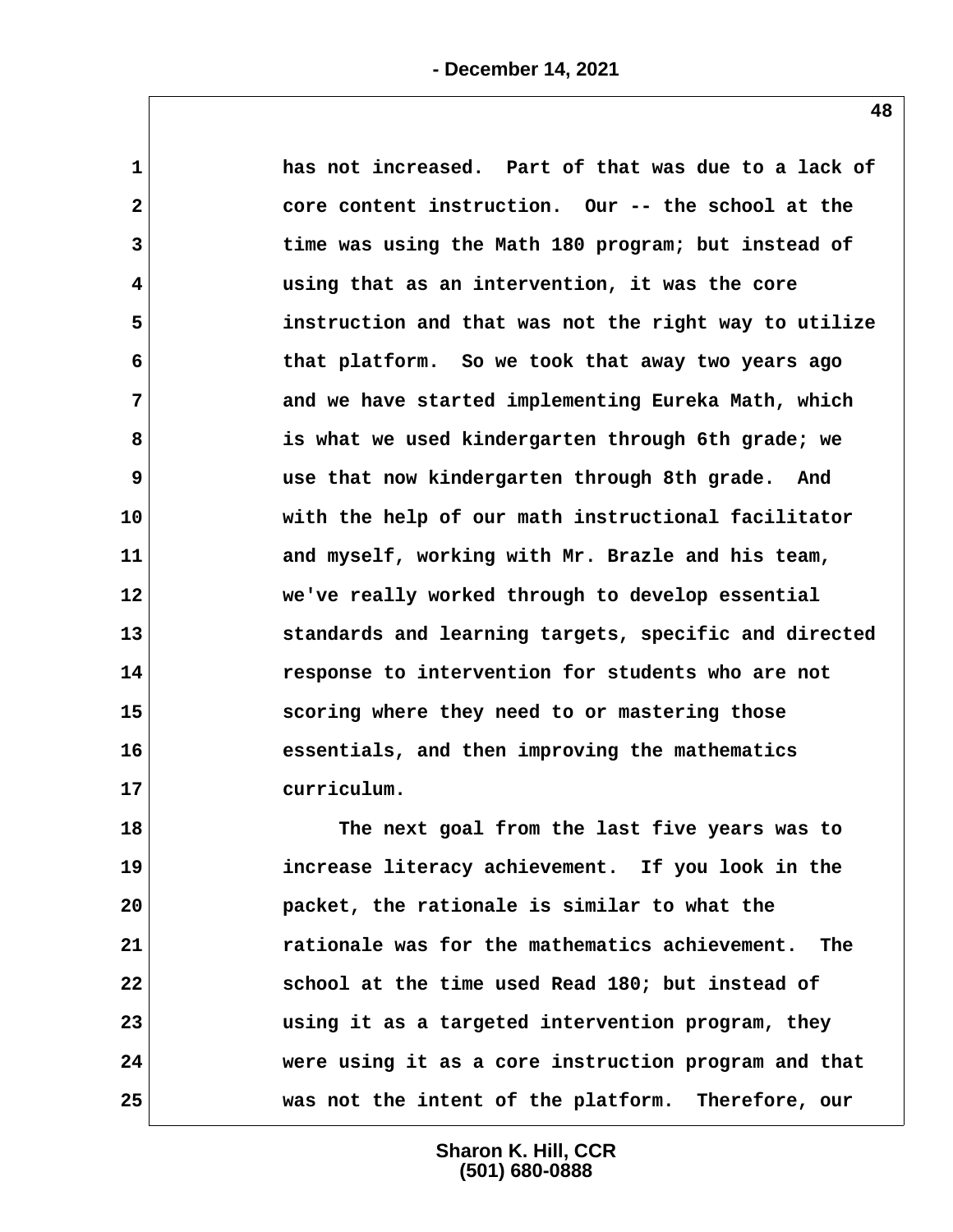has not increased. Part of that was due to a lack of core content instruction. Our -- the school at the time was using the Math 180 program; but instead of using that as an intervention, it was the core instruction and that was not the right way to utilize that platform. So we took that away two years ago and we have started implementing Eureka Math, which is what we used kindergarten through 6th grade; we use that now kindergarten through 8th grade. And with the help of our math instructional facilitator and myself, working with Mr. Brazle and his team, we've really worked through to develop essential standards and learning targets, specific and directed response to intervention for students who are not scoring where they need to or mastering those essentials, and then improving the mathematics curriculum.

The next goal from the last five years was to increase literacy achievement. If you look in the packet, the rationale is similar to what the rationale was for the mathematics achievement. The school at the time used Read 180; but instead of using it as a targeted intervention program, they were using it as a core instruction program and that was not the intent of the platform. Therefore, our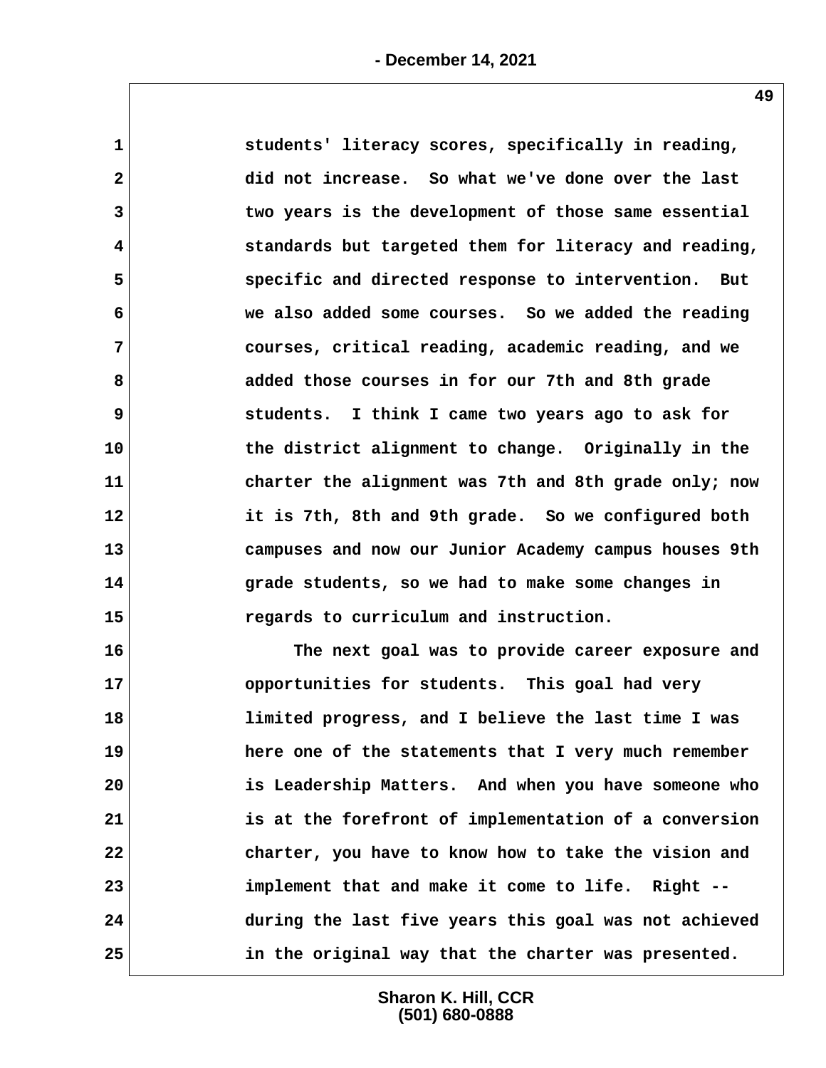students' literacy scores, specifically in reading, did not increase. So what we've done over the last two years is the development of those same essential standards but targeted them for literacy and reading, specific and directed response to intervention. But we also added some courses. So we added the reading courses, critical reading, academic reading, and we added those courses in for our 7th and 8th grade students. I think I came two years ago to ask for the district alignment to change. Originally in the charter the alignment was 7th and 8th grade only; now it is 7th, 8th and 9th grade. So we configured both campuses and now our Junior Academy campus houses 9th grade students, so we had to make some changes in regards to curriculum and instruction.

The next goal was to provide career exposure and opportunities for students. This goal had very limited progress, and I believe the last time I was here one of the statements that I very much remember is Leadership Matters. And when you have someone who is at the forefront of implementation of a conversion charter, you have to know how to take the vision and implement that and make it come to life. Right -- during the last five years this goal was not achieved in the original way that the charter was presented.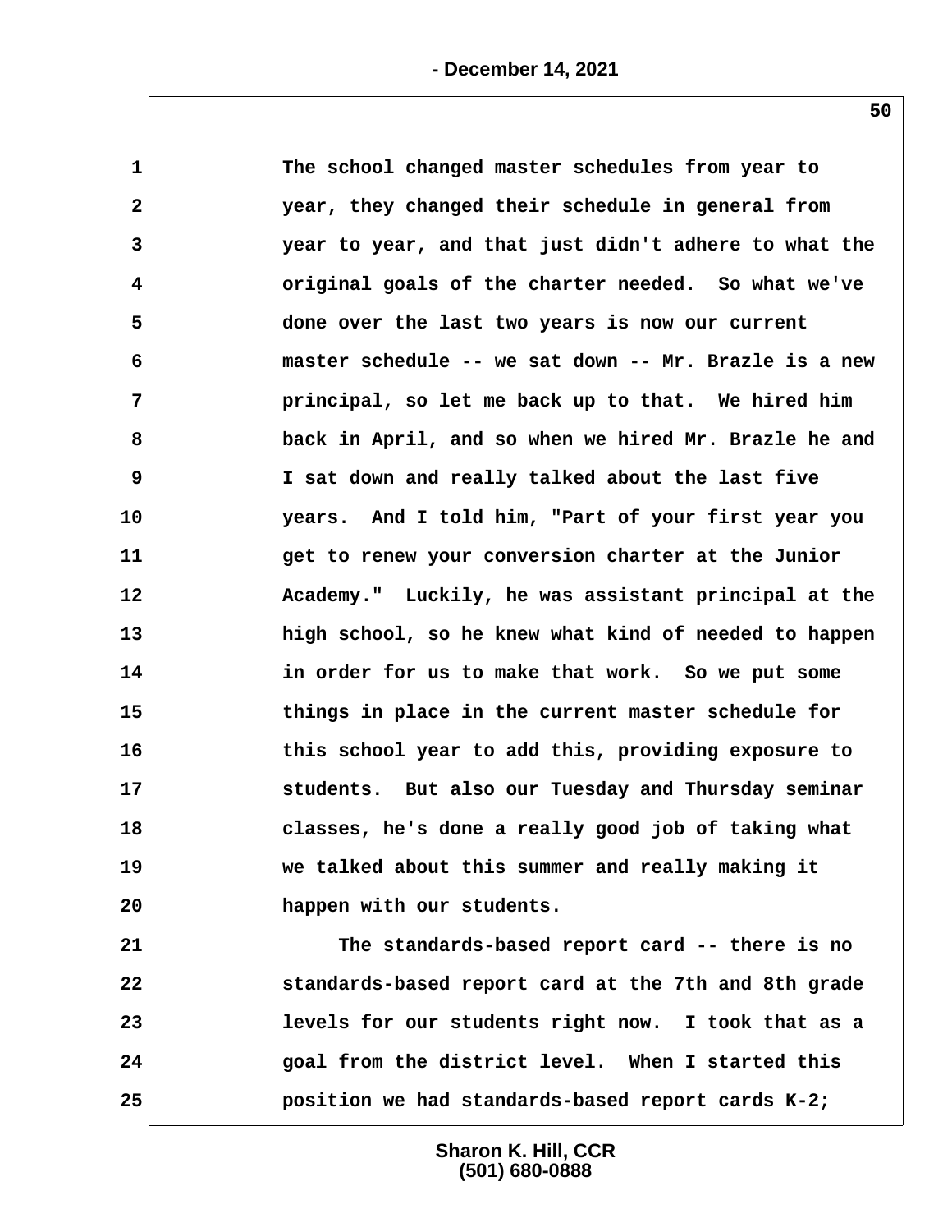The school changed master schedules from year to year, they changed their schedule in general from year to year, and that just didn't adhere to what the original goals of the charter needed. So what we've done over the last two years is now our current master schedule -- we sat down -- Mr. Brazle is a new principal, so let me back up to that. We hired him back in April, and so when we hired Mr. Brazle he and I sat down and really talked about the last five years. And I told him, "Part of your first year you get to renew your conversion charter at the Junior Academy." Luckily, he was assistant principal at the high school, so he knew what kind of needed to happen in order for us to make that work. So we put some things in place in the current master schedule for this school year to add this, providing exposure to students. But also our Tuesday and Thursday seminar classes, he's done a really good job of taking what we talked about this summer and really making it happen with our students.

The standards-based report card -- there is no standards-based report card at the 7th and 8th grade levels for our students right now. I took that as a goal from the district level. When I started this position we had standards-based report cards K-2;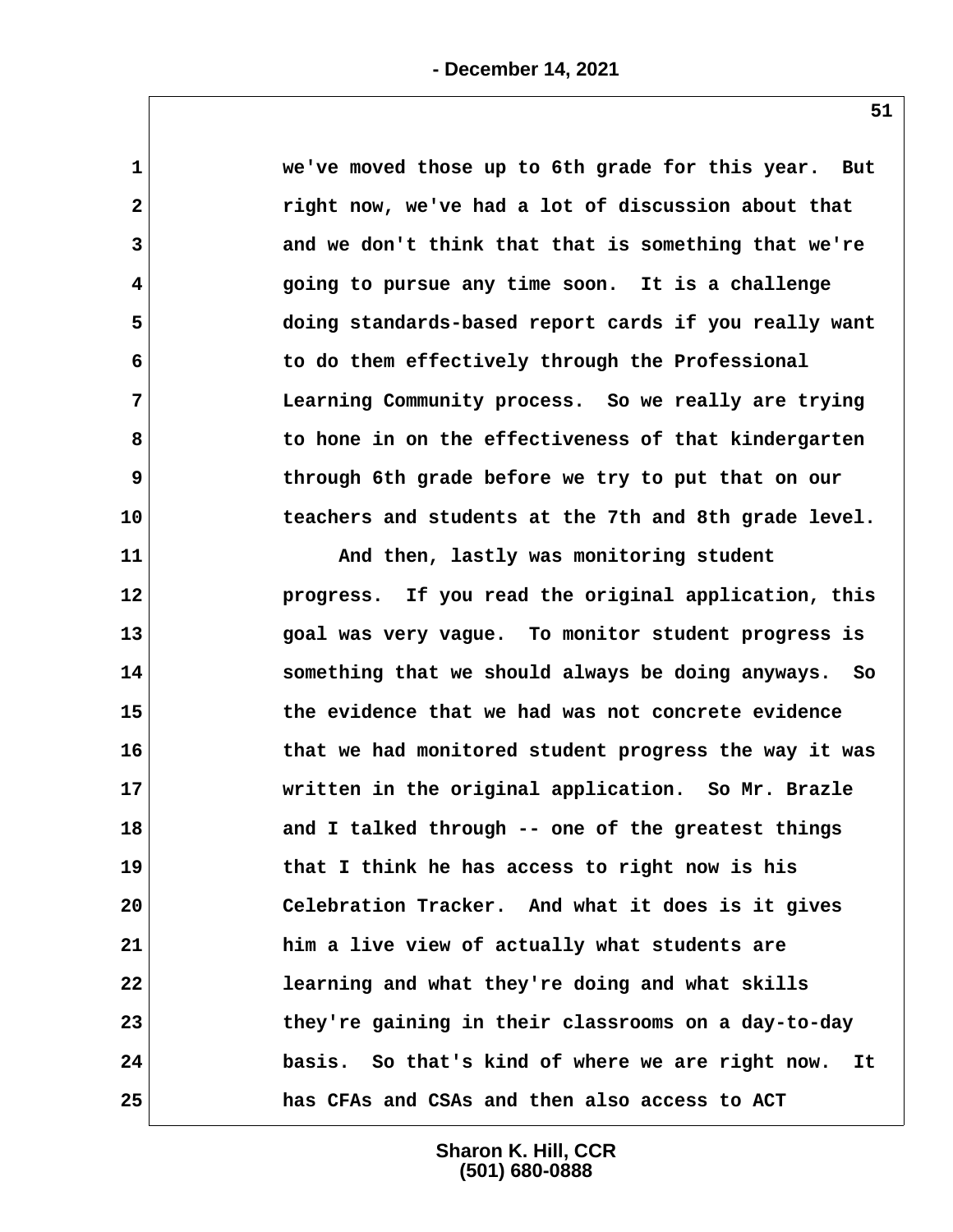we've moved those up to 6th grade for this year. But right now, we've had a lot of discussion about that and we don't think that that is something that we're going to pursue any time soon. It is a challenge doing standards-based report cards if you really want to do them effectively through the Professional Learning Community process. So we really are trying to hone in on the effectiveness of that kindergarten through 6th grade before we try to put that on our teachers and students at the 7th and 8th grade level.

And then, lastly was monitoring student progress. If you read the original application, this goal was very vague. To monitor student progress is something that we should always be doing anyways. So the evidence that we had was not concrete evidence that we had monitored student progress the way it was written in the original application. So Mr. Brazle and I talked through -- one of the greatest things that I think he has access to right now is his Celebration Tracker. And what it does is it gives him a live view of actually what students are learning and what they're doing and what skills they're gaining in their classrooms on a day-to-day basis. So that's kind of where we are right now. It has CFAs and CSAs and then also access to ACT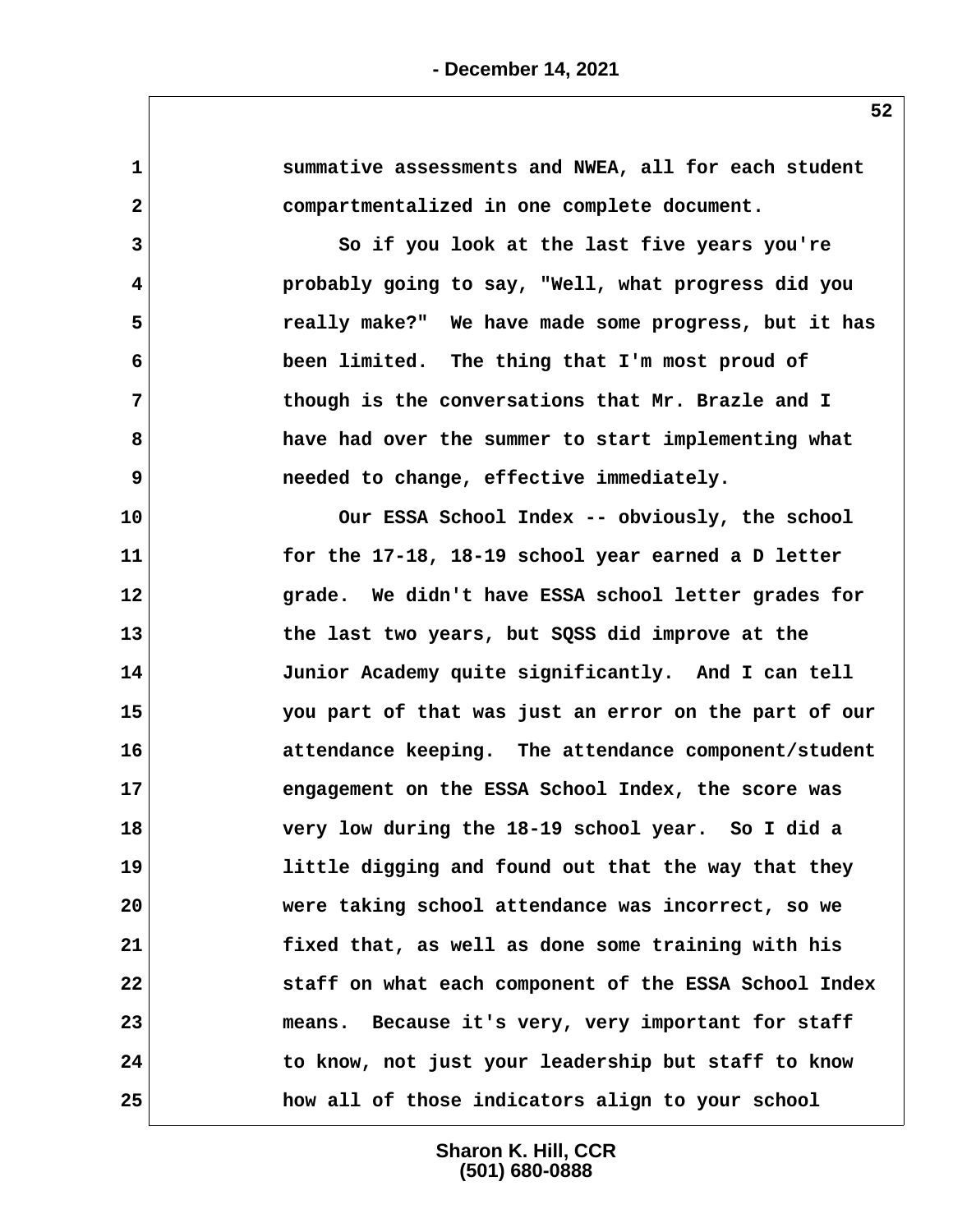summative assessments and NWEA, all for each student compartmentalized in one complete document.

So if you look at the last five years you're probably going to say, "Well, what progress did you really make?" We have made some progress, but it has been limited. The thing that I'm most proud of though is the conversations that Mr. Brazle and I have had over the summer to start implementing what needed to change, effective immediately.

Our ESSA School Index -- obviously, the school for the 17-18, 18-19 school year earned a D letter grade. We didn't have ESSA school letter grades for the last two years, but SQSS did improve at the Junior Academy quite significantly. And I can tell you part of that was just an error on the part of our attendance keeping. The attendance component/student engagement on the ESSA School Index, the score was very low during the 18-19 school year. So I did a little digging and found out that the way that they were taking school attendance was incorrect, so we fixed that, as well as done some training with his staff on what each component of the ESSA School Index means. Because it's very, very important for staff to know, not just your leadership but staff to know how all of those indicators align to your school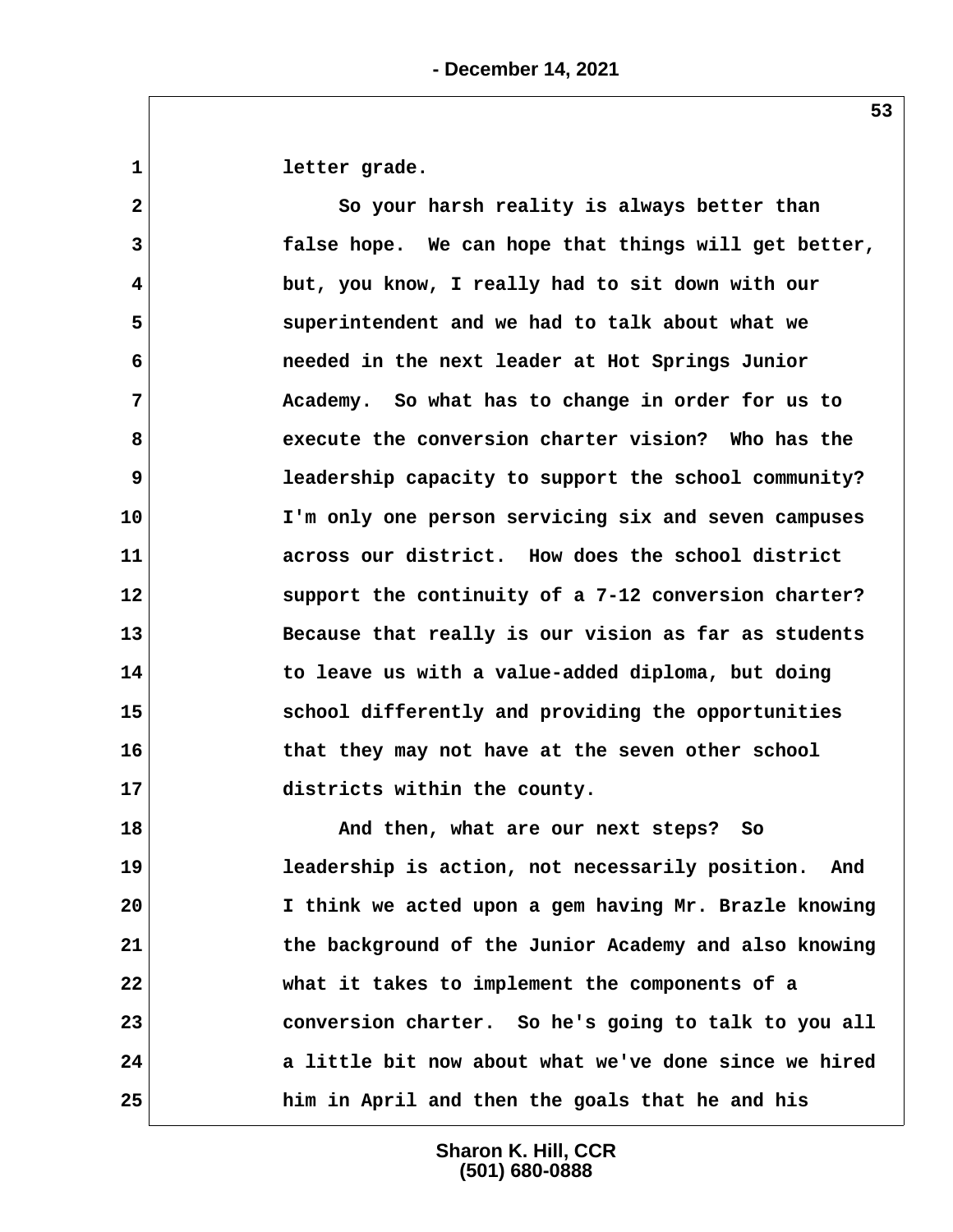letter grade.

So your harsh reality is always better than false hope. We can hope that things will get better, but, you know, I really had to sit down with our superintendent and we had to talk about what we needed in the next leader at Hot Springs Junior Academy. So what has to change in order for us to execute the conversion charter vision? Who has the leadership capacity to support the school community? I'm only one person servicing six and seven campuses across our district. How does the school district support the continuity of a 7-12 conversion charter? Because that really is our vision as far as students to leave us with a value-added diploma, but doing school differently and providing the opportunities that they may not have at the seven other school districts within the county.

And then, what are our next steps? So leadership is action, not necessarily position. And I think we acted upon a gem having Mr. Brazle knowing the background of the Junior Academy and also knowing what it takes to implement the components of a conversion charter. So he's going to talk to you all a little bit now about what we've done since we hired him in April and then the goals that he and his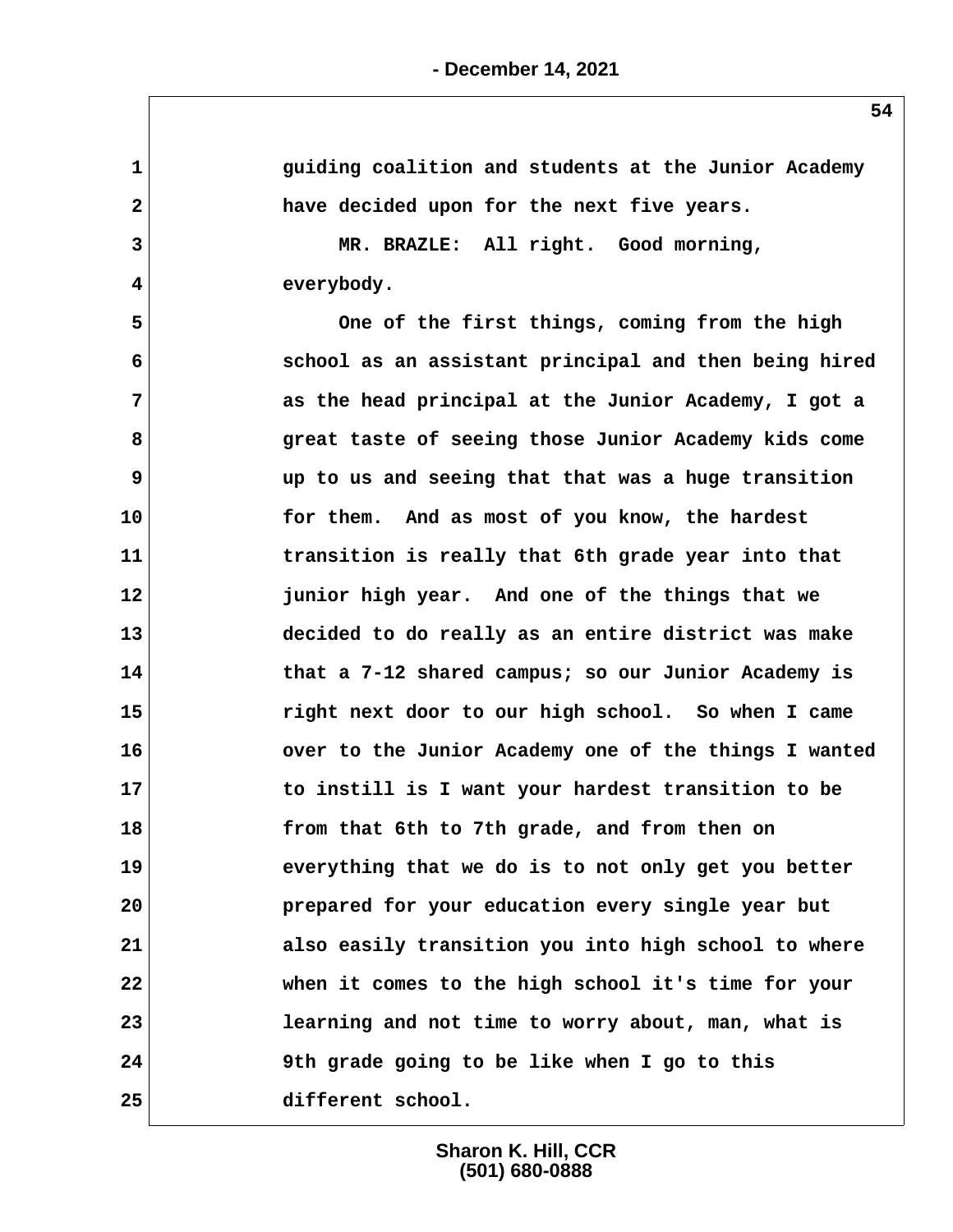guiding coalition and students at the Junior Academy have decided upon for the next five years.

MR. BRAZLE: All right. Good morning, everybody.

One of the first things, coming from the high school as an assistant principal and then being hired as the head principal at the Junior Academy, I got a great taste of seeing those Junior Academy kids come up to us and seeing that that was a huge transition for them. And as most of you know, the hardest transition is really that 6th grade year into that junior high year. And one of the things that we decided to do really as an entire district was make that a 7-12 shared campus; so our Junior Academy is right next door to our high school. So when I came over to the Junior Academy one of the things I wanted to instill is I want your hardest transition to be from that 6th to 7th grade, and from then on everything that we do is to not only get you better prepared for your education every single year but also easily transition you into high school to where when it comes to the high school it's time for your learning and not time to worry about, man, what is 9th grade going to be like when I go to this different school.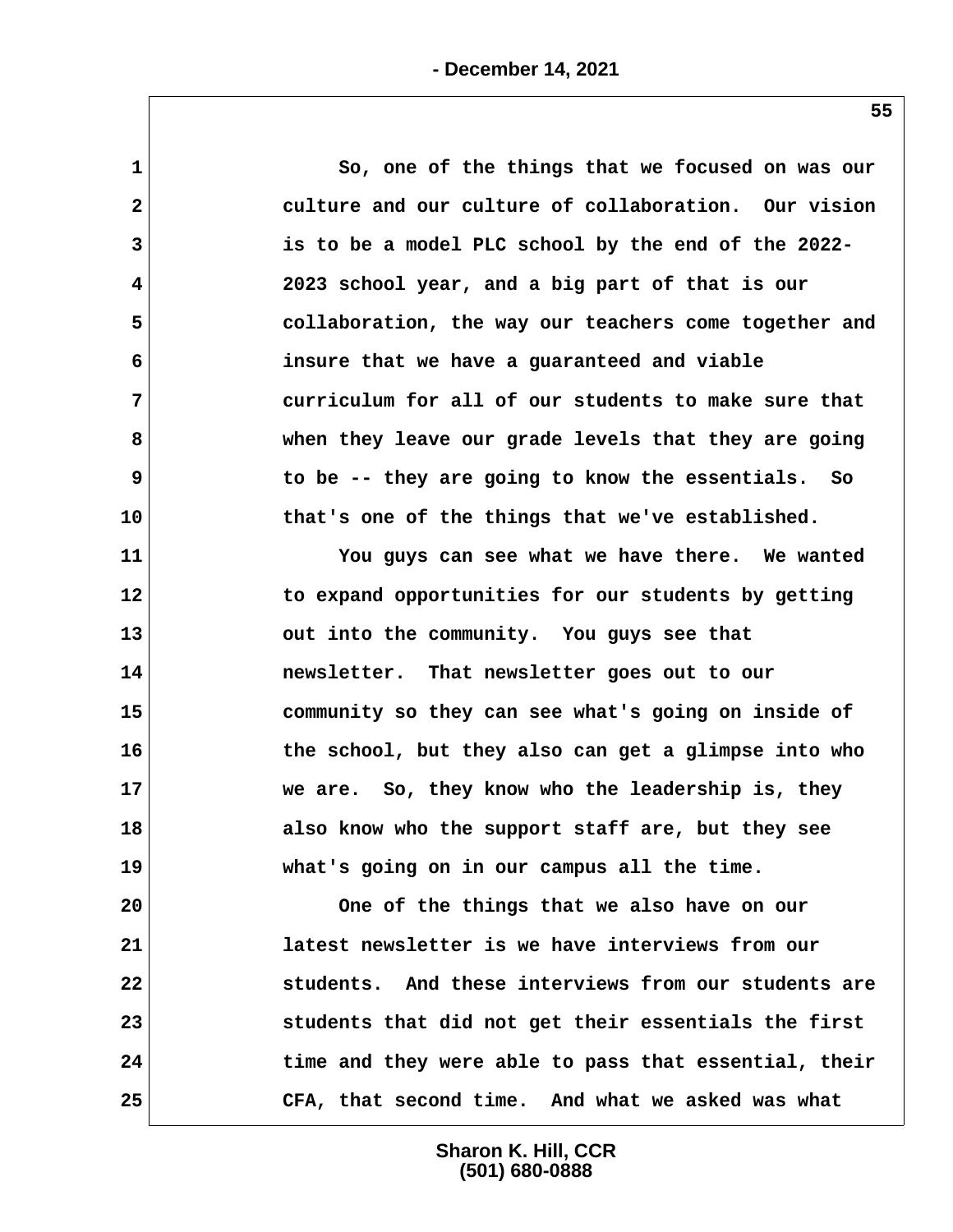So, one of the things that we focused on was our culture and our culture of collaboration. Our vision is to be a model PLC school by the end of the 2022-2023 school year, and a big part of that is our collaboration, the way our teachers come together and insure that we have a guaranteed and viable curriculum for all of our students to make sure that when they leave our grade levels that they are going to be -- they are going to know the essentials. So that's one of the things that we've established.

You guys can see what we have there. We wanted to expand opportunities for our students by getting out into the community. You guys see that newsletter. That newsletter goes out to our community so they can see what's going on inside of the school, but they also can get a glimpse into who we are. So, they know who the leadership is, they also know who the support staff are, but they see what's going on in our campus all the time.

One of the things that we also have on our latest newsletter is we have interviews from our students. And these interviews from our students are students that did not get their essentials the first time and they were able to pass that essential, their CFA, that second time. And what we asked was what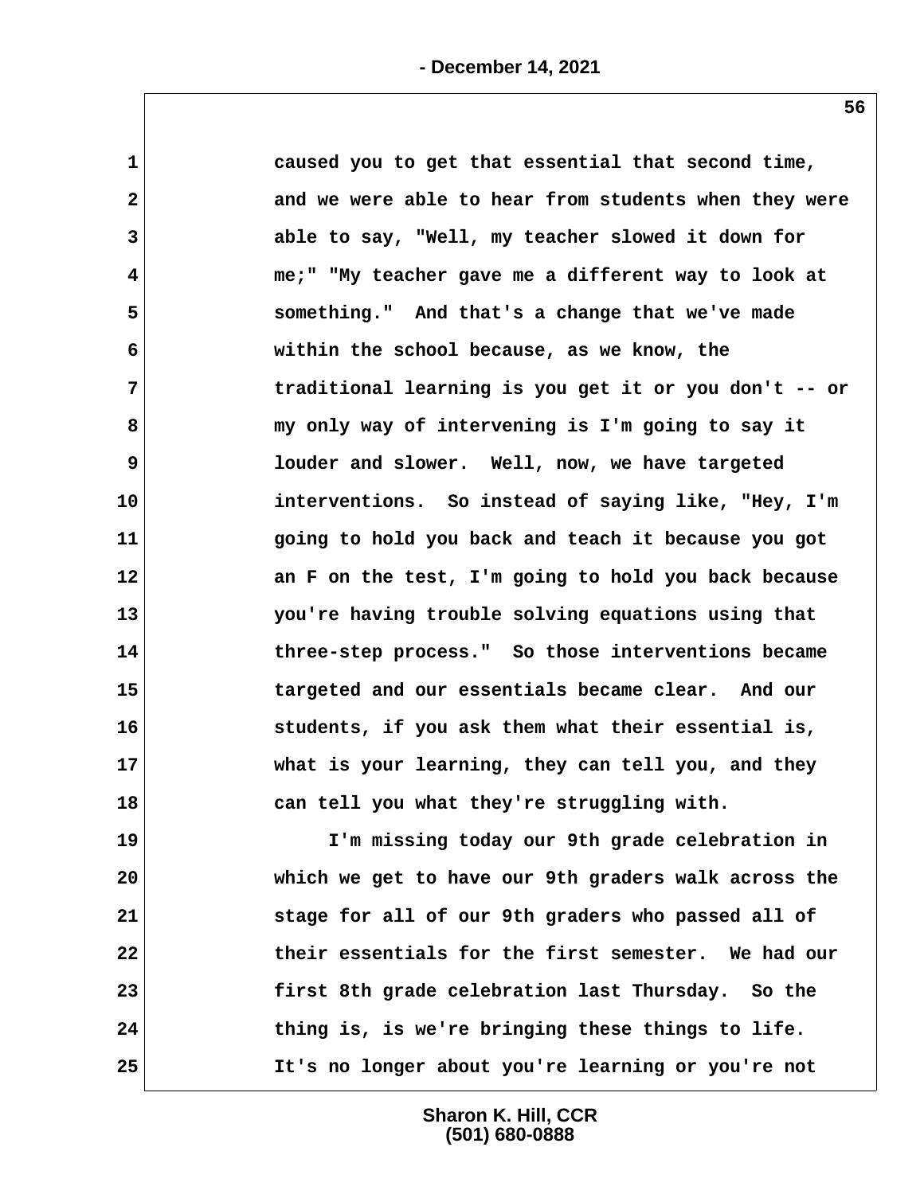1 caused you to get that essential that second time,
2 and we were able to hear from students when they were
3 able to say, "Well, my teacher slowed it down for
4 me;" "My teacher gave me a different way to look at
5 something." And that's a change that we've made
6 within the school because, as we know, the
7 traditional learning is you get it or you don't -- or
8 my only way of intervening is I'm going to say it
9 louder and slower. Well, now, we have targeted
10 interventions. So instead of saying like, "Hey, I'm
11 going to hold you back and teach it because you got
12 an F on the test, I'm going to hold you back because
13 you're having trouble solving equations using that
14 three-step process." So those interventions became
15 targeted and our essentials became clear. And our
16 students, if you ask them what their essential is,
17 what is your learning, they can tell you, and they
18 can tell you what they're struggling with.
19 I'm missing today our 9th grade celebration in
20 which we get to have our 9th graders walk across the
21 stage for all of our 9th graders who passed all of
22 their essentials for the first semester. We had our
23 first 8th grade celebration last Thursday. So the
24 thing is, is we're bringing these things to life.
25 It's no longer about you're learning or you're not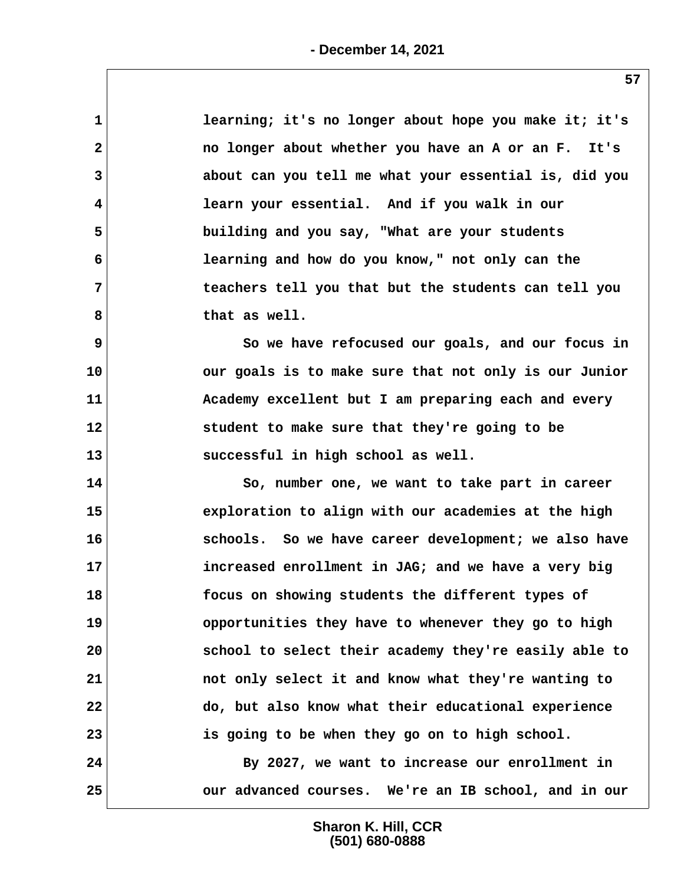learning; it's no longer about hope you make it; it's no longer about whether you have an A or an F. It's about can you tell me what your essential is, did you learn your essential. And if you walk in our building and you say, "What are your students learning and how do you know," not only can the teachers tell you that but the students can tell you that as well.

So we have refocused our goals, and our focus in our goals is to make sure that not only is our Junior Academy excellent but I am preparing each and every student to make sure that they're going to be successful in high school as well.

So, number one, we want to take part in career exploration to align with our academies at the high schools. So we have career development; we also have increased enrollment in JAG; and we have a very big focus on showing students the different types of opportunities they have to whenever they go to high school to select their academy they're easily able to not only select it and know what they're wanting to do, but also know what their educational experience is going to be when they go on to high school.

By 2027, we want to increase our enrollment in our advanced courses. We're an IB school, and in our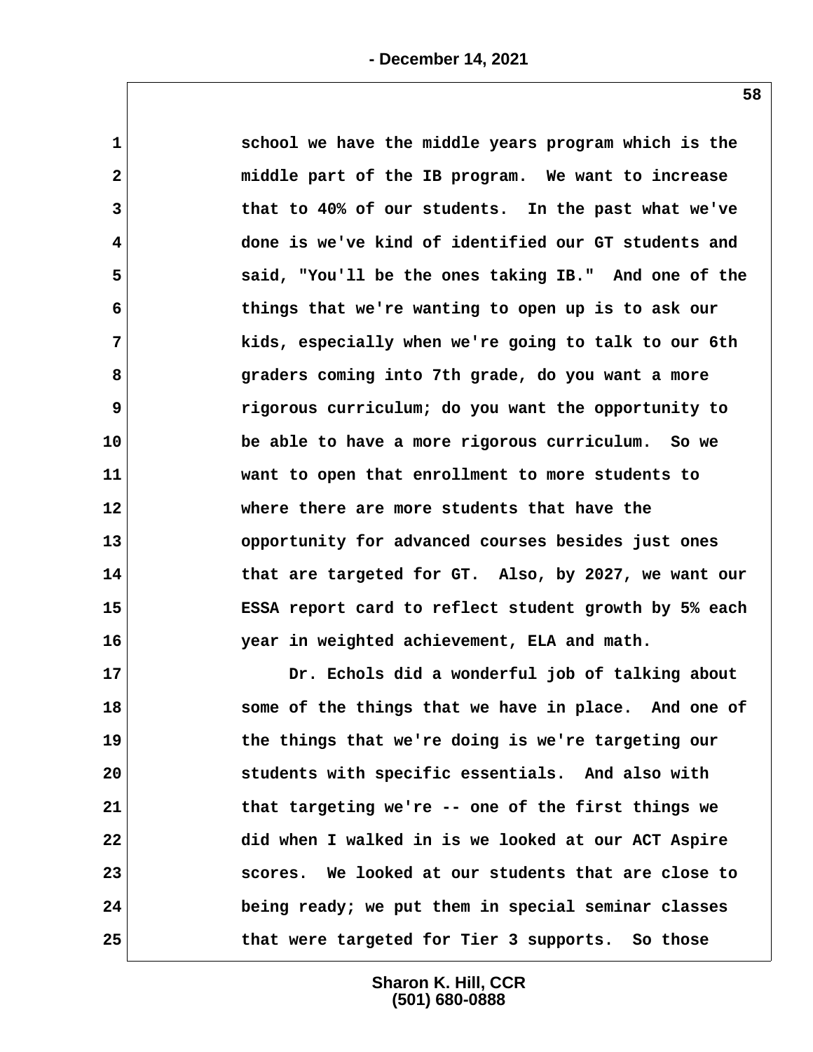school we have the middle years program which is the middle part of the IB program. We want to increase that to 40% of our students. In the past what we've done is we've kind of identified our GT students and said, "You'll be the ones taking IB." And one of the things that we're wanting to open up is to ask our kids, especially when we're going to talk to our 6th graders coming into 7th grade, do you want a more rigorous curriculum; do you want the opportunity to be able to have a more rigorous curriculum. So we want to open that enrollment to more students to where there are more students that have the opportunity for advanced courses besides just ones that are targeted for GT. Also, by 2027, we want our ESSA report card to reflect student growth by 5% each year in weighted achievement, ELA and math.

Dr. Echols did a wonderful job of talking about some of the things that we have in place. And one of the things that we're doing is we're targeting our students with specific essentials. And also with that targeting we're -- one of the first things we did when I walked in is we looked at our ACT Aspire scores. We looked at our students that are close to being ready; we put them in special seminar classes that were targeted for Tier 3 supports. So those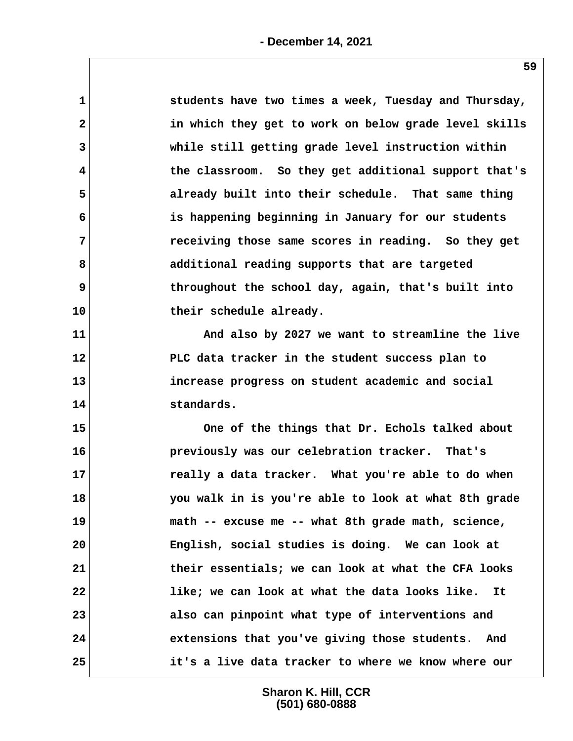students have two times a week, Tuesday and Thursday, in which they get to work on below grade level skills while still getting grade level instruction within the classroom. So they get additional support that's already built into their schedule. That same thing is happening beginning in January for our students receiving those same scores in reading. So they get additional reading supports that are targeted throughout the school day, again, that's built into their schedule already.

And also by 2027 we want to streamline the live PLC data tracker in the student success plan to increase progress on student academic and social standards.

One of the things that Dr. Echols talked about previously was our celebration tracker. That's really a data tracker. What you're able to do when you walk in is you're able to look at what 8th grade math -- excuse me -- what 8th grade math, science, English, social studies is doing. We can look at their essentials; we can look at what the CFA looks like; we can look at what the data looks like. It also can pinpoint what type of interventions and extensions that you've giving those students. And it's a live data tracker to where we know where our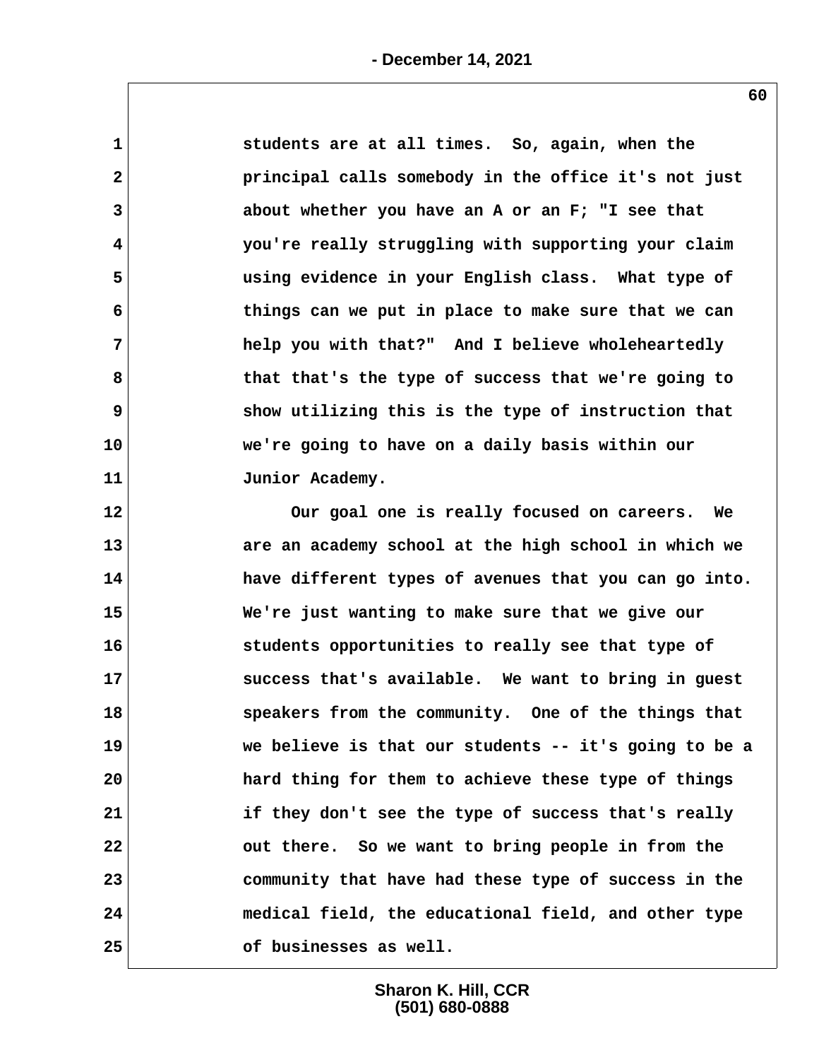students are at all times. So, again, when the principal calls somebody in the office it's not just about whether you have an A or an F; "I see that you're really struggling with supporting your claim using evidence in your English class. What type of things can we put in place to make sure that we can help you with that?" And I believe wholeheartedly that that's the type of success that we're going to show utilizing this is the type of instruction that we're going to have on a daily basis within our Junior Academy.

Our goal one is really focused on careers. We are an academy school at the high school in which we have different types of avenues that you can go into. We're just wanting to make sure that we give our students opportunities to really see that type of success that's available. We want to bring in guest speakers from the community. One of the things that we believe is that our students -- it's going to be a hard thing for them to achieve these type of things if they don't see the type of success that's really out there. So we want to bring people in from the community that have had these type of success in the medical field, the educational field, and other type of businesses as well.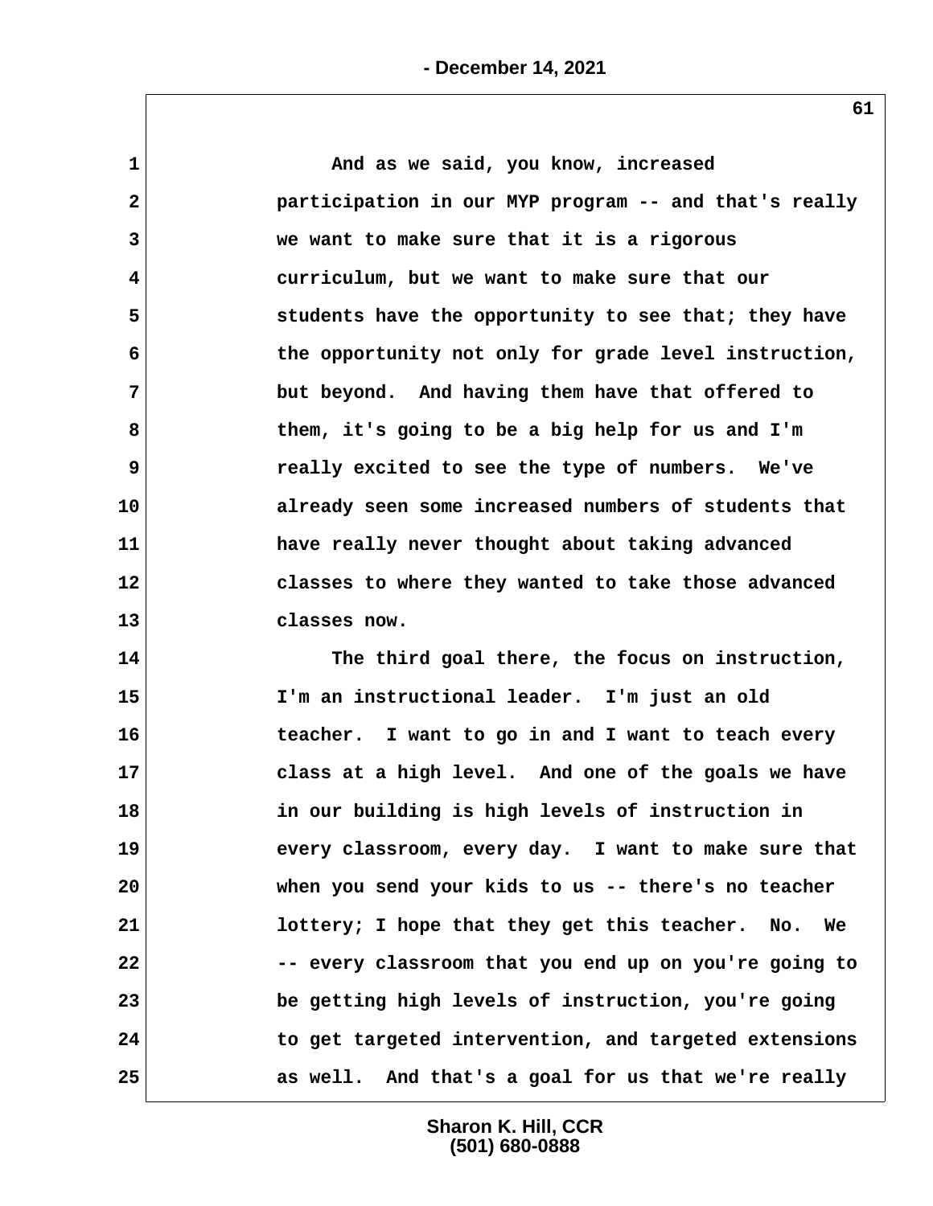And as we said, you know, increased participation in our MYP program -- and that's really we want to make sure that it is a rigorous curriculum, but we want to make sure that our students have the opportunity to see that; they have the opportunity not only for grade level instruction, but beyond. And having them have that offered to them, it's going to be a big help for us and I'm really excited to see the type of numbers. We've already seen some increased numbers of students that have really never thought about taking advanced classes to where they wanted to take those advanced classes now.

The third goal there, the focus on instruction, I'm an instructional leader. I'm just an old teacher. I want to go in and I want to teach every class at a high level. And one of the goals we have in our building is high levels of instruction in every classroom, every day. I want to make sure that when you send your kids to us -- there's no teacher lottery; I hope that they get this teacher. No. We -- every classroom that you end up on you're going to be getting high levels of instruction, you're going to get targeted intervention, and targeted extensions as well. And that's a goal for us that we're really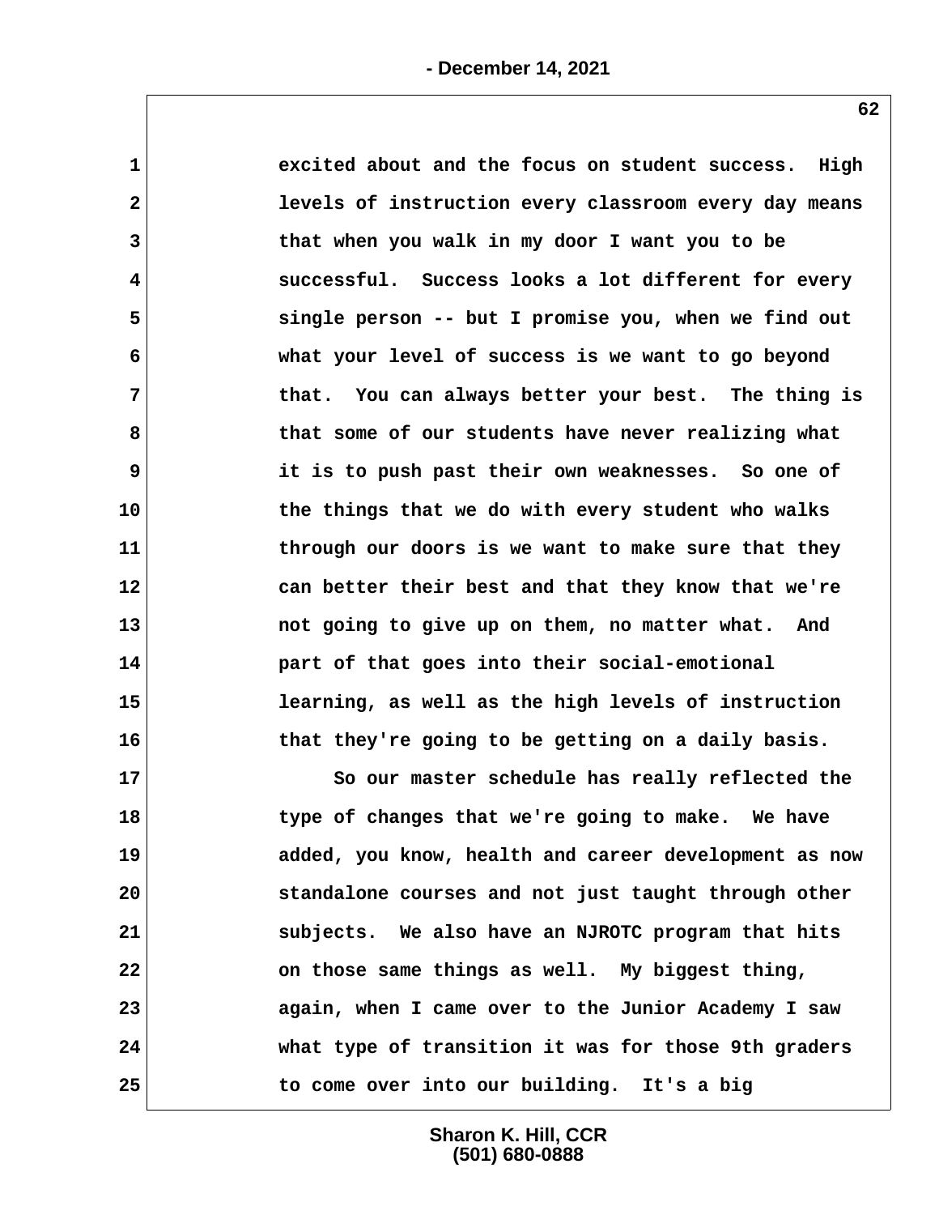excited about and the focus on student success. High levels of instruction every classroom every day means that when you walk in my door I want you to be successful. Success looks a lot different for every single person -- but I promise you, when we find out what your level of success is we want to go beyond that. You can always better your best. The thing is that some of our students have never realizing what it is to push past their own weaknesses. So one of the things that we do with every student who walks through our doors is we want to make sure that they can better their best and that they know that we're not going to give up on them, no matter what. And part of that goes into their social-emotional learning, as well as the high levels of instruction that they're going to be getting on a daily basis.

So our master schedule has really reflected the type of changes that we're going to make. We have added, you know, health and career development as now standalone courses and not just taught through other subjects. We also have an NJROTC program that hits on those same things as well. My biggest thing, again, when I came over to the Junior Academy I saw what type of transition it was for those 9th graders to come over into our building. It's a big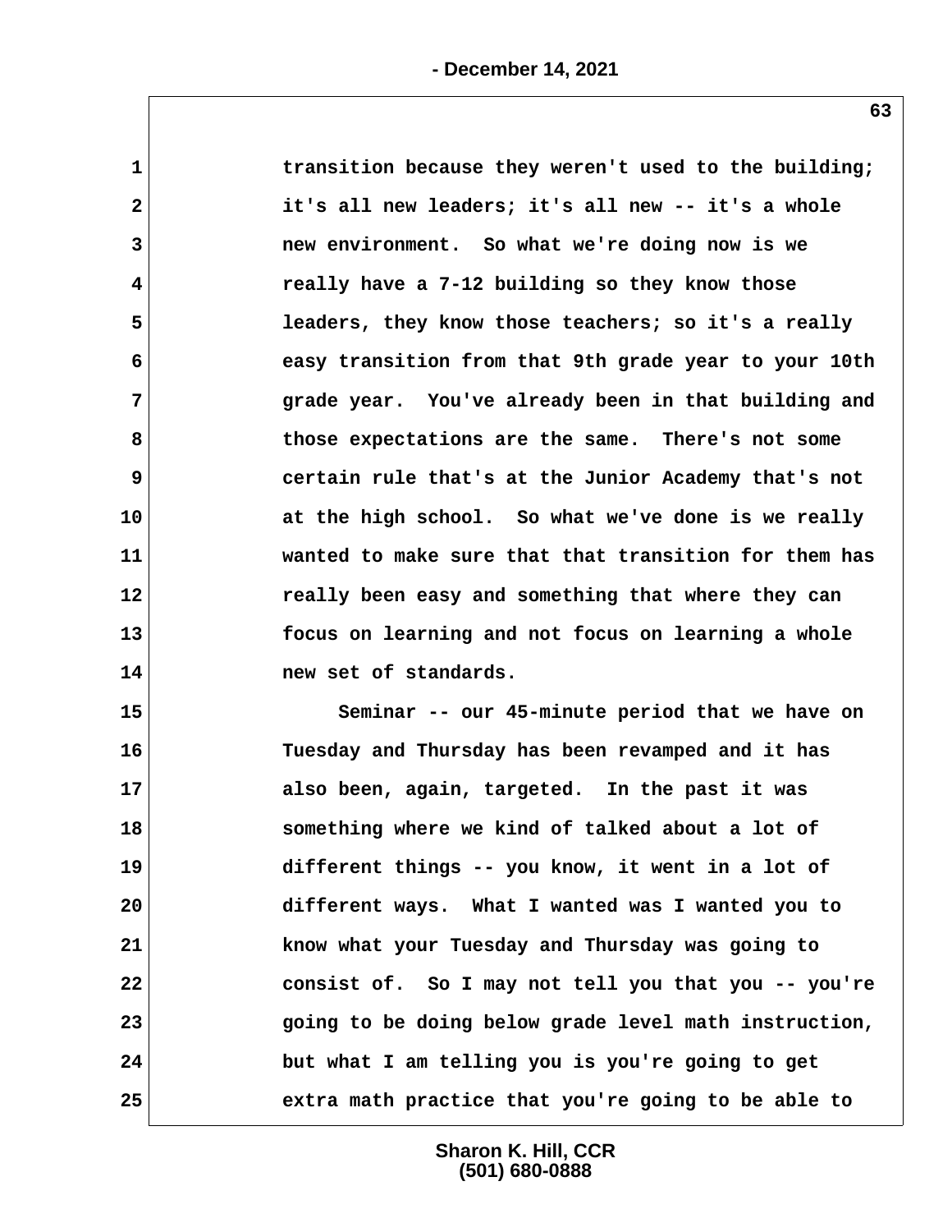transition because they weren't used to the building; it's all new leaders; it's all new -- it's a whole new environment. So what we're doing now is we really have a 7-12 building so they know those leaders, they know those teachers; so it's a really easy transition from that 9th grade year to your 10th grade year. You've already been in that building and those expectations are the same. There's not some certain rule that's at the Junior Academy that's not at the high school. So what we've done is we really wanted to make sure that that transition for them has really been easy and something that where they can focus on learning and not focus on learning a whole new set of standards.

Seminar -- our 45-minute period that we have on Tuesday and Thursday has been revamped and it has also been, again, targeted. In the past it was something where we kind of talked about a lot of different things -- you know, it went in a lot of different ways. What I wanted was I wanted you to know what your Tuesday and Thursday was going to consist of. So I may not tell you that you -- you're going to be doing below grade level math instruction, but what I am telling you is you're going to get extra math practice that you're going to be able to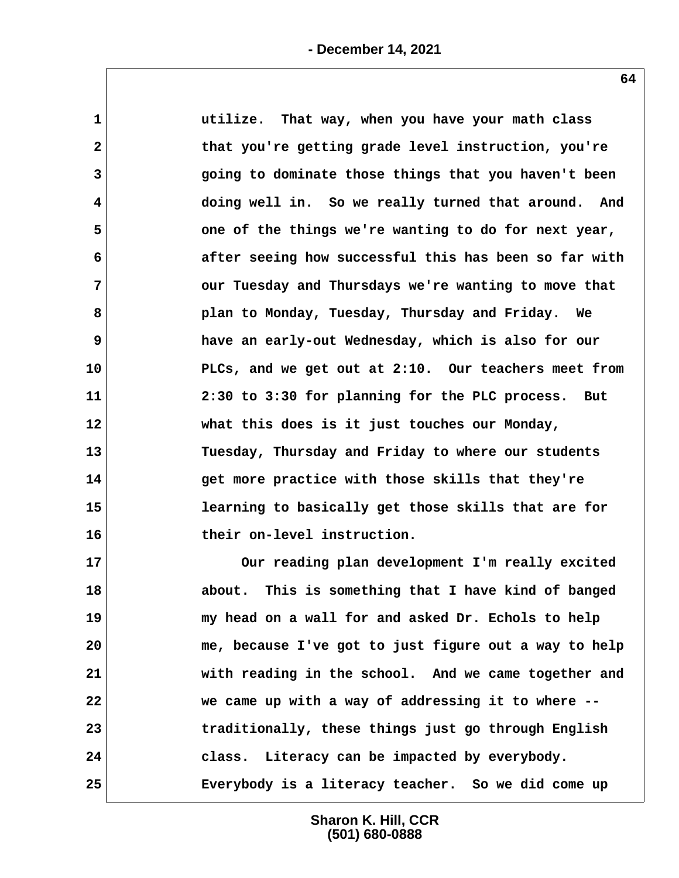utilize. That way, when you have your math class that you're getting grade level instruction, you're going to dominate those things that you haven't been doing well in. So we really turned that around. And one of the things we're wanting to do for next year, after seeing how successful this has been so far with our Tuesday and Thursdays we're wanting to move that plan to Monday, Tuesday, Thursday and Friday. We have an early-out Wednesday, which is also for our PLCs, and we get out at 2:10. Our teachers meet from 2:30 to 3:30 for planning for the PLC process. But what this does is it just touches our Monday, Tuesday, Thursday and Friday to where our students get more practice with those skills that they're learning to basically get those skills that are for their on-level instruction.

Our reading plan development I'm really excited about. This is something that I have kind of banged my head on a wall for and asked Dr. Echols to help me, because I've got to just figure out a way to help with reading in the school. And we came together and we came up with a way of addressing it to where -- traditionally, these things just go through English class. Literacy can be impacted by everybody. Everybody is a literacy teacher. So we did come up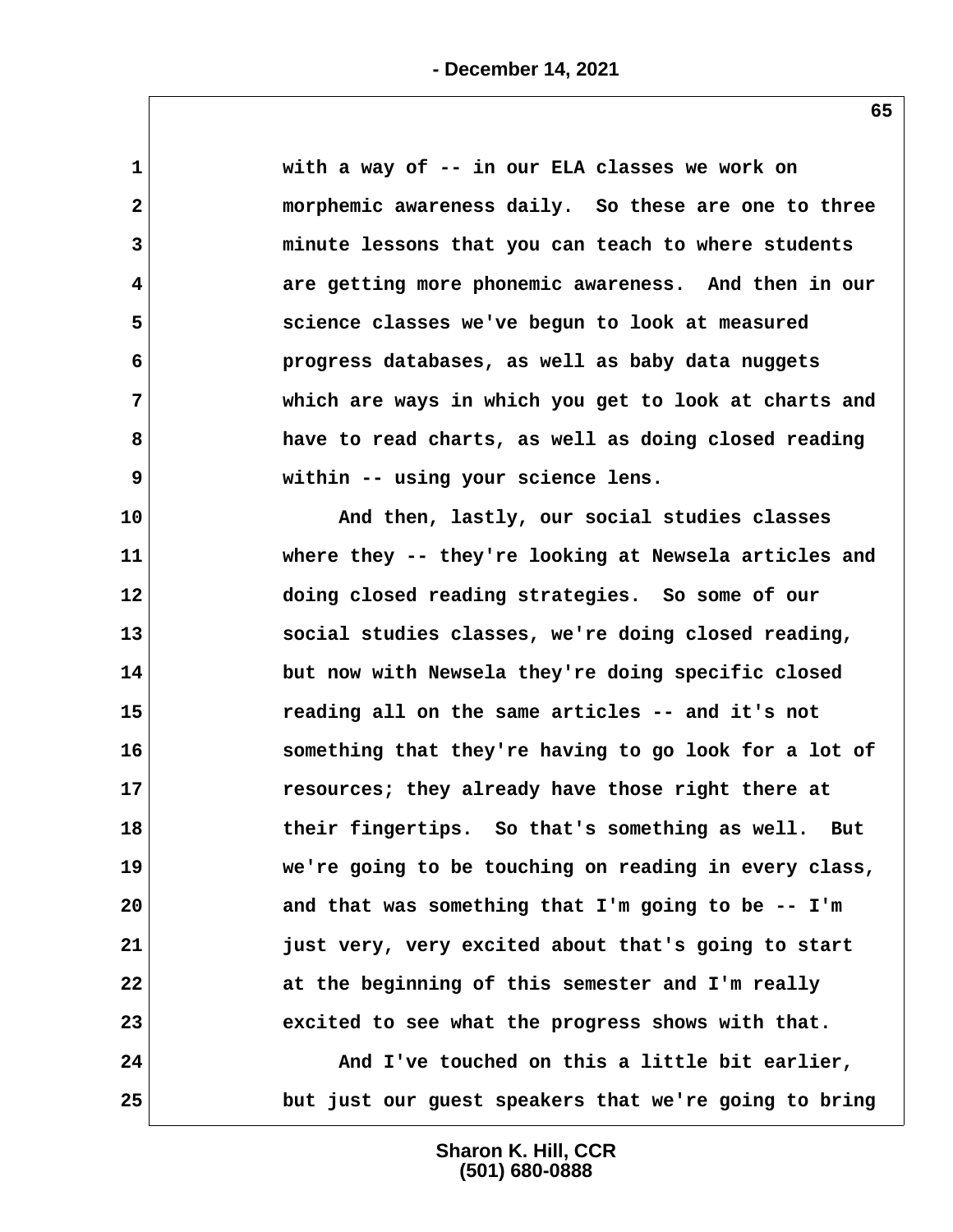with a way of -- in our ELA classes we work on morphemic awareness daily. So these are one to three minute lessons that you can teach to where students are getting more phonemic awareness. And then in our science classes we've begun to look at measured progress databases, as well as baby data nuggets which are ways in which you get to look at charts and have to read charts, as well as doing closed reading within -- using your science lens.

And then, lastly, our social studies classes where they -- they're looking at Newsela articles and doing closed reading strategies. So some of our social studies classes, we're doing closed reading, but now with Newsela they're doing specific closed reading all on the same articles -- and it's not something that they're having to go look for a lot of resources; they already have those right there at their fingertips. So that's something as well. But we're going to be touching on reading in every class, and that was something that I'm going to be -- I'm just very, very excited about that's going to start at the beginning of this semester and I'm really excited to see what the progress shows with that.

And I've touched on this a little bit earlier, but just our guest speakers that we're going to bring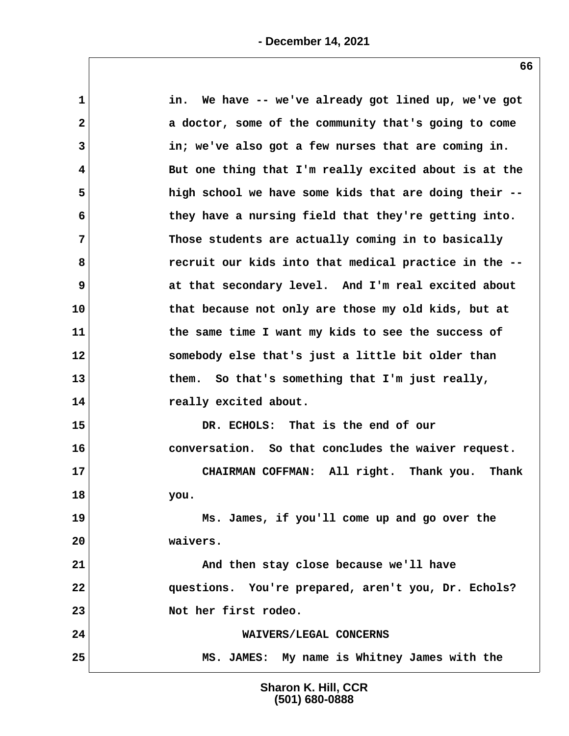in. We have -- we've already got lined up, we've got a doctor, some of the community that's going to come in; we've also got a few nurses that are coming in. But one thing that I'm really excited about is at the high school we have some kids that are doing their -- they have a nursing field that they're getting into. Those students are actually coming in to basically recruit our kids into that medical practice in the -- at that secondary level. And I'm real excited about that because not only are those my old kids, but at the same time I want my kids to see the success of somebody else that's just a little bit older than them. So that's something that I'm just really, really excited about.

DR. ECHOLS: That is the end of our conversation. So that concludes the waiver request.

CHAIRMAN COFFMAN: All right. Thank you. Thank you.

Ms. James, if you'll come up and go over the waivers.

And then stay close because we'll have questions. You're prepared, aren't you, Dr. Echols? Not her first rodeo.

WAIVERS/LEGAL CONCERNS

MS. JAMES: My name is Whitney James with the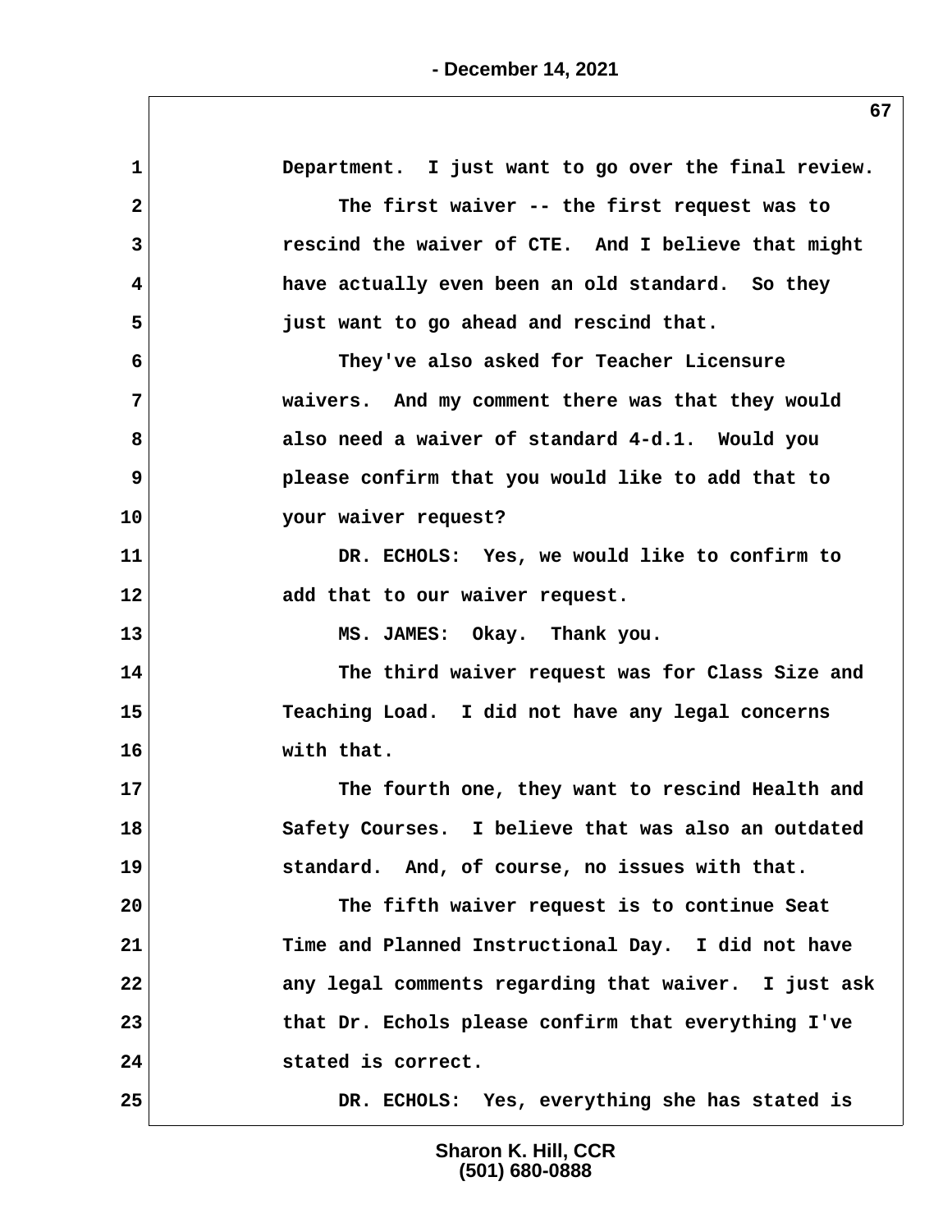Department. I just want to go over the final review.

The first waiver -- the first request was to rescind the waiver of CTE. And I believe that might have actually even been an old standard. So they just want to go ahead and rescind that.

They've also asked for Teacher Licensure waivers. And my comment there was that they would also need a waiver of standard 4-d.1. Would you please confirm that you would like to add that to your waiver request?

DR. ECHOLS: Yes, we would like to confirm to add that to our waiver request.

MS. JAMES: Okay. Thank you.

The third waiver request was for Class Size and Teaching Load. I did not have any legal concerns with that.

The fourth one, they want to rescind Health and Safety Courses. I believe that was also an outdated standard. And, of course, no issues with that.

The fifth waiver request is to continue Seat Time and Planned Instructional Day. I did not have any legal comments regarding that waiver. I just ask that Dr. Echols please confirm that everything I've stated is correct.

DR. ECHOLS: Yes, everything she has stated is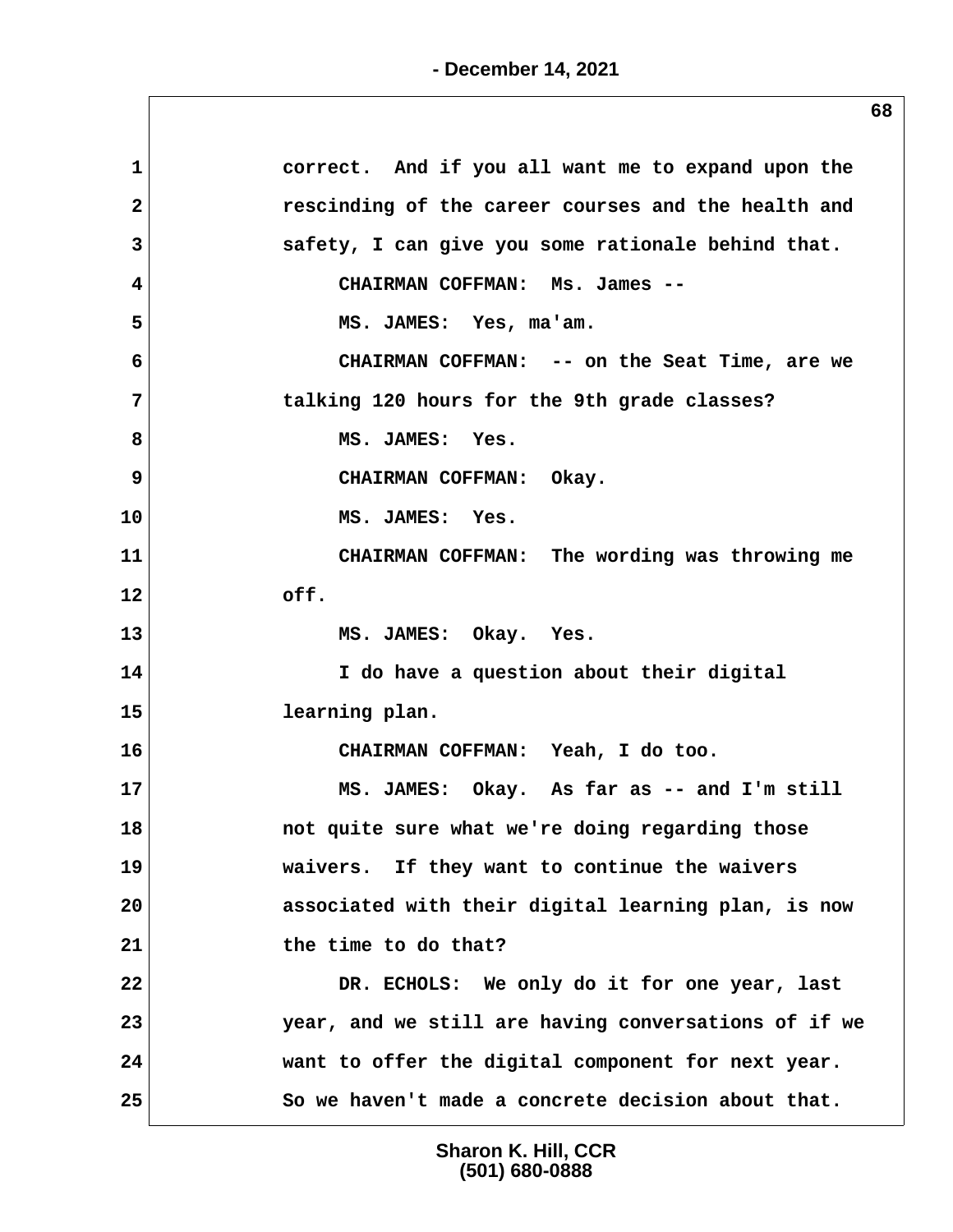correct. And if you all want me to expand upon the rescinding of the career courses and the health and safety, I can give you some rationale behind that.

CHAIRMAN COFFMAN: Ms. James --

MS. JAMES: Yes, ma'am.

CHAIRMAN COFFMAN: -- on the Seat Time, are we talking 120 hours for the 9th grade classes?

MS. JAMES: Yes.

CHAIRMAN COFFMAN: Okay.

MS. JAMES: Yes.

CHAIRMAN COFFMAN: The wording was throwing me off.

MS. JAMES: Okay. Yes.

I do have a question about their digital learning plan.

CHAIRMAN COFFMAN: Yeah, I do too.

MS. JAMES: Okay. As far as -- and I'm still not quite sure what we're doing regarding those waivers. If they want to continue the waivers associated with their digital learning plan, is now the time to do that?

DR. ECHOLS: We only do it for one year, last year, and we still are having conversations of if we want to offer the digital component for next year. So we haven't made a concrete decision about that.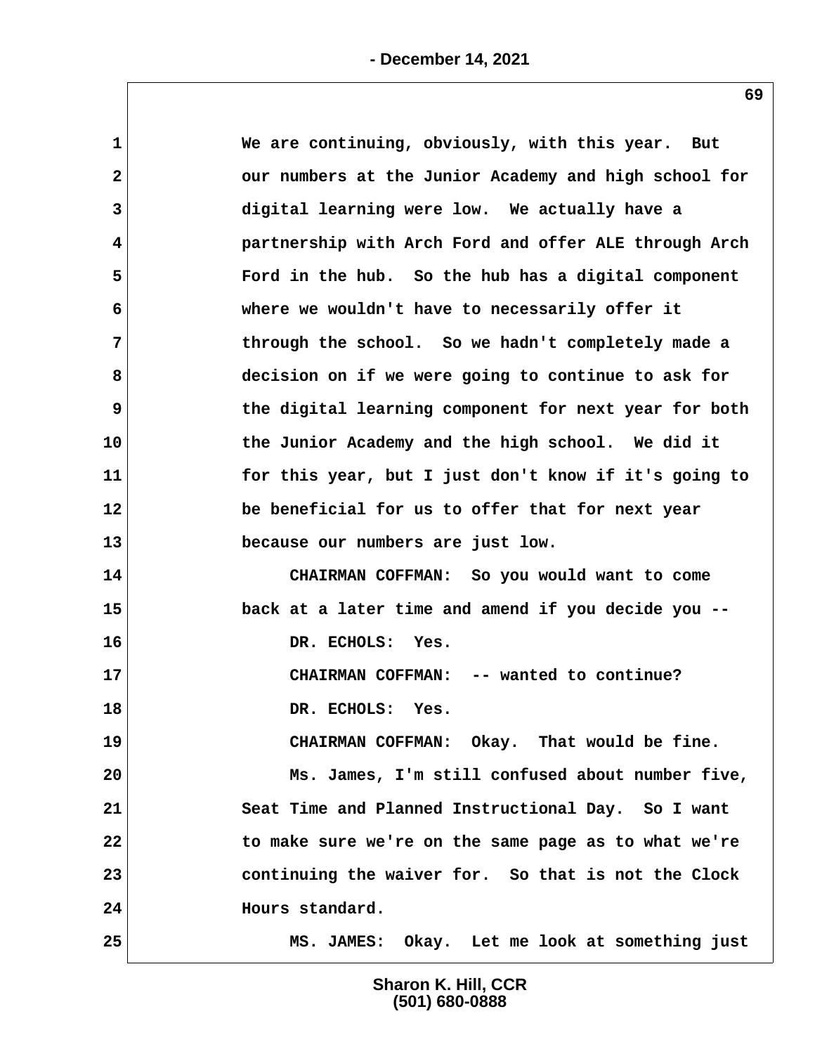We are continuing, obviously, with this year. But our numbers at the Junior Academy and high school for digital learning were low. We actually have a partnership with Arch Ford and offer ALE through Arch Ford in the hub. So the hub has a digital component where we wouldn't have to necessarily offer it through the school. So we hadn't completely made a decision on if we were going to continue to ask for the digital learning component for next year for both the Junior Academy and the high school. We did it for this year, but I just don't know if it's going to be beneficial for us to offer that for next year because our numbers are just low.

CHAIRMAN COFFMAN: So you would want to come back at a later time and amend if you decide you --

DR. ECHOLS: Yes.

CHAIRMAN COFFMAN: -- wanted to continue?

DR. ECHOLS: Yes.

CHAIRMAN COFFMAN: Okay. That would be fine.

Ms. James, I'm still confused about number five, Seat Time and Planned Instructional Day. So I want to make sure we're on the same page as to what we're continuing the waiver for. So that is not the Clock Hours standard.

MS. JAMES: Okay. Let me look at something just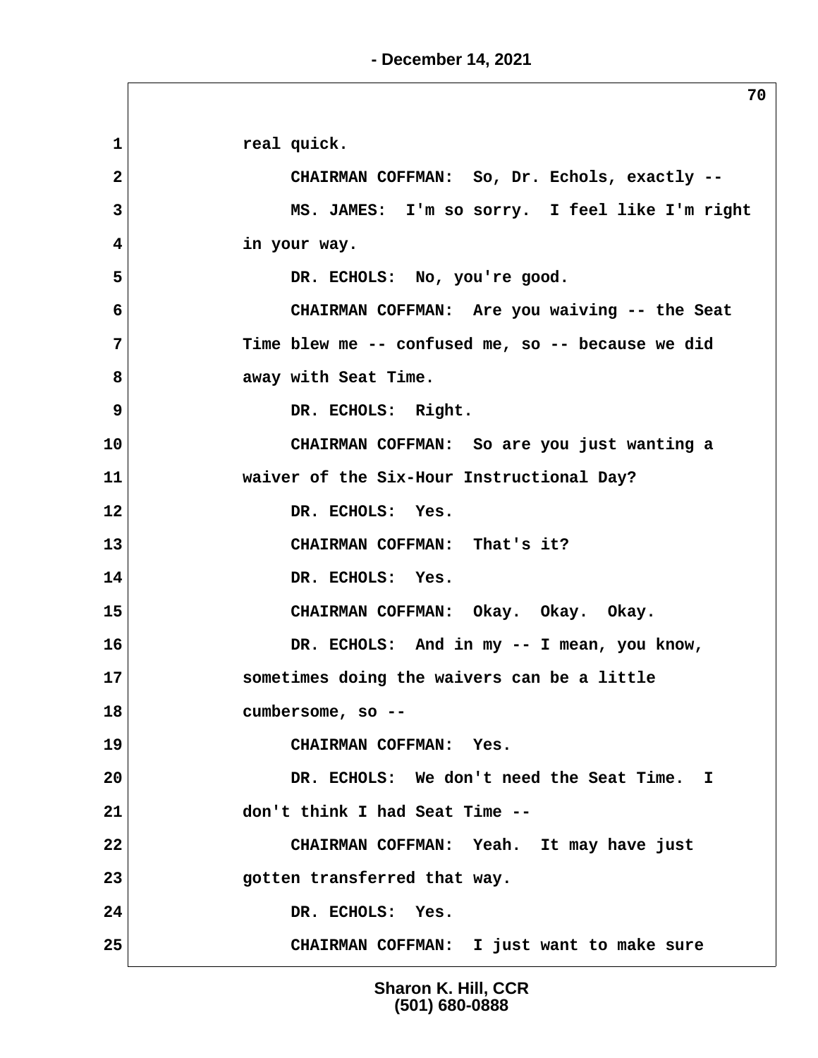real quick.

CHAIRMAN COFFMAN: So, Dr. Echols, exactly --

MS. JAMES: I'm so sorry. I feel like I'm right in your way.

DR. ECHOLS: No, you're good.

CHAIRMAN COFFMAN: Are you waiving -- the Seat Time blew me -- confused me, so -- because we did away with Seat Time.

DR. ECHOLS: Right.

CHAIRMAN COFFMAN: So are you just wanting a waiver of the Six-Hour Instructional Day?

DR. ECHOLS: Yes.

CHAIRMAN COFFMAN: That's it?

DR. ECHOLS: Yes.

CHAIRMAN COFFMAN: Okay. Okay. Okay.

DR. ECHOLS: And in my -- I mean, you know, sometimes doing the waivers can be a little cumbersome, so --

CHAIRMAN COFFMAN: Yes.

DR. ECHOLS: We don't need the Seat Time. I don't think I had Seat Time --

CHAIRMAN COFFMAN: Yeah. It may have just gotten transferred that way.

DR. ECHOLS: Yes.

CHAIRMAN COFFMAN: I just want to make sure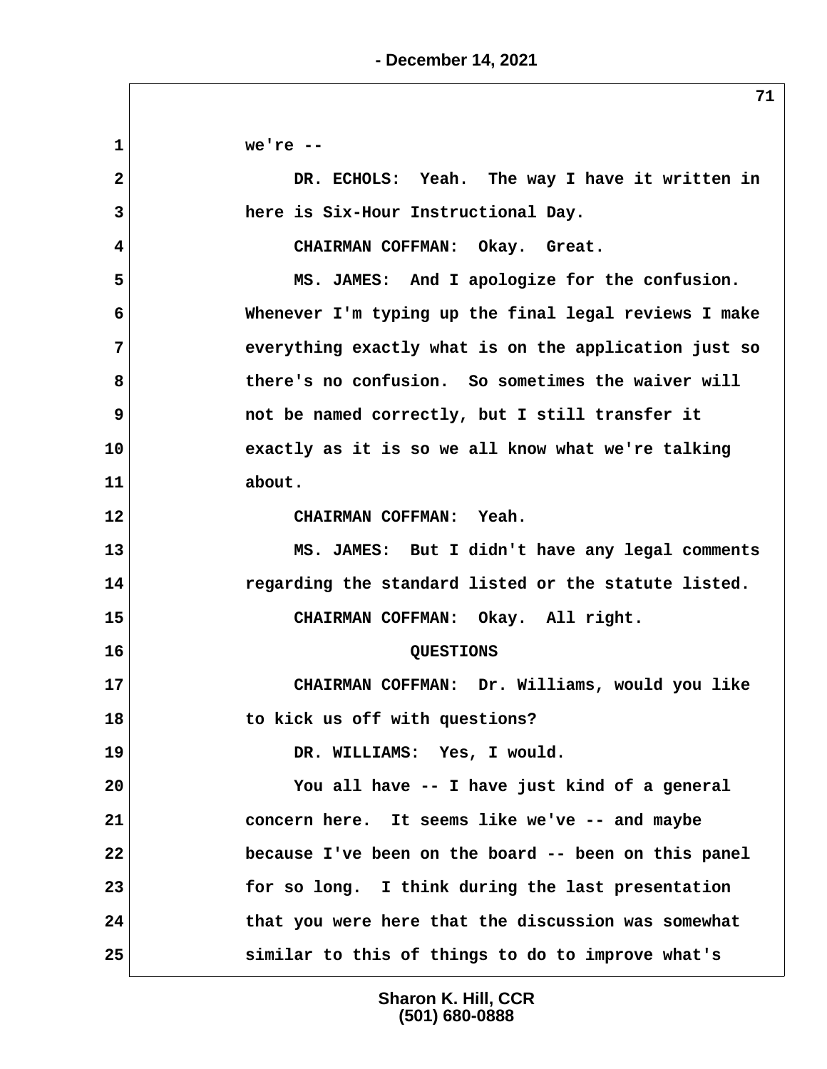we're --

DR. ECHOLS: Yeah. The way I have it written in here is Six-Hour Instructional Day.

CHAIRMAN COFFMAN: Okay. Great.

MS. JAMES: And I apologize for the confusion. Whenever I'm typing up the final legal reviews I make everything exactly what is on the application just so there's no confusion. So sometimes the waiver will not be named correctly, but I still transfer it exactly as it is so we all know what we're talking about.

CHAIRMAN COFFMAN: Yeah.

MS. JAMES: But I didn't have any legal comments regarding the standard listed or the statute listed.

CHAIRMAN COFFMAN: Okay. All right.

QUESTIONS

CHAIRMAN COFFMAN: Dr. Williams, would you like to kick us off with questions?

DR. WILLIAMS: Yes, I would.

You all have -- I have just kind of a general concern here. It seems like we've -- and maybe because I've been on the board -- been on this panel for so long. I think during the last presentation that you were here that the discussion was somewhat similar to this of things to do to improve what's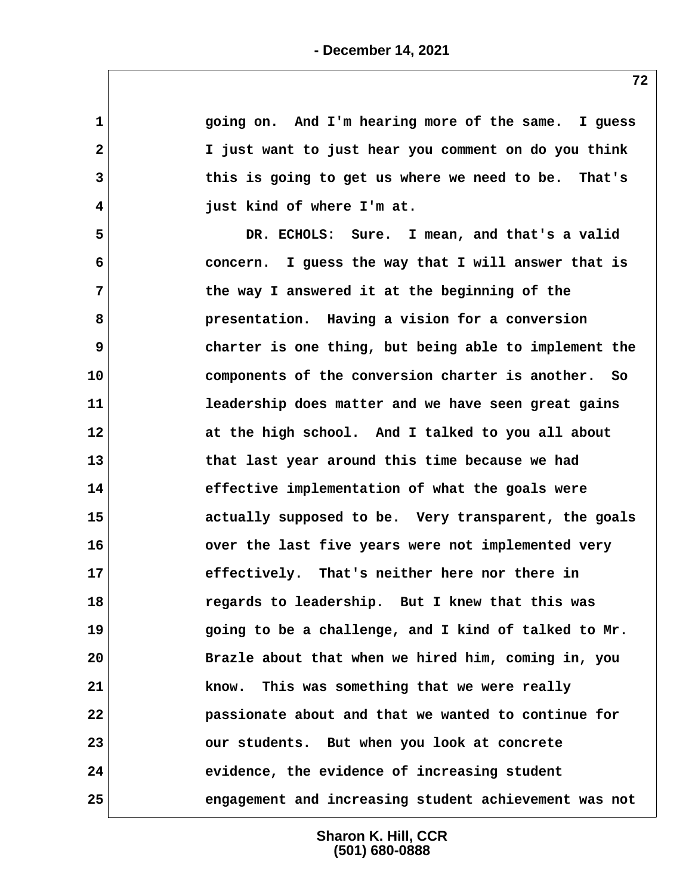going on. And I'm hearing more of the same. I guess I just want to just hear you comment on do you think this is going to get us where we need to be. That's just kind of where I'm at.

DR. ECHOLS: Sure. I mean, and that's a valid concern. I guess the way that I will answer that is the way I answered it at the beginning of the presentation. Having a vision for a conversion charter is one thing, but being able to implement the components of the conversion charter is another. So leadership does matter and we have seen great gains at the high school. And I talked to you all about that last year around this time because we had effective implementation of what the goals were actually supposed to be. Very transparent, the goals over the last five years were not implemented very effectively. That's neither here nor there in regards to leadership. But I knew that this was going to be a challenge, and I kind of talked to Mr. Brazle about that when we hired him, coming in, you know. This was something that we were really passionate about and that we wanted to continue for our students. But when you look at concrete evidence, the evidence of increasing student engagement and increasing student achievement was not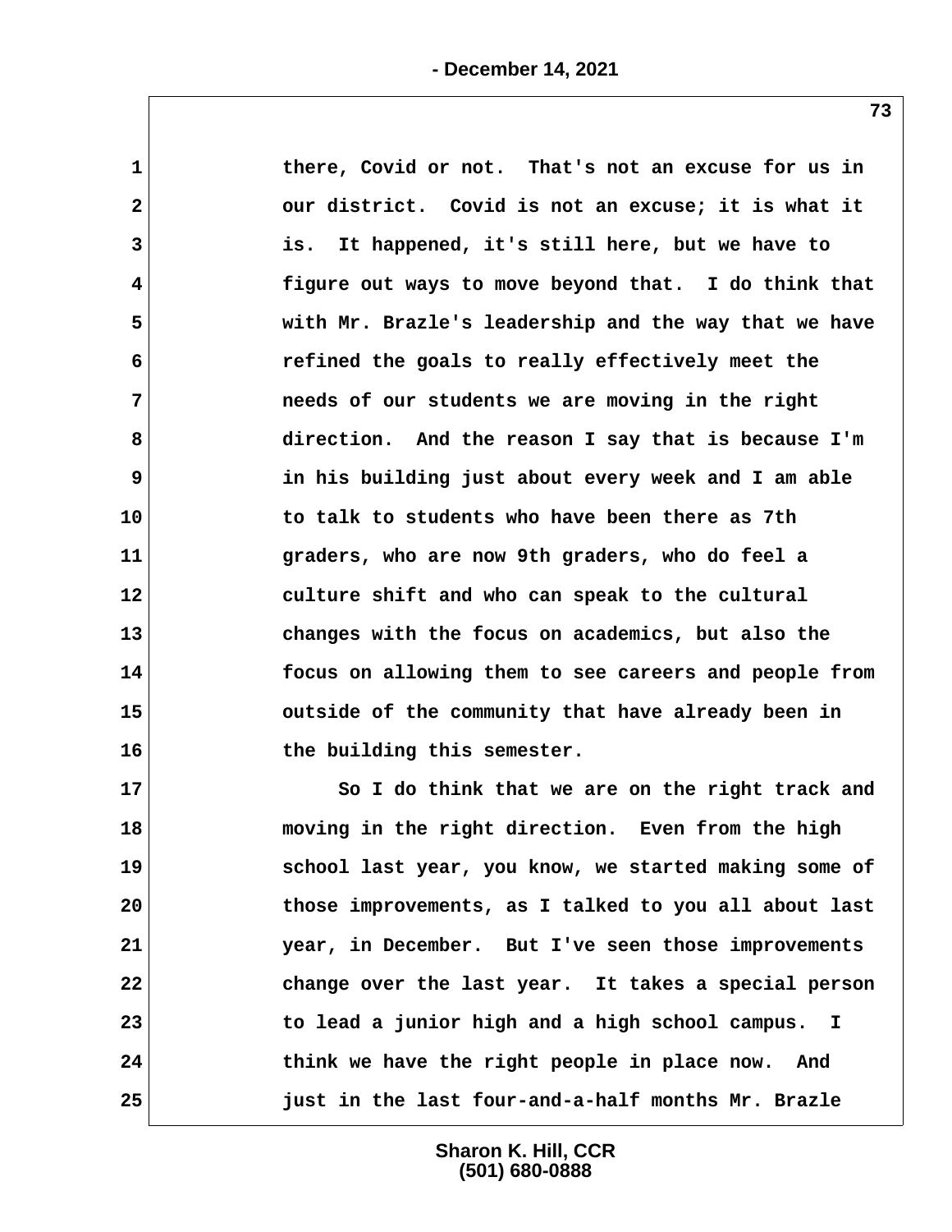there, Covid or not. That's not an excuse for us in our district. Covid is not an excuse; it is what it is. It happened, it's still here, but we have to figure out ways to move beyond that. I do think that with Mr. Brazle's leadership and the way that we have refined the goals to really effectively meet the needs of our students we are moving in the right direction. And the reason I say that is because I'm in his building just about every week and I am able to talk to students who have been there as 7th graders, who are now 9th graders, who do feel a culture shift and who can speak to the cultural changes with the focus on academics, but also the focus on allowing them to see careers and people from outside of the community that have already been in the building this semester.

So I do think that we are on the right track and moving in the right direction. Even from the high school last year, you know, we started making some of those improvements, as I talked to you all about last year, in December. But I've seen those improvements change over the last year. It takes a special person to lead a junior high and a high school campus. I think we have the right people in place now. And just in the last four-and-a-half months Mr. Brazle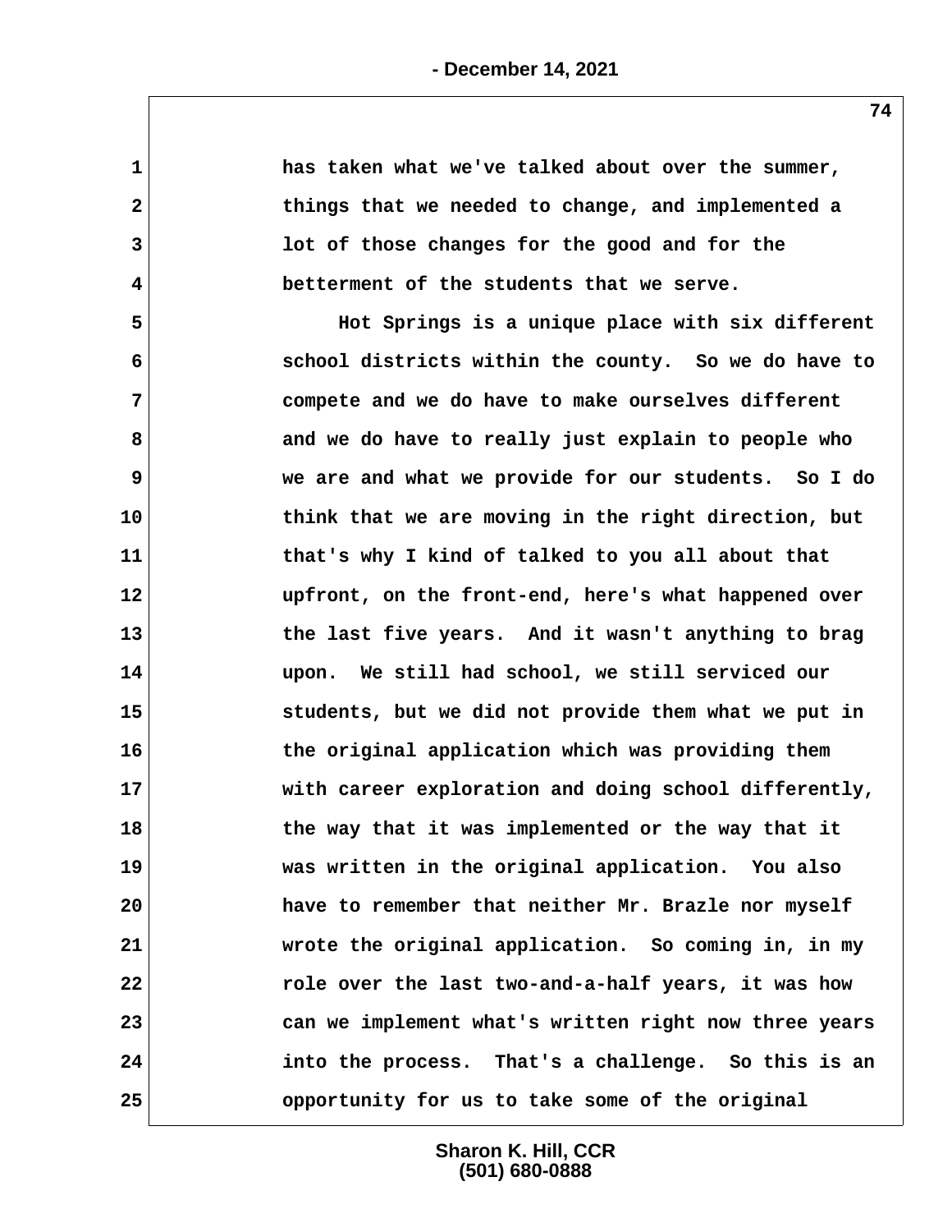has taken what we've talked about over the summer, things that we needed to change, and implemented a lot of those changes for the good and for the betterment of the students that we serve.

Hot Springs is a unique place with six different school districts within the county. So we do have to compete and we do have to make ourselves different and we do have to really just explain to people who we are and what we provide for our students. So I do think that we are moving in the right direction, but that's why I kind of talked to you all about that upfront, on the front-end, here's what happened over the last five years. And it wasn't anything to brag upon. We still had school, we still serviced our students, but we did not provide them what we put in the original application which was providing them with career exploration and doing school differently, the way that it was implemented or the way that it was written in the original application. You also have to remember that neither Mr. Brazle nor myself wrote the original application. So coming in, in my role over the last two-and-a-half years, it was how can we implement what's written right now three years into the process. That's a challenge. So this is an opportunity for us to take some of the original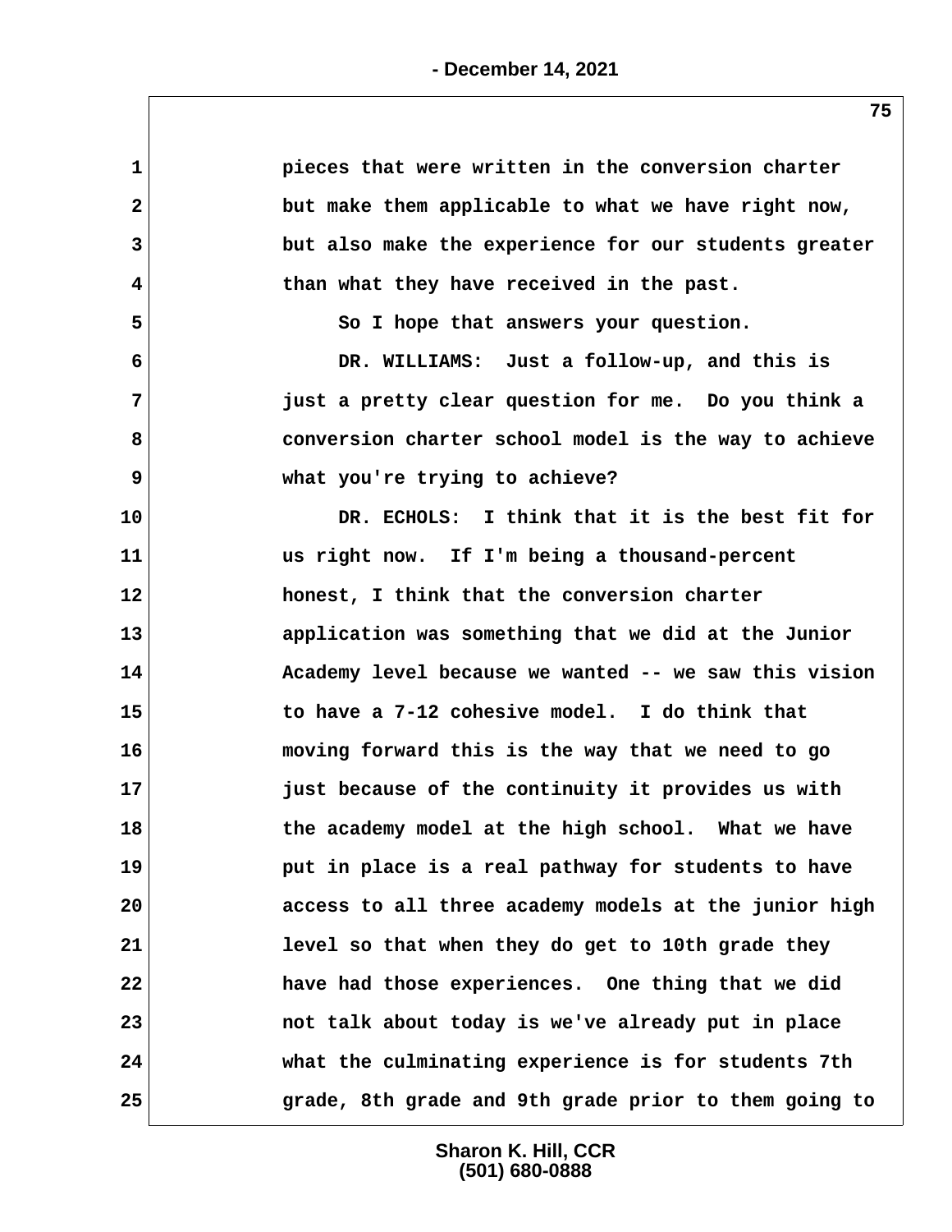pieces that were written in the conversion charter but make them applicable to what we have right now, but also make the experience for our students greater than what they have received in the past.

So I hope that answers your question.

DR. WILLIAMS: Just a follow-up, and this is just a pretty clear question for me. Do you think a conversion charter school model is the way to achieve what you're trying to achieve?

DR. ECHOLS: I think that it is the best fit for us right now. If I'm being a thousand-percent honest, I think that the conversion charter application was something that we did at the Junior Academy level because we wanted -- we saw this vision to have a 7-12 cohesive model. I do think that moving forward this is the way that we need to go just because of the continuity it provides us with the academy model at the high school. What we have put in place is a real pathway for students to have access to all three academy models at the junior high level so that when they do get to 10th grade they have had those experiences. One thing that we did not talk about today is we've already put in place what the culminating experience is for students 7th grade, 8th grade and 9th grade prior to them going to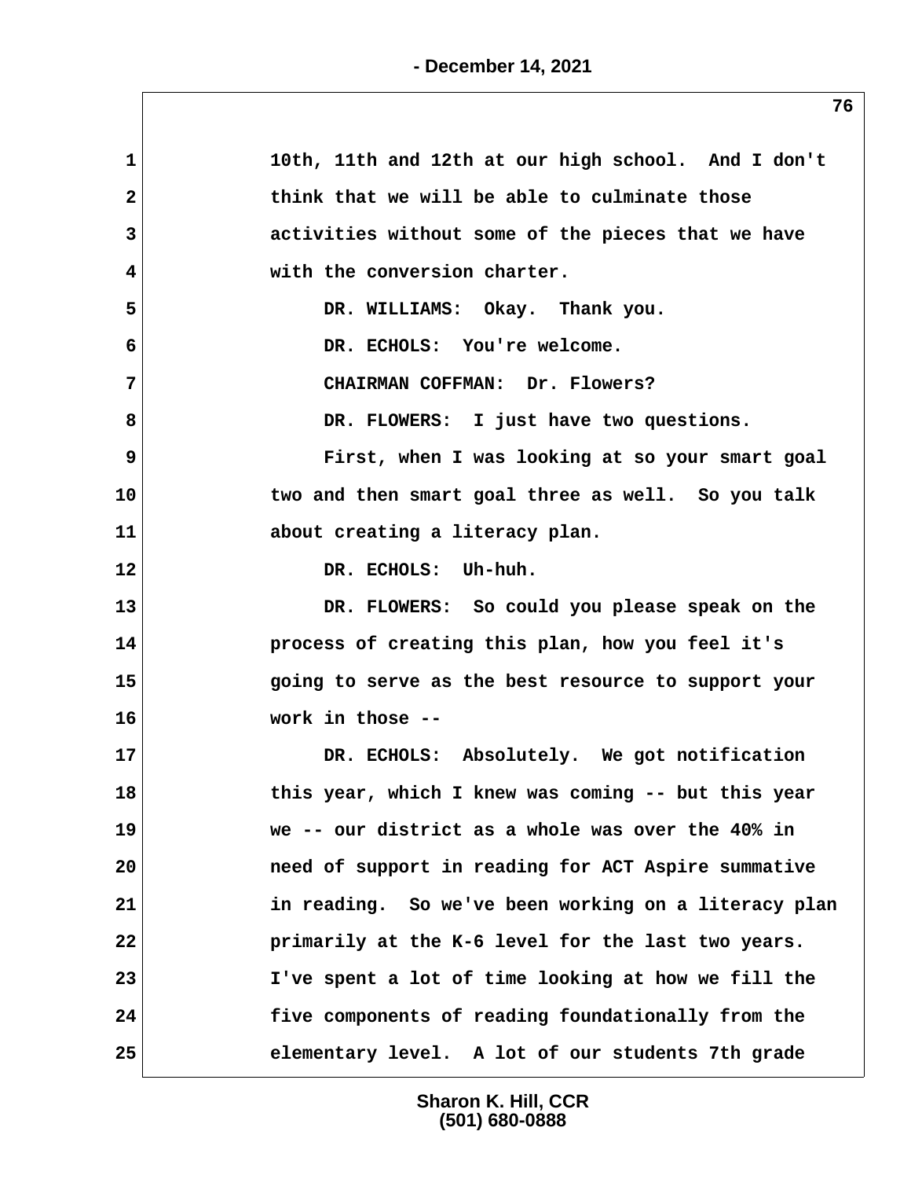1 10th, 11th and 12th at our high school. And I don't
2 think that we will be able to culminate those
3 activities without some of the pieces that we have
4 with the conversion charter.

5 DR. WILLIAMS: Okay. Thank you.

6 DR. ECHOLS: You're welcome.

7 CHAIRMAN COFFMAN: Dr. Flowers?

8 DR. FLOWERS: I just have two questions.

9 First, when I was looking at so your smart goal
10 two and then smart goal three as well. So you talk
11 about creating a literacy plan.

12 DR. ECHOLS: Uh-huh.

13 DR. FLOWERS: So could you please speak on the
14 process of creating this plan, how you feel it's
15 going to serve as the best resource to support your
16 work in those --

17 DR. ECHOLS: Absolutely. We got notification
18 this year, which I knew was coming -- but this year
19 we -- our district as a whole was over the 40% in
20 need of support in reading for ACT Aspire summative
21 in reading. So we've been working on a literacy plan
22 primarily at the K-6 level for the last two years.
23 I've spent a lot of time looking at how we fill the
24 five components of reading foundationally from the
25 elementary level. A lot of our students 7th grade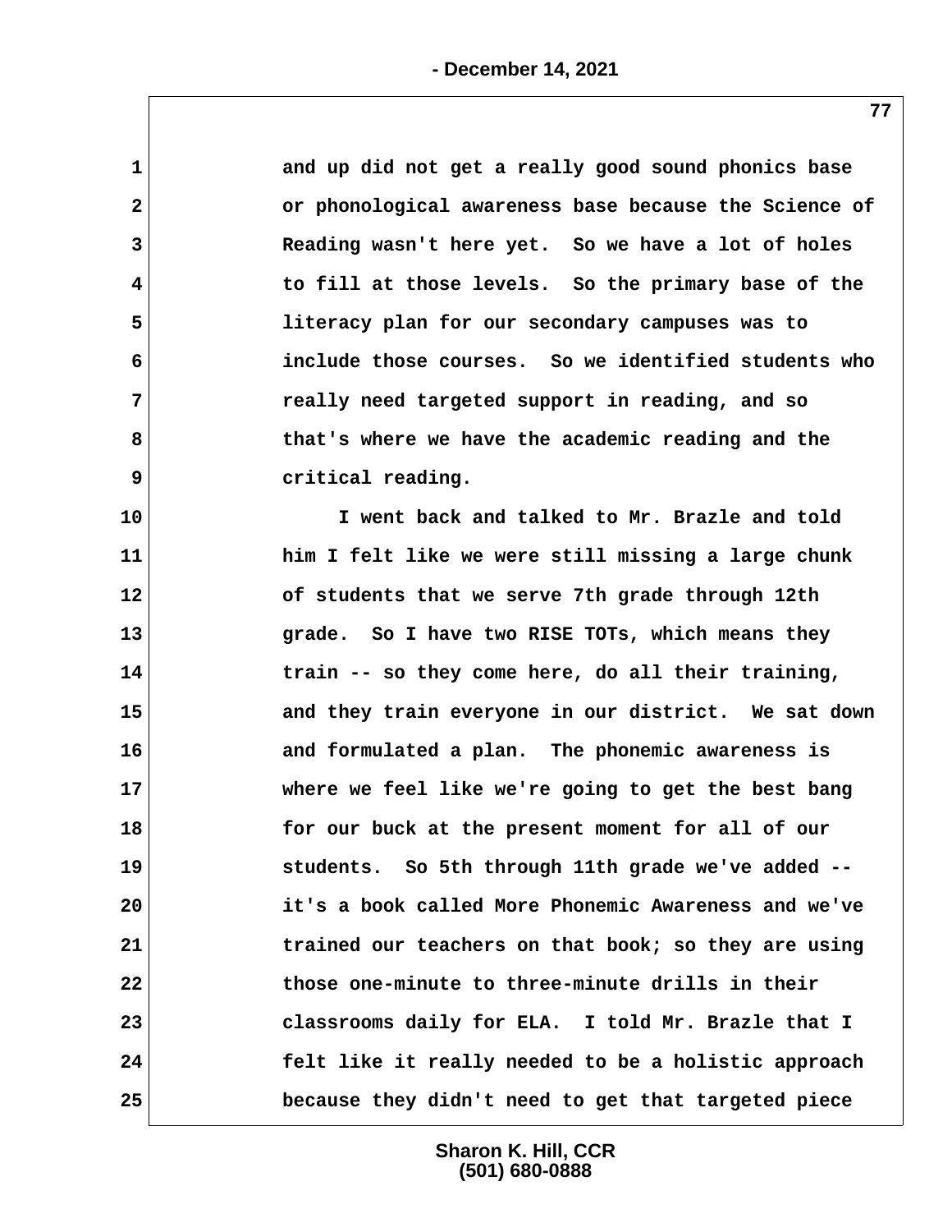and up did not get a really good sound phonics base or phonological awareness base because the Science of Reading wasn't here yet. So we have a lot of holes to fill at those levels. So the primary base of the literacy plan for our secondary campuses was to include those courses. So we identified students who really need targeted support in reading, and so that's where we have the academic reading and the critical reading.

I went back and talked to Mr. Brazle and told him I felt like we were still missing a large chunk of students that we serve 7th grade through 12th grade. So I have two RISE TOTs, which means they train -- so they come here, do all their training, and they train everyone in our district. We sat down and formulated a plan. The phonemic awareness is where we feel like we're going to get the best bang for our buck at the present moment for all of our students. So 5th through 11th grade we've added -- it's a book called More Phonemic Awareness and we've trained our teachers on that book; so they are using those one-minute to three-minute drills in their classrooms daily for ELA. I told Mr. Brazle that I felt like it really needed to be a holistic approach because they didn't need to get that targeted piece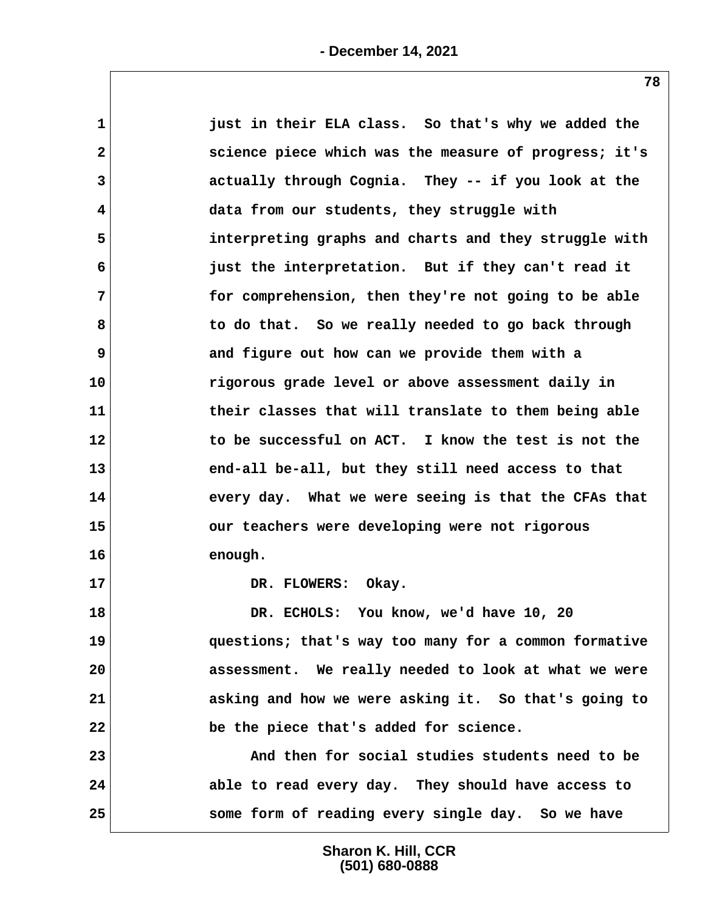1 just in their ELA class. So that's why we added the
2 science piece which was the measure of progress; it's
3 actually through Cognia. They -- if you look at the
4 data from our students, they struggle with
5 interpreting graphs and charts and they struggle with
6 just the interpretation. But if they can't read it
7 for comprehension, then they're not going to be able
8 to do that. So we really needed to go back through
9 and figure out how can we provide them with a
10 rigorous grade level or above assessment daily in
11 their classes that will translate to them being able
12 to be successful on ACT. I know the test is not the
13 end-all be-all, but they still need access to that
14 every day. What we were seeing is that the CFAs that
15 our teachers were developing were not rigorous
16 enough.
17 DR. FLOWERS: Okay.
18 DR. ECHOLS: You know, we'd have 10, 20
19 questions; that's way too many for a common formative
20 assessment. We really needed to look at what we were
21 asking and how we were asking it. So that's going to
22 be the piece that's added for science.
23 And then for social studies students need to be
24 able to read every day. They should have access to
25 some form of reading every single day. So we have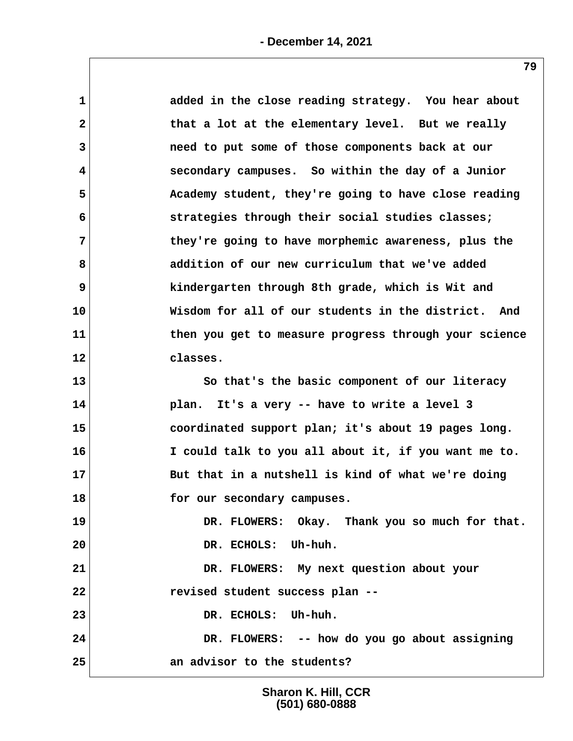added in the close reading strategy. You hear about that a lot at the elementary level. But we really need to put some of those components back at our secondary campuses. So within the day of a Junior Academy student, they're going to have close reading strategies through their social studies classes; they're going to have morphemic awareness, plus the addition of our new curriculum that we've added kindergarten through 8th grade, which is Wit and Wisdom for all of our students in the district. And then you get to measure progress through your science classes.

So that's the basic component of our literacy plan. It's a very -- have to write a level 3 coordinated support plan; it's about 19 pages long. I could talk to you all about it, if you want me to. But that in a nutshell is kind of what we're doing for our secondary campuses.

DR. FLOWERS: Okay. Thank you so much for that.

DR. ECHOLS: Uh-huh.

DR. FLOWERS: My next question about your revised student success plan --

DR. ECHOLS: Uh-huh.

DR. FLOWERS: -- how do you go about assigning an advisor to the students?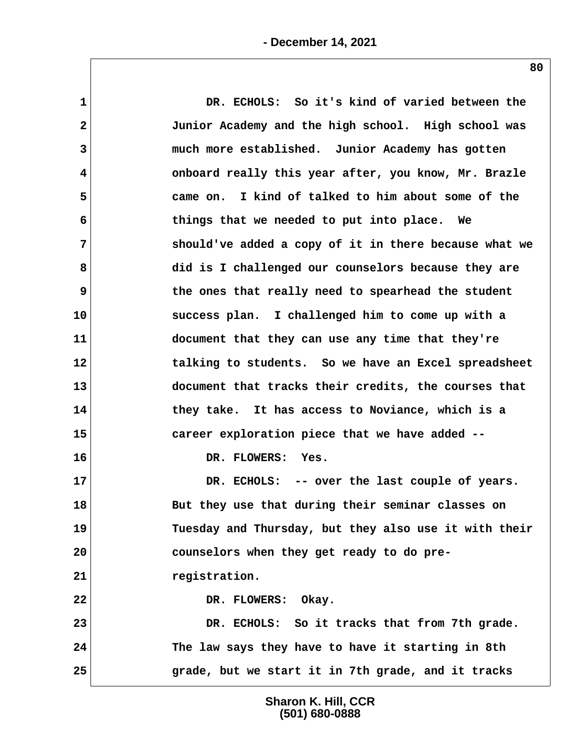DR. ECHOLS: So it's kind of varied between the Junior Academy and the high school. High school was much more established. Junior Academy has gotten onboard really this year after, you know, Mr. Brazle came on. I kind of talked to him about some of the things that we needed to put into place. We should've added a copy of it in there because what we did is I challenged our counselors because they are the ones that really need to spearhead the student success plan. I challenged him to come up with a document that they can use any time that they're talking to students. So we have an Excel spreadsheet document that tracks their credits, the courses that they take. It has access to Noviance, which is a career exploration piece that we have added --

DR. FLOWERS: Yes.

DR. ECHOLS: -- over the last couple of years. But they use that during their seminar classes on Tuesday and Thursday, but they also use it with their counselors when they get ready to do pre-registration.

DR. FLOWERS: Okay.

DR. ECHOLS: So it tracks that from 7th grade. The law says they have to have it starting in 8th grade, but we start it in 7th grade, and it tracks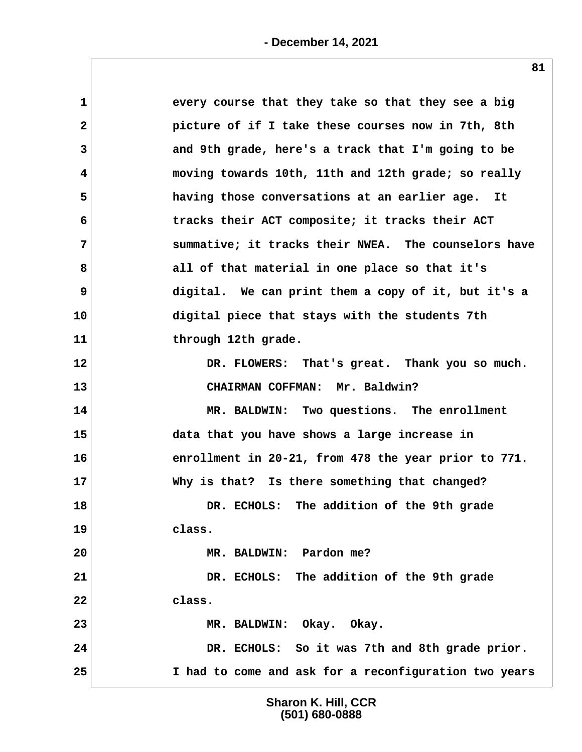every course that they take so that they see a big picture of if I take these courses now in 7th, 8th and 9th grade, here's a track that I'm going to be moving towards 10th, 11th and 12th grade; so really having those conversations at an earlier age. It tracks their ACT composite; it tracks their ACT summative; it tracks their NWEA. The counselors have all of that material in one place so that it's digital. We can print them a copy of it, but it's a digital piece that stays with the students 7th through 12th grade.

DR. FLOWERS: That's great. Thank you so much.

CHAIRMAN COFFMAN: Mr. Baldwin?

MR. BALDWIN: Two questions. The enrollment data that you have shows a large increase in enrollment in 20-21, from 478 the year prior to 771. Why is that? Is there something that changed?

DR. ECHOLS: The addition of the 9th grade class.

MR. BALDWIN: Pardon me?

DR. ECHOLS: The addition of the 9th grade class.

MR. BALDWIN: Okay. Okay.

DR. ECHOLS: So it was 7th and 8th grade prior. I had to come and ask for a reconfiguration two years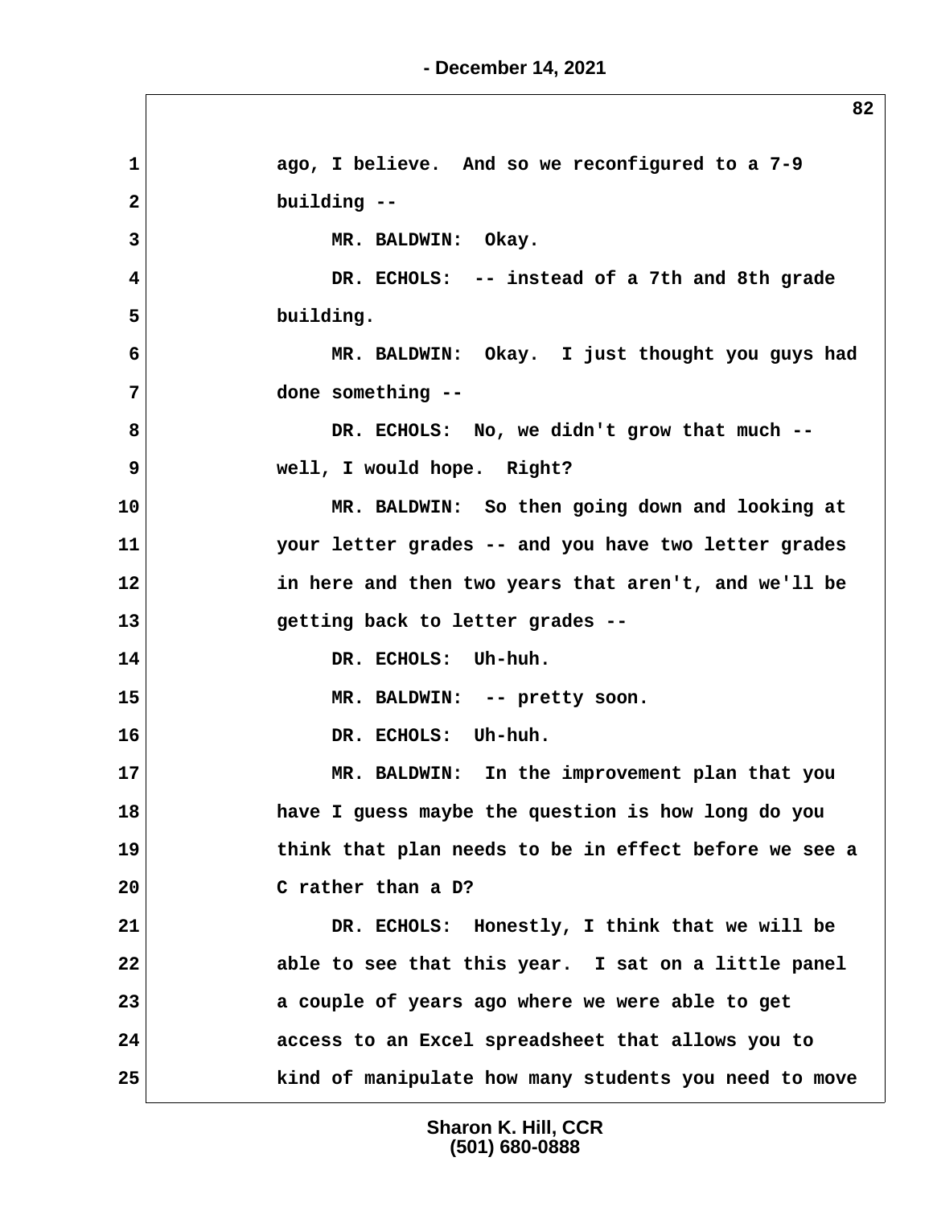ago, I believe. And so we reconfigured to a 7-9 building --

MR. BALDWIN: Okay.

DR. ECHOLS: -- instead of a 7th and 8th grade building.

MR. BALDWIN: Okay. I just thought you guys had done something --

DR. ECHOLS: No, we didn't grow that much -- well, I would hope. Right?

MR. BALDWIN: So then going down and looking at your letter grades -- and you have two letter grades in here and then two years that aren't, and we'll be getting back to letter grades --

DR. ECHOLS: Uh-huh.

MR. BALDWIN: -- pretty soon.

DR. ECHOLS: Uh-huh.

MR. BALDWIN: In the improvement plan that you have I guess maybe the question is how long do you think that plan needs to be in effect before we see a C rather than a D?

DR. ECHOLS: Honestly, I think that we will be able to see that this year. I sat on a little panel a couple of years ago where we were able to get access to an Excel spreadsheet that allows you to kind of manipulate how many students you need to move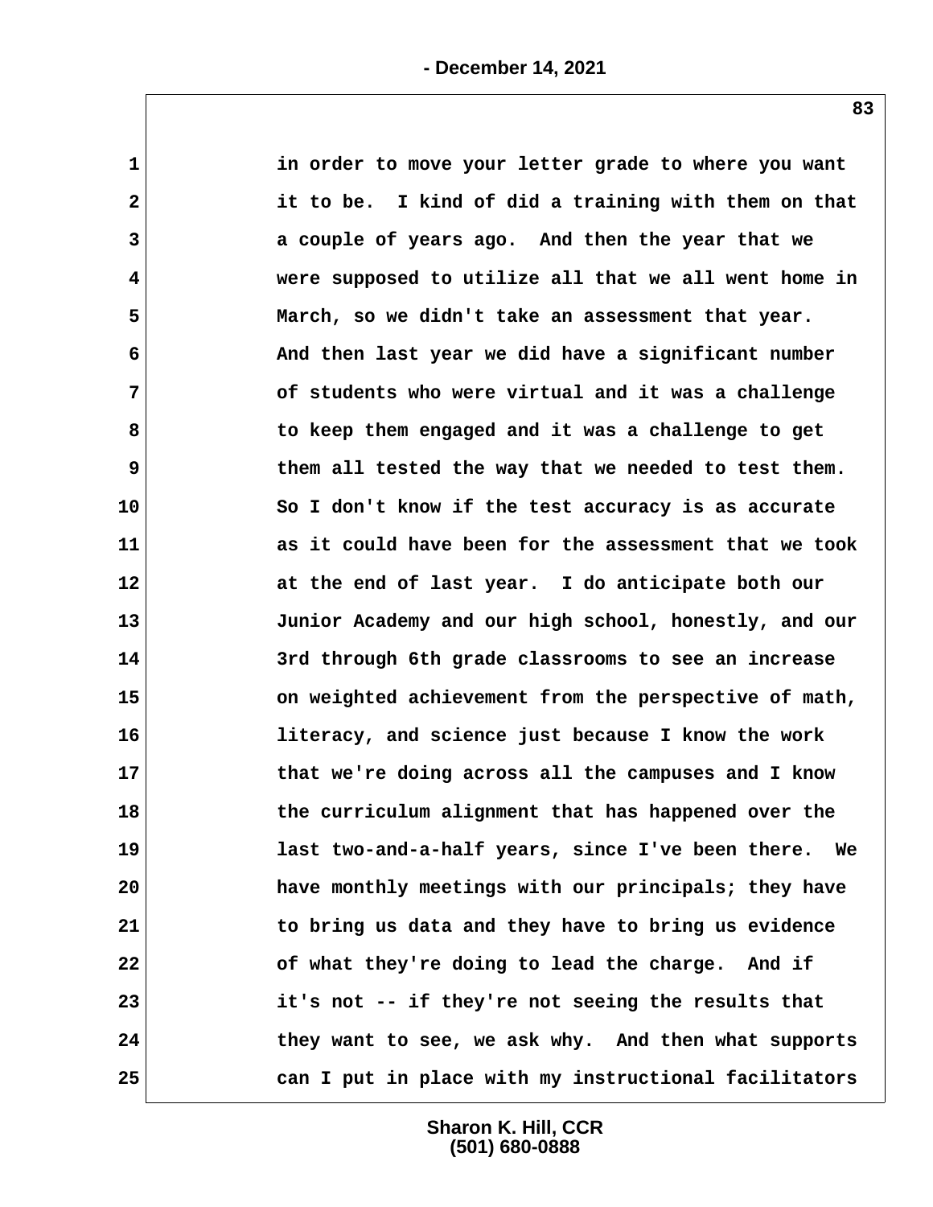1 in order to move your letter grade to where you want
2 it to be. I kind of did a training with them on that
3 a couple of years ago. And then the year that we
4 were supposed to utilize all that we all went home in
5 March, so we didn't take an assessment that year.
6 And then last year we did have a significant number
7 of students who were virtual and it was a challenge
8 to keep them engaged and it was a challenge to get
9 them all tested the way that we needed to test them.
10 So I don't know if the test accuracy is as accurate
11 as it could have been for the assessment that we took
12 at the end of last year. I do anticipate both our
13 Junior Academy and our high school, honestly, and our
14 3rd through 6th grade classrooms to see an increase
15 on weighted achievement from the perspective of math,
16 literacy, and science just because I know the work
17 that we're doing across all the campuses and I know
18 the curriculum alignment that has happened over the
19 last two-and-a-half years, since I've been there. We
20 have monthly meetings with our principals; they have
21 to bring us data and they have to bring us evidence
22 of what they're doing to lead the charge. And if
23 it's not -- if they're not seeing the results that
24 they want to see, we ask why. And then what supports
25 can I put in place with my instructional facilitators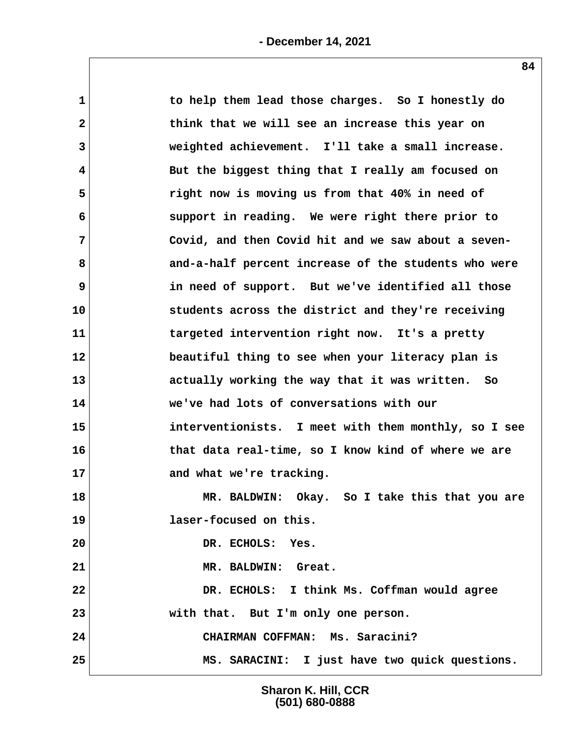to help them lead those charges. So I honestly do think that we will see an increase this year on weighted achievement. I'll take a small increase. But the biggest thing that I really am focused on right now is moving us from that 40% in need of support in reading. We were right there prior to Covid, and then Covid hit and we saw about a seven-and-a-half percent increase of the students who were in need of support. But we've identified all those students across the district and they're receiving targeted intervention right now. It's a pretty beautiful thing to see when your literacy plan is actually working the way that it was written. So we've had lots of conversations with our interventionists. I meet with them monthly, so I see that data real-time, so I know kind of where we are and what we're tracking.

MR. BALDWIN: Okay. So I take this that you are laser-focused on this.

DR. ECHOLS: Yes.

MR. BALDWIN: Great.

DR. ECHOLS: I think Ms. Coffman would agree with that. But I'm only one person.

CHAIRMAN COFFMAN: Ms. Saracini?

MS. SARACINI: I just have two quick questions.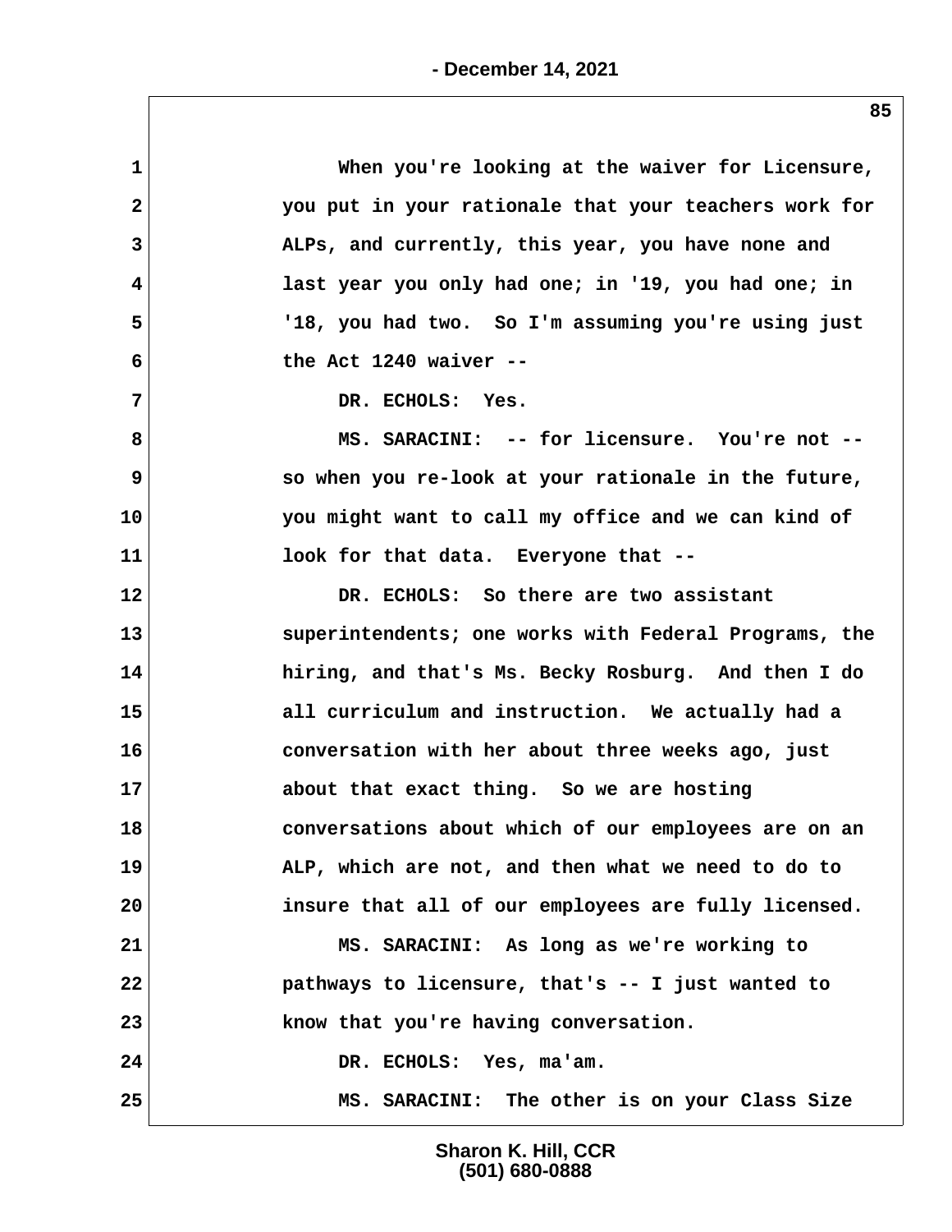When you're looking at the waiver for Licensure, you put in your rationale that your teachers work for ALPs, and currently, this year, you have none and last year you only had one; in '19, you had one; in '18, you had two. So I'm assuming you're using just the Act 1240 waiver --

DR. ECHOLS: Yes.

MS. SARACINI: -- for licensure. You're not -- so when you re-look at your rationale in the future, you might want to call my office and we can kind of look for that data. Everyone that --

DR. ECHOLS: So there are two assistant superintendents; one works with Federal Programs, the hiring, and that's Ms. Becky Rosburg. And then I do all curriculum and instruction. We actually had a conversation with her about three weeks ago, just about that exact thing. So we are hosting conversations about which of our employees are on an ALP, which are not, and then what we need to do to insure that all of our employees are fully licensed.

MS. SARACINI: As long as we're working to pathways to licensure, that's -- I just wanted to know that you're having conversation.

DR. ECHOLS: Yes, ma'am.

MS. SARACINI: The other is on your Class Size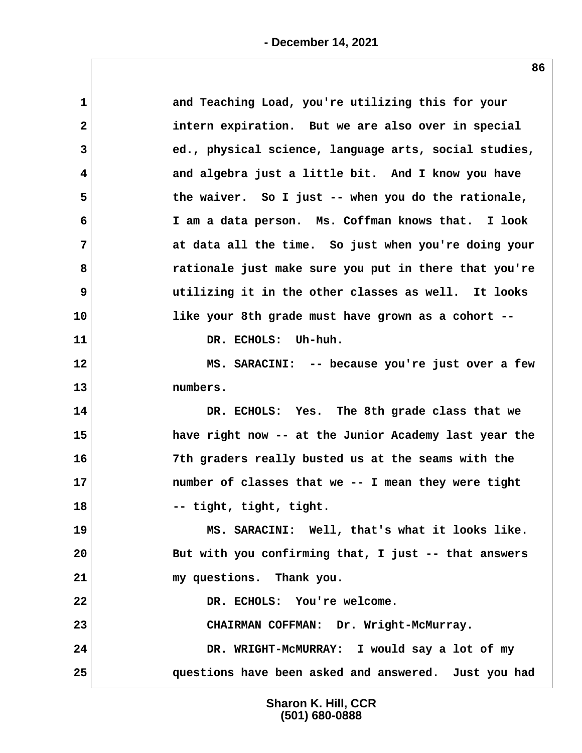and Teaching Load, you're utilizing this for your intern expiration. But we are also over in special ed., physical science, language arts, social studies, and algebra just a little bit. And I know you have the waiver. So I just -- when you do the rationale, I am a data person. Ms. Coffman knows that. I look at data all the time. So just when you're doing your rationale just make sure you put in there that you're utilizing it in the other classes as well. It looks like your 8th grade must have grown as a cohort --

DR. ECHOLS: Uh-huh.

MS. SARACINI: -- because you're just over a few numbers.

DR. ECHOLS: Yes. The 8th grade class that we have right now -- at the Junior Academy last year the 7th graders really busted us at the seams with the number of classes that we -- I mean they were tight -- tight, tight, tight.

MS. SARACINI: Well, that's what it looks like. But with you confirming that, I just -- that answers my questions. Thank you.

DR. ECHOLS: You're welcome.

CHAIRMAN COFFMAN: Dr. Wright-McMurray.

DR. WRIGHT-McMURRAY: I would say a lot of my questions have been asked and answered. Just you had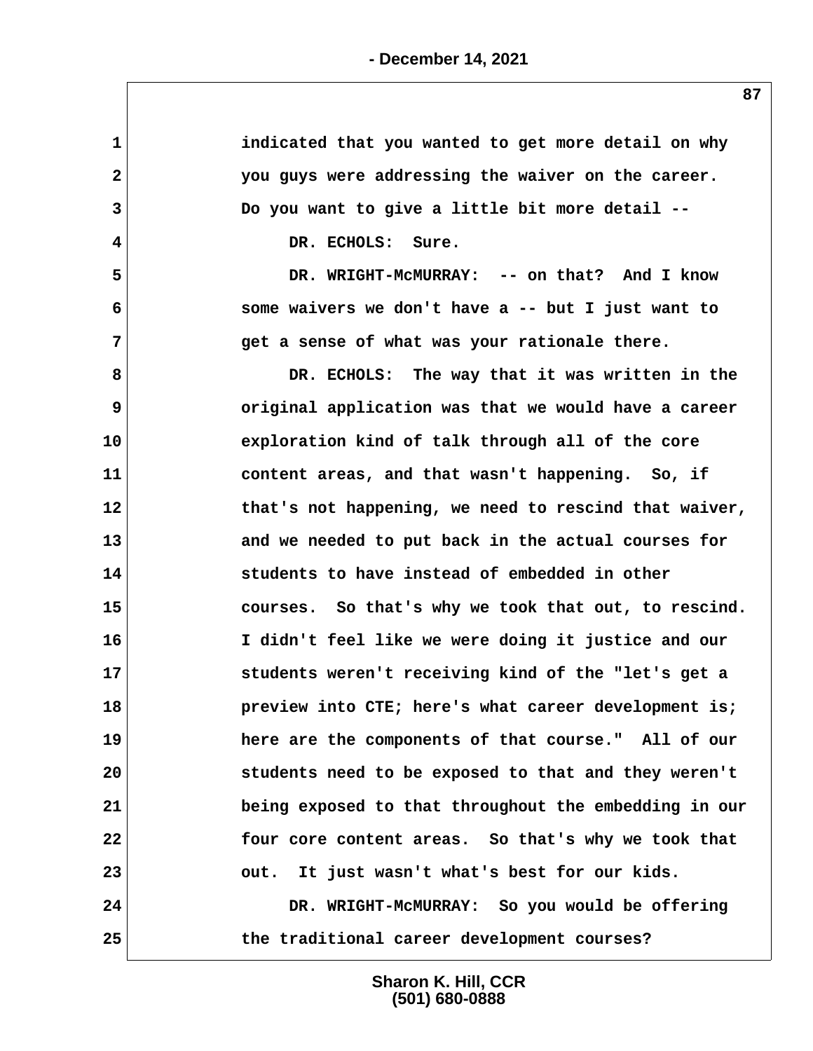indicated that you wanted to get more detail on why you guys were addressing the waiver on the career. Do you want to give a little bit more detail --

DR. ECHOLS: Sure.

DR. WRIGHT-McMURRAY: -- on that? And I know some waivers we don't have a -- but I just want to get a sense of what was your rationale there.

DR. ECHOLS: The way that it was written in the original application was that we would have a career exploration kind of talk through all of the core content areas, and that wasn't happening. So, if that's not happening, we need to rescind that waiver, and we needed to put back in the actual courses for students to have instead of embedded in other courses. So that's why we took that out, to rescind. I didn't feel like we were doing it justice and our students weren't receiving kind of the "let's get a preview into CTE; here's what career development is; here are the components of that course." All of our students need to be exposed to that and they weren't being exposed to that throughout the embedding in our four core content areas. So that's why we took that out. It just wasn't what's best for our kids.

DR. WRIGHT-McMURRAY: So you would be offering the traditional career development courses?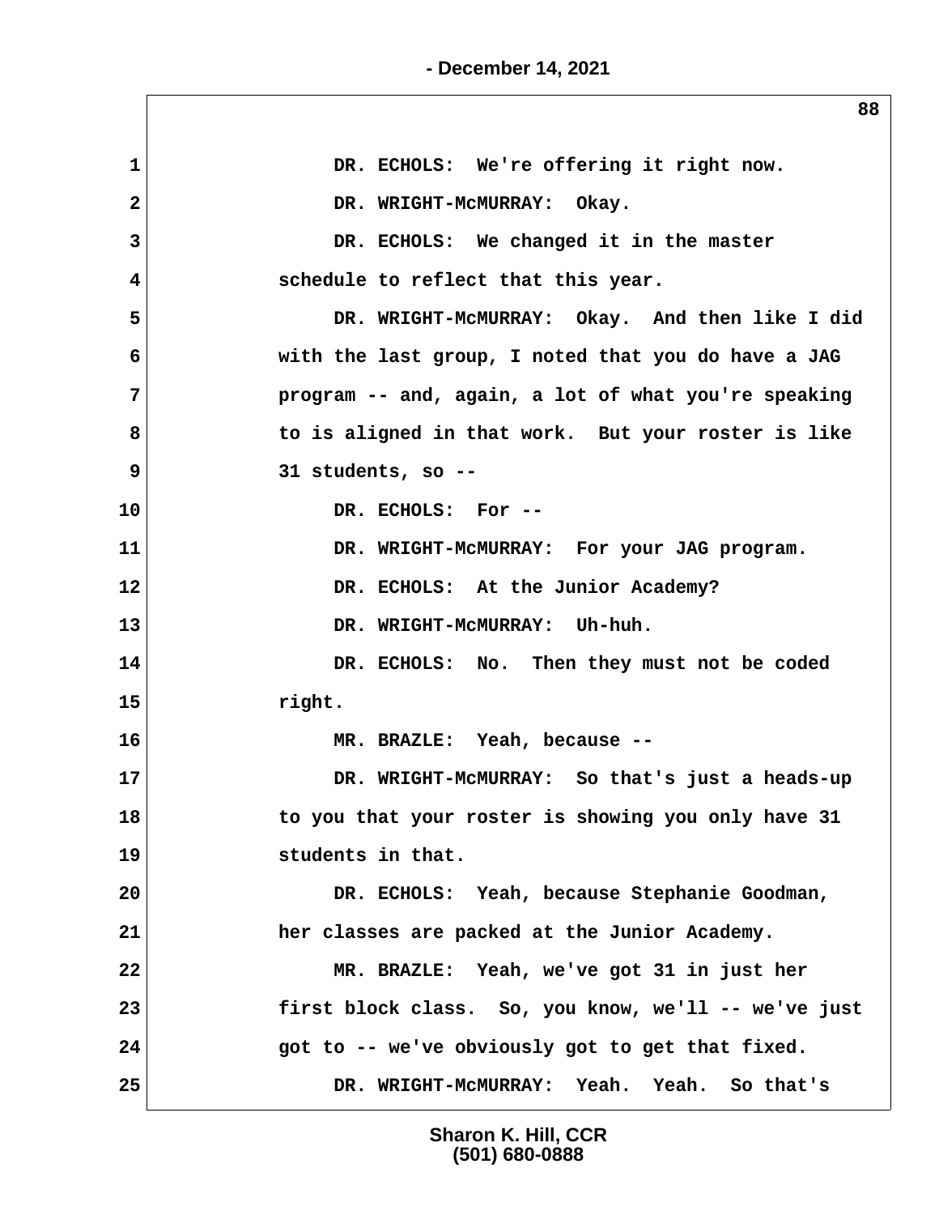1 DR. ECHOLS: We're offering it right now.

2 DR. WRIGHT-McMURRAY: Okay.

3 DR. ECHOLS: We changed it in the master

4 schedule to reflect that this year.

5 DR. WRIGHT-McMURRAY: Okay. And then like I did

6 with the last group, I noted that you do have a JAG

7 program -- and, again, a lot of what you're speaking

8 to is aligned in that work. But your roster is like

9 31 students, so --

10 DR. ECHOLS: For --

11 DR. WRIGHT-McMURRAY: For your JAG program.

12 DR. ECHOLS: At the Junior Academy?

13 DR. WRIGHT-McMURRAY: Uh-huh.

14 DR. ECHOLS: No. Then they must not be coded

15 right.

16 MR. BRAZLE: Yeah, because --

17 DR. WRIGHT-McMURRAY: So that's just a heads-up

18 to you that your roster is showing you only have 31

19 students in that.

20 DR. ECHOLS: Yeah, because Stephanie Goodman,

21 her classes are packed at the Junior Academy.

22 MR. BRAZLE: Yeah, we've got 31 in just her

23 first block class. So, you know, we'll -- we've just

24 got to -- we've obviously got to get that fixed.

25 DR. WRIGHT-McMURRAY: Yeah. Yeah. So that's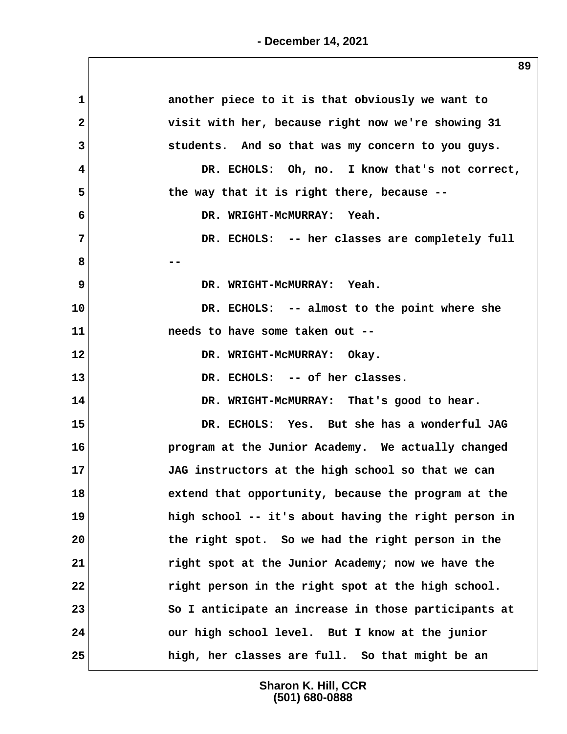1 another piece to it is that obviously we want to
2 visit with her, because right now we're showing 31
3 students. And so that was my concern to you guys.
4 DR. ECHOLS: Oh, no. I know that's not correct,
5 the way that it is right there, because --
6 DR. WRIGHT-McMURRAY: Yeah.
7 DR. ECHOLS: -- her classes are completely full
8 --
9 DR. WRIGHT-McMURRAY: Yeah.
10 DR. ECHOLS: -- almost to the point where she
11 needs to have some taken out --
12 DR. WRIGHT-McMURRAY: Okay.
13 DR. ECHOLS: -- of her classes.
14 DR. WRIGHT-McMURRAY: That's good to hear.
15 DR. ECHOLS: Yes. But she has a wonderful JAG
16 program at the Junior Academy. We actually changed
17 JAG instructors at the high school so that we can
18 extend that opportunity, because the program at the
19 high school -- it's about having the right person in
20 the right spot. So we had the right person in the
21 right spot at the Junior Academy; now we have the
22 right person in the right spot at the high school.
23 So I anticipate an increase in those participants at
24 our high school level. But I know at the junior
25 high, her classes are full. So that might be an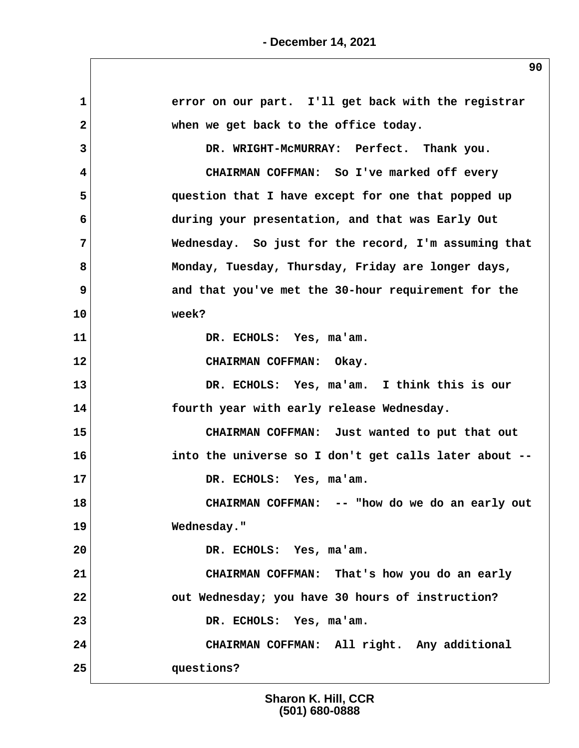error on our part. I'll get back with the registrar when we get back to the office today.

DR. WRIGHT-McMURRAY: Perfect. Thank you.

CHAIRMAN COFFMAN: So I've marked off every question that I have except for one that popped up during your presentation, and that was Early Out Wednesday. So just for the record, I'm assuming that Monday, Tuesday, Thursday, Friday are longer days, and that you've met the 30-hour requirement for the week?

DR. ECHOLS: Yes, ma'am.

CHAIRMAN COFFMAN: Okay.

DR. ECHOLS: Yes, ma'am. I think this is our fourth year with early release Wednesday.

CHAIRMAN COFFMAN: Just wanted to put that out into the universe so I don't get calls later about --

DR. ECHOLS: Yes, ma'am.

CHAIRMAN COFFMAN: -- "how do we do an early out Wednesday."

DR. ECHOLS: Yes, ma'am.

CHAIRMAN COFFMAN: That's how you do an early out Wednesday; you have 30 hours of instruction?

DR. ECHOLS: Yes, ma'am.

CHAIRMAN COFFMAN: All right. Any additional questions?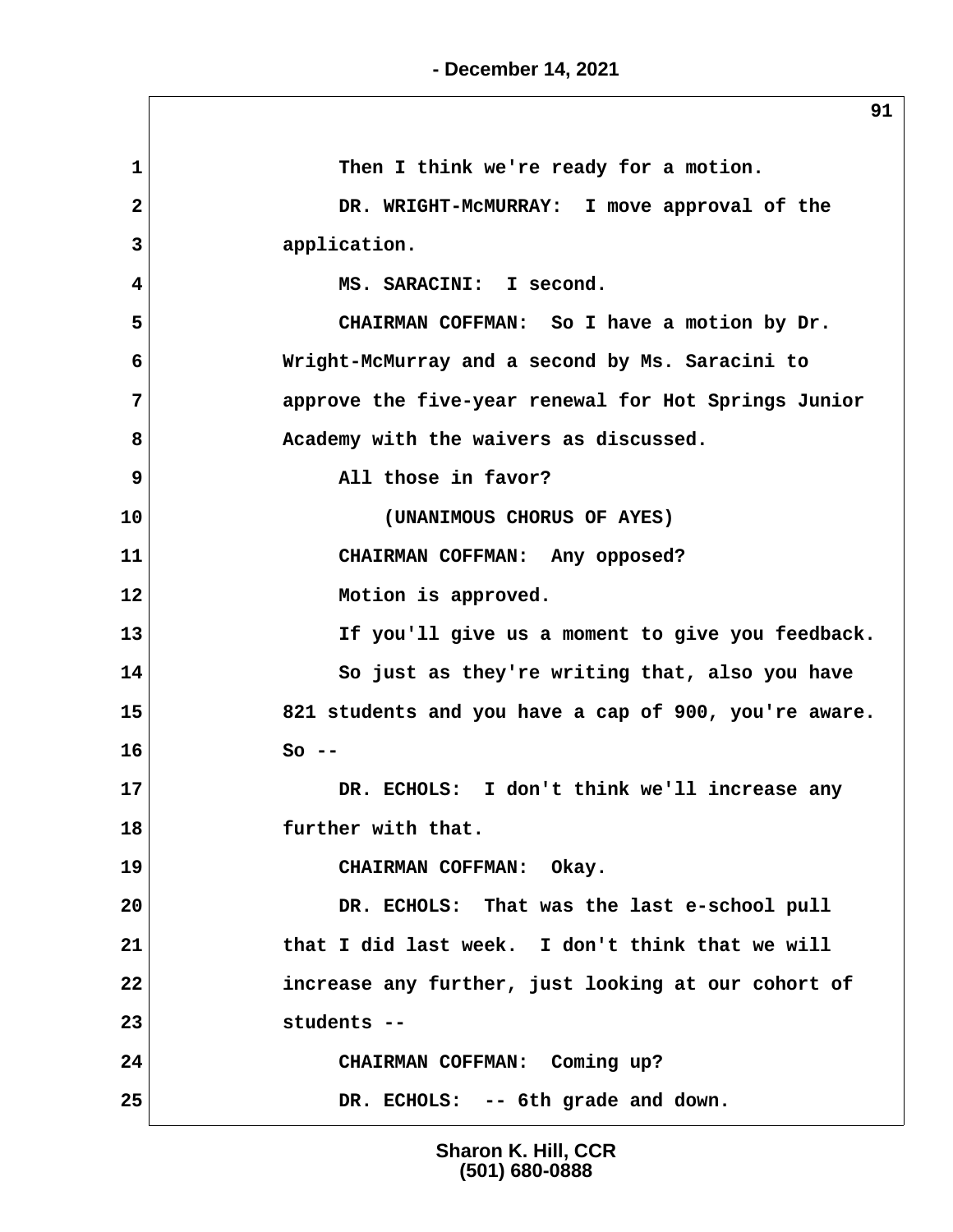Then I think we're ready for a motion.

DR. WRIGHT-McMURRAY: I move approval of the application.

MS. SARACINI: I second.

CHAIRMAN COFFMAN: So I have a motion by Dr. Wright-McMurray and a second by Ms. Saracini to approve the five-year renewal for Hot Springs Junior Academy with the waivers as discussed.

All those in favor?

(UNANIMOUS CHORUS OF AYES)

CHAIRMAN COFFMAN: Any opposed?

Motion is approved.

If you'll give us a moment to give you feedback.

So just as they're writing that, also you have 821 students and you have a cap of 900, you're aware. So --

DR. ECHOLS: I don't think we'll increase any further with that.

CHAIRMAN COFFMAN: Okay.

DR. ECHOLS: That was the last e-school pull that I did last week. I don't think that we will increase any further, just looking at our cohort of students --

CHAIRMAN COFFMAN: Coming up?

DR. ECHOLS: -- 6th grade and down.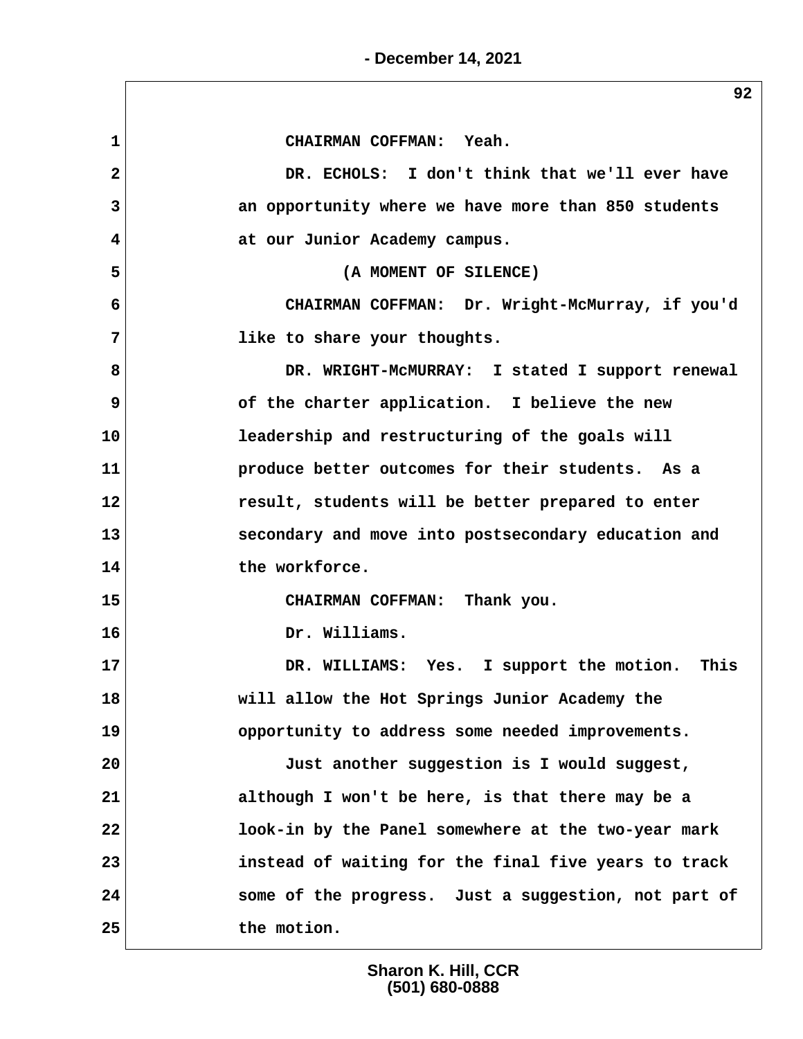CHAIRMAN COFFMAN: Yeah.

DR. ECHOLS: I don't think that we'll ever have an opportunity where we have more than 850 students at our Junior Academy campus.

(A MOMENT OF SILENCE)

CHAIRMAN COFFMAN: Dr. Wright-McMurray, if you'd like to share your thoughts.

DR. WRIGHT-McMURRAY: I stated I support renewal of the charter application. I believe the new leadership and restructuring of the goals will produce better outcomes for their students. As a result, students will be better prepared to enter secondary and move into postsecondary education and the workforce.

CHAIRMAN COFFMAN: Thank you.

Dr. Williams.

DR. WILLIAMS: Yes. I support the motion. This will allow the Hot Springs Junior Academy the opportunity to address some needed improvements.

Just another suggestion is I would suggest, although I won't be here, is that there may be a look-in by the Panel somewhere at the two-year mark instead of waiting for the final five years to track some of the progress. Just a suggestion, not part of the motion.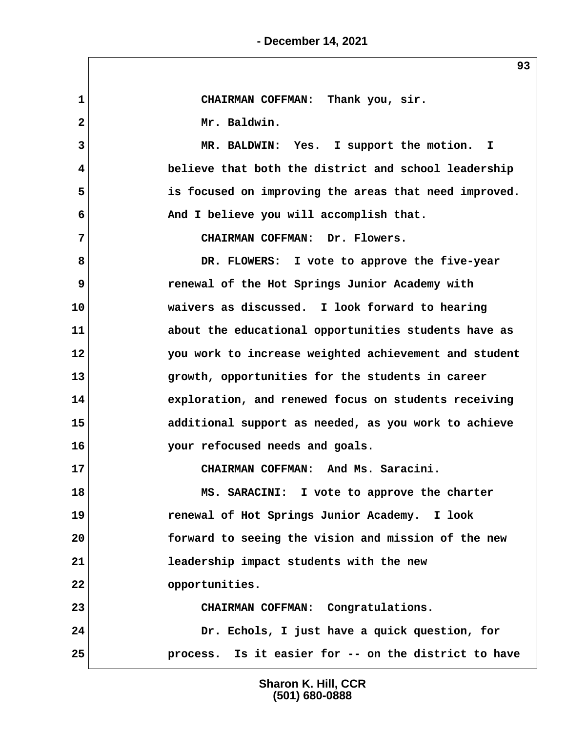1 CHAIRMAN COFFMAN: Thank you, sir.

2 Mr. Baldwin.

3 MR. BALDWIN: Yes. I support the motion. I

4 believe that both the district and school leadership

5 is focused on improving the areas that need improved.

6 And I believe you will accomplish that.

7 CHAIRMAN COFFMAN: Dr. Flowers.

8 DR. FLOWERS: I vote to approve the five-year

9 renewal of the Hot Springs Junior Academy with

10 waivers as discussed. I look forward to hearing

11 about the educational opportunities students have as

12 you work to increase weighted achievement and student

13 growth, opportunities for the students in career

14 exploration, and renewed focus on students receiving

15 additional support as needed, as you work to achieve

16 your refocused needs and goals.

17 CHAIRMAN COFFMAN: And Ms. Saracini.

18 MS. SARACINI: I vote to approve the charter

19 renewal of Hot Springs Junior Academy. I look

20 forward to seeing the vision and mission of the new

21 leadership impact students with the new

22 opportunities.

23 CHAIRMAN COFFMAN: Congratulations.

24 Dr. Echols, I just have a quick question, for

25 process. Is it easier for -- on the district to have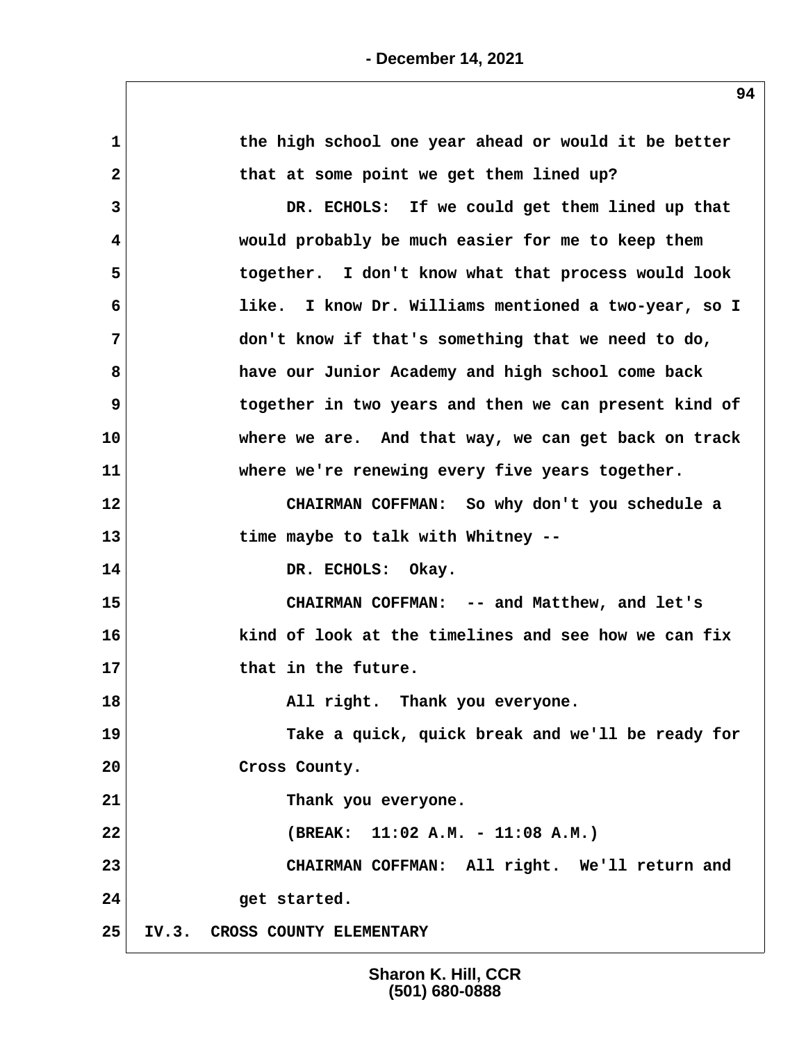the high school one year ahead or would it be better that at some point we get them lined up?

DR. ECHOLS: If we could get them lined up that would probably be much easier for me to keep them together. I don't know what that process would look like. I know Dr. Williams mentioned a two-year, so I don't know if that's something that we need to do, have our Junior Academy and high school come back together in two years and then we can present kind of where we are. And that way, we can get back on track where we're renewing every five years together.

CHAIRMAN COFFMAN: So why don't you schedule a time maybe to talk with Whitney --

DR. ECHOLS: Okay.

CHAIRMAN COFFMAN: -- and Matthew, and let's kind of look at the timelines and see how we can fix that in the future.

All right. Thank you everyone.

Take a quick, quick break and we'll be ready for Cross County.

Thank you everyone.

(BREAK: 11:02 A.M. - 11:08 A.M.)

CHAIRMAN COFFMAN: All right. We'll return and get started.

IV.3. CROSS COUNTY ELEMENTARY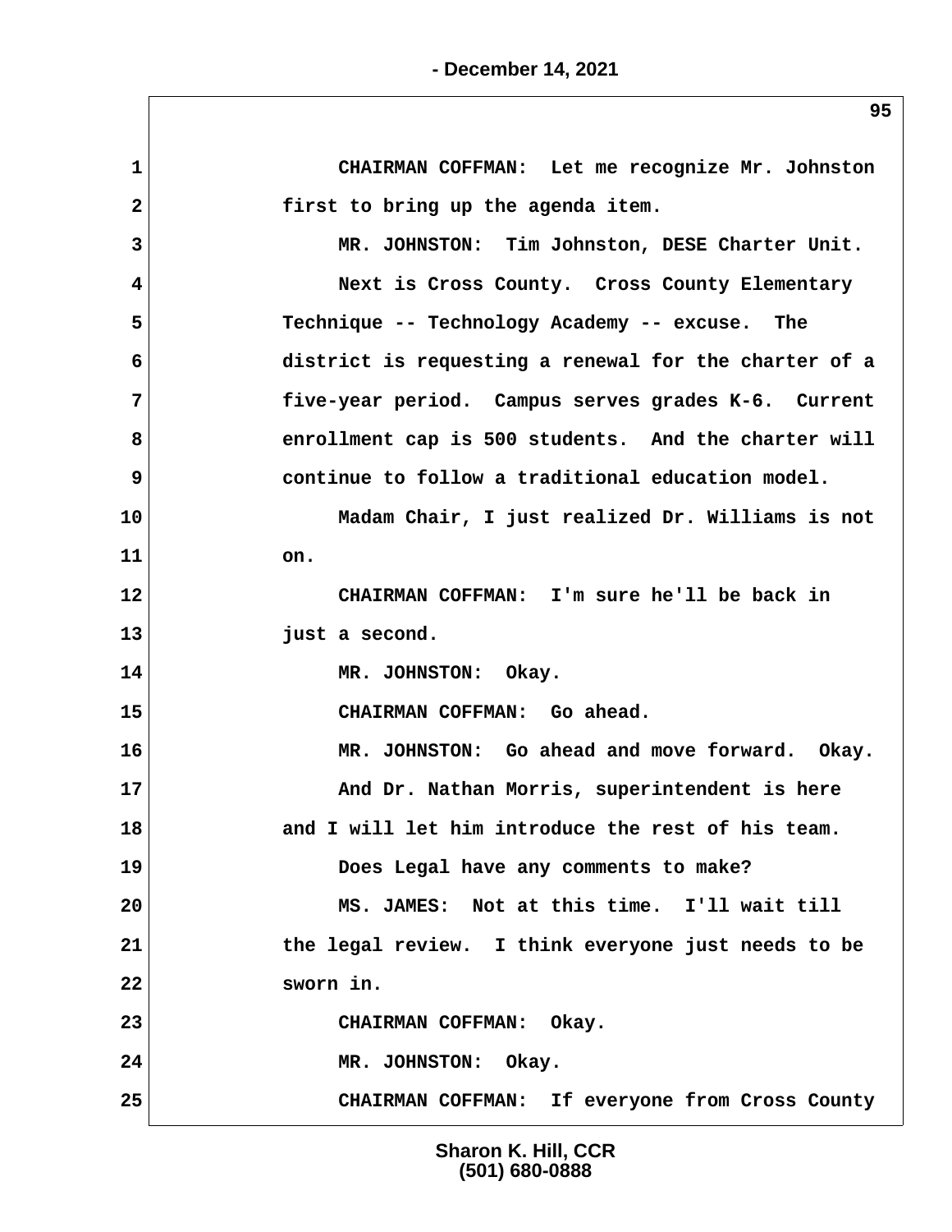1 CHAIRMAN COFFMAN: Let me recognize Mr. Johnston
2 first to bring up the agenda item.
3 MR. JOHNSTON: Tim Johnston, DESE Charter Unit.
4 Next is Cross County. Cross County Elementary
5 Technique -- Technology Academy -- excuse. The
6 district is requesting a renewal for the charter of a
7 five-year period. Campus serves grades K-6. Current
8 enrollment cap is 500 students. And the charter will
9 continue to follow a traditional education model.
10 Madam Chair, I just realized Dr. Williams is not
11 on.
12 CHAIRMAN COFFMAN: I'm sure he'll be back in
13 just a second.
14 MR. JOHNSTON: Okay.
15 CHAIRMAN COFFMAN: Go ahead.
16 MR. JOHNSTON: Go ahead and move forward. Okay.
17 And Dr. Nathan Morris, superintendent is here
18 and I will let him introduce the rest of his team.
19 Does Legal have any comments to make?
20 MS. JAMES: Not at this time. I'll wait till
21 the legal review. I think everyone just needs to be
22 sworn in.
23 CHAIRMAN COFFMAN: Okay.
24 MR. JOHNSTON: Okay.
25 CHAIRMAN COFFMAN: If everyone from Cross County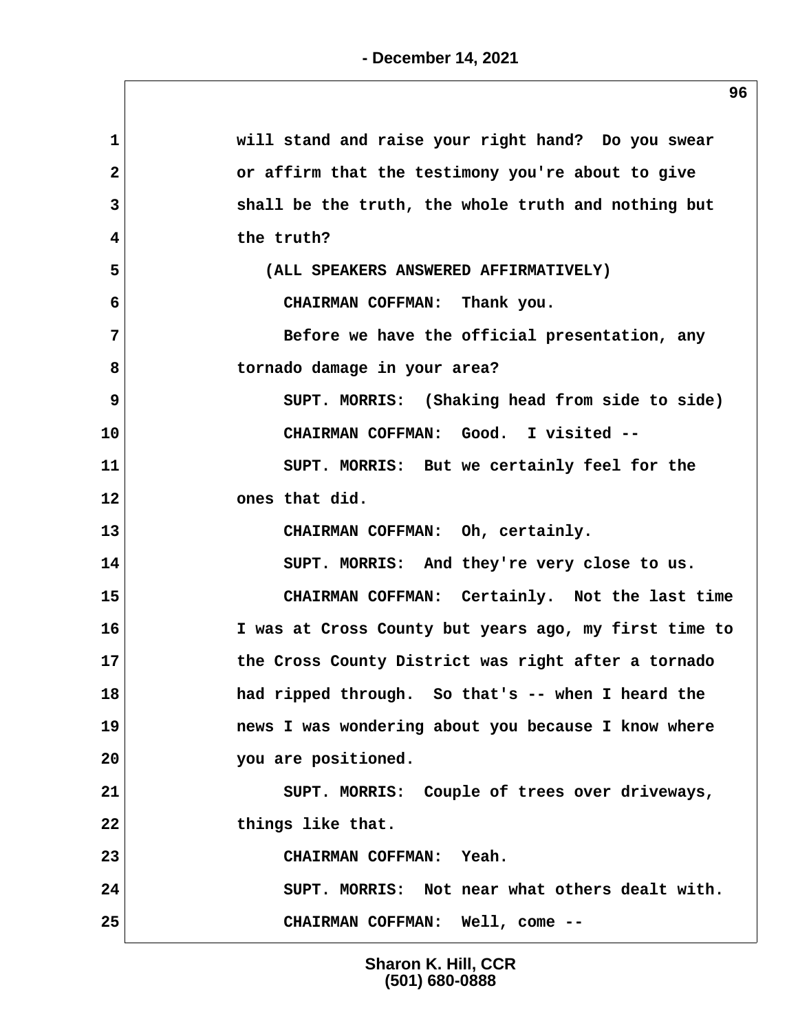will stand and raise your right hand? Do you swear or affirm that the testimony you're about to give shall be the truth, the whole truth and nothing but the truth?

(ALL SPEAKERS ANSWERED AFFIRMATIVELY)

CHAIRMAN COFFMAN: Thank you.

Before we have the official presentation, any tornado damage in your area?

SUPT. MORRIS: (Shaking head from side to side)

CHAIRMAN COFFMAN: Good. I visited --

SUPT. MORRIS: But we certainly feel for the ones that did.

CHAIRMAN COFFMAN: Oh, certainly.

SUPT. MORRIS: And they're very close to us.

CHAIRMAN COFFMAN: Certainly. Not the last time I was at Cross County but years ago, my first time to the Cross County District was right after a tornado had ripped through. So that's -- when I heard the news I was wondering about you because I know where you are positioned.

SUPT. MORRIS: Couple of trees over driveways, things like that.

CHAIRMAN COFFMAN: Yeah.

SUPT. MORRIS: Not near what others dealt with.

CHAIRMAN COFFMAN: Well, come --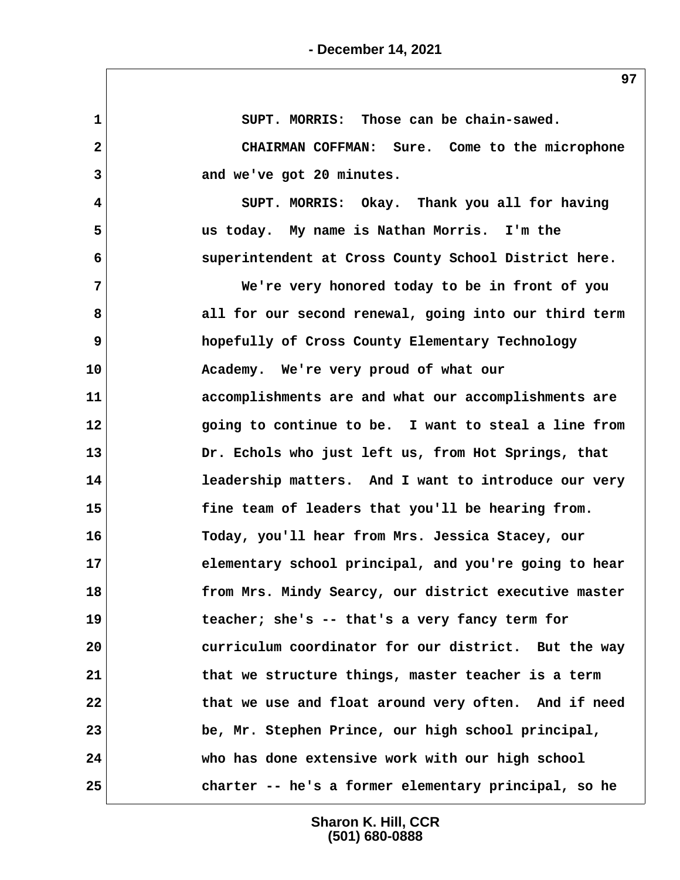SUPT. MORRIS: Those can be chain-sawed.

CHAIRMAN COFFMAN: Sure. Come to the microphone and we've got 20 minutes.

SUPT. MORRIS: Okay. Thank you all for having us today. My name is Nathan Morris. I'm the superintendent at Cross County School District here.

We're very honored today to be in front of you all for our second renewal, going into our third term hopefully of Cross County Elementary Technology Academy. We're very proud of what our accomplishments are and what our accomplishments are going to continue to be. I want to steal a line from Dr. Echols who just left us, from Hot Springs, that leadership matters. And I want to introduce our very fine team of leaders that you'll be hearing from. Today, you'll hear from Mrs. Jessica Stacey, our elementary school principal, and you're going to hear from Mrs. Mindy Searcy, our district executive master teacher; she's -- that's a very fancy term for curriculum coordinator for our district. But the way that we structure things, master teacher is a term that we use and float around very often. And if need be, Mr. Stephen Prince, our high school principal, who has done extensive work with our high school charter -- he's a former elementary principal, so he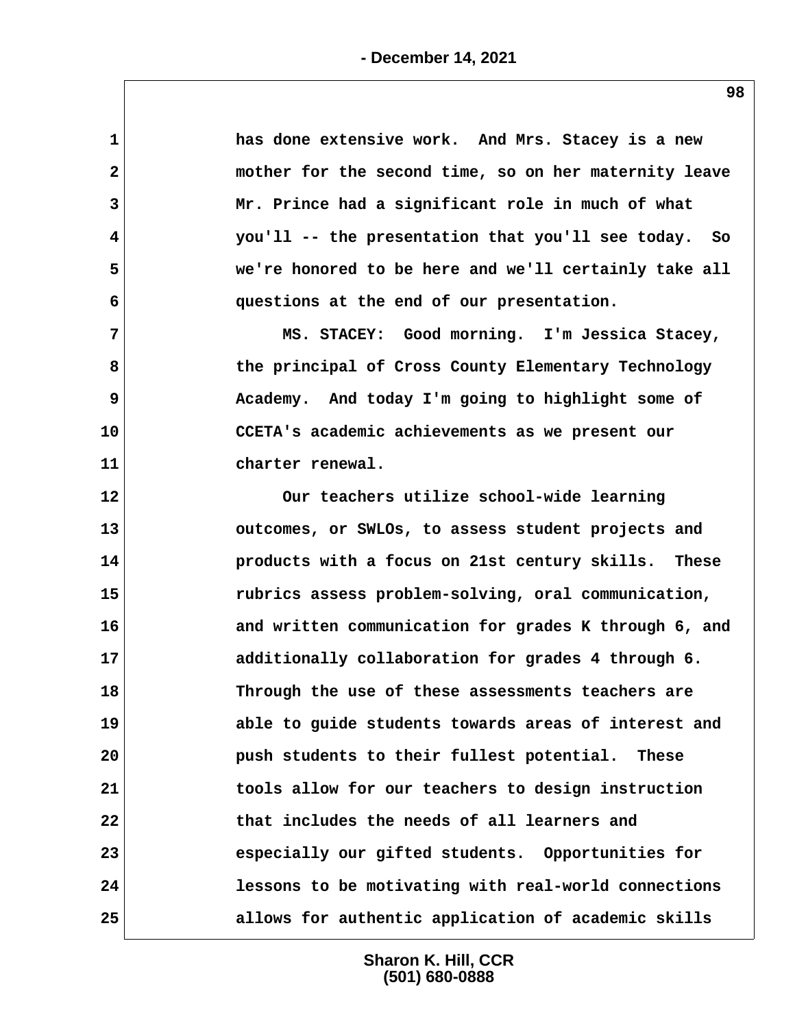has done extensive work. And Mrs. Stacey is a new mother for the second time, so on her maternity leave Mr. Prince had a significant role in much of what you'll -- the presentation that you'll see today. So we're honored to be here and we'll certainly take all questions at the end of our presentation.

MS. STACEY: Good morning. I'm Jessica Stacey, the principal of Cross County Elementary Technology Academy. And today I'm going to highlight some of CCETA's academic achievements as we present our charter renewal.

Our teachers utilize school-wide learning outcomes, or SWLOs, to assess student projects and products with a focus on 21st century skills. These rubrics assess problem-solving, oral communication, and written communication for grades K through 6, and additionally collaboration for grades 4 through 6. Through the use of these assessments teachers are able to guide students towards areas of interest and push students to their fullest potential. These tools allow for our teachers to design instruction that includes the needs of all learners and especially our gifted students. Opportunities for lessons to be motivating with real-world connections allows for authentic application of academic skills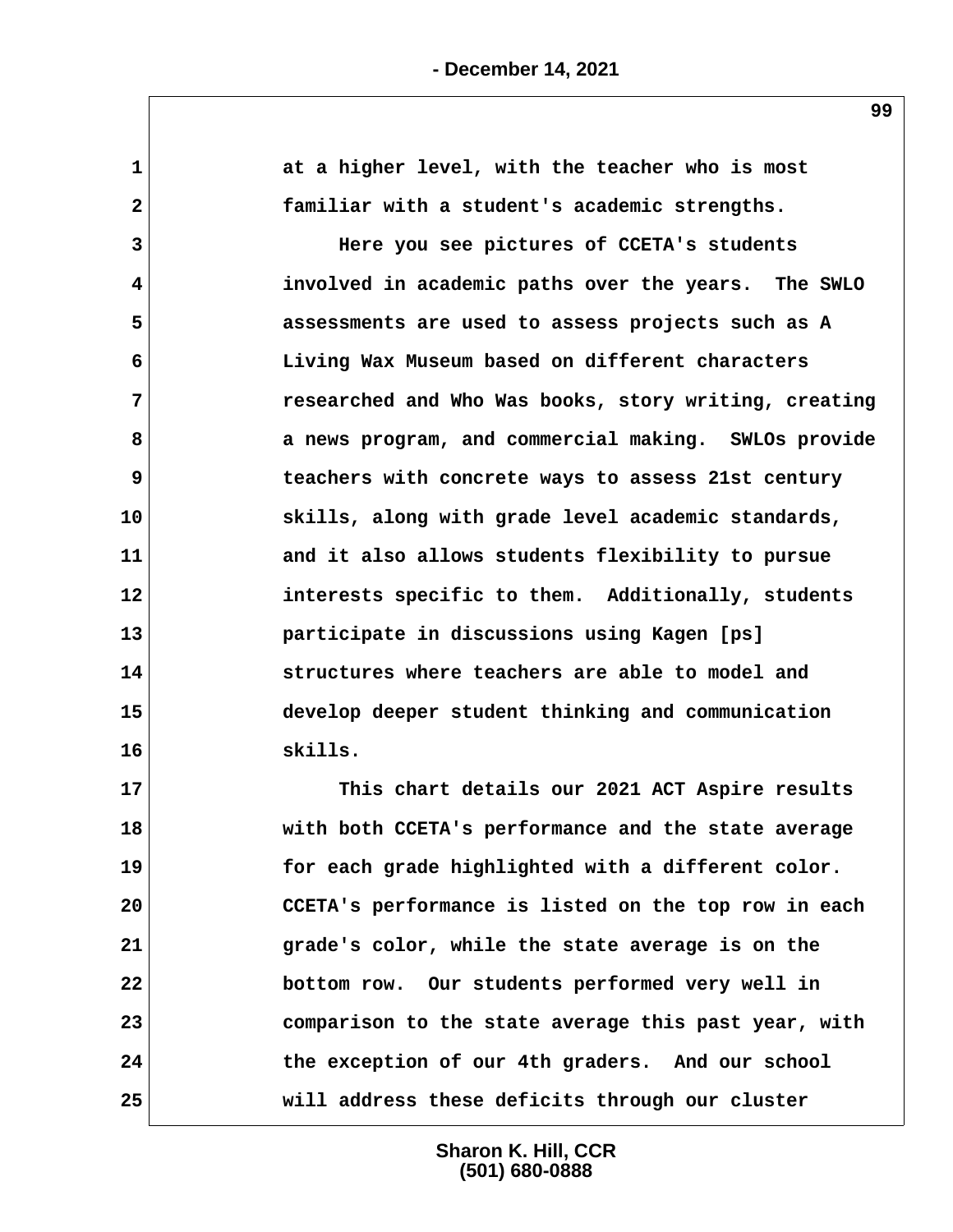at a higher level, with the teacher who is most familiar with a student's academic strengths.

Here you see pictures of CCETA's students involved in academic paths over the years. The SWLO assessments are used to assess projects such as A Living Wax Museum based on different characters researched and Who Was books, story writing, creating a news program, and commercial making. SWLOs provide teachers with concrete ways to assess 21st century skills, along with grade level academic standards, and it also allows students flexibility to pursue interests specific to them. Additionally, students participate in discussions using Kagen [ps] structures where teachers are able to model and develop deeper student thinking and communication skills.

This chart details our 2021 ACT Aspire results with both CCETA's performance and the state average for each grade highlighted with a different color. CCETA's performance is listed on the top row in each grade's color, while the state average is on the bottom row. Our students performed very well in comparison to the state average this past year, with the exception of our 4th graders. And our school will address these deficits through our cluster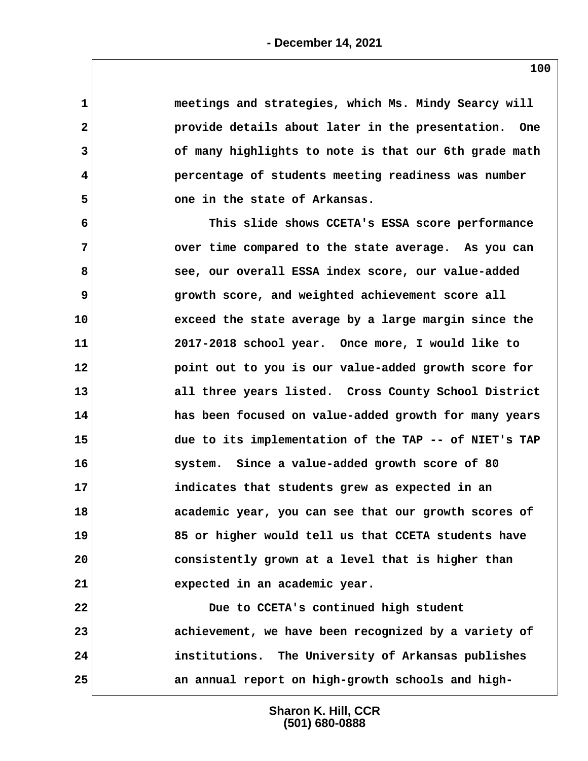meetings and strategies, which Ms. Mindy Searcy will provide details about later in the presentation. One of many highlights to note is that our 6th grade math percentage of students meeting readiness was number one in the state of Arkansas.

This slide shows CCETA's ESSA score performance over time compared to the state average. As you can see, our overall ESSA index score, our value-added growth score, and weighted achievement score all exceed the state average by a large margin since the 2017-2018 school year. Once more, I would like to point out to you is our value-added growth score for all three years listed. Cross County School District has been focused on value-added growth for many years due to its implementation of the TAP -- of NIET's TAP system. Since a value-added growth score of 80 indicates that students grew as expected in an academic year, you can see that our growth scores of 85 or higher would tell us that CCETA students have consistently grown at a level that is higher than expected in an academic year.

Due to CCETA's continued high student achievement, we have been recognized by a variety of institutions. The University of Arkansas publishes an annual report on high-growth schools and high-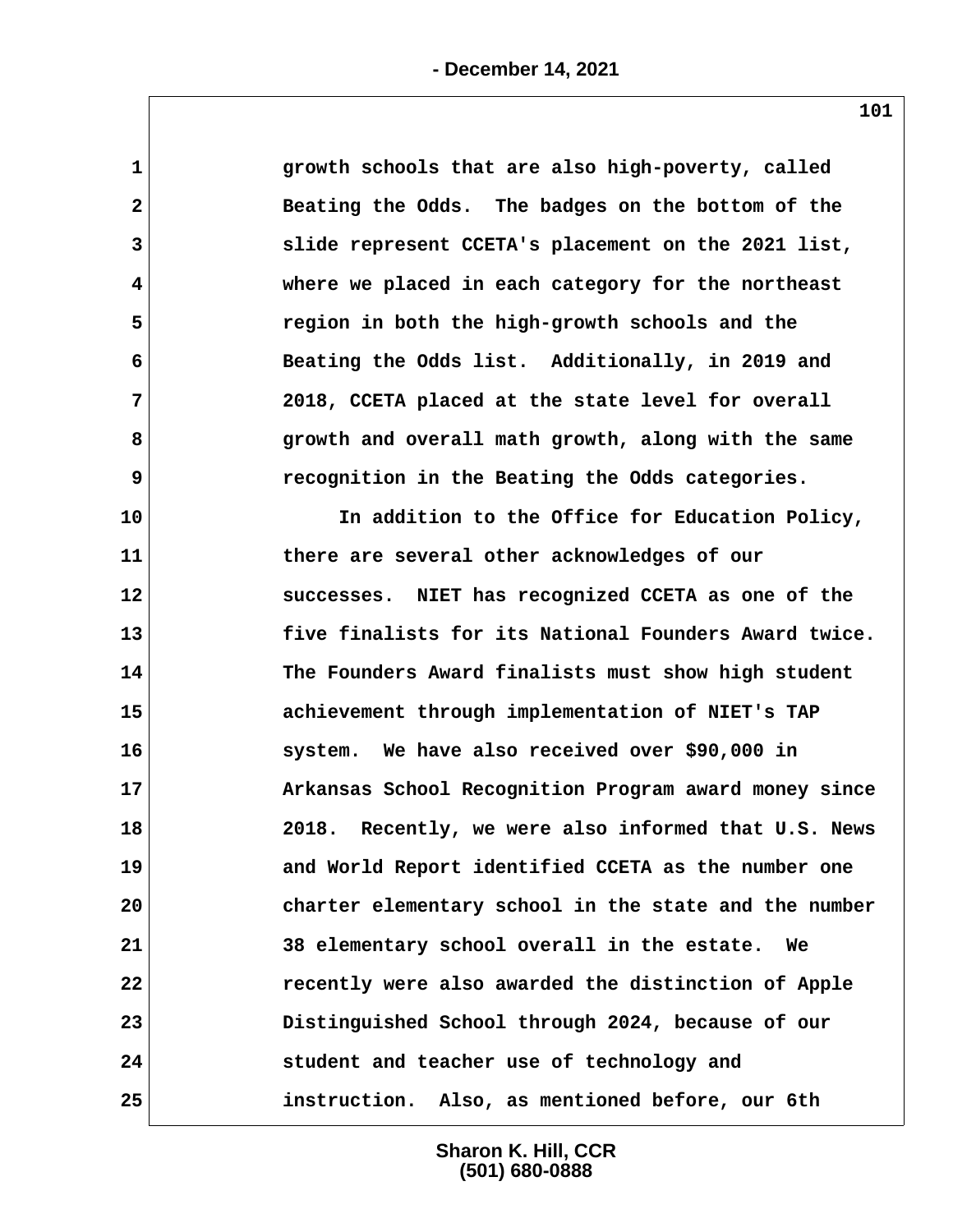growth schools that are also high-poverty, called Beating the Odds. The badges on the bottom of the slide represent CCETA's placement on the 2021 list, where we placed in each category for the northeast region in both the high-growth schools and the Beating the Odds list. Additionally, in 2019 and 2018, CCETA placed at the state level for overall growth and overall math growth, along with the same recognition in the Beating the Odds categories.

In addition to the Office for Education Policy, there are several other acknowledges of our successes. NIET has recognized CCETA as one of the five finalists for its National Founders Award twice. The Founders Award finalists must show high student achievement through implementation of NIET's TAP system. We have also received over $90,000 in Arkansas School Recognition Program award money since 2018. Recently, we were also informed that U.S. News and World Report identified CCETA as the number one charter elementary school in the state and the number 38 elementary school overall in the estate. We recently were also awarded the distinction of Apple Distinguished School through 2024, because of our student and teacher use of technology and instruction. Also, as mentioned before, our 6th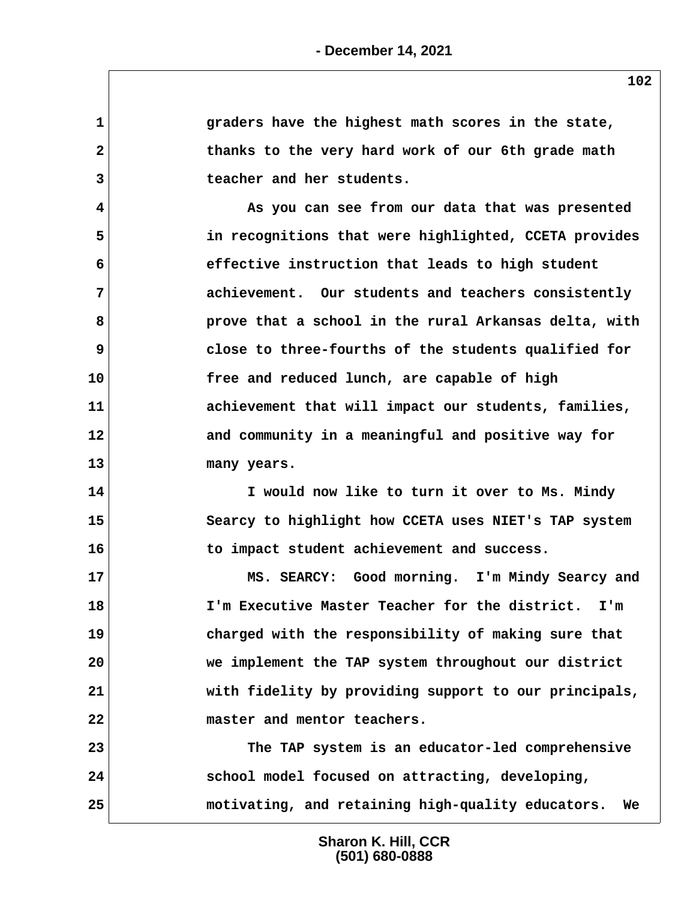graders have the highest math scores in the state, thanks to the very hard work of our 6th grade math teacher and her students.

As you can see from our data that was presented in recognitions that were highlighted, CCETA provides effective instruction that leads to high student achievement. Our students and teachers consistently prove that a school in the rural Arkansas delta, with close to three-fourths of the students qualified for free and reduced lunch, are capable of high achievement that will impact our students, families, and community in a meaningful and positive way for many years.

I would now like to turn it over to Ms. Mindy Searcy to highlight how CCETA uses NIET's TAP system to impact student achievement and success.

MS. SEARCY: Good morning. I'm Mindy Searcy and I'm Executive Master Teacher for the district. I'm charged with the responsibility of making sure that we implement the TAP system throughout our district with fidelity by providing support to our principals, master and mentor teachers.

The TAP system is an educator-led comprehensive school model focused on attracting, developing, motivating, and retaining high-quality educators. We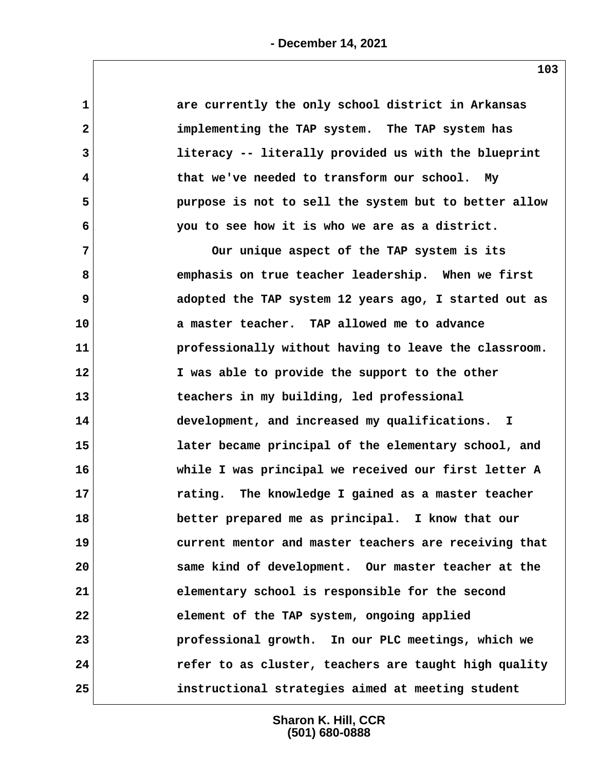are currently the only school district in Arkansas implementing the TAP system. The TAP system has literacy -- literally provided us with the blueprint that we've needed to transform our school. My purpose is not to sell the system but to better allow you to see how it is who we are as a district.

Our unique aspect of the TAP system is its emphasis on true teacher leadership. When we first adopted the TAP system 12 years ago, I started out as a master teacher. TAP allowed me to advance professionally without having to leave the classroom. I was able to provide the support to the other teachers in my building, led professional development, and increased my qualifications. I later became principal of the elementary school, and while I was principal we received our first letter A rating. The knowledge I gained as a master teacher better prepared me as principal. I know that our current mentor and master teachers are receiving that same kind of development. Our master teacher at the elementary school is responsible for the second element of the TAP system, ongoing applied professional growth. In our PLC meetings, which we refer to as cluster, teachers are taught high quality instructional strategies aimed at meeting student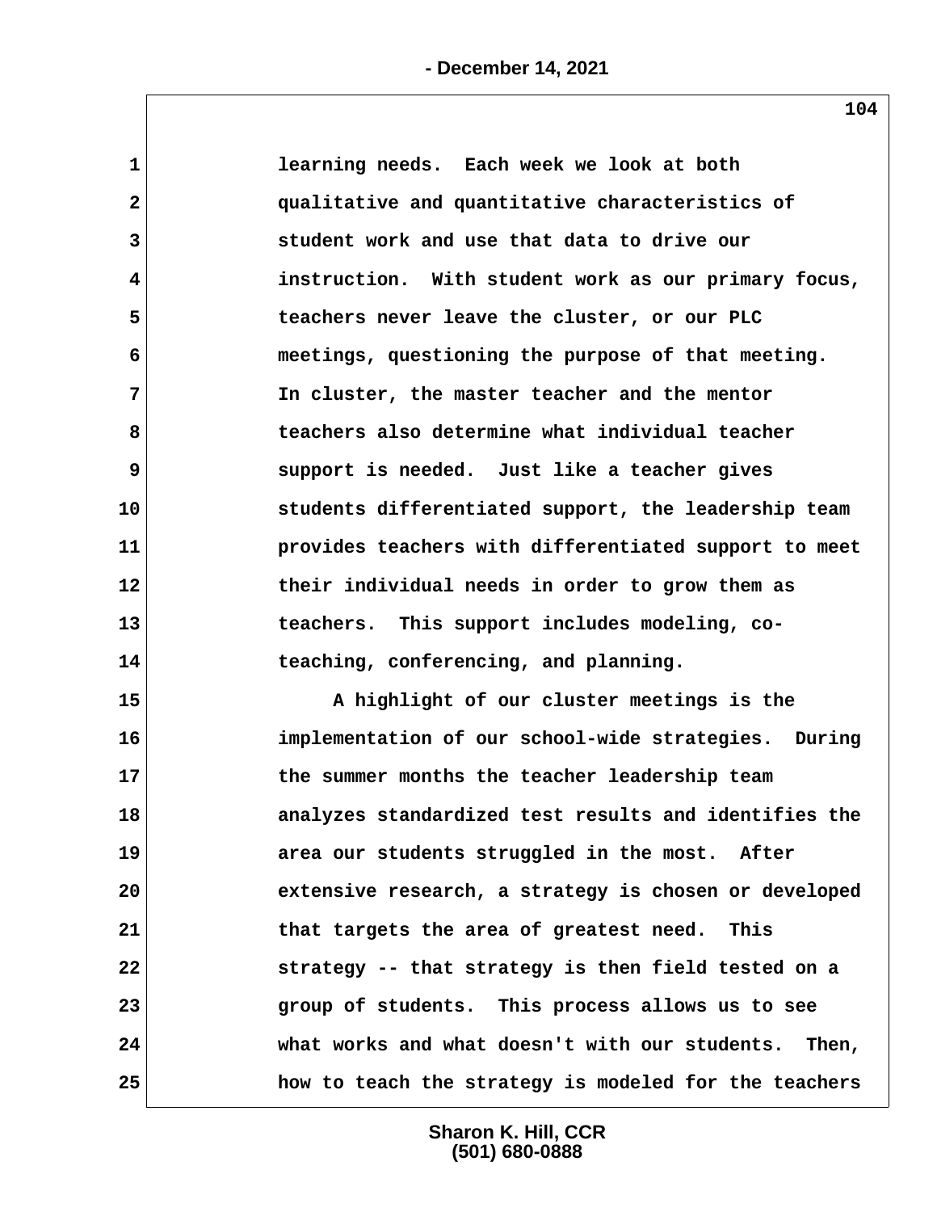learning needs. Each week we look at both qualitative and quantitative characteristics of student work and use that data to drive our instruction. With student work as our primary focus, teachers never leave the cluster, or our PLC meetings, questioning the purpose of that meeting. In cluster, the master teacher and the mentor teachers also determine what individual teacher support is needed. Just like a teacher gives students differentiated support, the leadership team provides teachers with differentiated support to meet their individual needs in order to grow them as teachers. This support includes modeling, co-teaching, conferencing, and planning.

A highlight of our cluster meetings is the implementation of our school-wide strategies. During the summer months the teacher leadership team analyzes standardized test results and identifies the area our students struggled in the most. After extensive research, a strategy is chosen or developed that targets the area of greatest need. This strategy -- that strategy is then field tested on a group of students. This process allows us to see what works and what doesn't with our students. Then, how to teach the strategy is modeled for the teachers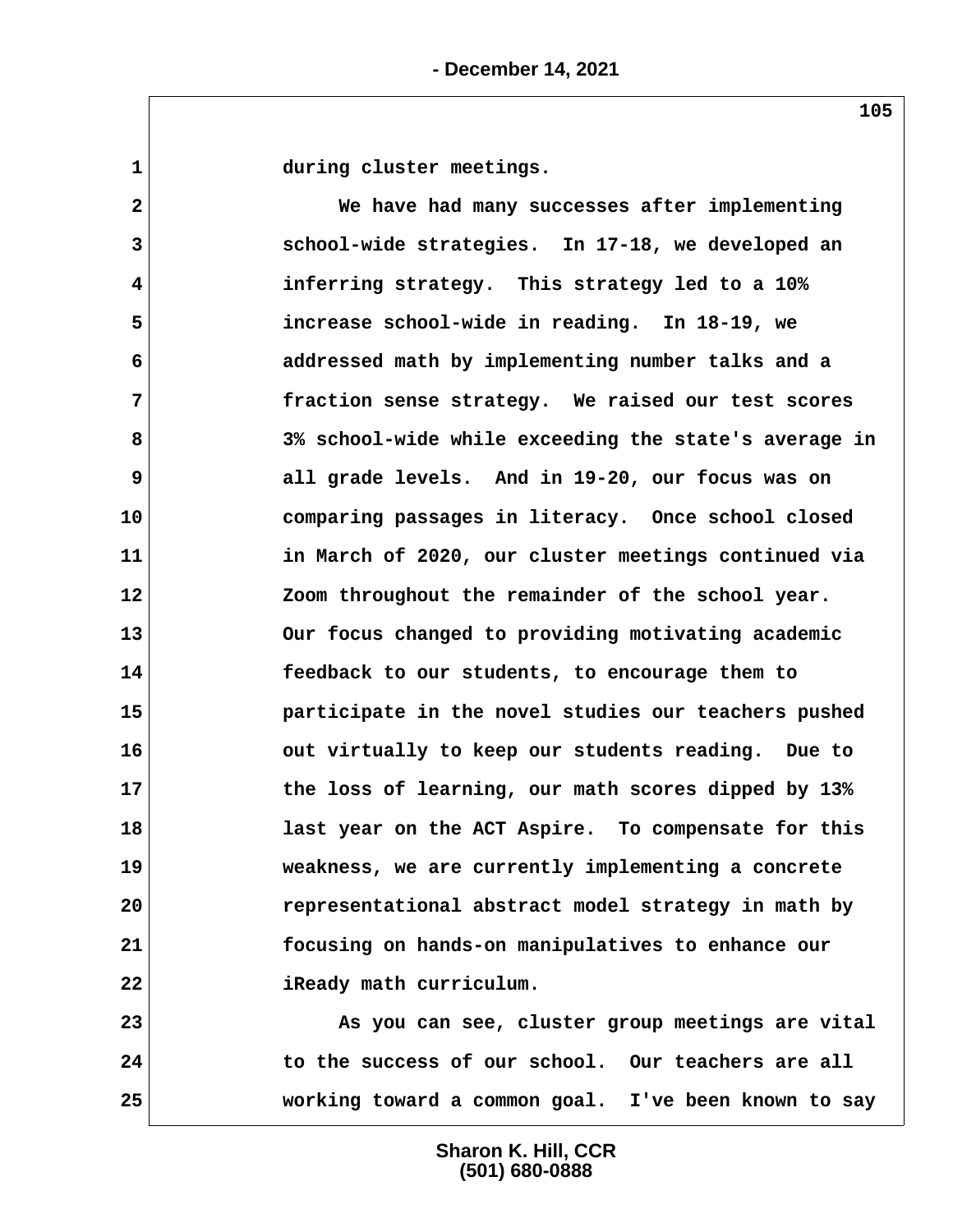during cluster meetings.

We have had many successes after implementing school-wide strategies. In 17-18, we developed an inferring strategy. This strategy led to a 10% increase school-wide in reading. In 18-19, we addressed math by implementing number talks and a fraction sense strategy. We raised our test scores 3% school-wide while exceeding the state's average in all grade levels. And in 19-20, our focus was on comparing passages in literacy. Once school closed in March of 2020, our cluster meetings continued via Zoom throughout the remainder of the school year. Our focus changed to providing motivating academic feedback to our students, to encourage them to participate in the novel studies our teachers pushed out virtually to keep our students reading. Due to the loss of learning, our math scores dipped by 13% last year on the ACT Aspire. To compensate for this weakness, we are currently implementing a concrete representational abstract model strategy in math by focusing on hands-on manipulatives to enhance our iReady math curriculum.

As you can see, cluster group meetings are vital to the success of our school. Our teachers are all working toward a common goal. I've been known to say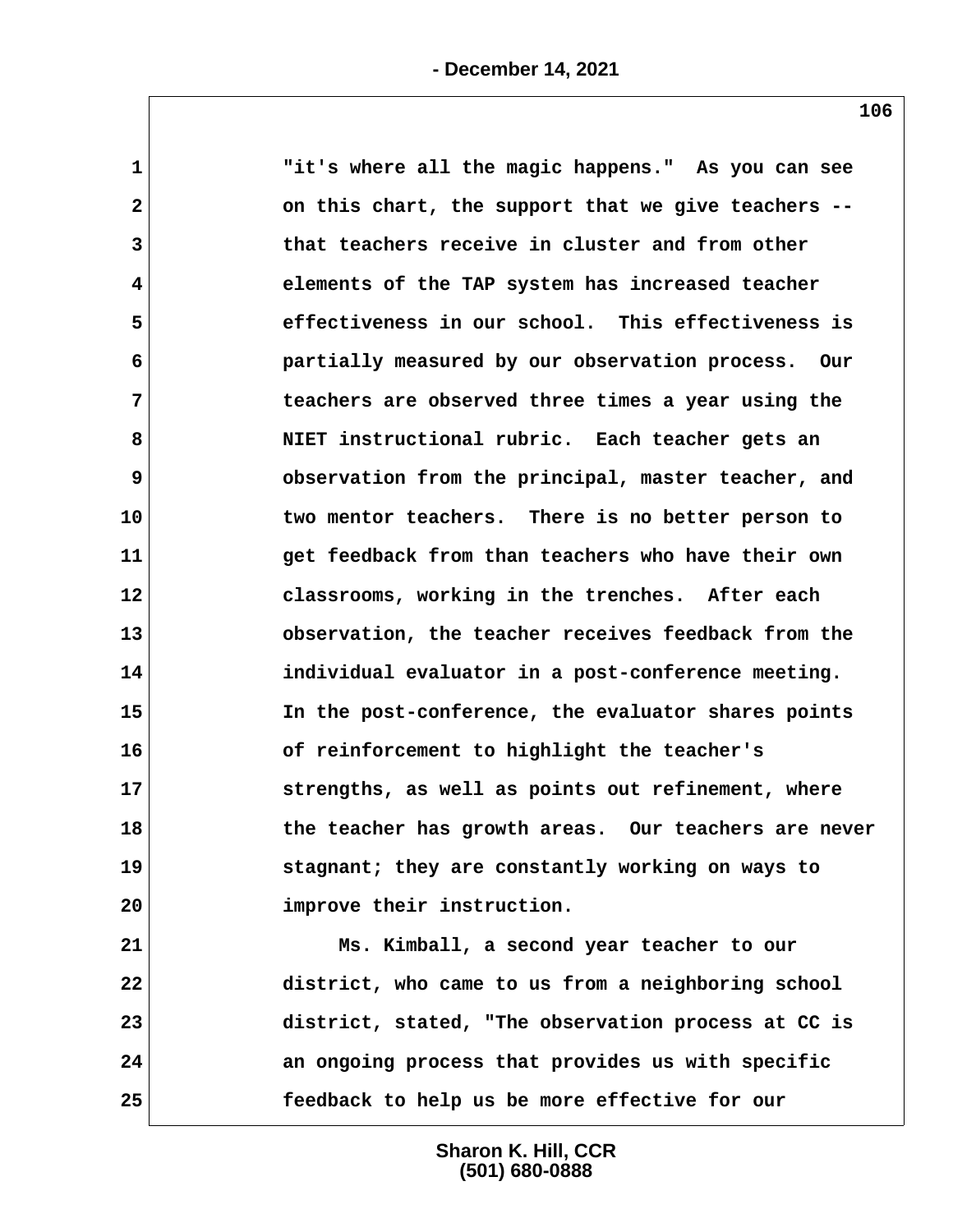"it's where all the magic happens." As you can see on this chart, the support that we give teachers -- that teachers receive in cluster and from other elements of the TAP system has increased teacher effectiveness in our school. This effectiveness is partially measured by our observation process. Our teachers are observed three times a year using the NIET instructional rubric. Each teacher gets an observation from the principal, master teacher, and two mentor teachers. There is no better person to get feedback from than teachers who have their own classrooms, working in the trenches. After each observation, the teacher receives feedback from the individual evaluator in a post-conference meeting. In the post-conference, the evaluator shares points of reinforcement to highlight the teacher's strengths, as well as points out refinement, where the teacher has growth areas. Our teachers are never stagnant; they are constantly working on ways to improve their instruction.

Ms. Kimball, a second year teacher to our district, who came to us from a neighboring school district, stated, "The observation process at CC is an ongoing process that provides us with specific feedback to help us be more effective for our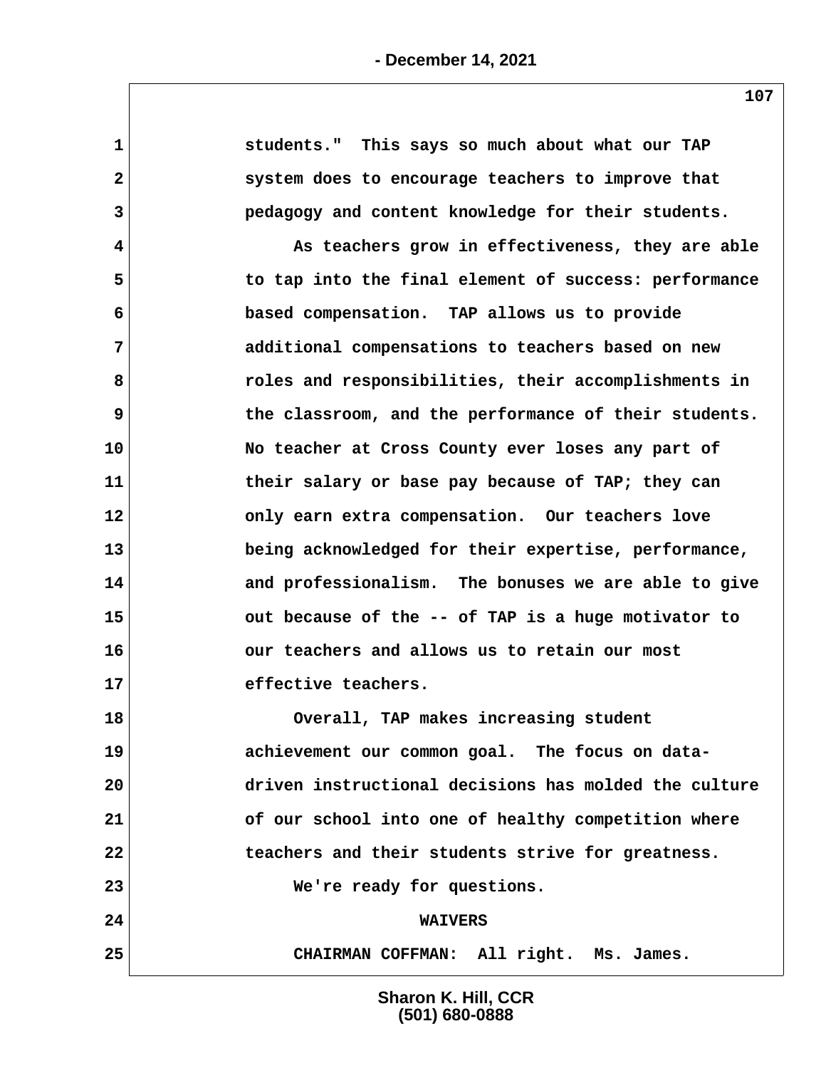students." This says so much about what our TAP system does to encourage teachers to improve that pedagogy and content knowledge for their students.

As teachers grow in effectiveness, they are able to tap into the final element of success: performance based compensation. TAP allows us to provide additional compensations to teachers based on new roles and responsibilities, their accomplishments in the classroom, and the performance of their students. No teacher at Cross County ever loses any part of their salary or base pay because of TAP; they can only earn extra compensation. Our teachers love being acknowledged for their expertise, performance, and professionalism. The bonuses we are able to give out because of the -- of TAP is a huge motivator to our teachers and allows us to retain our most effective teachers.

Overall, TAP makes increasing student achievement our common goal. The focus on data-driven instructional decisions has molded the culture of our school into one of healthy competition where teachers and their students strive for greatness.

We're ready for questions.

## WAIVERS

CHAIRMAN COFFMAN: All right. Ms. James.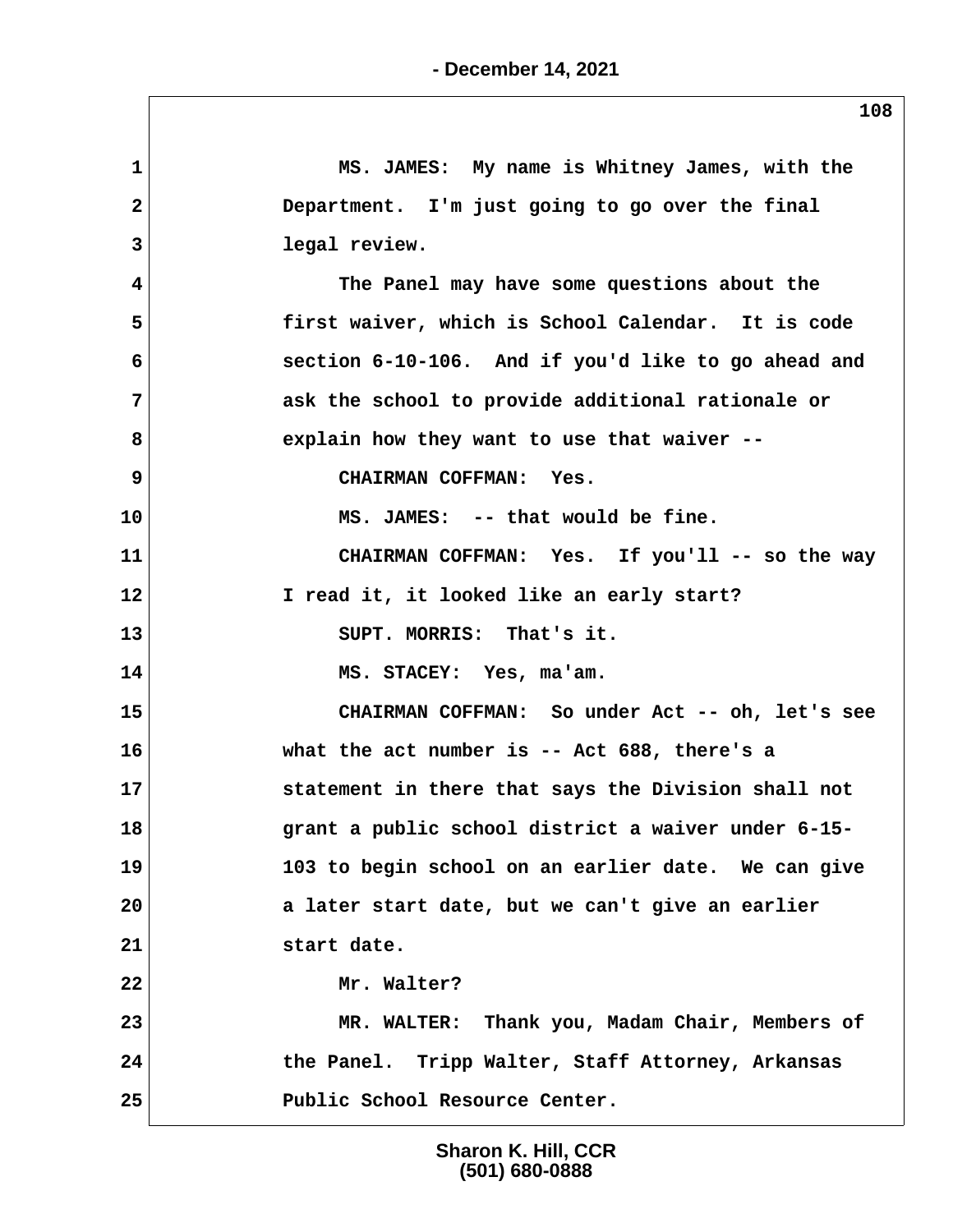1 MS. JAMES: My name is Whitney James, with the
2 Department. I'm just going to go over the final
3 legal review.
4 The Panel may have some questions about the
5 first waiver, which is School Calendar. It is code
6 section 6-10-106. And if you'd like to go ahead and
7 ask the school to provide additional rationale or
8 explain how they want to use that waiver --
9 CHAIRMAN COFFMAN: Yes.
10 MS. JAMES: -- that would be fine.
11 CHAIRMAN COFFMAN: Yes. If you'll -- so the way
12 I read it, it looked like an early start?
13 SUPT. MORRIS: That's it.
14 MS. STACEY: Yes, ma'am.
15 CHAIRMAN COFFMAN: So under Act -- oh, let's see
16 what the act number is -- Act 688, there's a
17 statement in there that says the Division shall not
18 grant a public school district a waiver under 6-15-
19 103 to begin school on an earlier date. We can give
20 a later start date, but we can't give an earlier
21 start date.
22 Mr. Walter?
23 MR. WALTER: Thank you, Madam Chair, Members of
24 the Panel. Tripp Walter, Staff Attorney, Arkansas
25 Public School Resource Center.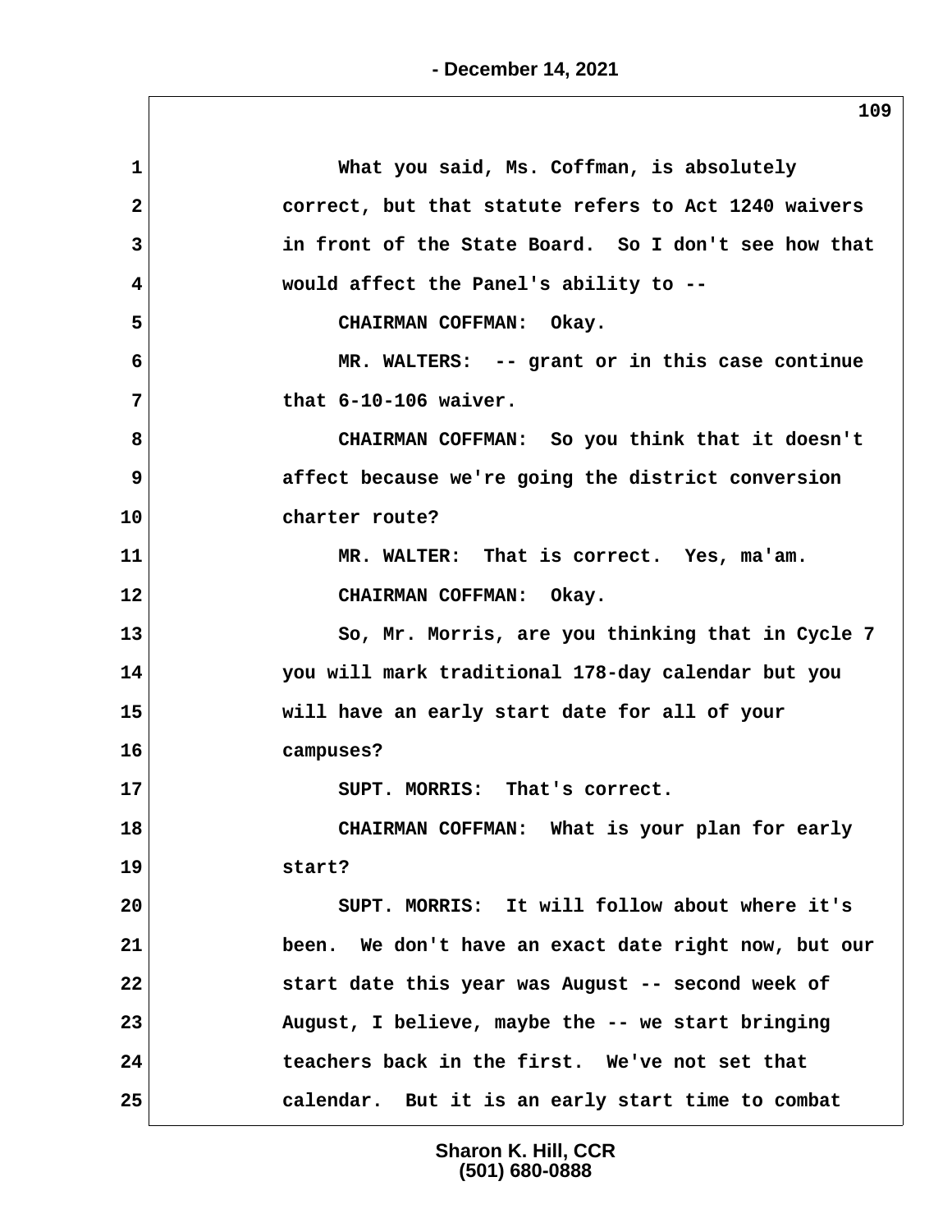What you said, Ms. Coffman, is absolutely correct, but that statute refers to Act 1240 waivers in front of the State Board. So I don't see how that would affect the Panel's ability to --

CHAIRMAN COFFMAN: Okay.

MR. WALTERS: -- grant or in this case continue that 6-10-106 waiver.

CHAIRMAN COFFMAN: So you think that it doesn't affect because we're going the district conversion charter route?

MR. WALTER: That is correct. Yes, ma'am.

CHAIRMAN COFFMAN: Okay.

So, Mr. Morris, are you thinking that in Cycle 7 you will mark traditional 178-day calendar but you will have an early start date for all of your campuses?

SUPT. MORRIS: That's correct.

CHAIRMAN COFFMAN: What is your plan for early start?

SUPT. MORRIS: It will follow about where it's been. We don't have an exact date right now, but our start date this year was August -- second week of August, I believe, maybe the -- we start bringing teachers back in the first. We've not set that calendar. But it is an early start time to combat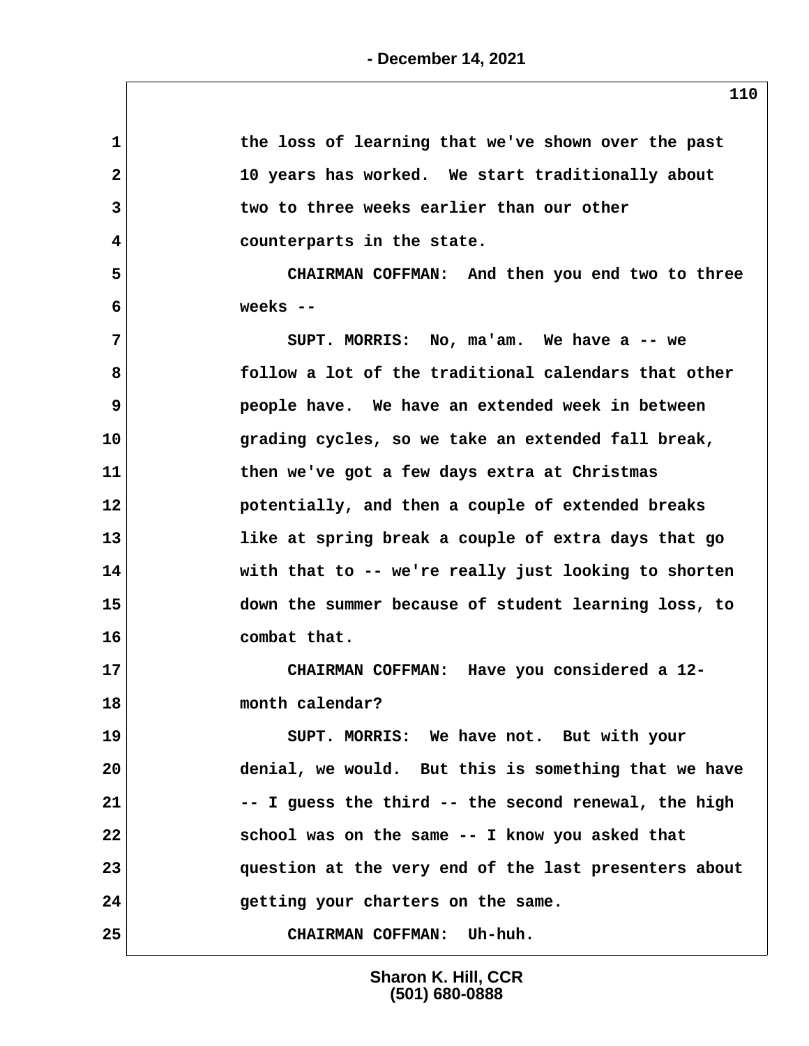the loss of learning that we've shown over the past 10 years has worked. We start traditionally about two to three weeks earlier than our other counterparts in the state.

CHAIRMAN COFFMAN: And then you end two to three weeks --

SUPT. MORRIS: No, ma'am. We have a -- we follow a lot of the traditional calendars that other people have. We have an extended week in between grading cycles, so we take an extended fall break, then we've got a few days extra at Christmas potentially, and then a couple of extended breaks like at spring break a couple of extra days that go with that to -- we're really just looking to shorten down the summer because of student learning loss, to combat that.

CHAIRMAN COFFMAN: Have you considered a 12-month calendar?

SUPT. MORRIS: We have not. But with your denial, we would. But this is something that we have -- I guess the third -- the second renewal, the high school was on the same -- I know you asked that question at the very end of the last presenters about getting your charters on the same.

CHAIRMAN COFFMAN: Uh-huh.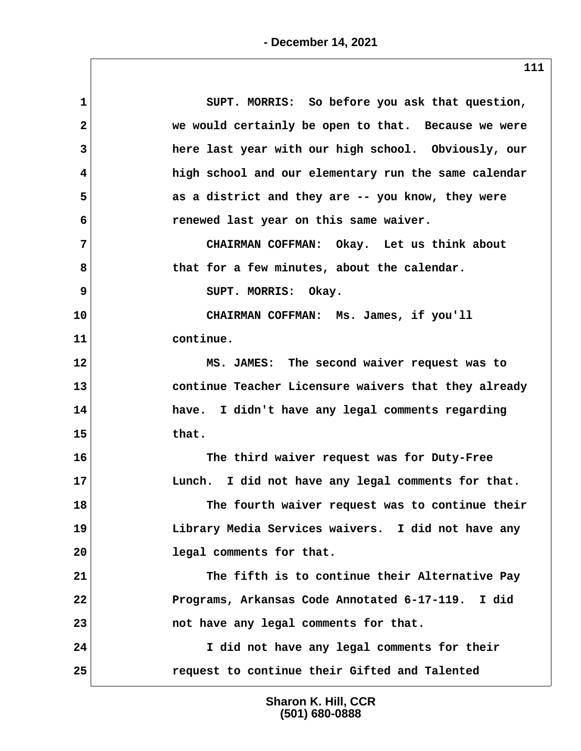SUPT. MORRIS: So before you ask that question, we would certainly be open to that. Because we were here last year with our high school. Obviously, our high school and our elementary run the same calendar as a district and they are -- you know, they were renewed last year on this same waiver.

CHAIRMAN COFFMAN: Okay. Let us think about that for a few minutes, about the calendar.

SUPT. MORRIS: Okay.

CHAIRMAN COFFMAN: Ms. James, if you'll continue.

MS. JAMES: The second waiver request was to continue Teacher Licensure waivers that they already have. I didn't have any legal comments regarding that.

The third waiver request was for Duty-Free Lunch. I did not have any legal comments for that.

The fourth waiver request was to continue their Library Media Services waivers. I did not have any legal comments for that.

The fifth is to continue their Alternative Pay Programs, Arkansas Code Annotated 6-17-119. I did not have any legal comments for that.

I did not have any legal comments for their request to continue their Gifted and Talented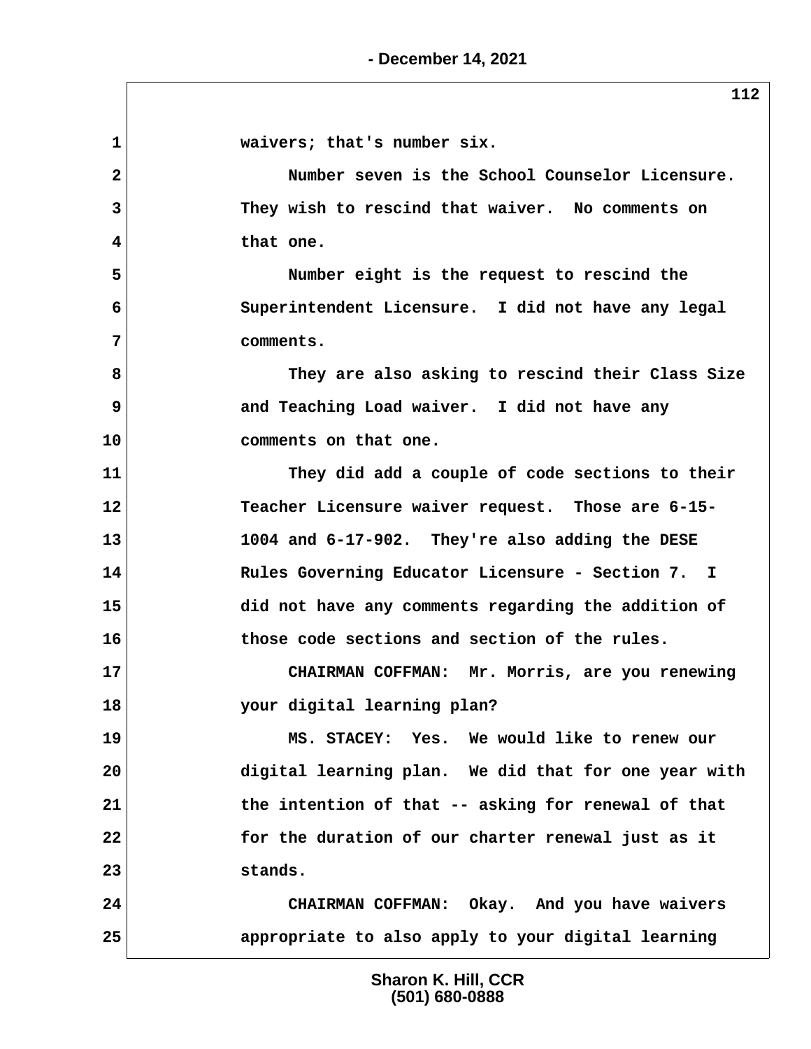waivers; that's number six.

Number seven is the School Counselor Licensure. They wish to rescind that waiver. No comments on that one.

Number eight is the request to rescind the Superintendent Licensure. I did not have any legal comments.

They are also asking to rescind their Class Size and Teaching Load waiver. I did not have any comments on that one.

They did add a couple of code sections to their Teacher Licensure waiver request. Those are 6-15-1004 and 6-17-902. They're also adding the DESE Rules Governing Educator Licensure - Section 7. I did not have any comments regarding the addition of those code sections and section of the rules.

CHAIRMAN COFFMAN: Mr. Morris, are you renewing your digital learning plan?

MS. STACEY: Yes. We would like to renew our digital learning plan. We did that for one year with the intention of that -- asking for renewal of that for the duration of our charter renewal just as it stands.

CHAIRMAN COFFMAN: Okay. And you have waivers appropriate to also apply to your digital learning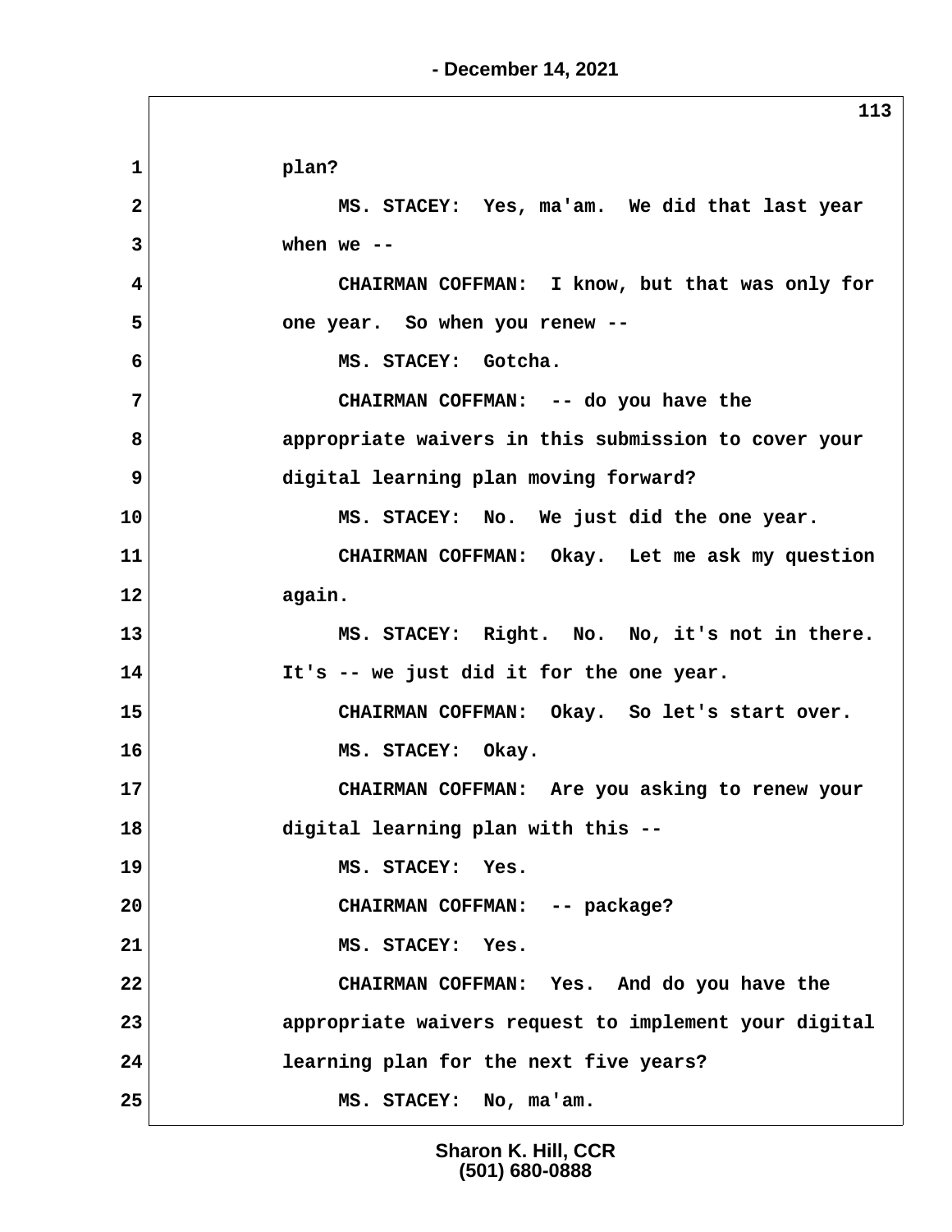plan?

MS. STACEY: Yes, ma'am. We did that last year when we --

CHAIRMAN COFFMAN: I know, but that was only for one year. So when you renew --

MS. STACEY: Gotcha.

CHAIRMAN COFFMAN: -- do you have the appropriate waivers in this submission to cover your digital learning plan moving forward?

MS. STACEY: No. We just did the one year.

CHAIRMAN COFFMAN: Okay. Let me ask my question again.

MS. STACEY: Right. No. No, it's not in there. It's -- we just did it for the one year.

CHAIRMAN COFFMAN: Okay. So let's start over.

MS. STACEY: Okay.

CHAIRMAN COFFMAN: Are you asking to renew your digital learning plan with this --

MS. STACEY: Yes.

CHAIRMAN COFFMAN: -- package?

MS. STACEY: Yes.

CHAIRMAN COFFMAN: Yes. And do you have the appropriate waivers request to implement your digital learning plan for the next five years?

MS. STACEY: No, ma'am.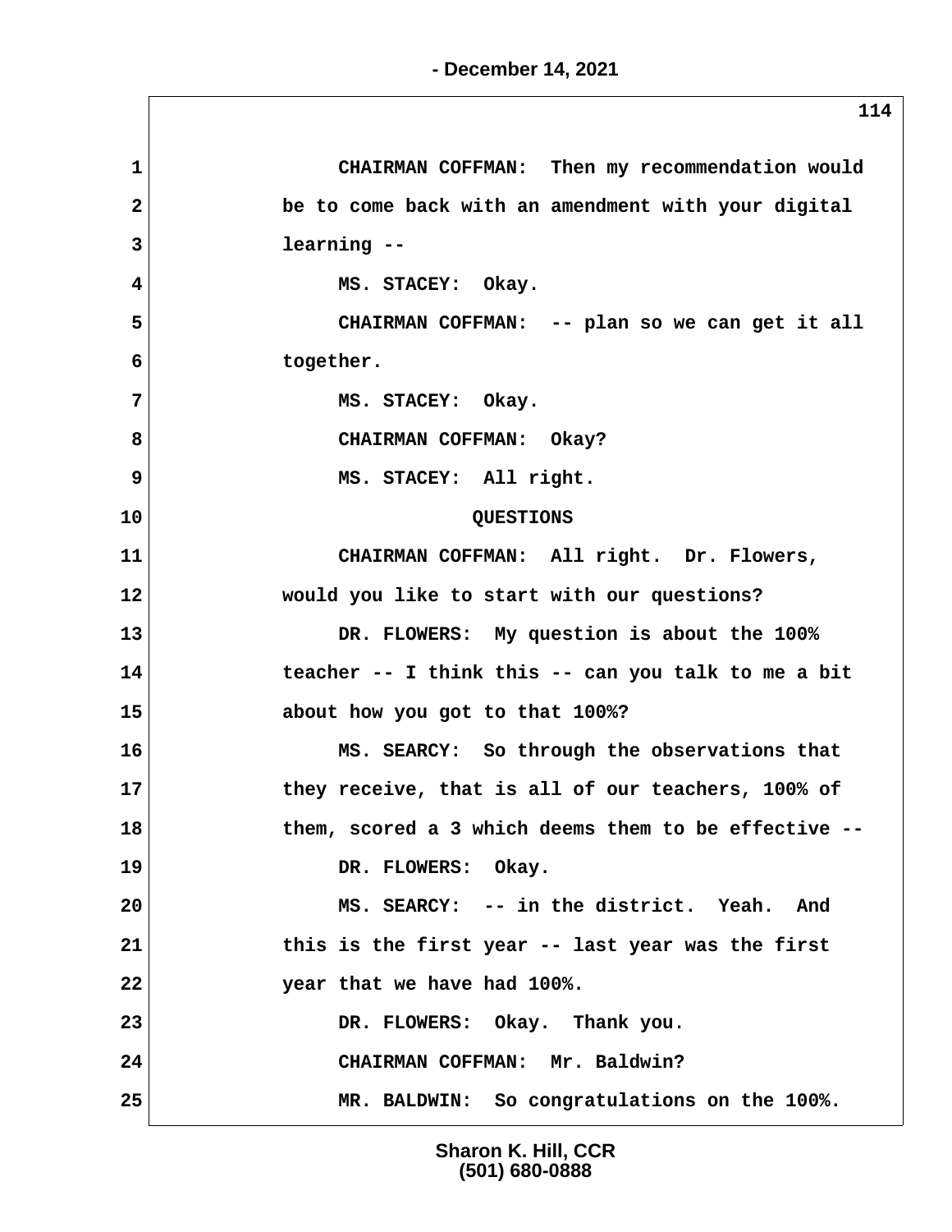CHAIRMAN COFFMAN: Then my recommendation would be to come back with an amendment with your digital learning --

MS. STACEY: Okay.

CHAIRMAN COFFMAN: -- plan so we can get it all together.

MS. STACEY: Okay.

CHAIRMAN COFFMAN: Okay?

MS. STACEY: All right.

QUESTIONS

CHAIRMAN COFFMAN: All right. Dr. Flowers, would you like to start with our questions?

DR. FLOWERS: My question is about the 100% teacher -- I think this -- can you talk to me a bit about how you got to that 100%?

MS. SEARCY: So through the observations that they receive, that is all of our teachers, 100% of them, scored a 3 which deems them to be effective --

DR. FLOWERS: Okay.

MS. SEARCY: -- in the district. Yeah. And this is the first year -- last year was the first year that we have had 100%.

DR. FLOWERS: Okay. Thank you.

CHAIRMAN COFFMAN: Mr. Baldwin?

MR. BALDWIN: So congratulations on the 100%.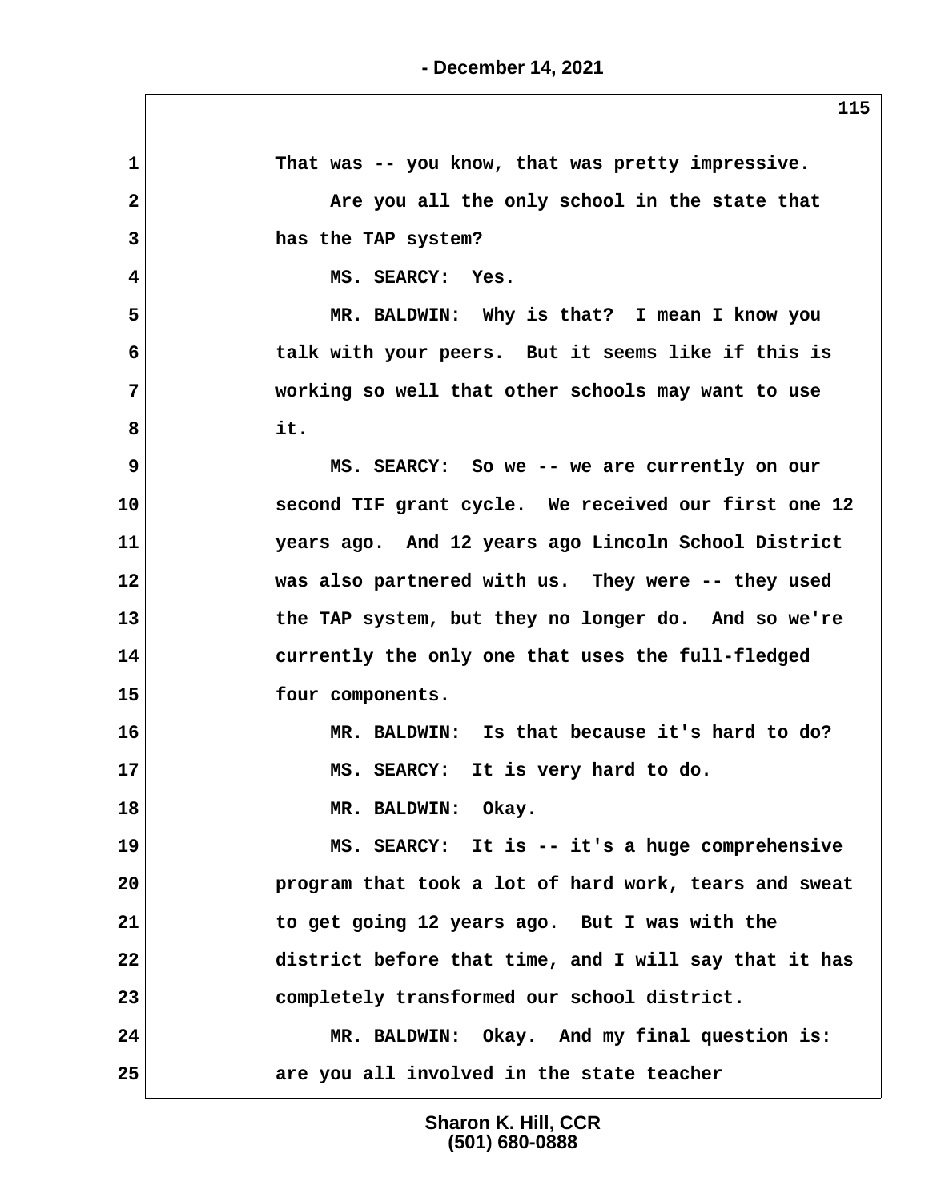That was -- you know, that was pretty impressive.

Are you all the only school in the state that has the TAP system?

MS. SEARCY: Yes.

MR. BALDWIN: Why is that? I mean I know you talk with your peers. But it seems like if this is working so well that other schools may want to use it.

MS. SEARCY: So we -- we are currently on our second TIF grant cycle. We received our first one 12 years ago. And 12 years ago Lincoln School District was also partnered with us. They were -- they used the TAP system, but they no longer do. And so we're currently the only one that uses the full-fledged four components.

MR. BALDWIN: Is that because it's hard to do?

MS. SEARCY: It is very hard to do.

MR. BALDWIN: Okay.

MS. SEARCY: It is -- it's a huge comprehensive program that took a lot of hard work, tears and sweat to get going 12 years ago. But I was with the district before that time, and I will say that it has completely transformed our school district.

MR. BALDWIN: Okay. And my final question is: are you all involved in the state teacher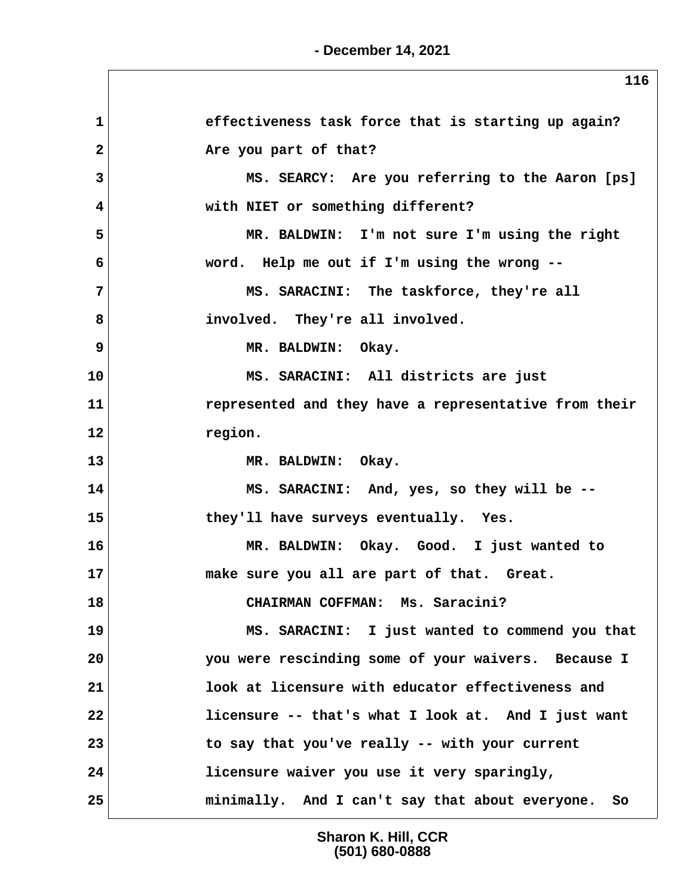effectiveness task force that is starting up again? Are you part of that?

MS. SEARCY: Are you referring to the Aaron [ps] with NIET or something different?

MR. BALDWIN: I'm not sure I'm using the right word. Help me out if I'm using the wrong --

MS. SARACINI: The taskforce, they're all involved. They're all involved.

MR. BALDWIN: Okay.

MS. SARACINI: All districts are just represented and they have a representative from their region.

MR. BALDWIN: Okay.

MS. SARACINI: And, yes, so they will be -- they'll have surveys eventually. Yes.

MR. BALDWIN: Okay. Good. I just wanted to make sure you all are part of that. Great.

CHAIRMAN COFFMAN: Ms. Saracini?

MS. SARACINI: I just wanted to commend you that you were rescinding some of your waivers. Because I look at licensure with educator effectiveness and licensure -- that's what I look at. And I just want to say that you've really -- with your current licensure waiver you use it very sparingly, minimally. And I can't say that about everyone. So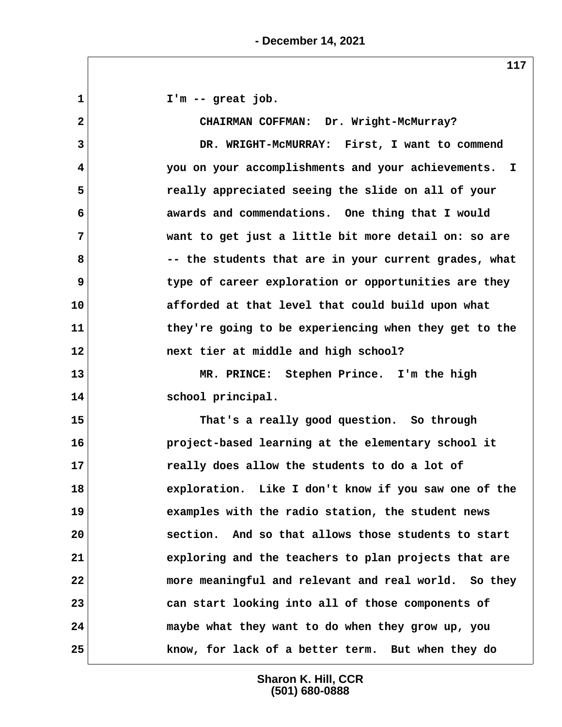1 I'm -- great job.

2 CHAIRMAN COFFMAN: Dr. Wright-McMurray?

3 DR. WRIGHT-McMURRAY: First, I want to commend

4 you on your accomplishments and your achievements. I

5 really appreciated seeing the slide on all of your

6 awards and commendations. One thing that I would

7 want to get just a little bit more detail on: so are

8 -- the students that are in your current grades, what

9 type of career exploration or opportunities are they

10 afforded at that level that could build upon what

11 they're going to be experiencing when they get to the

12 next tier at middle and high school?

13 MR. PRINCE: Stephen Prince. I'm the high

14 school principal.

15 That's a really good question. So through

16 project-based learning at the elementary school it

17 really does allow the students to do a lot of

18 exploration. Like I don't know if you saw one of the

19 examples with the radio station, the student news

20 section. And so that allows those students to start

21 exploring and the teachers to plan projects that are

22 more meaningful and relevant and real world. So they

23 can start looking into all of those components of

24 maybe what they want to do when they grow up, you

25 know, for lack of a better term. But when they do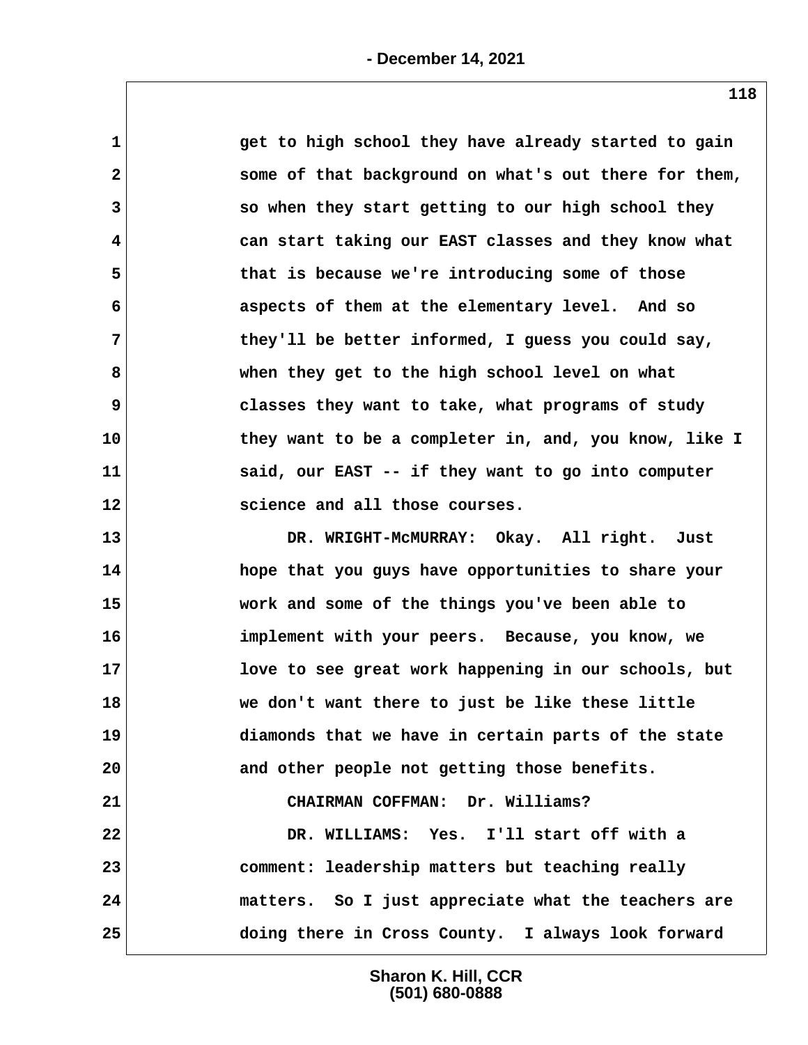get to high school they have already started to gain some of that background on what's out there for them, so when they start getting to our high school they can start taking our EAST classes and they know what that is because we're introducing some of those aspects of them at the elementary level. And so they'll be better informed, I guess you could say, when they get to the high school level on what classes they want to take, what programs of study they want to be a completer in, and, you know, like I said, our EAST -- if they want to go into computer science and all those courses.

DR. WRIGHT-McMURRAY: Okay. All right. Just hope that you guys have opportunities to share your work and some of the things you've been able to implement with your peers. Because, you know, we love to see great work happening in our schools, but we don't want there to just be like these little diamonds that we have in certain parts of the state and other people not getting those benefits.

CHAIRMAN COFFMAN: Dr. Williams?

DR. WILLIAMS: Yes. I'll start off with a comment: leadership matters but teaching really matters. So I just appreciate what the teachers are doing there in Cross County. I always look forward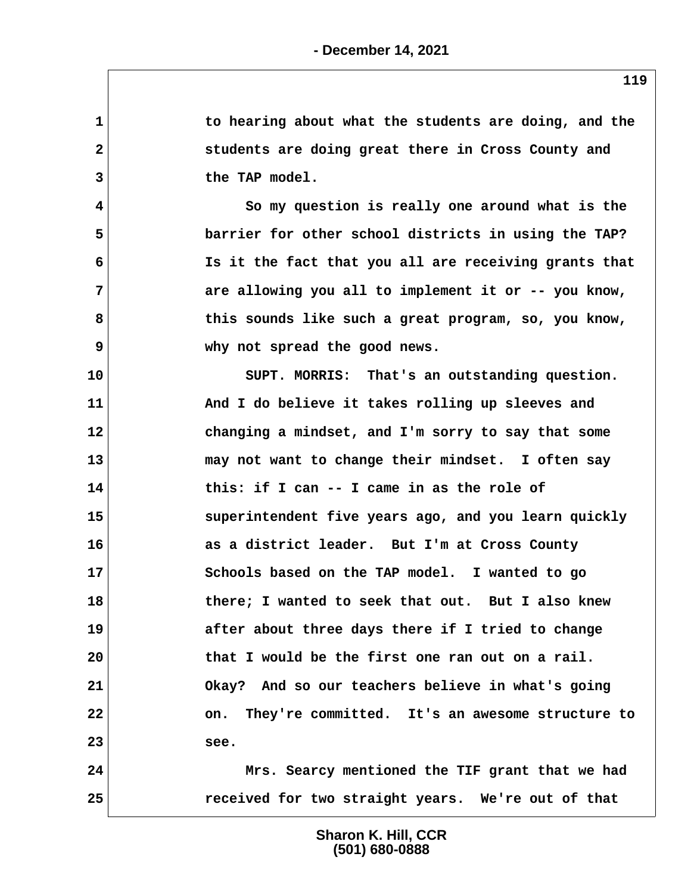to hearing about what the students are doing, and the students are doing great there in Cross County and the TAP model.

So my question is really one around what is the barrier for other school districts in using the TAP? Is it the fact that you all are receiving grants that are allowing you all to implement it or -- you know, this sounds like such a great program, so, you know, why not spread the good news.

SUPT. MORRIS: That's an outstanding question. And I do believe it takes rolling up sleeves and changing a mindset, and I'm sorry to say that some may not want to change their mindset. I often say this: if I can -- I came in as the role of superintendent five years ago, and you learn quickly as a district leader. But I'm at Cross County Schools based on the TAP model. I wanted to go there; I wanted to seek that out. But I also knew after about three days there if I tried to change that I would be the first one ran out on a rail. Okay? And so our teachers believe in what's going on. They're committed. It's an awesome structure to see.

Mrs. Searcy mentioned the TIF grant that we had received for two straight years. We're out of that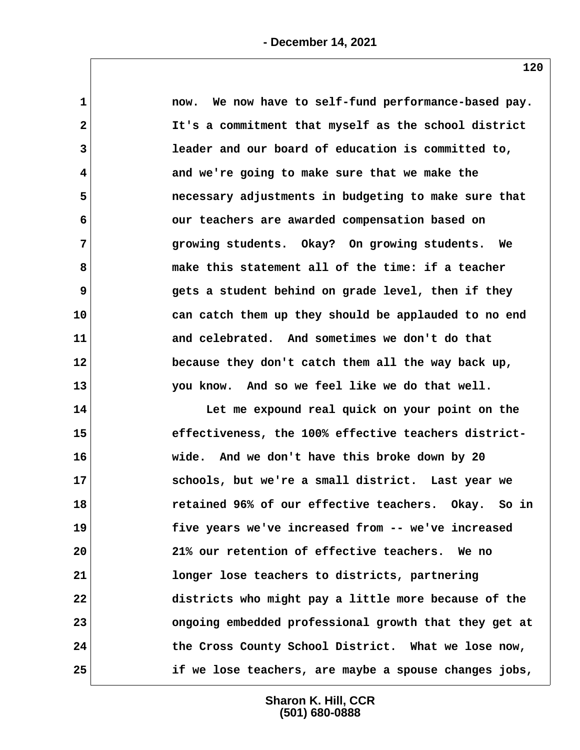now. We now have to self-fund performance-based pay. It's a commitment that myself as the school district leader and our board of education is committed to, and we're going to make sure that we make the necessary adjustments in budgeting to make sure that our teachers are awarded compensation based on growing students. Okay? On growing students. We make this statement all of the time: if a teacher gets a student behind on grade level, then if they can catch them up they should be applauded to no end and celebrated. And sometimes we don't do that because they don't catch them all the way back up, you know. And so we feel like we do that well.

Let me expound real quick on your point on the effectiveness, the 100% effective teachers district-wide. And we don't have this broke down by 20 schools, but we're a small district. Last year we retained 96% of our effective teachers. Okay. So in five years we've increased from -- we've increased 21% our retention of effective teachers. We no longer lose teachers to districts, partnering districts who might pay a little more because of the ongoing embedded professional growth that they get at the Cross County School District. What we lose now, if we lose teachers, are maybe a spouse changes jobs,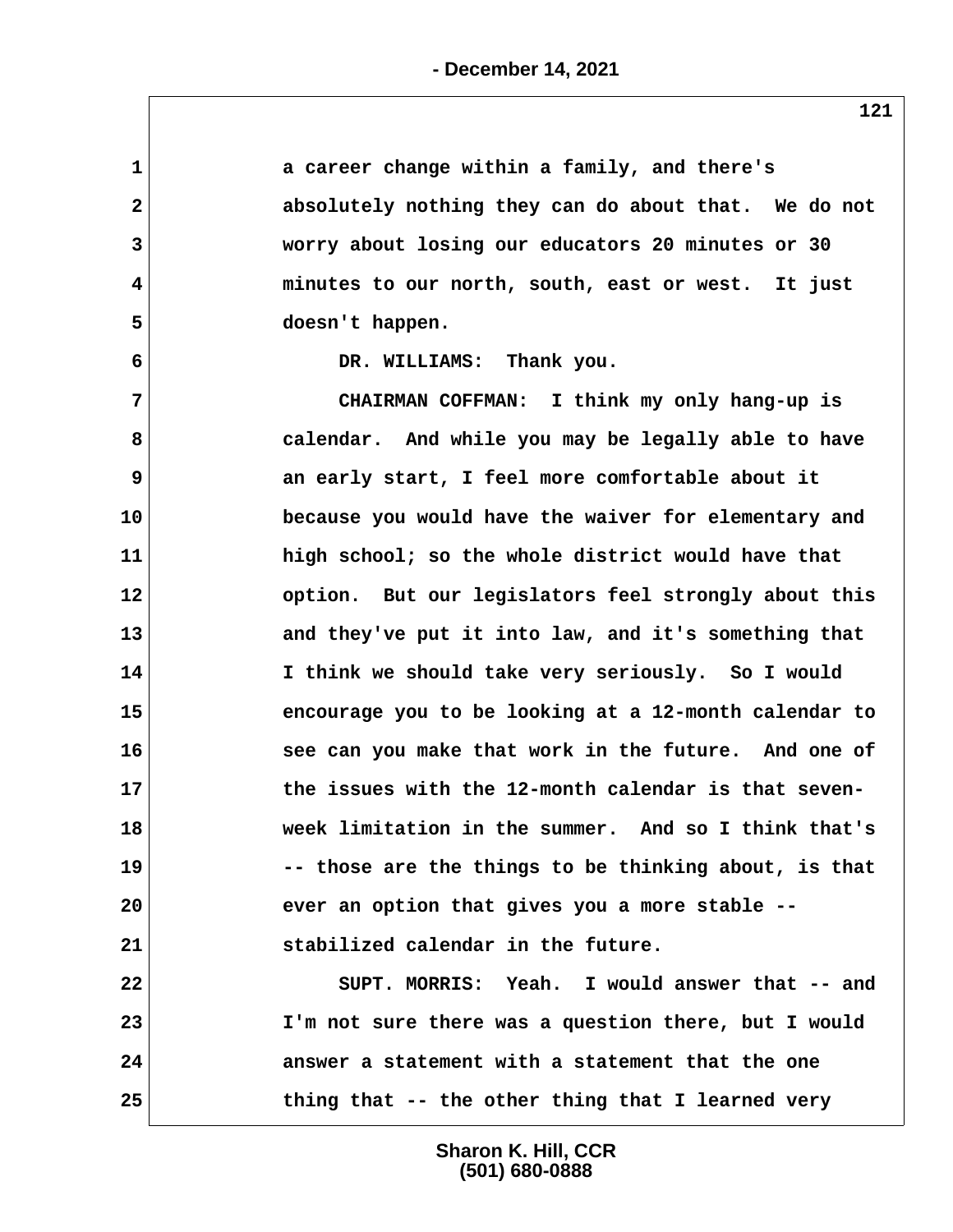a career change within a family, and there's absolutely nothing they can do about that. We do not worry about losing our educators 20 minutes or 30 minutes to our north, south, east or west. It just doesn't happen.

DR. WILLIAMS: Thank you.

CHAIRMAN COFFMAN: I think my only hang-up is calendar. And while you may be legally able to have an early start, I feel more comfortable about it because you would have the waiver for elementary and high school; so the whole district would have that option. But our legislators feel strongly about this and they've put it into law, and it's something that I think we should take very seriously. So I would encourage you to be looking at a 12-month calendar to see can you make that work in the future. And one of the issues with the 12-month calendar is that seven-week limitation in the summer. And so I think that's -- those are the things to be thinking about, is that ever an option that gives you a more stable -- stabilized calendar in the future.

SUPT. MORRIS: Yeah. I would answer that -- and I'm not sure there was a question there, but I would answer a statement with a statement that the one thing that -- the other thing that I learned very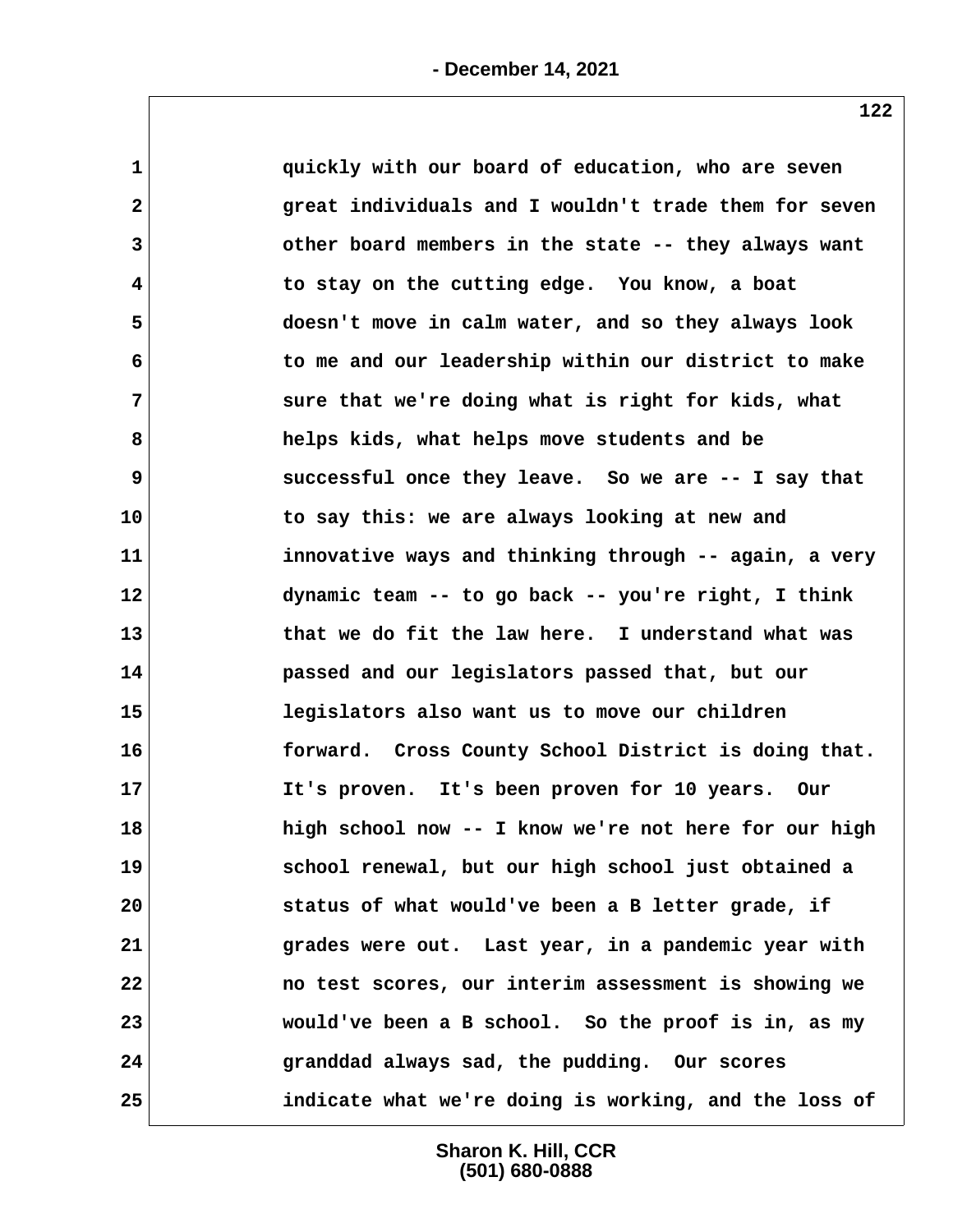quickly with our board of education, who are seven great individuals and I wouldn't trade them for seven other board members in the state -- they always want to stay on the cutting edge. You know, a boat doesn't move in calm water, and so they always look to me and our leadership within our district to make sure that we're doing what is right for kids, what helps kids, what helps move students and be successful once they leave. So we are -- I say that to say this: we are always looking at new and innovative ways and thinking through -- again, a very dynamic team -- to go back -- you're right, I think that we do fit the law here. I understand what was passed and our legislators passed that, but our legislators also want us to move our children forward. Cross County School District is doing that. It's proven. It's been proven for 10 years. Our high school now -- I know we're not here for our high school renewal, but our high school just obtained a status of what would've been a B letter grade, if grades were out. Last year, in a pandemic year with no test scores, our interim assessment is showing we would've been a B school. So the proof is in, as my granddad always sad, the pudding. Our scores indicate what we're doing is working, and the loss of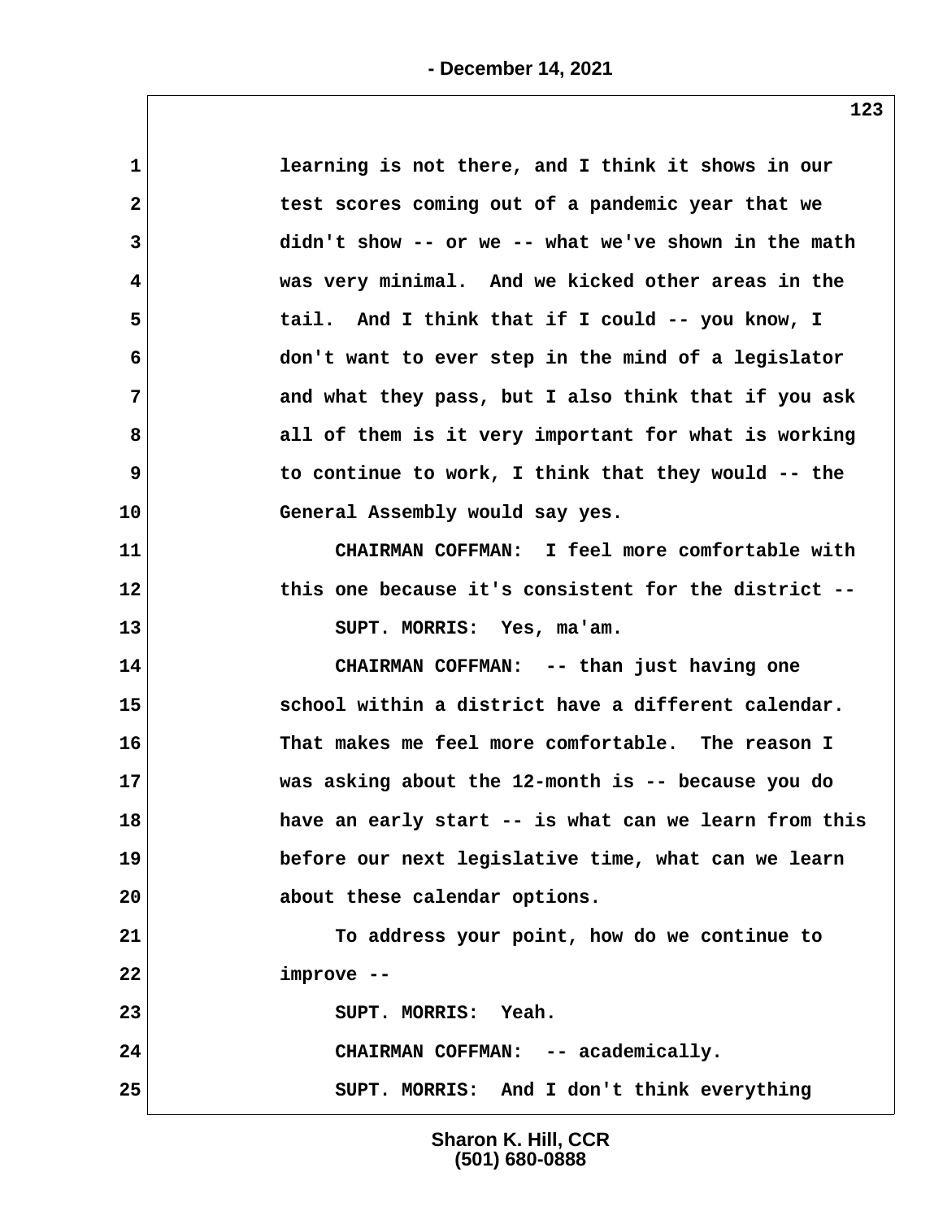learning is not there, and I think it shows in our test scores coming out of a pandemic year that we didn't show -- or we -- what we've shown in the math was very minimal. And we kicked other areas in the tail. And I think that if I could -- you know, I don't want to ever step in the mind of a legislator and what they pass, but I also think that if you ask all of them is it very important for what is working to continue to work, I think that they would -- the General Assembly would say yes.

CHAIRMAN COFFMAN: I feel more comfortable with this one because it's consistent for the district --

SUPT. MORRIS: Yes, ma'am.

CHAIRMAN COFFMAN: -- than just having one school within a district have a different calendar. That makes me feel more comfortable. The reason I was asking about the 12-month is -- because you do have an early start -- is what can we learn from this before our next legislative time, what can we learn about these calendar options.

To address your point, how do we continue to improve --

SUPT. MORRIS: Yeah.

CHAIRMAN COFFMAN: -- academically.

SUPT. MORRIS: And I don't think everything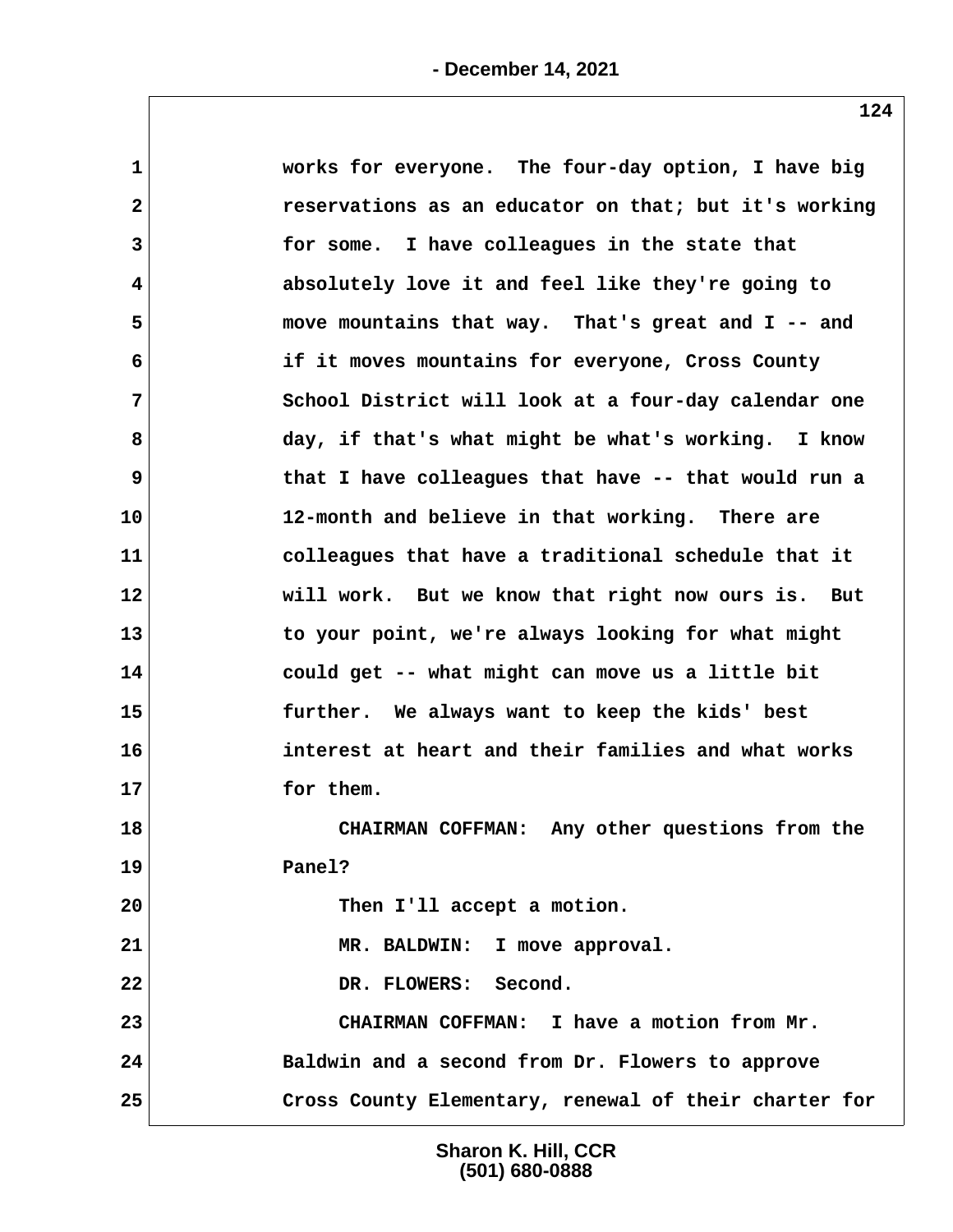works for everyone. The four-day option, I have big reservations as an educator on that; but it's working for some. I have colleagues in the state that absolutely love it and feel like they're going to move mountains that way. That's great and I -- and if it moves mountains for everyone, Cross County School District will look at a four-day calendar one day, if that's what might be what's working. I know that I have colleagues that have -- that would run a 12-month and believe in that working. There are colleagues that have a traditional schedule that it will work. But we know that right now ours is. But to your point, we're always looking for what might could get -- what might can move us a little bit further. We always want to keep the kids' best interest at heart and their families and what works for them.

CHAIRMAN COFFMAN: Any other questions from the Panel?

Then I'll accept a motion.

MR. BALDWIN: I move approval.

DR. FLOWERS: Second.

CHAIRMAN COFFMAN: I have a motion from Mr. Baldwin and a second from Dr. Flowers to approve Cross County Elementary, renewal of their charter for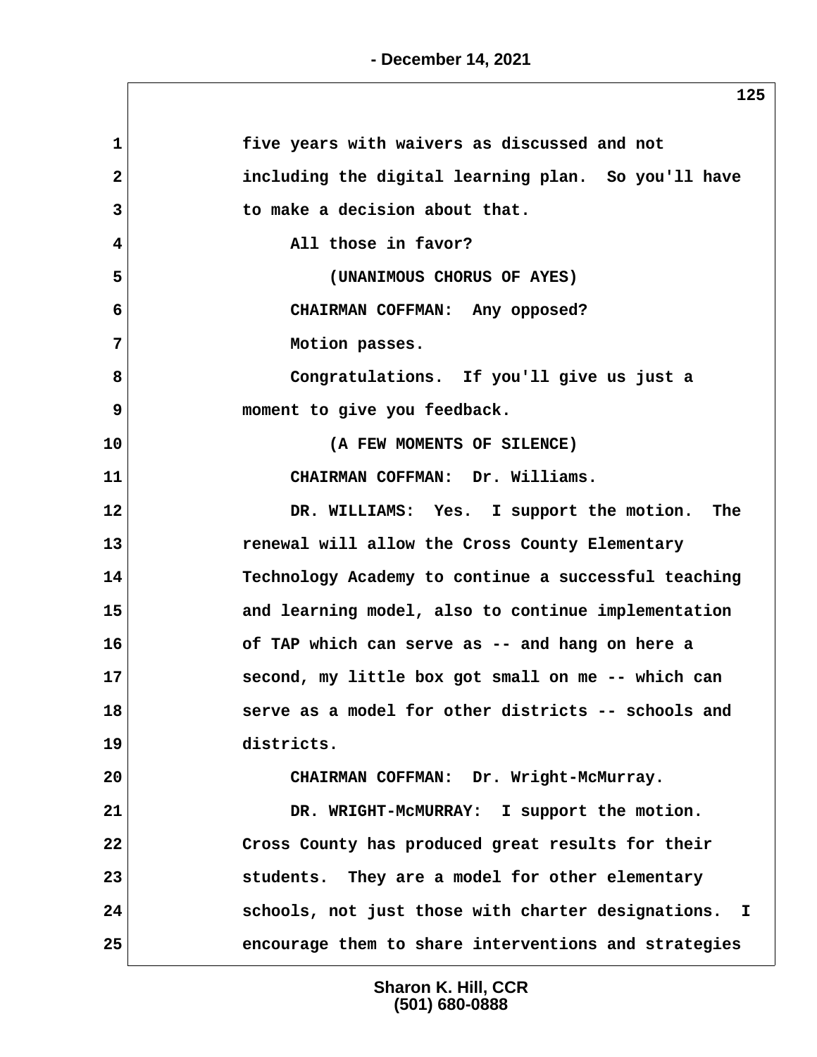five years with waivers as discussed and not including the digital learning plan. So you'll have to make a decision about that.

All those in favor?

(UNANIMOUS CHORUS OF AYES)

CHAIRMAN COFFMAN: Any opposed?

Motion passes.

Congratulations. If you'll give us just a moment to give you feedback.

(A FEW MOMENTS OF SILENCE)

CHAIRMAN COFFMAN: Dr. Williams.

DR. WILLIAMS: Yes. I support the motion. The renewal will allow the Cross County Elementary Technology Academy to continue a successful teaching and learning model, also to continue implementation of TAP which can serve as -- and hang on here a second, my little box got small on me -- which can serve as a model for other districts -- schools and districts.

CHAIRMAN COFFMAN: Dr. Wright-McMurray.

DR. WRIGHT-McMURRAY: I support the motion. Cross County has produced great results for their students. They are a model for other elementary schools, not just those with charter designations. I encourage them to share interventions and strategies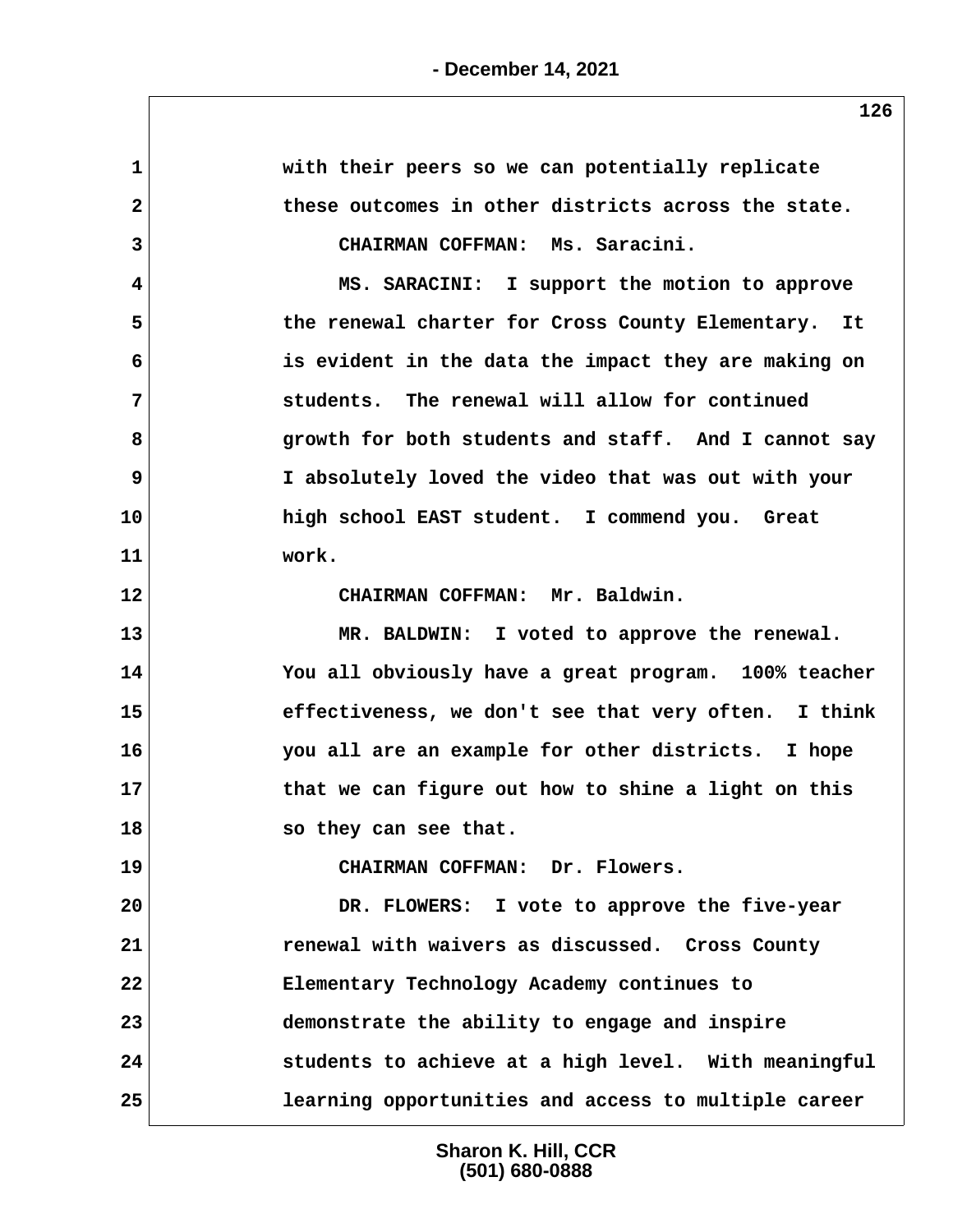with their peers so we can potentially replicate these outcomes in other districts across the state.

CHAIRMAN COFFMAN: Ms. Saracini.

MS. SARACINI: I support the motion to approve the renewal charter for Cross County Elementary. It is evident in the data the impact they are making on students. The renewal will allow for continued growth for both students and staff. And I cannot say I absolutely loved the video that was out with your high school EAST student. I commend you. Great work.

CHAIRMAN COFFMAN: Mr. Baldwin.

MR. BALDWIN: I voted to approve the renewal. You all obviously have a great program. 100% teacher effectiveness, we don't see that very often. I think you all are an example for other districts. I hope that we can figure out how to shine a light on this so they can see that.

CHAIRMAN COFFMAN: Dr. Flowers.

DR. FLOWERS: I vote to approve the five-year renewal with waivers as discussed. Cross County Elementary Technology Academy continues to demonstrate the ability to engage and inspire students to achieve at a high level. With meaningful learning opportunities and access to multiple career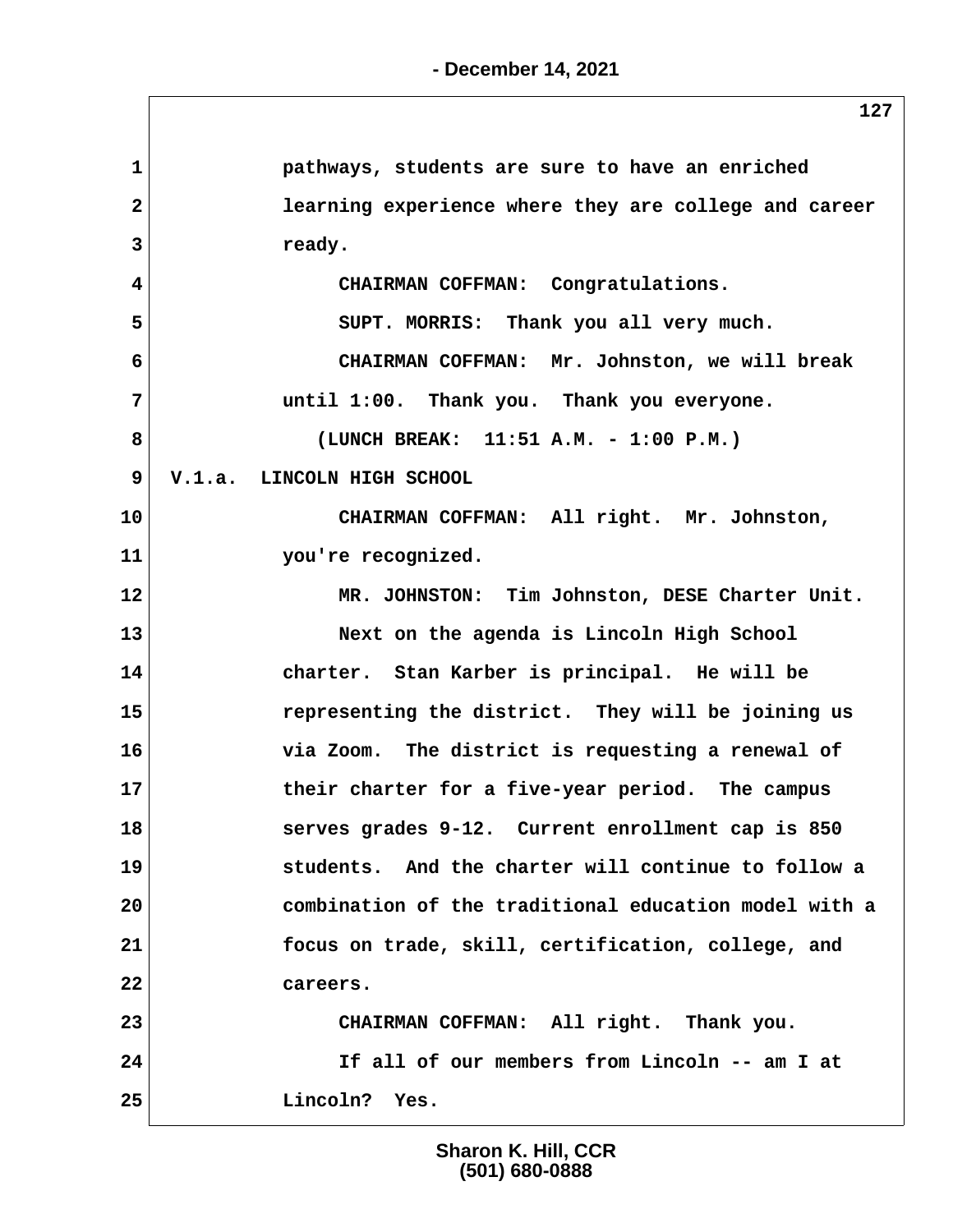pathways, students are sure to have an enriched learning experience where they are college and career ready.

CHAIRMAN COFFMAN: Congratulations.

SUPT. MORRIS: Thank you all very much.

CHAIRMAN COFFMAN: Mr. Johnston, we will break until 1:00. Thank you. Thank you everyone.

(LUNCH BREAK: 11:51 A.M. - 1:00 P.M.)

V.1.a. LINCOLN HIGH SCHOOL

CHAIRMAN COFFMAN: All right. Mr. Johnston, you're recognized.

MR. JOHNSTON: Tim Johnston, DESE Charter Unit.

Next on the agenda is Lincoln High School charter. Stan Karber is principal. He will be representing the district. They will be joining us via Zoom. The district is requesting a renewal of their charter for a five-year period. The campus serves grades 9-12. Current enrollment cap is 850 students. And the charter will continue to follow a combination of the traditional education model with a focus on trade, skill, certification, college, and careers.

CHAIRMAN COFFMAN: All right. Thank you.

If all of our members from Lincoln -- am I at Lincoln? Yes.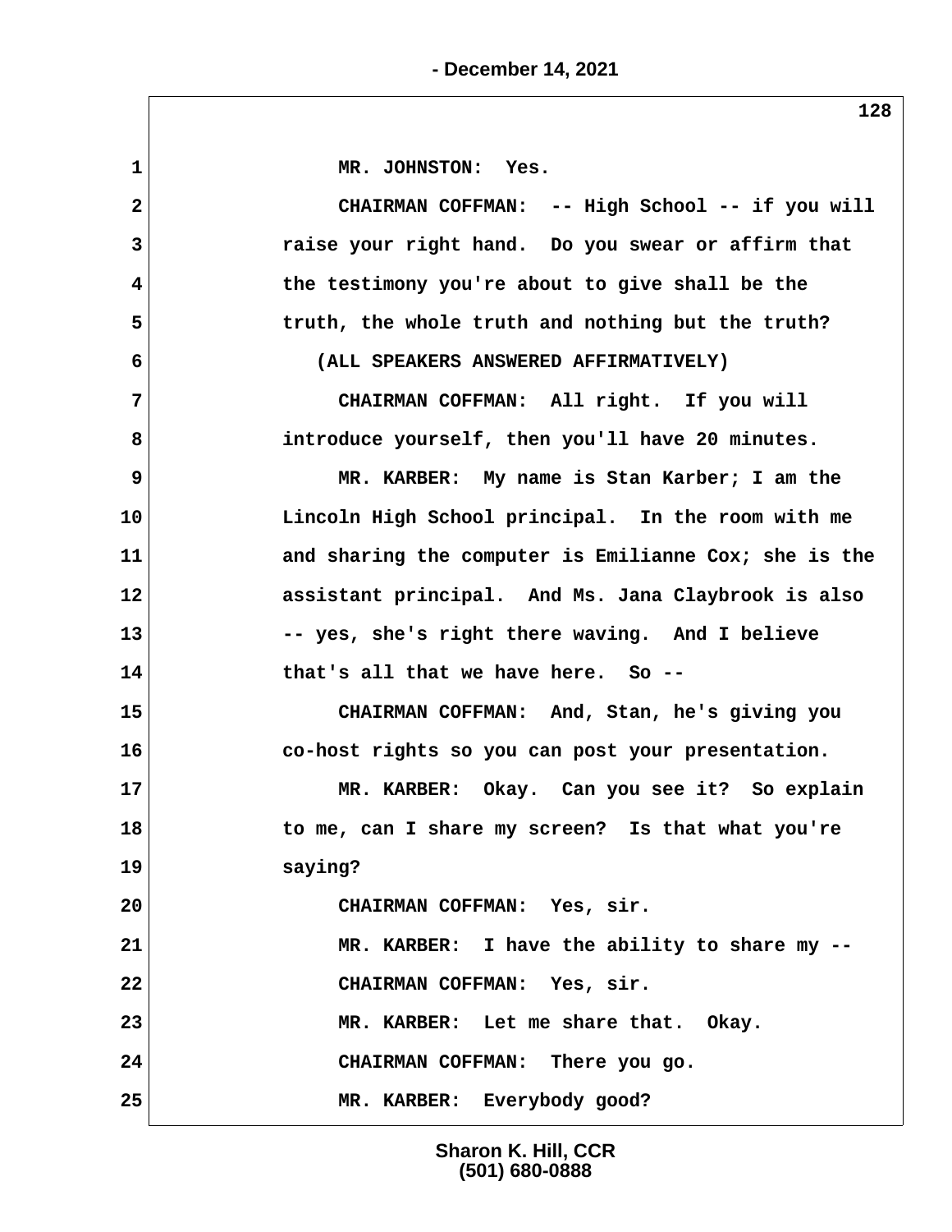1 MR. JOHNSTON: Yes.

2 CHAIRMAN COFFMAN: -- High School -- if you will

3 raise your right hand. Do you swear or affirm that

4 the testimony you're about to give shall be the

5 truth, the whole truth and nothing but the truth?

6 (ALL SPEAKERS ANSWERED AFFIRMATIVELY)

7 CHAIRMAN COFFMAN: All right. If you will

8 introduce yourself, then you'll have 20 minutes.

9 MR. KARBER: My name is Stan Karber; I am the

10 Lincoln High School principal. In the room with me

11 and sharing the computer is Emilianne Cox; she is the

12 assistant principal. And Ms. Jana Claybrook is also

13 -- yes, she's right there waving. And I believe

14 that's all that we have here. So --

15 CHAIRMAN COFFMAN: And, Stan, he's giving you

16 co-host rights so you can post your presentation.

17 MR. KARBER: Okay. Can you see it? So explain

18 to me, can I share my screen? Is that what you're

19 saying?

20 CHAIRMAN COFFMAN: Yes, sir.

21 MR. KARBER: I have the ability to share my --

22 CHAIRMAN COFFMAN: Yes, sir.

23 MR. KARBER: Let me share that. Okay.

24 CHAIRMAN COFFMAN: There you go.

25 MR. KARBER: Everybody good?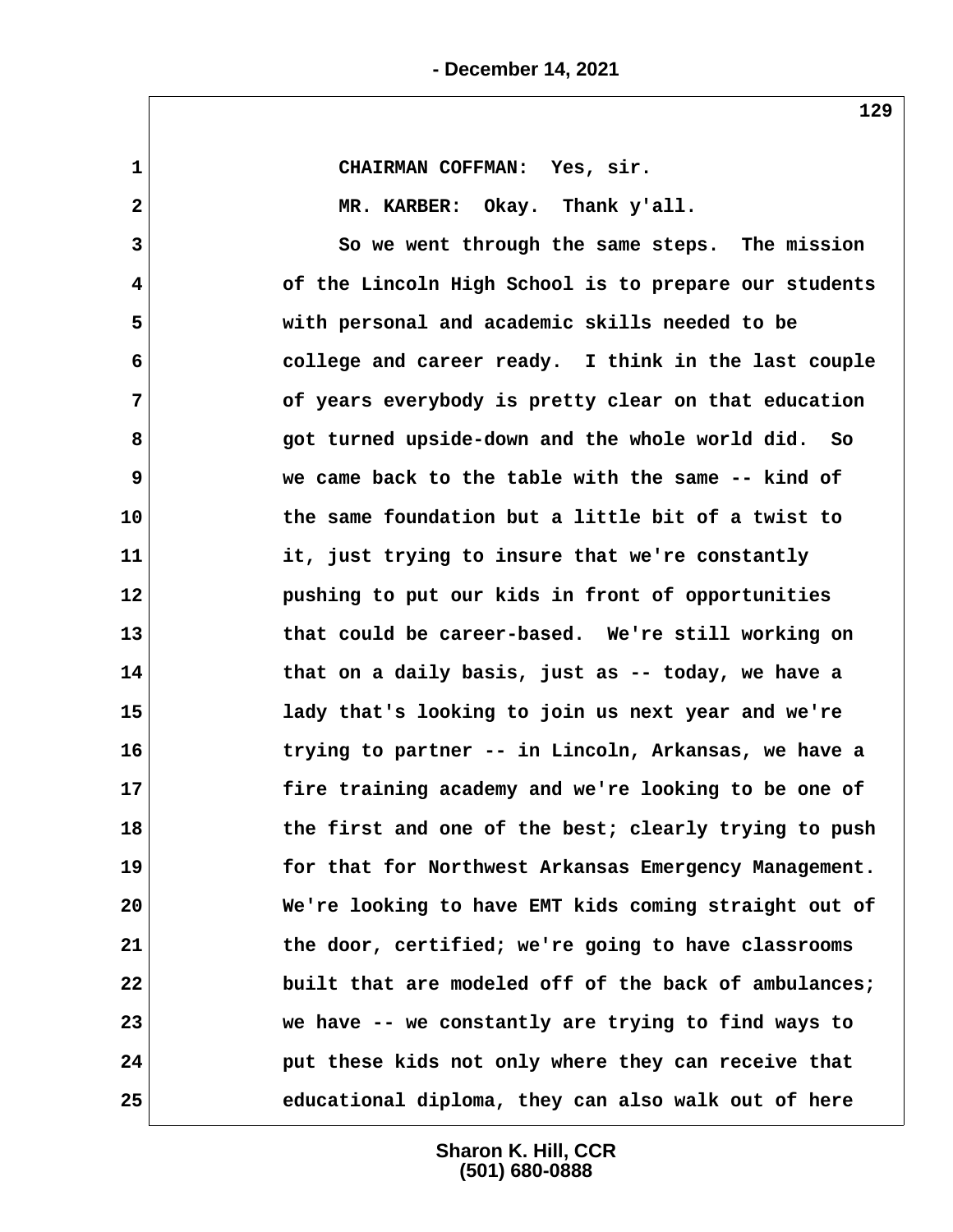CHAIRMAN COFFMAN: Yes, sir.

MR. KARBER: Okay. Thank y'all.

So we went through the same steps. The mission of the Lincoln High School is to prepare our students with personal and academic skills needed to be college and career ready. I think in the last couple of years everybody is pretty clear on that education got turned upside-down and the whole world did. So we came back to the table with the same -- kind of the same foundation but a little bit of a twist to it, just trying to insure that we're constantly pushing to put our kids in front of opportunities that could be career-based. We're still working on that on a daily basis, just as -- today, we have a lady that's looking to join us next year and we're trying to partner -- in Lincoln, Arkansas, we have a fire training academy and we're looking to be one of the first and one of the best; clearly trying to push for that for Northwest Arkansas Emergency Management. We're looking to have EMT kids coming straight out of the door, certified; we're going to have classrooms built that are modeled off of the back of ambulances; we have -- we constantly are trying to find ways to put these kids not only where they can receive that educational diploma, they can also walk out of here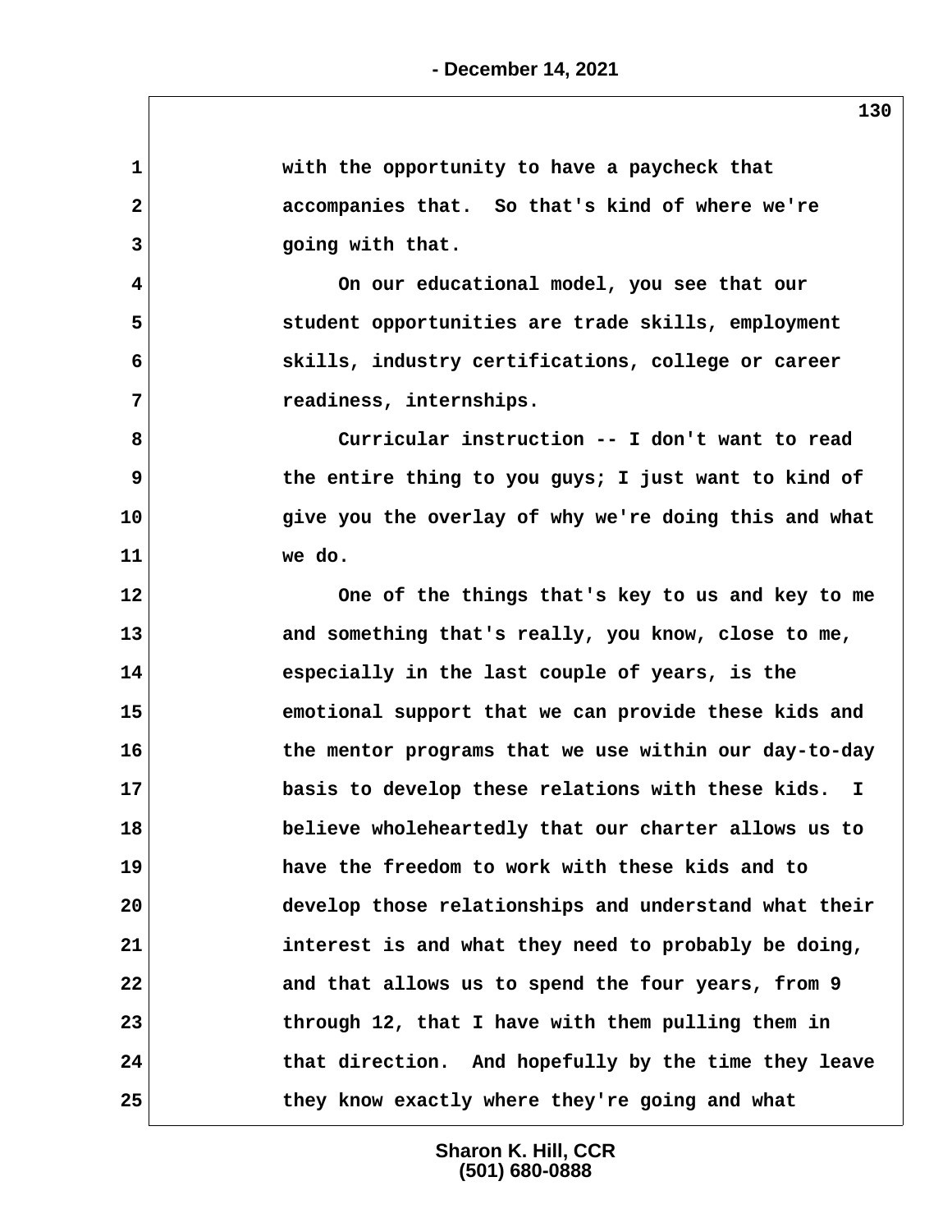with the opportunity to have a paycheck that accompanies that. So that's kind of where we're going with that.

On our educational model, you see that our student opportunities are trade skills, employment skills, industry certifications, college or career readiness, internships.

Curricular instruction -- I don't want to read the entire thing to you guys; I just want to kind of give you the overlay of why we're doing this and what we do.

One of the things that's key to us and key to me and something that's really, you know, close to me, especially in the last couple of years, is the emotional support that we can provide these kids and the mentor programs that we use within our day-to-day basis to develop these relations with these kids. I believe wholeheartedly that our charter allows us to have the freedom to work with these kids and to develop those relationships and understand what their interest is and what they need to probably be doing, and that allows us to spend the four years, from 9 through 12, that I have with them pulling them in that direction. And hopefully by the time they leave they know exactly where they're going and what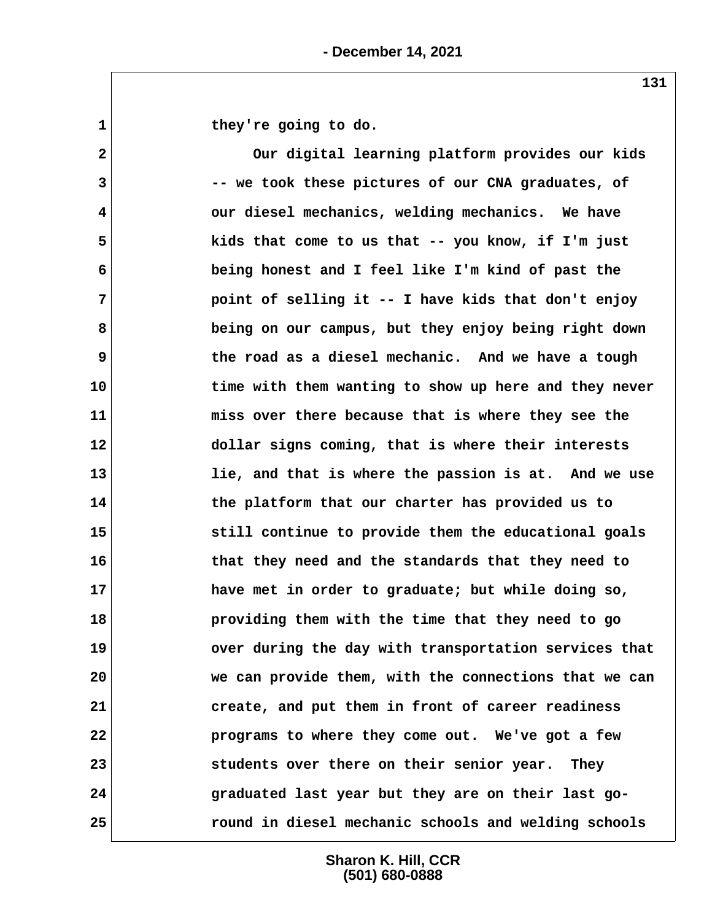they're going to do.

Our digital learning platform provides our kids -- we took these pictures of our CNA graduates, of our diesel mechanics, welding mechanics. We have kids that come to us that -- you know, if I'm just being honest and I feel like I'm kind of past the point of selling it -- I have kids that don't enjoy being on our campus, but they enjoy being right down the road as a diesel mechanic. And we have a tough time with them wanting to show up here and they never miss over there because that is where they see the dollar signs coming, that is where their interests lie, and that is where the passion is at. And we use the platform that our charter has provided us to still continue to provide them the educational goals that they need and the standards that they need to have met in order to graduate; but while doing so, providing them with the time that they need to go over during the day with transportation services that we can provide them, with the connections that we can create, and put them in front of career readiness programs to where they come out. We've got a few students over there on their senior year. They graduated last year but they are on their last go-round in diesel mechanic schools and welding schools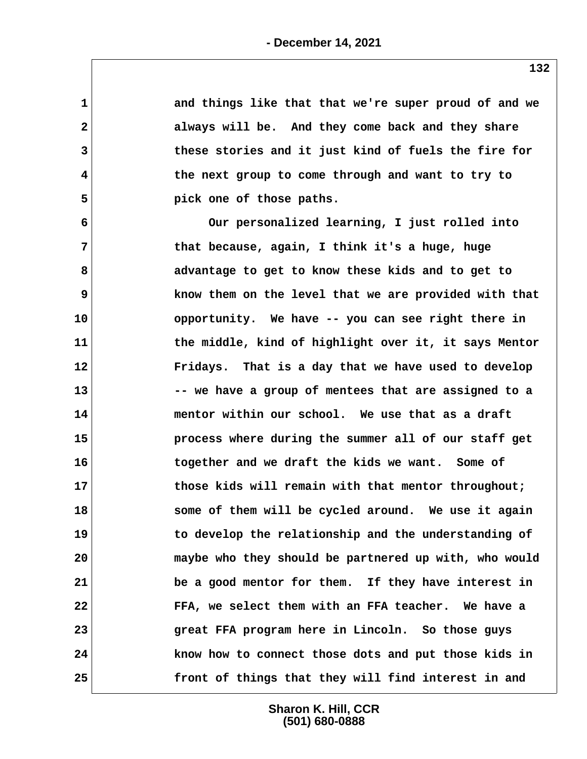and things like that that we're super proud of and we always will be. And they come back and they share these stories and it just kind of fuels the fire for the next group to come through and want to try to pick one of those paths.

Our personalized learning, I just rolled into that because, again, I think it's a huge, huge advantage to get to know these kids and to get to know them on the level that we are provided with that opportunity. We have -- you can see right there in the middle, kind of highlight over it, it says Mentor Fridays. That is a day that we have used to develop -- we have a group of mentees that are assigned to a mentor within our school. We use that as a draft process where during the summer all of our staff get together and we draft the kids we want. Some of those kids will remain with that mentor throughout; some of them will be cycled around. We use it again to develop the relationship and the understanding of maybe who they should be partnered up with, who would be a good mentor for them. If they have interest in FFA, we select them with an FFA teacher. We have a great FFA program here in Lincoln. So those guys know how to connect those dots and put those kids in front of things that they will find interest in and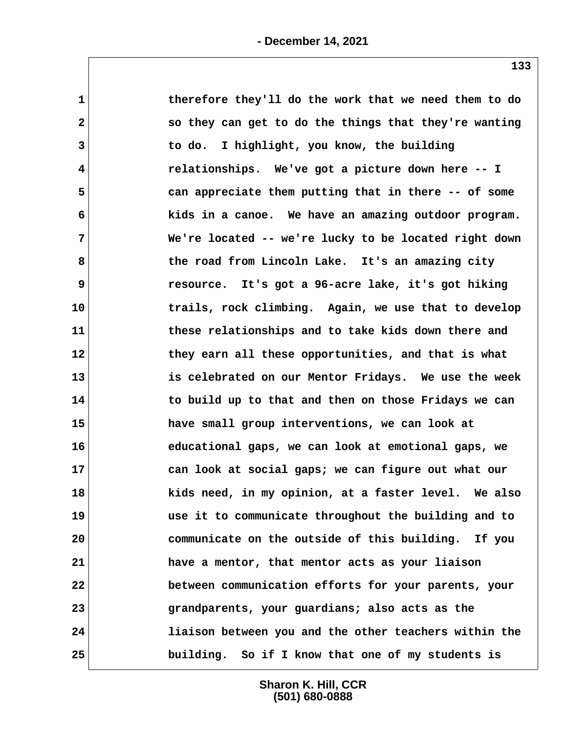therefore they'll do the work that we need them to do so they can get to do the things that they're wanting to do. I highlight, you know, the building relationships. We've got a picture down here -- I can appreciate them putting that in there -- of some kids in a canoe. We have an amazing outdoor program. We're located -- we're lucky to be located right down the road from Lincoln Lake. It's an amazing city resource. It's got a 96-acre lake, it's got hiking trails, rock climbing. Again, we use that to develop these relationships and to take kids down there and they earn all these opportunities, and that is what is celebrated on our Mentor Fridays. We use the week to build up to that and then on those Fridays we can have small group interventions, we can look at educational gaps, we can look at emotional gaps, we can look at social gaps; we can figure out what our kids need, in my opinion, at a faster level. We also use it to communicate throughout the building and to communicate on the outside of this building. If you have a mentor, that mentor acts as your liaison between communication efforts for your parents, your grandparents, your guardians; also acts as the liaison between you and the other teachers within the building. So if I know that one of my students is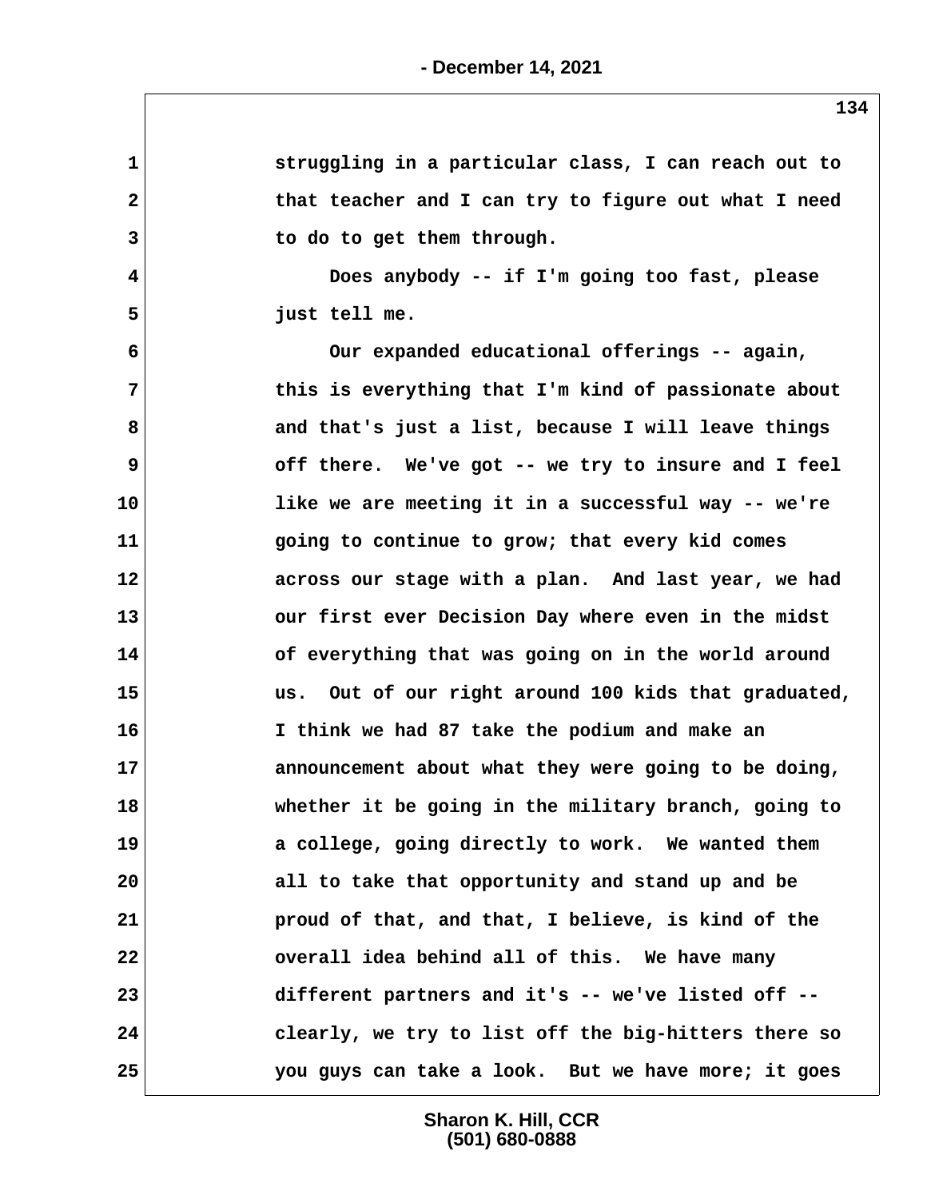struggling in a particular class, I can reach out to that teacher and I can try to figure out what I need to do to get them through.

Does anybody -- if I'm going too fast, please just tell me.

Our expanded educational offerings -- again, this is everything that I'm kind of passionate about and that's just a list, because I will leave things off there. We've got -- we try to insure and I feel like we are meeting it in a successful way -- we're going to continue to grow; that every kid comes across our stage with a plan. And last year, we had our first ever Decision Day where even in the midst of everything that was going on in the world around us. Out of our right around 100 kids that graduated, I think we had 87 take the podium and make an announcement about what they were going to be doing, whether it be going in the military branch, going to a college, going directly to work. We wanted them all to take that opportunity and stand up and be proud of that, and that, I believe, is kind of the overall idea behind all of this. We have many different partners and it's -- we've listed off -- clearly, we try to list off the big-hitters there so you guys can take a look. But we have more; it goes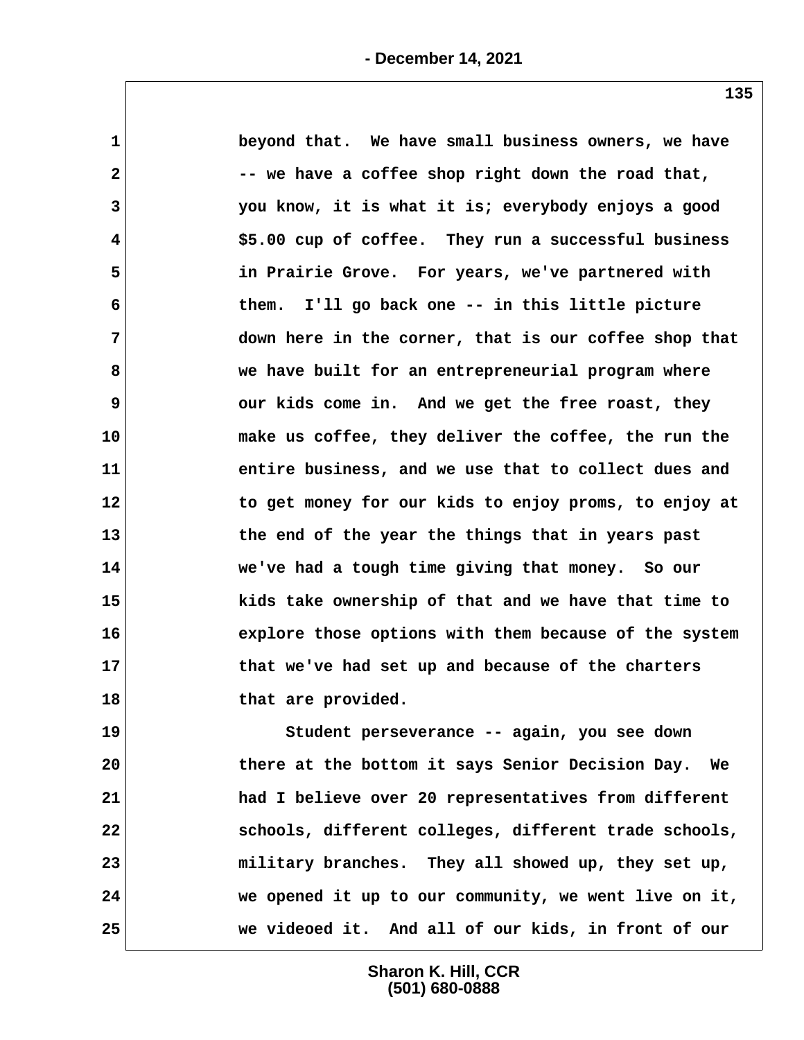1 beyond that. We have small business owners, we have
2 -- we have a coffee shop right down the road that,
3 you know, it is what it is; everybody enjoys a good
4 $5.00 cup of coffee. They run a successful business
5 in Prairie Grove. For years, we've partnered with
6 them. I'll go back one -- in this little picture
7 down here in the corner, that is our coffee shop that
8 we have built for an entrepreneurial program where
9 our kids come in. And we get the free roast, they
10 make us coffee, they deliver the coffee, the run the
11 entire business, and we use that to collect dues and
12 to get money for our kids to enjoy proms, to enjoy at
13 the end of the year the things that in years past
14 we've had a tough time giving that money. So our
15 kids take ownership of that and we have that time to
16 explore those options with them because of the system
17 that we've had set up and because of the charters
18 that are provided.
19 Student perseverance -- again, you see down
20 there at the bottom it says Senior Decision Day. We
21 had I believe over 20 representatives from different
22 schools, different colleges, different trade schools,
23 military branches. They all showed up, they set up,
24 we opened it up to our community, we went live on it,
25 we videoed it. And all of our kids, in front of our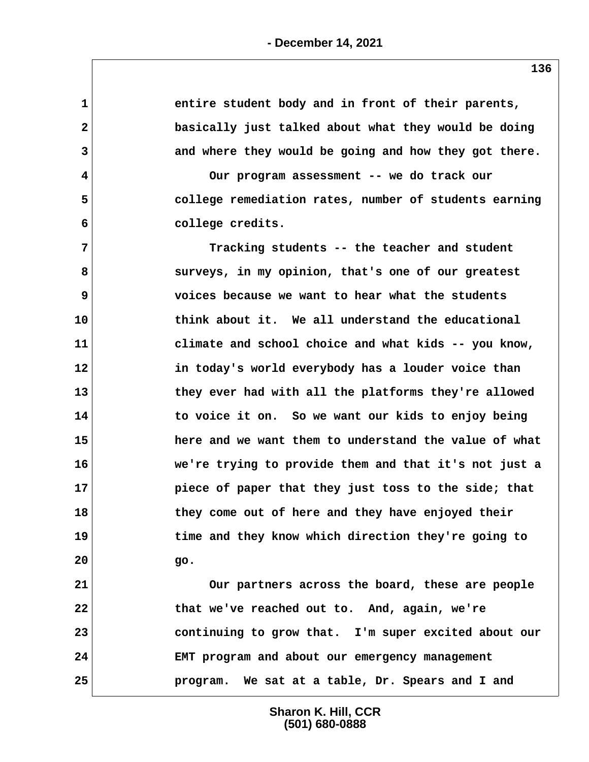entire student body and in front of their parents, basically just talked about what they would be doing and where they would be going and how they got there.

Our program assessment -- we do track our college remediation rates, number of students earning college credits.

Tracking students -- the teacher and student surveys, in my opinion, that's one of our greatest voices because we want to hear what the students think about it. We all understand the educational climate and school choice and what kids -- you know, in today's world everybody has a louder voice than they ever had with all the platforms they're allowed to voice it on. So we want our kids to enjoy being here and we want them to understand the value of what we're trying to provide them and that it's not just a piece of paper that they just toss to the side; that they come out of here and they have enjoyed their time and they know which direction they're going to go.

Our partners across the board, these are people that we've reached out to. And, again, we're continuing to grow that. I'm super excited about our EMT program and about our emergency management program. We sat at a table, Dr. Spears and I and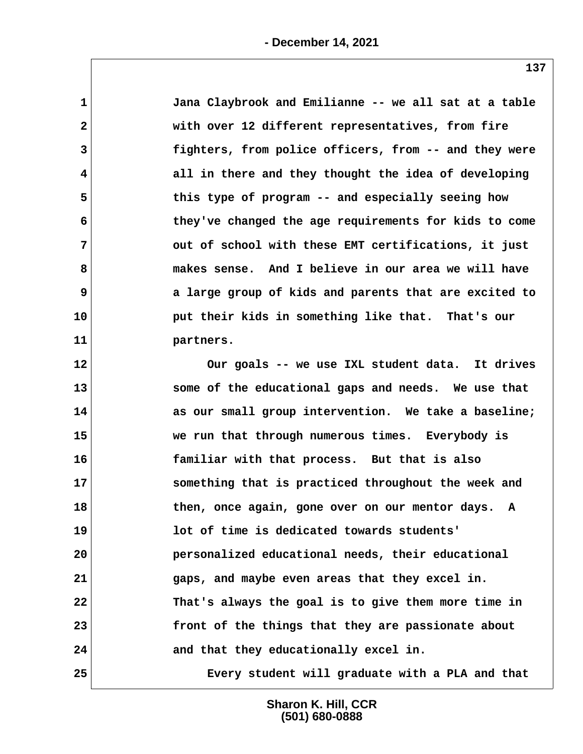Jana Claybrook and Emilianne -- we all sat at a table with over 12 different representatives, from fire fighters, from police officers, from -- and they were all in there and they thought the idea of developing this type of program -- and especially seeing how they've changed the age requirements for kids to come out of school with these EMT certifications, it just makes sense. And I believe in our area we will have a large group of kids and parents that are excited to put their kids in something like that. That's our partners.

Our goals -- we use IXL student data. It drives some of the educational gaps and needs. We use that as our small group intervention. We take a baseline; we run that through numerous times. Everybody is familiar with that process. But that is also something that is practiced throughout the week and then, once again, gone over on our mentor days. A lot of time is dedicated towards students' personalized educational needs, their educational gaps, and maybe even areas that they excel in. That's always the goal is to give them more time in front of the things that they are passionate about and that they educationally excel in.

Every student will graduate with a PLA and that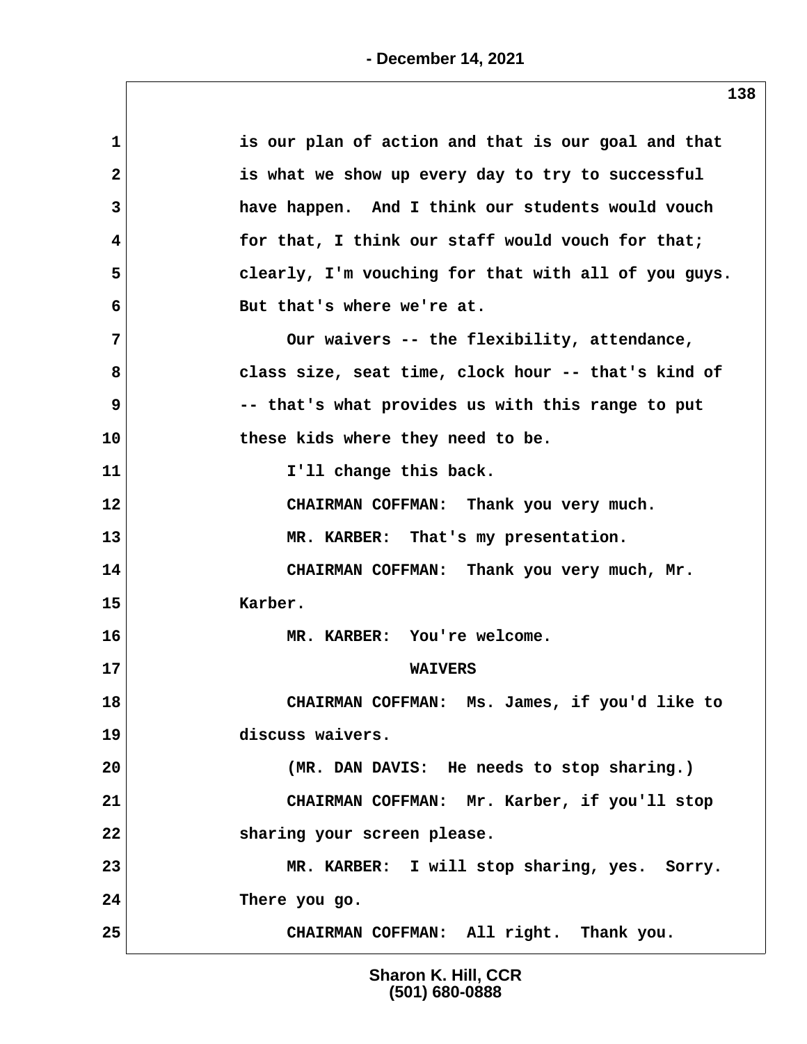is our plan of action and that is our goal and that is what we show up every day to try to successful have happen. And I think our students would vouch for that, I think our staff would vouch for that; clearly, I'm vouching for that with all of you guys. But that's where we're at.

Our waivers -- the flexibility, attendance, class size, seat time, clock hour -- that's kind of -- that's what provides us with this range to put these kids where they need to be.

I'll change this back.

CHAIRMAN COFFMAN: Thank you very much.

MR. KARBER: That's my presentation.

CHAIRMAN COFFMAN: Thank you very much, Mr. Karber.

MR. KARBER: You're welcome.

## WAIVERS

CHAIRMAN COFFMAN: Ms. James, if you'd like to discuss waivers.

(MR. DAN DAVIS: He needs to stop sharing.)

CHAIRMAN COFFMAN: Mr. Karber, if you'll stop sharing your screen please.

MR. KARBER: I will stop sharing, yes. Sorry. There you go.

CHAIRMAN COFFMAN: All right. Thank you.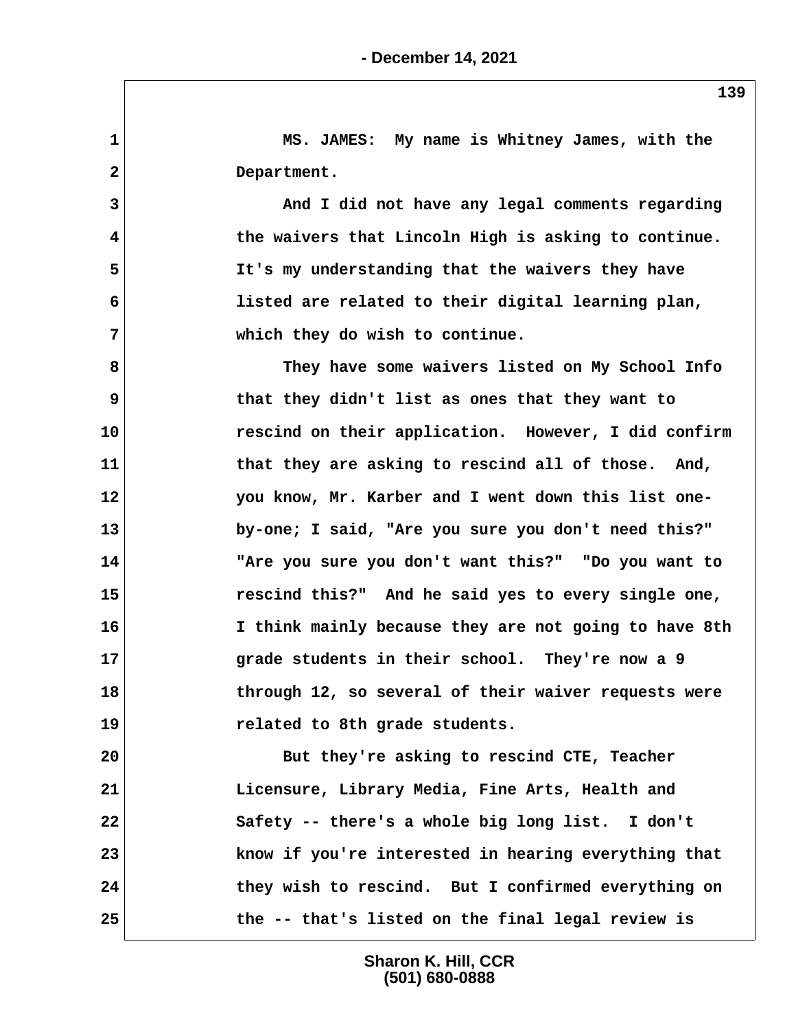MS. JAMES: My name is Whitney James, with the Department.

And I did not have any legal comments regarding the waivers that Lincoln High is asking to continue. It's my understanding that the waivers they have listed are related to their digital learning plan, which they do wish to continue.

They have some waivers listed on My School Info that they didn't list as ones that they want to rescind on their application. However, I did confirm that they are asking to rescind all of those. And, you know, Mr. Karber and I went down this list one-by-one; I said, "Are you sure you don't need this?" "Are you sure you don't want this?" "Do you want to rescind this?" And he said yes to every single one, I think mainly because they are not going to have 8th grade students in their school. They're now a 9 through 12, so several of their waiver requests were related to 8th grade students.

But they're asking to rescind CTE, Teacher Licensure, Library Media, Fine Arts, Health and Safety -- there's a whole big long list. I don't know if you're interested in hearing everything that they wish to rescind. But I confirmed everything on the -- that's listed on the final legal review is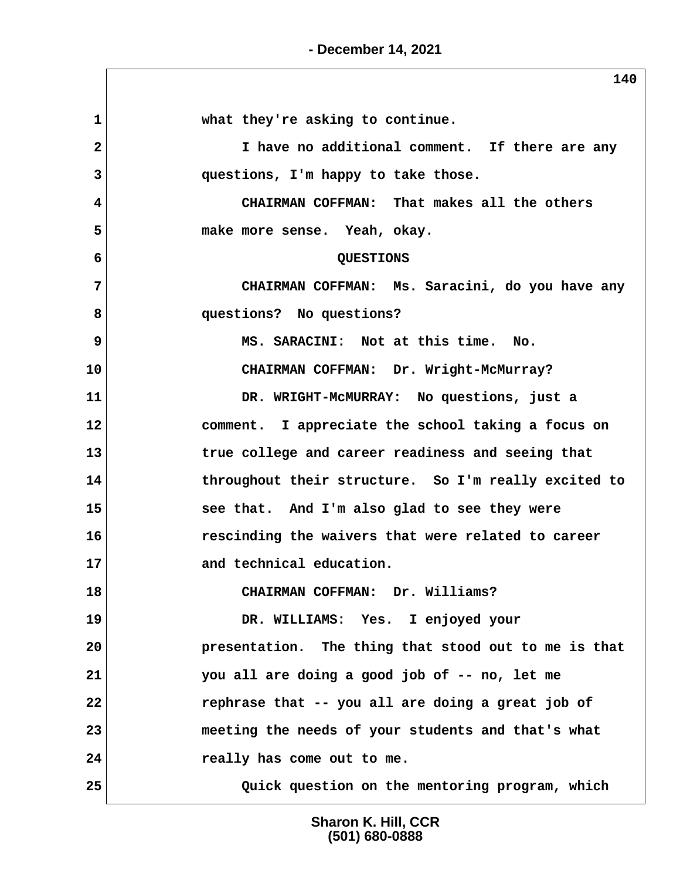1 what they're asking to continue.

2 I have no additional comment. If there are any

3 questions, I'm happy to take those.

4 CHAIRMAN COFFMAN: That makes all the others

5 make more sense. Yeah, okay.

6 QUESTIONS

7 CHAIRMAN COFFMAN: Ms. Saracini, do you have any

8 questions? No questions?

9 MS. SARACINI: Not at this time. No.

10 CHAIRMAN COFFMAN: Dr. Wright-McMurray?

11 DR. WRIGHT-McMURRAY: No questions, just a

12 comment. I appreciate the school taking a focus on

13 true college and career readiness and seeing that

14 throughout their structure. So I'm really excited to

15 see that. And I'm also glad to see they were

16 rescinding the waivers that were related to career

17 and technical education.

18 CHAIRMAN COFFMAN: Dr. Williams?

19 DR. WILLIAMS: Yes. I enjoyed your

20 presentation. The thing that stood out to me is that

21 you all are doing a good job of -- no, let me

22 rephrase that -- you all are doing a great job of

23 meeting the needs of your students and that's what

24 really has come out to me.

25 Quick question on the mentoring program, which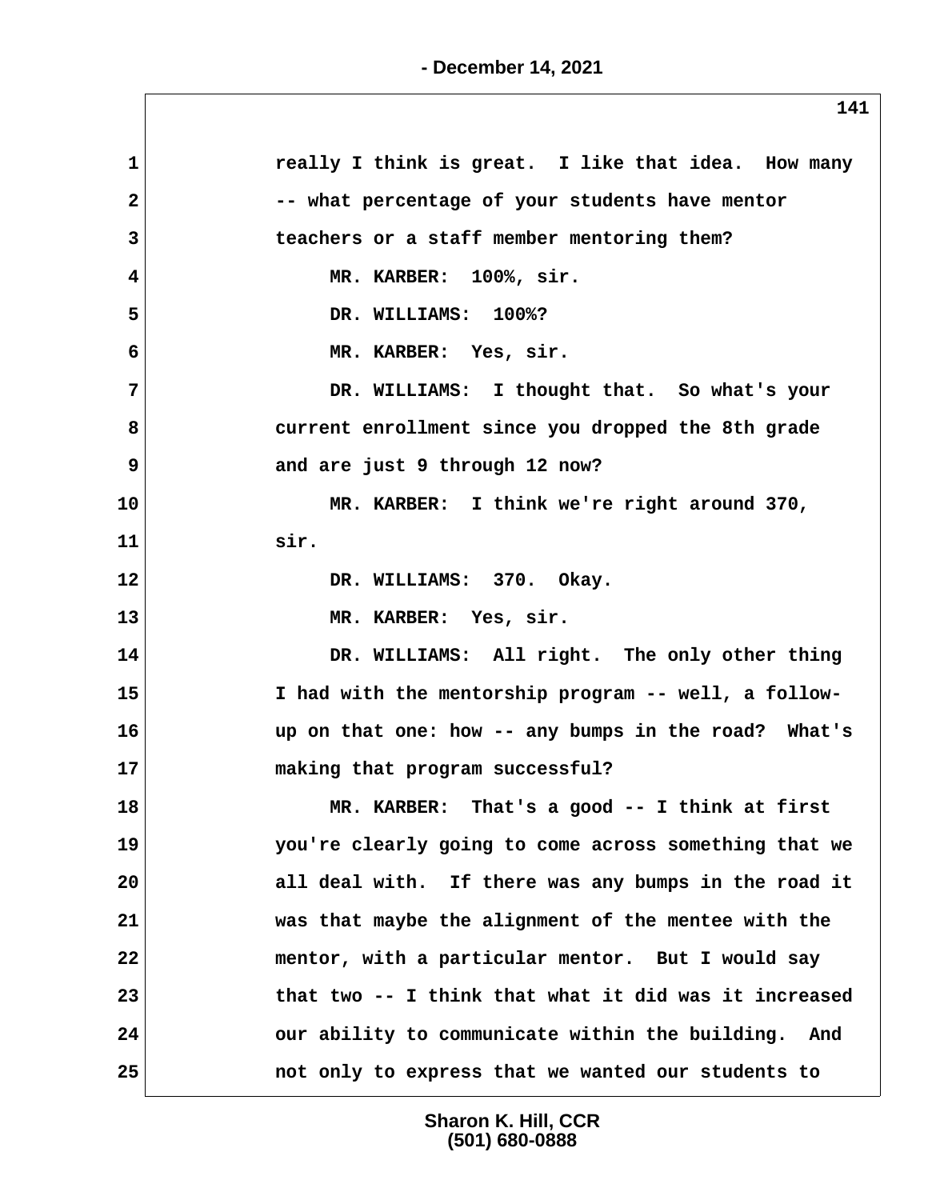really I think is great. I like that idea. How many -- what percentage of your students have mentor teachers or a staff member mentoring them?

MR. KARBER: 100%, sir.

DR. WILLIAMS: 100%?

MR. KARBER: Yes, sir.

DR. WILLIAMS: I thought that. So what's your current enrollment since you dropped the 8th grade and are just 9 through 12 now?

MR. KARBER: I think we're right around 370, sir.

DR. WILLIAMS: 370. Okay.

MR. KARBER: Yes, sir.

DR. WILLIAMS: All right. The only other thing I had with the mentorship program -- well, a follow-up on that one: how -- any bumps in the road? What's making that program successful?

MR. KARBER: That's a good -- I think at first you're clearly going to come across something that we all deal with. If there was any bumps in the road it was that maybe the alignment of the mentee with the mentor, with a particular mentor. But I would say that two -- I think that what it did was it increased our ability to communicate within the building. And not only to express that we wanted our students to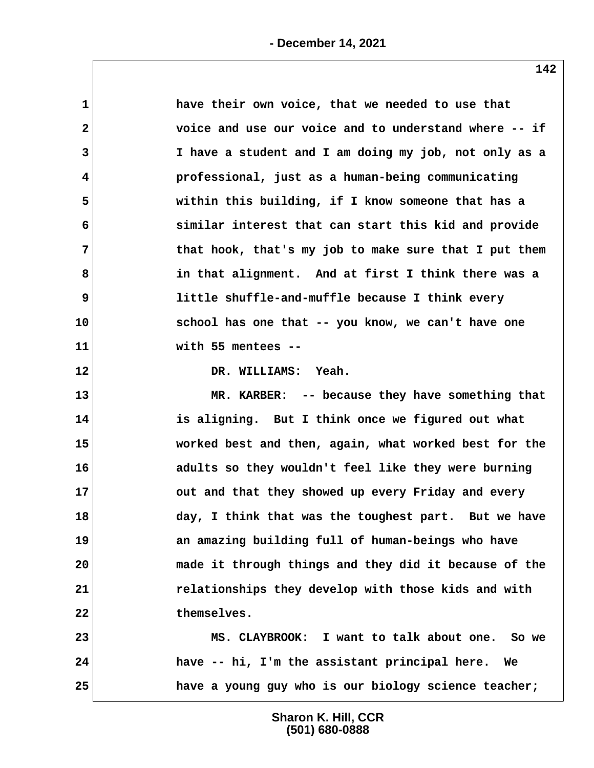have their own voice, that we needed to use that voice and use our voice and to understand where -- if I have a student and I am doing my job, not only as a professional, just as a human-being communicating within this building, if I know someone that has a similar interest that can start this kid and provide that hook, that's my job to make sure that I put them in that alignment. And at first I think there was a little shuffle-and-muffle because I think every school has one that -- you know, we can't have one with 55 mentees --

DR. WILLIAMS: Yeah.

MR. KARBER: -- because they have something that is aligning. But I think once we figured out what worked best and then, again, what worked best for the adults so they wouldn't feel like they were burning out and that they showed up every Friday and every day, I think that was the toughest part. But we have an amazing building full of human-beings who have made it through things and they did it because of the relationships they develop with those kids and with themselves.

MS. CLAYBROOK: I want to talk about one. So we have -- hi, I'm the assistant principal here. We have a young guy who is our biology science teacher;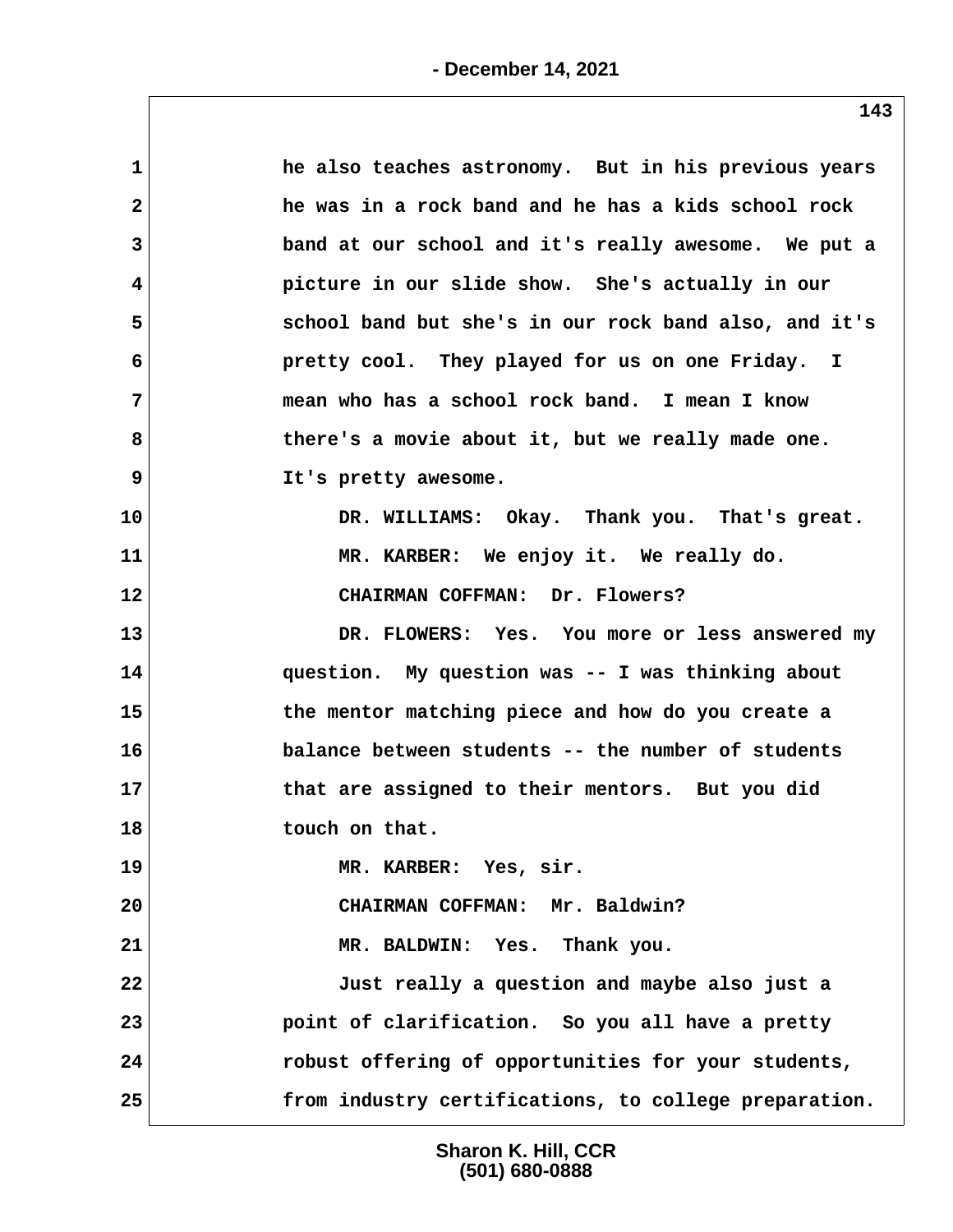1 he also teaches astronomy. But in his previous years
2 he was in a rock band and he has a kids school rock
3 band at our school and it's really awesome. We put a
4 picture in our slide show. She's actually in our
5 school band but she's in our rock band also, and it's
6 pretty cool. They played for us on one Friday. I
7 mean who has a school rock band. I mean I know
8 there's a movie about it, but we really made one.
9 It's pretty awesome.
10 DR. WILLIAMS: Okay. Thank you. That's great.
11 MR. KARBER: We enjoy it. We really do.
12 CHAIRMAN COFFMAN: Dr. Flowers?
13 DR. FLOWERS: Yes. You more or less answered my
14 question. My question was -- I was thinking about
15 the mentor matching piece and how do you create a
16 balance between students -- the number of students
17 that are assigned to their mentors. But you did
18 touch on that.
19 MR. KARBER: Yes, sir.
20 CHAIRMAN COFFMAN: Mr. Baldwin?
21 MR. BALDWIN: Yes. Thank you.
22 Just really a question and maybe also just a
23 point of clarification. So you all have a pretty
24 robust offering of opportunities for your students,
25 from industry certifications, to college preparation.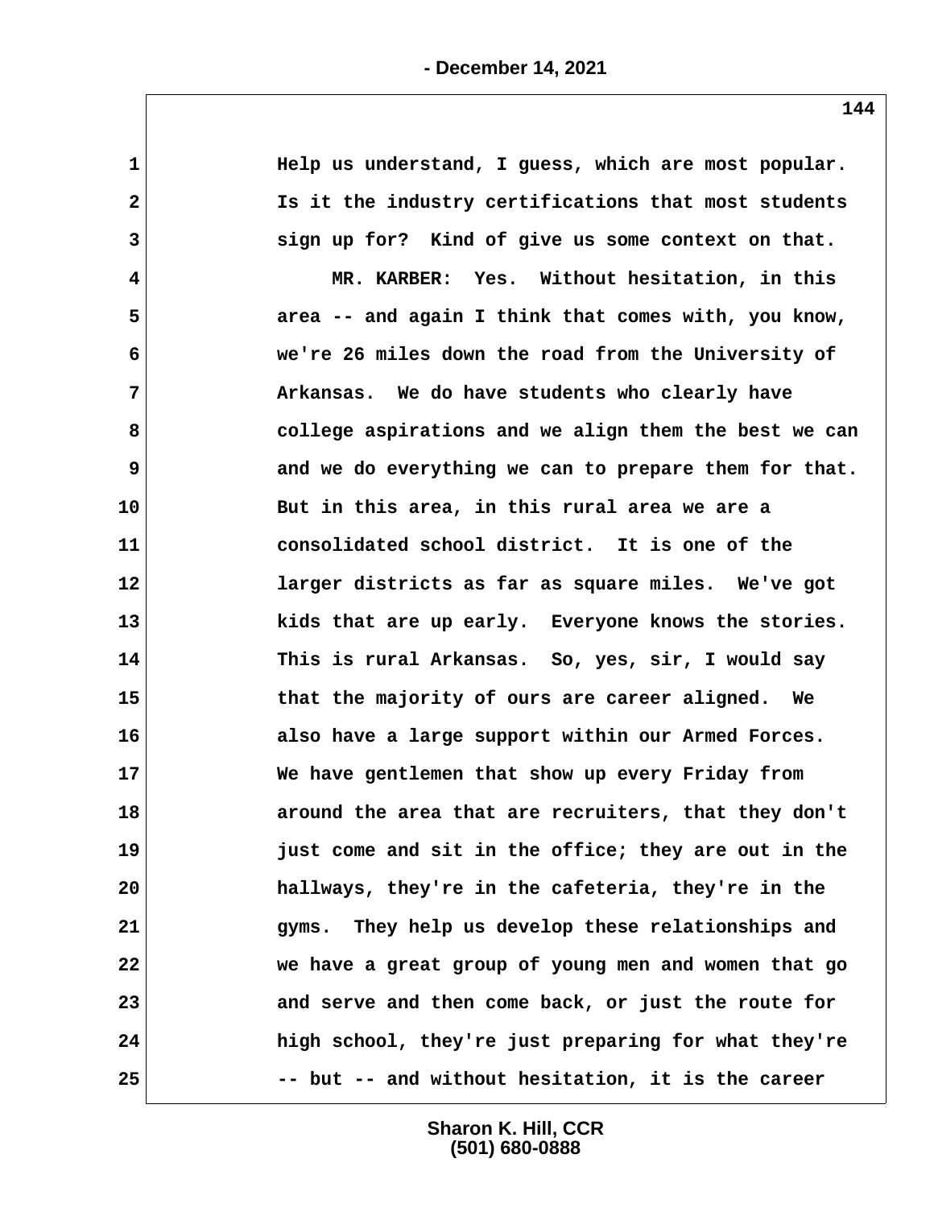Help us understand, I guess, which are most popular. Is it the industry certifications that most students sign up for? Kind of give us some context on that.

MR. KARBER: Yes. Without hesitation, in this area -- and again I think that comes with, you know, we're 26 miles down the road from the University of Arkansas. We do have students who clearly have college aspirations and we align them the best we can and we do everything we can to prepare them for that. But in this area, in this rural area we are a consolidated school district. It is one of the larger districts as far as square miles. We've got kids that are up early. Everyone knows the stories. This is rural Arkansas. So, yes, sir, I would say that the majority of ours are career aligned. We also have a large support within our Armed Forces. We have gentlemen that show up every Friday from around the area that are recruiters, that they don't just come and sit in the office; they are out in the hallways, they're in the cafeteria, they're in the gyms. They help us develop these relationships and we have a great group of young men and women that go and serve and then come back, or just the route for high school, they're just preparing for what they're -- but -- and without hesitation, it is the career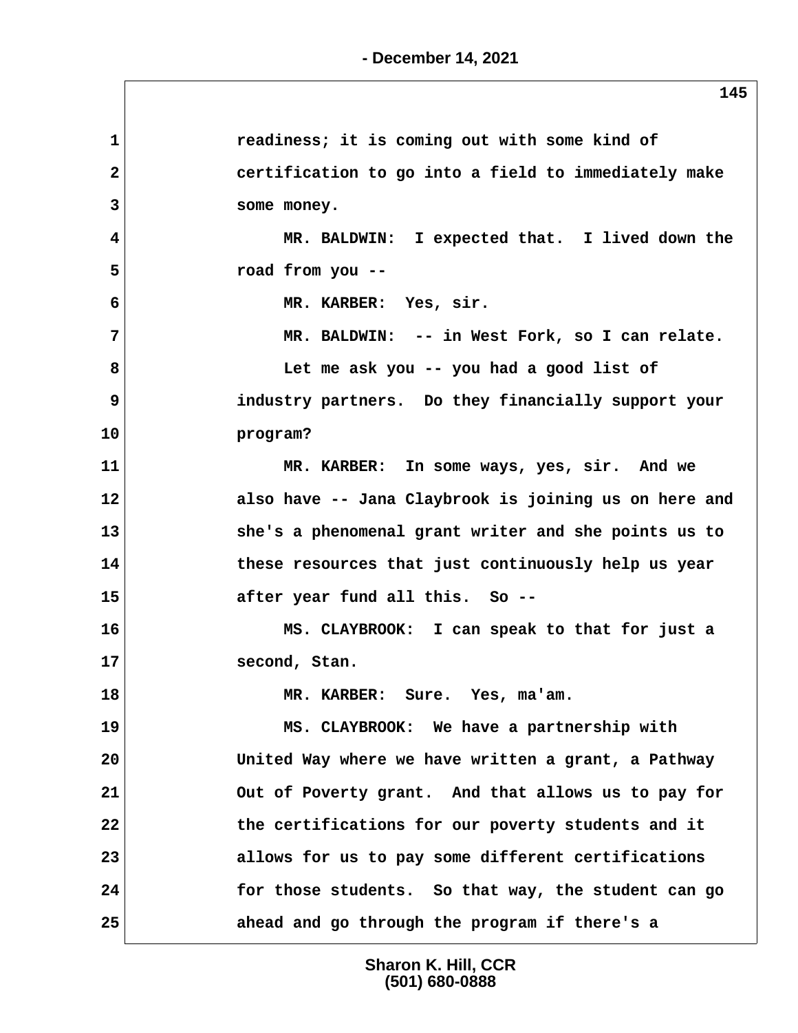readiness; it is coming out with some kind of certification to go into a field to immediately make some money.

MR. BALDWIN: I expected that. I lived down the road from you --

MR. KARBER: Yes, sir.

MR. BALDWIN: -- in West Fork, so I can relate.

Let me ask you -- you had a good list of industry partners. Do they financially support your program?

MR. KARBER: In some ways, yes, sir. And we also have -- Jana Claybrook is joining us on here and she's a phenomenal grant writer and she points us to these resources that just continuously help us year after year fund all this. So --

MS. CLAYBROOK: I can speak to that for just a second, Stan.

MR. KARBER: Sure. Yes, ma'am.

MS. CLAYBROOK: We have a partnership with United Way where we have written a grant, a Pathway Out of Poverty grant. And that allows us to pay for the certifications for our poverty students and it allows for us to pay some different certifications for those students. So that way, the student can go ahead and go through the program if there's a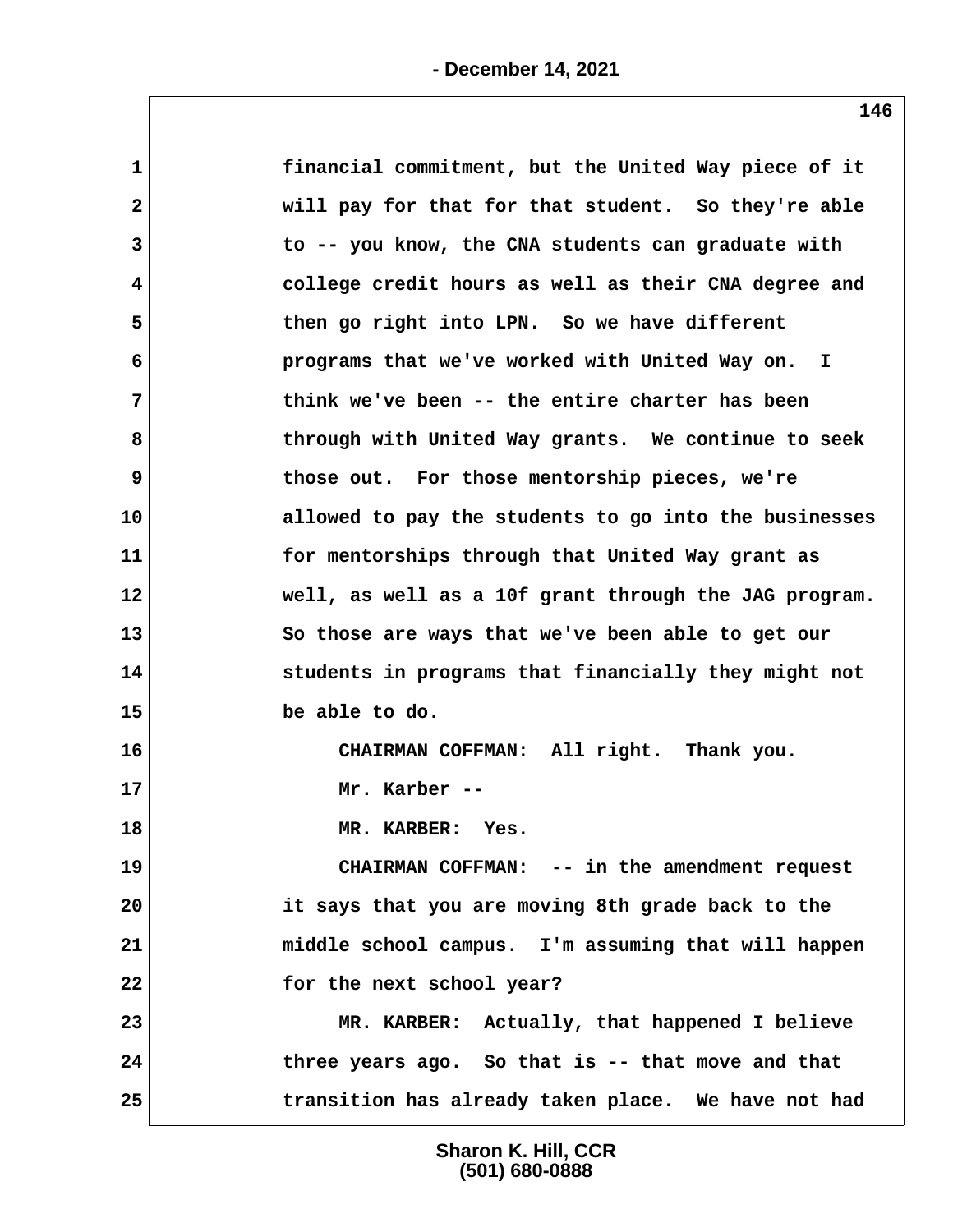financial commitment, but the United Way piece of it will pay for that for that student. So they're able to -- you know, the CNA students can graduate with college credit hours as well as their CNA degree and then go right into LPN. So we have different programs that we've worked with United Way on. I think we've been -- the entire charter has been through with United Way grants. We continue to seek those out. For those mentorship pieces, we're allowed to pay the students to go into the businesses for mentorships through that United Way grant as well, as well as a 10f grant through the JAG program. So those are ways that we've been able to get our students in programs that financially they might not be able to do.

CHAIRMAN COFFMAN: All right. Thank you. Mr. Karber --

MR. KARBER: Yes.

CHAIRMAN COFFMAN: -- in the amendment request it says that you are moving 8th grade back to the middle school campus. I'm assuming that will happen for the next school year?

MR. KARBER: Actually, that happened I believe three years ago. So that is -- that move and that transition has already taken place. We have not had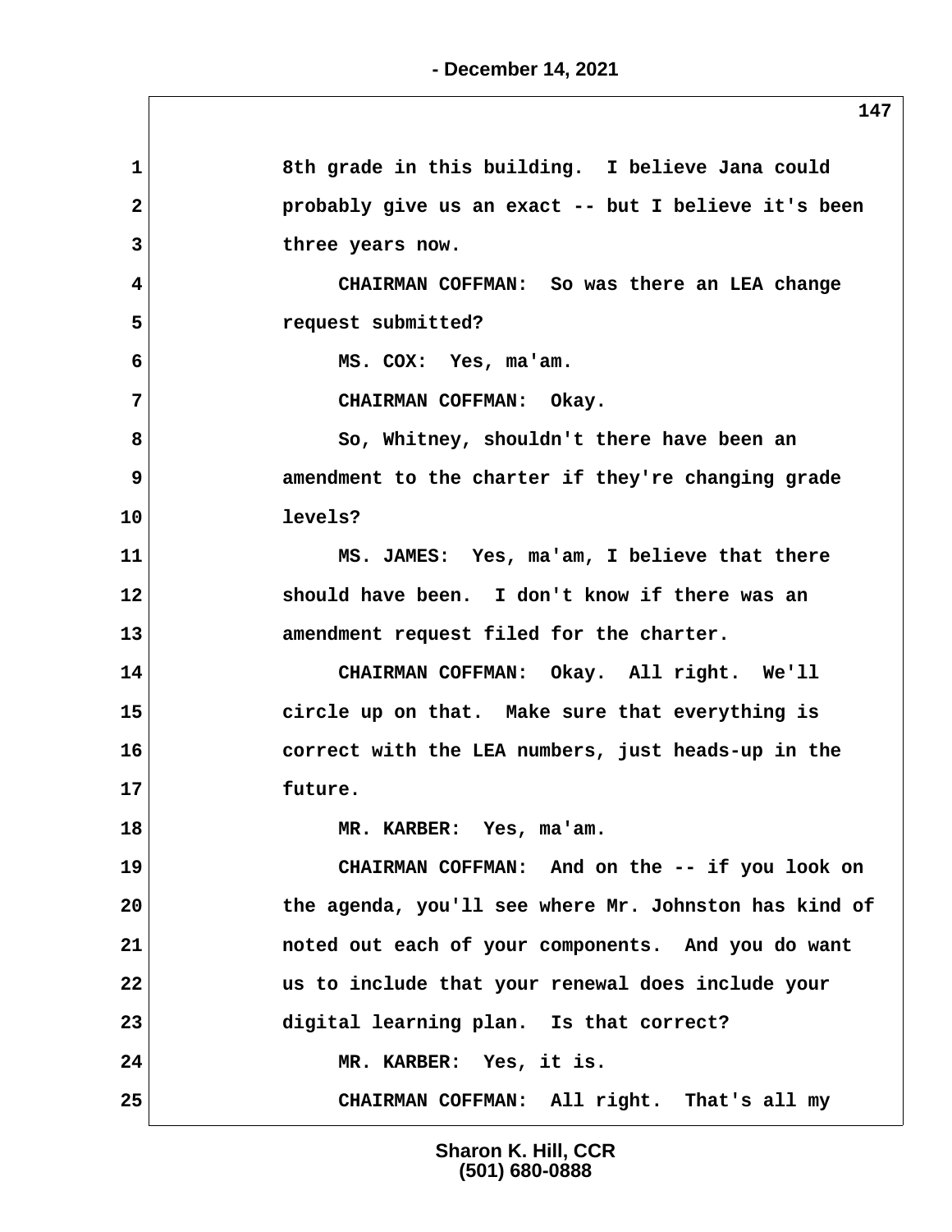8th grade in this building. I believe Jana could probably give us an exact -- but I believe it's been three years now.

CHAIRMAN COFFMAN: So was there an LEA change request submitted?

MS. COX: Yes, ma'am.

CHAIRMAN COFFMAN: Okay.

So, Whitney, shouldn't there have been an amendment to the charter if they're changing grade levels?

MS. JAMES: Yes, ma'am, I believe that there should have been. I don't know if there was an amendment request filed for the charter.

CHAIRMAN COFFMAN: Okay. All right. We'll circle up on that. Make sure that everything is correct with the LEA numbers, just heads-up in the future.

MR. KARBER: Yes, ma'am.

CHAIRMAN COFFMAN: And on the -- if you look on the agenda, you'll see where Mr. Johnston has kind of noted out each of your components. And you do want us to include that your renewal does include your digital learning plan. Is that correct?

MR. KARBER: Yes, it is.

CHAIRMAN COFFMAN: All right. That's all my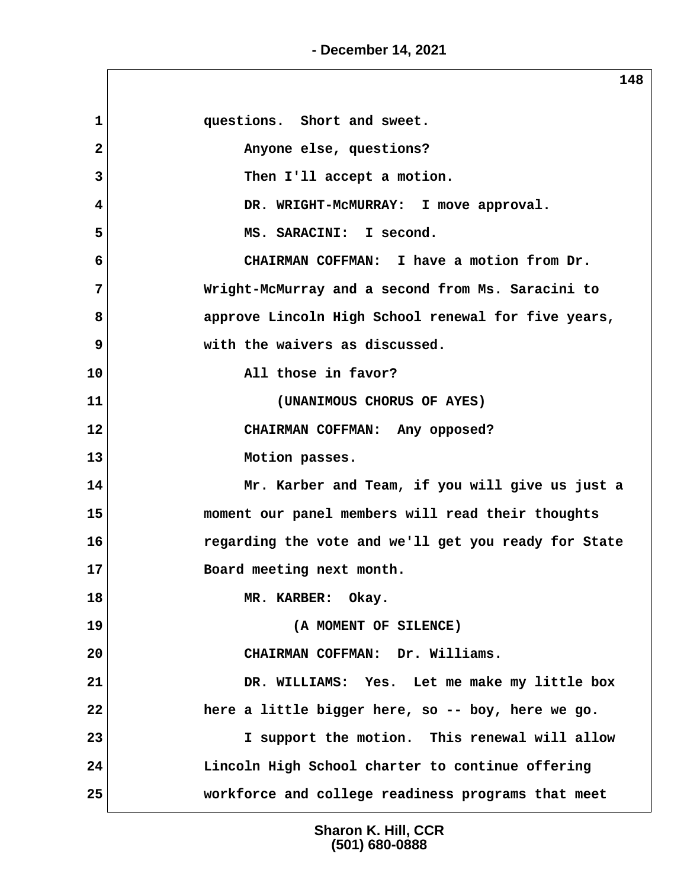questions. Short and sweet.

Anyone else, questions?

Then I'll accept a motion.

DR. WRIGHT-McMURRAY: I move approval.

MS. SARACINI: I second.

CHAIRMAN COFFMAN: I have a motion from Dr. Wright-McMurray and a second from Ms. Saracini to approve Lincoln High School renewal for five years, with the waivers as discussed.

All those in favor?

(UNANIMOUS CHORUS OF AYES)

CHAIRMAN COFFMAN: Any opposed?

Motion passes.

Mr. Karber and Team, if you will give us just a moment our panel members will read their thoughts regarding the vote and we'll get you ready for State Board meeting next month.

MR. KARBER: Okay.

(A MOMENT OF SILENCE)

CHAIRMAN COFFMAN: Dr. Williams.

DR. WILLIAMS: Yes. Let me make my little box here a little bigger here, so -- boy, here we go.

I support the motion. This renewal will allow Lincoln High School charter to continue offering workforce and college readiness programs that meet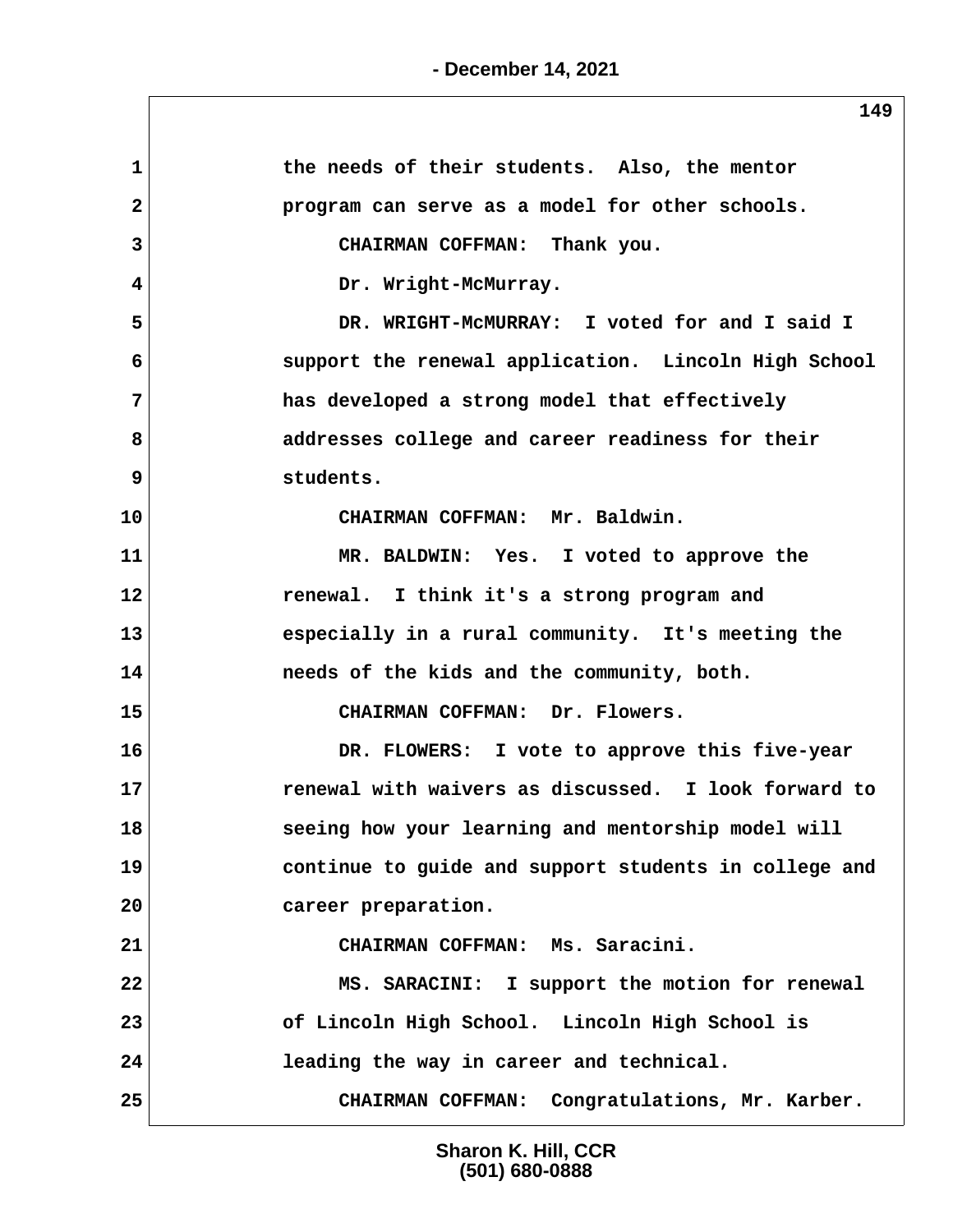the needs of their students. Also, the mentor program can serve as a model for other schools.

CHAIRMAN COFFMAN: Thank you.

Dr. Wright-McMurray.

DR. WRIGHT-McMURRAY: I voted for and I said I support the renewal application. Lincoln High School has developed a strong model that effectively addresses college and career readiness for their students.

CHAIRMAN COFFMAN: Mr. Baldwin.

MR. BALDWIN: Yes. I voted to approve the renewal. I think it's a strong program and especially in a rural community. It's meeting the needs of the kids and the community, both.

CHAIRMAN COFFMAN: Dr. Flowers.

DR. FLOWERS: I vote to approve this five-year renewal with waivers as discussed. I look forward to seeing how your learning and mentorship model will continue to guide and support students in college and career preparation.

CHAIRMAN COFFMAN: Ms. Saracini.

MS. SARACINI: I support the motion for renewal of Lincoln High School. Lincoln High School is leading the way in career and technical.

CHAIRMAN COFFMAN: Congratulations, Mr. Karber.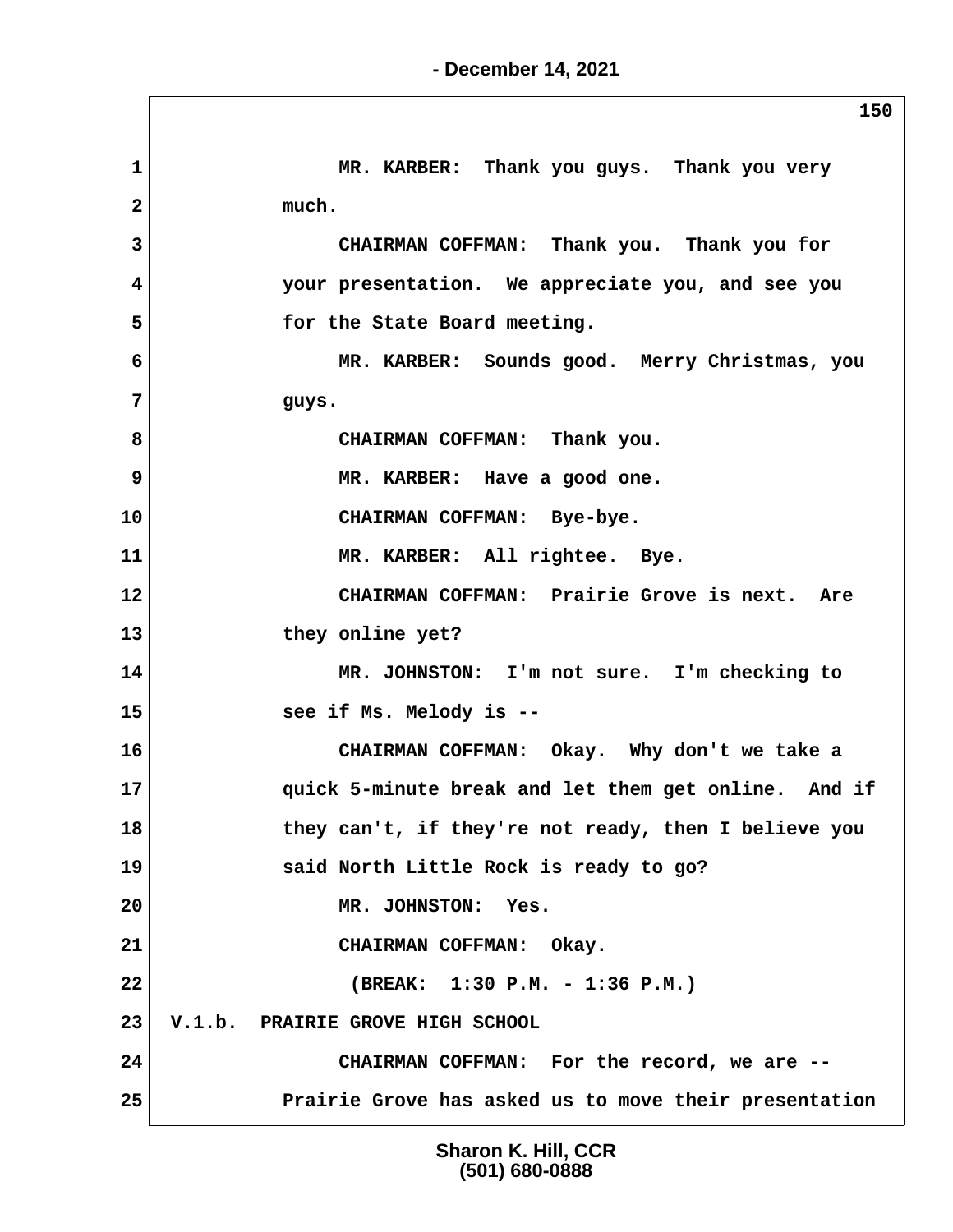MR. KARBER: Thank you guys. Thank you very much.

CHAIRMAN COFFMAN: Thank you. Thank you for your presentation. We appreciate you, and see you for the State Board meeting.

MR. KARBER: Sounds good. Merry Christmas, you guys.

CHAIRMAN COFFMAN: Thank you.

MR. KARBER: Have a good one.

CHAIRMAN COFFMAN: Bye-bye.

MR. KARBER: All rightee. Bye.

CHAIRMAN COFFMAN: Prairie Grove is next. Are they online yet?

MR. JOHNSTON: I'm not sure. I'm checking to see if Ms. Melody is --

CHAIRMAN COFFMAN: Okay. Why don't we take a quick 5-minute break and let them get online. And if they can't, if they're not ready, then I believe you said North Little Rock is ready to go?

MR. JOHNSTON: Yes.

CHAIRMAN COFFMAN: Okay.

(BREAK: 1:30 P.M. - 1:36 P.M.)

V.1.b. PRAIRIE GROVE HIGH SCHOOL

CHAIRMAN COFFMAN: For the record, we are -- Prairie Grove has asked us to move their presentation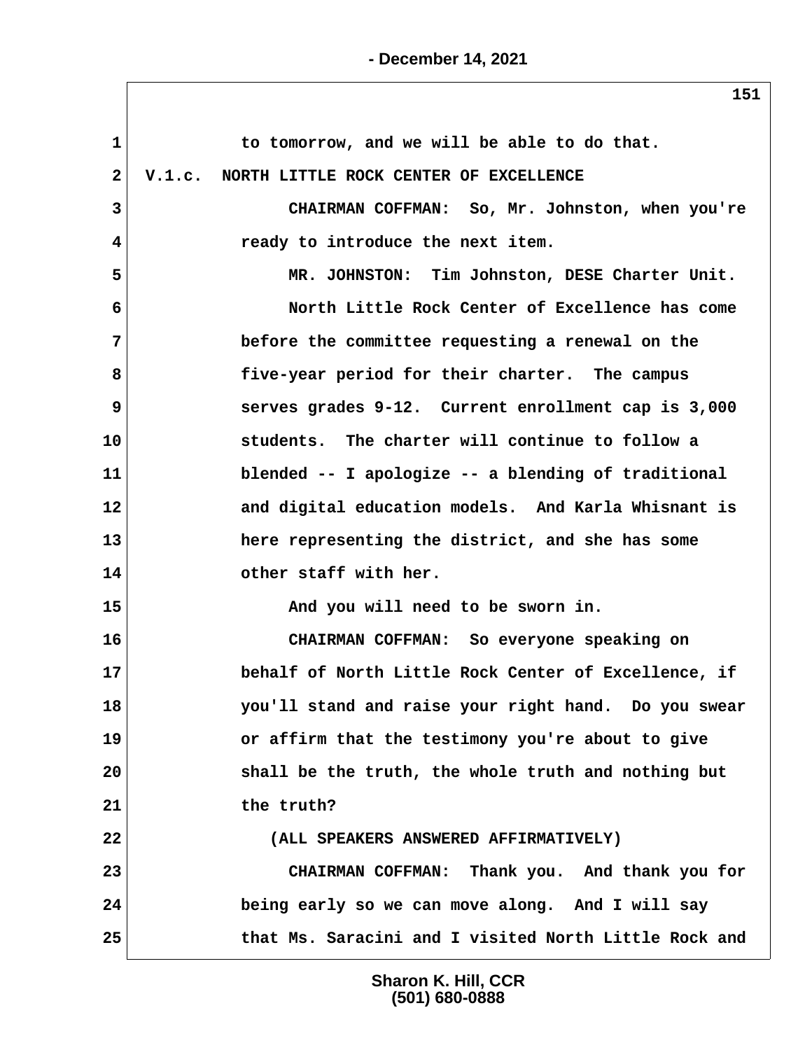to tomorrow, and we will be able to do that.

## V.1.c. NORTH LITTLE ROCK CENTER OF EXCELLENCE

CHAIRMAN COFFMAN: So, Mr. Johnston, when you're ready to introduce the next item.

MR. JOHNSTON: Tim Johnston, DESE Charter Unit.

North Little Rock Center of Excellence has come before the committee requesting a renewal on the five-year period for their charter. The campus serves grades 9-12. Current enrollment cap is 3,000 students. The charter will continue to follow a blended -- I apologize -- a blending of traditional and digital education models. And Karla Whisnant is here representing the district, and she has some other staff with her.

And you will need to be sworn in.

CHAIRMAN COFFMAN: So everyone speaking on behalf of North Little Rock Center of Excellence, if you'll stand and raise your right hand. Do you swear or affirm that the testimony you're about to give shall be the truth, the whole truth and nothing but the truth?

(ALL SPEAKERS ANSWERED AFFIRMATIVELY)

CHAIRMAN COFFMAN: Thank you. And thank you for being early so we can move along. And I will say that Ms. Saracini and I visited North Little Rock and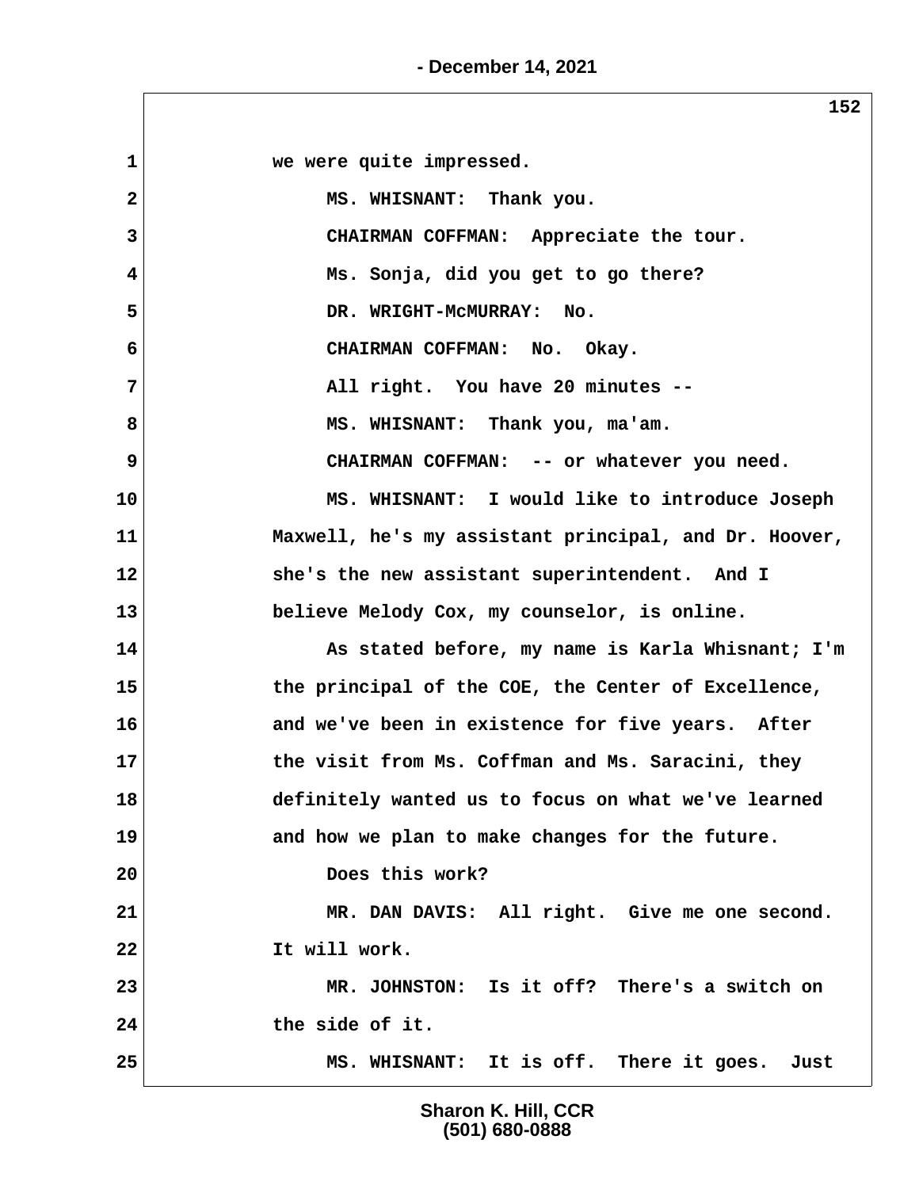1 we were quite impressed.

2 MS. WHISNANT: Thank you.

3 CHAIRMAN COFFMAN: Appreciate the tour.

4 Ms. Sonja, did you get to go there?

5 DR. WRIGHT-McMURRAY: No.

6 CHAIRMAN COFFMAN: No. Okay.

7 All right. You have 20 minutes --

8 MS. WHISNANT: Thank you, ma'am.

9 CHAIRMAN COFFMAN: -- or whatever you need.

10 MS. WHISNANT: I would like to introduce Joseph

11 Maxwell, he's my assistant principal, and Dr. Hoover,

12 she's the new assistant superintendent. And I

13 believe Melody Cox, my counselor, is online.

14 As stated before, my name is Karla Whisnant; I'm

15 the principal of the COE, the Center of Excellence,

16 and we've been in existence for five years. After

17 the visit from Ms. Coffman and Ms. Saracini, they

18 definitely wanted us to focus on what we've learned

19 and how we plan to make changes for the future.

20 Does this work?

21 MR. DAN DAVIS: All right. Give me one second.

22 It will work.

23 MR. JOHNSTON: Is it off? There's a switch on

24 the side of it.

25 MS. WHISNANT: It is off. There it goes. Just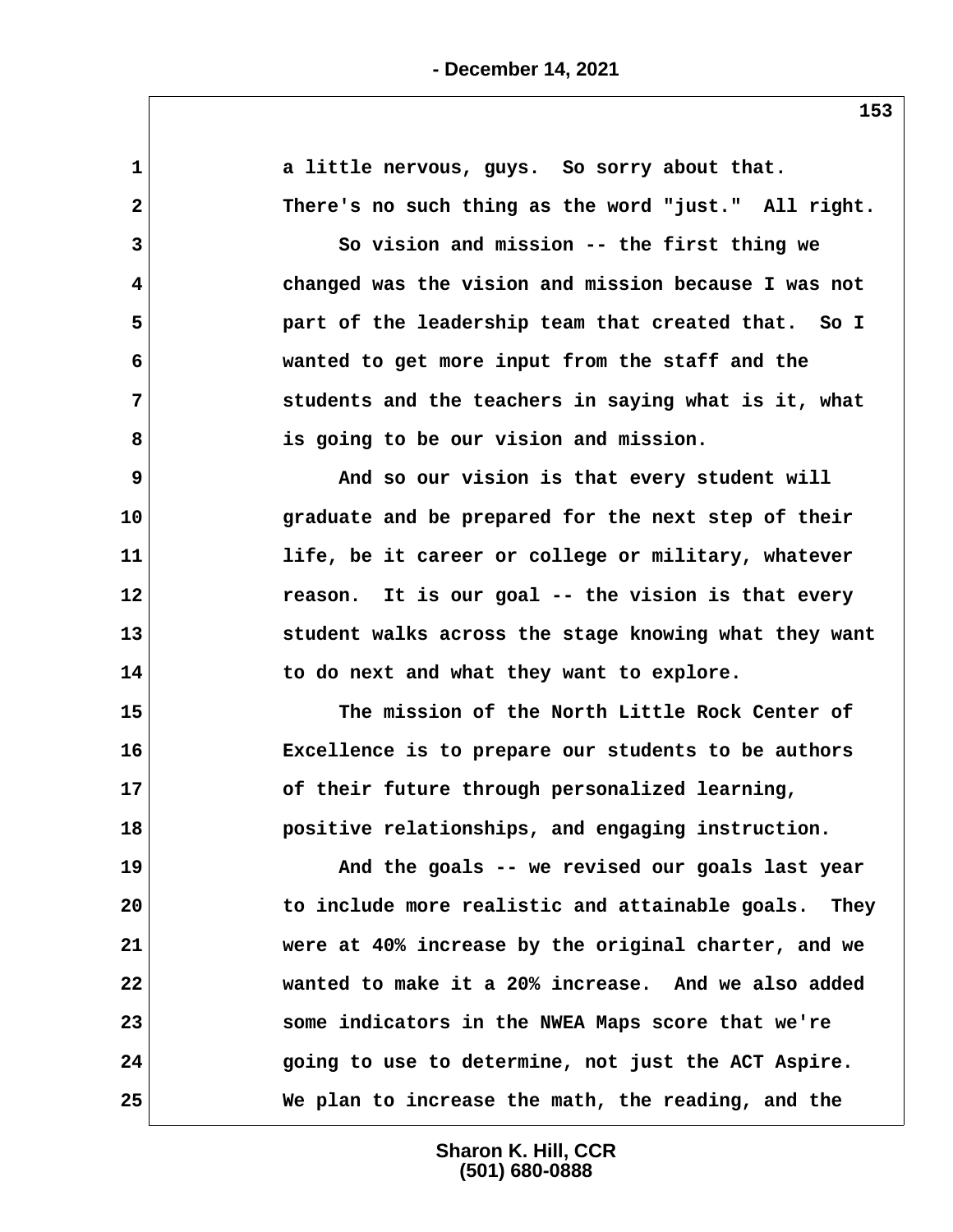a little nervous, guys. So sorry about that. There's no such thing as the word "just." All right.

So vision and mission -- the first thing we changed was the vision and mission because I was not part of the leadership team that created that. So I wanted to get more input from the staff and the students and the teachers in saying what is it, what is going to be our vision and mission.

And so our vision is that every student will graduate and be prepared for the next step of their life, be it career or college or military, whatever reason. It is our goal -- the vision is that every student walks across the stage knowing what they want to do next and what they want to explore.

The mission of the North Little Rock Center of Excellence is to prepare our students to be authors of their future through personalized learning, positive relationships, and engaging instruction.

And the goals -- we revised our goals last year to include more realistic and attainable goals. They were at 40% increase by the original charter, and we wanted to make it a 20% increase. And we also added some indicators in the NWEA Maps score that we're going to use to determine, not just the ACT Aspire. We plan to increase the math, the reading, and the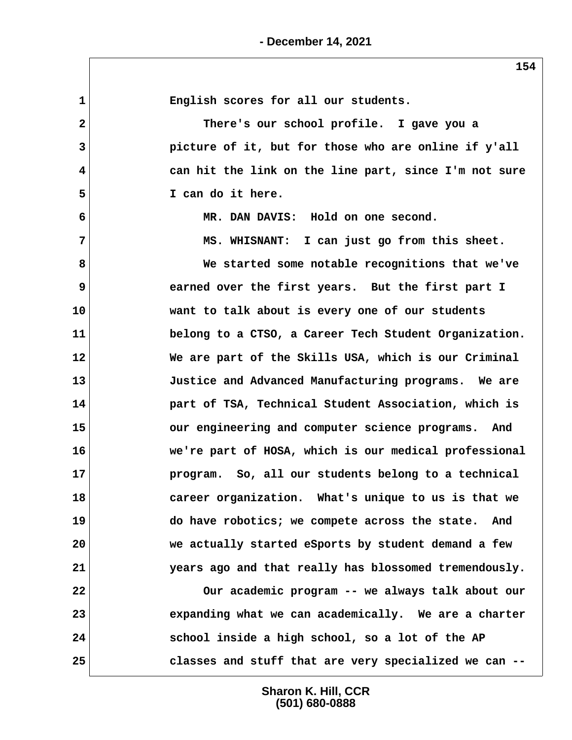English scores for all our students.

There's our school profile. I gave you a picture of it, but for those who are online if y'all can hit the link on the line part, since I'm not sure I can do it here.

MR. DAN DAVIS: Hold on one second.

MS. WHISNANT: I can just go from this sheet.

We started some notable recognitions that we've earned over the first years. But the first part I want to talk about is every one of our students belong to a CTSO, a Career Tech Student Organization. We are part of the Skills USA, which is our Criminal Justice and Advanced Manufacturing programs. We are part of TSA, Technical Student Association, which is our engineering and computer science programs. And we're part of HOSA, which is our medical professional program. So, all our students belong to a technical career organization. What's unique to us is that we do have robotics; we compete across the state. And we actually started eSports by student demand a few years ago and that really has blossomed tremendously.

Our academic program -- we always talk about our expanding what we can academically. We are a charter school inside a high school, so a lot of the AP classes and stuff that are very specialized we can --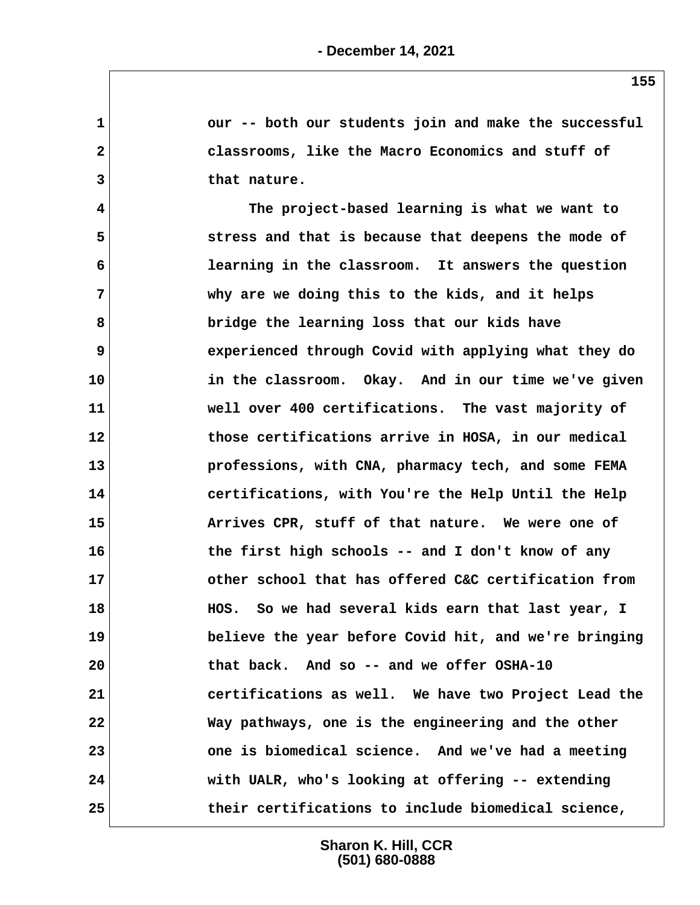our -- both our students join and make the successful classrooms, like the Macro Economics and stuff of that nature.

The project-based learning is what we want to stress and that is because that deepens the mode of learning in the classroom. It answers the question why are we doing this to the kids, and it helps bridge the learning loss that our kids have experienced through Covid with applying what they do in the classroom. Okay. And in our time we've given well over 400 certifications. The vast majority of those certifications arrive in HOSA, in our medical professions, with CNA, pharmacy tech, and some FEMA certifications, with You're the Help Until the Help Arrives CPR, stuff of that nature. We were one of the first high schools -- and I don't know of any other school that has offered C&C certification from HOS. So we had several kids earn that last year, I believe the year before Covid hit, and we're bringing that back. And so -- and we offer OSHA-10 certifications as well. We have two Project Lead the Way pathways, one is the engineering and the other one is biomedical science. And we've had a meeting with UALR, who's looking at offering -- extending their certifications to include biomedical science,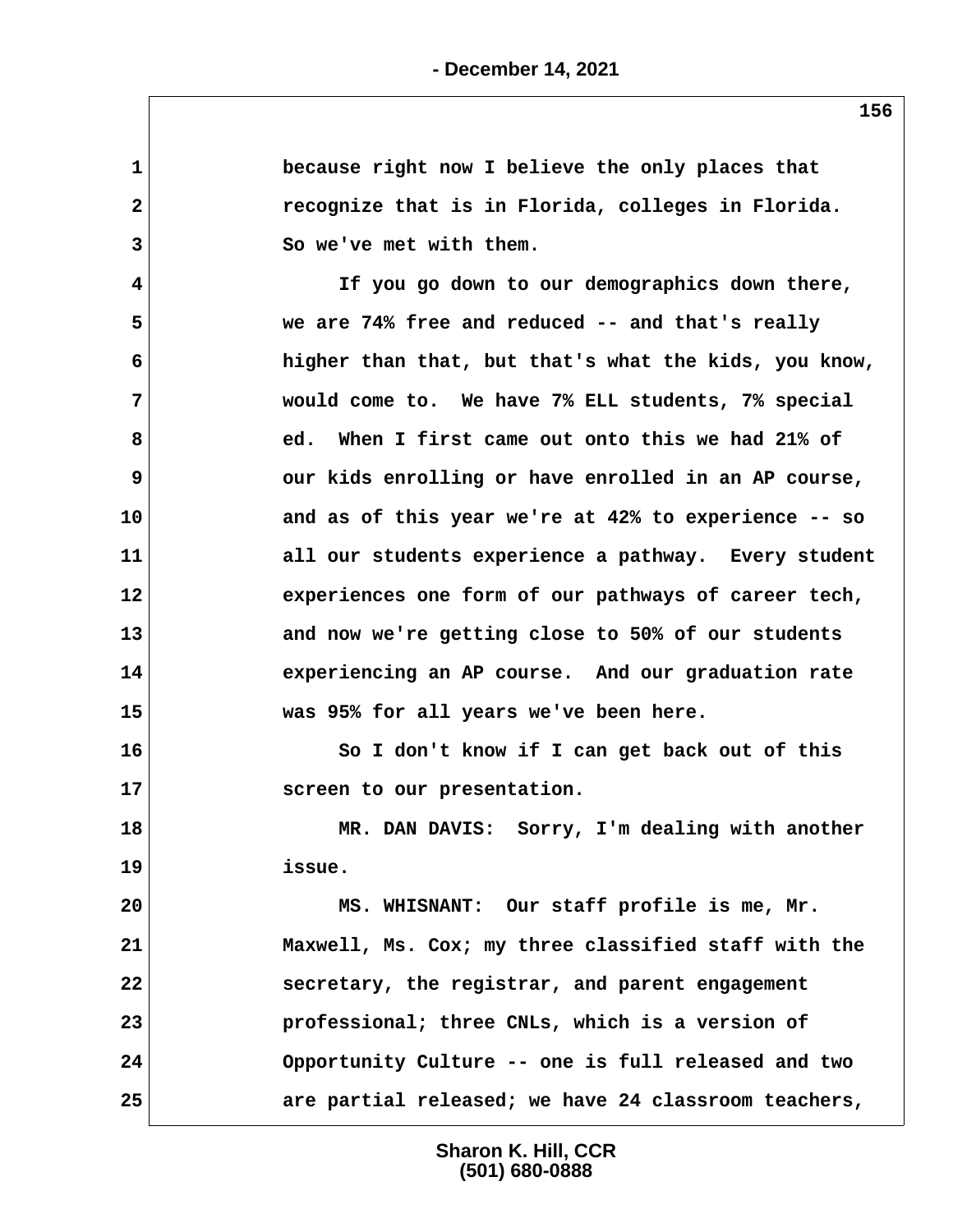because right now I believe the only places that recognize that is in Florida, colleges in Florida. So we've met with them.

If you go down to our demographics down there, we are 74% free and reduced -- and that's really higher than that, but that's what the kids, you know, would come to. We have 7% ELL students, 7% special ed. When I first came out onto this we had 21% of our kids enrolling or have enrolled in an AP course, and as of this year we're at 42% to experience -- so all our students experience a pathway. Every student experiences one form of our pathways of career tech, and now we're getting close to 50% of our students experiencing an AP course. And our graduation rate was 95% for all years we've been here.

So I don't know if I can get back out of this screen to our presentation.

MR. DAN DAVIS: Sorry, I'm dealing with another issue.

MS. WHISNANT: Our staff profile is me, Mr. Maxwell, Ms. Cox; my three classified staff with the secretary, the registrar, and parent engagement professional; three CNLs, which is a version of Opportunity Culture -- one is full released and two are partial released; we have 24 classroom teachers,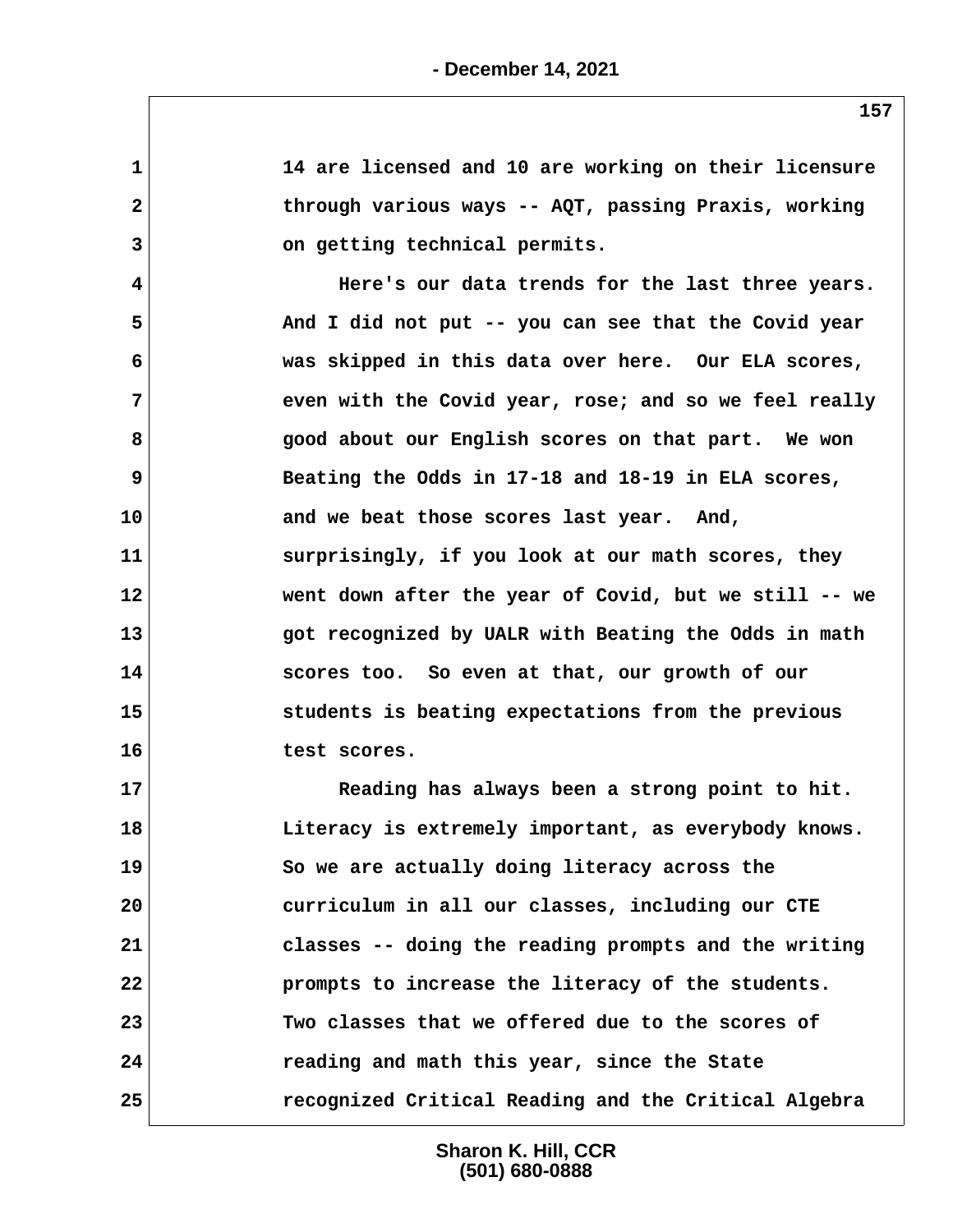14 are licensed and 10 are working on their licensure through various ways -- AQT, passing Praxis, working on getting technical permits.

Here's our data trends for the last three years. And I did not put -- you can see that the Covid year was skipped in this data over here. Our ELA scores, even with the Covid year, rose; and so we feel really good about our English scores on that part. We won Beating the Odds in 17-18 and 18-19 in ELA scores, and we beat those scores last year. And, surprisingly, if you look at our math scores, they went down after the year of Covid, but we still -- we got recognized by UALR with Beating the Odds in math scores too. So even at that, our growth of our students is beating expectations from the previous test scores.

Reading has always been a strong point to hit. Literacy is extremely important, as everybody knows. So we are actually doing literacy across the curriculum in all our classes, including our CTE classes -- doing the reading prompts and the writing prompts to increase the literacy of the students. Two classes that we offered due to the scores of reading and math this year, since the State recognized Critical Reading and the Critical Algebra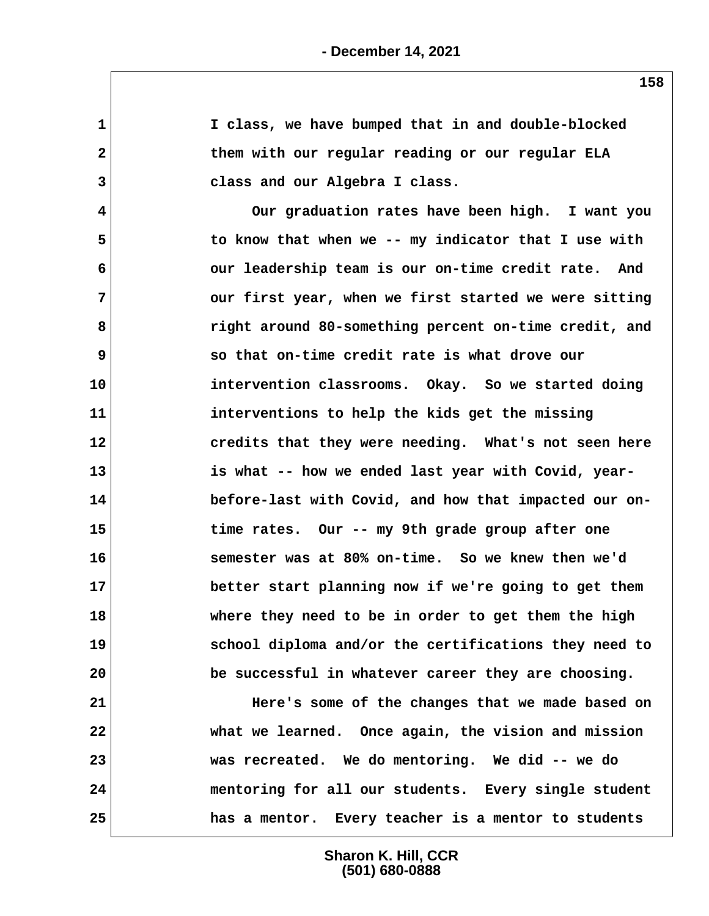I class, we have bumped that in and double-blocked them with our regular reading or our regular ELA class and our Algebra I class.

Our graduation rates have been high. I want you to know that when we -- my indicator that I use with our leadership team is our on-time credit rate. And our first year, when we first started we were sitting right around 80-something percent on-time credit, and so that on-time credit rate is what drove our intervention classrooms. Okay. So we started doing interventions to help the kids get the missing credits that they were needing. What's not seen here is what -- how we ended last year with Covid, year-before-last with Covid, and how that impacted our on-time rates. Our -- my 9th grade group after one semester was at 80% on-time. So we knew then we'd better start planning now if we're going to get them where they need to be in order to get them the high school diploma and/or the certifications they need to be successful in whatever career they are choosing.

Here's some of the changes that we made based on what we learned. Once again, the vision and mission was recreated. We do mentoring. We did -- we do mentoring for all our students. Every single student has a mentor. Every teacher is a mentor to students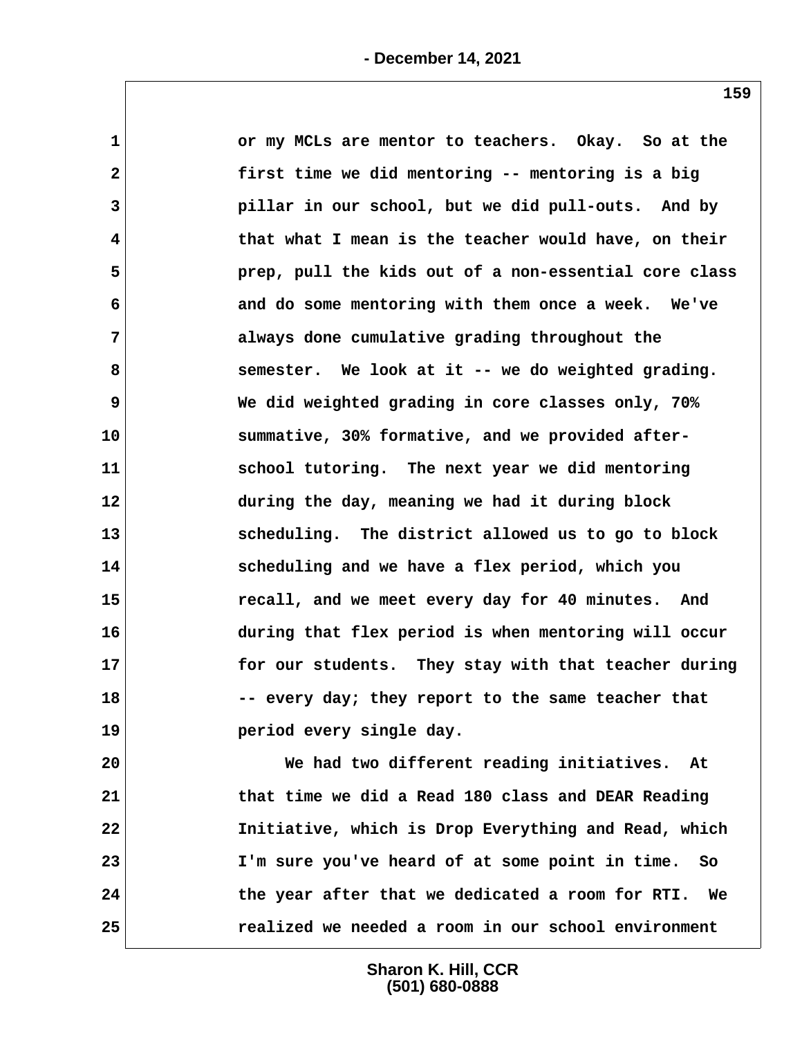or my MCLs are mentor to teachers. Okay. So at the first time we did mentoring -- mentoring is a big pillar in our school, but we did pull-outs. And by that what I mean is the teacher would have, on their prep, pull the kids out of a non-essential core class and do some mentoring with them once a week. We've always done cumulative grading throughout the semester. We look at it -- we do weighted grading. We did weighted grading in core classes only, 70% summative, 30% formative, and we provided after-school tutoring. The next year we did mentoring during the day, meaning we had it during block scheduling. The district allowed us to go to block scheduling and we have a flex period, which you recall, and we meet every day for 40 minutes. And during that flex period is when mentoring will occur for our students. They stay with that teacher during -- every day; they report to the same teacher that period every single day.

We had two different reading initiatives. At that time we did a Read 180 class and DEAR Reading Initiative, which is Drop Everything and Read, which I'm sure you've heard of at some point in time. So the year after that we dedicated a room for RTI. We realized we needed a room in our school environment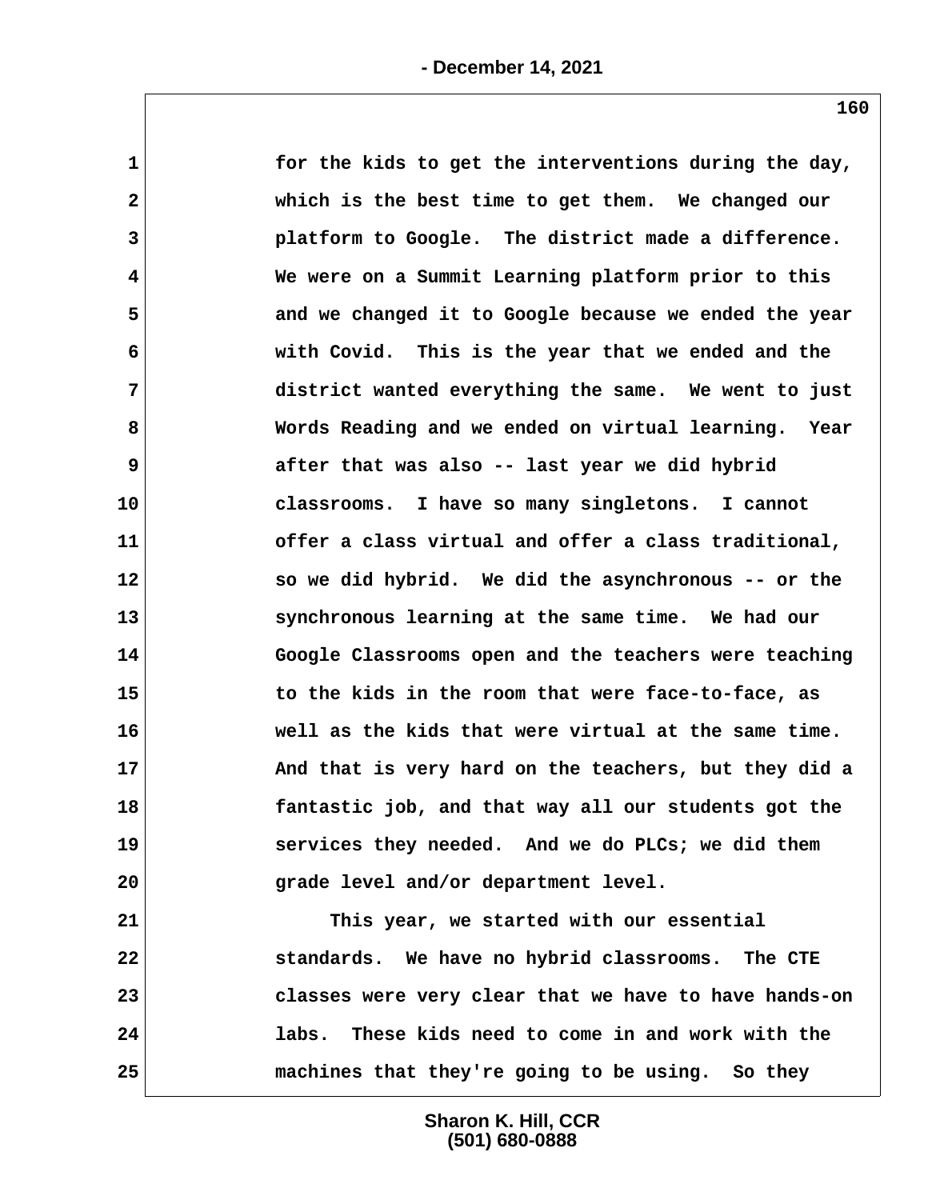for the kids to get the interventions during the day, which is the best time to get them. We changed our platform to Google. The district made a difference. We were on a Summit Learning platform prior to this and we changed it to Google because we ended the year with Covid. This is the year that we ended and the district wanted everything the same. We went to just Words Reading and we ended on virtual learning. Year after that was also -- last year we did hybrid classrooms. I have so many singletons. I cannot offer a class virtual and offer a class traditional, so we did hybrid. We did the asynchronous -- or the synchronous learning at the same time. We had our Google Classrooms open and the teachers were teaching to the kids in the room that were face-to-face, as well as the kids that were virtual at the same time. And that is very hard on the teachers, but they did a fantastic job, and that way all our students got the services they needed. And we do PLCs; we did them grade level and/or department level.

This year, we started with our essential standards. We have no hybrid classrooms. The CTE classes were very clear that we have to have hands-on labs. These kids need to come in and work with the machines that they're going to be using. So they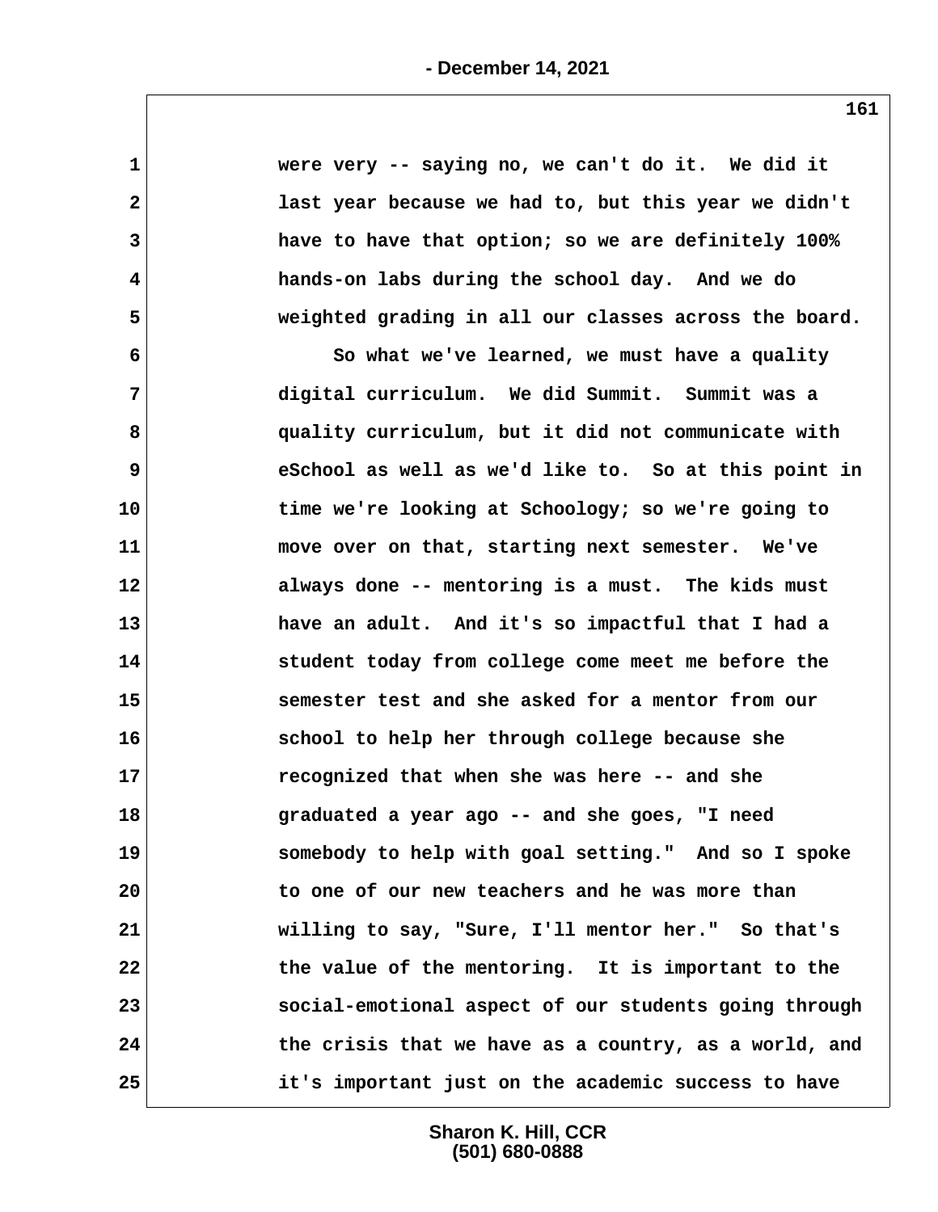1 were very -- saying no, we can't do it. We did it
2 last year because we had to, but this year we didn't
3 have to have that option; so we are definitely 100%
4 hands-on labs during the school day. And we do
5 weighted grading in all our classes across the board.
6 So what we've learned, we must have a quality
7 digital curriculum. We did Summit. Summit was a
8 quality curriculum, but it did not communicate with
9 eSchool as well as we'd like to. So at this point in
10 time we're looking at Schoology; so we're going to
11 move over on that, starting next semester. We've
12 always done -- mentoring is a must. The kids must
13 have an adult. And it's so impactful that I had a
14 student today from college come meet me before the
15 semester test and she asked for a mentor from our
16 school to help her through college because she
17 recognized that when she was here -- and she
18 graduated a year ago -- and she goes, "I need
19 somebody to help with goal setting." And so I spoke
20 to one of our new teachers and he was more than
21 willing to say, "Sure, I'll mentor her." So that's
22 the value of the mentoring. It is important to the
23 social-emotional aspect of our students going through
24 the crisis that we have as a country, as a world, and
25 it's important just on the academic success to have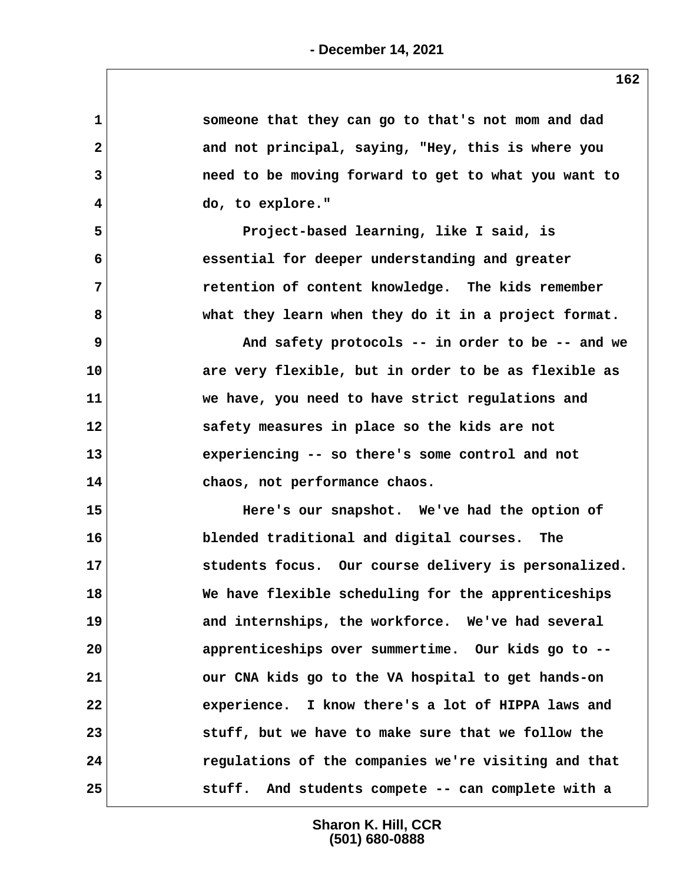someone that they can go to that's not mom and dad and not principal, saying, "Hey, this is where you need to be moving forward to get to what you want to do, to explore."

Project-based learning, like I said, is essential for deeper understanding and greater retention of content knowledge. The kids remember what they learn when they do it in a project format.

And safety protocols -- in order to be -- and we are very flexible, but in order to be as flexible as we have, you need to have strict regulations and safety measures in place so the kids are not experiencing -- so there's some control and not chaos, not performance chaos.

Here's our snapshot. We've had the option of blended traditional and digital courses. The students focus. Our course delivery is personalized. We have flexible scheduling for the apprenticeships and internships, the workforce. We've had several apprenticeships over summertime. Our kids go to -- our CNA kids go to the VA hospital to get hands-on experience. I know there's a lot of HIPPA laws and stuff, but we have to make sure that we follow the regulations of the companies we're visiting and that stuff. And students compete -- can complete with a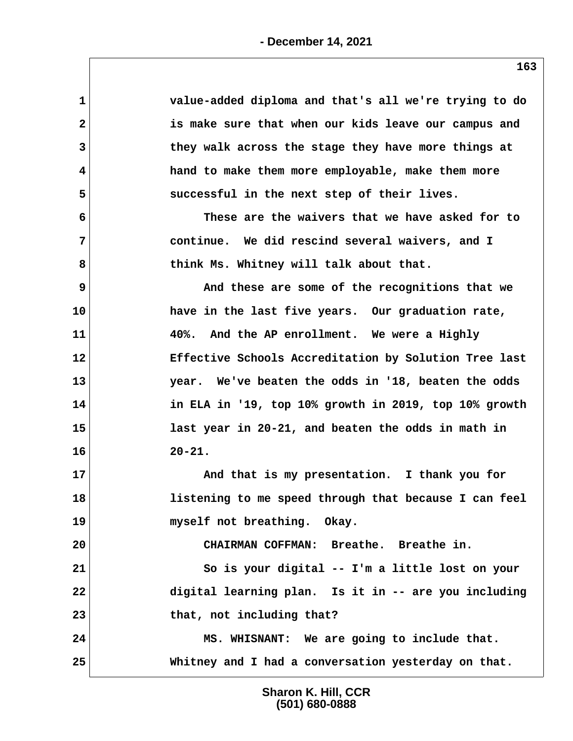value-added diploma and that's all we're trying to do is make sure that when our kids leave our campus and they walk across the stage they have more things at hand to make them more employable, make them more successful in the next step of their lives.

These are the waivers that we have asked for to continue. We did rescind several waivers, and I think Ms. Whitney will talk about that.

And these are some of the recognitions that we have in the last five years. Our graduation rate, 40%. And the AP enrollment. We were a Highly Effective Schools Accreditation by Solution Tree last year. We've beaten the odds in '18, beaten the odds in ELA in '19, top 10% growth in 2019, top 10% growth last year in 20-21, and beaten the odds in math in 20-21.

And that is my presentation. I thank you for listening to me speed through that because I can feel myself not breathing. Okay.

CHAIRMAN COFFMAN: Breathe. Breathe in.

So is your digital -- I'm a little lost on your digital learning plan. Is it in -- are you including that, not including that?

MS. WHISNANT: We are going to include that. Whitney and I had a conversation yesterday on that.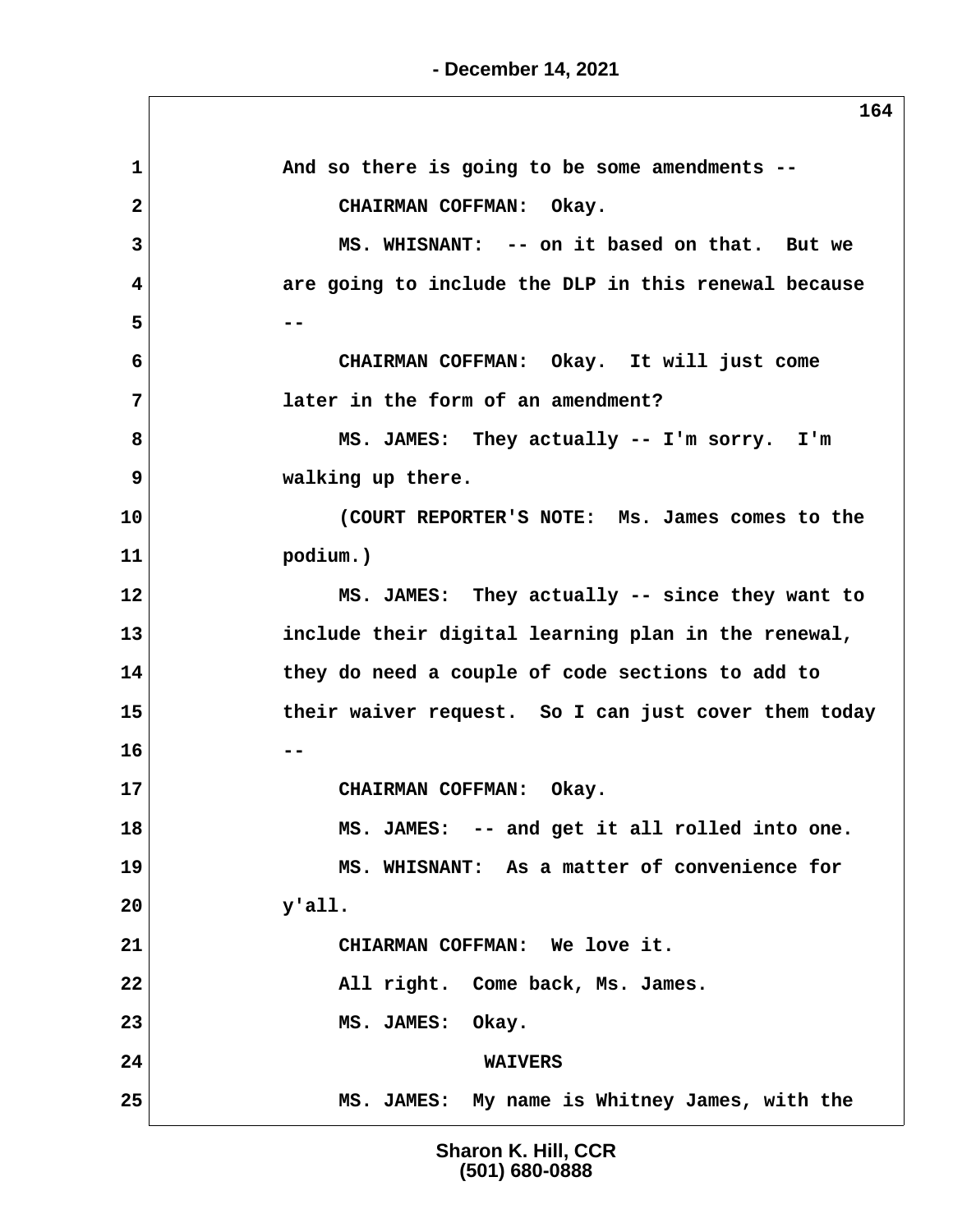And so there is going to be some amendments --

CHAIRMAN COFFMAN: Okay.

MS. WHISNANT: -- on it based on that. But we are going to include the DLP in this renewal because --

CHAIRMAN COFFMAN: Okay. It will just come later in the form of an amendment?

MS. JAMES: They actually -- I'm sorry. I'm walking up there.

(COURT REPORTER'S NOTE: Ms. James comes to the podium.)

MS. JAMES: They actually -- since they want to include their digital learning plan in the renewal, they do need a couple of code sections to add to their waiver request. So I can just cover them today --

CHAIRMAN COFFMAN: Okay.

MS. JAMES: -- and get it all rolled into one.

MS. WHISNANT: As a matter of convenience for y'all.

CHIARMAN COFFMAN: We love it.

All right. Come back, Ms. James.

MS. JAMES: Okay.

## WAIVERS

MS. JAMES: My name is Whitney James, with the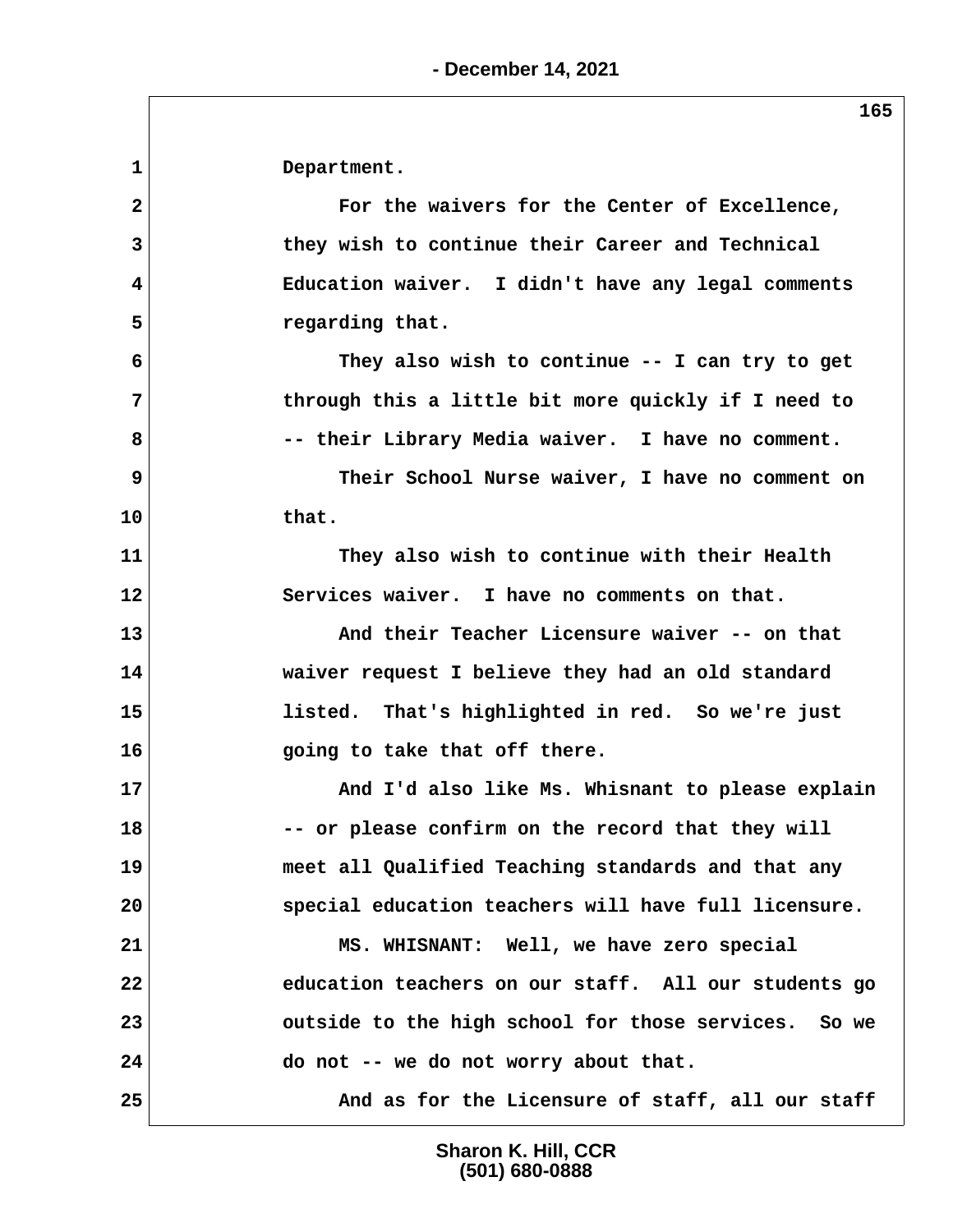Department.

For the waivers for the Center of Excellence, they wish to continue their Career and Technical Education waiver. I didn't have any legal comments regarding that.

They also wish to continue -- I can try to get through this a little bit more quickly if I need to -- their Library Media waiver. I have no comment.

Their School Nurse waiver, I have no comment on that.

They also wish to continue with their Health Services waiver. I have no comments on that.

And their Teacher Licensure waiver -- on that waiver request I believe they had an old standard listed. That's highlighted in red. So we're just going to take that off there.

And I'd also like Ms. Whisnant to please explain -- or please confirm on the record that they will meet all Qualified Teaching standards and that any special education teachers will have full licensure.

MS. WHISNANT: Well, we have zero special education teachers on our staff. All our students go outside to the high school for those services. So we do not -- we do not worry about that.

And as for the Licensure of staff, all our staff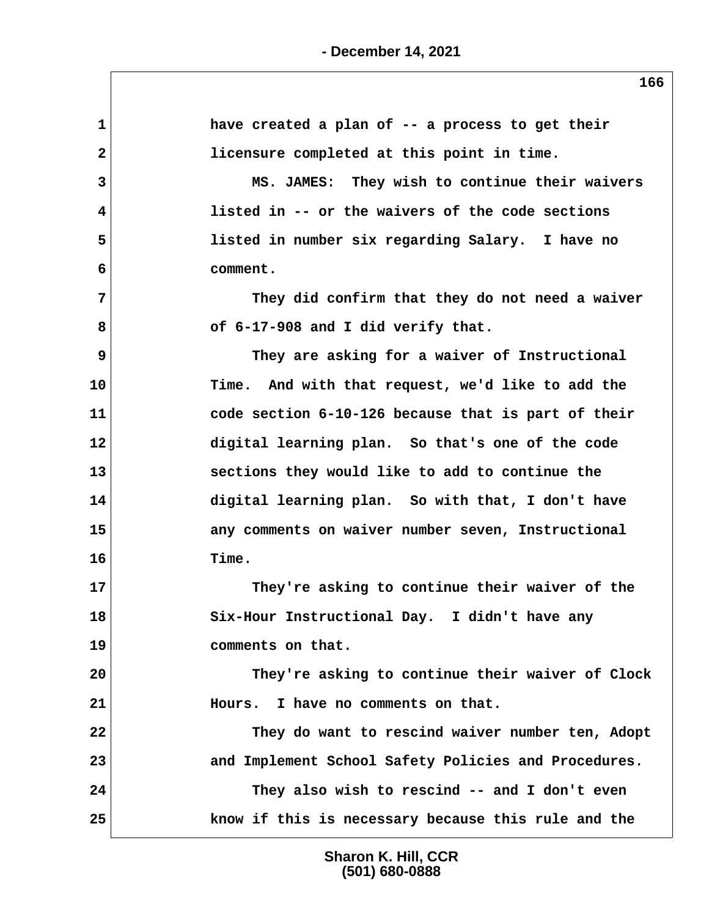have created a plan of -- a process to get their licensure completed at this point in time.

MS. JAMES: They wish to continue their waivers listed in -- or the waivers of the code sections listed in number six regarding Salary. I have no comment.

They did confirm that they do not need a waiver of 6-17-908 and I did verify that.

They are asking for a waiver of Instructional Time. And with that request, we'd like to add the code section 6-10-126 because that is part of their digital learning plan. So that's one of the code sections they would like to add to continue the digital learning plan. So with that, I don't have any comments on waiver number seven, Instructional Time.

They're asking to continue their waiver of the Six-Hour Instructional Day. I didn't have any comments on that.

They're asking to continue their waiver of Clock Hours. I have no comments on that.

They do want to rescind waiver number ten, Adopt and Implement School Safety Policies and Procedures.

They also wish to rescind -- and I don't even know if this is necessary because this rule and the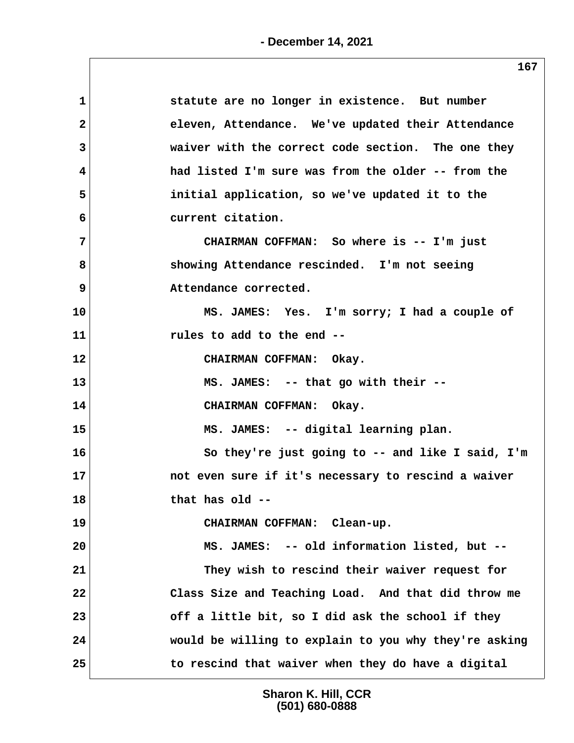statute are no longer in existence. But number eleven, Attendance. We've updated their Attendance waiver with the correct code section. The one they had listed I'm sure was from the older -- from the initial application, so we've updated it to the current citation.

CHAIRMAN COFFMAN: So where is -- I'm just showing Attendance rescinded. I'm not seeing Attendance corrected.

MS. JAMES: Yes. I'm sorry; I had a couple of rules to add to the end --

CHAIRMAN COFFMAN: Okay.

MS. JAMES: -- that go with their --

CHAIRMAN COFFMAN: Okay.

MS. JAMES: -- digital learning plan.

So they're just going to -- and like I said, I'm not even sure if it's necessary to rescind a waiver that has old --

CHAIRMAN COFFMAN: Clean-up.

MS. JAMES: -- old information listed, but --

They wish to rescind their waiver request for Class Size and Teaching Load. And that did throw me off a little bit, so I did ask the school if they would be willing to explain to you why they're asking to rescind that waiver when they do have a digital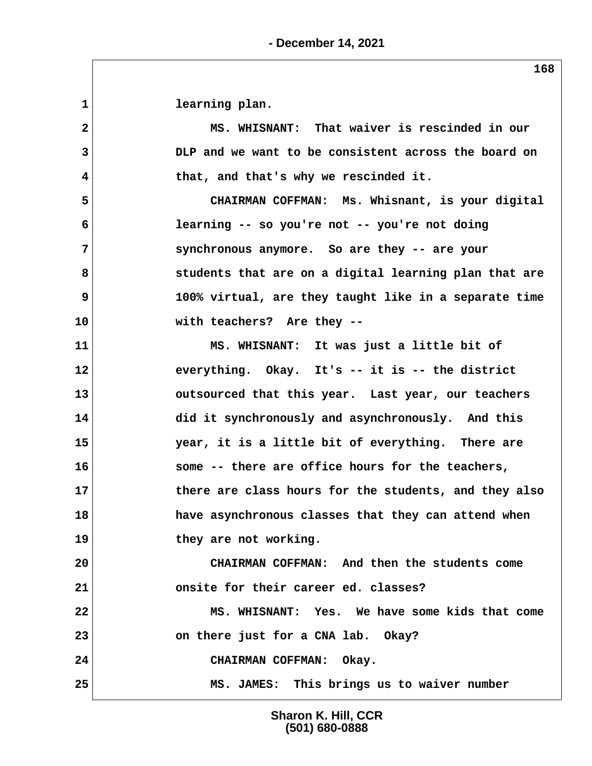learning plan.

MS. WHISNANT: That waiver is rescinded in our DLP and we want to be consistent across the board on that, and that's why we rescinded it.

CHAIRMAN COFFMAN: Ms. Whisnant, is your digital learning -- so you're not -- you're not doing synchronous anymore. So are they -- are your students that are on a digital learning plan that are 100% virtual, are they taught like in a separate time with teachers? Are they --

MS. WHISNANT: It was just a little bit of everything. Okay. It's -- it is -- the district outsourced that this year. Last year, our teachers did it synchronously and asynchronously. And this year, it is a little bit of everything. There are some -- there are office hours for the teachers, there are class hours for the students, and they also have asynchronous classes that they can attend when they are not working.

CHAIRMAN COFFMAN: And then the students come onsite for their career ed. classes?

MS. WHISNANT: Yes. We have some kids that come on there just for a CNA lab. Okay?

CHAIRMAN COFFMAN: Okay.

MS. JAMES: This brings us to waiver number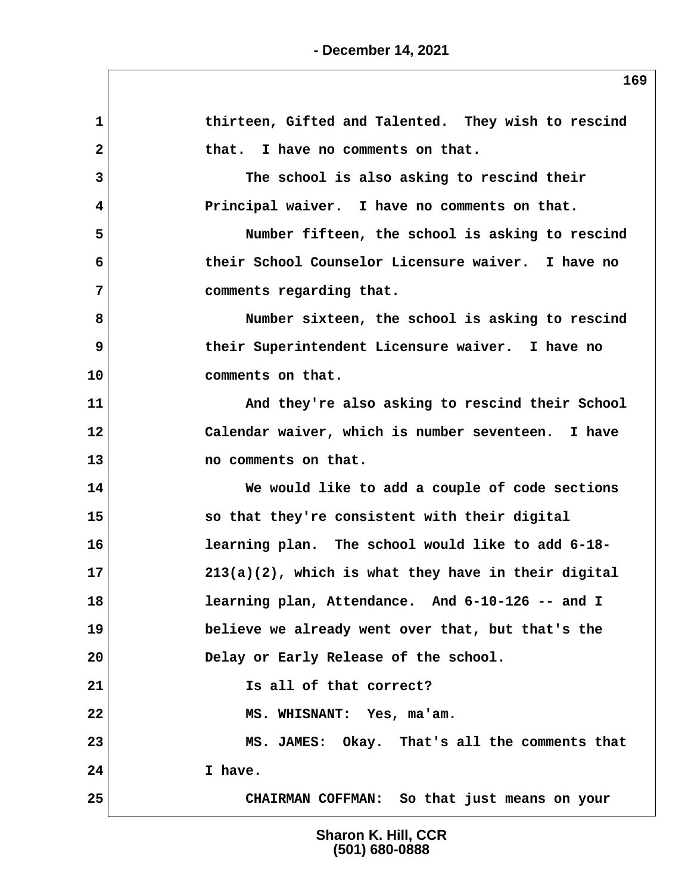thirteen, Gifted and Talented. They wish to rescind that. I have no comments on that.

The school is also asking to rescind their Principal waiver. I have no comments on that.

Number fifteen, the school is asking to rescind their School Counselor Licensure waiver. I have no comments regarding that.

Number sixteen, the school is asking to rescind their Superintendent Licensure waiver. I have no comments on that.

And they're also asking to rescind their School Calendar waiver, which is number seventeen. I have no comments on that.

We would like to add a couple of code sections so that they're consistent with their digital learning plan. The school would like to add 6-18-213(a)(2), which is what they have in their digital learning plan, Attendance. And 6-10-126 -- and I believe we already went over that, but that's the Delay or Early Release of the school.

Is all of that correct?

MS. WHISNANT: Yes, ma'am.

MS. JAMES: Okay. That's all the comments that I have.

CHAIRMAN COFFMAN: So that just means on your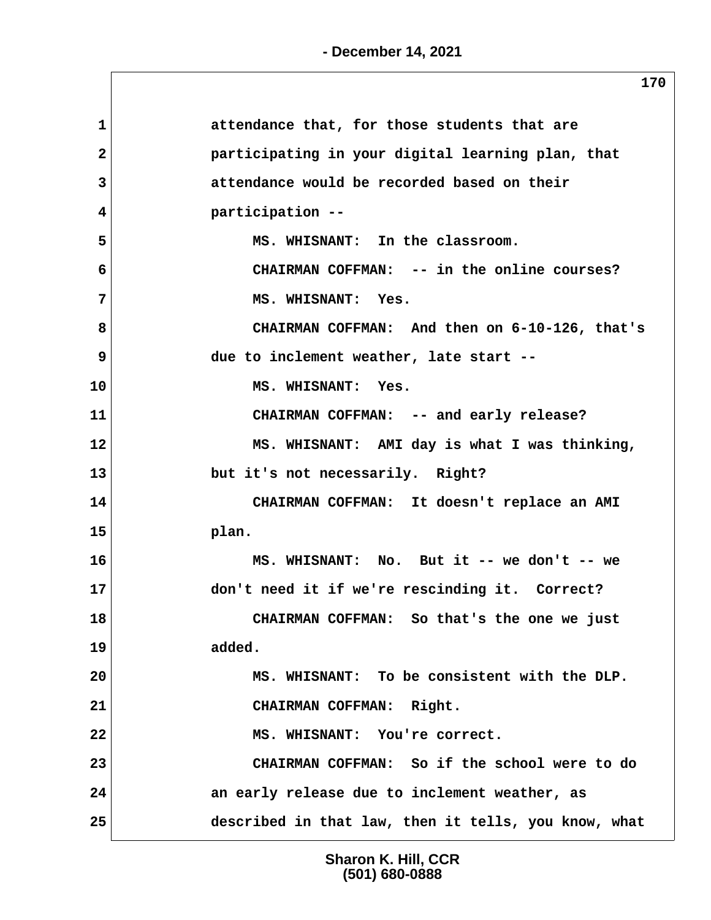1 attendance that, for those students that are
2 participating in your digital learning plan, that
3 attendance would be recorded based on their
4 participation --
5 MS. WHISNANT: In the classroom.
6 CHAIRMAN COFFMAN: -- in the online courses?
7 MS. WHISNANT: Yes.
8 CHAIRMAN COFFMAN: And then on 6-10-126, that's
9 due to inclement weather, late start --
10 MS. WHISNANT: Yes.
11 CHAIRMAN COFFMAN: -- and early release?
12 MS. WHISNANT: AMI day is what I was thinking,
13 but it's not necessarily. Right?
14 CHAIRMAN COFFMAN: It doesn't replace an AMI
15 plan.
16 MS. WHISNANT: No. But it -- we don't -- we
17 don't need it if we're rescinding it. Correct?
18 CHAIRMAN COFFMAN: So that's the one we just
19 added.
20 MS. WHISNANT: To be consistent with the DLP.
21 CHAIRMAN COFFMAN: Right.
22 MS. WHISNANT: You're correct.
23 CHAIRMAN COFFMAN: So if the school were to do
24 an early release due to inclement weather, as
25 described in that law, then it tells, you know, what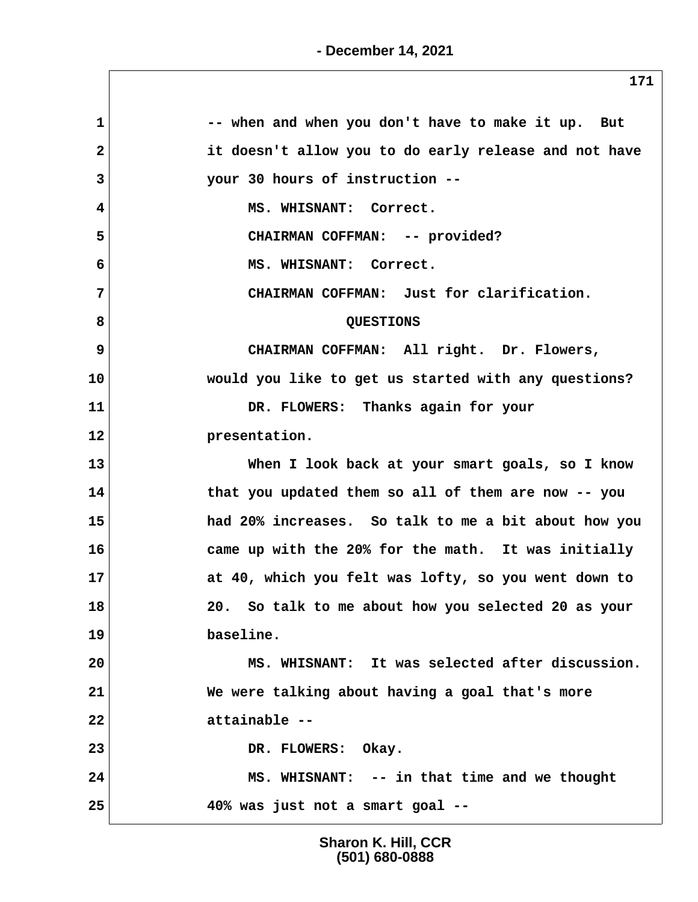-- when and when you don't have to make it up. But it doesn't allow you to do early release and not have your 30 hours of instruction --

MS. WHISNANT: Correct.

CHAIRMAN COFFMAN: -- provided?

MS. WHISNANT: Correct.

CHAIRMAN COFFMAN: Just for clarification.

QUESTIONS

CHAIRMAN COFFMAN: All right. Dr. Flowers, would you like to get us started with any questions?

DR. FLOWERS: Thanks again for your presentation.

When I look back at your smart goals, so I know that you updated them so all of them are now -- you had 20% increases. So talk to me a bit about how you came up with the 20% for the math. It was initially at 40, which you felt was lofty, so you went down to 20. So talk to me about how you selected 20 as your baseline.

MS. WHISNANT: It was selected after discussion. We were talking about having a goal that's more attainable --

DR. FLOWERS: Okay.

MS. WHISNANT: -- in that time and we thought 40% was just not a smart goal --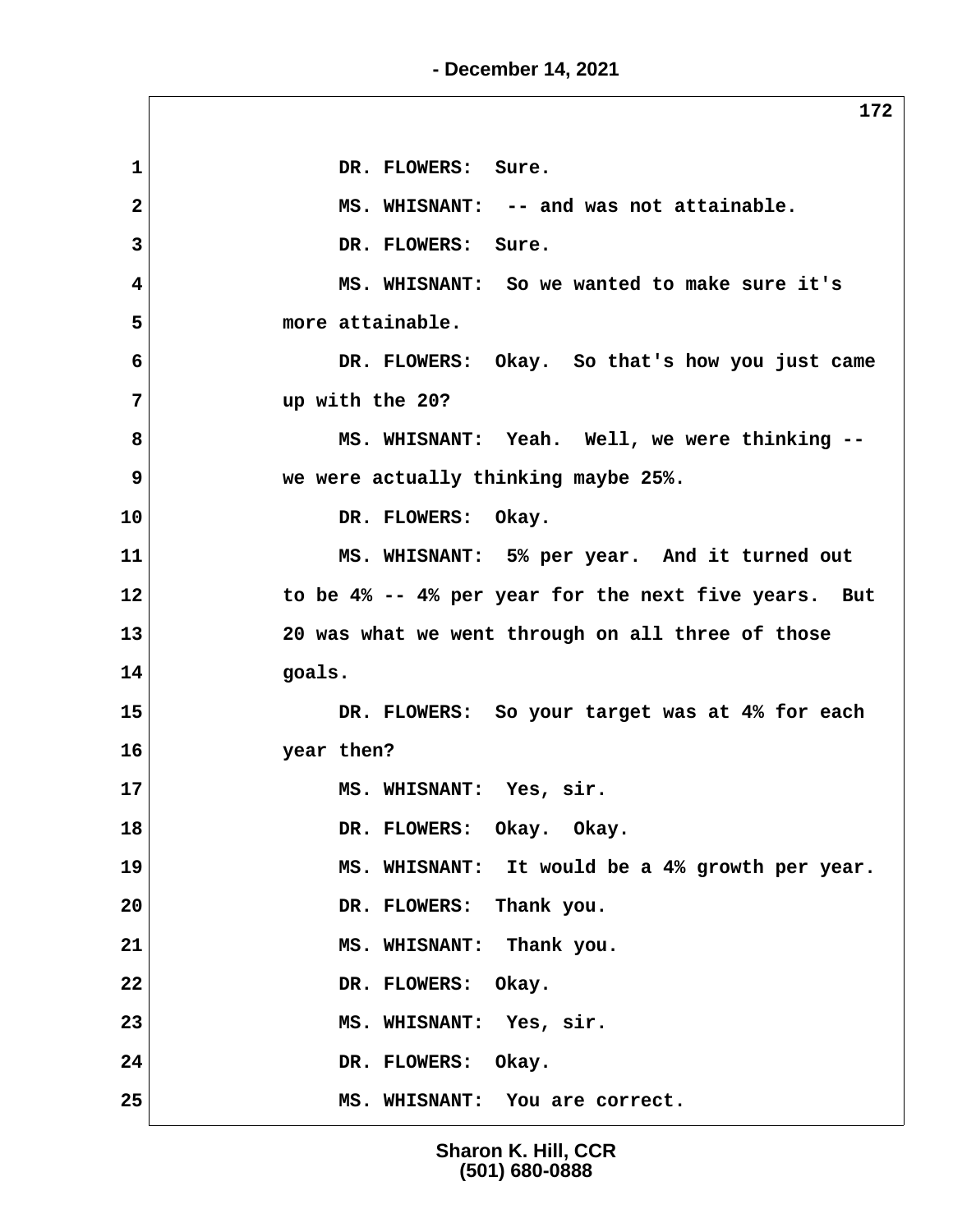1 DR. FLOWERS: Sure.

2 MS. WHISNANT: -- and was not attainable.

3 DR. FLOWERS: Sure.

4 MS. WHISNANT: So we wanted to make sure it's

5 more attainable.

6 DR. FLOWERS: Okay. So that's how you just came

7 up with the 20?

8 MS. WHISNANT: Yeah. Well, we were thinking --

9 we were actually thinking maybe 25%.

10 DR. FLOWERS: Okay.

11 MS. WHISNANT: 5% per year. And it turned out

12 to be 4% -- 4% per year for the next five years. But

13 20 was what we went through on all three of those

14 goals.

15 DR. FLOWERS: So your target was at 4% for each

16 year then?

17 MS. WHISNANT: Yes, sir.

18 DR. FLOWERS: Okay. Okay.

19 MS. WHISNANT: It would be a 4% growth per year.

20 DR. FLOWERS: Thank you.

21 MS. WHISNANT: Thank you.

22 DR. FLOWERS: Okay.

23 MS. WHISNANT: Yes, sir.

24 DR. FLOWERS: Okay.

25 MS. WHISNANT: You are correct.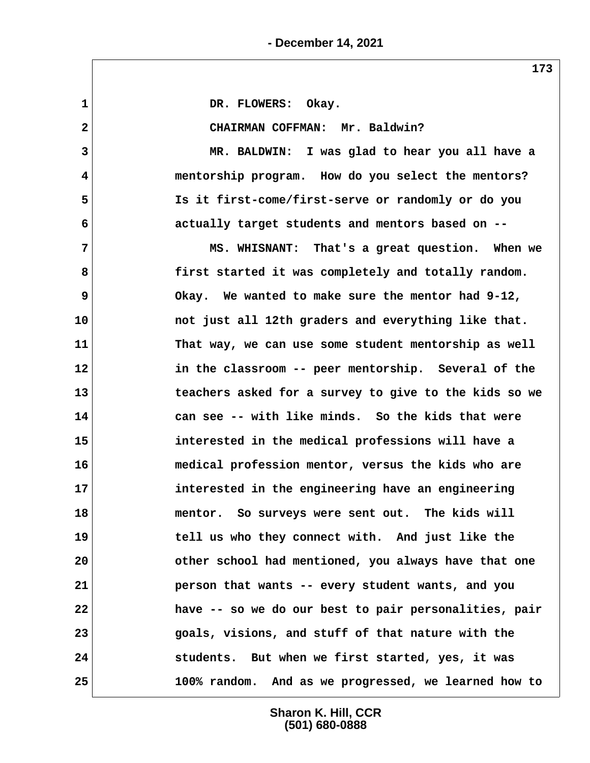DR. FLOWERS: Okay.

CHAIRMAN COFFMAN: Mr. Baldwin?

MR. BALDWIN: I was glad to hear you all have a mentorship program. How do you select the mentors? Is it first-come/first-serve or randomly or do you actually target students and mentors based on --

MS. WHISNANT: That's a great question. When we first started it was completely and totally random. Okay. We wanted to make sure the mentor had 9-12, not just all 12th graders and everything like that. That way, we can use some student mentorship as well in the classroom -- peer mentorship. Several of the teachers asked for a survey to give to the kids so we can see -- with like minds. So the kids that were interested in the medical professions will have a medical profession mentor, versus the kids who are interested in the engineering have an engineering mentor. So surveys were sent out. The kids will tell us who they connect with. And just like the other school had mentioned, you always have that one person that wants -- every student wants, and you have -- so we do our best to pair personalities, pair goals, visions, and stuff of that nature with the students. But when we first started, yes, it was 100% random. And as we progressed, we learned how to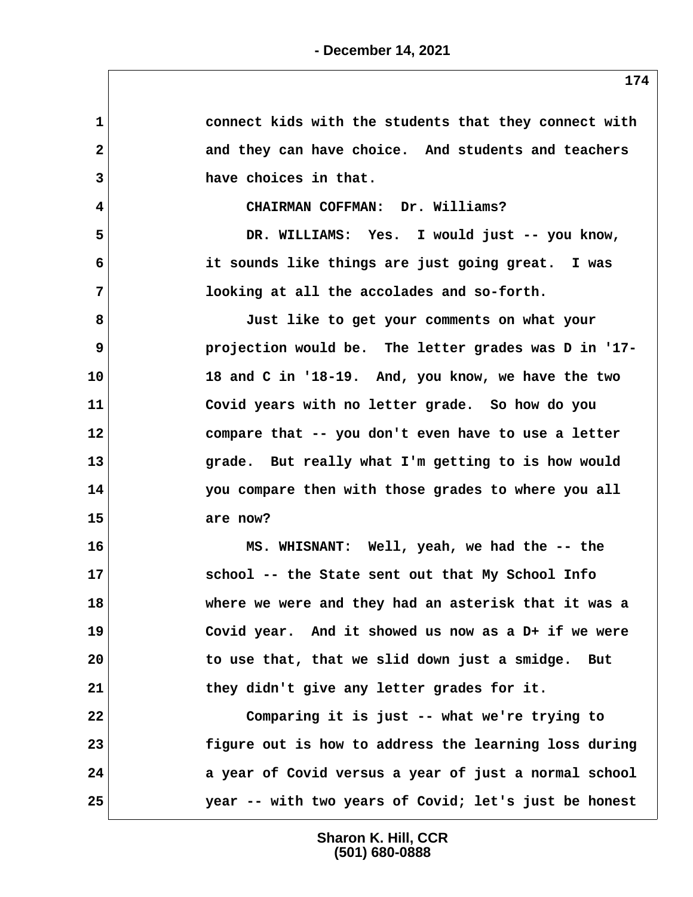connect kids with the students that they connect with and they can have choice. And students and teachers have choices in that.

CHAIRMAN COFFMAN: Dr. Williams?

DR. WILLIAMS: Yes. I would just -- you know, it sounds like things are just going great. I was looking at all the accolades and so-forth.

Just like to get your comments on what your projection would be. The letter grades was D in '17-18 and C in '18-19. And, you know, we have the two Covid years with no letter grade. So how do you compare that -- you don't even have to use a letter grade. But really what I'm getting to is how would you compare then with those grades to where you all are now?

MS. WHISNANT: Well, yeah, we had the -- the school -- the State sent out that My School Info where we were and they had an asterisk that it was a Covid year. And it showed us now as a D+ if we were to use that, that we slid down just a smidge. But they didn't give any letter grades for it.

Comparing it is just -- what we're trying to figure out is how to address the learning loss during a year of Covid versus a year of just a normal school year -- with two years of Covid; let's just be honest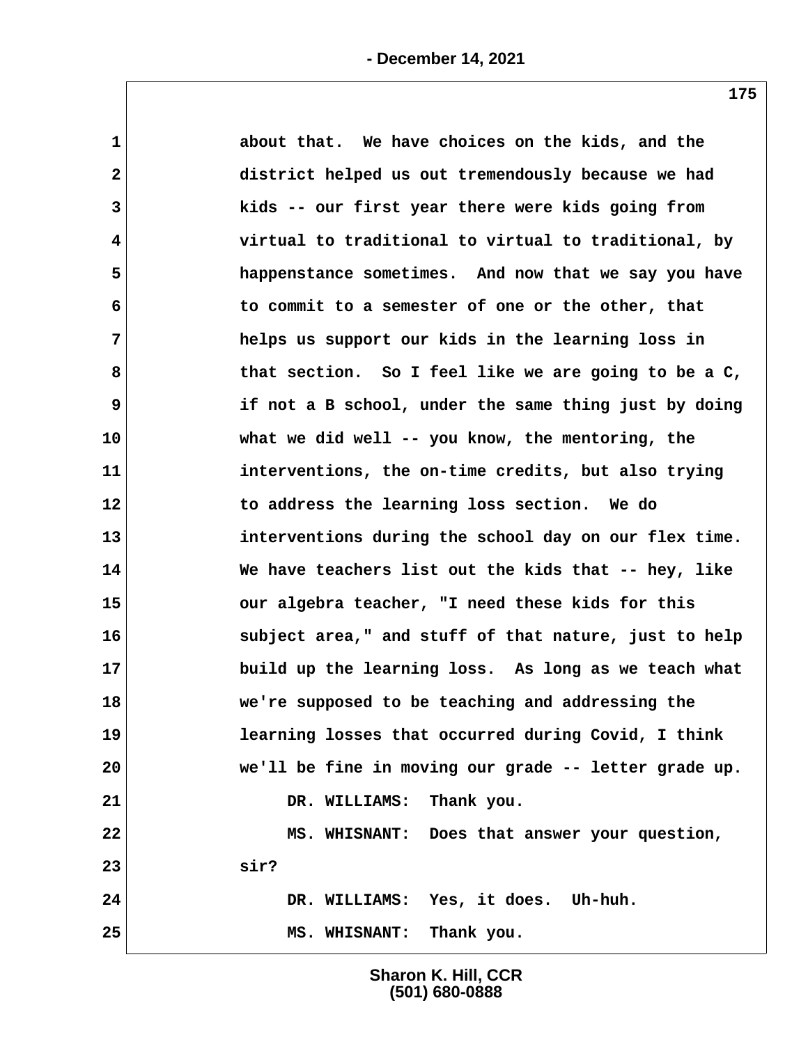about that. We have choices on the kids, and the district helped us out tremendously because we had kids -- our first year there were kids going from virtual to traditional to virtual to traditional, by happenstance sometimes. And now that we say you have to commit to a semester of one or the other, that helps us support our kids in the learning loss in that section. So I feel like we are going to be a C, if not a B school, under the same thing just by doing what we did well -- you know, the mentoring, the interventions, the on-time credits, but also trying to address the learning loss section. We do interventions during the school day on our flex time. We have teachers list out the kids that -- hey, like our algebra teacher, "I need these kids for this subject area," and stuff of that nature, just to help build up the learning loss. As long as we teach what we're supposed to be teaching and addressing the learning losses that occurred during Covid, I think we'll be fine in moving our grade -- letter grade up.

DR. WILLIAMS: Thank you.

MS. WHISNANT: Does that answer your question, sir?

DR. WILLIAMS: Yes, it does. Uh-huh.

MS. WHISNANT: Thank you.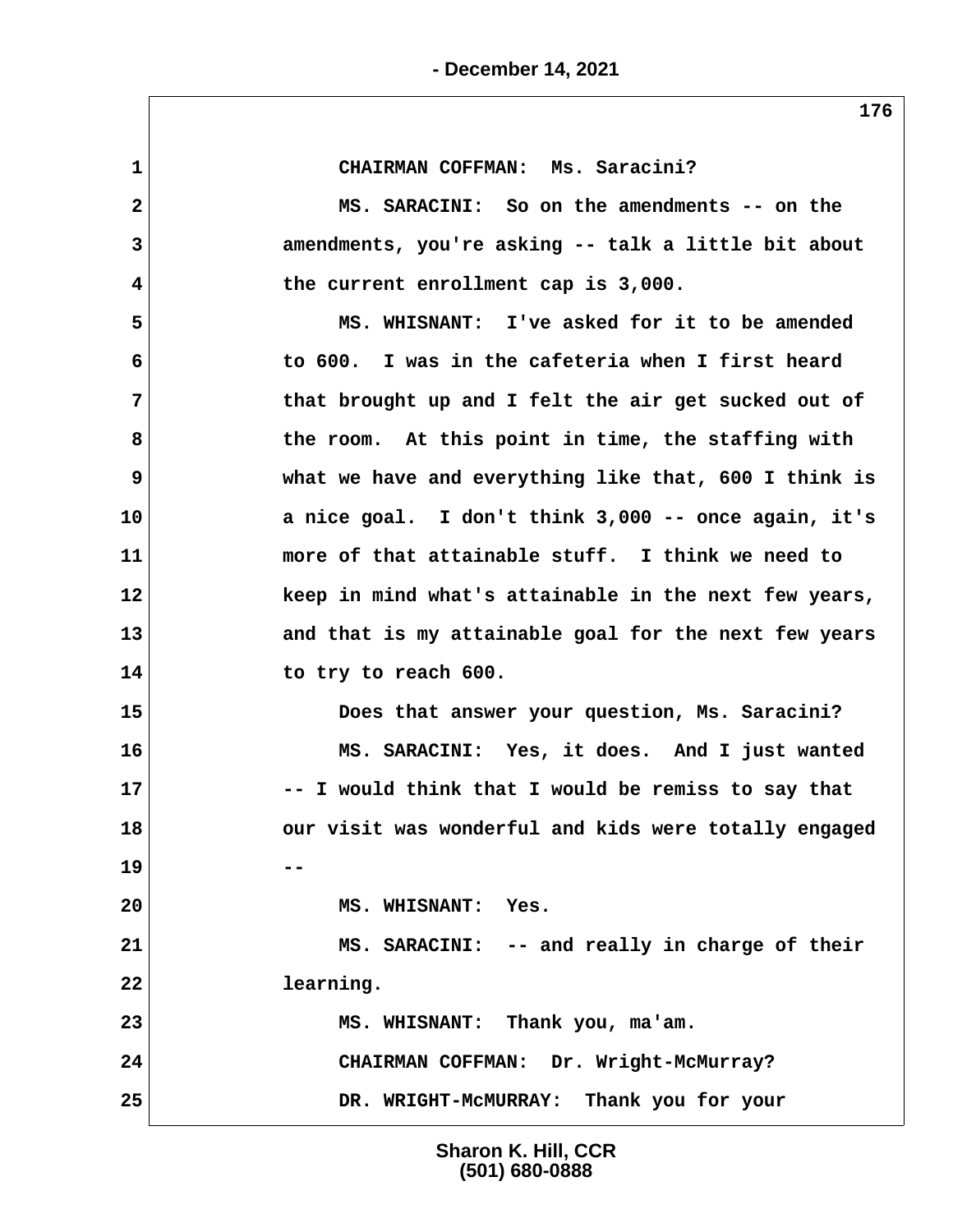CHAIRMAN COFFMAN: Ms. Saracini?

MS. SARACINI: So on the amendments -- on the amendments, you're asking -- talk a little bit about the current enrollment cap is 3,000.

MS. WHISNANT: I've asked for it to be amended to 600. I was in the cafeteria when I first heard that brought up and I felt the air get sucked out of the room. At this point in time, the staffing with what we have and everything like that, 600 I think is a nice goal. I don't think 3,000 -- once again, it's more of that attainable stuff. I think we need to keep in mind what's attainable in the next few years, and that is my attainable goal for the next few years to try to reach 600.

Does that answer your question, Ms. Saracini?

MS. SARACINI: Yes, it does. And I just wanted -- I would think that I would be remiss to say that our visit was wonderful and kids were totally engaged --

MS. WHISNANT: Yes.

MS. SARACINI: -- and really in charge of their learning.

MS. WHISNANT: Thank you, ma'am.

CHAIRMAN COFFMAN: Dr. Wright-McMurray?

DR. WRIGHT-McMURRAY: Thank you for your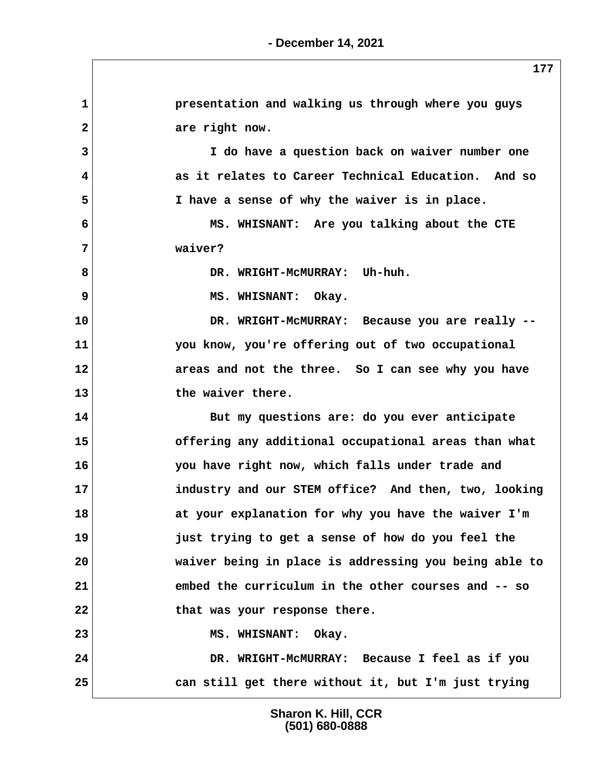presentation and walking us through where you guys are right now.

I do have a question back on waiver number one as it relates to Career Technical Education. And so I have a sense of why the waiver is in place.

MS. WHISNANT: Are you talking about the CTE waiver?

DR. WRIGHT-McMURRAY: Uh-huh.

MS. WHISNANT: Okay.

DR. WRIGHT-McMURRAY: Because you are really -- you know, you're offering out of two occupational areas and not the three. So I can see why you have the waiver there.

But my questions are: do you ever anticipate offering any additional occupational areas than what you have right now, which falls under trade and industry and our STEM office? And then, two, looking at your explanation for why you have the waiver I'm just trying to get a sense of how do you feel the waiver being in place is addressing you being able to embed the curriculum in the other courses and -- so that was your response there.

MS. WHISNANT: Okay.

DR. WRIGHT-McMURRAY: Because I feel as if you can still get there without it, but I'm just trying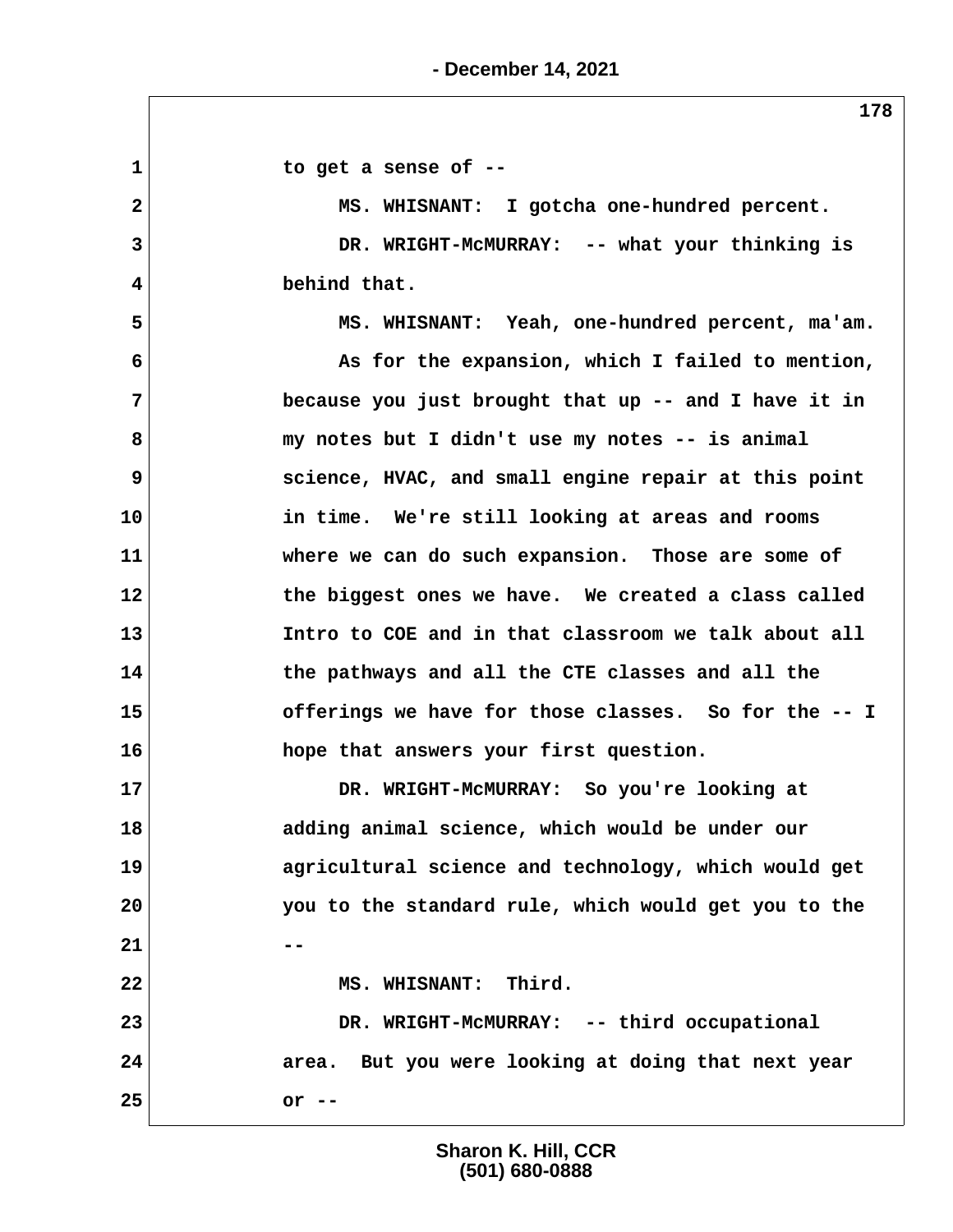to get a sense of --

MS. WHISNANT: I gotcha one-hundred percent.

DR. WRIGHT-McMURRAY: -- what your thinking is behind that.

MS. WHISNANT: Yeah, one-hundred percent, ma'am. As for the expansion, which I failed to mention, because you just brought that up -- and I have it in my notes but I didn't use my notes -- is animal science, HVAC, and small engine repair at this point in time. We're still looking at areas and rooms where we can do such expansion. Those are some of the biggest ones we have. We created a class called Intro to COE and in that classroom we talk about all the pathways and all the CTE classes and all the offerings we have for those classes. So for the -- I hope that answers your first question.

DR. WRIGHT-McMURRAY: So you're looking at adding animal science, which would be under our agricultural science and technology, which would get you to the standard rule, which would get you to the --

MS. WHISNANT: Third.

DR. WRIGHT-McMURRAY: -- third occupational area. But you were looking at doing that next year or --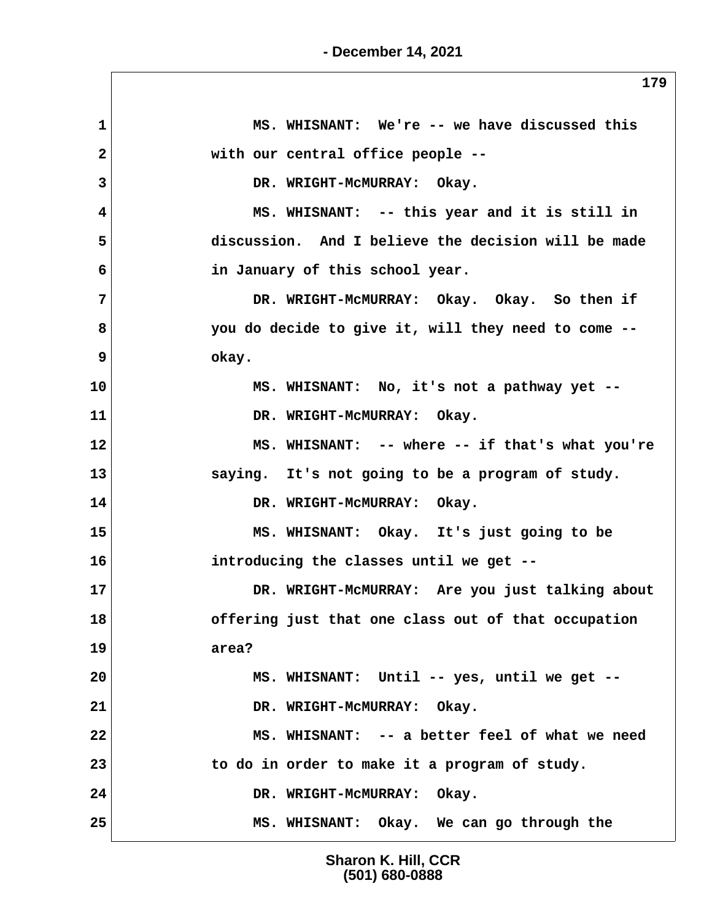MS. WHISNANT: We're -- we have discussed this with our central office people --

DR. WRIGHT-McMURRAY: Okay.

MS. WHISNANT: -- this year and it is still in discussion. And I believe the decision will be made in January of this school year.

DR. WRIGHT-McMURRAY: Okay. Okay. So then if you do decide to give it, will they need to come -- okay.

MS. WHISNANT: No, it's not a pathway yet --

DR. WRIGHT-McMURRAY: Okay.

MS. WHISNANT: -- where -- if that's what you're saying. It's not going to be a program of study.

DR. WRIGHT-McMURRAY: Okay.

MS. WHISNANT: Okay. It's just going to be introducing the classes until we get --

DR. WRIGHT-McMURRAY: Are you just talking about offering just that one class out of that occupation area?

MS. WHISNANT: Until -- yes, until we get --

DR. WRIGHT-McMURRAY: Okay.

MS. WHISNANT: -- a better feel of what we need to do in order to make it a program of study.

DR. WRIGHT-McMURRAY: Okay.

MS. WHISNANT: Okay. We can go through the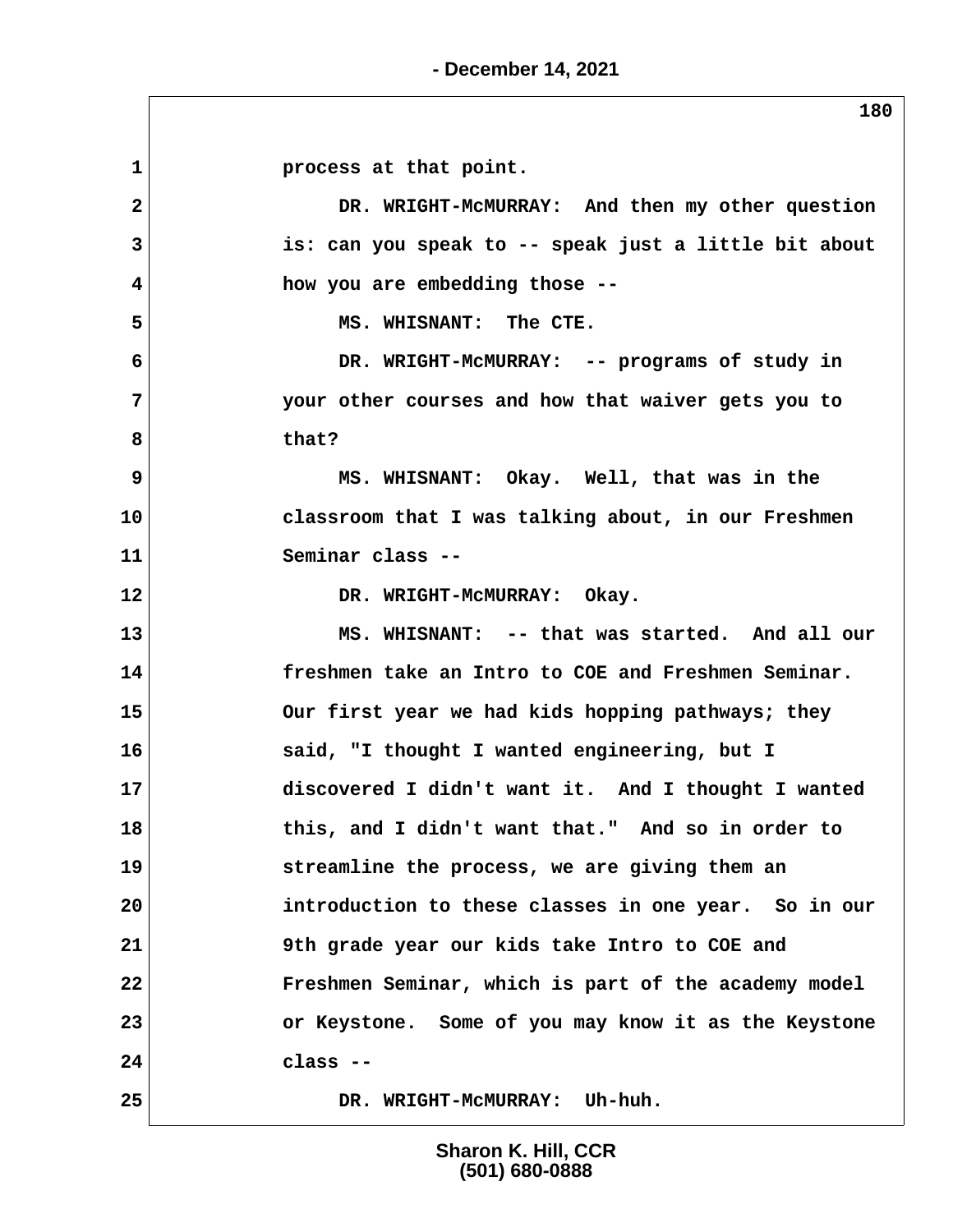1 process at that point.

2 DR. WRIGHT-McMURRAY: And then my other question

3 is: can you speak to -- speak just a little bit about

4 how you are embedding those --

5 MS. WHISNANT: The CTE.

6 DR. WRIGHT-McMURRAY: -- programs of study in

7 your other courses and how that waiver gets you to

8 that?

9 MS. WHISNANT: Okay. Well, that was in the

10 classroom that I was talking about, in our Freshmen

11 Seminar class --

12 DR. WRIGHT-McMURRAY: Okay.

13 MS. WHISNANT: -- that was started. And all our

14 freshmen take an Intro to COE and Freshmen Seminar.

15 Our first year we had kids hopping pathways; they

16 said, "I thought I wanted engineering, but I

17 discovered I didn't want it. And I thought I wanted

18 this, and I didn't want that." And so in order to

19 streamline the process, we are giving them an

20 introduction to these classes in one year. So in our

21 9th grade year our kids take Intro to COE and

22 Freshmen Seminar, which is part of the academy model

23 or Keystone. Some of you may know it as the Keystone

24 class --

25 DR. WRIGHT-McMURRAY: Uh-huh.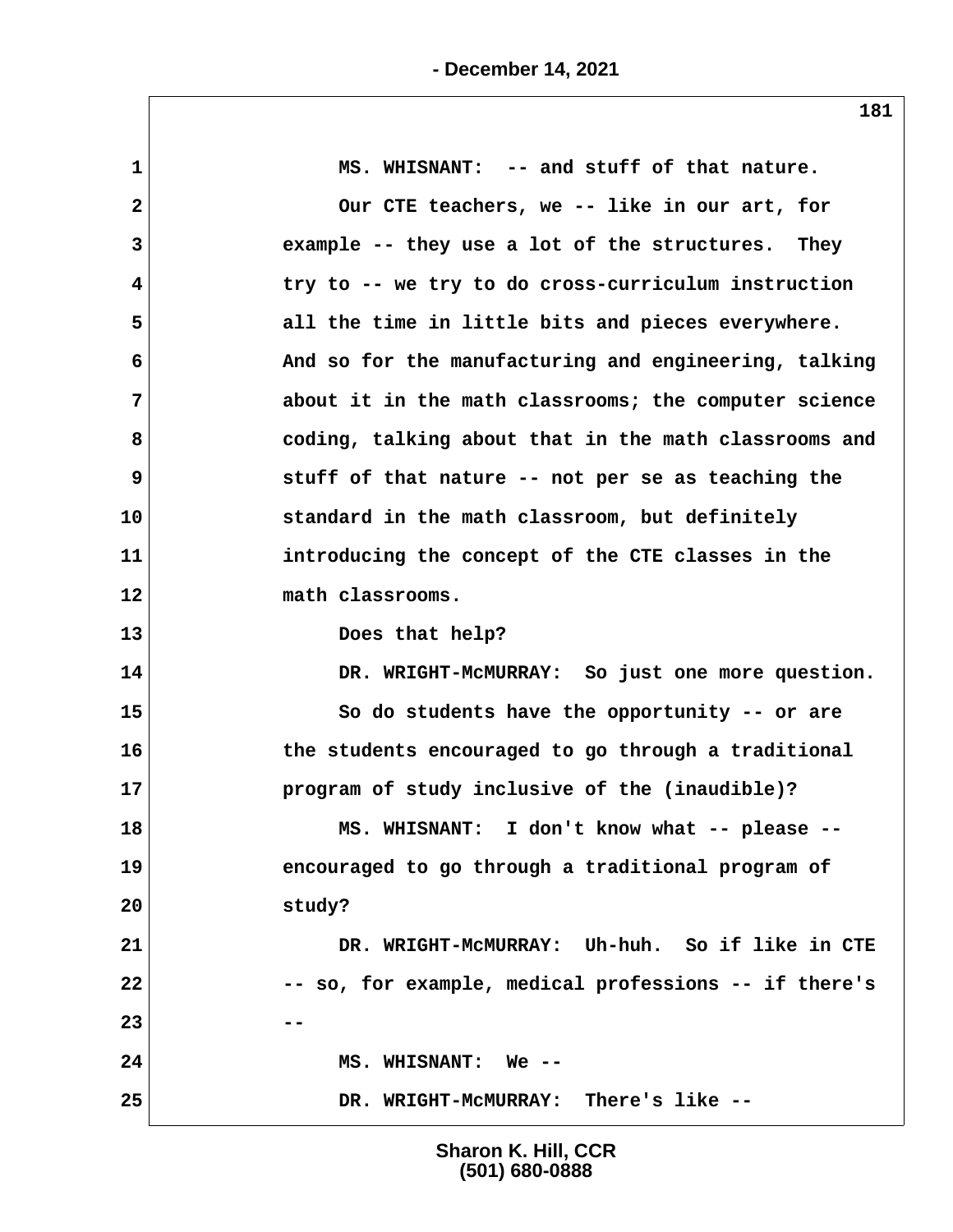MS. WHISNANT: -- and stuff of that nature.

Our CTE teachers, we -- like in our art, for example -- they use a lot of the structures. They try to -- we try to do cross-curriculum instruction all the time in little bits and pieces everywhere. And so for the manufacturing and engineering, talking about it in the math classrooms; the computer science coding, talking about that in the math classrooms and stuff of that nature -- not per se as teaching the standard in the math classroom, but definitely introducing the concept of the CTE classes in the math classrooms.

Does that help?

DR. WRIGHT-McMURRAY: So just one more question.

So do students have the opportunity -- or are the students encouraged to go through a traditional program of study inclusive of the (inaudible)?

MS. WHISNANT: I don't know what -- please -- encouraged to go through a traditional program of study?

DR. WRIGHT-McMURRAY: Uh-huh. So if like in CTE -- so, for example, medical professions -- if there's --

MS. WHISNANT: We --

DR. WRIGHT-McMURRAY: There's like --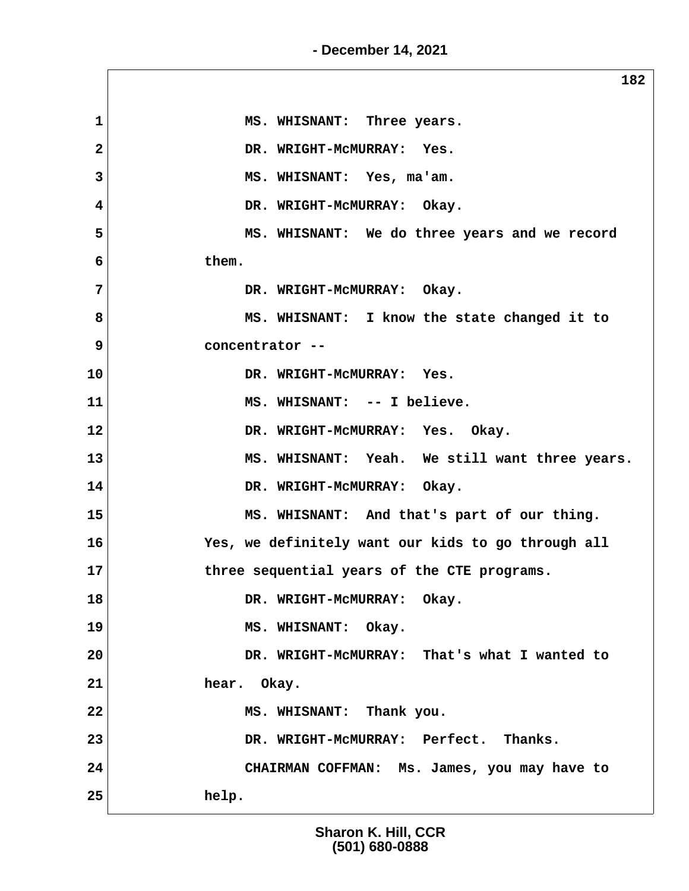MS. WHISNANT: Three years.

DR. WRIGHT-McMURRAY: Yes.

MS. WHISNANT: Yes, ma'am.

DR. WRIGHT-McMURRAY: Okay.

MS. WHISNANT: We do three years and we record them.

DR. WRIGHT-McMURRAY: Okay.

MS. WHISNANT: I know the state changed it to concentrator --

DR. WRIGHT-McMURRAY: Yes.

MS. WHISNANT: -- I believe.

DR. WRIGHT-McMURRAY: Yes. Okay.

MS. WHISNANT: Yeah. We still want three years.

DR. WRIGHT-McMURRAY: Okay.

MS. WHISNANT: And that's part of our thing. Yes, we definitely want our kids to go through all three sequential years of the CTE programs.

DR. WRIGHT-McMURRAY: Okay.

MS. WHISNANT: Okay.

DR. WRIGHT-McMURRAY: That's what I wanted to hear. Okay.

MS. WHISNANT: Thank you.

DR. WRIGHT-McMURRAY: Perfect. Thanks.

CHAIRMAN COFFMAN: Ms. James, you may have to help.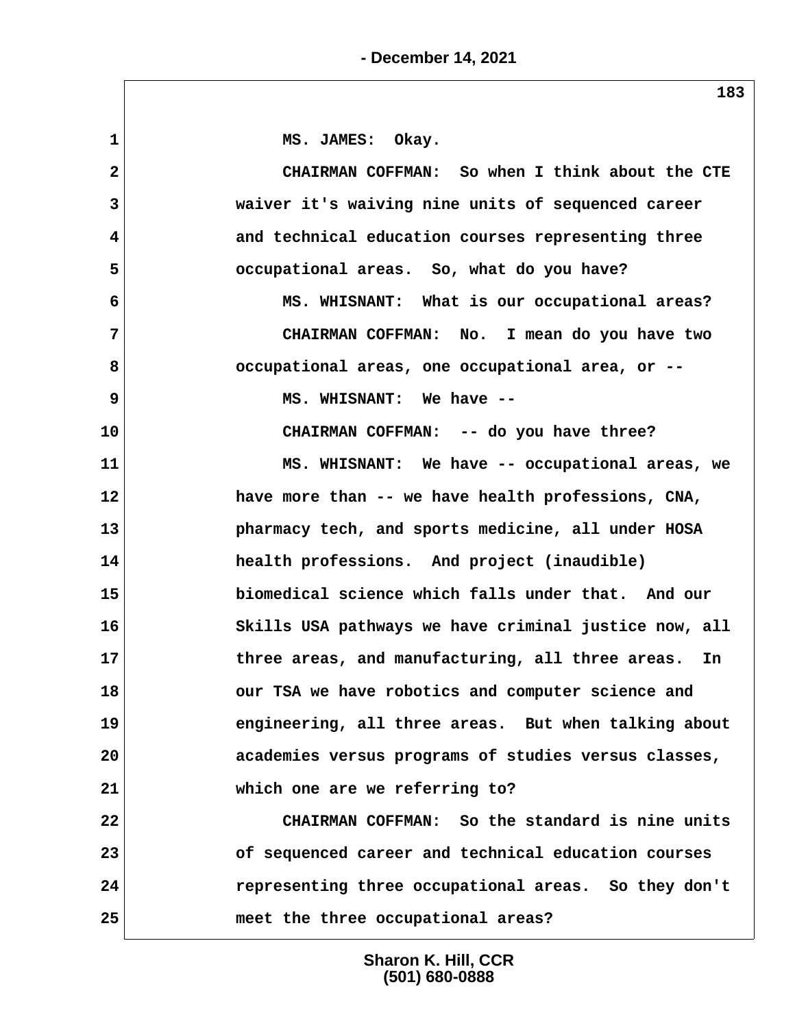1 MS. JAMES: Okay.

2 CHAIRMAN COFFMAN: So when I think about the CTE

3 waiver it's waiving nine units of sequenced career

4 and technical education courses representing three

5 occupational areas. So, what do you have?

6 MS. WHISNANT: What is our occupational areas?

7 CHAIRMAN COFFMAN: No. I mean do you have two

8 occupational areas, one occupational area, or --

9 MS. WHISNANT: We have --

10 CHAIRMAN COFFMAN: -- do you have three?

11 MS. WHISNANT: We have -- occupational areas, we

12 have more than -- we have health professions, CNA,

13 pharmacy tech, and sports medicine, all under HOSA

14 health professions. And project (inaudible)

15 biomedical science which falls under that. And our

16 Skills USA pathways we have criminal justice now, all

17 three areas, and manufacturing, all three areas. In

18 our TSA we have robotics and computer science and

19 engineering, all three areas. But when talking about

20 academies versus programs of studies versus classes,

21 which one are we referring to?

22 CHAIRMAN COFFMAN: So the standard is nine units

23 of sequenced career and technical education courses

24 representing three occupational areas. So they don't

25 meet the three occupational areas?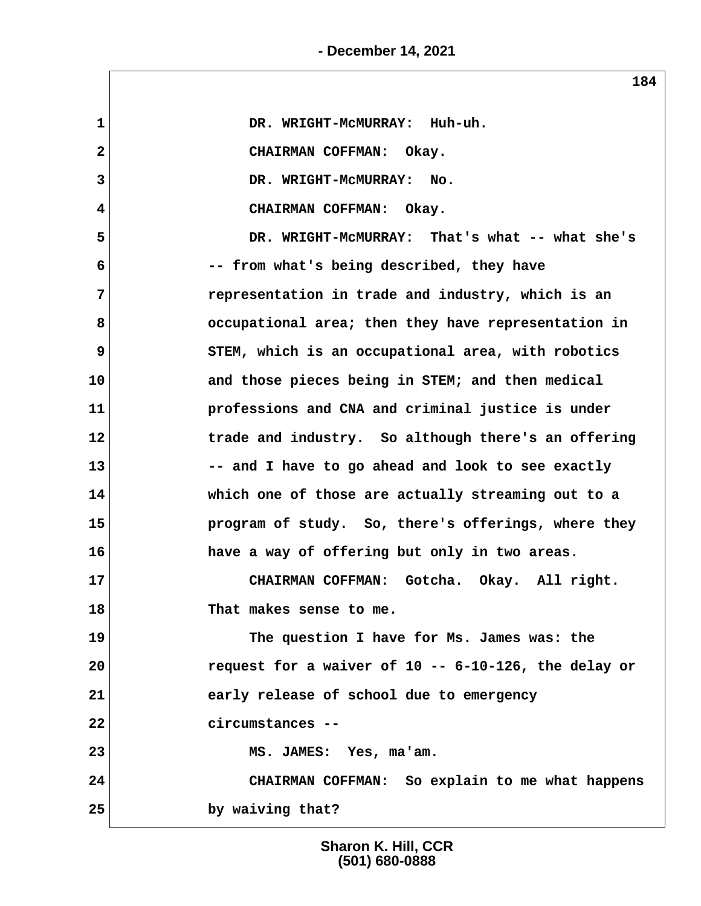DR. WRIGHT-McMURRAY: Huh-uh.

CHAIRMAN COFFMAN: Okay.

DR. WRIGHT-McMURRAY: No.

CHAIRMAN COFFMAN: Okay.

DR. WRIGHT-McMURRAY: That's what -- what she's -- from what's being described, they have representation in trade and industry, which is an occupational area; then they have representation in STEM, which is an occupational area, with robotics and those pieces being in STEM; and then medical professions and CNA and criminal justice is under trade and industry. So although there's an offering -- and I have to go ahead and look to see exactly which one of those are actually streaming out to a program of study. So, there's offerings, where they have a way of offering but only in two areas.

CHAIRMAN COFFMAN: Gotcha. Okay. All right. That makes sense to me.

The question I have for Ms. James was: the request for a waiver of 10 -- 6-10-126, the delay or early release of school due to emergency circumstances --

MS. JAMES: Yes, ma'am.

CHAIRMAN COFFMAN: So explain to me what happens by waiving that?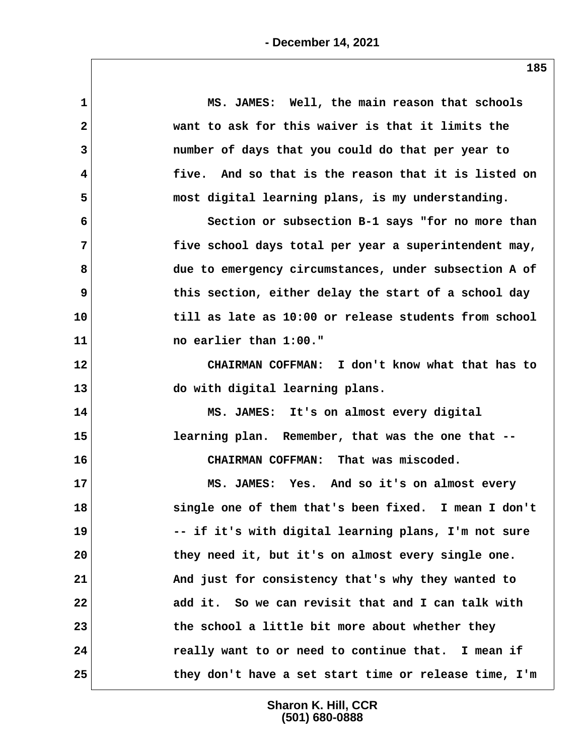MS. JAMES: Well, the main reason that schools want to ask for this waiver is that it limits the number of days that you could do that per year to five. And so that is the reason that it is listed on most digital learning plans, is my understanding.

Section or subsection B-1 says "for no more than five school days total per year a superintendent may, due to emergency circumstances, under subsection A of this section, either delay the start of a school day till as late as 10:00 or release students from school no earlier than 1:00."

CHAIRMAN COFFMAN: I don't know what that has to do with digital learning plans.

MS. JAMES: It's on almost every digital learning plan. Remember, that was the one that --

CHAIRMAN COFFMAN: That was miscoded.

MS. JAMES: Yes. And so it's on almost every single one of them that's been fixed. I mean I don't -- if it's with digital learning plans, I'm not sure they need it, but it's on almost every single one. And just for consistency that's why they wanted to add it. So we can revisit that and I can talk with the school a little bit more about whether they really want to or need to continue that. I mean if they don't have a set start time or release time, I'm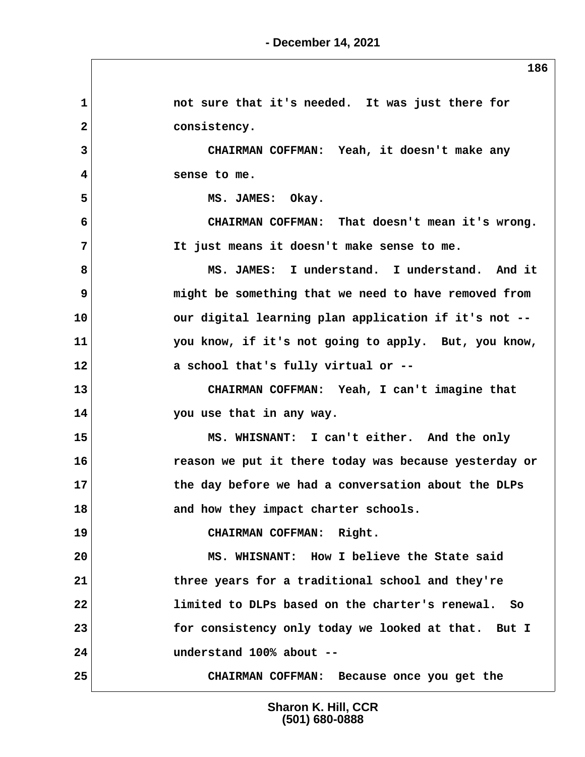not sure that it's needed. It was just there for consistency.

CHAIRMAN COFFMAN: Yeah, it doesn't make any sense to me.

MS. JAMES: Okay.

CHAIRMAN COFFMAN: That doesn't mean it's wrong. It just means it doesn't make sense to me.

MS. JAMES: I understand. I understand. And it might be something that we need to have removed from our digital learning plan application if it's not -- you know, if it's not going to apply. But, you know, a school that's fully virtual or --

CHAIRMAN COFFMAN: Yeah, I can't imagine that you use that in any way.

MS. WHISNANT: I can't either. And the only reason we put it there today was because yesterday or the day before we had a conversation about the DLPs and how they impact charter schools.

CHAIRMAN COFFMAN: Right.

MS. WHISNANT: How I believe the State said three years for a traditional school and they're limited to DLPs based on the charter's renewal. So for consistency only today we looked at that. But I understand 100% about --

CHAIRMAN COFFMAN: Because once you get the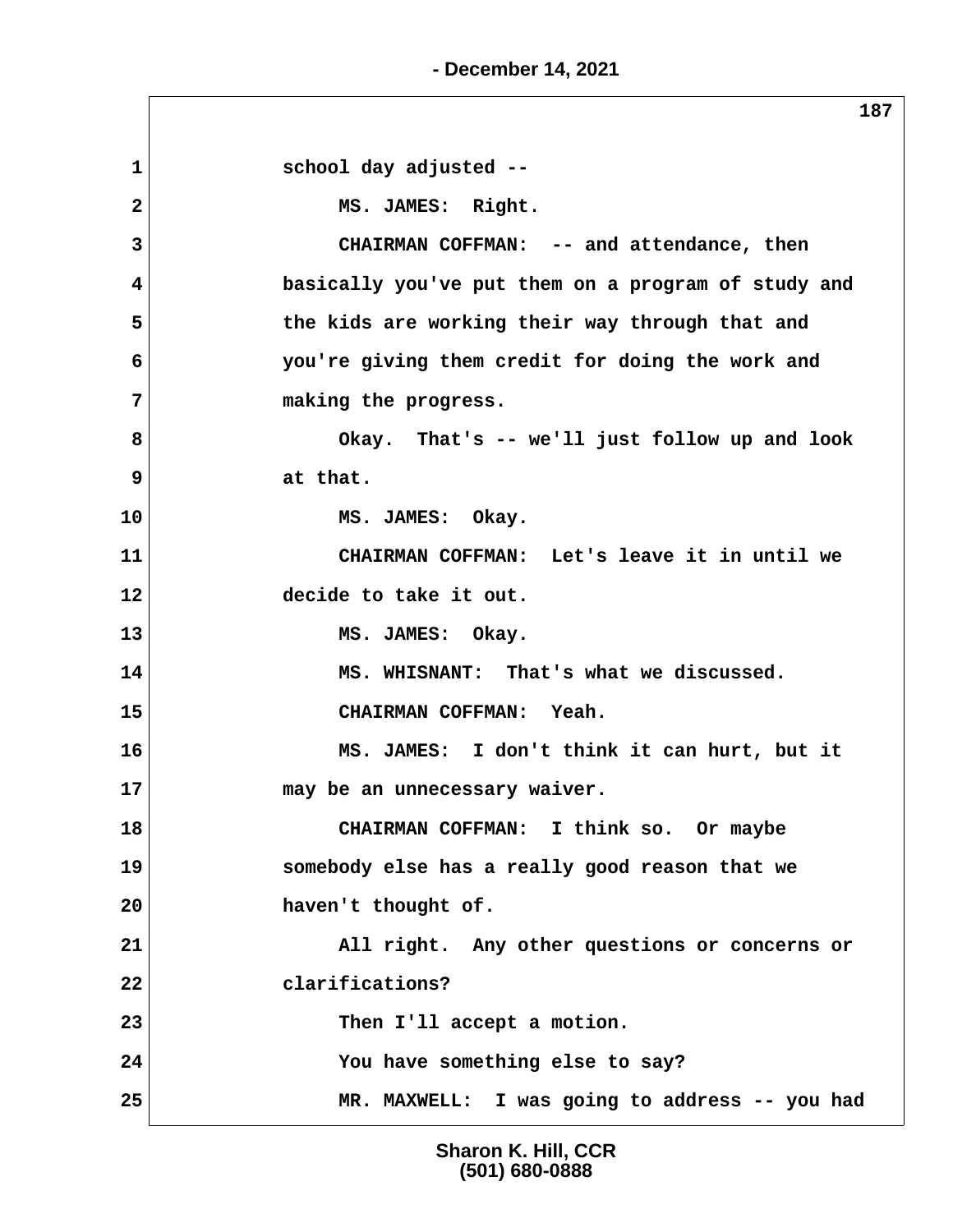1 school day adjusted --

2 MS. JAMES: Right.

3 CHAIRMAN COFFMAN: -- and attendance, then

4 basically you've put them on a program of study and

5 the kids are working their way through that and

6 you're giving them credit for doing the work and

7 making the progress.

8 Okay. That's -- we'll just follow up and look

9 at that.

10 MS. JAMES: Okay.

11 CHAIRMAN COFFMAN: Let's leave it in until we

12 decide to take it out.

13 MS. JAMES: Okay.

14 MS. WHISNANT: That's what we discussed.

15 CHAIRMAN COFFMAN: Yeah.

16 MS. JAMES: I don't think it can hurt, but it

17 may be an unnecessary waiver.

18 CHAIRMAN COFFMAN: I think so. Or maybe

19 somebody else has a really good reason that we

20 haven't thought of.

21 All right. Any other questions or concerns or

22 clarifications?

23 Then I'll accept a motion.

24 You have something else to say?

25 MR. MAXWELL: I was going to address -- you had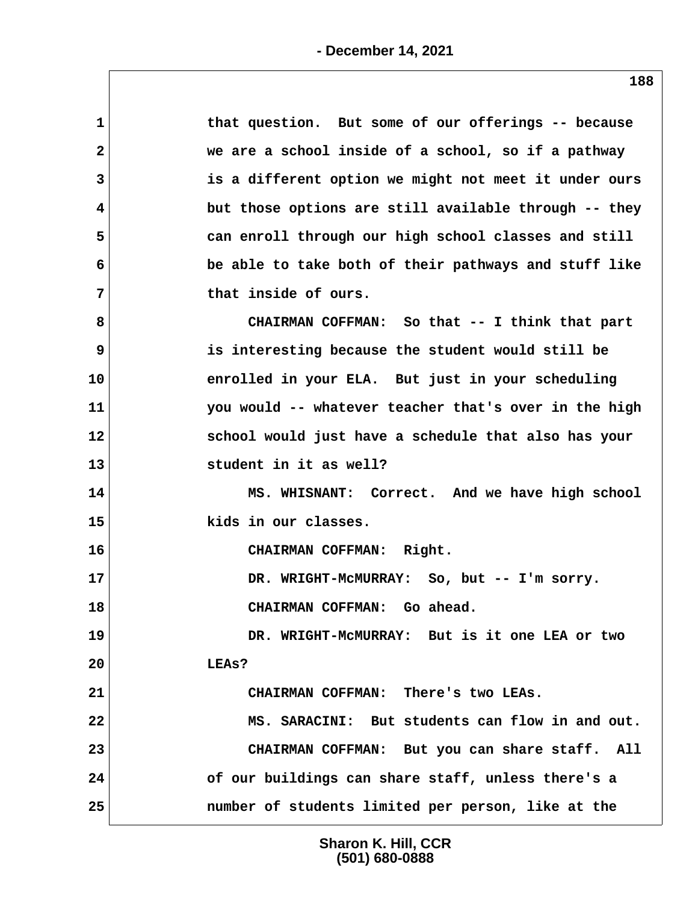1 that question. But some of our offerings -- because
2 we are a school inside of a school, so if a pathway
3 is a different option we might not meet it under ours
4 but those options are still available through -- they
5 can enroll through our high school classes and still
6 be able to take both of their pathways and stuff like
7 that inside of ours.

8 CHAIRMAN COFFMAN: So that -- I think that part
9 is interesting because the student would still be
10 enrolled in your ELA. But just in your scheduling
11 you would -- whatever teacher that's over in the high
12 school would just have a schedule that also has your
13 student in it as well?

14 MS. WHISNANT: Correct. And we have high school
15 kids in our classes.

16 CHAIRMAN COFFMAN: Right.

17 DR. WRIGHT-McMURRAY: So, but -- I'm sorry.

18 CHAIRMAN COFFMAN: Go ahead.

19 DR. WRIGHT-McMURRAY: But is it one LEA or two
20 LEAs?

21 CHAIRMAN COFFMAN: There's two LEAs.

22 MS. SARACINI: But students can flow in and out.

23 CHAIRMAN COFFMAN: But you can share staff. All
24 of our buildings can share staff, unless there's a
25 number of students limited per person, like at the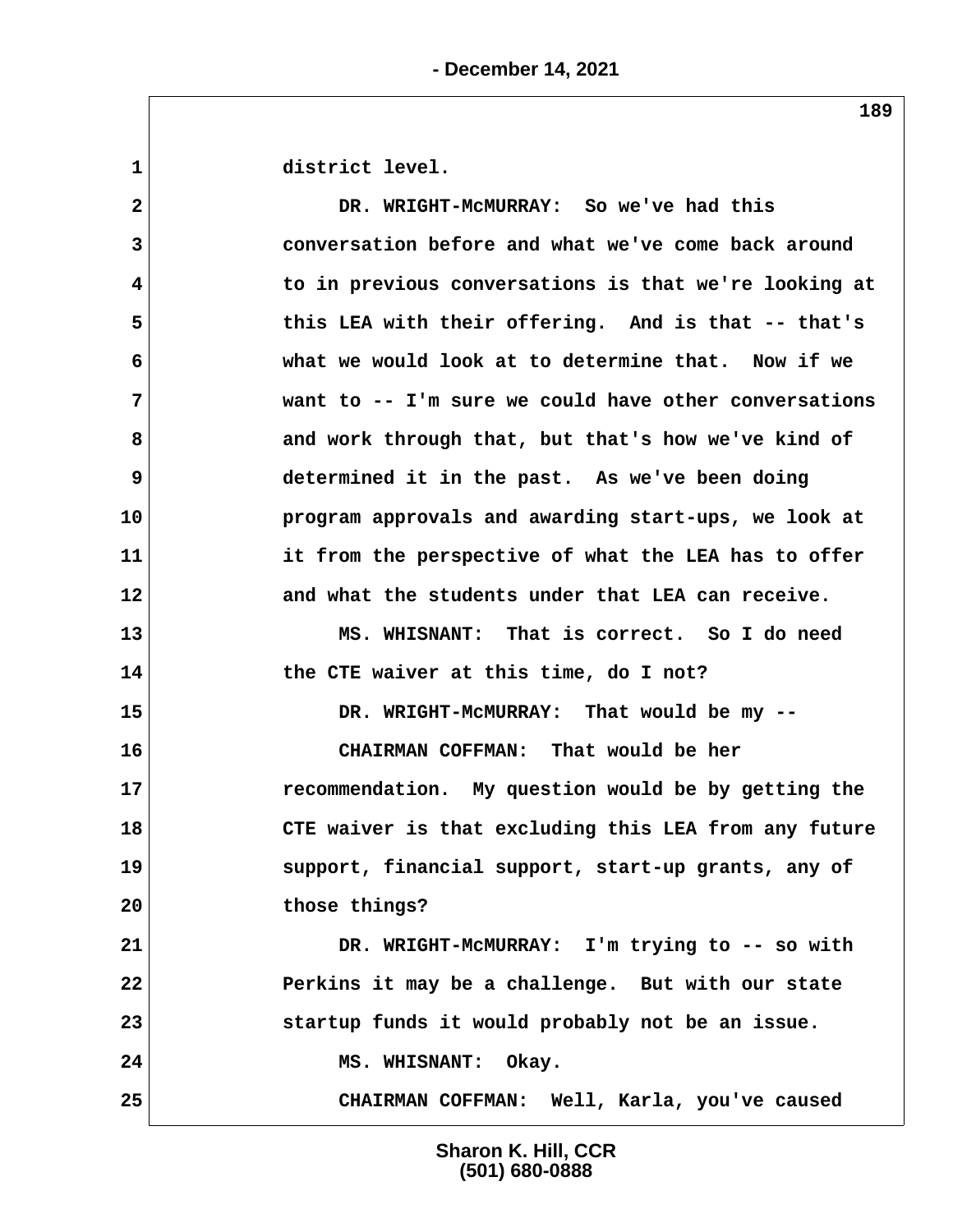district level.

DR. WRIGHT-McMURRAY: So we've had this conversation before and what we've come back around to in previous conversations is that we're looking at this LEA with their offering. And is that -- that's what we would look at to determine that. Now if we want to -- I'm sure we could have other conversations and work through that, but that's how we've kind of determined it in the past. As we've been doing program approvals and awarding start-ups, we look at it from the perspective of what the LEA has to offer and what the students under that LEA can receive.

MS. WHISNANT: That is correct. So I do need the CTE waiver at this time, do I not?

DR. WRIGHT-McMURRAY: That would be my --

CHAIRMAN COFFMAN: That would be her recommendation. My question would be by getting the CTE waiver is that excluding this LEA from any future support, financial support, start-up grants, any of those things?

DR. WRIGHT-McMURRAY: I'm trying to -- so with Perkins it may be a challenge. But with our state startup funds it would probably not be an issue.

MS. WHISNANT: Okay.

CHAIRMAN COFFMAN: Well, Karla, you've caused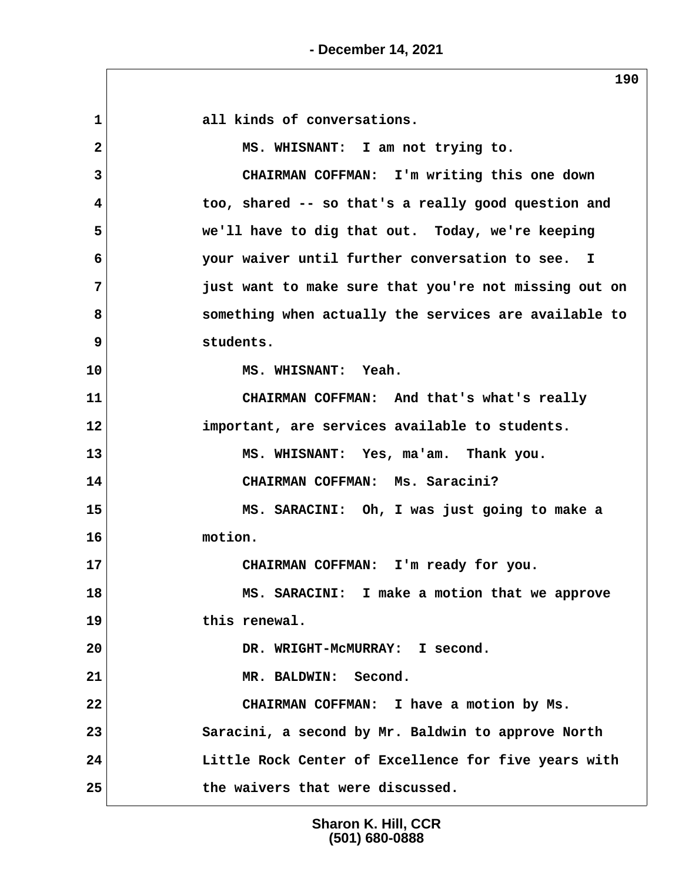all kinds of conversations.

MS. WHISNANT: I am not trying to.

CHAIRMAN COFFMAN: I'm writing this one down too, shared -- so that's a really good question and we'll have to dig that out. Today, we're keeping your waiver until further conversation to see. I just want to make sure that you're not missing out on something when actually the services are available to students.

MS. WHISNANT: Yeah.

CHAIRMAN COFFMAN: And that's what's really important, are services available to students.

MS. WHISNANT: Yes, ma'am. Thank you.

CHAIRMAN COFFMAN: Ms. Saracini?

MS. SARACINI: Oh, I was just going to make a motion.

CHAIRMAN COFFMAN: I'm ready for you.

MS. SARACINI: I make a motion that we approve this renewal.

DR. WRIGHT-McMURRAY: I second.

MR. BALDWIN: Second.

CHAIRMAN COFFMAN: I have a motion by Ms. Saracini, a second by Mr. Baldwin to approve North Little Rock Center of Excellence for five years with the waivers that were discussed.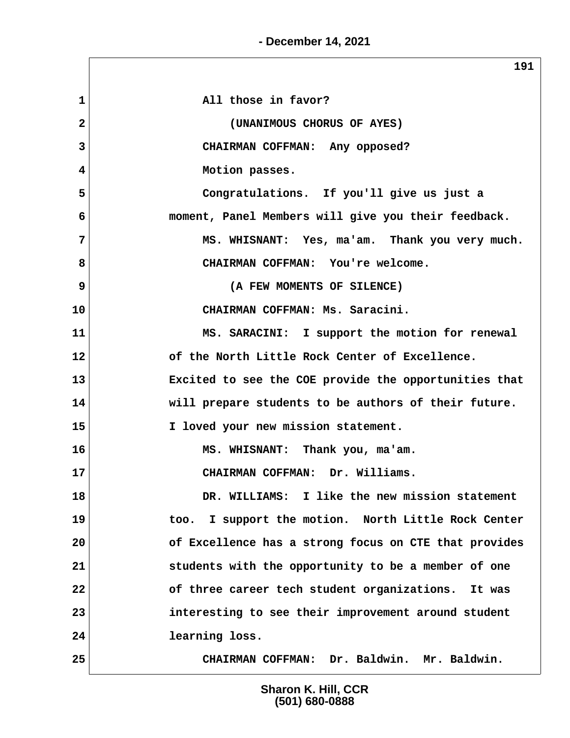1 All those in favor?

2 (UNANIMOUS CHORUS OF AYES)

3 CHAIRMAN COFFMAN: Any opposed?

4 Motion passes.

5 Congratulations. If you'll give us just a

6 moment, Panel Members will give you their feedback.

7 MS. WHISNANT: Yes, ma'am. Thank you very much.

8 CHAIRMAN COFFMAN: You're welcome.

9 (A FEW MOMENTS OF SILENCE)

10 CHAIRMAN COFFMAN: Ms. Saracini.

11 MS. SARACINI: I support the motion for renewal

12 of the North Little Rock Center of Excellence.

13 Excited to see the COE provide the opportunities that

14 will prepare students to be authors of their future.

15 I loved your new mission statement.

16 MS. WHISNANT: Thank you, ma'am.

17 CHAIRMAN COFFMAN: Dr. Williams.

18 DR. WILLIAMS: I like the new mission statement

19 too. I support the motion. North Little Rock Center

20 of Excellence has a strong focus on CTE that provides

21 students with the opportunity to be a member of one

22 of three career tech student organizations. It was

23 interesting to see their improvement around student

24 learning loss.

25 CHAIRMAN COFFMAN: Dr. Baldwin. Mr. Baldwin.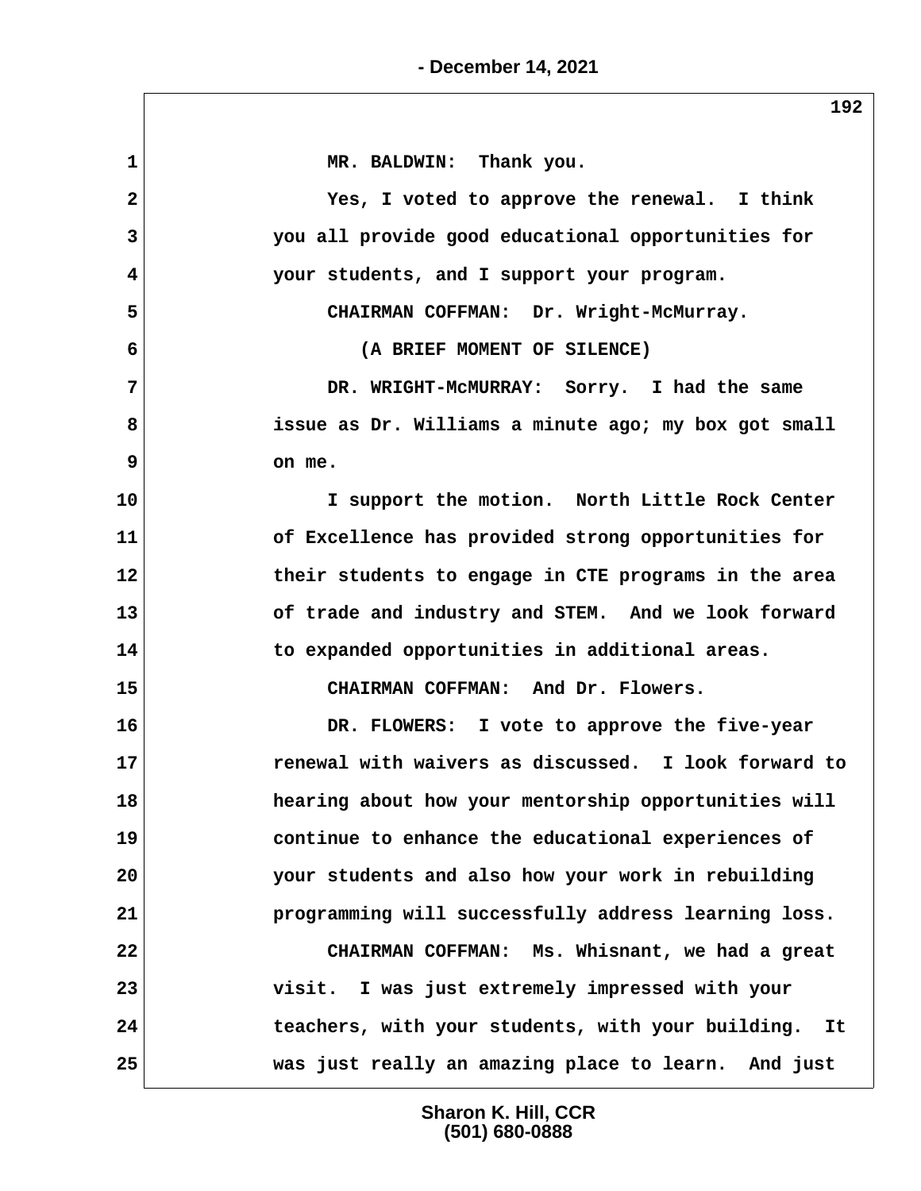MR. BALDWIN: Thank you.

Yes, I voted to approve the renewal. I think you all provide good educational opportunities for your students, and I support your program.

CHAIRMAN COFFMAN: Dr. Wright-McMurray.

(A BRIEF MOMENT OF SILENCE)

DR. WRIGHT-McMURRAY: Sorry. I had the same issue as Dr. Williams a minute ago; my box got small on me.

I support the motion. North Little Rock Center of Excellence has provided strong opportunities for their students to engage in CTE programs in the area of trade and industry and STEM. And we look forward to expanded opportunities in additional areas.

CHAIRMAN COFFMAN: And Dr. Flowers.

DR. FLOWERS: I vote to approve the five-year renewal with waivers as discussed. I look forward to hearing about how your mentorship opportunities will continue to enhance the educational experiences of your students and also how your work in rebuilding programming will successfully address learning loss.

CHAIRMAN COFFMAN: Ms. Whisnant, we had a great visit. I was just extremely impressed with your teachers, with your students, with your building. It was just really an amazing place to learn. And just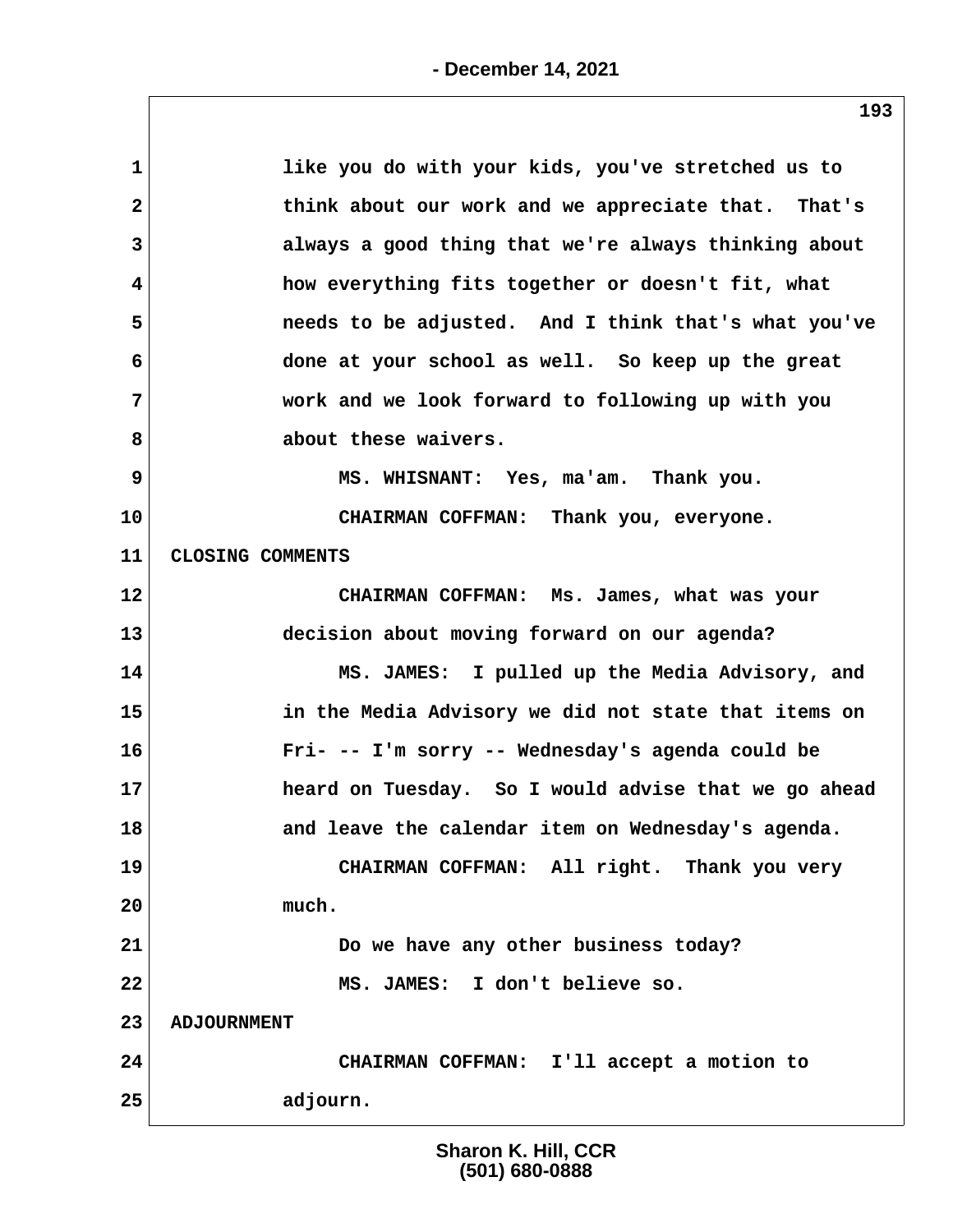like you do with your kids, you've stretched us to think about our work and we appreciate that. That's always a good thing that we're always thinking about how everything fits together or doesn't fit, what needs to be adjusted. And I think that's what you've done at your school as well. So keep up the great work and we look forward to following up with you about these waivers.

MS. WHISNANT: Yes, ma'am. Thank you.

CHAIRMAN COFFMAN: Thank you, everyone.

CLOSING COMMENTS

CHAIRMAN COFFMAN: Ms. James, what was your decision about moving forward on our agenda?

MS. JAMES: I pulled up the Media Advisory, and in the Media Advisory we did not state that items on Fri- -- I'm sorry -- Wednesday's agenda could be heard on Tuesday. So I would advise that we go ahead and leave the calendar item on Wednesday's agenda.

CHAIRMAN COFFMAN: All right. Thank you very much.

Do we have any other business today?

MS. JAMES: I don't believe so.

ADJOURNMENT

CHAIRMAN COFFMAN: I'll accept a motion to adjourn.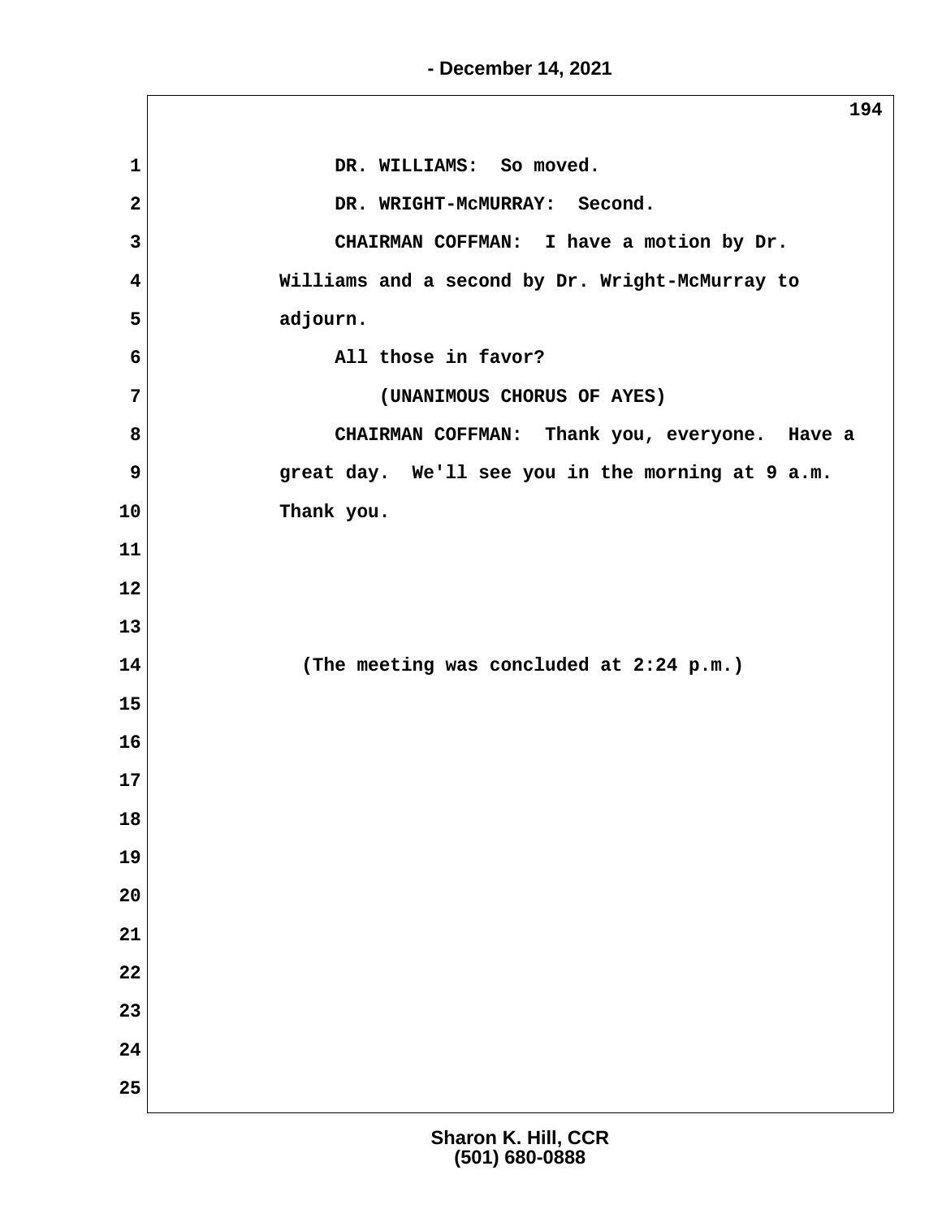DR. WILLIAMS: So moved.

DR. WRIGHT-McMURRAY: Second.

CHAIRMAN COFFMAN: I have a motion by Dr. Williams and a second by Dr. Wright-McMurray to adjourn.

All those in favor?

(UNANIMOUS CHORUS OF AYES)

CHAIRMAN COFFMAN: Thank you, everyone. Have a great day. We'll see you in the morning at 9 a.m. Thank you.

(The meeting was concluded at 2:24 p.m.)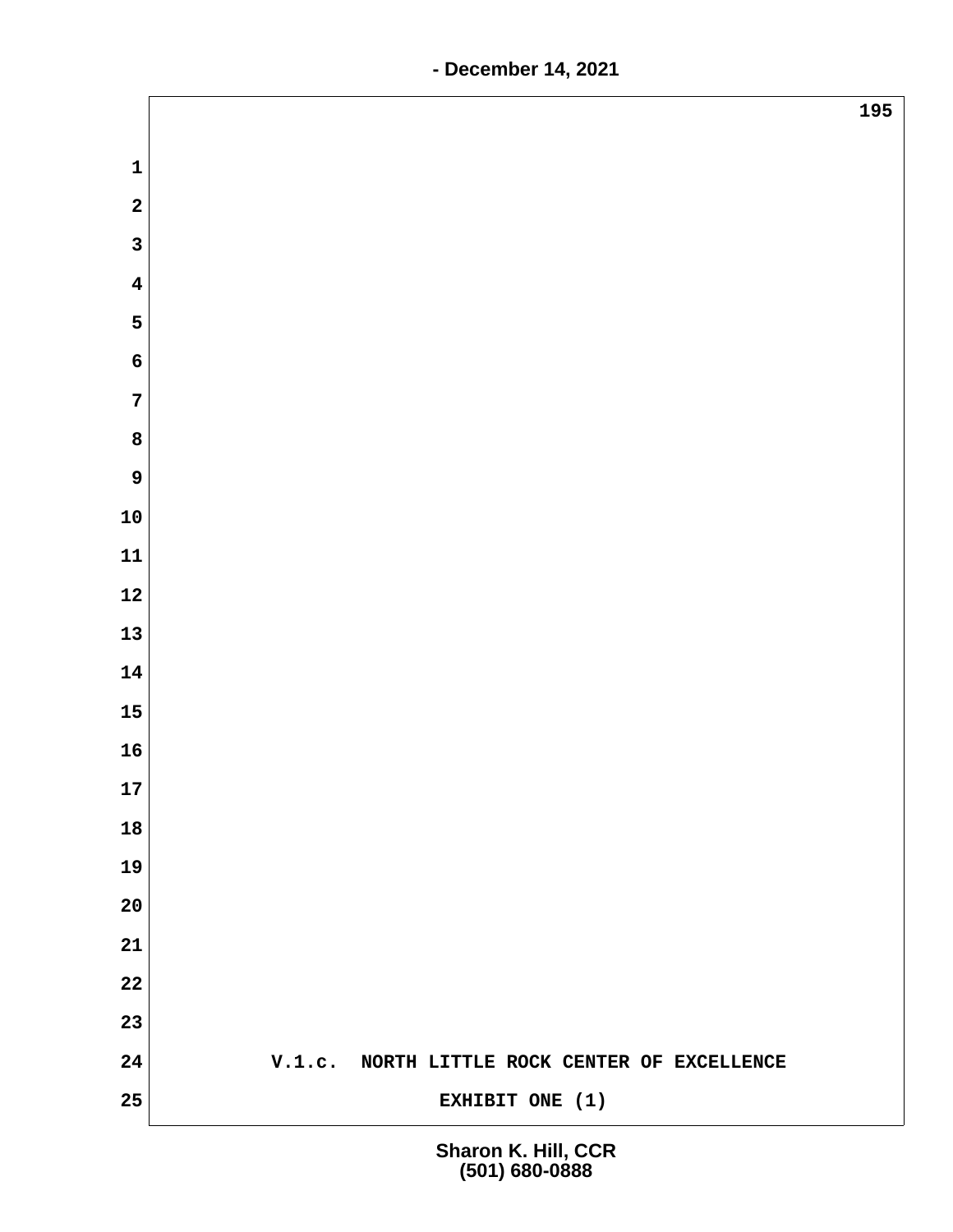V.1.c. NORTH LITTLE ROCK CENTER OF EXCELLENCE

EXHIBIT ONE (1)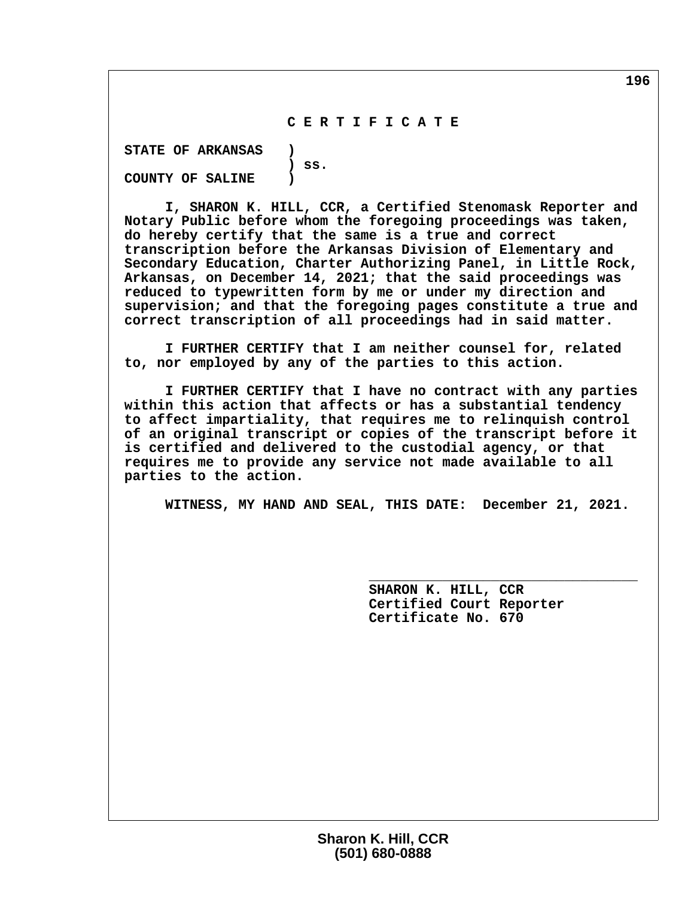# C E R T I F I C A T E

**STATE OF ARKANSAS )**
**) ss.**
**COUNTY OF SALINE )**

**I, SHARON K. HILL, CCR, a Certified Stenomask Reporter and Notary Public before whom the foregoing proceedings was taken, do hereby certify that the same is a true and correct transcription before the Arkansas Division of Elementary and Secondary Education, Charter Authorizing Panel, in Little Rock, Arkansas, on December 14, 2021; that the said proceedings was reduced to typewritten form by me or under my direction and supervision; and that the foregoing pages constitute a true and correct transcription of all proceedings had in said matter.**

**I FURTHER CERTIFY that I am neither counsel for, related to, nor employed by any of the parties to this action.**

**I FURTHER CERTIFY that I have no contract with any parties within this action that affects or has a substantial tendency to affect impartiality, that requires me to relinquish control of an original transcript or copies of the transcript before it is certified and delivered to the custodial agency, or that requires me to provide any service not made available to all parties to the action.**

**WITNESS, MY HAND AND SEAL, THIS DATE: December 21, 2021.**

**\_\_\_\_\_\_\_\_\_\_\_\_\_\_\_\_\_\_\_\_\_\_\_\_\_\_\_\_\_\_\_\_\_\_**
**SHARON K. HILL, CCR**
**Certified Court Reporter**
**Certificate No. 670**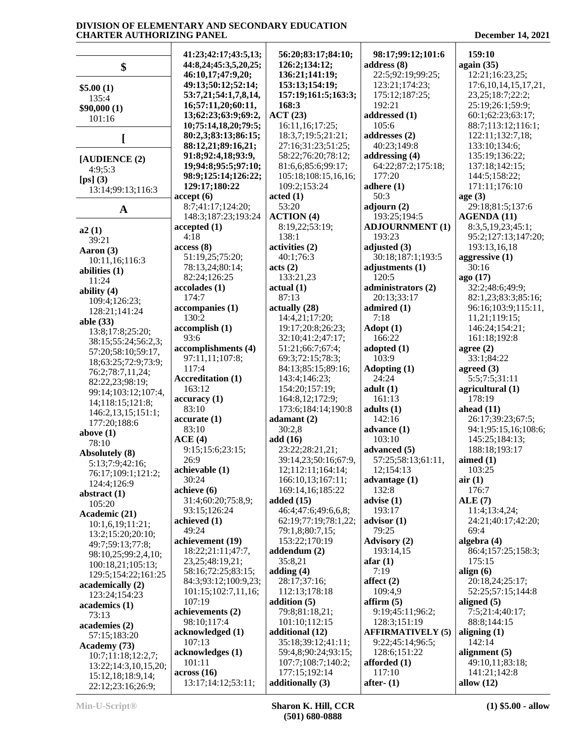**$**

**$5.00 (1)**
135:4
**$90,000 (1)**
101:16

**[**

**[AUDIENCE (2)**
4:9;5:3
**[ps] (3)**
13:14;99:13;116:3

**A**

**a2 (1)**
39:21
**Aaron (3)**
10:11,16;116:3
**abilities (1)**
11:24
**ability (4)**
109:4;126:23;
128:21;141:24
**able (33)**
13:8;17:8;25:20;
38:15;55:24;56:2,3;
57:20;58:10;59:17,
18;63:25;72:9;73:9;
76:2;78:7,11,24;
82:22,23;98:19;
99:14;103:12;107:4,
14;118:15;121:8;
146:2,13,15;151:1;
177:20;188:6
**above (1)**
78:10
**Absolutely (8)**
5:13;7:9;42:16;
76:17;109:1;121:2;
124:4;126:9
**abstract (1)**
105:20
**Academic (21)**
10:1,6,19;11:21;
13:2;15:20;20:10;
49:7;59:13;77:8;
98:10,25;99:2,4,10;
100:18,21;105:13;
129:5;154:22;161:25
**academically (2)**
123:24;154:23
**academics (1)**
73:13
**academies (2)**
57:15;183:20
**Academy (73)**
10:7;11:18;12:2,7;
13:22;14:3,10,15,20;
15:12,18;18:9,14;
22:12;23:16;26:9;
41:23;42:17;43:5,13;
44:8,24;45:3,5,20,25;
46:10,17;47:9,20;
49:13;50:12;52:14;
53:7,21;54:1,7,8,14,
16;57:11,20;60:11,
13;62:23;63:9;69:2,
10;75:14,18,20;79:5;
80:2,3;83:13;86:15;
88:12,21;89:16,21;
91:8;92:4,18;93:9,
19;94:8;95:5;97:10;
98:9;125:14;126:22;
129:17;180:22
**accept (6)**
8:7;41:17;124:20;
148:3;187:23;193:24
**accepted (1)**
4:18
**access (8)**
51:19,25;75:20;
78:13,24;80:14;
82:24;126:25
**accolades (1)**
174:7
**accompanies (1)**
130:2
**accomplish (1)**
93:6
**accomplishments (4)**
97:11,11;107:8;
117:4
**Accreditation (1)**
163:12
**accuracy (1)**
83:10
**accurate (1)**
83:10
**ACE (4)**
9:15;15:6;23:15;
26:9
**achievable (1)**
30:24
**achieve (6)**
31:4;60:20;75:8,9;
93:15;126:24
**achieved (1)**
49:24
**achievement (19)**
18:22;21:11;47:7,
23,25;48:19,21;
58:16;72:25;83:15;
84:3;93:12;100:9,23;
101:15;102:7,11,16;
107:19
**achievements (2)**
98:10;117:4
**acknowledged (1)**
107:13
**acknowledges (1)**
101:11
**across (16)**
13:17;14:12;53:11;
56:20;83:17;84:10;
126:2;134:12;
136:21;141:19;
153:13;154:19;
157:19;161:5;163:3;
168:3
**ACT (23)**
16:11,16;17:25;
18:3,7;19:5;21:21;
27:16;31:23;51:25;
58:22;76:20;78:12;
81:6,6;85:6;99:17;
105:18;108:15,16,16;
109:2;153:24
**acted (1)**
53:20
**ACTION (4)**
8:19,22;53:19;
138:1
**activities (2)**
40:1;76:3
**acts (2)**
133:21,23
**actual (1)**
87:13
**actually (28)**
14:4,21;17:20;
19:17;20:8;26:23;
32:10;41:2;47:17;
51:21;66:7;67:4;
69:3;72:15;78:3;
84:13;85:15;89:16;
143:4;146:23;
154:20;157:19;
164:8,12;172:9;
173:6;184:14;190:8
**adamant (2)**
30:2,8
**add (16)**
23:22;28:21,21;
39:14,23;50:16;67:9,
12;112:11;164:14;
166:10,13;167:11;
169:14,16;185:22
**added (15)**
46:4;47:6;49:6,6,8;
62:19;77:19;78:1,22;
79:1,8;80:7,15;
153:22;170:19
**addendum (2)**
35:8,21
**adding (4)**
28:17;37:16;
112:13;178:18
**addition (5)**
79:8;81:18,21;
101:10;112:15
**additional (12)**
35:18;39:12;41:11;
59:4,8;90:24;93:15;
107:7;108:7;140:2;
177:15;192:14
**additionally (3)**
98:17;99:12;101:6
**address (8)**
22:5;92:19;99:25;
123:21;174:23;
175:12;187:25;
192:21
**addressed (1)**
105:6
**addresses (2)**
40:23;149:8
**addressing (4)**
64:22;87:2;175:18;
177:20
**adhere (1)**
50:3
**adjourn (2)**
193:25;194:5
**ADJOURNMENT (1)**
193:23
**adjusted (3)**
30:18;187:1;193:5
**adjustments (1)**
120:5
**administrators (2)**
20:13;33:17
**admired (1)**
7:18
**Adopt (1)**
166:22
**adopted (1)**
103:9
**Adopting (1)**
24:24
**adult (1)**
161:13
**adults (1)**
142:16
**advance (1)**
103:10
**advanced (5)**
57:25;58:13;61:11,
12;154:13
**advantage (1)**
132:8
**advise (1)**
193:17
**advisor (1)**
79:25
**Advisory (2)**
193:14,15
**afar (1)**
7:19
**affect (2)**
109:4,9
**affirm (5)**
9:19;45:11;96:2;
128:3;151:19
**AFFIRMATIVELY (5)**
9:22;45:14;96:5;
128:6;151:22
**afforded (1)**
117:10
**after- (1)**
159:10
**again (35)**
12:21;16:23,25;
17:6,10,14,15,17,21,
23,25;18:7;22:2;
25:19;26:1;59:9;
60:1;62:23;63:17;
88:7;113:12;116:1;
122:11;132:7,18;
133:10;134:6;
135:19;136:22;
137:18;142:15;
144:5;158:22;
171:11;176:10
**age (3)**
29:18;81:5;137:6
**AGENDA (11)**
8:3,5,19,23;45:1;
95:2;127:13;147:20;
193:13,16,18
**aggressive (1)**
30:16
**ago (17)**
32:2;48:6;49:9;
82:1,23;83:3;85:16;
96:16;103:9;115:11,
11,21;119:15;
146:24;154:21;
161:18;192:8
**agree (2)**
33:1;84:22
**agreed (3)**
5:5;7:5;31:11
**agricultural (1)**
178:19
**ahead (11)**
26:17;39:23;67:5;
94:1;95:15,16;108:6;
145:25;184:13;
188:18;193:17
**aimed (1)**
103:25
**air (1)**
176:7
**ALE (7)**
11:4;13:4,24;
24:21;40:17;42:20;
69:4
**algebra (4)**
86:4;157:25;158:3;
175:15
**align (6)**
20:18,24;25:17;
52:25;57:15;144:8
**aligned (5)**
7:5;21:4;40:17;
88:8;144:15
**aligning (1)**
142:14
**alignment (5)**
49:10,11;83:18;
141:21;142:8
**allow (12)**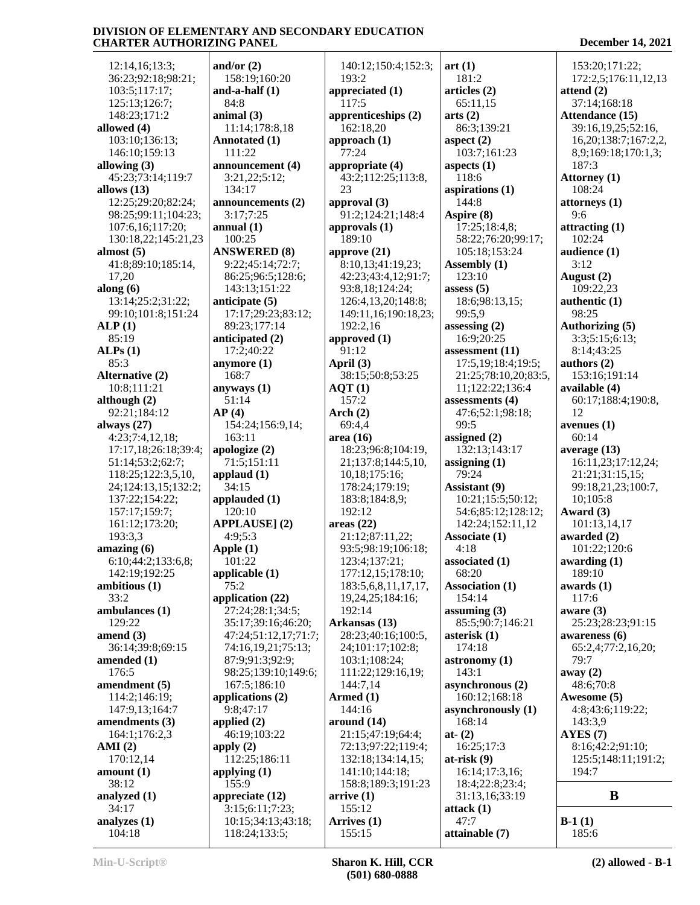12:14,16;13:3;
36:23;92:18;98:21;
103:5;117:17;
125:13;126:7;
148:23;171:2

**allowed (4)**
103:10;136:13;
146:10;159:13

**allowing (3)**
45:23;73:14;119:7

**allows (13)**
12:25;29:20;82:24;
98:25;99:11;104:23;
107:6,16;117:20;
130:18,22;145:21,23

**almost (5)**
41:8;89:10;185:14,
17,20

**along (6)**
13:14;25:2;31:22;
99:10;101:8;151:24

**ALP (1)**
85:19

**ALPs (1)**
85:3

**Alternative (2)**
10:8;111:21

**although (2)**
92:21;184:12

**always (27)**
4:23;7:4,12,18;
17:17,18;26:18;39:4;
51:14;53:2;62:7;
118:25;122:3,5,10,
24;124:13,15;132:2;
137:22;154:22;
157:17;159:7;
161:12;173:20;
193:3,3

**amazing (6)**
6:10;44:2;133:6,8;
142:19;192:25

**ambitious (1)**
33:2

**ambulances (1)**
129:22

**amend (3)**
36:14;39:8;69:15

**amended (1)**
176:5

**amendment (5)**
114:2;146:19;
147:9,13;164:7

**amendments (3)**
164:1;176:2,3

**AMI (2)**
170:12,14

**amount (1)**
38:12

**analyzed (1)**
34:17

**analyzes (1)**
104:18

**and/or (2)**
158:19;160:20

**and-a-half (1)**
84:8

**animal (3)**
11:14;178:8,18

**Annotated (1)**
111:22

**announcement (4)**
3:21,22;5:12;
134:17

**announcements (2)**
3:17;7:25

**annual (1)**
100:25

**ANSWERED (8)**
9:22;45:14;72:7;
86:25;96:5;128:6;
143:13;151:22

**anticipate (5)**
17:17;29:23;83:12;
89:23;177:14

**anticipated (2)**
17:2;40:22

**anymore (1)**
168:7

**anyways (1)**
51:14

**AP (4)**
154:24;156:9,14;
163:11

**apologize (2)**
71:5;151:11

**applaud (1)**
34:15

**applauded (1)**
120:10

**APPLAUSE] (2)**
4:9;5:3

**Apple (1)**
101:22

**applicable (1)**
75:2

**application (22)**
27:24;28:1;34:5;
35:17;39:16;46:20;
47:24;51:12,17;71:7;
74:16,19,21;75:13;
87:9;91:3;92:9;
98:25;139:10;149:6;
167:5;186:10

**applications (2)**
9:8;47:17

**applied (2)**
46:19;103:22

**apply (2)**
112:25;186:11

**applying (1)**
155:9

**appreciate (12)**
3:15;6:11;7:23;
10:15;34:13;43:18;
118:24;133:5;
140:12;150:4;152:3;
193:2

**appreciated (1)**
117:5

**apprenticeships (2)**
162:18,20

**approach (1)**
77:24

**appropriate (4)**
43:2;112:25;113:8,
23

**approval (3)**
91:2;124:21;148:4

**approvals (1)**
189:10

**approve (21)**
8:10,13;41:19,23;
42:23;43:4,12;91:7;
93:8,18;124:24;
126:4,13,20;148:8;
149:11,16;190:18,23;
192:2,16

**approved (1)**
91:12

**April (3)**
38:15;50:8;53:25

**AQT (1)**
157:2

**Arch (2)**
69:4,4

**area (16)**
18:23;96:8;104:19,
21;137:8;144:5,10,
10,18;175:16;
178:24;179:19;
183:8;184:8,9;
192:12

**areas (22)**
21:12;87:11,22;
93:5;98:19;106:18;
123:4;137:21;
177:12,15;178:10;
183:5,6,8,11,17,17,
19,24,25;184:16;
192:14

**Arkansas (13)**
28:23;40:16;100:5,
24;101:17;102:8;
103:1;108:24;
111:22;129:16,19;
144:7,14

**Armed (1)**
144:16

**around (14)**
21:15;47:19;64:4;
72:13;97:22;119:4;
132:18;134:14,15;
141:10;144:18;
158:8;189:3;191:23

**arrive (1)**
155:12

**Arrives (1)**
155:15

**art (1)**
181:2

**articles (2)**
65:11,15

**arts (2)**
86:3;139:21

**aspect (2)**
103:7;161:23

**aspects (1)**
118:6

**aspirations (1)**
144:8

**Aspire (8)**
17:25;18:4,8;
58:22;76:20;99:17;
105:18;153:24

**Assembly (1)**
123:10

**assess (5)**
18:6;98:13,15;
99:5,9

**assessing (2)**
16:9;20:25

**assessment (11)**
17:5,19;18:4;19:5;
21:25;78:10,20;83:5,
11;122:22;136:4

**assessments (4)**
47:6;52:1;98:18;
99:5

**assigned (2)**
132:13;143:17

**assigning (1)**
79:24

**Assistant (9)**
10:21;15:5;50:12;
54:6;85:12;128:12;
142:24;152:11,12

**Associate (1)**
4:18

**associated (1)**
68:20

**Association (1)**
154:14

**assuming (3)**
85:5;90:7;146:21

**asterisk (1)**
174:18

**astronomy (1)**
143:1

**asynchronous (2)**
160:12;168:18

**asynchronously (1)**
168:14

**at- (2)**
16:25;17:3

**at-risk (9)**
16:14;17:3,16;
18:4;22:8;23:4;
31:13,16;33:19

**attack (1)**
47:7

**attainable (7)**
153:20;171:22;
172:2,5;176:11,12,13

**attend (2)**
37:14;168:18

**Attendance (15)**
39:16,19,25;52:16,
16,20;138:7;167:2,2,
8,9;169:18;170:1,3;
187:3

**Attorney (1)**
108:24

**attorneys (1)**
9:6

**attracting (1)**
102:24

**audience (1)**
3:12

**August (2)**
109:22,23

**authentic (1)**
98:25

**Authorizing (5)**
3:3;5:15;6:13;
8:14;43:25

**authors (2)**
153:16;191:14

**available (4)**
60:17;188:4;190:8,
12

**avenues (1)**
60:14

**average (13)**
16:11,23;17:12,24;
21:21;31:15,15;
99:18,21,23;100:7,
10;105:8

**Award (3)**
101:13,14,17

**awarded (2)**
101:22;120:6

**awarding (1)**
189:10

**awards (1)**
117:6

**aware (3)**
25:23;28:23;91:15

**awareness (6)**
65:2,4;77:2,16,20;
79:7

**away (2)**
48:6;70:8

**Awesome (5)**
4:8;43:6;119:22;
143:3,9

**AYES (7)**
8:16;42:2;91:10;
125:5;148:11;191:2;
194:7

## B

**B-1 (1)**
185:6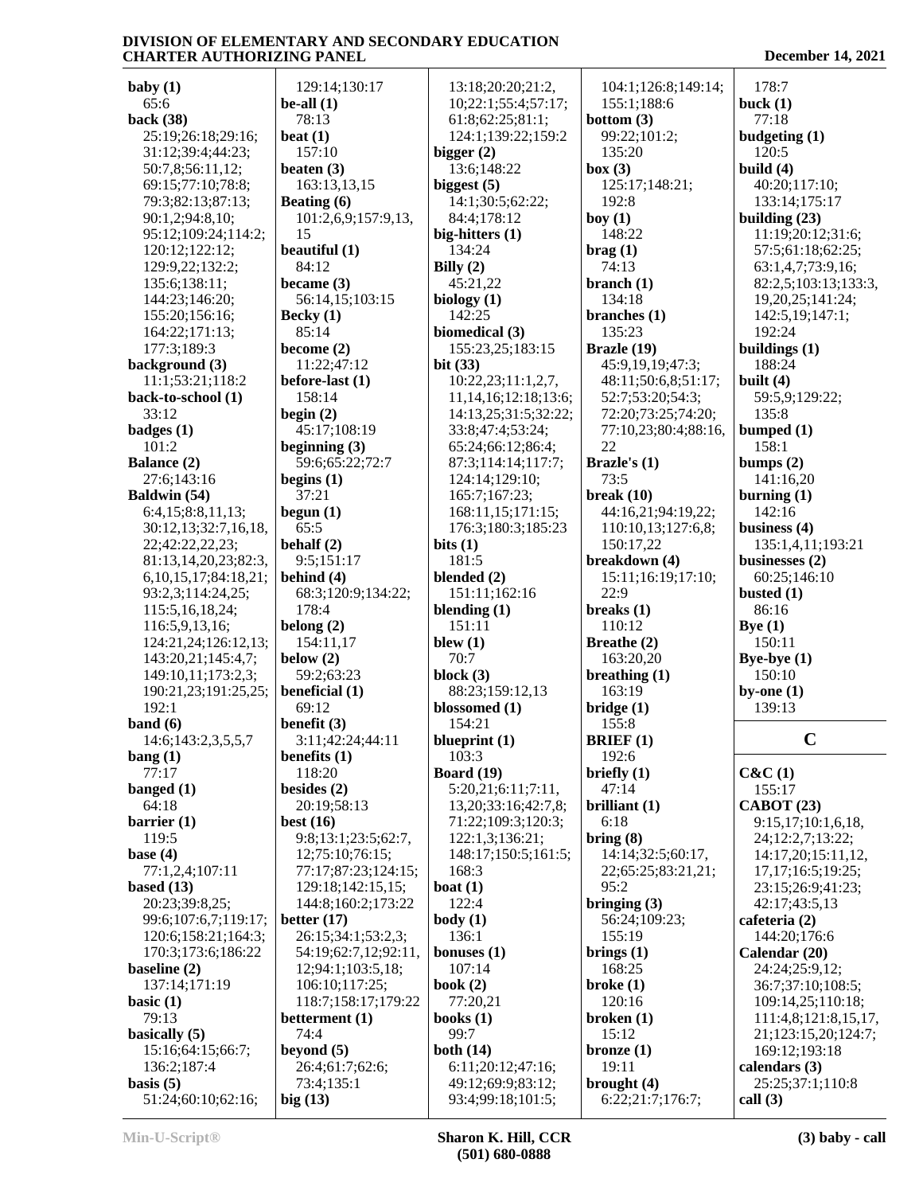**baby (1)**
65:6
**back (38)**
25:19;26:18;29:16;31:12;39:4;44:23;50:7,8;56:11,12;69:15;77:10;78:8;79:3;82:13;87:13;90:1,2;94:8,10;95:12;109:24;114:2;120:12;122:12;129:9,22;132:2;135:6;138:11;144:23;146:20;155:20;156:16;164:22;171:13;177:3;189:3
**background (3)**
11:1;53:21;118:2
**back-to-school (1)**
33:12
**badges (1)**
101:2
**Balance (2)**
27:6;143:16
**Baldwin (54)**
6:4,15;8:8,11,13;30:12,13;32:7,16,18,22;42:22,22,23;81:13,14,20,23;82:3,6,10,15,17;84:18,21;93:2,3;114:24,25;115:5,16,18,24;116:5,9,13,16;124:21,24;126:12,13;143:20,21;145:4,7;149:10,11;173:2,3;190:21,23;191:25,25;192:1
**band (6)**
14:6;143:2,3,5,5,7
**bang (1)**
77:17
**banged (1)**
64:18
**barrier (1)**
119:5
**base (4)**
77:1,2,4;107:11
**based (13)**
20:23;39:8,25;99:6;107:6,7;119:17;120:6;158:21;164:3;170:3;173:6;186:22
**baseline (2)**
137:14;171:19
**basic (1)**
79:13
**basically (5)**
15:16;64:15;66:7;136:2;187:4
**basis (5)**
51:24;60:10;62:16;129:14;130:17
**be-all (1)**
78:13
**beat (1)**
157:10
**beaten (3)**
163:13,13,15
**Beating (6)**
101:2,6,9;157:9,13,15
**beautiful (1)**
84:12
**became (3)**
56:14,15;103:15
**Becky (1)**
85:14
**become (2)**
11:22;47:12
**before-last (1)**
158:14
**begin (2)**
45:17;108:19
**beginning (3)**
59:6;65:22;72:7
**begins (1)**
37:21
**begun (1)**
65:5
**behalf (2)**
9:5;151:17
**behind (4)**
68:3;120:9;134:22;178:4
**belong (2)**
154:11,17
**below (2)**
59:2;63:23
**beneficial (1)**
69:12
**benefit (3)**
3:11;42:24;44:11
**benefits (1)**
118:20
**besides (2)**
20:19;58:13
**best (16)**
9:8;13:1;23:5;62:7,12;75:10;76:15;77:17;87:23;124:15;129:18;142:15,15;144:8;160:2;173:22
**better (17)**
26:15;34:1;53:2,3;54:19;62:7,12;92:11,12;94:1;103:5,18;106:10;117:25;118:7;158:17;179:22
**betterment (1)**
74:4
**beyond (5)**
26:4;61:7;62:6;73:4;135:1
**big (13)**
13:18;20:20;21:2,10;22:1;55:4;57:17;61:8;62:25;81:1;124:1;139:22;159:2
**bigger (2)**
13:6;148:22
**biggest (5)**
14:1;30:5;62:22;84:4;178:12
**big-hitters (1)**
134:24
**Billy (2)**
45:21,22
**biology (1)**
142:25
**biomedical (3)**
155:23,25;183:15
**bit (33)**
10:22,23;11:1,2,7,11,14,16;12:18;13:6;14:13,25;31:5;32:22;33:8;47:4;53:24;65:24;66:12;86:4;87:3;114:14;117:7;124:14;129:10;165:7;167:23;168:11,15;171:15;176:3;180:3;185:23
**bits (1)**
181:5
**blended (2)**
151:11;162:16
**blending (1)**
151:11
**blew (1)**
70:7
**block (3)**
88:23;159:12,13
**blossomed (1)**
154:21
**blueprint (1)**
103:3
**Board (19)**
5:20,21;6:11;7:11,13,20;33:16;42:7,8;71:22;109:3;120:3;122:1,3;136:21;148:17;150:5;161:5;168:3
**boat (1)**
122:4
**body (1)**
136:1
**bonuses (1)**
107:14
**book (2)**
77:20,21
**books (1)**
99:7
**both (14)**
6:11;20:12;47:16;49:12;69:9;83:12;93:4;99:18;101:5;104:1;126:8;149:14;155:1;188:6
**bottom (3)**
99:22;101:2;135:20
**box (3)**
125:17;148:21;192:8
**boy (1)**
148:22
**brag (1)**
74:13
**branch (1)**
134:18
**branches (1)**
135:23
**Brazle (19)**
45:9,19,19;47:3;48:11;50:6,8;51:17;52:7;53:20;54:3;72:20;73:25;74:20;77:10,23;80:4;88:16,22
**Brazle's (1)**
73:5
**break (10)**
44:16,21;94:19,22;110:10,13;127:6,8;150:17,22
**breakdown (4)**
15:11;16:19;17:10;22:9
**breaks (1)**
110:12
**Breathe (2)**
163:20,20
**breathing (1)**
163:19
**bridge (1)**
155:8
**BRIEF (1)**
192:6
**briefly (1)**
47:14
**brilliant (1)**
6:18
**bring (8)**
14:14;32:5;60:17,22;65:25;83:21,21;95:2
**bringing (3)**
56:24;109:23;155:19
**brings (1)**
168:25
**broke (1)**
120:16
**broken (1)**
15:12
**bronze (1)**
19:11
**brought (4)**
6:22;21:7;176:7;178:7
**buck (1)**
77:18
**budgeting (1)**
120:5
**build (4)**
40:20;117:10;133:14;175:17
**building (23)**
11:19;20:12;31:6;57:5;61:18;62:25;63:1,4,7;73:9,16;82:2,5;103:13;133:3,19,20,25;141:24;142:5,19;147:1;192:24
**buildings (1)**
188:24
**built (4)**
59:5,9;129:22;135:8
**bumped (1)**
158:1
**bumps (2)**
141:16,20
**burning (1)**
142:16
**business (4)**
135:1,4,11;193:21
**businesses (2)**
60:25;146:10
**busted (1)**
86:16
**Bye (1)**
150:11
**Bye-bye (1)**
150:10
**by-one (1)**
139:13

## C

**C&C (1)**
155:17
**CABOT (23)**
9:15,17;10:1,6,18,24;12:2,7;13:22;14:17,20;15:11,12,17,17;16:5,9;19:25;23:15;26:9;41:23;42:17;43:5,13
**cafeteria (2)**
144:20;176:6
**Calendar (20)**
24:24;25:9,12;36:7;37:10;108:5;109:14,25;110:18;111:4,8;121:8,15,17,21;123:15,20;124:7;169:12;193:18
**calendars (3)**
25:25;37:1;110:8
**call (3)**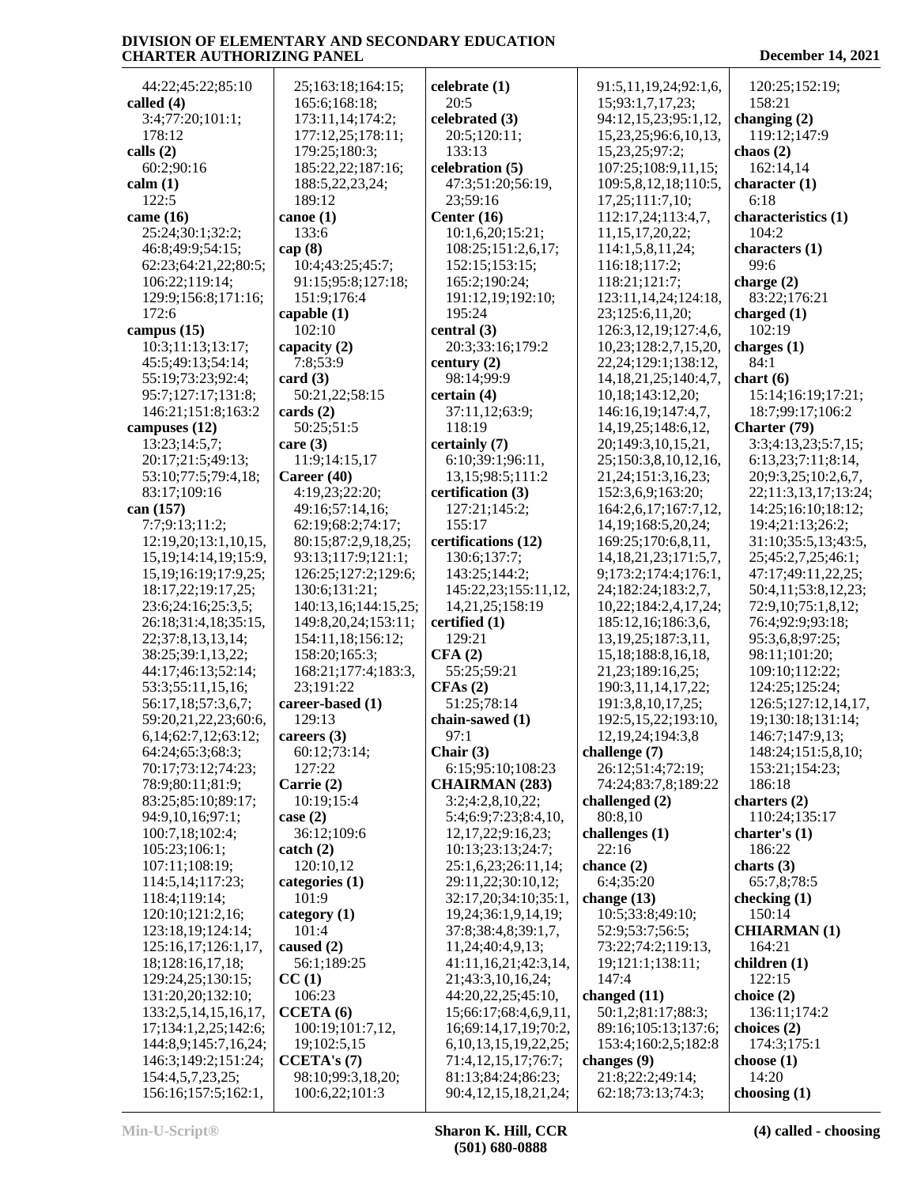44:22;45:22;85:10
**called (4)**
3:4;77:20;101:1;
178:12
**calls (2)**
60:2;90:16
**calm (1)**
122:5
**came (16)**
25:24;30:1;32:2;
46:8;49:9;54:15;
62:23;64:21,22;80:5;
106:22;119:14;
129:9;156:8;171:16;
172:6
**campus (15)**
10:3;11:13;13:17;
45:5;49:13;54:14;
55:19;73:23;92:4;
95:7;127:17;131:8;
146:21;151:8;163:2
**campuses (12)**
13:23;14:5,7;
20:17;21:5;49:13;
53:10;77:5;79:4,18;
83:17;109:16
**can (157)**
7:7;9:13;11:2;
12:19,20;13:1,10,15,
15,19;14:14,19;15:9,
15,19;16:19;17:9,25;
18:17,22;19:17,25;
23:6;24:16;25:3,5;
26:18;31:4,18;35:15,
22;37:8,13,13,14;
38:25;39:1,13,22;
44:17;46:13;52:14;
53:3;55:11,15,16;
56:17,18;57:3,6,7;
59:20,21,22,23;60:6,
6,14;62:7,12;63:12;
64:24;65:3;68:3;
70:17;73:12;74:23;
78:9;80:11;81:9;
83:25;85:10;89:17;
94:9,10,16;97:1;
100:7,18;102:4;
105:23;106:1;
107:11;108:19;
114:5,14;117:23;
118:4;119:14;
120:10;121:2,16;
123:18,19;124:14;
125:16,17;126:1,17,
18;128:16,17,18;
129:24,25;130:15;
131:20,20;132:10;
133:2,5,14,15,16,17,
17;134:1,2,25;142:6;
144:8,9;145:7,16,24;
146:3;149:2;151:24;
154:4,5,7,23,25;
156:16;157:5;162:1,
25;163:18;164:15;
165:6;168:18;
173:11,14;174:2;
177:12,25;178:11;
179:25;180:3;
185:22,22;187:16;
188:5,22,23,24;
189:12
**canoe (1)**
133:6
**cap (8)**
10:4;43:25;45:7;
91:15;95:8;127:18;
151:9;176:4
**capable (1)**
102:10
**capacity (2)**
7:8;53:9
**card (3)**
50:21,22;58:15
**cards (2)**
50:25;51:5
**care (3)**
11:9;14:15,17
**Career (40)**
4:19,23;22:20;
49:16;57:14,16;
62:19;68:2;74:17;
80:15;87:2,9,18,25;
93:13;117:9;121:1;
126:25;127:2;129:6;
130:6;131:21;
140:13,16;144:15,25;
149:8,20,24;153:11;
154:11,18;156:12;
158:20;165:3;
168:21;177:4;183:3,
23;191:22
**career-based (1)**
129:13
**careers (3)**
60:12;73:14;
127:22
**Carrie (2)**
10:19;15:4
**case (2)**
36:12;109:6
**catch (2)**
120:10,12
**categories (1)**
101:9
**category (1)**
101:4
**caused (2)**
56:1;189:25
**CC (1)**
106:23
**CCETA (6)**
100:19;101:7,12,
19;102:5,15
**CCETA's (7)**
98:10;99:3,18,20;
100:6,22;101:3
**celebrate (1)**
20:5
**celebrated (3)**
20:5;120:11;
133:13
**celebration (5)**
47:3;51:20;56:19,
23;59:16
**Center (16)**
10:1,6,20;15:21;
108:25;151:2,6,17;
152:15;153:15;
165:2;190:24;
191:12,19;192:10;
195:24
**central (3)**
20:3;33:16;179:2
**century (2)**
98:14;99:9
**certain (4)**
37:11,12;63:9;
118:19
**certainly (7)**
6:10;39:1;96:11,
13,15;98:5;111:2
**certification (3)**
127:21;145:2;
155:17
**certifications (12)**
130:6;137:7;
143:25;144:2;
145:22,23;155:11,12,
14,21,25;158:19
**certified (1)**
129:21
**CFA (2)**
55:25;59:21
**CFAs (2)**
51:25;78:14
**chain-sawed (1)**
97:1
**Chair (3)**
6:15;95:10;108:23
**CHAIRMAN (283)**
3:2;4:2,8,10,22;
5:4;6:9;7:23;8:4,10,
12,17,22;9:16,23;
10:13;23:13;24:7;
25:1,6,23;26:11,14;
29:11,22;30:10,12;
32:17,20;34:10;35:1,
19,24;36:1,9,14,19;
37:8;38:4,8;39:1,7,
11,24;40:4,9,13;
41:11,16,21;42:3,14,
21;43:3,10,16,24;
44:20,22,25;45:10,
15;66:17;68:4,6,9,11,
16;69:14,17,19;70:2,
6,10,13,15,19,22,25;
71:4,12,15,17;76:7;
81:13;84:24;86:23;
90:4,12,15,18,21,24;
91:5,11,19,24;92:1,6,
15;93:1,7,17,23;
94:12,15,23;95:1,12,
15,23,25;96:6,10,13,
15,23,25;97:2;
107:25;108:9,11,15;
109:5,8,12,18;110:5,
17,25;111:7,10;
112:17,24;113:4,7,
11,15,17,20,22;
114:1,5,8,11,24;
116:18;117:2;
118:21;121:7;
123:11,14,24;124:18,
23;125:6,11,20;
126:3,12,19;127:4,6,
10,23;128:2,7,15,20,
22,24;129:1;138:12,
14,18,21,25;140:4,7,
10,18;143:12,20;
146:16,19;147:4,7,
14,19,25;148:6,12,
20;149:3,10,15,21,
25;150:3,8,10,12,16,
21,24;151:3,16,23;
152:3,6,9;163:20;
164:2,6,17;167:7,12,
14,19;168:5,20,24;
169:25;170:6,8,11,
14,18,21,23;171:5,7,
9;173:2;174:4;176:1,
24;182:24;183:2,7,
10,22;184:2,4,17,24;
185:12,16;186:3,6,
13,19,25;187:3,11,
15,18;188:8,16,18,
21,23;189:16,25;
190:3,11,14,17,22;
191:3,8,10,17,25;
192:5,15,22;193:10,
12,19,24;194:3,8
**challenge (7)**
26:12;51:4;72:19;
74:24;83:7,8;189:22
**challenged (2)**
80:8,10
**challenges (1)**
22:16
**chance (2)**
6:4;35:20
**change (13)**
10:5;33:8;49:10;
52:9;53:7;56:5;
73:22;74:2;119:13,
19;121:1;138:11;
147:4
**changed (11)**
50:1,2;81:17;88:3;
89:16;105:13;137:6;
153:4;160:2,5;182:8
**changes (9)**
21:8;22:2;49:14;
62:18;73:13;74:3;
120:25;152:19;
158:21
**changing (2)**
119:12;147:9
**chaos (2)**
162:14,14
**character (1)**
6:18
**characteristics (1)**
104:2
**characters (1)**
99:6
**charge (2)**
83:22;176:21
**charged (1)**
102:19
**charges (1)**
84:1
**chart (6)**
15:14;16:19;17:21;
18:7;99:17;106:2
**Charter (79)**
3:3;4:13,23;5:7,15;
6:13,23;7:11;8:14,
20;9:3,25;10:2,6,7,
22;11:3,13,17;13:24;
14:25;16:10;18:12;
19:4;21:13;26:2;
31:10;35:5,13;43:5,
25;45:2,7,25;46:1;
47:17;49:11,22,25;
50:4,11;53:8,12,23;
72:9,10;75:1,8,12;
76:4;92:9;93:18;
95:3,6,8;97:25;
98:11;101:20;
109:10;112:22;
124:25;125:24;
126:5;127:12,14,17,
19;130:18;131:14;
146:7;147:9,13;
148:24;151:5,8,10;
153:21;154:23;
186:18
**charters (2)**
110:24;135:17
**charter's (1)**
186:22
**charts (3)**
65:7,8;78:5
**checking (1)**
150:14
**CHIARMAN (1)**
164:21
**children (1)**
122:15
**choice (2)**
136:11;174:2
**choices (2)**
174:3;175:1
**choose (1)**
14:20
**choosing (1)**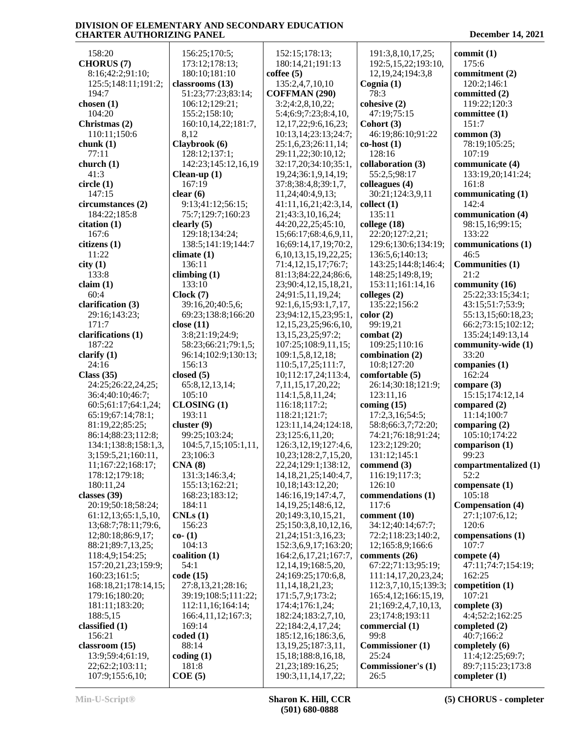158:20
**CHORUS (7)**
8:16;42:2;91:10;
125:5;148:11;191:2;
194:7
**chosen (1)**
104:20
**Christmas (2)**
110:11;150:6
**chunk (1)**
77:11
**church (1)**
41:3
**circle (1)**
147:15
**circumstances (2)**
184:22;185:8
**citation (1)**
167:6
**citizens (1)**
11:22
**city (1)**
133:8
**claim (1)**
60:4
**clarification (3)**
29:16;143:23;
171:7
**clarifications (1)**
187:22
**clarify (1)**
24:16
**Class (35)**
24:25;26:22,24,25;
36:4;40:10;46:7;
60:5;61:17;64:1,24;
65:19;67:14;78:1;
81:19,22;85:25;
86:14;88:23;112:8;
134:1;138:8;158:1,3,
3;159:5,21;160:11,
11;167:22;168:17;
178:12;179:18;
180:11,24
**classes (39)**
20:19;50:18;58:24;
61:12,13;65:1,5,10,
13;68:7;78:11;79:6,
12;80:18;86:9,17;
88:21;89:7,13,25;
118:4,9;154:25;
157:20,21,23;159:9;
160:23;161:5;
168:18,21;178:14,15;
179:16;180:20;
181:11;183:20;
188:5,15
**classified (1)**
156:21
**classroom (15)**
13:9;59:4;61:19,
22;62:2;103:11;
107:9;155:6,10;
156:25;170:5;
173:12;178:13;
180:10;181:10
**classrooms (13)**
51:23;77:23;83:14;
106:12;129:21;
155:2;158:10;
160:10,14,22;181:7,
8,12
**Claybrook (6)**
128:12;137:1;
142:23;145:12,16,19
**Clean-up (1)**
167:19
**clear (6)**
9:13;41:12;56:15;
75:7;129:7;160:23
**clearly (5)**
129:18;134:24;
138:5;141:19;144:7
**climate (1)**
136:11
**climbing (1)**
133:10
**Clock (7)**
39:16,20;40:5,6;
69:23;138:8;166:20
**close (11)**
3:8;21:19;24:9;
58:23;66:21;79:1,5;
96:14;102:9;130:13;
156:13
**closed (5)**
65:8,12,13,14;
105:10
**CLOSING (1)**
193:11
**cluster (9)**
99:25;103:24;
104:5,7,15;105:1,11,
23;106:3
**CNA (8)**
131:3;146:3,4;
155:13;162:21;
168:23;183:12;
184:11
**CNLs (1)**
156:23
**co- (1)**
104:13
**coalition (1)**
54:1
**code (15)**
27:8,13,21;28:16;
39:19;108:5;111:22;
112:11,16;164:14;
166:4,11,12;167:3;
169:14
**coded (1)**
88:14
**coding (1)**
181:8
**COE (5)**
152:15;178:13;
180:14,21;191:13
**coffee (5)**
135:2,4,7,10,10
**COFFMAN (290)**
3:2;4:2,8,10,22;
5:4;6:9;7:23;8:4,10,
12,17,22;9:6,16,23;
10:13,14;23:13;24:7;
25:1,6,23;26:11,14;
29:11,22;30:10,12;
32:17,20;34:10;35:1,
19,24;36:1,9,14,19;
37:8;38:4,8;39:1,7,
11,24;40:4,9,13;
41:11,16,21;42:3,14,
21;43:3,10,16,24;
44:20,22,25;45:10,
15;66:17;68:4,6,9,11,
16;69:14,17,19;70:2,
6,10,13,15,19,22,25;
71:4,12,15,17;76:7;
81:13;84:22,24;86:6,
23;90:4,12,15,18,21,
24;91:5,11,19,24;
92:1,6,15;93:1,7,17,
23;94:12,15,23;95:1,
12,15,23,25;96:6,10,
13,15,23,25;97:2;
107:25;108:9,11,15;
109:1,5,8,12,18;
110:5,17,25;111:7,
10;112:17,24;113:4,
7,11,15,17,20,22;
114:1,5,8,11,24;
116:18;117:2;
118:21;121:7;
123:11,14,24;124:18,
23;125:6,11,20;
126:3,12,19;127:4,6,
10,23;128:2,7,15,20,
22,24;129:1;138:12,
14,18,21,25;140:4,7,
10,18;143:12,20;
146:16,19;147:4,7,
14,19,25;148:6,12,
20;149:3,10,15,21,
25;150:3,8,10,12,16,
21,24;151:3,16,23;
152:3,6,9,17;163:20;
164:2,6,17,21;167:7,
12,14,19;168:5,20,
24;169:25;170:6,8,
11,14,18,21,23;
171:5,7,9;173:2;
174:4;176:1,24;
182:24;183:2,7,10,
22;184:2,4,17,24;
185:12,16;186:3,6,
13,19,25;187:3,11,
15,18;188:8,16,18,
21,23;189:16,25;
190:3,11,14,17,22;
191:3,8,10,17,25;
192:5,15,22;193:10,
12,19,24;194:3,8
**Cognia (1)**
78:3
**cohesive (2)**
47:19;75:15
**Cohort (3)**
46:19;86:10;91:22
**co-host (1)**
128:16
**collaboration (3)**
55:2,5;98:17
**colleagues (4)**
30:21;124:3,9,11
**collect (1)**
135:11
**college (18)**
22:20;127:2,21;
129:6;130:6;134:19;
136:5,6;140:13;
143:25;144:8;146:4;
148:25;149:8,19;
153:11;161:14,16
**colleges (2)**
135:22;156:2
**color (2)**
99:19,21
**combat (2)**
109:25;110:16
**combination (2)**
10:8;127:20
**comfortable (5)**
26:14;30:18;121:9;
123:11,16
**coming (15)**
17:2,3,16;54:5;
58:8;66:3,7;72:20;
74:21;76:18;91:24;
123:2;129:20;
131:12;145:1
**commend (3)**
116:19;117:3;
126:10
**commendations (1)**
117:6
**comment (10)**
34:12;40:14;67:7;
72:2;118:23;140:2,
12;165:8,9;166:6
**comments (26)**
67:22;71:13;95:19;
111:14,17,20,23,24;
112:3,7,10,15;139:3;
165:4,12;166:15,19,
21;169:2,4,7,10,13,
23;174:8;193:11
**commercial (1)**
99:8
**Commissioner (1)**
25:24
**Commissioner's (1)**
26:5
**commit (1)**
175:6
**commitment (2)**
120:2;146:1
**committed (2)**
119:22;120:3
**committee (1)**
151:7
**common (3)**
78:19;105:25;
107:19
**communicate (4)**
133:19,20;141:24;
161:8
**communicating (1)**
142:4
**communication (4)**
98:15,16;99:15;
133:22
**communications (1)**
46:5
**Communities (1)**
21:2
**community (16)**
25:22;33:15;34:1;
43:15;51:7;53:9;
55:13,15;60:18,23;
66:2;73:15;102:12;
135:24;149:13,14
**community-wide (1)**
33:20
**companies (1)**
162:24
**compare (3)**
15:15;174:12,14
**compared (2)**
11:14;100:7
**comparing (2)**
105:10;174:22
**comparison (1)**
99:23
**compartmentalized (1)**
52:2
**compensate (1)**
105:18
**Compensation (4)**
27:1;107:6,12;
120:6
**compensations (1)**
107:7
**compete (4)**
47:11;74:7;154:19;
162:25
**competition (1)**
107:21
**complete (3)**
4:4;52:2;162:25
**completed (2)**
40:7;166:2
**completely (6)**
11:4;12:25;69:7;
89:7;115:23;173:8
**completer (1)**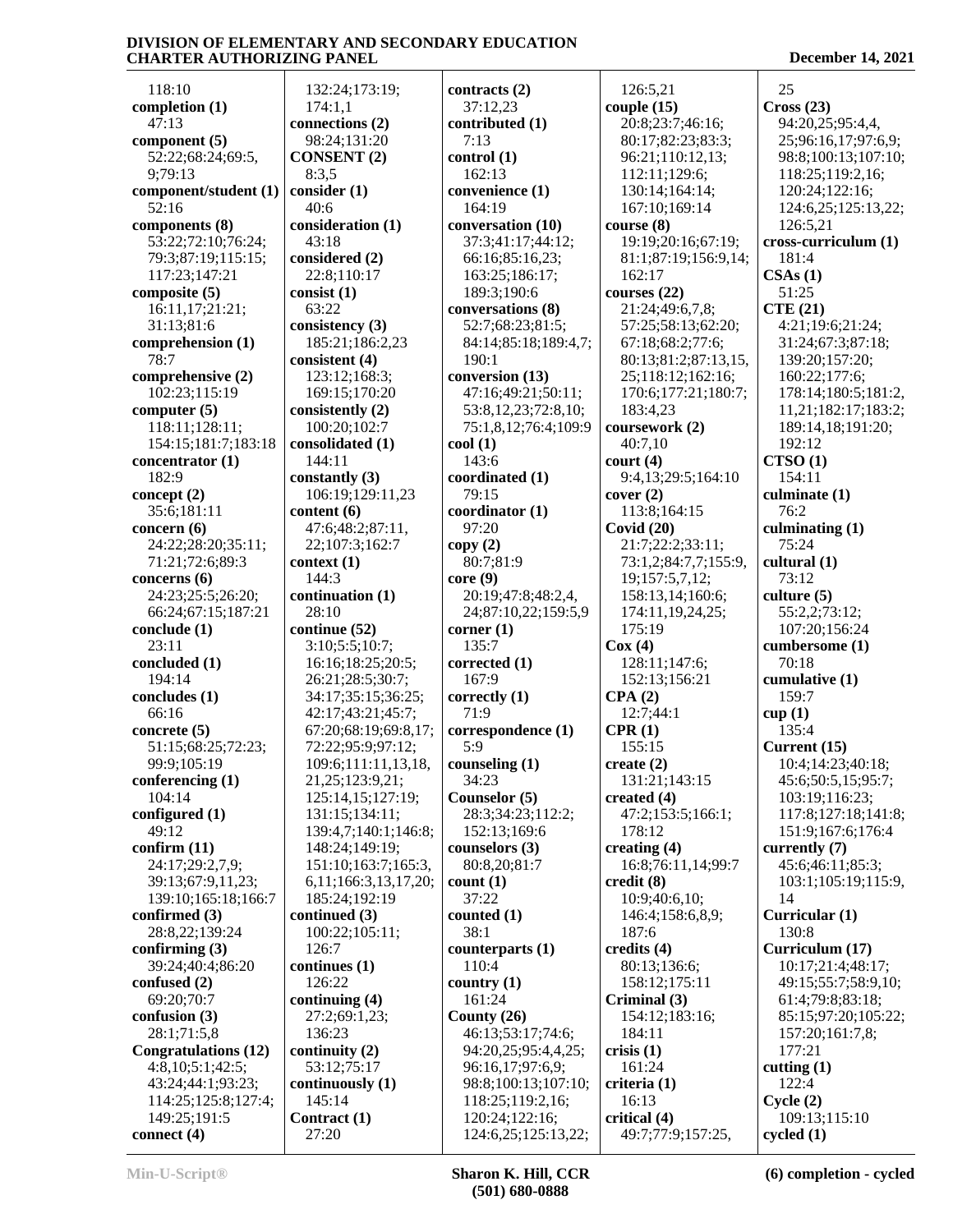118:10
**completion (1)**
47:13
**component (5)**
52:22;68:24;69:5, 9;79:13
**component/student (1)**
52:16
**components (8)**
53:22;72:10;76:24; 79:3;87:19;115:15; 117:23;147:21
**composite (5)**
16:11,17;21:21; 31:13;81:6
**comprehension (1)**
78:7
**comprehensive (2)**
102:23;115:19
**computer (5)**
118:11;128:11; 154:15;181:7;183:18
**concentrator (1)**
182:9
**concept (2)**
35:6;181:11
**concern (6)**
24:22;28:20;35:11; 71:21;72:6;89:3
**concerns (6)**
24:23;25:5;26:20; 66:24;67:15;187:21
**conclude (1)**
23:11
**concluded (1)**
194:14
**concludes (1)**
66:16
**concrete (5)**
51:15;68:25;72:23; 99:9;105:19
**conferencing (1)**
104:14
**configured (1)**
49:12
**confirm (11)**
24:17;29:2,7,9; 39:13;67:9,11,23; 139:10;165:18;166:7
**confirmed (3)**
28:8,22;139:24
**confirming (3)**
39:24;40:4;86:20
**confused (2)**
69:20;70:7
**confusion (3)**
28:1;71:5,8
**Congratulations (12)**
4:8,10;5:1;42:5; 43:24;44:1;93:23; 114:25;125:8;127:4; 149:25;191:5
**connect (4)**
132:24;173:19; 174:1,1
**connections (2)**
98:24;131:20
**CONSENT (2)**
8:3,5
**consider (1)**
40:6
**consideration (1)**
43:18
**considered (2)**
22:8;110:17
**consist (1)**
63:22
**consistency (3)**
185:21;186:2,23
**consistent (4)**
123:12;168:3; 169:15;170:20
**consistently (2)**
100:20;102:7
**consolidated (1)**
144:11
**constantly (3)**
106:19;129:11,23
**content (6)**
47:6;48:2;87:11, 22;107:3;162:7
**context (1)**
144:3
**continuation (1)**
28:10
**continue (52)**
3:10;5:5;10:7; 16:16;18:25;20:5; 26:21;28:5;30:7; 34:17;35:15;36:25; 42:17;43:21;45:7; 67:20;68:19;69:8,17; 72:22;95:9;97:12; 109:6;111:11,13,18, 21,25;123:9,21; 125:14,15;127:19; 131:15;134:11; 139:4,7;140:1;146:8; 148:24;149:19; 151:10;163:7;165:3, 6,11;166:3,13,17,20; 185:24;192:19
**continued (3)**
100:22;105:11; 126:7
**continues (1)**
126:22
**continuing (4)**
27:2;69:1,23; 136:23
**continuity (2)**
53:12;75:17
**continuously (1)**
145:14
**Contract (1)**
27:20
**contracts (2)**
37:12,23
**contributed (1)**
7:13
**control (1)**
162:13
**convenience (1)**
164:19
**conversation (10)**
37:3;41:17;44:12; 66:16;85:16,23; 163:25;186:17; 189:3;190:6
**conversations (8)**
52:7;68:23;81:5; 84:14;85:18;189:4,7; 190:1
**conversion (13)**
47:16;49:21;50:11; 53:8,12,23;72:8,10; 75:1,8,12;76:4;109:9
**cool (1)**
143:6
**coordinated (1)**
79:15
**coordinator (1)**
97:20
**copy (2)**
80:7;81:9
**core (9)**
20:19;47:8;48:2,4, 24;87:10,22;159:5,9
**corner (1)**
135:7
**corrected (1)**
167:9
**correctly (1)**
71:9
**correspondence (1)**
5:9
**counseling (1)**
34:23
**Counselor (5)**
28:3;34:23;112:2; 152:13;169:6
**counselors (3)**
80:8,20;81:7
**count (1)**
37:22
**counted (1)**
38:1
**counterparts (1)**
110:4
**country (1)**
161:24
**County (26)**
46:13;53:17;74:6; 94:20,25;95:4,4,25; 96:16,17;97:6,9; 98:8;100:13;107:10; 118:25;119:2,16; 120:24;122:16; 124:6,25;125:13,22; 126:5,21
**couple (15)**
20:8;23:7;46:16; 80:17;82:23;83:3; 96:21;110:12,13; 112:11;129:6; 130:14;164:14; 167:10;169:14
**course (8)**
19:19;20:16;67:19; 81:1;87:19;156:9,14; 162:17
**courses (22)**
21:24;49:6,7,8; 57:25;58:13;62:20; 67:18;68:2;77:6; 80:13;81:2;87:13,15, 25;118:12;162:16; 170:6;177:21;180:7; 183:4,23
**coursework (2)**
40:7,10
**court (4)**
9:4,13;29:5;164:10
**cover (2)**
113:8;164:15
**Covid (20)**
21:7;22:2;33:11; 73:1,2;84:7,7;155:9, 19;157:5,7,12; 158:13,14;160:6; 174:11,19,24,25; 175:19
**Cox (4)**
128:11;147:6; 152:13;156:21
**CPA (2)**
12:7;44:1
**CPR (1)**
155:15
**create (2)**
131:21;143:15
**created (4)**
47:2;153:5;166:1; 178:12
**creating (4)**
16:8;76:11,14;99:7
**credit (8)**
10:9;40:6,10; 146:4;158:6,8,9; 187:6
**credits (4)**
80:13;136:6; 158:12;175:11
**Criminal (3)**
154:12;183:16; 184:11
**crisis (1)**
161:24
**criteria (1)**
16:13
**critical (4)**
49:7;77:9;157:25, 25
**Cross (23)**
94:20,25;95:4,4, 25;96:16,17;97:6,9; 98:8;100:13;107:10; 118:25;119:2,16; 120:24;122:16; 124:6,25;125:13,22; 126:5,21
**cross-curriculum (1)**
181:4
**CSAs (1)**
51:25
**CTE (21)**
4:21;19:6;21:24; 31:24;67:3;87:18; 139:20;157:20; 160:22;177:6; 178:14;180:5;181:2, 11,21;182:17;183:2; 189:14,18;191:20; 192:12
**CTSO (1)**
154:11
**culminate (1)**
76:2
**culminating (1)**
75:24
**cultural (1)**
73:12
**culture (5)**
55:2,2;73:12; 107:20;156:24
**cumbersome (1)**
70:18
**cumulative (1)**
159:7
**cup (1)**
135:4
**Current (15)**
10:4;14:23;40:18; 45:6;50:5,15;95:7; 103:19;116:23; 117:8;127:18;141:8; 151:9;167:6;176:4
**currently (7)**
45:6;46:11;85:3; 103:1;105:19;115:9, 14
**Curricular (1)**
130:8
**Curriculum (17)**
10:17;21:4;48:17; 49:15;55:7;58:9,10; 61:4;79:8;83:18; 85:15;97:20;105:22; 157:20;161:7,8; 177:21
**cutting (1)**
122:4
**Cycle (2)**
109:13;115:10
**cycled (1)**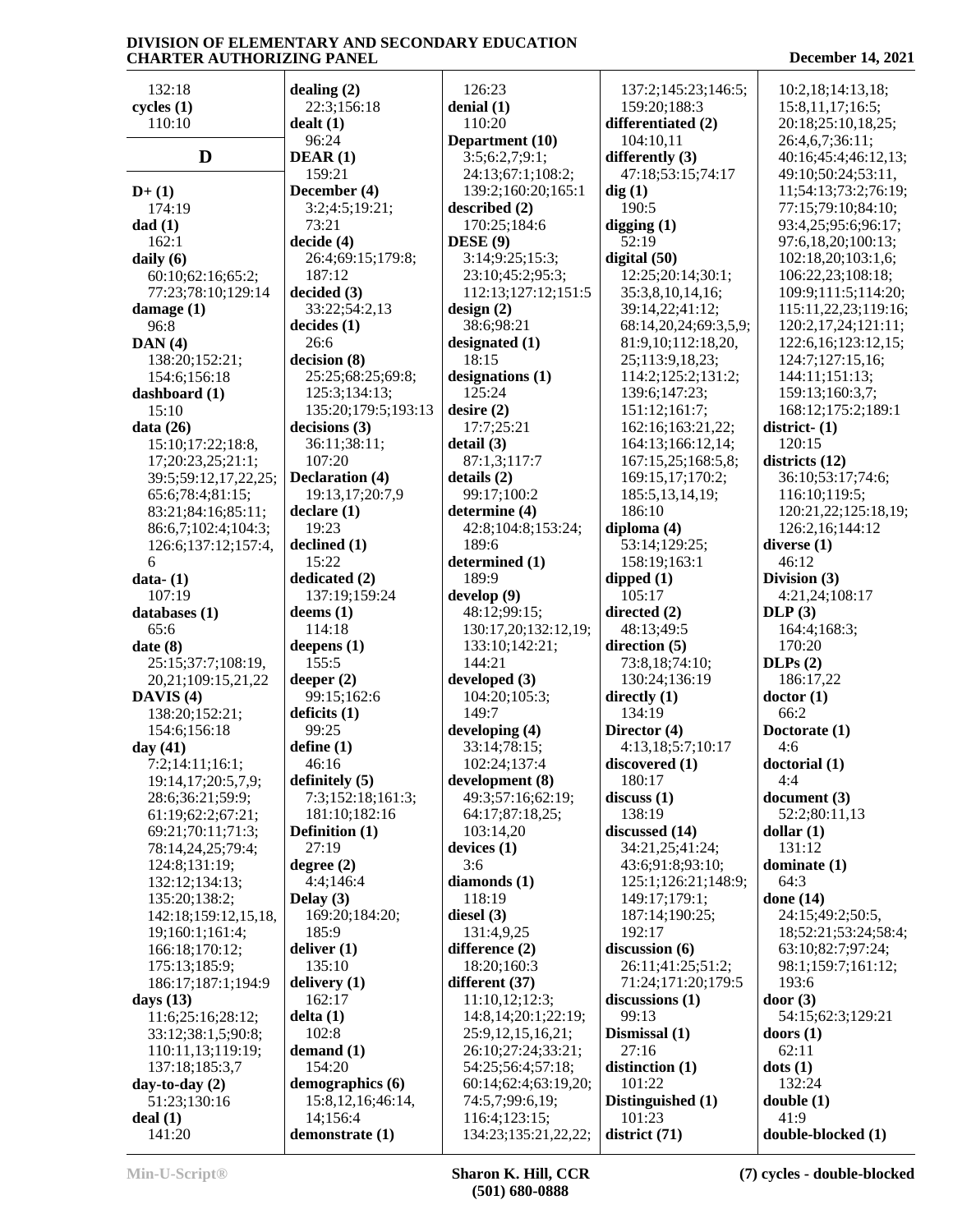132:18
**cycles (1)**
110:10

## D

**D+ (1)**
174:19
**dad (1)**
162:1
**daily (6)**
60:10;62:16;65:2;
77:23;78:10;129:14
**damage (1)**
96:8
**DAN (4)**
138:20;152:21;
154:6;156:18
**dashboard (1)**
15:10
**data (26)**
15:10;17:22;18:8,
17;20:23,25;21:1;
39:5;59:12,17,22,25;
65:6;78:4;81:15;
83:21;84:16;85:11;
86:6,7;102:4;104:3;
126:6;137:12;157:4,
6
**data- (1)**
107:19
**databases (1)**
65:6
**date (8)**
25:15;37:7;108:19,
20,21;109:15,21,22
**DAVIS (4)**
138:20;152:21;
154:6;156:18
**day (41)**
7:2;14:11;16:1;
19:14,17;20:5,7,9;
28:6;36:21;59:9;
61:19;62:2;67:21;
69:21;70:11;71:3;
78:14,24,25;79:4;
124:8;131:19;
132:12;134:13;
135:20;138:2;
142:18;159:12,15,18,
19;160:1;161:4;
166:18;170:12;
175:13;185:9;
186:17;187:1;194:9
**days (13)**
11:6;25:16;28:12;
33:12;38:1,5;90:8;
110:11,13;119:19;
137:18;185:3,7
**day-to-day (2)**
51:23;130:16
**deal (1)**
141:20
**dealing (2)**
22:3;156:18
**dealt (1)**
96:24
**DEAR (1)**
159:21
**December (4)**
3:2;4:5;19:21;
73:21
**decide (4)**
26:4;69:15;179:8;
187:12
**decided (3)**
33:22;54:2,13
**decides (1)**
26:6
**decision (8)**
25:25;68:25;69:8;
125:3;134:13;
135:20;179:5;193:13
**decisions (3)**
36:11;38:11;
107:20
**Declaration (4)**
19:13,17;20:7,9
**declare (1)**
19:23
**declined (1)**
15:22
**dedicated (2)**
137:19;159:24
**deems (1)**
114:18
**deepens (1)**
155:5
**deeper (2)**
99:15;162:6
**deficits (1)**
99:25
**define (1)**
46:16
**definitely (5)**
7:3;152:18;161:3;
181:10;182:16
**Definition (1)**
27:19
**degree (2)**
4:4;146:4
**Delay (3)**
169:20;184:20;
185:9
**deliver (1)**
135:10
**delivery (1)**
162:17
**delta (1)**
102:8
**demand (1)**
154:20
**demographics (6)**
15:8,12,16;46:14,
14;156:4
**demonstrate (1)**
126:23
**denial (1)**
110:20
**Department (10)**
3:5;6:2,7;9:1;
24:13;67:1;108:2;
139:2;160:20;165:1
**described (2)**
170:25;184:6
**DESE (9)**
3:14;9:25;15:3;
23:10;45:2;95:3;
112:13;127:12;151:5
**design (2)**
38:6;98:21
**designated (1)**
18:15
**designations (1)**
125:24
**desire (2)**
17:7;25:21
**detail (3)**
87:1,3;117:7
**details (2)**
99:17;100:2
**determine (4)**
42:8;104:8;153:24;
189:6
**determined (1)**
189:9
**develop (9)**
48:12;99:15;
130:17,20;132:12,19;
133:10;142:21;
144:21
**developed (3)**
104:20;105:3;
149:7
**developing (4)**
33:14;78:15;
102:24;137:4
**development (8)**
49:3;57:16;62:19;
64:17;87:18,25;
103:14,20
**devices (1)**
3:6
**diamonds (1)**
118:19
**diesel (3)**
131:4,9,25
**difference (2)**
18:20;160:3
**different (37)**
11:10,12;12:3;
14:8,14;20:1;22:19;
25:9,12,15,16,21;
26:10;27:24;33:21;
54:25;56:4;57:18;
60:14;62:4;63:19,20;
74:5,7;99:6,19;
116:4;123:15;
134:23;135:21,22,22;
137:2;145:23;146:5;
159:20;188:3
**differentiated (2)**
104:10,11
**differently (3)**
47:18;53:15;74:17
**dig (1)**
190:5
**digging (1)**
52:19
**digital (50)**
12:25;20:14;30:1;
35:3,8,10,14,16;
39:14,22;41:12;
68:14,20,24;69:3,5,9;
81:9,10;112:18,20,
25;113:9,18,23;
114:2;125:2;131:2;
139:6;147:23;
151:12;161:7;
162:16;163:21,22;
164:13;166:12,14;
167:15,25;168:5,8;
169:15,17;170:2;
185:5,13,14,19;
186:10
**diploma (4)**
53:14;129:25;
158:19;163:1
**dipped (1)**
105:17
**directed (2)**
48:13;49:5
**direction (5)**
73:8,18;74:10;
130:24;136:19
**directly (1)**
134:19
**Director (4)**
4:13,18;5:7;10:17
**discovered (1)**
180:17
**discuss (1)**
138:19
**discussed (14)**
34:21,25;41:24;
43:6;91:8;93:10;
125:1;126:21;148:9;
149:17;179:1;
187:14;190:25;
192:17
**discussion (6)**
26:11;41:25;51:2;
71:24;171:20;179:5
**discussions (1)**
99:13
**Dismissal (1)**
27:16
**distinction (1)**
101:22
**Distinguished (1)**
101:23
**district (71)**
10:2,18;14:13,18;
15:8,11,17;16:5;
20:18;25:10,18,25;
26:4,6,7;36:11;
40:16;45:4;46:12,13;
49:10;50:24;53:11,
11;54:13;73:2;76:19;
77:15;79:10;84:10;
93:4,25;95:6;96:17;
97:6,18,20;100:13;
102:18,20;103:1,6;
106:22,23;108:18;
109:9;111:5;114:20;
115:11,22,23;119:16;
120:2,17,24;121:11;
122:6,16;123:12,15;
124:7;127:15,16;
144:11;151:13;
159:13;160:3,7;
168:12;175:2;189:1
**district- (1)**
120:15
**districts (12)**
36:10;53:17;74:6;
116:10;119:5;
120:21,22;125:18,19;
126:2,16;144:12
**diverse (1)**
46:12
**Division (3)**
4:21,24;108:17
**DLP (3)**
164:4;168:3;
170:20
**DLPs (2)**
186:17,22
**doctor (1)**
66:2
**Doctorate (1)**
4:6
**doctorial (1)**
4:4
**document (3)**
52:2;80:11,13
**dollar (1)**
131:12
**dominate (1)**
64:3
**done (14)**
24:15;49:2;50:5,
18;52:21;53:24;58:4;
63:10;82:7;97:24;
98:1;159:7;161:12;
193:6
**door (3)**
54:15;62:3;129:21
**doors (1)**
62:11
**dots (1)**
132:24
**double (1)**
41:9
**double-blocked (1)**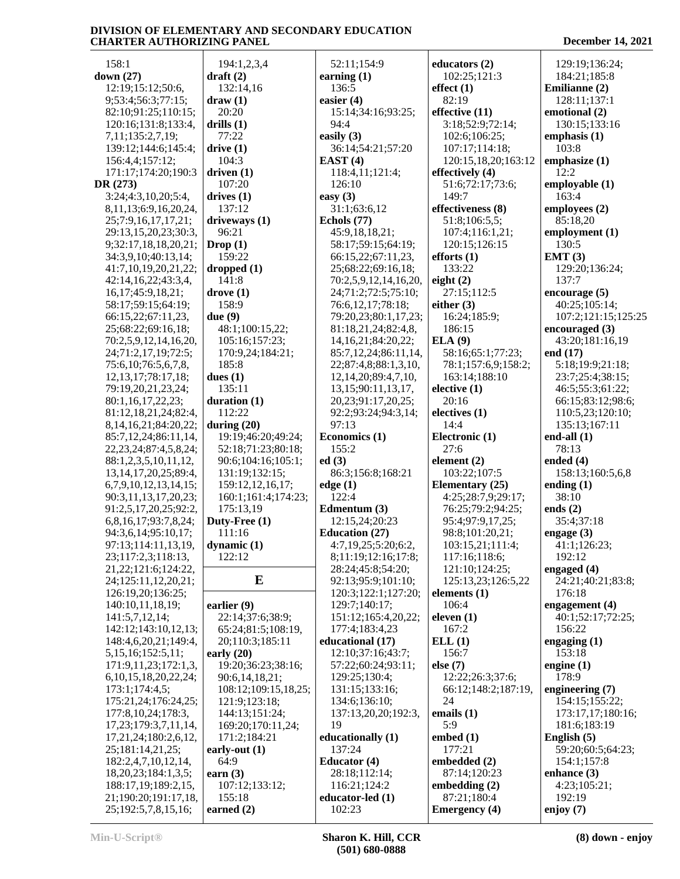158:1
**down (27)**
12:19;15:12;50:6, 9;53:4;56:3;77:15; 82:10;91:25;110:15; 120:16;131:8;133:4, 7,11;135:2,7,19; 139:12;144:6;145:4; 156:4,4;157:12; 171:17;174:20;190:3
**DR (273)**
3:24;4:3,10,20;5:4, 8,11,13;6:9,16,20,24, 25;7:9,16,17,17,21; 29:13,15,20,23;30:3, 9;32:17,18,18,20,21; 34:3,9,10;40:13,14; 41:7,10,19,20,21,22; 42:14,16,22;43:3,4, 16,17;45:9,18,21; 58:17;59:15;64:19; 66:15,22;67:11,23, 25;68:22;69:16,18; 70:2,5,9,12,14,16,20, 24;71:2,17,19;72:5; 75:6,10;76:5,6,7,8, 12,13,17;78:17,18; 79:19,20,21,23,24; 80:1,16,17,22,23; 81:12,18,21,24;82:4, 8,14,16,21;84:20,22; 85:7,12,24;86:11,14, 22,23,24;87:4,5,8,24; 88:1,2,3,5,10,11,12, 13,14,17,20,25;89:4, 6,7,9,10,12,13,14,15; 90:3,11,13,17,20,23; 91:2,5,17,20,25;92:2, 6,8,16,17;93:7,8,24; 94:3,6,14;95:10,17; 97:13;114:11,13,19, 23;117:2,3;118:13, 21,22;121:6;124:22, 24;125:11,12,20,21; 126:19,20;136:25; 140:10,11,18,19; 141:5,7,12,14; 142:12;143:10,12,13; 148:4,6,20,21;149:4, 5,15,16;152:5,11; 171:9,11,23;172:1,3, 6,10,15,18,20,22,24; 173:1;174:4,5; 175:21,24;176:24,25; 177:8,10,24;178:3, 17,23;179:3,7,11,14, 17,21,24;180:2,6,12, 25;181:14,21,25; 182:2,4,7,10,12,14, 18,20,23;184:1,3,5; 188:17,19;189:2,15, 21;190:20;191:17,18, 25;192:5,7,8,15,16;
194:1,2,3,4
**draft (2)**
132:14,16
**draw (1)**
20:20
**drills (1)**
77:22
**drive (1)**
104:3
**driven (1)**
107:20
**drives (1)**
137:12
**driveways (1)**
96:21
**Drop (1)**
159:22
**dropped (1)**
141:8
**drove (1)**
158:9
**due (9)**
48:1;100:15,22; 105:16;157:23; 170:9,24;184:21; 185:8
**dues (1)**
135:11
**duration (1)**
112:22
**during (20)**
19:19;46:20;49:24; 52:18;71:23;80:18; 90:6;104:16;105:1; 131:19;132:15; 159:12,12,16,17; 160:1;161:4;174:23; 175:13,19
**Duty-Free (1)**
111:16
**dynamic (1)**
122:12

## E

**earlier (9)**
22:14;37:6;38:9; 65:24;81:5;108:19, 20;110:3;185:11
**early (20)**
19:20;36:23;38:16; 90:6,14,18,21; 108:12;109:15,18,25; 121:9;123:18; 144:13;151:24; 169:20;170:11,24; 171:2;184:21
**early-out (1)**
64:9
**earn (3)**
107:12;133:12; 155:18
**earned (2)**
52:11;154:9
**earning (1)**
136:5
**easier (4)**
15:14;34:16;93:25; 94:4
**easily (3)**
36:14;54:21;57:20
**EAST (4)**
118:4,11;121:4; 126:10
**easy (3)**
31:1;63:6,12
**Echols (77)**
45:9,18,21; 58:17;59:15;64:19; 66:15,22;67:11,23, 25;68:22;69:16,18; 70:2,5,9,12,14,16,20, 24;71:2;72:5;75:10; 76:6,12,17;78:18; 79:20,23;80:1,17,23; 81:18,21,24;82:4,8, 14,16,21;84:20,22; 85:7,12,24;86:11,14, 22;87:4,8;88:1,3,10, 12,14,20;89:4,7,10, 13,15;90:11,13,17, 20,23;91:17,20,25; 92:2;93:24;94:3,14; 97:13
**Economics (1)**
155:2
**ed (3)**
86:3;156:8;168:21
**edge (1)**
122:4
**Edmentum (3)**
12:15,24;20:23
**Education (27)**
4:7,19,25;5:20;6:2, 8;11:19;12:16;17:8; 28:24;45:8;54:20; 92:13;95:9;101:10; 120:3;122:1;127:20; 129:7;140:17; 151:12;165:4,20,22; 177:4;183:4,23
**educational (17)**
12:10;37:16;43:7; 57:22;60:24;93:11; 129:25;130:4; 131:15;133:16; 134:6;136:10; 137:13,20,20;192:3, 19
**educationally (1)**
137:24
**Educator (4)**
28:18;112:14; 116:21;124:2
**educator-led (1)**
102:23
**educators (2)**
102:25;121:3
**effect (1)**
82:19
**effective (11)**
3:18;52:9;72:14; 102:6;106:25; 107:17;114:18; 120:15,18,20;163:12
**effectively (4)**
51:6;72:17;73:6; 149:7
**effectiveness (8)**
51:8;106:5,5; 107:4,1;116:1,21; 120:15;126:15
**efforts (1)**
133:22
**eight (2)**
27:15;112:5
**either (3)**
16:24;185:9; 186:15
**ELA (9)**
58:16;65:1;77:23; 78:1;157:6,9;158:2; 163:14;188:10
**elective (1)**
20:16
**electives (1)**
14:4
**Electronic (1)**
27:6
**element (2)**
103:22;107:5
**Elementary (25)**
4:25;28:7,9;29:17; 76:25;79:2;94:25; 95:4;97:9,17,25; 98:8;101:20,21; 103:15,21;111:4; 117:16;118:6; 121:10;124:25; 125:13,23;126:5,22
**elements (1)**
106:4
**eleven (1)**
167:2
**ELL (1)**
156:7
**else (7)**
12:22;26:3;37:6; 66:12;148:2;187:19, 24
**emails (1)**
5:9
**embed (1)**
177:21
**embedded (2)**
87:14;120:23
**embedding (2)**
87:21;180:4
**Emergency (4)**
129:19;136:24; 184:21;185:8
**Emilianne (2)**
128:11;137:1
**emotional (2)**
130:15;133:16
**emphasis (1)**
103:8
**emphasize (1)**
12:2
**employable (1)**
163:4
**employees (2)**
85:18,20
**employment (1)**
130:5
**EMT (3)**
129:20;136:24; 137:7
**encourage (5)**
40:25;105:14; 107:2;121:15;125:25
**encouraged (3)**
43:20;181:16,19
**end (17)**
5:18;19:9;21:18; 23:7;25:4;38:15; 46:5;55:3;61:22; 66:15;83:12;98:6; 110:5;120:10; 135:13;167:11
**end-all (1)**
78:13
**ended (4)**
158:13;160:5,6,8
**ending (1)**
38:10
**ends (2)**
35:4;37:18
**engage (3)**
41:1;126:23; 192:12
**engaged (4)**
24:21;40:21;83:8; 176:18
**engagement (4)**
40:1;52:17;72:25; 156:22
**engaging (1)**
153:18
**engine (1)**
178:9
**engineering (7)**
154:15;155:22; 173:17,17;180:16; 181:6;183:19
**English (5)**
59:20;60:5;64:23; 154:1;157:8
**enhance (3)**
4:23;105:21; 192:19
**enjoy (7)**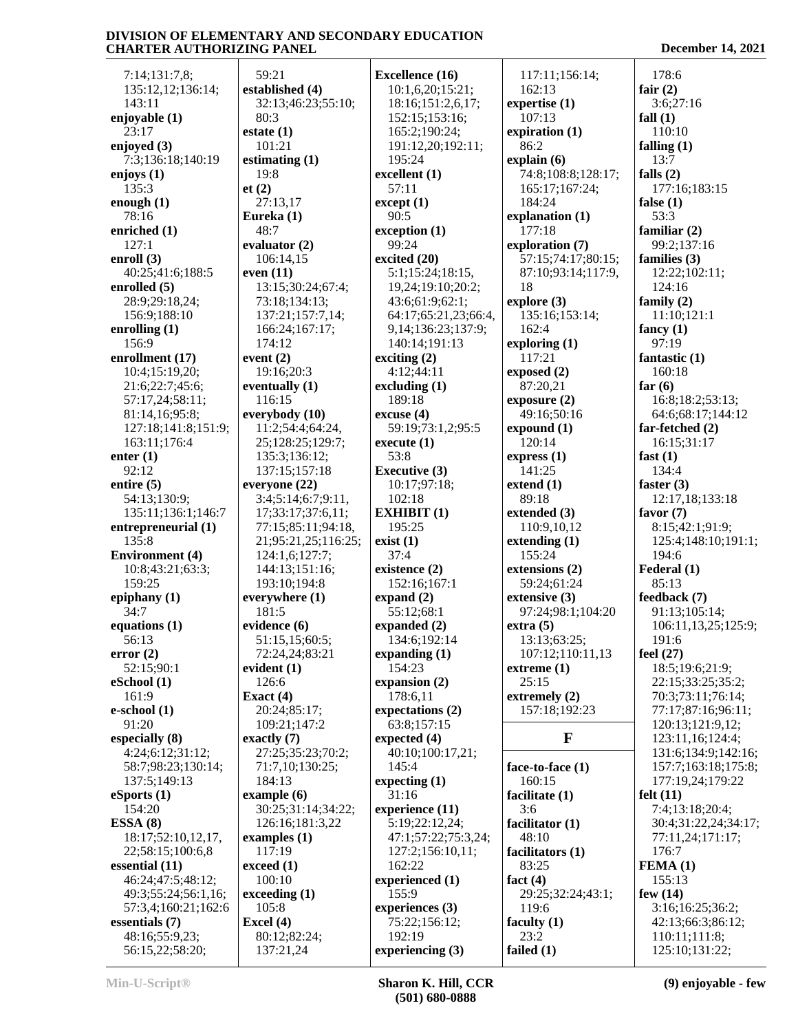7:14;131:7,8;
135:12,12;136:14;
143:11
**enjoyable (1)**
23:17
**enjoyed (3)**
7:3;136:18;140:19
**enjoys (1)**
135:3
**enough (1)**
78:16
**enriched (1)**
127:1
**enroll (3)**
40:25;41:6;188:5
**enrolled (5)**
28:9;29:18,24;
156:9;188:10
**enrolling (1)**
156:9
**enrollment (17)**
10:4;15:19,20;
21:6;22:7;45:6;
57:17,24;58:11;
81:14,16;95:8;
127:18;141:8;151:9;
163:11;176:4
**enter (1)**
92:12
**entire (5)**
54:13;130:9;
135:11;136:1;146:7
**entrepreneurial (1)**
135:8
**Environment (4)**
10:8;43:21;63:3;
159:25
**epiphany (1)**
34:7
**equations (1)**
56:13
**error (2)**
52:15;90:1
**eSchool (1)**
161:9
**e-school (1)**
91:20
**especially (8)**
4:24;6:12;31:12;
58:7;98:23;130:14;
137:5;149:13
**eSports (1)**
154:20
**ESSA (8)**
18:17;52:10,12,17,
22;58:15;100:6,8
**essential (11)**
46:24;47:5;48:12;
49:3;55:24;56:1,16;
57:3,4;160:21;162:6
**essentials (7)**
48:16;55:9,23;
56:15,22;58:20;
59:21
**established (4)**
32:13;46:23;55:10;
80:3
**estate (1)**
101:21
**estimating (1)**
19:8
**et (2)**
27:13,17
**Eureka (1)**
48:7
**evaluator (2)**
106:14,15
**even (11)**
13:15;30:24;67:4;
73:18;134:13;
137:21;157:7,14;
166:24;167:17;
174:12
**event (2)**
19:16;20:3
**eventually (1)**
116:15
**everybody (10)**
11:2;54:4;64:24,
25;128:25;129:7;
135:3;136:12;
137:15;157:18
**everyone (22)**
3:4;5:14;6:7;9:11,
17;33:17;37:6,11;
77:15;85:11;94:18,
21;95:21,25;116:25;
124:1,6;127:7;
144:13;151:16;
193:10;194:8
**everywhere (1)**
181:5
**evidence (6)**
51:15,15;60:5;
72:24,24;83:21
**evident (1)**
126:6
**Exact (4)**
20:24;85:17;
109:21;147:2
**exactly (7)**
27:25;35:23;70:2;
71:7,10;130:25;
184:13
**example (6)**
30:25;31:14;34:22;
126:16;181:3,22
**examples (1)**
117:19
**exceed (1)**
100:10
**exceeding (1)**
105:8
**Excel (4)**
80:12;82:24;
137:21,24
**Excellence (16)**
10:1,6,20;15:21;
18:16;151:2,6,17;
152:15;153:16;
165:2;190:24;
191:12,20;192:11;
195:24
**excellent (1)**
57:11
**except (1)**
90:5
**exception (1)**
99:24
**excited (20)**
5:1;15:24;18:15,
19,24;19:10;20:2;
43:6;61:9;62:1;
64:17;65:21,23;66:4,
9,14;136:23;137:9;
140:14;191:13
**exciting (2)**
4:12;44:11
**excluding (1)**
189:18
**excuse (4)**
59:19;73:1,2;95:5
**execute (1)**
53:8
**Executive (3)**
10:17;97:18;
102:18
**EXHIBIT (1)**
195:25
**exist (1)**
37:4
**existence (2)**
152:16;167:1
**expand (2)**
55:12;68:1
**expanded (2)**
134:6;192:14
**expanding (1)**
154:23
**expansion (2)**
178:6,11
**expectations (2)**
63:8;157:15
**expected (4)**
40:10;100:17,21;
145:4
**expecting (1)**
31:16
**experience (11)**
5:19;22:12,24;
47:1;57:22;75:3,24;
127:2;156:10,11;
162:22
**experienced (1)**
155:9
**experiences (3)**
75:22;156:12;
192:19
**experiencing (3)**
117:11;156:14;
162:13
**expertise (1)**
107:13
**expiration (1)**
86:2
**explain (6)**
74:8;108:8;128:17;
165:17;167:24;
184:24
**explanation (1)**
177:18
**exploration (7)**
57:15;74:17;80:15;
87:10;93:14;117:9,
18
**explore (3)**
135:16;153:14;
162:4
**exploring (1)**
117:21
**exposed (2)**
87:20,21
**exposure (2)**
49:16;50:16
**expound (1)**
120:14
**express (1)**
141:25
**extend (1)**
89:18
**extended (3)**
110:9,10,12
**extending (1)**
155:24
**extensions (2)**
59:24;61:24
**extensive (3)**
97:24;98:1;104:20
**extra (5)**
13:13;63:25;
107:12;110:11,13
**extreme (1)**
25:15
**extremely (2)**
157:18;192:23

## F

**face-to-face (1)**
160:15
**facilitate (1)**
3:6
**facilitator (1)**
48:10
**facilitators (1)**
83:25
**fact (4)**
29:25;32:24;43:1;
119:6
**faculty (1)**
23:2
**failed (1)**
178:6
**fair (2)**
3:6;27:16
**fall (1)**
110:10
**falling (1)**
13:7
**falls (2)**
177:16;183:15
**false (1)**
53:3
**familiar (2)**
99:2;137:16
**families (3)**
12:22;102:11;
124:16
**family (2)**
11:10;121:1
**fancy (1)**
97:19
**fantastic (1)**
160:18
**far (6)**
16:8;18:2;53:13;
64:6;68:17;144:12
**far-fetched (2)**
16:15;31:17
**fast (1)**
134:4
**faster (3)**
12:17,18;133:18
**favor (7)**
8:15;42:1;91:9;
125:4;148:10;191:1;
194:6
**Federal (1)**
85:13
**feedback (7)**
91:13;105:14;
106:11,13,25;125:9;
191:6
**feel (27)**
18:5;19:6;21:9;
22:15;33:25;35:2;
70:3;73:11;76:14;
77:17;87:16;96:11;
120:13;121:9,12;
123:11,16;124:4;
131:6;134:9;142:16;
157:7;163:18;175:8;
177:19,24;179:22
**felt (11)**
7:4;13:18;20:4;
30:4;31:22,24;34:17;
77:11,24;171:17;
176:7
**FEMA (1)**
155:13
**few (14)**
3:16;16:25;36:2;
42:13;66:3;86:12;
110:11;111:8;
125:10;131:22;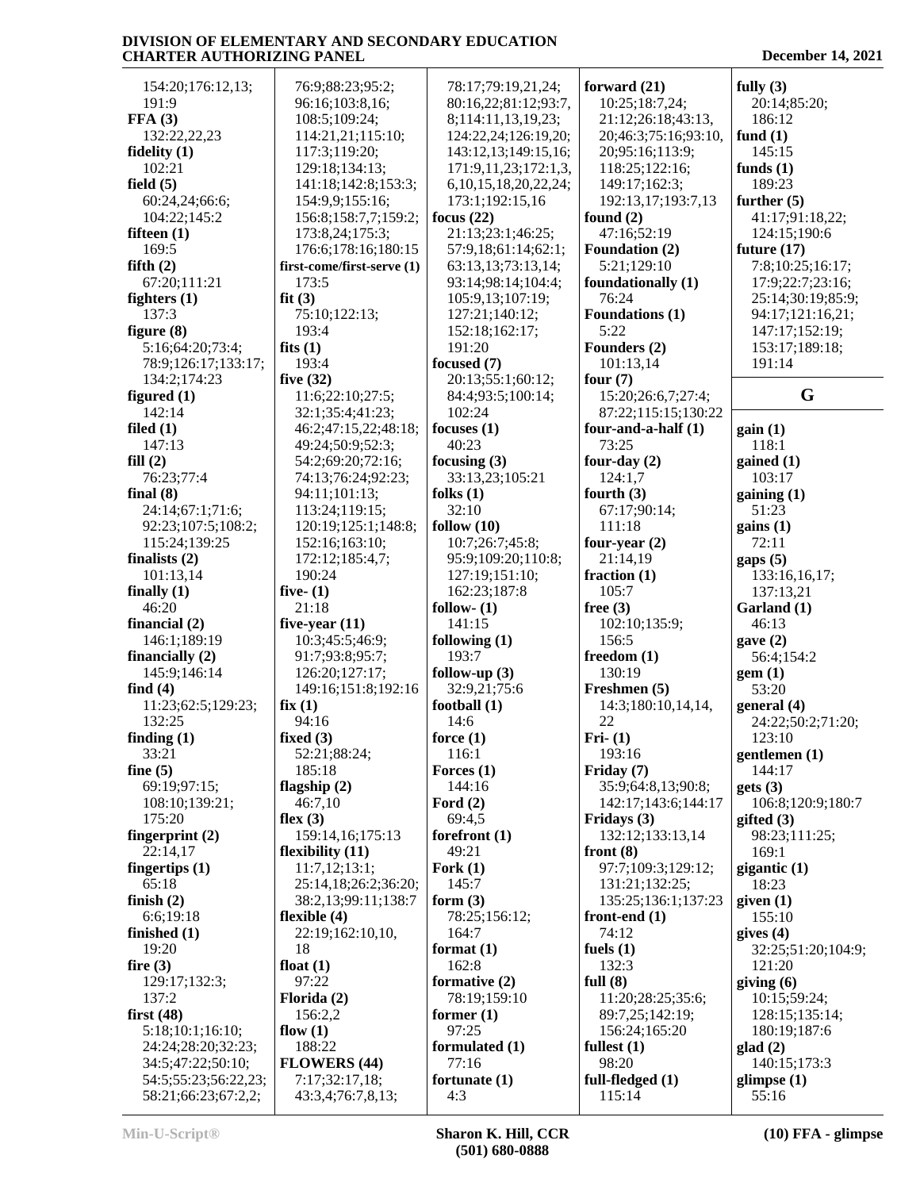154:20;176:12,13;
191:9
**FFA (3)**
132:22,22,23
**fidelity (1)**
102:21
**field (5)**
60:24,24;66:6;
104:22;145:2
**fifteen (1)**
169:5
**fifth (2)**
67:20;111:21
**fighters (1)**
137:3
**figure (8)**
5:16;64:20;73:4;
78:9;126:17;133:17;
134:2;174:23
**figured (1)**
142:14
**filed (1)**
147:13
**fill (2)**
76:23;77:4
**final (8)**
24:14;67:1;71:6;
92:23;107:5;108:2;
115:24;139:25
**finalists (2)**
101:13,14
**finally (1)**
46:20
**financial (2)**
146:1;189:19
**financially (2)**
145:9;146:14
**find (4)**
11:23;62:5;129:23;
132:25
**finding (1)**
33:21
**fine (5)**
69:19;97:15;
108:10;139:21;
175:20
**fingerprint (2)**
22:14,17
**fingertips (1)**
65:18
**finish (2)**
6:6;19:18
**finished (1)**
19:20
**fire (3)**
129:17;132:3;
137:2
**first (48)**
5:18;10:1;16:10;
24:24;28:20;32:23;
34:5;47:22;50:10;
54:5;55:23;56:22,23;
58:21;66:23;67:2,2;
76:9;88:23;95:2;
96:16;103:8,16;
108:5;109:24;
114:21,21;115:10;
117:3;119:20;
129:18;134:13;
141:18;142:8;153:3;
154:9,9;155:16;
156:8;158:7,7;159:2;
173:8,24;175:3;
176:6;178:16;180:15
**first-come/first-serve (1)**
173:5
**fit (3)**
75:10;122:13;
193:4
**fits (1)**
193:4
**five (32)**
11:6;22:10;27:5;
32:1;35:4;41:23;
46:2;47:15,22;48:18;
49:24;50:9;52:3;
54:2;69:20;72:16;
74:13;76:24;92:23;
94:11;101:13;
113:24;119:15;
120:19;125:1;148:8;
152:16;163:10;
172:12;185:4,7;
190:24
**five- (1)**
21:18
**five-year (11)**
10:3;45:5;46:9;
91:7;93:8;95:7;
126:20;127:17;
149:16;151:8;192:16
**fix (1)**
94:16
**fixed (3)**
52:21;88:24;
185:18
**flagship (2)**
46:7,10
**flex (3)**
159:14,16;175:13
**flexibility (11)**
11:7,12;13:1;
25:14,18;26:2;36:20;
38:2,13;99:11;138:7
**flexible (4)**
22:19;162:10,10,
18
**float (1)**
97:22
**Florida (2)**
156:2,2
**flow (1)**
188:22
**FLOWERS (44)**
7:17;32:17,18;
43:3,4;76:7,8,13;
78:17;79:19,21,24;
80:16,22;81:12;93:7,
8;114:11,13,19,23;
124:22,24;126:19,20;
143:12,13;149:15,16;
171:9,11,23;172:1,3,
6,10,15,18,20,22,24;
173:1;192:15,16
**focus (22)**
21:13;23:1;46:25;
57:9,18;61:14;62:1;
63:13,13;73:13,14;
93:14;98:14;104:4;
105:9,13;107:19;
127:21;140:12;
152:18;162:17;
191:20
**focused (7)**
20:13;55:1;60:12;
84:4;93:5;100:14;
102:24
**focuses (1)**
40:23
**focusing (3)**
33:13,23;105:21
**folks (1)**
32:10
**follow (10)**
10:7;26:7;45:8;
95:9;109:20;110:8;
127:19;151:10;
162:23;187:8
**follow- (1)**
141:15
**following (1)**
193:7
**follow-up (3)**
32:9,21;75:6
**football (1)**
14:6
**force (1)**
116:1
**Forces (1)**
144:16
**Ford (2)**
69:4,5
**forefront (1)**
49:21
**Fork (1)**
145:7
**form (3)**
78:25;156:12;
164:7
**format (1)**
162:8
**formative (2)**
78:19;159:10
**former (1)**
97:25
**formulated (1)**
77:16
**fortunate (1)**
4:3
**forward (21)**
10:25;18:7,24;
21:12;26:18;43:13,
20;46:3;75:16;93:10,
20;95:16;113:9;
118:25;122:16;
149:17;162:3;
192:13,17;193:7,13
**found (2)**
47:16;52:19
**Foundation (2)**
5:21;129:10
**foundationally (1)**
76:24
**Foundations (1)**
5:22
**Founders (2)**
101:13,14
**four (7)**
15:20;26:6,7;27:4;
87:22;115:15;130:22
**four-and-a-half (1)**
73:25
**four-day (2)**
124:1,7
**fourth (3)**
67:17;90:14;
111:18
**four-year (2)**
21:14,19
**fraction (1)**
105:7
**free (3)**
102:10;135:9;
156:5
**freedom (1)**
130:19
**Freshmen (5)**
14:3;180:10,14,14,
22
**Fri- (1)**
193:16
**Friday (7)**
35:9;64:8,13;90:8;
142:17;143:6;144:17
**Fridays (3)**
132:12;133:13,14
**front (8)**
97:7;109:3;129:12;
131:21;132:25;
135:25;136:1;137:23
**front-end (1)**
74:12
**fuels (1)**
132:3
**full (8)**
11:20;28:25;35:6;
89:7,25;142:19;
156:24;165:20
**fullest (1)**
98:20
**full-fledged (1)**
115:14
**fully (3)**
20:14;85:20;
186:12
**fund (1)**
145:15
**funds (1)**
189:23
**further (5)**
41:17;91:18,22;
124:15;190:6
**future (17)**
7:8;10:25;16:17;
17:9;22:7;23:16;
25:14;30:19;85:9;
94:17;121:16,21;
147:17;152:19;
153:17;189:18;
191:14

## G

**gain (1)**
118:1
**gained (1)**
103:17
**gaining (1)**
51:23
**gains (1)**
72:11
**gaps (5)**
133:16,16,17;
137:13,21
**Garland (1)**
46:13
**gave (2)**
56:4;154:2
**gem (1)**
53:20
**general (4)**
24:22;50:2;71:20;
123:10
**gentlemen (1)**
144:17
**gets (3)**
106:8;120:9;180:7
**gifted (3)**
98:23;111:25;
169:1
**gigantic (1)**
18:23
**given (1)**
155:10
**gives (4)**
32:25;51:20;104:9;
121:20
**giving (6)**
10:15;59:24;
128:15;135:14;
180:19;187:6
**glad (2)**
140:15;173:3
**glimpse (1)**
55:16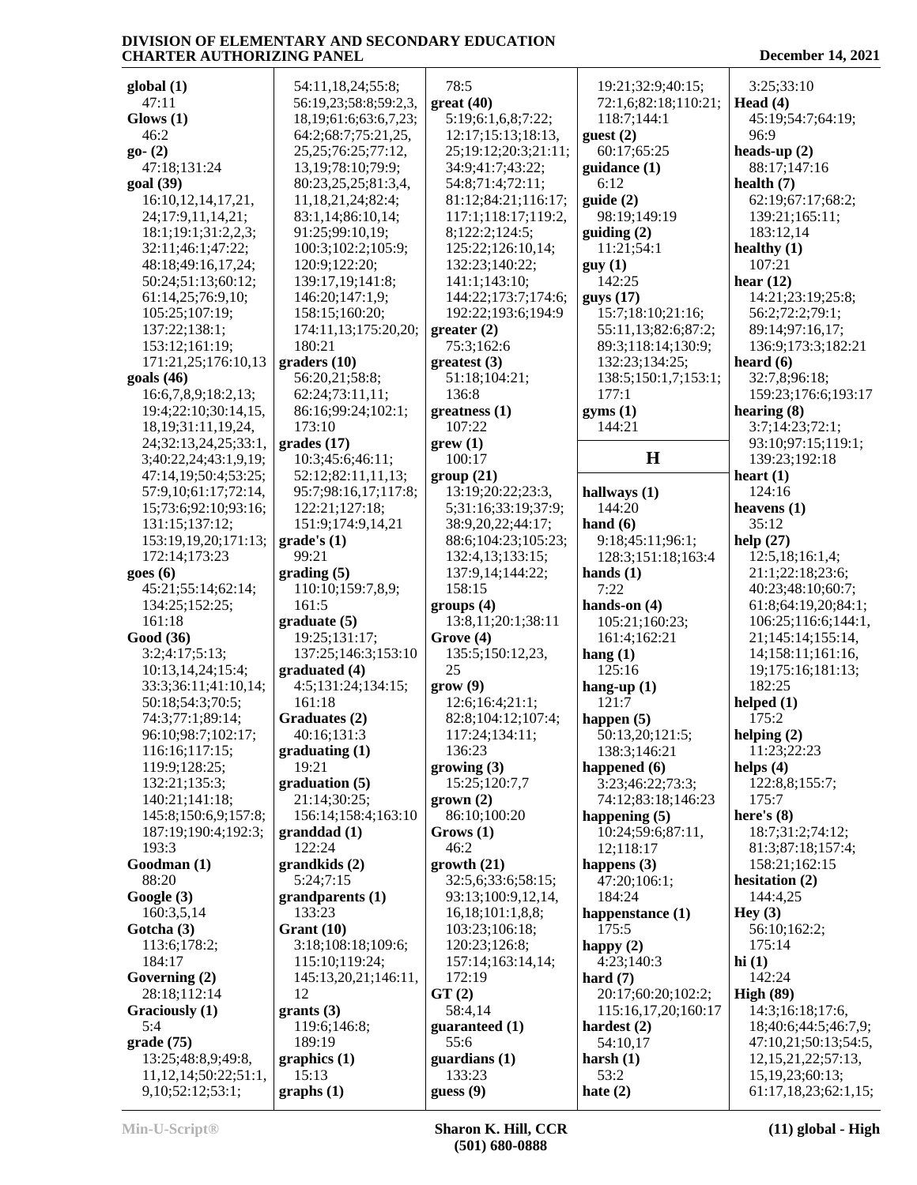**global (1)**
47:11
**Glows (1)**
46:2
**go- (2)**
47:18;131:24
**goal (39)**
16:10,12,14,17,21,24;17:9,11,14,21;18:1;19:1;31:2,2,3;32:11;46:1;47:22;48:18;49:16,17,24;50:24;51:13;60:12;61:14,25;76:9,10;105:25;107:19;137:22;138:1;153:12;161:19;171:21,25;176:10,13
**goals (46)**
16:6,7,8,9;18:2,13;19:4;22:10;30:14,15,18,19;31:11,19,24,24;32:13,24,25;33:1,3;40:22,24;43:1,9,19;47:14,19;50:4;53:25;57:9,10;61:17;72:14,15;73:6;92:10;93:16;131:15;137:12;153:19,19,20;171:13;172:14;173:23
**goes (6)**
45:21;55:14;62:14;134:25;152:25;161:18
**Good (36)**
3:2;4:17;5:13;10:13,14,24;15:4;33:3;36:11;41:10,14;50:18;54:3;70:5;74:3;77:1;89:14;96:10;98:7;102:17;116:16;117:15;119:9;128:25;132:21;135:3;140:21;141:18;145:8;150:6,9;157:8;187:19;190:4;192:3;193:3
**Goodman (1)**
88:20
**Google (3)**
160:3,5,14
**Gotcha (3)**
113:6;178:2;184:17
**Governing (2)**
28:18;112:14
**Graciously (1)**
5:4
**grade (75)**
13:25;48:8,9;49:8,11,12,14;50:22;51:1,9,10;52:12;53:1;54:11,18,24;55:8;56:19,23;58:8;59:2,3,18,19;61:6;63:6,7,23;64:2;68:7;75:21,25,25,25;76:25;77:12,13,19;78:10;79:9;80:23,25,25;81:3,4,11,18,21,24;82:4;83:1,14;86:10,14;91:25;99:10,19;100:3;102:2;105:9;120:9;122:20;139:17,19;141:8;146:20;147:1,9;158:15;160:20;174:11,13;175:20,20;180:21
**graders (10)**
56:20,21;58:8;62:24;73:11,11;86:16;99:24;102:1;173:10
**grades (17)**
10:3;45:6;46:11;52:12;82:11,11,13;95:7;98:16,17;117:8;122:21;127:18;151:9;174:9,14,21
**grade's (1)**
99:21
**grading (5)**
110:10;159:7,8,9;161:5
**graduate (5)**
19:25;131:17;137:25;146:3;153:10
**graduated (4)**
4:5;131:24;134:15;161:18
**Graduates (2)**
40:16;131:3
**graduating (1)**
19:21
**graduation (5)**
21:14;30:25;156:14;158:4;163:10
**granddad (1)**
122:24
**grandkids (2)**
5:24;7:15
**grandparents (1)**
133:23
**Grant (10)**
3:18;108:18;109:6;115:10;119:24;145:13,20,21;146:11,12
**grants (3)**
119:6;146:8;189:19
**graphics (1)**
15:13
**graphs (1)**
78:5
**great (40)**
5:19;6:1,6,8;7:22;12:17;15:13;18:13,25;19:12;20:3;21:11;34:9;41:7;43:22;54:8;71:4;72:11;81:12;84:21;116:17;117:1;118:17;119:2,8;122:2;124:5;125:22;126:10,14;132:23;140:22;141:1;143:10;144:22;173:7;174:6;192:22;193:6;194:9
**greater (2)**
75:3;162:6
**greatest (3)**
51:18;104:21;136:8
**greatness (1)**
107:22
**grew (1)**
100:17
**group (21)**
13:19;20:22;23:3,5;31:16;33:19;37:9;38:9,20,22;44:17;88:6;104:23;105:23;132:4,13;133:15;137:9,14;144:22;158:15
**groups (4)**
13:8,11;20:1;38:11
**Grove (4)**
135:5;150:12,23,25
**grow (9)**
12:6;16:4;21:1;82:8;104:12;107:4;117:24;134:11;136:23
**growing (3)**
15:25;120:7,7
**grown (2)**
86:10;100:20
**Grows (1)**
46:2
**growth (21)**
32:5,6;33:6;58:15;93:13;100:9,12,14,16,18;101:1,8,8;103:23;106:18;120:23;126:8;157:14;163:14,14;172:19
**GT (2)**
58:4,14
**guaranteed (1)**
55:6
**guardians (1)**
133:23
**guess (9)**
19:21;32:9;40:15;72:1,6;82:18;110:21;118:7;144:1
**guest (2)**
60:17;65:25
**guidance (1)**
6:12
**guide (2)**
98:19;149:19
**guiding (2)**
11:21;54:1
**guy (1)**
142:25
**guys (17)**
15:7;18:10;21:16;55:11,13;82:6;87:2;89:3;118:14;130:9;132:23;134:25;138:5;150:1,7;153:1;177:1
**gyms (1)**
144:21

## H

**hallways (1)**
144:20
**hand (6)**
9:18;45:11;96:1;128:3;151:18;163:4
**hands (1)**
7:22
**hands-on (4)**
105:21;160:23;161:4;162:21
**hang (1)**
125:16
**hang-up (1)**
121:7
**happen (5)**
50:13,20;121:5;138:3;146:21
**happened (6)**
3:23;46:22;73:3;74:12;83:18;146:23
**happening (5)**
10:24;59:6;87:11,12;118:17
**happens (3)**
47:20;106:1;184:24
**happenstance (1)**
175:5
**happy (2)**
4:23;140:3
**hard (7)**
20:17;60:20;102:2;115:16,17,20;160:17
**hardest (2)**
54:10,17
**harsh (1)**
53:2
**hate (2)**
3:25;33:10
**Head (4)**
45:19;54:7;64:19;96:9
**heads-up (2)**
88:17;147:16
**health (7)**
62:19;67:17;68:2;139:21;165:11;183:12,14
**healthy (1)**
107:21
**hear (12)**
14:21;23:19;25:8;56:2;72:2;79:1;89:14;97:16,17;136:9;173:3;182:21
**heard (6)**
32:7,8;96:18;159:23;176:6;193:17
**hearing (8)**
3:7;14:23;72:1;93:10;97:15;119:1;139:23;192:18
**heart (1)**
124:16
**heavens (1)**
35:12
**help (27)**
12:5,18;16:1,4;21:1;22:18;23:6;40:23;48:10;60:7;61:8;64:19,20;84:1;106:25;116:6;144:1,21;145:14;155:14,14;158:11;161:16,19;175:16;181:13;182:25
**helped (1)**
175:2
**helping (2)**
11:23;22:23
**helps (4)**
122:8,8;155:7;175:7
**here's (8)**
18:7;31:2;74:12;81:3;87:18;157:4;158:21;162:15
**hesitation (2)**
144:4,25
**Hey (3)**
56:10;162:2;175:14
**hi (1)**
142:24
**High (89)**
14:3;16:18;17:6,18;40:6;44:5;46:7,9;47:10,21;50:13;54:5,12,15,21,22;57:13,15,19,23;60:13;61:17,18,23;62:1,15;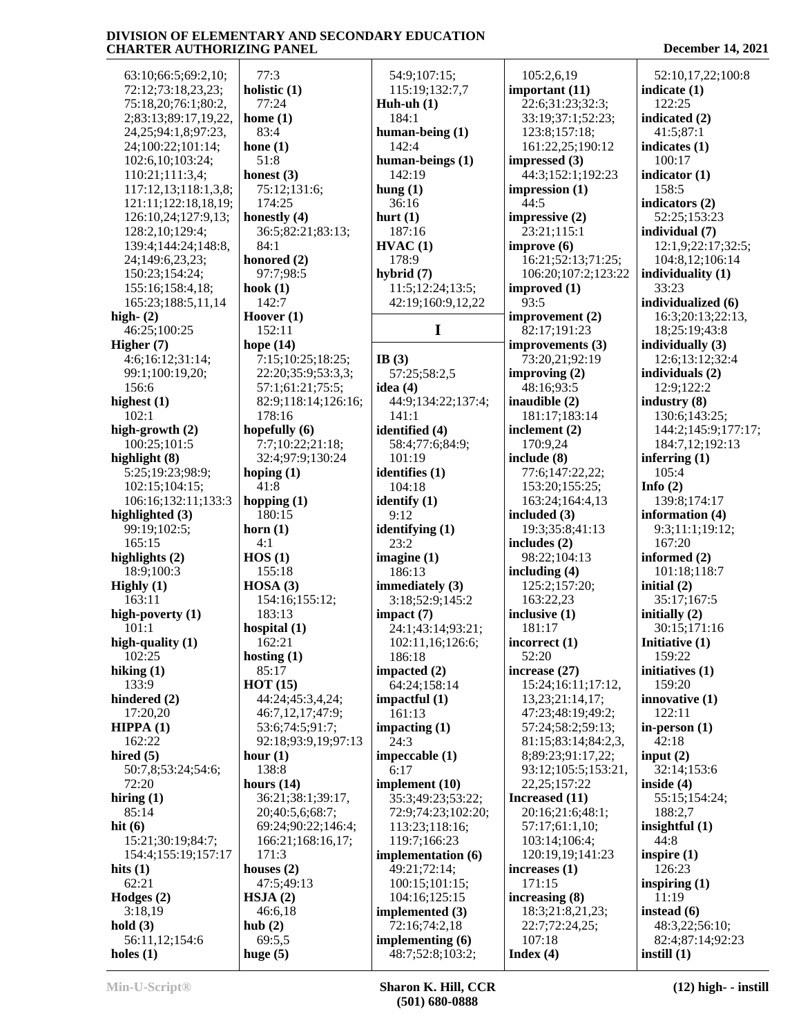63:10;66:5;69:2,10;
72:12;73:18,23,23;
75:18,20;76:1;80:2,
2;83:13;89:17,19,22,
24,25;94:1,8;97:23,
24;100:22;101:14;
102:6,10;103:24;
110:21;111:3,4;
117:12,13;118:1,3,8;
121:11;122:18,18,19;
126:10,24;127:9,13;
128:2,10;129:4;
139:4;144:24;148:8,
24;149:6,23,23;
150:23;154:24;
155:16;158:4,18;
165:23;188:5,11,14

**high- (2)**
46:25;100:25

**Higher (7)**
4:6;16:12;31:14;
99:1;100:19,20;
156:6

**highest (1)**
102:1

**high-growth (2)**
100:25;101:5

**highlight (8)**
5:25;19:23;98:9;
102:15;104:15;
106:16;132:11;133:3

**highlighted (3)**
99:19;102:5;
165:15

**highlights (2)**
18:9;100:3

**Highly (1)**
163:11

**high-poverty (1)**
101:1

**high-quality (1)**
102:25

**hiking (1)**
133:9

**hindered (2)**
17:20,20

**HIPPA (1)**
162:22

**hired (5)**
50:7,8;53:24;54:6;
72:20

**hiring (1)**
85:14

**hit (6)**
15:21;30:19;84:7;
154:4;155:19;157:17

**hits (1)**
62:21

**Hodges (2)**
3:18,19

**hold (3)**
56:11,12;154:6

**holes (1)**
77:3

**holistic (1)**
77:24

**home (1)**
83:4

**hone (1)**
51:8

**honest (3)**
75:12;131:6;
174:25

**honestly (4)**
36:5;82:21;83:13;
84:1

**honored (2)**
97:7;98:5

**hook (1)**
142:7

**Hoover (1)**
152:11

**hope (14)**
7:15;10:25;18:25;
22:20;35:9;53:3,3;
57:1;61:21;75:5;
82:9;118:14;126:16;
178:16

**hopefully (6)**
7:7;10:22;21:18;
32:4;97:9;130:24

**hoping (1)**
41:8

**hopping (1)**
180:15

**horn (1)**
4:1

**HOS (1)**
155:18

**HOSA (3)**
154:16;155:12;
183:13

**hospital (1)**
162:21

**hosting (1)**
85:17

**HOT (15)**
44:24;45:3,4,24;
46:7,12,17;47:9;
53:6;74:5;91:7;
92:18;93:9,19;97:13

**hour (1)**
138:8

**hours (14)**
36:21;38:1;39:17,
20;40:5,6;68:7;
69:24;90:22;146:4;
166:21;168:16,17;
171:3

**houses (2)**
47:5;49:13

**HSJA (2)**
46:6,18

**hub (2)**
69:5,5

**huge (5)**
54:9;107:15;
115:19;132:7,7

**Huh-uh (1)**
184:1

**human-being (1)**
142:4

**human-beings (1)**
142:19

**hung (1)**
36:16

**hurt (1)**
187:16

**HVAC (1)**
178:9

**hybrid (7)**
11:5;12:24;13:5;
42:19;160:9,12,22

## I

**IB (3)**
57:25;58:2,5

**idea (4)**
44:9;134:22;137:4;
141:1

**identified (4)**
58:4;77:6;84:9;
101:19

**identifies (1)**
104:18

**identify (1)**
9:12

**identifying (1)**
23:2

**imagine (1)**
186:13

**immediately (3)**
3:18;52:9;145:2

**impact (7)**
24:1;43:14;93:21;
102:11,16;126:6;
186:18

**impacted (2)**
64:24;158:14

**impactful (1)**
161:13

**impacting (1)**
24:3

**impeccable (1)**
6:17

**implement (10)**
35:3;49:23;53:22;
72:9;74:23;102:20;
113:23;118:16;
119:7;166:23

**implementation (6)**
49:21;72:14;
100:15;101:15;
104:16;125:15

**implemented (3)**
72:16;74:2,18

**implementing (6)**
48:7;52:8;103:2;
105:2,6,19

**important (11)**
22:6;31:23;32:3;
33:19;37:1;52:23;
123:8;157:18;
161:22,25;190:12

**impressed (3)**
44:3;152:1;192:23

**impression (1)**
44:5

**impressive (2)**
23:21;115:1

**improve (6)**
16:21;52:13;71:25;
106:20;107:2;123:22

**improved (1)**
93:5

**improvement (2)**
82:17;191:23

**improvements (3)**
73:20,21;92:19

**improving (2)**
48:16;93:5

**inaudible (2)**
181:17;183:14

**inclement (2)**
170:9,24

**include (8)**
77:6;147:22,22;
153:20;155:25;
163:24;164:4,13

**included (3)**
19:3;35:8;41:13

**includes (2)**
98:22;104:13

**including (4)**
125:2;157:20;
163:22,23

**inclusive (1)**
181:17

**incorrect (1)**
52:20

**increase (27)**
15:24;16:11;17:12,
13,23;21:14,17;
47:23;48:19;49:2;
57:24;58:2;59:13;
81:15;83:14;84:2,3,
8;89:23;91:17,22;
93:12;105:5;153:21,
22,25;157:22

**Increased (11)**
20:16;21:6;48:1;
57:17;61:1,10;
103:14;106:4;
120:19,19;141:23

**increases (1)**
171:15

**increasing (8)**
18:3;21:8,21,23;
22:7;72:24,25;
107:18

**Index (4)**
52:10,17,22;100:8

**indicate (1)**
122:25

**indicated (2)**
41:5;87:1

**indicates (1)**
100:17

**indicator (1)**
158:5

**indicators (2)**
52:25;153:23

**individual (7)**
12:1,9;22:17;32:5;
104:8,12;106:14

**individuality (1)**
33:23

**individualized (6)**
16:3;20:13;22:13,
18;25:19;43:8

**individually (3)**
12:6;13:12;32:4

**individuals (2)**
12:9;122:2

**industry (8)**
130:6;143:25;
144:2;145:9;177:17;
184:7,12;192:13

**inferring (1)**
105:4

**Info (2)**
139:8;174:17

**information (4)**
9:3;11:1;19:12;
167:20

**informed (2)**
101:18;118:7

**initial (2)**
35:17;167:5

**initially (2)**
30:15;171:16

**Initiative (1)**
159:22

**initiatives (1)**
159:20

**innovative (1)**
122:11

**in-person (1)**
42:18

**input (2)**
32:14;153:6

**inside (4)**
55:15;154:24;
188:2,7

**insightful (1)**
44:8

**inspire (1)**
126:23

**inspiring (1)**
11:19

**instead (6)**
48:3,22;56:10;
82:4;87:14;92:23

**instill (1)**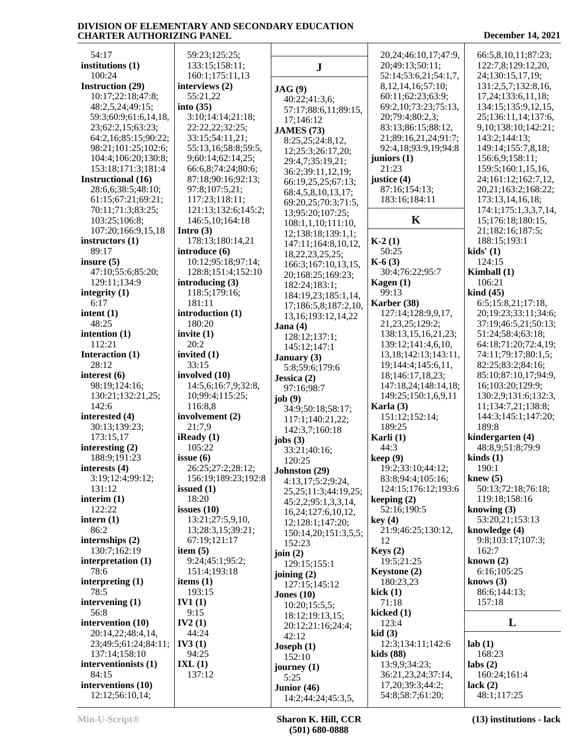54:17
**institutions (1)**
100:24
**Instruction (29)**
10:17;22:18;47:8;
48:2,5,24;49:15;
59:3;60:9;61:6,14,18,
23;62:2,15;63:23;
64:2,16;85:15;90:22;
98:21;101:25;102:6;
104:4;106:20;130:8;
153:18;171:3;181:4
**Instructional (16)**
28:6,6;38:5;48:10;
61:15;67:21;69:21;
70:11;71:3;83:25;
103:25;106:8;
107:20;166:9,15,18
**instructors (1)**
89:17
**insure (5)**
47:10;55:6;85:20;
129:11;134:9
**integrity (1)**
6:17
**intent (1)**
48:25
**intention (1)**
112:21
**Interaction (1)**
28:12
**interest (6)**
98:19;124:16;
130:21;132:21,25;
142:6
**interested (4)**
30:13;139:23;
173:15,17
**interesting (2)**
188:9;191:23
**interests (4)**
3:19;12:4;99:12;
131:12
**interim (1)**
122:22
**intern (1)**
86:2
**internships (2)**
130:7;162:19
**interpretation (1)**
78:6
**interpreting (1)**
78:5
**intervening (1)**
56:8
**intervention (10)**
20:14,22;48:4,14,
23;49:5;61:24;84:11;
137:14;158:10
**interventionists (1)**
84:15
**interventions (10)**
12:12;56:10,14;
59:23;125:25;
133:15;158:11;
160:1;175:11,13
**interviews (2)**
55:21,22
**into (35)**
3:10;14:14;21:18;
22:22,22;32:25;
33:15;54:11,21;
55:13,16;58:8;59:5,
9;60:14;62:14,25;
66:6,8;74:24;80:6;
87:18;90:16;92:13;
97:8;107:5,21;
117:23;118:11;
121:13;132:6;145:2;
146:5,10;164:18
**Intro (3)**
178:13;180:14,21
**introduce (6)**
10:12;95:18;97:14;
128:8;151:4;152:10
**introducing (3)**
118:5;179:16;
181:11
**introduction (1)**
180:20
**invite (1)**
20:2
**invited (1)**
33:15
**involved (10)**
14:5,6;16:7,9;32:8,
10;99:4;115:25;
116:8,8
**involvement (2)**
21:7,9
**iReady (1)**
105:22
**issue (6)**
26:25;27:2;28:12;
156:19;189:23;192:8
**issued (1)**
18:20
**issues (10)**
13:21;27:5,9,10,
13;28:3,15;39:21;
67:19;121:17
**item (5)**
9:24;45:1;95:2;
151:4;193:18
**items (1)**
193:15
**IV1 (1)**
9:15
**IV2 (1)**
44:24
**IV3 (1)**
94:25
**IXL (1)**
137:12

## J

**JAG (9)**
40:22;41:3,6;
57:17;88:6,11;89:15,
17;146:12
**JAMES (73)**
8:25,25;24:8,12,
12;25:3;26:17,20;
29:4,7;35:19,21;
36:2;39:11,12,19;
66:19,25,25;67:13;
68:4,5,8,10,13,17;
69:20,25;70:3;71:5,
13;95:20;107:25;
108:1,1,10;111:10,
12;138:18;139:1,1;
147:11;164:8,10,12,
18,22,23,25,25;
166:3;167:10,13,15,
20;168:25;169:23;
182:24;183:1;
184:19,23;185:1,14,
17;186:5,8;187:2,10,
13,16;193:12,14,22
**Jana (4)**
128:12;137:1;
145:12;147:1
**January (3)**
5:8;59:6;179:6
**Jessica (2)**
97:16;98:7
**job (9)**
34:9;50:18;58:17;
117:1;140:21,22;
142:3,7;160:18
**jobs (3)**
33:21;40:16;
120:25
**Johnston (29)**
4:13,17;5:2;9:24,
25,25;11:3;44:19,25;
45:2,2;95:1,3,3,14,
16,24;127:6,10,12,
12;128:1;147:20;
150:14,20;151:3,5,5;
152:23
**join (2)**
129:15;155:1
**joining (2)**
127:15;145:12
**Jones (10)**
10:20;15:5,5;
18:12;19:13,15;
20:12;21:16;24:4;
42:12
**Joseph (1)**
152:10
**journey (1)**
5:25
**Junior (46)**
14:2;44:24;45:3,5,
20,24;46:10,17;47:9,
20;49:13;50:11;
52:14;53:6,21;54:1,7,
8,12,14,16;57:10;
60:11;62:23;63:9;
69:2,10;73:23;75:13,
20;79:4;80:2,3;
83:13;86:15;88:12,
21;89:16,21,24;91:7;
92:4,18;93:9,19;94:8
**juniors (1)**
21:23
**justice (4)**
87:16;154:13;
183:16;184:11

## K

**K-2 (1)**
50:25
**K-6 (3)**
30:4;76:22;95:7
**Kagen (1)**
99:13
**Karber (38)**
127:14;128:9,9,17,
21,23,25;129:2;
138:13,15,16,21,23;
139:12;141:4,6,10,
13,18;142:13;143:11,
19;144:4;145:6,11,
18;146:17,18,23;
147:18,24;148:14,18;
149:25;150:1,6,9,11
**Karla (3)**
151:12;152:14;
189:25
**Karli (1)**
44:3
**keep (9)**
19:2;33:10;44:12;
83:8;94:4;105:16;
124:15;176:12;193:6
**keeping (2)**
52:16;190:5
**key (4)**
21:9;46:25;130:12,
12
**Keys (2)**
19:5;21:25
**Keystone (2)**
180:23,23
**kick (1)**
71:18
**kicked (1)**
123:4
**kid (3)**
12:3;134:11;142:6
**kids (88)**
13:9,9;34:23;
36:21,23,24;37:14,
17,20;39:3;44:2;
54:8;58:7;61:20;
66:5,8,10,11;87:23;
122:7,8;129:12,20,
24;130:15,17,19;
131:2,5,7;132:8,16,
17,24;133:6,11,18;
134:15;135:9,12,15,
25;136:11,14;137:6,
9,10;138:10;142:21;
143:2;144:13;
149:14;155:7,8,18;
156:6,9;158:11;
159:5;160:1,15,16,
24;161:12;162:7,12,
20,21;163:2;168:22;
173:13,14,16,18;
174:1;175:1,3,3,7,14,
15;176:18;180:15,
21;182:16;187:5;
188:15;193:1
**kids' (1)**
124:15
**Kimball (1)**
106:21
**kind (45)**
6:5;15:8,21;17:18,
20;19:23;33:11;34:6;
37:19;46:5,21;50:13;
51:24;58:4;63:18;
64:18;71:20;72:4,19;
74:11;79:17;80:1,5;
82:25;83:2;84:16;
85:10;87:10,17;94:9,
16;103:20;129:9;
130:2,9;131:6;132:3,
11;134:7,21;138:8;
144:3;145:1;147:20;
189:8
**kindergarten (4)**
48:8,9;51:8;79:9
**kinds (1)**
190:1
**knew (5)**
50:13;72:18;76:18;
119:18;158:16
**knowing (3)**
53:20,21;153:13
**knowledge (4)**
9:8;103:17;107:3;
162:7
**known (2)**
6:16;105:25
**knows (3)**
86:6;144:13;
157:18

## L

**lab (1)**
168:23
**labs (2)**
160:24;161:4
**lack (2)**
48:1;117:25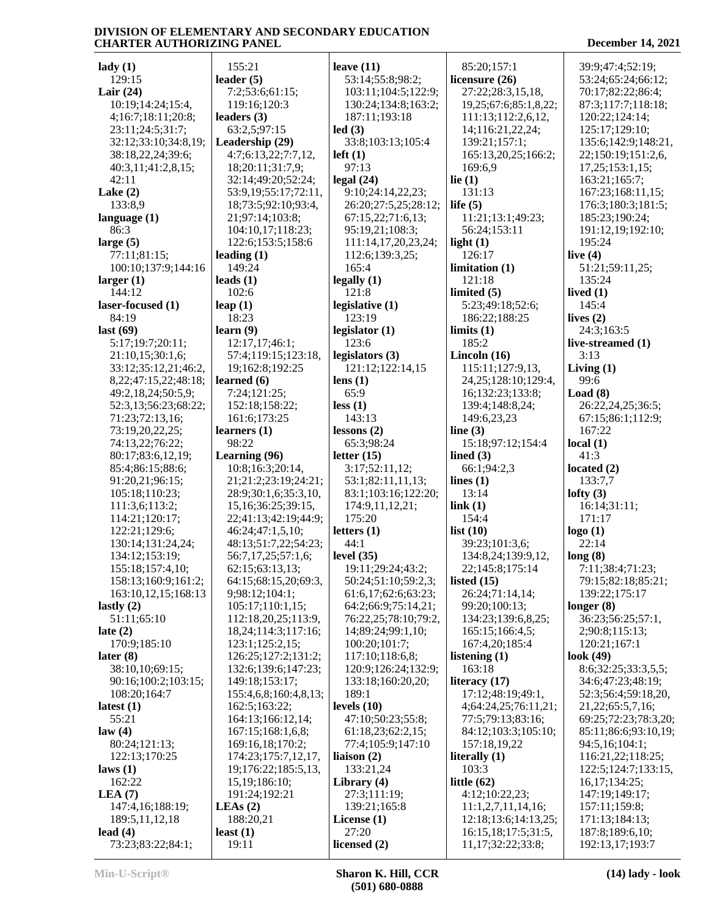**lady (1)**
129:15
**Lair (24)**
10:19;14:24;15:4,
4;16:7;18:11;20:8;
23:11;24:5;31:7;
32:12;33:10;34:8,19;
38:18,22,24;39:6;
40:3,11;41:2,8,15;
42:11
**Lake (2)**
133:8,9
**language (1)**
86:3
**large (5)**
77:11;81:15;
100:10;137:9;144:16
**larger (1)**
144:12
**laser-focused (1)**
84:19
**last (69)**
5:17;19:7;20:11;
21:10,15;30:1,6;
33:12;35:12,21;46:2,
8,22;47:15,22;48:18;
49:2,18,24;50:5,9;
52:3,13;56:23;68:22;
71:23;72:13,16;
73:19,20,22,25;
74:13,22;76:22;
80:17;83:6,12,19;
85:4;86:15;88:6;
91:20,21;96:15;
105:18;110:23;
111:3,6;113:2;
114:21;120:17;
122:21;129:6;
130:14;131:24,24;
134:12;153:19;
155:18;157:4,10;
158:13;160:9;161:2;
163:10,12,15;168:13
**lastly (2)**
51:11;65:10
**late (2)**
170:9;185:10
**later (8)**
38:10,10;69:15;
90:16;100:2;103:15;
108:20;164:7
**latest (1)**
55:21
**law (4)**
80:24;121:13;
122:13;170:25
**laws (1)**
162:22
**LEA (7)**
147:4,16;188:19;
189:5,11,12,18
**lead (4)**
73:23;83:22;84:1;
155:21
**leader (5)**
7:2;53:6;61:15;
119:16;120:3
**leaders (3)**
63:2,5;97:15
**Leadership (29)**
4:7;6:13,22;7:7,12,
18;20:11;31:7,9;
32:14;49:20;52:24;
53:9,19;55:17;72:11,
18;73:5;92:10;93:4,
21;97:14;103:8;
104:10,17;118:23;
122:6;153:5;158:6
**leading (1)**
149:24
**leads (1)**
102:6
**leap (1)**
18:23
**learn (9)**
12:17,17;46:1;
57:4;119:15;123:18,
19;162:8;192:25
**learned (6)**
7:24;121:25;
152:18;158:22;
161:6;173:25
**learners (1)**
98:22
**Learning (96)**
10:8;16:3;20:14,
21;21:2;23:19;24:21;
28:9;30:1,6;35:3,10,
15,16;36:25;39:15,
22;41:13;42:19;44:9;
46:24;47:1,5,10;
48:13;51:7,22;54:23;
56:7,17,25;57:1,6;
62:15;63:13,13;
64:15;68:15,20;69:3,
9;98:12;104:1;
105:17;110:1,15;
112:18,20,25;113:9,
18,24;114:3;117:16;
123:1;125:2,15;
126:25;127:2;131:2;
132:6;139:6;147:23;
149:18;153:17;
155:4,6,8;160:4,8,13;
162:5;163:22;
164:13;166:12,14;
167:15;168:1,6,8;
169:16,18;170:2;
174:23;175:7,12,17,
19;176:22;185:5,13,
15,19;186:10;
191:24;192:21
**LEAs (2)**
188:20,21
**least (1)**
19:11
**leave (11)**
53:14;55:8;98:2;
103:11;104:5;122:9;
130:24;134:8;163:2;
187:11;193:18
**led (3)**
33:8;103:13;105:4
**left (1)**
97:13
**legal (24)**
9:10;24:14,22,23;
26:20;27:5,25;28:12;
67:15,22;71:6,13;
95:19,21;108:3;
111:14,17,20,23,24;
112:6;139:3,25;
165:4
**legally (1)**
121:8
**legislative (1)**
123:19
**legislator (1)**
123:6
**legislators (3)**
121:12;122:14,15
**lens (1)**
65:9
**less (1)**
143:13
**lessons (2)**
65:3;98:24
**letter (15)**
3:17;52:11,12;
53:1;82:11,11,13;
83:1;103:16;122:20;
174:9,11,12,21;
175:20
**letters (1)**
44:1
**level (35)**
19:11;29:24;43:2;
50:24;51:10;59:2,3;
61:6,17;62:6;63:23;
64:2;66:9;75:14,21;
76:22,25;78:10;79:2,
14;89:24;99:1,10;
100:20;101:7;
117:10;118:6,8;
120:9;126:24;132:9;
133:18;160:20,20;
189:1
**levels (10)**
47:10;50:23;55:8;
61:18,23;62:2,15;
77:4;105:9;147:10
**liaison (2)**
133:21,24
**Library (4)**
27:3;111:19;
139:21;165:8
**License (1)**
27:20
**licensed (2)**
85:20;157:1
**licensure (26)**
27:22;28:3,15,18,
19,25;67:6;85:1,8,22;
111:13;112:2,6,12,
14;116:21,22,24;
139:21;157:1;
165:13,20,25;166:2;
169:6,9
**lie (1)**
131:13
**life (5)**
11:21;13:1;49:23;
56:24;153:11
**light (1)**
126:17
**limitation (1)**
121:18
**limited (5)**
5:23;49:18;52:6;
186:22;188:25
**limits (1)**
185:2
**Lincoln (16)**
115:11;127:9,13,
24,25;128:10;129:4,
16;132:23;133:8;
139:4;148:8,24;
149:6,23,23
**line (3)**
15:18;97:12;154:4
**lined (3)**
66:1;94:2,3
**lines (1)**
13:14
**link (1)**
154:4
**list (10)**
39:23;101:3,6;
134:8,24;139:9,12,
22;145:8;175:14
**listed (15)**
26:24;71:14,14;
99:20;100:13;
134:23;139:6,8,25;
165:15;166:4,5;
167:4,20;185:4
**listening (1)**
163:18
**literacy (17)**
17:12;48:19;49:1,
4;64:24,25;76:11,21;
77:5;79:13;83:16;
84:12;103:3;105:10;
157:18,19,22
**literally (1)**
103:3
**little (62)**
4:12;10:22,23;
11:1,2,7,11,14,16;
12:18;13:6;14:13,25;
16:15,18;17:5;31:5,
11,17;32:22;33:8;
39:9;47:4;52:19;
53:24;65:24;66:12;
70:17;82:22;86:4;
87:3;117:7;118:18;
120:22;124:14;
125:17;129:10;
135:6;142:9;148:21,
22;150:19;151:2,6,
17,25;153:1,15;
163:21;165:7;
167:23;168:11,15;
176:3;180:3;181:5;
185:23;190:24;
191:12,19;192:10;
195:24
**live (4)**
51:21;59:11,25;
135:24
**lived (1)**
145:4
**lives (2)**
24:3;163:5
**live-streamed (1)**
3:13
**Living (1)**
99:6
**Load (8)**
26:22,24,25;36:5;
67:15;86:1;112:9;
167:22
**local (1)**
41:3
**located (2)**
133:7,7
**lofty (3)**
16:14;31:11;
171:17
**logo (1)**
22:14
**long (8)**
7:11;38:4;71:23;
79:15;82:18;85:21;
139:22;175:17
**longer (8)**
36:23;56:25;57:1,
2;90:8;115:13;
120:21;167:1
**look (49)**
8:6;32:25;33:3,5,5;
34:6;47:23;48:19;
52:3;56:4;59:18,20,
21,22;65:5,7,16;
69:25;72:23;78:3,20;
85:11;86:6;93:10,19;
94:5,16;104:1;
116:21,22;118:25;
122:5;124:7;133:15,
16,17;134:25;
147:19;149:17;
157:11;159:8;
171:13;184:13;
187:8;189:6,10;
192:13,17;193:7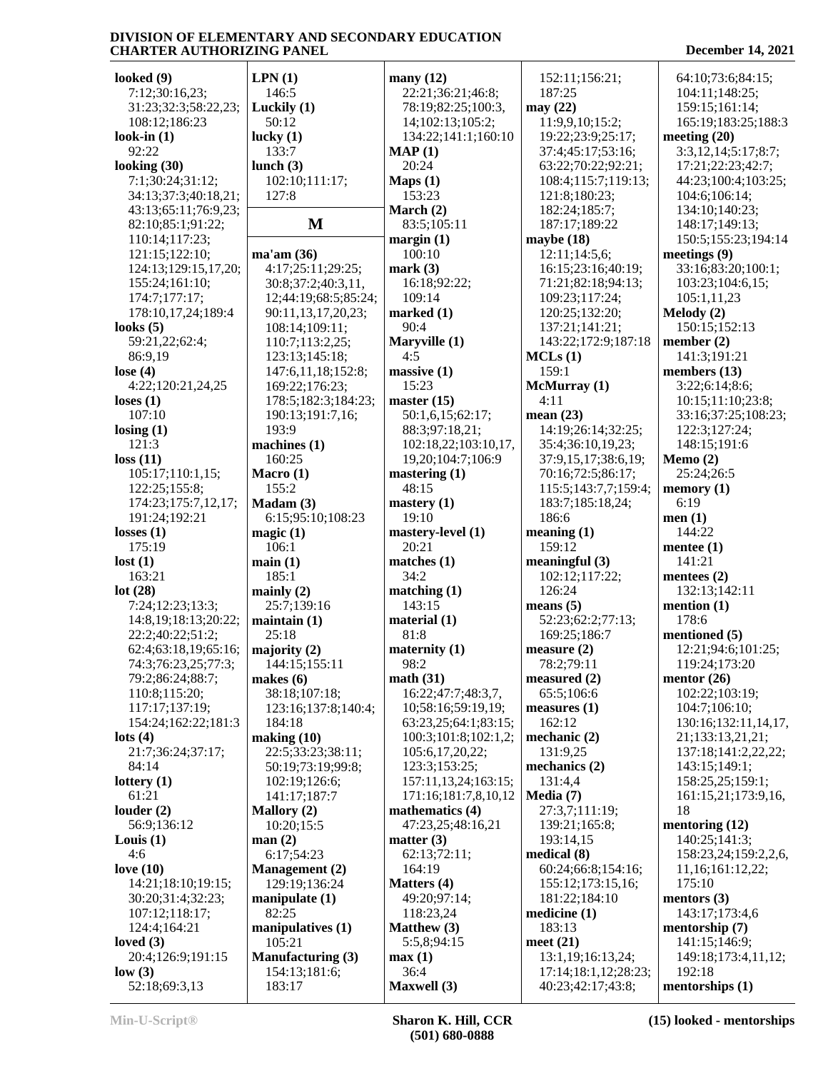**looked (9)**
7:12;30:16,23;
31:23;32:3;58:22,23;
108:12;186:23
**look-in (1)**
92:22
**looking (30)**
7:1;30:24;31:12;
34:13;37:3;40:18,21;
43:13;65:11;76:9,23;
82:10;85:1;91:22;
110:14;117:23;
121:15;122:10;
124:13;129:15,17,20;
155:24;161:10;
174:7;177:17;
178:10,17,24;189:4
**looks (5)**
59:21,22;62:4;
86:9,19
**lose (4)**
4:22;120:21,24,25
**loses (1)**
107:10
**losing (1)**
121:3
**loss (11)**
105:17;110:1,15;
122:25;155:8;
174:23;175:7,12,17;
191:24;192:21
**losses (1)**
175:19
**lost (1)**
163:21
**lot (28)**
7:24;12:23;13:3;
14:8,19;18:13;20:22;
22:2;40:22;51:2;
62:4;63:18,19;65:16;
74:3;76:23,25;77:3;
79:2;86:24;88:7;
110:8;115:20;
117:17;137:19;
154:24;162:22;181:3
**lots (4)**
21:7;36:24;37:17;
84:14
**lottery (1)**
61:21
**louder (2)**
56:9;136:12
**Louis (1)**
4:6
**love (10)**
14:21;18:10;19:15;
30:20;31:4;32:23;
107:12;118:17;
124:4;164:21
**loved (3)**
20:4;126:9;191:15
**low (3)**
52:18;69:3,13

**LPN (1)**
146:5
**Luckily (1)**
50:12
**lucky (1)**
133:7
**lunch (3)**
102:10;111:17;
127:8

## M

**ma'am (36)**
4:17;25:11;29:25;
30:8;37:2;40:3,11,
12;44:19;68:5;85:24;
90:11,13,17,20,23;
108:14;109:11;
110:7;113:2,25;
123:13;145:18;
147:6,11,18;152:8;
169:22;176:23;
178:5;182:3;184:23;
190:13;191:7,16;
193:9
**machines (1)**
160:25
**Macro (1)**
155:2
**Madam (3)**
6:15;95:10;108:23
**magic (1)**
106:1
**main (1)**
185:1
**mainly (2)**
25:7;139:16
**maintain (1)**
25:18
**majority (2)**
144:15;155:11
**makes (6)**
38:18;107:18;
123:16;137:8;140:4;
184:18
**making (10)**
22:5;33:23;38:11;
50:19;73:19;99:8;
102:19;126:6;
141:17;187:7
**Mallory (2)**
10:20;15:5
**man (2)**
6:17;54:23
**Management (2)**
129:19;136:24
**manipulate (1)**
82:25
**manipulatives (1)**
105:21
**Manufacturing (3)**
154:13;181:6;
183:17

**many (12)**
22:21;36:21;46:8;
78:19;82:25;100:3,
14;102:13;105:2;
134:22;141:1;160:10
**MAP (1)**
20:24
**Maps (1)**
153:23
**March (2)**
83:5;105:11
**margin (1)**
100:10
**mark (3)**
16:18;92:22;
109:14
**marked (1)**
90:4
**Maryville (1)**
4:5
**massive (1)**
15:23
**master (15)**
50:1,6,15;62:17;
88:3;97:18,21;
102:18,22;103:10,17,
19,20;104:7;106:9
**mastering (1)**
48:15
**mastery (1)**
19:10
**mastery-level (1)**
20:21
**matches (1)**
34:2
**matching (1)**
143:15
**material (1)**
81:8
**maternity (1)**
98:2
**math (31)**
16:22;47:7;48:3,7,
10;58:16;59:19,19;
63:23,25;64:1;83:15;
100:3;101:8;102:1,2;
105:6,17,20,22;
123:3;153:25;
157:11,13,24;163:15;
171:16;181:7,8,10,12
**mathematics (4)**
47:23,25;48:16,21
**matter (3)**
62:13;72:11;
164:19
**Matters (4)**
49:20;97:14;
118:23,24
**Matthew (3)**
5:5,8;94:15
**max (1)**
36:4
**Maxwell (3)**

152:11;156:21;
187:25
**may (22)**
11:9,9,10;15:2;
19:22;23:9;25:17;
37:4;45:17;53:16;
63:22;70:22;92:21;
108:4;115:7;119:13;
121:8;180:23;
182:24;185:7;
187:17;189:22
**maybe (18)**
12:11;14:5,6;
16:15;23:16;40:19;
71:21;82:18;94:13;
109:23;117:24;
120:25;132:20;
137:21;141:21;
143:22;172:9;187:18
**MCLs (1)**
159:1
**McMurray (1)**
4:11
**mean (23)**
14:19;26:14;32:25;
35:4;36:10,19,23;
37:9,15,17;38:6,19;
70:16;72:5;86:17;
115:5;143:7,7;159:4;
183:7;185:18,24;
186:6
**meaning (1)**
159:12
**meaningful (3)**
102:12;117:22;
126:24
**means (5)**
52:23;62:2;77:13;
169:25;186:7
**measure (2)**
78:2;79:11
**measured (2)**
65:5;106:6
**measures (1)**
162:12
**mechanic (2)**
131:9,25
**mechanics (2)**
131:4,4
**Media (7)**
27:3,7;111:19;
139:21;165:8;
193:14,15
**medical (8)**
60:24;66:8;154:16;
155:12;173:15,16;
181:22;184:10
**medicine (1)**
183:13
**meet (21)**
13:1,19;16:13,24;
17:14;18:1,12;28:23;
40:23;42:17;43:8;

64:10;73:6;84:15;
104:11;148:25;
159:15;161:14;
165:19;183:25;188:3
**meeting (20)**
3:3,12,14;5:17;8:7;
17:21;22:23;42:7;
44:23;100:4;103:25;
104:6;106:14;
134:10;140:23;
148:17;149:13;
150:5;155:23;194:14
**meetings (9)**
33:16;83:20;100:1;
103:23;104:6,15;
105:1,11,23
**Melody (2)**
150:15;152:13
**member (2)**
141:3;191:21
**members (13)**
3:22;6:14;8:6;
10:15;11:10;23:8;
33:16;37:25;108:23;
122:3;127:24;
148:15;191:6
**Memo (2)**
25:24;26:5
**memory (1)**
6:19
**men (1)**
144:22
**mentee (1)**
141:21
**mentees (2)**
132:13;142:11
**mention (1)**
178:6
**mentioned (5)**
12:21;94:6;101:25;
119:24;173:20
**mentor (26)**
102:22;103:19;
104:7;106:10;
130:16;132:11,14,17,
21;133:13,21,21;
137:18;141:2,22,22;
143:15;149:1;
158:25,25;159:1;
161:15,21;173:9,16,
18
**mentoring (12)**
140:25;141:3;
158:23,24;159:2,2,6,
11,16;161:12,22;
175:10
**mentors (3)**
143:17;173:4,6
**mentorship (7)**
141:15;146:9;
149:18;173:4,11,12;
192:18
**mentorships (1)**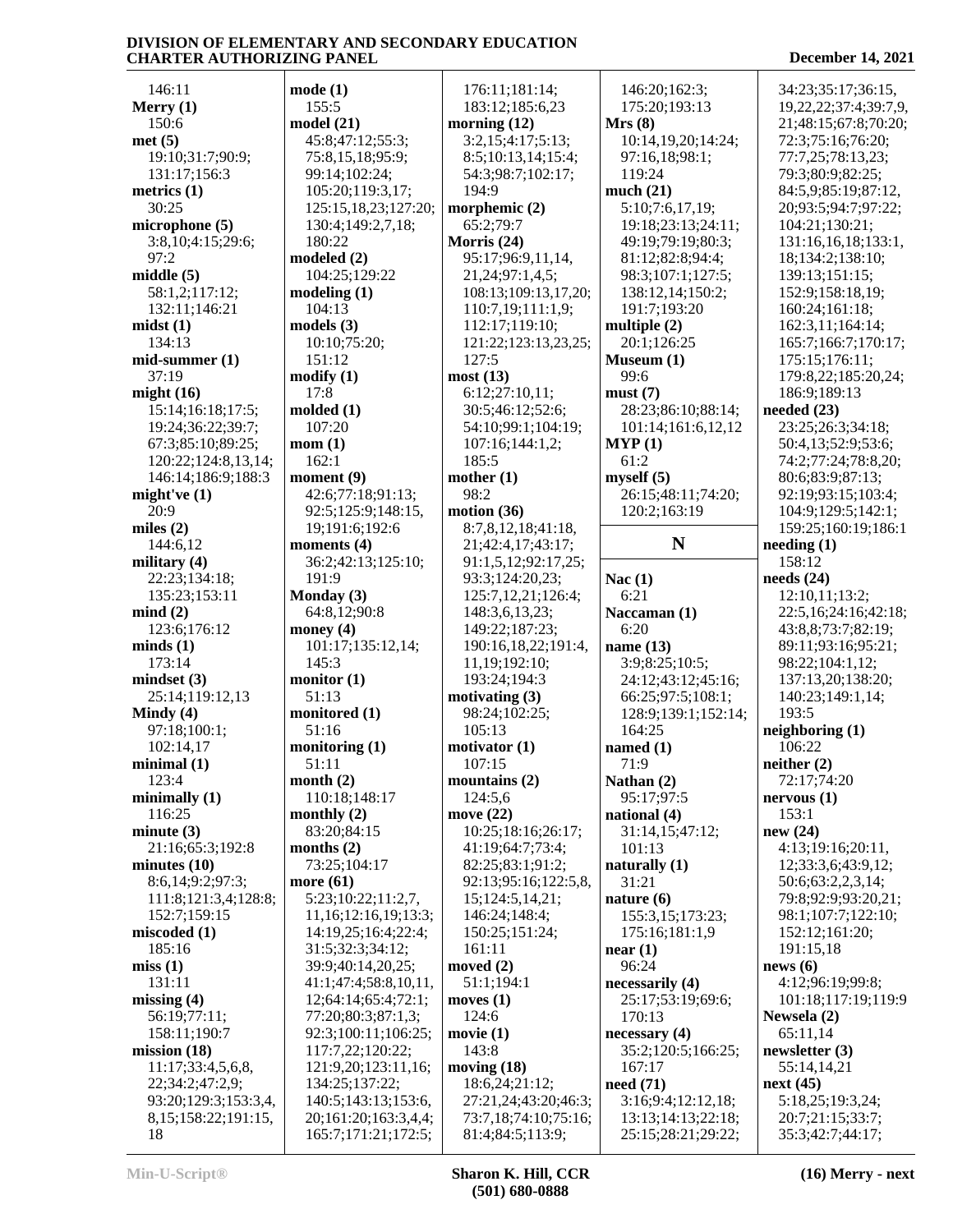146:11
**Merry (1)**
150:6
**met (5)**
19:10;31:7;90:9;
131:17;156:3
**metrics (1)**
30:25
**microphone (5)**
3:8,10;4:15;29:6;
97:2
**middle (5)**
58:1,2;117:12;
132:11;146:21
**midst (1)**
134:13
**mid-summer (1)**
37:19
**might (16)**
15:14;16:18;17:5;
19:24;36:22;39:7;
67:3;85:10;89:25;
120:22;124:8,13,14;
146:14;186:9;188:3
**might've (1)**
20:9
**miles (2)**
144:6,12
**military (4)**
22:23;134:18;
135:23;153:11
**mind (2)**
123:6;176:12
**minds (1)**
173:14
**mindset (3)**
25:14;119:12,13
**Mindy (4)**
97:18;100:1;
102:14,17
**minimal (1)**
123:4
**minimally (1)**
116:25
**minute (3)**
21:16;65:3;192:8
**minutes (10)**
8:6,14;9:2;97:3;
111:8;121:3,4;128:8;
152:7;159:15
**miscoded (1)**
185:16
**miss (1)**
131:11
**missing (4)**
56:19;77:11;
158:11;190:7
**mission (18)**
11:17;33:4,5,6,8,
22;34:2;47:2,9;
93:20;129:3;153:3,4,
8,15;158:22;191:15,
18

**mode (1)**
155:5
**model (21)**
45:8;47:12;55:3;
75:8,15,18;95:9;
99:14;102:24;
105:20;119:3,17;
125:15,18,23;127:20;
130:4;149:2,7,18;
180:22
**modeled (2)**
104:25;129:22
**modeling (1)**
104:13
**models (3)**
10:10;75:20;
151:12
**modify (1)**
17:8
**molded (1)**
107:20
**mom (1)**
162:1
**moment (9)**
42:6;77:18;91:13;
92:5;125:9;148:15,
19;191:6;192:6
**moments (4)**
36:2;42:13;125:10;
191:9
**Monday (3)**
64:8,12;90:8
**money (4)**
101:17;135:12,14;
145:3
**monitor (1)**
51:13
**monitored (1)**
51:16
**monitoring (1)**
51:11
**month (2)**
110:18;148:17
**monthly (2)**
83:20;84:15
**months (2)**
73:25;104:17
**more (61)**
5:23;10:22;11:2,7,
11,16;12:16,19;13:3;
14:19,25;16:4;22:4;
31:5;32:3;34:12;
39:9;40:14,20,25;
41:1;47:4;58:8,10,11,
12;64:14;65:4;72:1;
77:20;80:3;87:1,3;
92:3;100:11;106:25;
117:7,22;120:22;
121:9,20;123:11,16;
134:25;137:22;
140:5;143:13;153:6,
20;161:20;163:3,4,4;
165:7;171:21;172:5;

176:11;181:14;
183:12;185:6,23
**morning (12)**
3:2,15;4:17;5:13;
8:5;10:13,14;15:4;
54:3;98:7;102:17;
194:9
**morphemic (2)**
65:2;79:7
**Morris (24)**
95:17;96:9,11,14,
21,24;97:1,4,5;
108:13;109:13,17,20;
110:7,19;111:1,9;
112:17;119:10;
121:22;123:13,23,25;
127:5
**most (13)**
6:12;27:10,11;
30:5;46:12;52:6;
54:10;99:1;104:19;
107:16;144:1,2;
185:5
**mother (1)**
98:2
**motion (36)**
8:7,8,12,18;41:18,
21;42:4,17;43:17;
91:1,5,12;92:17,25;
93:3;124:20,23;
125:7,12,21;126:4;
148:3,6,13,23;
149:22;187:23;
190:16,18,22;191:4,
11,19;192:10;
193:24;194:3
**motivating (3)**
98:24;102:25;
105:13
**motivator (1)**
107:15
**mountains (2)**
124:5,6
**move (22)**
10:25;18:16;26:17;
41:19;64:7;73:4;
82:25;83:1;91:2;
92:13;95:16;122:5,8,
15;124:5,14,21;
146:24;148:4;
150:25;151:24;
161:11
**moved (2)**
51:1;194:1
**moves (1)**
124:6
**movie (1)**
143:8
**moving (18)**
18:6,24;21:12;
27:21,24;43:20;46:3;
73:7,18;74:10;75:16;
81:4;84:5;113:9;

146:20;162:3;
175:20;193:13
**Mrs (8)**
10:14,19,20;14:24;
97:16,18;98:1;
119:24
**much (21)**
5:10;7:6,17,19;
19:18;23:13;24:11;
49:19;79:19;80:3;
81:12;82:8;94:4;
98:3;107:1;127:5;
138:12,14;150:2;
191:7;193:20
**multiple (2)**
20:1;126:25
**Museum (1)**
99:6
**must (7)**
28:23;86:10;88:14;
101:14;161:6,12,12
**MYP (1)**
61:2
**myself (5)**
26:15;48:11;74:20;
120:2;163:19

## N

**Nac (1)**
6:21
**Naccaman (1)**
6:20
**name (13)**
3:9;8:25;10:5;
24:12;43:12;45:16;
66:25;97:5;108:1;
128:9;139:1;152:14;
164:25
**named (1)**
71:9
**Nathan (2)**
95:17;97:5
**national (4)**
31:14,15;47:12;
101:13
**naturally (1)**
31:21
**nature (6)**
155:3,15;173:23;
175:16;181:1,9
**near (1)**
96:24
**necessarily (4)**
25:17;53:19;69:6;
170:13
**necessary (4)**
35:2;120:5;166:25;
167:17
**need (71)**
3:16;9:4;12:12,18;
13:13;14:13;22:18;
25:15;28:21;29:22;

34:23;35:17;36:15,
19,22,22;37:4;39:7,9,
21;48:15;67:8;70:20;
72:3;75:16;76:20;
77:7,25;78:13,23;
79:3;80:9;82:25;
84:5,9;85:19;87:12,
20;93:5;94:7;97:22;
104:21;130:21;
131:16,16,18;133:1,
18;134:2;138:10;
139:13;151:15;
152:9;158:18,19;
160:24;161:18;
162:3,11;164:14;
165:7;166:7;170:17;
175:15;176:11;
179:8,22;185:20,24;
186:9;189:13
**needed (23)**
23:25;26:3;34:18;
50:4,13;52:9;53:6;
74:2;77:24;78:8,20;
80:6;83:9;87:13;
92:19;93:15;103:4;
104:9;129:5;142:1;
159:25;160:19;186:1
**needing (1)**
158:12
**needs (24)**
12:10,11;13:2;
22:5,16;24:16;42:18;
43:8,8;73:7;82:19;
89:11;93:16;95:21;
98:22;104:1,12;
137:13,20;138:20;
140:23;149:1,14;
193:5
**neighboring (1)**
106:22
**neither (2)**
72:17;74:20
**nervous (1)**
153:1
**new (24)**
4:13;19:16;20:11,
12;33:3,6;43:9,12;
50:6;63:2,2,3,14;
79:8;92:9;93:20,21;
98:1;107:7;122:10;
152:12;161:20;
191:15,18
**news (6)**
4:12;96:19;99:8;
101:18;117:19;119:9
**Newsela (2)**
65:11,14
**newsletter (3)**
55:14,14,21
**next (45)**
5:18,25;19:3,24;
20:7;21:15;33:7;
35:3;42:7;44:17;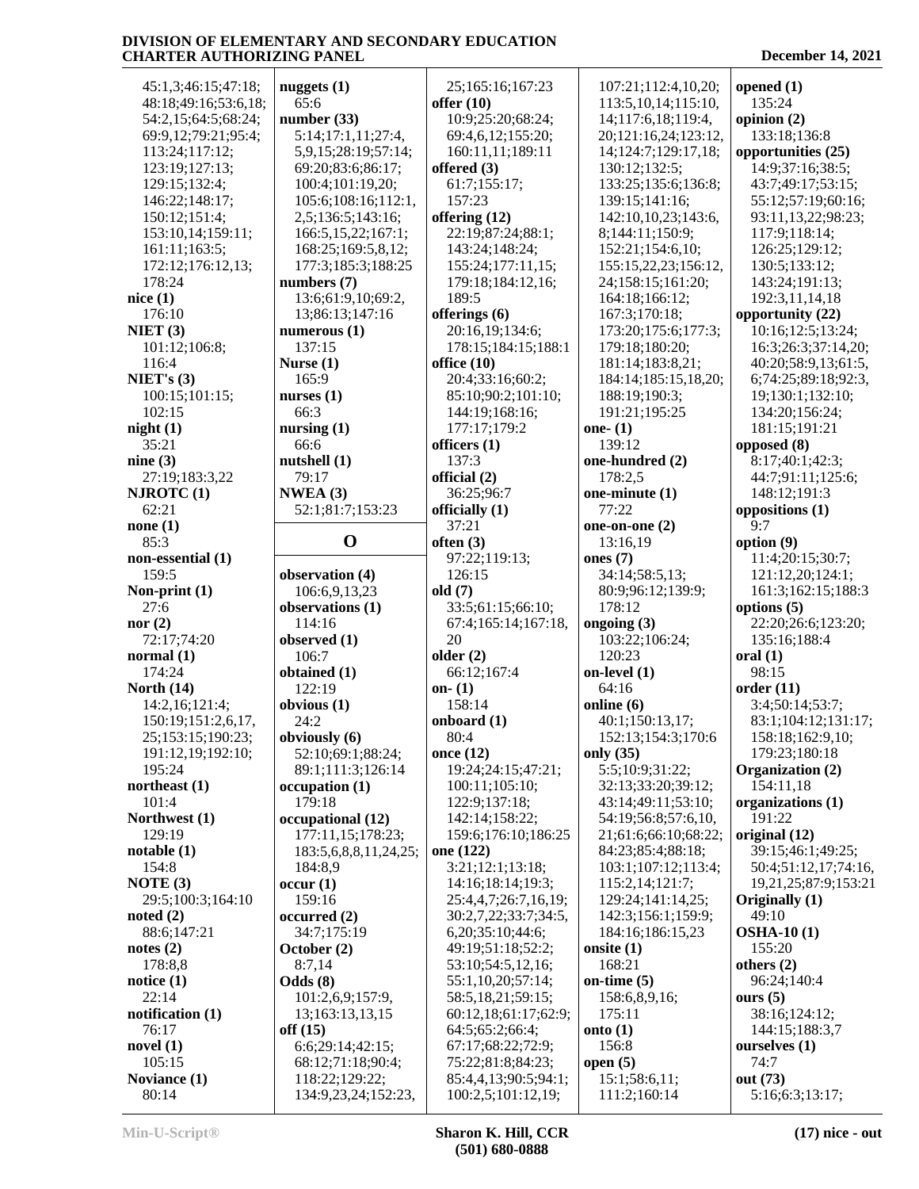45:1,3;46:15;47:18;
48:18;49:16;53:6,18;
54:2,15;64:5;68:24;
69:9,12;79:21;95:4;
113:24;117:12;
123:19;127:13;
129:15;132:4;
146:22;148:17;
150:12;151:4;
153:10,14;159:11;
161:11;163:5;
172:12;176:12,13;
178:24

**nice (1)**
176:10

**NIET (3)**
101:12;106:8;
116:4

**NIET's (3)**
100:15;101:15;
102:15

**night (1)**
35:21

**nine (3)**
27:19;183:3,22

**NJROTC (1)**
62:21

**none (1)**
85:3

**non-essential (1)**
159:5

**Non-print (1)**
27:6

**nor (2)**
72:17;74:20

**normal (1)**
174:24

**North (14)**
14:2,16;121:4;
150:19;151:2,6,17,
25;153:15;190:23;
191:12,19;192:10;
195:24

**northeast (1)**
101:4

**Northwest (1)**
129:19

**notable (1)**
154:8

**NOTE (3)**
29:5;100:3;164:10

**noted (2)**
88:6;147:21

**notes (2)**
178:8,8

**notice (1)**
22:14

**notification (1)**
76:17

**novel (1)**
105:15

**Noviance (1)**
80:14

**nuggets (1)**
65:6

**number (33)**
5:14;17:1,11;27:4,
5,9,15;28:19;57:14;
69:20;83:6;86:17;
100:4;101:19,20;
105:6;108:16;112:1,
2,5;136:5;143:16;
166:5,15,22;167:1;
168:25;169:5,8,12;
177:3;185:3;188:25

**numbers (7)**
13:6;61:9,10;69:2,
13;86:13;147:16

**numerous (1)**
137:15

**Nurse (1)**
165:9

**nurses (1)**
66:3

**nursing (1)**
66:6

**nutshell (1)**
79:17

**NWEA (3)**
52:1;81:7;153:23

## O

**observation (4)**
106:6,9,13,23

**observations (1)**
114:16

**observed (1)**
106:7

**obtained (1)**
122:19

**obvious (1)**
24:2

**obviously (6)**
52:10;69:1;88:24;
89:1;111:3;126:14

**occupation (1)**
179:18

**occupational (12)**
177:11,15;178:23;
183:5,6,8,8,11,24,25;
184:8,9

**occur (1)**
159:16

**occurred (2)**
34:7;175:19

**October (2)**
8:7,14

**Odds (8)**
101:2,6,9;157:9,
13;163:13,13,15

**off (15)**
6:6;29:14;42:15;
68:12;71:18;90:4;
118:22;129:22;
134:9,23,24;152:23,
25;165:16;167:23

**offer (10)**
10:9;25:20;68:24;
69:4,6,12;155:20;
160:11,11;189:11

**offered (3)**
61:7;155:17;
157:23

**offering (12)**
22:19;87:24;88:1;
143:24;148:24;
155:24;177:11,15;
179:18;184:12,16;
189:5

**offerings (6)**
20:16,19;134:6;
178:15;184:15;188:1

**office (10)**
20:4;33:16;60:2;
85:10;90:2;101:10;
144:19;168:16;
177:17;179:2

**officers (1)**
137:3

**official (2)**
36:25;96:7

**officially (1)**
37:21

**often (3)**
97:22;119:13;
126:15

**old (7)**
33:5;61:15;66:10;
67:4;165:14;167:18,
20

**older (2)**
66:12;167:4

**on- (1)**
158:14

**onboard (1)**
80:4

**once (12)**
19:24;24:15;47:21;
100:11;105:10;
122:9;137:18;
142:14;158:22;
159:6;176:10;186:25

**one (122)**
3:21;12:1;13:18;
14:16;18:14;19:3;
25:4,4,7;26:7,16,19;
30:2,7,22;33:7;34:5,
6,20;35:10;44:6;
49:19;51:18;52:2;
53:10;54:5,12,16;
55:1,10,20;57:14;
58:5,18,21;59:15;
60:12,18;61:17;62:9;
64:5;65:2;66:4;
67:17;68:22;72:9;
75:22;81:8;84:23;
85:4,4,13;90:5;94:1;
100:2,5;101:12,19;
107:21;112:4,10,20;
113:5,10,14;115:10,
14;117:6,18;119:4,
20;121:16,24;123:12,
14;124:7;129:17,18;
130:12;132:5;
133:25;135:6;136:8;
139:15;141:16;
142:10,10,23;143:6,
8;144:11;150:9;
152:21;154:6,10;
155:15,22,23;156:12,
24;158:15;161:20;
164:18;166:12;
167:3;170:18;
173:20;175:6;177:3;
179:18;180:20;
181:14;183:8,21;
184:14;185:15,18,20;
188:19;190:3;
191:21;195:25

**one- (1)**
139:12

**one-hundred (2)**
178:2,5

**one-minute (1)**
77:22

**one-on-one (2)**
13:16,19

**ones (7)**
34:14;58:5,13;
80:9;96:12;139:9;
178:12

**ongoing (3)**
103:22;106:24;
120:23

**on-level (1)**
64:16

**online (6)**
40:1;150:13,17;
152:13;154:3;170:6

**only (35)**
5:5;10:9;31:22;
32:13;33:20;39:12;
43:14;49:11;53:10;
54:19;56:8;57:6,10,
21;61:6;66:10;68:22;
84:23;85:4;88:18;
103:1;107:12;113:4;
115:2,14;121:7;
129:24;141:14,25;
142:3;156:1;159:9;
184:16;186:15,23

**onsite (1)**
168:21

**on-time (5)**
158:6,8,9,16;
175:11

**onto (1)**
156:8

**open (5)**
15:1;58:6,11;
111:2;160:14

**opened (1)**
135:24

**opinion (2)**
133:18;136:8

**opportunities (25)**
14:9;37:16;38:5;
43:7;49:17;53:15;
55:12;57:19;60:16;
93:11,13,22;98:23;
117:9;118:14;
126:25;129:12;
130:5;133:12;
143:24;191:13;
192:3,11,14,18

**opportunity (22)**
10:16;12:5;13:24;
16:3;26:3;37:14,20;
40:20;58:9,13;61:5,
6;74:25;89:18;92:3,
19;130:1;132:10;
134:20;156:24;
181:15;191:21

**opposed (8)**
8:17;40:1;42:3;
44:7;91:11;125:6;
148:12;191:3

**oppositions (1)**
9:7

**option (9)**
11:4;20:15;30:7;
121:12,20;124:1;
161:3;162:15;188:3

**options (5)**
22:20;26:6;123:20;
135:16;188:4

**oral (1)**
98:15

**order (11)**
3:4;50:14;53:7;
83:1;104:12;131:17;
158:18;162:9,10;
179:23;180:18

**Organization (2)**
154:11,18

**organizations (1)**
191:22

**original (12)**
39:15;46:1;49:25;
50:4;51:12,17;74:16,
19,21,25;87:9;153:21

**Originally (1)**
49:10

**OSHA-10 (1)**
155:20

**others (2)**
96:24;140:4

**ours (5)**
38:16;124:12;
144:15;188:3,7

**ourselves (1)**
74:7

**out (73)**
5:16;6:3;13:17;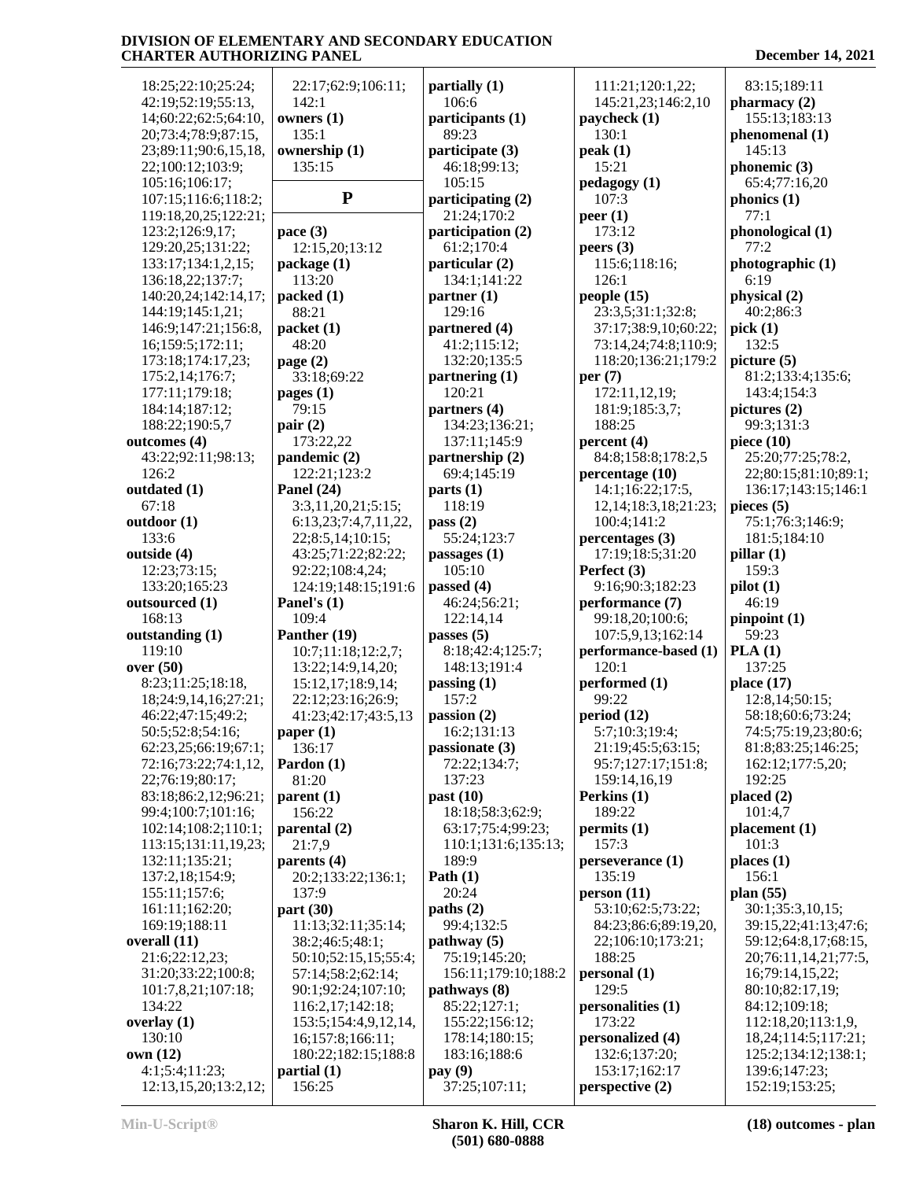18:25;22:10;25:24;
42:19;52:19;55:13,
14;60:22;62:5;64:10,
20;73:4;78:9;87:15,
23;89:11;90:6,15,18,
22;100:12;103:9;
105:16;106:17;
107:15;116:6;118:2;
119:18,20,25;122:21;
123:2;126:9,17;
129:20,25;131:22;
133:17;134:1,2,15;
136:18,22;137:7;
140:20,24;142:14,17;
144:19;145:1,21;
146:9;147:21;156:8,
16;159:5;172:11;
173:18;174:17,23;
175:2,14;176:7;
177:11;179:18;
184:14;187:12;
188:22;190:5,7

**outcomes (4)**
43:22;92:11;98:13;
126:2

**outdated (1)**
67:18

**outdoor (1)**
133:6

**outside (4)**
12:23;73:15;
133:20;165:23

**outsourced (1)**
168:13

**outstanding (1)**
119:10

**over (50)**
8:23;11:25;18:18,
18;24:9,14,16;27:21;
46:22;47:15;49:2;
50:5;52:8;54:16;
62:23,25;66:19;67:1;
72:16;73:22;74:1,12,
22;76:19;80:17;
83:18;86:2,12;96:21;
99:4;100:7;101:16;
102:14;108:2;110:1;
113:15;131:11,19,23;
132:11;135:21;
137:2,18;154:9;
155:11;157:6;
161:11;162:20;
169:19;188:11

**overall (11)**
21:6;22:12,23;
31:20;33:22;100:8;
101:7,8,21;107:18;
134:22

**overlay (1)**
130:10

**own (12)**
4:1;5:4;11:23;
12:13,15,20;13:2,12;
22:17;62:9;106:11;
142:1

**owners (1)**
135:1

**ownership (1)**
135:15

## P

**pace (3)**
12:15,20;13:12

**package (1)**
113:20

**packed (1)**
88:21

**packet (1)**
48:20

**page (2)**
33:18;69:22

**pages (1)**
79:15

**pair (2)**
173:22,22

**pandemic (2)**
122:21;123:2

**Panel (24)**
3:3,11,20,21;5:15;
6:13,23;7:4,7,11,22,
22;8:5,14;10:15;
43:25;71:22;82:22;
92:22;108:4,24;
124:19;148:15;191:6

**Panel's (1)**
109:4

**Panther (19)**
10:7;11:18;12:2,7;
13:22;14:9,14,20;
15:12,17;18:9,14;
22:12;23:16;26:9;
41:23;42:17;43:5,13

**paper (1)**
136:17

**Pardon (1)**
81:20

**parent (1)**
156:22

**parental (2)**
21:7,9

**parents (4)**
20:2;133:22;136:1;
137:9

**part (30)**
11:13;32:11;35:14;
38:2;46:5;48:1;
50:10;52:15,15;55:4;
57:14;58:2;62:14;
90:1;92:24;107:10;
116:2,17;142:18;
153:5;154:4,9,12,14,
16;157:8;166:11;
180:22;182:15;188:8

**partial (1)**
156:25

**partially (1)**
106:6

**participants (1)**
89:23

**participate (3)**
46:18;99:13;
105:15

**participating (2)**
21:24;170:2

**participation (2)**
61:2;170:4

**particular (2)**
134:1;141:22

**partner (1)**
129:16

**partnered (4)**
41:2;115:12;
132:20;135:5

**partnering (1)**
120:21

**partners (4)**
134:23;136:21;
137:11;145:9

**partnership (2)**
69:4;145:19

**parts (1)**
118:19

**pass (2)**
55:24;123:7

**passages (1)**
105:10

**passed (4)**
46:24;56:21;
122:14,14

**passes (5)**
8:18;42:4;125:7;
148:13;191:4

**passing (1)**
157:2

**passion (2)**
16:2;131:13

**passionate (3)**
72:22;134:7;
137:23

**past (10)**
18:18;58:3;62:9;
63:17;75:4;99:23;
110:1;131:6;135:13;
189:9

**Path (1)**
20:24

**paths (2)**
99:4;132:5

**pathway (5)**
75:19;145:20;
156:11;179:10;188:2

**pathways (8)**
85:22;127:1;
155:22;156:12;
178:14;180:15;
183:16;188:6

**pay (9)**
37:25;107:11;
111:21;120:1,22;
145:21,23;146:2,10

**paycheck (1)**
130:1

**peak (1)**
15:21

**pedagogy (1)**
107:3

**peer (1)**
173:12

**peers (3)**
115:6;118:16;
126:1

**people (15)**
23:3,5;31:1;32:8;
37:17;38:9,10;60:22;
73:14,24;74:8;110:9;
118:20;136:21;179:2

**per (7)**
172:11,12,19;
181:9;185:3,7;
188:25

**percent (4)**
84:8;158:8;178:2,5

**percentage (10)**
14:1;16:22;17:5,
12,14;18:3,18;21:23;
100:4;141:2

**percentages (3)**
17:19;18:5;31:20

**Perfect (3)**
9:16;90:3;182:23

**performance (7)**
99:18,20;100:6;
107:5,9,13;162:14

**performance-based (1)**
120:1

**performed (1)**
99:22

**period (12)**
5:7;10:3;19:4;
21:19;45:5;63:15;
95:7;127:17;151:8;
159:14,16,19

**Perkins (1)**
189:22

**permits (1)**
157:3

**perseverance (1)**
135:19

**person (11)**
53:10;62:5;73:22;
84:23;86:6;89:19,20,
22;106:10;173:21;
188:25

**personal (1)**
129:5

**personalities (1)**
173:22

**personalized (4)**
132:6;137:20;
153:17;162:17

**perspective (2)**
83:15;189:11

**pharmacy (2)**
155:13;183:13

**phenomenal (1)**
145:13

**phonemic (3)**
65:4;77:16,20

**phonics (1)**
77:1

**phonological (1)**
77:2

**photographic (1)**
6:19

**physical (2)**
40:2;86:3

**pick (1)**
132:5

**picture (5)**
81:2;133:4;135:6;
143:4;154:3

**pictures (2)**
99:3;131:3

**piece (10)**
25:20;77:25;78:2,
22;80:15;81:10;89:1;
136:17;143:15;146:1

**pieces (5)**
75:1;76:3;146:9;
181:5;184:10

**pillar (1)**
159:3

**pilot (1)**
46:19

**pinpoint (1)**
59:23

**PLA (1)**
137:25

**place (17)**
12:8,14;50:15;
58:18;60:6;73:24;
74:5;75:19,23;80:6;
81:8;83:25;146:25;
162:12;177:5,20;
192:25

**placed (2)**
101:4,7

**placement (1)**
101:3

**places (1)**
156:1

**plan (55)**
30:1;35:3,10,15;
39:15,22;41:13;47:6;
59:12;64:8,17;68:15,
20;76:11,14,21;77:5,
16;79:14,15,22;
80:10;82:17,19;
84:12;109:18;
112:18,20;113:1,9,
18,24;114:5;117:21;
125:2;134:12;138:1;
139:6;147:23;
152:19;153:25;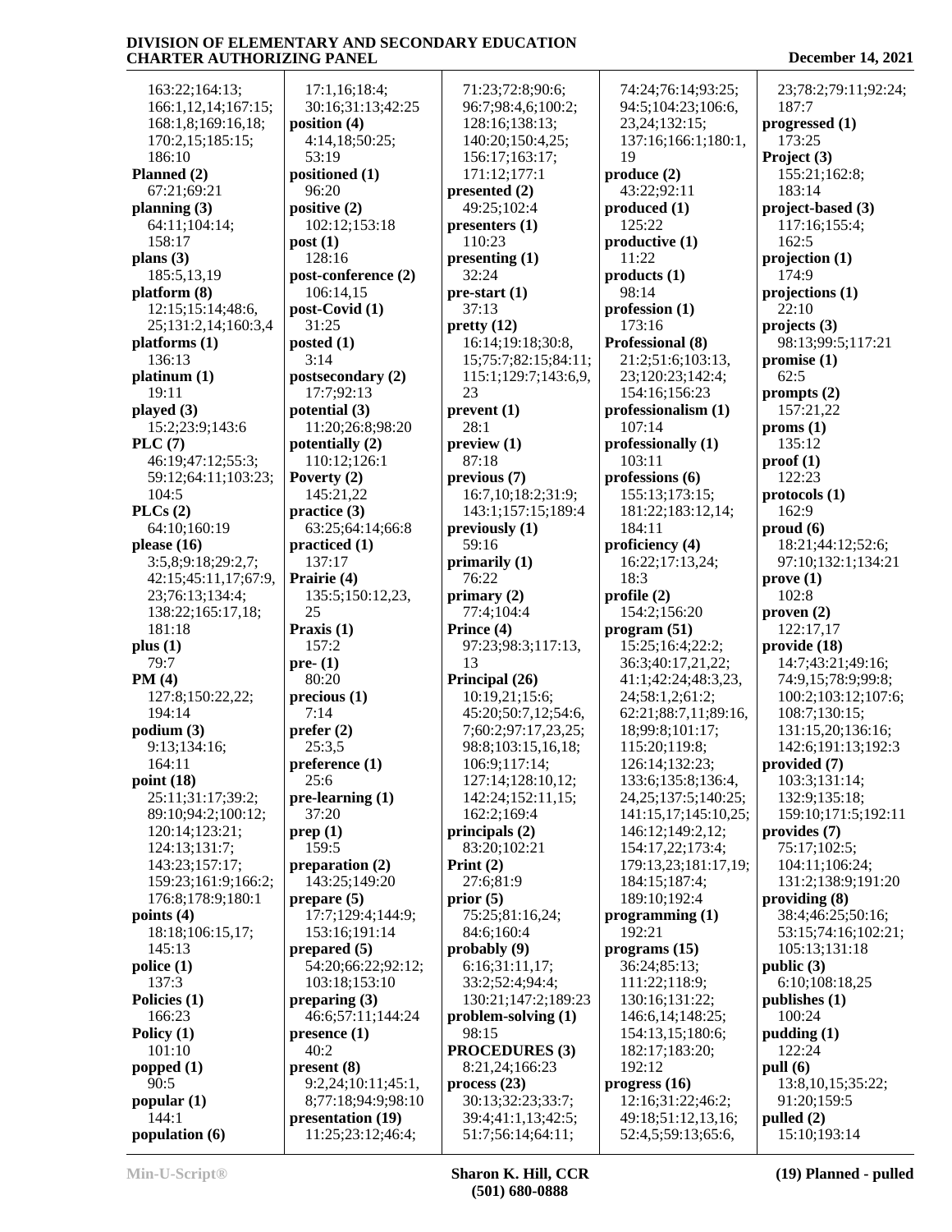163:22;164:13;
166:1,12,14;167:15;
168:1,8;169:16,18;
170:2,15;185:15;
186:10

**Planned (2)**
67:21;69:21

**planning (3)**
64:11;104:14;
158:17

**plans (3)**
185:5,13,19

**platform (8)**
12:15;15:14;48:6,
25;131:2,14;160:3,4

**platforms (1)**
136:13

**platinum (1)**
19:11

**played (3)**
15:2;23:9;143:6

**PLC (7)**
46:19;47:12;55:3;
59:12;64:11;103:23;
104:5

**PLCs (2)**
64:10;160:19

**please (16)**
3:5,8;9:18;29:2,7;
42:15;45:11,17;67:9,
23;76:13;134:4;
138:22;165:17,18;
181:18

**plus (1)**
79:7

**PM (4)**
127:8;150:22,22;
194:14

**podium (3)**
9:13;134:16;
164:11

**point (18)**
25:11;31:17;39:2;
89:10;94:2;100:12;
120:14;123:21;
124:13;131:7;
143:23;157:17;
159:23;161:9;166:2;
176:8;178:9;180:1

**points (4)**
18:18;106:15,17;
145:13

**police (1)**
137:3

**Policies (1)**
166:23

**Policy (1)**
101:10

**popped (1)**
90:5

**popular (1)**
144:1

**population (6)**
17:1,16;18:4;
30:16;31:13;42:25

**position (4)**
4:14,18;50:25;
53:19

**positioned (1)**
96:20

**positive (2)**
102:12;153:18

**post (1)**
128:16

**post-conference (2)**
106:14,15

**post-Covid (1)**
31:25

**posted (1)**
3:14

**postsecondary (2)**
17:7;92:13

**potential (3)**
11:20;26:8;98:20

**potentially (2)**
110:12;126:1

**Poverty (2)**
145:21,22

**practice (3)**
63:25;64:14;66:8

**practiced (1)**
137:17

**Prairie (4)**
135:5;150:12,23,
25

**Praxis (1)**
157:2

**pre- (1)**
80:20

**precious (1)**
7:14

**prefer (2)**
25:3,5

**preference (1)**
25:6

**pre-learning (1)**
37:20

**prep (1)**
159:5

**preparation (2)**
143:25;149:20

**prepare (5)**
17:7;129:4;144:9;
153:16;191:14

**prepared (5)**
54:20;66:22;92:12;
103:18;153:10

**preparing (3)**
46:6;57:11;144:24

**presence (1)**
40:2

**present (8)**
9:2,24;10:11;45:1,
8;77:18;94:9;98:10

**presentation (19)**
11:25;23:12;46:4;
71:23;72:8;90:6;
96:7;98:4,6;100:2;
128:16;138:13;
140:20;150:4,25;
156:17;163:17;
171:12;177:1

**presented (2)**
49:25;102:4

**presenters (1)**
110:23

**presenting (1)**
32:24

**pre-start (1)**
37:13

**pretty (12)**
16:14;19:18;30:8,
15;75:7;82:15;84:11;
115:1;129:7;143:6,9,
23

**prevent (1)**
28:1

**preview (1)**
87:18

**previous (7)**
16:7,10;18:2;31:9;
143:1;157:15;189:4

**previously (1)**
59:16

**primarily (1)**
76:22

**primary (2)**
77:4;104:4

**Prince (4)**
97:23;98:3;117:13,
13

**Principal (26)**
10:19,21;15:6;
45:20;50:7,12;54:6,
7;60:2;97:17,23,25;
98:8;103:15,16,18;
106:9;117:14;
127:14;128:10,12;
142:24;152:11,15;
162:2;169:4

**principals (2)**
83:20;102:21

**Print (2)**
27:6;81:9

**prior (5)**
75:25;81:16,24;
84:6;160:4

**probably (9)**
6:16;31:11,17;
33:2;52:4;94:4;
130:21;147:2;189:23

**problem-solving (1)**
98:15

**PROCEDURES (3)**
8:21,24;166:23

**process (23)**
30:13;32:23;33:7;
39:4;41:1,13;42:5;
51:7;56:14;64:11;
74:24;76:14;93:25;
94:5;104:23;106:6,
23,24;132:15;
137:16;166:1;180:1,
19

**produce (2)**
43:22;92:11

**produced (1)**
125:22

**productive (1)**
11:22

**products (1)**
98:14

**profession (1)**
173:16

**Professional (8)**
21:2;51:6;103:13,
23;120:23;142:4;
154:16;156:23

**professionalism (1)**
107:14

**professionally (1)**
103:11

**professions (6)**
155:13;173:15;
181:22;183:12,14;
184:11

**proficiency (4)**
16:22;17:13,24;
18:3

**profile (2)**
154:2;156:20

**program (51)**
15:25;16:4;22:2;
36:3;40:17,21,22;
41:1;42:24;48:3,23,
24;58:1,2;61:2;
62:21;88:7,11;89:16,
18;99:8;101:17;
115:20;119:8;
126:14;132:23;
133:6;135:8;136:4,
24,25;137:5;140:25;
141:15,17;145:10,25;
146:12;149:2,12;
154:17,22;173:4;
179:13,23;181:17,19;
184:15;187:4;
189:10;192:4

**programming (1)**
192:21

**programs (15)**
36:24;85:13;
111:22;118:9;
130:16;131:22;
146:6,14;148:25;
154:13,15;180:6;
182:17;183:20;
192:12

**progress (16)**
12:16;31:22;46:2;
49:18;51:12,13,16;
52:4,5;59:13;65:6,
23;78:2;79:11;92:24;
187:7

**progressed (1)**
173:25

**Project (3)**
155:21;162:8;
183:14

**project-based (3)**
117:16;155:4;
162:5

**projection (1)**
174:9

**projections (1)**
22:10

**projects (3)**
98:13;99:5;117:21

**promise (1)**
62:5

**prompts (2)**
157:21,22

**proms (1)**
135:12

**proof (1)**
122:23

**protocols (1)**
162:9

**proud (6)**
18:21;44:12;52:6;
97:10;132:1;134:21

**prove (1)**
102:8

**proven (2)**
122:17,17

**provide (18)**
14:7;43:21;49:16;
74:9,15;78:9;99:8;
100:2;103:12;107:6;
108:7;130:15;
131:15,20;136:16;
142:6;191:13;192:3

**provided (7)**
103:3;131:14;
132:9;135:18;
159:10;171:5;192:11

**provides (7)**
75:17;102:5;
104:11;106:24;
131:2;138:9;191:20

**providing (8)**
38:4;46:25;50:16;
53:15;74:16;102:21;
105:13;131:18

**public (3)**
6:10;108:18,25

**publishes (1)**
100:24

**pudding (1)**
122:24

**pull (6)**
13:8,10,15;35:22;
91:20;159:5

**pulled (2)**
15:10;193:14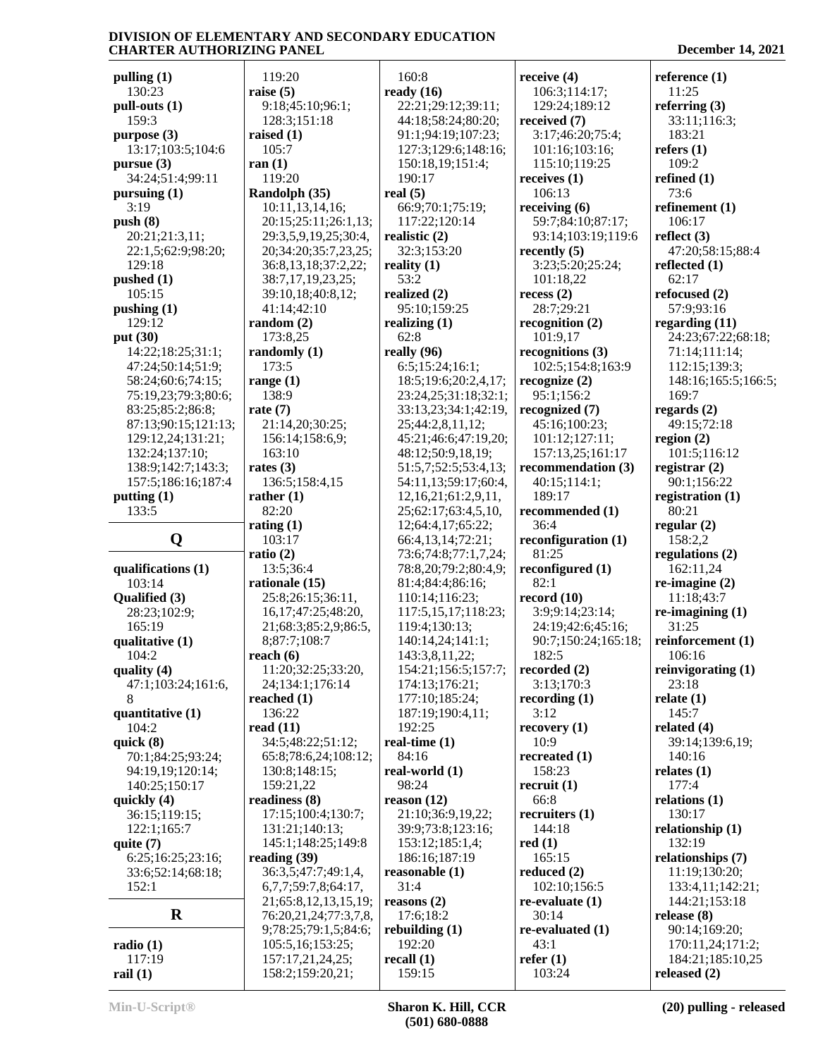**pulling (1)**
130:23
**pull-outs (1)**
159:3
**purpose (3)**
13:17;103:5;104:6
**pursue (3)**
34:24;51:4;99:11
**pursuing (1)**
3:19
**push (8)**
20:21;21:3,11;
22:1,5;62:9;98:20;
129:18
**pushed (1)**
105:15
**pushing (1)**
129:12
**put (30)**
14:22;18:25;31:1;
47:24;50:14;51:9;
58:24;60:6;74:15;
75:19,23;79:3;80:6;
83:25;85:2;86:8;
87:13;90:15;121:13;
129:12,24;131:21;
132:24;137:10;
138:9;142:7;143:3;
157:5;186:16;187:4
**putting (1)**
133:5

## Q

**qualifications (1)**
103:14
**Qualified (3)**
28:23;102:9;
165:19
**qualitative (1)**
104:2
**quality (4)**
47:1;103:24;161:6,
8
**quantitative (1)**
104:2
**quick (8)**
70:1;84:25;93:24;
94:19,19;120:14;
140:25;150:17
**quickly (4)**
36:15;119:15;
122:1;165:7
**quite (7)**
6:25;16:25;23:16;
33:6;52:14;68:18;
152:1

## R

**radio (1)**
117:19
**rail (1)**
119:20
**raise (5)**
9:18;45:10;96:1;
128:3;151:18
**raised (1)**
105:7
**ran (1)**
119:20
**Randolph (35)**
10:11,13,14,16;
20:15;25:11;26:1,13;
29:3,5,9,19,25;30:4,
20;34:20;35:7,23,25;
36:8,13,18;37:2,22;
38:7,17,19,23,25;
39:10,18;40:8,12;
41:14;42:10
**random (2)**
173:8,25
**randomly (1)**
173:5
**range (1)**
138:9
**rate (7)**
21:14,20;30:25;
156:14;158:6,9;
163:10
**rates (3)**
136:5;158:4,15
**rather (1)**
82:20
**rating (1)**
103:17
**ratio (2)**
13:5;36:4
**rationale (15)**
25:8;26:15;36:11,
16,17;47:25;48:20,
21;68:3;85:2,9;86:5,
8;87:7;108:7
**reach (6)**
11:20;32:25;33:20,
24;134:1;176:14
**reached (1)**
136:22
**read (11)**
34:5;48:22;51:12;
65:8;78:6,24;108:12;
130:8;148:15;
159:21,22
**readiness (8)**
17:15;100:4;130:7;
131:21;140:13;
145:1;148:25;149:8
**reading (39)**
36:3,5;47:7;49:1,4,
6,7,7;59:7,8;64:17,
21;65:8,12,13,15,19;
76:20,21,24;77:3,7,8,
9;78:25;79:1,5;84:6;
105:5,16;153:25;
157:17,21,24,25;
158:2;159:20,21;
160:8
**ready (16)**
22:21;29:12;39:11;
44:18;58:24;80:20;
91:1;94:19;107:23;
127:3;129:6;148:16;
150:18,19;151:4;
190:17
**real (5)**
66:9;70:1;75:19;
117:22;120:14
**realistic (2)**
32:3;153:20
**reality (1)**
53:2
**realized (2)**
95:10;159:25
**realizing (1)**
62:8
**really (96)**
6:5;15:24;16:1;
18:5;19:6;20:2,4,17;
23:24,25;31:18;32:1;
33:13,23;34:1;42:19,
25;44:2,8,11,12;
45:21;46:6;47:19,20;
48:12;50:9,18,19;
51:5,7;52:5;53:4,13;
54:11,13;59:17;60:4,
12,16,21;61:2,9,11,
25;62:17;63:4,5,10,
12;64:4,17;65:22;
66:4,13,14;72:21;
73:6;74:8;77:1,7,24;
78:8,20;79:2;80:4,9;
81:4;84:4;86:16;
110:14;116:23;
117:5,15,17;118:23;
119:4;130:13;
140:14,24;141:1;
143:3,8,11,22;
154:21;156:5;157:7;
174:13;176:21;
177:10;185:24;
187:19;190:4,11;
192:25
**real-time (1)**
84:16
**real-world (1)**
98:24
**reason (12)**
21:10;36:9,19,22;
39:9;73:8;123:16;
153:12;185:1,4;
186:16;187:19
**reasonable (1)**
31:4
**reasons (2)**
17:6;18:2
**rebuilding (1)**
192:20
**recall (1)**
159:15
**receive (4)**
106:3;114:17;
129:24;189:12
**received (7)**
3:17;46:20;75:4;
101:16;103:16;
115:10;119:25
**receives (1)**
106:13
**receiving (6)**
59:7;84:10;87:17;
93:14;103:19;119:6
**recently (5)**
3:23;5:20;25:24;
101:18,22
**recess (2)**
28:7;29:21
**recognition (2)**
101:9,17
**recognitions (3)**
102:5;154:8;163:9
**recognize (2)**
95:1;156:2
**recognized (7)**
45:16;100:23;
101:12;127:11;
157:13,25;161:17
**recommendation (3)**
40:15;114:1;
189:17
**recommended (1)**
36:4
**reconfiguration (1)**
81:25
**reconfigured (1)**
82:1
**record (10)**
3:9;9:14;23:14;
24:19;42:6;45:16;
90:7;150:24;165:18;
182:5
**recorded (2)**
3:13;170:3
**recording (1)**
3:12
**recovery (1)**
10:9
**recreated (1)**
158:23
**recruit (1)**
66:8
**recruiters (1)**
144:18
**red (1)**
165:15
**reduced (2)**
102:10;156:5
**re-evaluate (1)**
30:14
**re-evaluated (1)**
43:1
**refer (1)**
103:24
**reference (1)**
11:25
**referring (3)**
33:11;116:3;
183:21
**refers (1)**
109:2
**refined (1)**
73:6
**refinement (1)**
106:17
**reflect (3)**
47:20;58:15;88:4
**reflected (1)**
62:17
**refocused (2)**
57:9;93:16
**regarding (11)**
24:23;67:22;68:18;
71:14;111:14;
112:15;139:3;
148:16;165:5;166:5;
169:7
**regards (2)**
49:15;72:18
**region (2)**
101:5;116:12
**registrar (2)**
90:1;156:22
**registration (1)**
80:21
**regular (2)**
158:2,2
**regulations (2)**
162:11,24
**re-imagine (2)**
11:18;43:7
**re-imagining (1)**
31:25
**reinforcement (1)**
106:16
**reinvigorating (1)**
23:18
**relate (1)**
145:7
**related (4)**
39:14;139:6,19;
140:16
**relates (1)**
177:4
**relations (1)**
130:17
**relationship (1)**
132:19
**relationships (7)**
11:19;130:20;
133:4,11;142:21;
144:21;153:18
**release (8)**
90:14;169:20;
170:11,24;171:2;
184:21;185:10,25
**released (2)**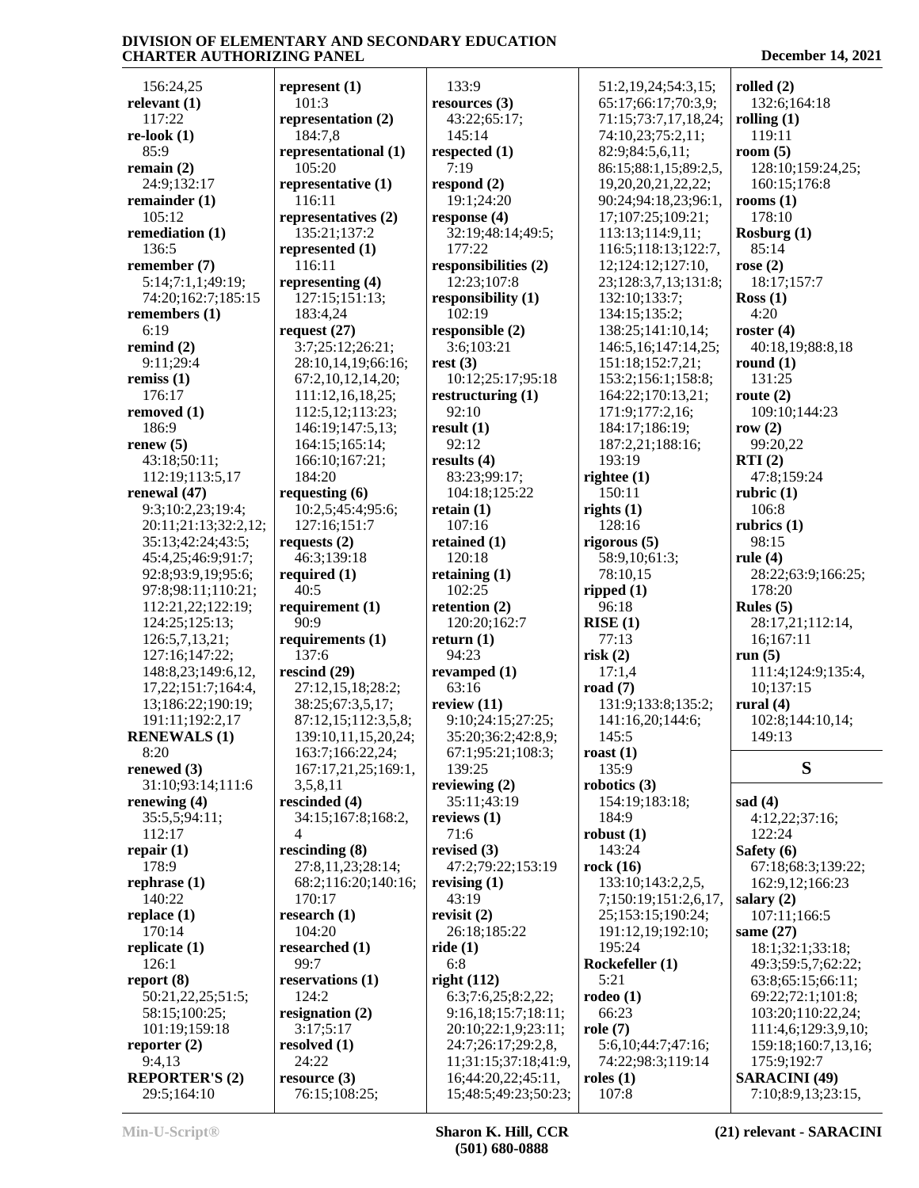156:24,25
**relevant (1)**
117:22
**re-look (1)**
85:9
**remain (2)**
24:9;132:17
**remainder (1)**
105:12
**remediation (1)**
136:5
**remember (7)**
5:14;7:1,1;49:19;
74:20;162:7;185:15
**remembers (1)**
6:19
**remind (2)**
9:11;29:4
**remiss (1)**
176:17
**removed (1)**
186:9
**renew (5)**
43:18;50:11;
112:19;113:5,17
**renewal (47)**
9:3;10:2,23;19:4;
20:11;21:13;32:2,12;
35:13;42:24;43:5;
45:4,25;46:9;91:7;
92:8;93:9,19;95:6;
97:8;98:11;110:21;
112:21,22;122:19;
124:25;125:13;
126:5,7,13,21;
127:16;147:22;
148:8,23;149:6,12,
17,22;151:7;164:4,
13;186:22;190:19;
191:11;192:2,17
**RENEWALS (1)**
8:20
**renewed (3)**
31:10;93:14;111:6
**renewing (4)**
35:5,5;94:11;
112:17
**repair (1)**
178:9
**rephrase (1)**
140:22
**replace (1)**
170:14
**replicate (1)**
126:1
**report (8)**
50:21,22,25;51:5;
58:15;100:25;
101:19;159:18
**reporter (2)**
9:4,13
**REPORTER'S (2)**
29:5;164:10
**represent (1)**
101:3
**representation (2)**
184:7,8
**representational (1)**
105:20
**representative (1)**
116:11
**representatives (2)**
135:21;137:2
**represented (1)**
116:11
**representing (4)**
127:15;151:13;
183:4,24
**request (27)**
3:7;25:12;26:21;
28:10,14,19;66:16;
67:2,10,12,14,20;
111:12,16,18,25;
112:5,12;113:23;
146:19;147:5,13;
164:15;165:14;
166:10;167:21;
184:20
**requesting (6)**
10:2,5;45:4;95:6;
127:16;151:7
**requests (2)**
46:3;139:18
**required (1)**
40:5
**requirement (1)**
90:9
**requirements (1)**
137:6
**rescind (29)**
27:12,15,18;28:2;
38:25;67:3,5,17;
87:12,15;112:3,5,8;
139:10,11,15,20,24;
163:7;166:22,24;
167:17,21,25;169:1,
3,5,8,11
**rescinded (4)**
34:15;167:8;168:2,
4
**rescinding (8)**
27:8,11,23;28:14;
68:2;116:20;140:16;
170:17
**research (1)**
104:20
**researched (1)**
99:7
**reservations (1)**
124:2
**resignation (2)**
3:17;5:17
**resolved (1)**
24:22
**resource (3)**
76:15;108:25;
133:9
**resources (3)**
43:22;65:17;
145:14
**respected (1)**
7:19
**respond (2)**
19:1;24:20
**response (4)**
32:19;48:14;49:5;
177:22
**responsibilities (2)**
12:23;107:8
**responsibility (1)**
102:19
**responsible (2)**
3:6;103:21
**rest (3)**
10:12;25:17;95:18
**restructuring (1)**
92:10
**result (1)**
92:12
**results (4)**
83:23;99:17;
104:18;125:22
**retain (1)**
107:16
**retained (1)**
120:18
**retaining (1)**
102:25
**retention (2)**
120:20;162:7
**return (1)**
94:23
**revamped (1)**
63:16
**review (11)**
9:10;24:15;27:25;
35:20;36:2;42:8,9;
67:1;95:21;108:3;
139:25
**reviewing (2)**
35:11;43:19
**reviews (1)**
71:6
**revised (3)**
47:2;79:22;153:19
**revising (1)**
43:19
**revisit (2)**
26:18;185:22
**ride (1)**
6:8
**right (112)**
6:3;7:6,25;8:2,22;
9:16,18;15:7;18:11;
20:10;22:1,9;23:11;
24:7;26:17;29:2,8,
11;31:15;37:18;41:9,
16;44:20,22;45:11,
15;48:5;49:23;50:23;
51:2,19,24;54:3,15;
65:17;66:17;70:3,9;
71:15;73:7,17,18,24;
74:10,23;75:2,11;
82:9;84:5,6,11;
86:15;88:1,15;89:2,5,
19,20,20,21,22,22;
90:24;94:18,23;96:1,
17;107:25;109:21;
113:13;114:9,11;
116:5;118:13;122:7,
12;124:12;127:10,
23;128:3,7,13;131:8;
132:10;133:7;
134:15;135:2;
138:25;141:10,14;
146:5,16;147:14,25;
151:18;152:7,21;
153:2;156:1;158:8;
164:22;170:13,21;
171:9;177:2,16;
184:17;186:19;
187:2,21;188:16;
193:19
**rightee (1)**
150:11
**rights (1)**
128:16
**rigorous (5)**
58:9,10;61:3;
78:10,15
**ripped (1)**
96:18
**RISE (1)**
77:13
**risk (2)**
17:1,4
**road (7)**
131:9;133:8;135:2;
141:16,20;144:6;
145:5
**roast (1)**
135:9
**robotics (3)**
154:19;183:18;
184:9
**robust (1)**
143:24
**rock (16)**
133:10;143:2,2,5,
7;150:19;151:2,6,17,
25;153:15;190:24;
191:12,19;192:10;
195:24
**Rockefeller (1)**
5:21
**rodeo (1)**
66:23
**role (7)**
5:6,10;44:7;47:16;
74:22;98:3;119:14
**roles (1)**
107:8
**rolled (2)**
132:6;164:18
**rolling (1)**
119:11
**room (5)**
128:10;159:24,25;
160:15;176:8
**rooms (1)**
178:10
**Rosburg (1)**
85:14
**rose (2)**
18:17;157:7
**Ross (1)**
4:20
**roster (4)**
40:18,19;88:8,18
**round (1)**
131:25
**route (2)**
109:10;144:23
**row (2)**
99:20,22
**RTI (2)**
47:8;159:24
**rubric (1)**
106:8
**rubrics (1)**
98:15
**rule (4)**
28:22;63:9;166:25;
178:20
**Rules (5)**
28:17,21;112:14,
16;167:11
**run (5)**
111:4;124:9;135:4,
10;137:15
**rural (4)**
102:8;144:10,14;
149:13

## S

**sad (4)**
4:12,22;37:16;
122:24
**Safety (6)**
67:18;68:3;139:22;
162:9,12;166:23
**salary (2)**
107:11;166:5
**same (27)**
18:1;32:1;33:18;
49:3;59:5,7;62:22;
63:8;65:15;66:11;
69:22;72:1;101:8;
103:20;110:22,24;
111:4,6;129:3,9,10;
159:18;160:7,13,16;
175:9;192:7
**SARACINI (49)**
7:10;8:9,13;23:15,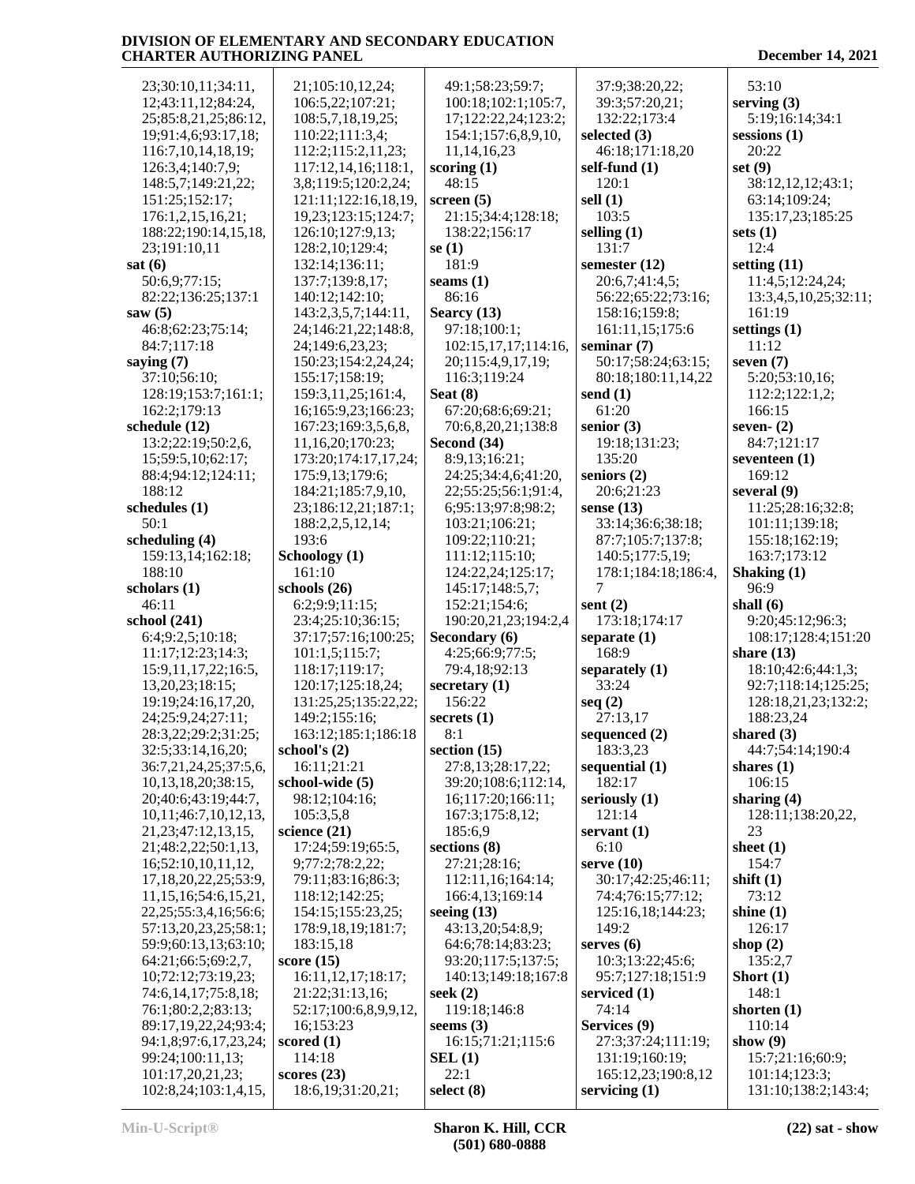23;30:10,11;34:11, 12;43:11,12;84:24, 25;85:8,21,25;86:12, 19;91:4,6;93:17,18; 116:7,10,14,18,19; 126:3,4;140:7,9; 148:5,7;149:21,22; 151:25;152:17; 176:1,2,15,16,21; 188:22;190:14,15,18, 23;191:10,11

**sat (6)**
50:6,9;77:15; 82:22;136:25;137:1

**saw (5)**
46:8;62:23;75:14; 84:7;117:18

**saying (7)**
37:10;56:10; 128:19;153:7;161:1; 162:2;179:13

**schedule (12)**
13:2;22:19;50:2,6, 15;59:5,10;62:17; 88:4;94:12;124:11; 188:12

**schedules (1)**
50:1

**scheduling (4)**
159:13,14;162:18; 188:10

**scholars (1)**
46:11

**school (241)**
6:4;9:2,5;10:18; 11:17;12:23;14:3; 15:9,11,17,22;16:5, 13,20,23;18:15; 19:19;24:16,17,20, 24;25:9,24;27:11; 28:3,22;29:2;31:25; 32:5;33:14,16,20; 36:7,21,24,25;37:5,6, 10,13,18,20;38:15, 20;40:6;43:19;44:7, 10,11;46:7,10,12,13, 21,23;47:12,13,15, 21;48:2,22;50:1,13, 16;52:10,10,11,12, 17,18,20,22,25;53:9, 11,15,16;54:6,15,21, 22,25;55:3,4,16;56:6; 57:13,20,23,25;58:1; 59:9;60:13,13;63:10; 64:21;66:5;69:2,7, 10;72:12;73:19,23; 74:6,14,17;75:8,18; 76:1;80:2,2;83:13; 89:17,19,22,24;93:4; 94:1,8;97:6,17,23,24; 99:24;100:11,13; 101:17,20,21,23; 102:8,24;103:1,4,15, 21;105:10,12,24; 106:5,22;107:21; 108:5,7,18,19,25; 110:22;111:3,4; 112:2;115:2,11,23; 117:12,14,16;118:1, 3,8;119:5;120:2,24; 121:11;122:16,18,19, 19,23;123:15;124:7; 126:10;127:9,13; 128:2,10;129:4; 132:14;136:11; 137:7;139:8,17; 140:12;142:10; 143:2,3,5,7;144:11, 24;146:21,22;148:8, 24;149:6,23,23; 150:23;154:2,24,24; 155:17;158:19; 159:3,11,25;161:4, 16;165:9,23;166:23; 167:23;169:3,5,6,8, 11,16,20;170:23; 173:20;174:17,17,24; 175:9,13;179:6; 184:21;185:7,9,10, 23;186:12,21;187:1; 188:2,2,5,12,14; 193:6

**Schoology (1)**
161:10

**schools (26)**
6:2;9:9;11:15; 23:4;25:10;36:15; 37:17;57:16;100:25; 101:1,5;115:7; 118:17;119:17; 120:17;125:18,24; 131:25,25;135:22,22; 149:2;155:16; 163:12;185:1;186:18

**school's (2)**
16:11;21:21

**school-wide (5)**
98:12;104:16; 105:3,5,8

**science (21)**
17:24;59:19;65:5, 9;77:2;78:2,22; 79:11;83:16;86:3; 118:12;142:25; 154:15;155:23,25; 178:9,18,19;181:7; 183:15,18

**score (15)**
16:11,12,17;18:17; 21:22;31:13,16; 52:17;100:6,8,9,9,12, 16;153:23

**scored (1)**
114:18

**scores (23)**
18:6,19;31:20,21; 49:1;58:23;59:7; 100:18;102:1;105:7, 17;122:22,24;123:2; 154:1;157:6,8,9,10, 11,14,16,23

**scoring (1)**
48:15

**screen (5)**
21:15;34:4;128:18; 138:22;156:17

**se (1)**
181:9

**seams (1)**
86:16

**Searcy (13)**
97:18;100:1; 102:15,17,17;114:16, 20;115:4,9,17,19; 116:3;119:24

**Seat (8)**
67:20;68:6;69:21; 70:6,8,20,21;138:8

**Second (34)**
8:9,13;16:21; 24:25;34:4,6;41:20, 22;55:25;56:1;91:4, 6;95:13;97:8;98:2; 103:21;106:21; 109:22;110:21; 111:12;115:10; 124:22,24;125:17; 145:17;148:5,7; 152:21;154:6; 190:20,21,23;194:2,4

**Secondary (6)**
4:25;66:9;77:5; 79:4,18;92:13

**secretary (1)**
156:22

**secrets (1)**
8:1

**section (15)**
27:8,13;28:17,22; 39:20;108:6;112:14, 16;117:20;166:11; 167:3;175:8,12; 185:6,9

**sections (8)**
27:21;28:16; 112:11,16;164:14; 166:4,13;169:14

**seeing (13)**
43:13,20;54:8,9; 64:6;78:14;83:23; 93:20;117:5;137:5; 140:13;149:18;167:8

**seek (2)**
119:18;146:8

**seems (3)**
16:15;71:21;115:6

**SEL (1)**
22:1

**select (8)**
37:9;38:20,22; 39:3;57:20,21; 132:22;173:4

**selected (3)**
46:18;171:18,20

**self-fund (1)**
120:1

**sell (1)**
103:5

**selling (1)**
131:7

**semester (12)**
20:6,7;41:4,5; 56:22;65:22;73:16; 158:16;159:8; 161:11,15;175:6

**seminar (7)**
50:17;58:24;63:15; 80:18;180:11,14,22

**send (1)**
61:20

**senior (3)**
19:18;131:23; 135:20

**seniors (2)**
20:6;21:23

**sense (13)**
33:14;36:6;38:18; 87:7;105:7;137:8; 140:5;177:5,19; 178:1;184:18;186:4, 7

**sent (2)**
173:18;174:17

**separate (1)**
168:9

**separately (1)**
33:24

**seq (2)**
27:13,17

**sequenced (2)**
183:3,23

**sequential (1)**
182:17

**seriously (1)**
121:14

**servant (1)**
6:10

**serve (10)**
30:17;42:25;46:11; 74:4;76:15;77:12; 125:16,18;144:23; 149:2

**serves (6)**
10:3;13:22;45:6; 95:7;127:18;151:9

**serviced (1)**
74:14

**Services (9)**
27:3;37:24;111:19; 131:19;160:19; 165:12,23;190:8,12

**servicing (1)**
53:10

**serving (3)**
5:19;16:14;34:1

**sessions (1)**
20:22

**set (9)**
38:12,12,12;43:1; 63:14;109:24; 135:17,23;185:25

**sets (1)**
12:4

**setting (11)**
11:4,5;12:24,24; 13:3,4,5,10,25;32:11; 161:19

**settings (1)**
11:12

**seven (7)**
5:20;53:10,16; 112:2;122:1,2; 166:15

**seven- (2)**
84:7;121:17

**seventeen (1)**
169:12

**several (9)**
11:25;28:16;32:8; 101:11;139:18; 155:18;162:19; 163:7;173:12

**Shaking (1)**
96:9

**shall (6)**
9:20;45:12;96:3; 108:17;128:4;151:20

**share (13)**
18:10;42:6;44:1,3; 92:7;118:14;125:25; 128:18,21,23;132:2; 188:23,24

**shared (3)**
44:7;54:14;190:4

**shares (1)**
106:15

**sharing (4)**
128:11;138:20,22, 23

**sheet (1)**
154:7

**shift (1)**
73:12

**shine (1)**
126:17

**shop (2)**
135:2,7

**Short (1)**
148:1

**shorten (1)**
110:14

**show (9)**
15:7;21:16;60:9; 101:14;123:3; 131:10;138:2;143:4;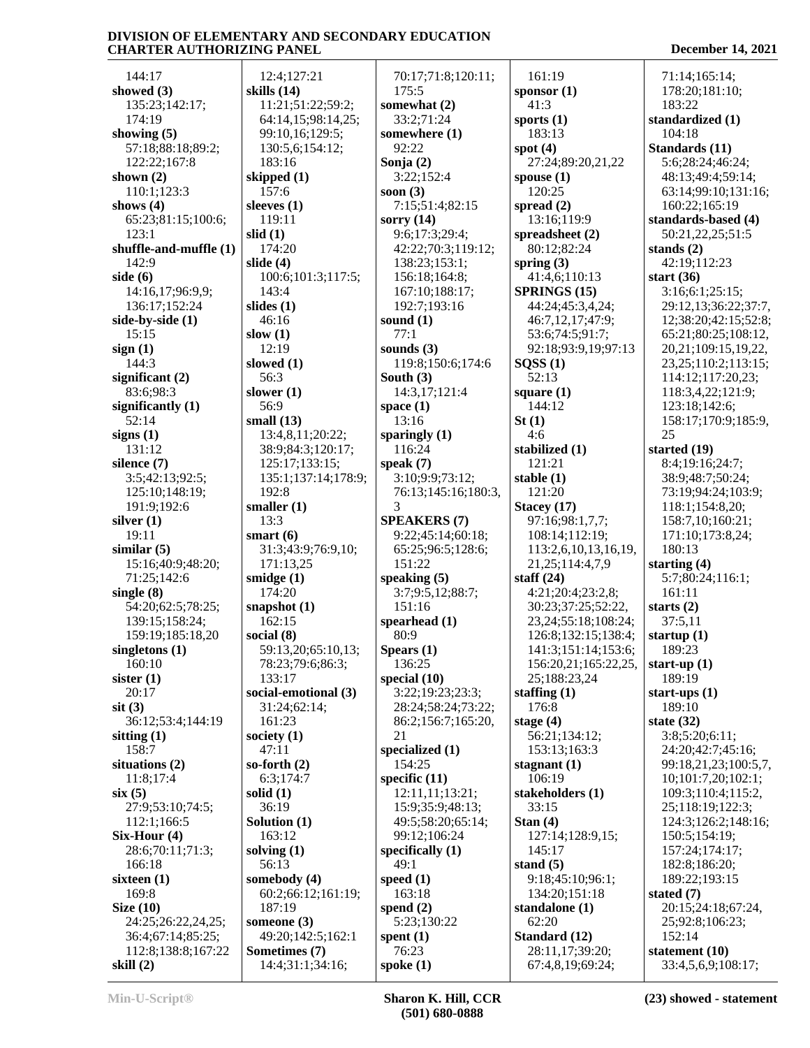144:17
**showed (3)**
135:23;142:17;
174:19
**showing (5)**
57:18;88:18;89:2;
122:22;167:8
**shown (2)**
110:1;123:3
**shows (4)**
65:23;81:15;100:6;
123:1
**shuffle-and-muffle (1)**
142:9
**side (6)**
14:16,17;96:9,9;
136:17;152:24
**side-by-side (1)**
15:15
**sign (1)**
144:3
**significant (2)**
83:6;98:3
**significantly (1)**
52:14
**signs (1)**
131:12
**silence (7)**
3:5;42:13;92:5;
125:10;148:19;
191:9;192:6
**silver (1)**
19:11
**similar (5)**
15:16;40:9;48:20;
71:25;142:6
**single (8)**
54:20;62:5;78:25;
139:15;158:24;
159:19;185:18,20
**singletons (1)**
160:10
**sister (1)**
20:17
**sit (3)**
36:12;53:4;144:19
**sitting (1)**
158:7
**situations (2)**
11:8;17:4
**six (5)**
27:9;53:10;74:5;
112:1;166:5
**Six-Hour (4)**
28:6;70:11;71:3;
166:18
**sixteen (1)**
169:8
**Size (10)**
24:25;26:22,24,25;
36:4;67:14;85:25;
112:8;138:8;167:22
**skill (2)**
12:4;127:21
**skills (14)**
11:21;51:22;59:2;
64:14,15;98:14,25;
99:10,16;129:5;
130:5,6;154:12;
183:16
**skipped (1)**
157:6
**sleeves (1)**
119:11
**slid (1)**
174:20
**slide (4)**
100:6;101:3;117:5;
143:4
**slides (1)**
46:16
**slow (1)**
12:19
**slowed (1)**
56:3
**slower (1)**
56:9
**small (13)**
13:4,8,11;20:22;
38:9;84:3;120:17;
125:17;133:15;
135:1;137:14;178:9;
192:8
**smaller (1)**
13:3
**smart (6)**
31:3;43:9;76:9,10;
171:13,25
**smidge (1)**
174:20
**snapshot (1)**
162:15
**social (8)**
59:13,20;65:10,13;
78:23;79:6;86:3;
133:17
**social-emotional (3)**
31:24;62:14;
161:23
**society (1)**
47:11
**so-forth (2)**
6:3;174:7
**solid (1)**
36:19
**Solution (1)**
163:12
**solving (1)**
56:13
**somebody (4)**
60:2;66:12;161:19;
187:19
**someone (3)**
49:20;142:5;162:1
**Sometimes (7)**
14:4;31:1;34:16;
70:17;71:8;120:11;
175:5
**somewhat (2)**
33:2;71:24
**somewhere (1)**
92:22
**Sonja (2)**
3:22;152:4
**soon (3)**
7:15;51:4;82:15
**sorry (14)**
9:6;17:3;29:4;
42:22;70:3;119:12;
138:23;153:1;
156:18;164:8;
167:10;188:17;
192:7;193:16
**sound (1)**
77:1
**sounds (3)**
119:8;150:6;174:6
**South (3)**
14:3,17;121:4
**space (1)**
13:16
**sparingly (1)**
116:24
**speak (7)**
3:10;9:9;73:12;
76:13;145:16;180:3,
3
**SPEAKERS (7)**
9:22;45:14;60:18;
65:25;96:5;128:6;
151:22
**speaking (5)**
3:7;9:5,12;88:7;
151:16
**spearhead (1)**
80:9
**Spears (1)**
136:25
**special (10)**
3:22;19:23;23:3;
28:24;58:24;73:22;
86:2;156:7;165:20,
21
**specialized (1)**
154:25
**specific (11)**
12:11,11;13:21;
15:9;35:9;48:13;
49:5;58:20;65:14;
99:12;106:24
**specifically (1)**
49:1
**speed (1)**
163:18
**spend (2)**
5:23;130:22
**spent (1)**
76:23
**spoke (1)**
161:19
**sponsor (1)**
41:3
**sports (1)**
183:13
**spot (4)**
27:24;89:20,21,22
**spouse (1)**
120:25
**spread (2)**
13:16;119:9
**spreadsheet (2)**
80:12;82:24
**spring (3)**
41:4,6;110:13
**SPRINGS (15)**
44:24;45:3,4,24;
46:7,12,17;47:9;
53:6;74:5;91:7;
92:18;93:9,19;97:13
**SQSS (1)**
52:13
**square (1)**
144:12
**St (1)**
4:6
**stabilized (1)**
121:21
**stable (1)**
121:20
**Stacey (17)**
97:16;98:1,7,7;
108:14;112:19;
113:2,6,10,13,16,19,
21,25;114:4,7,9
**staff (24)**
4:21;20:4;23:2,8;
30:23;37:25;52:22,
23,24;55:18;108:24;
126:8;132:15;138:4;
141:3;151:14;153:6;
156:20,21;165:22,25,
25;188:23,24
**staffing (1)**
176:8
**stage (4)**
56:21;134:12;
153:13;163:3
**stagnant (1)**
106:19
**stakeholders (1)**
33:15
**Stan (4)**
127:14;128:9,15;
145:17
**stand (5)**
9:18;45:10;96:1;
134:20;151:18
**standalone (1)**
62:20
**Standard (12)**
28:11,17;39:20;
67:4,8,19;69:24;
71:14;165:14;
178:20;181:10;
183:22
**standardized (1)**
104:18
**Standards (11)**
5:6;28:24;46:24;
48:13;49:4;59:14;
63:14;99:10;131:16;
160:22;165:19
**standards-based (4)**
50:21,22,25;51:5
**stands (2)**
42:19;112:23
**start (36)**
3:16;6:1;25:15;
29:12,13;36:22;37:7,
12;38:20;42:15;52:8;
65:21;80:25;108:12,
20,21;109:15,19,22,
23,25;110:2;113:15;
114:12;117:20,23;
118:3,4,22;121:9;
123:18;142:6;
158:17;170:9;185:9,
25
**started (19)**
8:4;19:16;24:7;
38:9;48:7;50:24;
73:19;94:24;103:9;
118:1;154:8,20;
158:7,10;160:21;
171:10;173:8,24;
180:13
**starting (4)**
5:7;80:24;116:1;
161:11
**starts (2)**
37:5,11
**startup (1)**
189:23
**start-up (1)**
189:19
**start-ups (1)**
189:10
**state (32)**
3:8;5:20;6:11;
24:20;42:7;45:16;
99:18,21,23;100:5,7,
10;101:7,20;102:1;
109:3;110:4;115:2,
25;118:19;122:3;
124:3;126:2;148:16;
150:5;154:19;
157:24;174:17;
182:8;186:20;
189:22;193:15
**stated (7)**
20:15;24:18;67:24,
25;92:8;106:23;
152:14
**statement (10)**
33:4,5,6,9;108:17;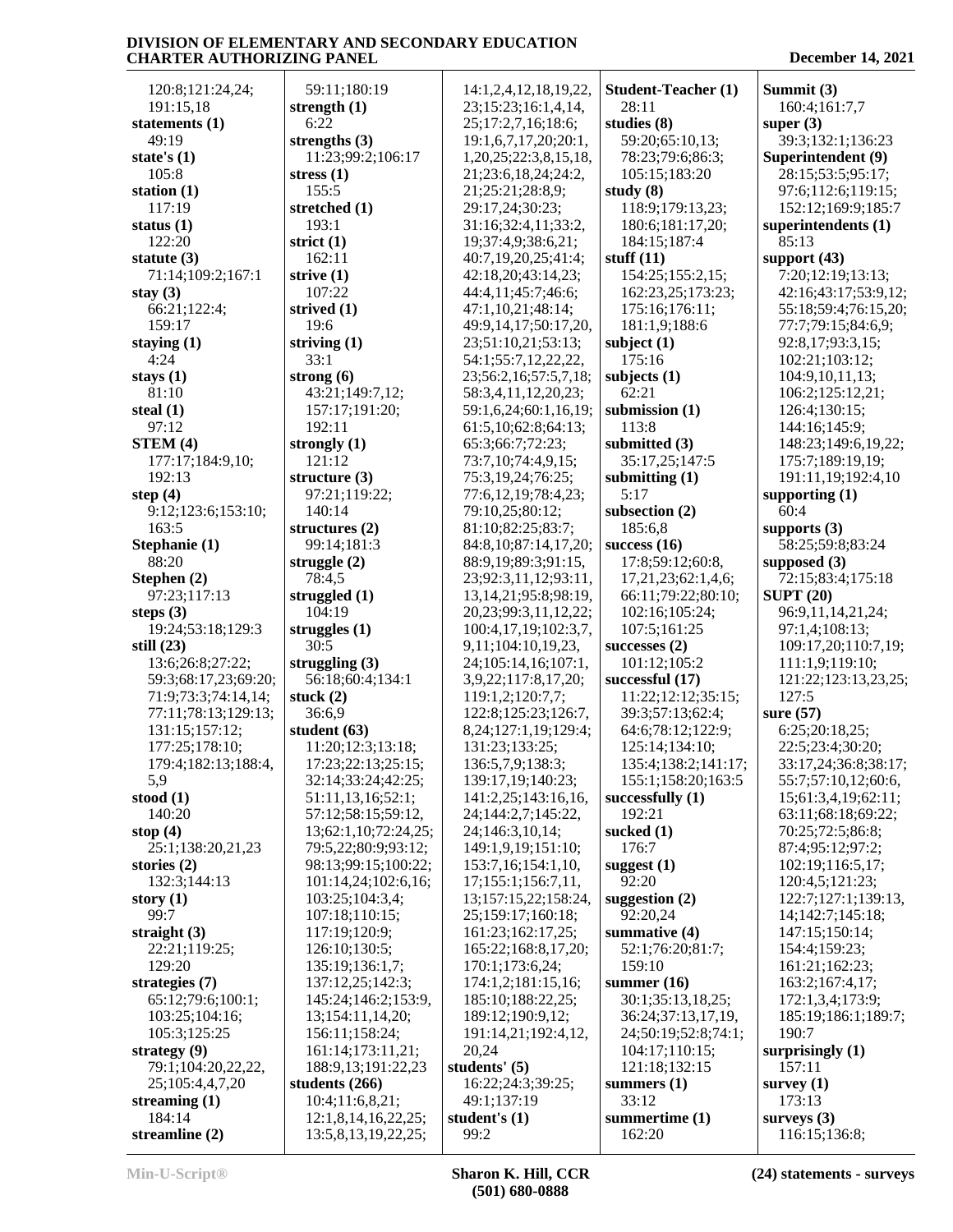120:8;121:24,24;
191:15,18
**statements (1)**
49:19
**state's (1)**
105:8
**station (1)**
117:19
**status (1)**
122:20
**statute (3)**
71:14;109:2;167:1
**stay (3)**
66:21;122:4;
159:17
**staying (1)**
4:24
**stays (1)**
81:10
**steal (1)**
97:12
**STEM (4)**
177:17;184:9,10;
192:13
**step (4)**
9:12;123:6;153:10;
163:5
**Stephanie (1)**
88:20
**Stephen (2)**
97:23;117:13
**steps (3)**
19:24;53:18;129:3
**still (23)**
13:6;26:8;27:22;
59:3;68:17,23;69:20;
71:9;73:3;74:14,14;
77:11;78:13;129:13;
131:15;157:12;
177:25;178:10;
179:4;182:13;188:4,
5,9
**stood (1)**
140:20
**stop (4)**
25:1;138:20,21,23
**stories (2)**
132:3;144:13
**story (1)**
99:7
**straight (3)**
22:21;119:25;
129:20
**strategies (7)**
65:12;79:6;100:1;
103:25;104:16;
105:3;125:25
**strategy (9)**
79:1;104:20,22,22,
25;105:4,4,7,20
**streaming (1)**
184:14
**streamline (2)**
59:11;180:19
**strength (1)**
6:22
**strengths (3)**
11:23;99:2;106:17
**stress (1)**
155:5
**stretched (1)**
193:1
**strict (1)**
162:11
**strive (1)**
107:22
**strived (1)**
19:6
**striving (1)**
33:1
**strong (6)**
43:21;149:7,12;
157:17;191:20;
192:11
**strongly (1)**
121:12
**structure (3)**
97:21;119:22;
140:14
**structures (2)**
99:14;181:3
**struggle (2)**
78:4,5
**struggled (1)**
104:19
**struggles (1)**
30:5
**struggling (3)**
56:18;60:4;134:1
**stuck (2)**
36:6,9
**student (63)**
11:20;12:3;13:18;
17:23;22:13;25:15;
32:14;33:24;42:25;
51:11,13,16;52:1;
57:12;58:15;59:12,
13;62:1,10;72:24,25;
79:5,22;80:9;93:12;
98:13;99:15;100:22;
101:14,24;102:6,16;
103:25;104:3,4;
107:18;110:15;
117:19;120:9;
126:10;130:5;
135:19;136:1,7;
137:12,25;142:3;
145:24;146:2;153:9,
13;154:11,14,20;
156:11;158:24;
161:14;173:11,21;
188:9,13;191:22,23
**students (266)**
10:4;11:6,8,21;
12:1,8,14,16,22,25;
13:5,8,13,19,22,25;
14:1,2,4,12,18,19,22,
23;15:23;16:1,4,14,
25;17:2,7,16;18:6;
19:1,6,7,17,20;20:1,
1,20,25;22:3,8,15,18,
21;23:6,18,24;24:2,
21;25:21;28:8,9;
29:17,24;30:23;
31:16;32:4,11;33:2,
19;37:4,9;38:6,21;
40:7,19,20,25;41:4;
42:18,20;43:14,23;
44:4,11;45:7;46:6;
47:1,10,21;48:14;
49:9,14,17;50:17,20,
23;51:10,21;53:13;
54:1;55:7,12,22,22,
23;56:2,16;57:5,7,18;
58:3,4,11,12,20,23;
59:1,6,24;60:1,16,19;
61:5,10;62:8;64:13;
65:3;66:7;72:23;
73:7,10;74:4,9,15;
75:3,19,24;76:25;
77:6,12,19;78:4,23;
79:10,25;80:12;
81:10;82:25;83:7;
84:8,10;87:14,17,20;
88:9,19;89:3;91:15,
23;92:3,11,12;93:11,
13,14,21;95:8;98:19,
20,23;99:3,11,12,22;
100:4,17,19;102:3,7,
9,11;104:10,19,23,
24;105:14,16;107:1,
3,9,22;117:8,17,20;
119:2;120:7,7;
122:8;125:23;126:7,
8,24;127:1,19;129:4;
131:23;133:25;
136:5,7,9;138:3;
139:17,19;140:23;
141:2,25;143:16,16,
24;144:2,7;145:22,
24;146:3,10,14;
149:1,9,19;151:10;
153:7,16;154:1,10,
17;155:1;156:7,11,
13;157:15,22;158:24,
25;159:17;160:18;
161:23;162:17,25;
165:22;168:8,17,20;
170:1;173:6,24;
174:1,2;181:15,16;
185:10;188:22,25;
189:12;190:9,12;
191:14,21;192:4,12,
20,24
**students' (5)**
16:22;24:3;39:25;
49:1;137:19
**student's (1)**
99:2
**Student-Teacher (1)**
28:11
**studies (8)**
59:20;65:10,13;
78:23;79:6;86:3;
105:15;183:20
**study (8)**
118:9;179:13,23;
180:6;181:17,20;
184:15;187:4
**stuff (11)**
154:25;155:2,15;
162:23,25;173:23;
175:16;176:11;
181:1,9;188:6
**subject (1)**
175:16
**subjects (1)**
62:21
**submission (1)**
113:8
**submitted (3)**
35:17,25;147:5
**submitting (1)**
5:17
**subsection (2)**
185:6,8
**success (16)**
17:8;59:12;60:8,
17,21,23;62:1,4,6;
66:11;79:22;80:10;
102:16;105:24;
107:5;161:25
**successes (2)**
101:12;105:2
**successful (17)**
11:22;12:12;35:15;
39:3;57:13;62:4;
64:6;78:12;122:9;
125:14;134:10;
135:4;138:2;141:17;
155:1;158:20;163:5
**successfully (1)**
192:21
**sucked (1)**
176:7
**suggest (1)**
92:20
**suggestion (2)**
92:20,24
**summative (4)**
52:1;76:20;81:7;
159:10
**summer (16)**
30:1;35:13,18,25;
36:24;37:13,17,19,
24;50:19;52:8;74:1;
104:17;110:15;
121:18;132:15
**summers (1)**
33:12
**summertime (1)**
162:20
**Summit (3)**
160:4;161:7,7
**super (3)**
39:3;132:1;136:23
**Superintendent (9)**
28:15;53:5;95:17;
97:6;112:6;119:15;
152:12;169:9;185:7
**superintendents (1)**
85:13
**support (43)**
7:20;12:19;13:13;
42:16;43:17;53:9,12;
55:18;59:4;76:15,20;
77:7;79:15;84:6,9;
92:8,17;93:3,15;
102:21;103:12;
104:9,10,11,13;
106:2;125:12,21;
126:4;130:15;
144:16;145:9;
148:23;149:6,19,22;
175:7;189:19,19;
191:11,19;192:4,10
**supporting (1)**
60:4
**supports (3)**
58:25;59:8;83:24
**supposed (3)**
72:15;83:4;175:18
**SUPT (20)**
96:9,11,14,21,24;
97:1,4;108:13;
109:17,20;110:7,19;
111:1,9;119:10;
121:22;123:13,23,25;
127:5
**sure (57)**
6:25;20:18,25;
22:5;23:4;30:20;
33:17,24;36:8;38:17;
55:7;57:10,12;60:6,
15;61:3,4,19;62:11;
63:11;68:18;69:22;
70:25;72:5;86:8;
87:4;95:12;97:2;
102:19;116:5,17;
120:4,5;121:23;
122:7;127:1;139:13,
14;142:7;145:18;
147:15;150:14;
154:4;159:23;
161:21;162:23;
163:2;167:4,17;
172:1,3,4;173:9;
185:19;186:1;189:7;
190:7
**surprisingly (1)**
157:11
**survey (1)**
173:13
**surveys (3)**
116:15;136:8;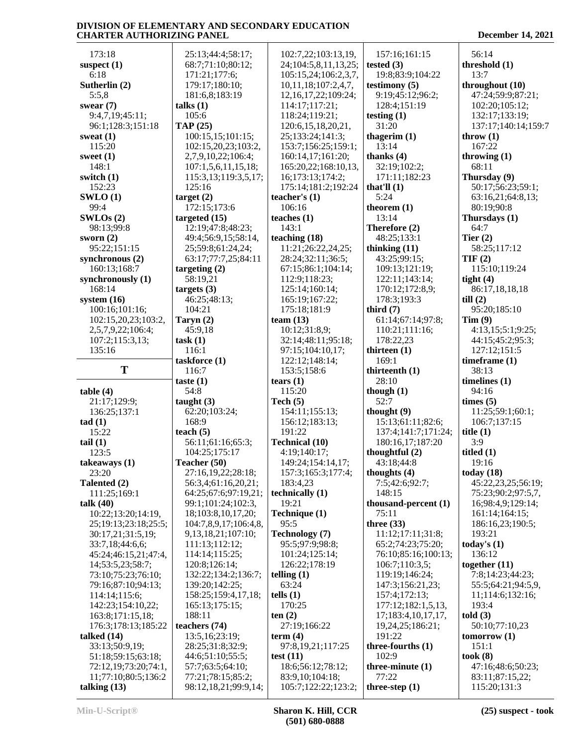173:18
**suspect (1)**
6:18
**Sutherlin (2)**
5:5,8
**swear (7)**
9:4,7,19;45:11;
96:1;128:3;151:18
**sweat (1)**
115:20
**sweet (1)**
148:1
**switch (1)**
152:23
**SWLO (1)**
99:4
**SWLOs (2)**
98:13;99:8
**sworn (2)**
95:22;151:15
**synchronous (2)**
160:13;168:7
**synchronously (1)**
168:14
**system (16)**
100:16;101:16;
102:15,20,23;103:2,
2,5,7,9,22;106:4;
107:2;115:3,13;
135:16

## T

**table (4)**
21:17;129:9;
136:25;137:1
**tad (1)**
15:22
**tail (1)**
123:5
**takeaways (1)**
23:20
**Talented (2)**
111:25;169:1
**talk (40)**
10:22;13:20;14:19,
25;19:13;23:18;25:5;
30:17,21;31:5,19;
33:7,18;44:6,6;
45:24;46:15,21;47:4,
14;53:5,23;58:7;
73:10;75:23;76:10;
79:16;87:10;94:13;
114:14;115:6;
142:23;154:10,22;
163:8;171:15,18;
176:3;178:13;185:22
**talked (14)**
33:13;50:9,19;
51:18;59:15;63:18;
72:12,19;73:20;74:1,
11;77:10;80:5;136:2
**talking (13)**
25:13;44:4;58:17;
68:7;71:10;80:12;
171:21;177:6;
179:17;180:10;
181:6,8;183:19
**talks (1)**
105:6
**TAP (25)**
100:15,15;101:15;
102:15,20,23;103:2,
2,7,9,10,22;106:4;
107:1,5,6,11,15,18;
115:3,13;119:3,5,17;
125:16
**target (2)**
172:15;173:6
**targeted (15)**
12:19;47:8;48:23;
49:4;56:9,15;58:14,
25;59:8;61:24,24;
63:17;77:7,25;84:11
**targeting (2)**
58:19,21
**targets (3)**
46:25;48:13;
104:21
**Taryn (2)**
45:9,18
**task (1)**
116:1
**taskforce (1)**
116:7
**taste (1)**
54:8
**taught (3)**
62:20;103:24;
168:9
**teach (5)**
56:11;61:16;65:3;
104:25;175:17
**Teacher (50)**
27:16,19,22;28:18;
56:3,4;61:16,20,21;
64:25;67:6;97:19,21;
99:1;101:24;102:3,
18;103:8,10,17,20;
104:7,8,9,17;106:4,8,
9,13,18,21;107:10;
111:13;112:12;
114:14;115:25;
120:8;126:14;
132:22;134:2;136:7;
139:20;142:25;
158:25;159:4,17,18;
165:13;175:15;
188:11
**teachers (74)**
13:5,16;23:19;
28:25;31:8;32:9;
44:6;51:10;55:5;
57:7;63:5;64:10;
77:21;78:15;85:2;
98:12,18,21;99:9,14;
102:7,22;103:13,19,
24;104:5,8,11,13,25;
105:15,24;106:2,3,7,
10,11,18;107:2,4,7,
12,16,17,22;109:24;
114:17;117:21;
118:24;119:21;
120:6,15,18,20,21,
25;133:24;141:3;
153:7;156:25;159:1;
160:14,17;161:20;
165:20,22;168:10,13,
16;173:13;174:2;
175:14;181:2;192:24
**teacher's (1)**
106:16
**teaches (1)**
143:1
**teaching (18)**
11:21;26:22,24,25;
28:24;32:11;36:5;
67:15;86:1;104:14;
112:9;118:23;
125:14;160:14;
165:19;167:22;
175:18;181:9
**team (13)**
10:12;31:8,9;
32:14;48:11;95:18;
97:15;104:10,17;
122:12;148:14;
153:5;158:6
**tears (1)**
115:20
**Tech (5)**
154:11;155:13;
156:12;183:13;
191:22
**Technical (10)**
4:19;140:17;
149:24;154:14,17;
157:3;165:3;177:4;
183:4,23
**technically (1)**
19:21
**Technique (1)**
95:5
**Technology (7)**
95:5;97:9;98:8;
101:24;125:14;
126:22;178:19
**telling (1)**
63:24
**tells (1)**
170:25
**ten (2)**
27:19;166:22
**term (4)**
97:8,19,21;117:25
**test (11)**
18:6;56:12;78:12;
83:9,10;104:18;
105:7;122:22;123:2;
157:16;161:15
**tested (3)**
19:8;83:9;104:22
**testimony (5)**
9:19;45:12;96:2;
128:4;151:19
**testing (1)**
31:20
**thagerim (1)**
13:14
**thanks (4)**
32:19;102:2;
171:11;182:23
**that'll (1)**
5:24
**theorem (1)**
13:14
**Therefore (2)**
48:25;133:1
**thinking (11)**
43:25;99:15;
109:13;121:19;
122:11;143:14;
170:12;172:8,9;
178:3;193:3
**third (7)**
61:14;67:14;97:8;
110:21;111:16;
178:22,23
**thirteen (1)**
169:1
**thirteenth (1)**
28:10
**though (1)**
52:7
**thought (9)**
15:13;61:11;82:6;
137:4;141:7;171:24;
180:16,17;187:20
**thoughtful (2)**
43:18;44:8
**thoughts (4)**
7:5;42:6;92:7;
148:15
**thousand-percent (1)**
75:11
**three (33)**
11:12;17:11;31:8;
65:2;74:23;75:20;
76:10;85:16;100:13;
106:7;110:3,5;
119:19;146:24;
147:3;156:21,23;
157:4;172:13;
177:12;182:1,5,13,
17;183:4,10,17,17,
19,24,25;186:21;
191:22
**three-fourths (1)**
102:9
**three-minute (1)**
77:22
**three-step (1)**
56:14
**threshold (1)**
13:7
**throughout (10)**
47:24;59:9;87:21;
102:20;105:12;
132:17;133:19;
137:17;140:14;159:7
**throw (1)**
167:22
**throwing (1)**
68:11
**Thursday (9)**
50:17;56:23;59:1;
63:16,21;64:8,13;
80:19;90:8
**Thursdays (1)**
64:7
**Tier (2)**
58:25;117:12
**TIF (2)**
115:10;119:24
**tight (4)**
86:17,18,18,18
**till (2)**
95:20;185:10
**Tim (9)**
4:13,15;5:1;9:25;
44:15;45:2;95:3;
127:12;151:5
**timeframe (1)**
38:13
**timelines (1)**
94:16
**times (5)**
11:25;59:1;60:1;
106:7;137:15
**title (1)**
3:9
**titled (1)**
19:16
**today (18)**
45:22,23,25;56:19;
75:23;90:2;97:5,7,
16;98:4,9;129:14;
161:14;164:15;
186:16,23;190:5;
193:21
**today's (1)**
136:12
**together (11)**
7:8;14:23;44:23;
55:5;64:21;94:5,9,
11;114:6;132:16;
193:4
**told (3)**
50:10;77:10,23
**tomorrow (1)**
151:1
**took (8)**
47:16;48:6;50:23;
83:11;87:15,22;
115:20;131:3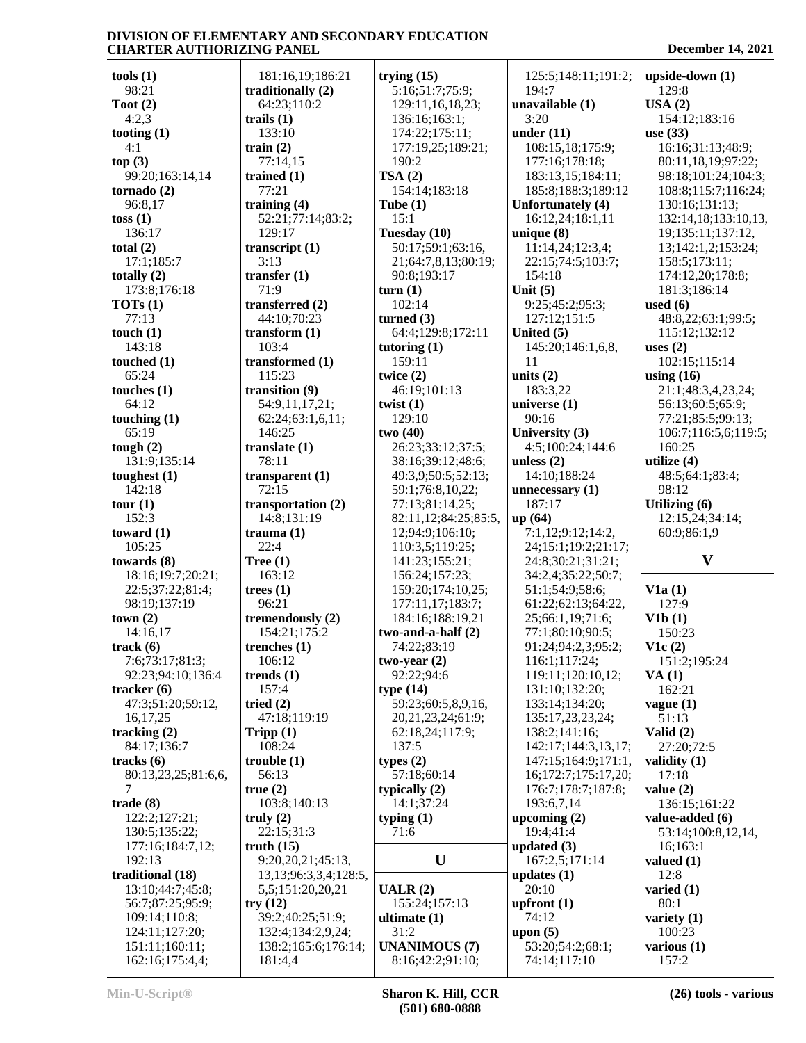**tools (1)**
98:21
**Toot (2)**
4:2,3
**tooting (1)**
4:1
**top (3)**
99:20;163:14,14
**tornado (2)**
96:8,17
**toss (1)**
136:17
**total (2)**
17:1;185:7
**totally (2)**
173:8;176:18
**TOTs (1)**
77:13
**touch (1)**
143:18
**touched (1)**
65:24
**touches (1)**
64:12
**touching (1)**
65:19
**tough (2)**
131:9;135:14
**toughest (1)**
142:18
**tour (1)**
152:3
**toward (1)**
105:25
**towards (8)**
18:16;19:7;20:21;22:5;37:22;81:4;98:19;137:19
**town (2)**
14:16,17
**track (6)**
7:6;73:17;81:3;92:23;94:10;136:4
**tracker (6)**
47:3;51:20;59:12,16,17,25
**tracking (2)**
84:17;136:7
**tracks (6)**
80:13,23,25;81:6,6,7
**trade (8)**
122:2;127:21;130:5;135:22;177:16;184:7,12;192:13
**traditional (18)**
13:10;44:7;45:8;56:7;87:25;95:9;109:14;110:8;124:11;127:20;151:11;160:11;162:16;175:4,4;181:16,19;186:21
**traditionally (2)**
64:23;110:2
**trails (1)**
133:10
**train (2)**
77:14,15
**trained (1)**
77:21
**training (4)**
52:21;77:14;83:2;129:17
**transcript (1)**
3:13
**transfer (1)**
71:9
**transferred (2)**
44:10;70:23
**transform (1)**
103:4
**transformed (1)**
115:23
**transition (9)**
54:9,11,17,21;62:24;63:1,6,11;146:25
**translate (1)**
78:11
**transparent (1)**
72:15
**transportation (2)**
14:8;131:19
**trauma (1)**
22:4
**Tree (1)**
163:12
**trees (1)**
96:21
**tremendously (2)**
154:21;175:2
**trenches (1)**
106:12
**trends (1)**
157:4
**tried (2)**
47:18;119:19
**Tripp (1)**
108:24
**trouble (1)**
56:13
**true (2)**
103:8;140:13
**truly (2)**
22:15;31:3
**truth (15)**
9:20,20,21;45:13,13,13;96:3,3,4;128:5,5,5;151:20,20,21
**try (12)**
39:2;40:25;51:9;132:4;134:2,9,24;138:2;165:6;176:14;181:4,4
**trying (15)**
5:16;51:7;75:9;129:11,16,18,23;136:16;163:1;174:22;175:11;177:19,25;189:21;190:2
**TSA (2)**
154:14;183:18
**Tube (1)**
15:1
**Tuesday (10)**
50:17;59:1;63:16,21;64:7,8,13;80:19;90:8;193:17
**turn (1)**
102:14
**turned (3)**
64:4;129:8;172:11
**tutoring (1)**
159:11
**twice (2)**
46:19;101:13
**twist (1)**
129:10
**two (40)**
26:23;33:12;37:5;38:16;39:12;48:6;49:3,9;50:5;52:13;59:1;76:8,10,22;77:13;81:14,25;82:11,12;84:25;85:5,12;94:9;106:10;110:3,5;119:25;141:23;155:21;156:24;157:23;159:20;174:10,25;177:11,17;183:7;184:16;188:19,21
**two-and-a-half (2)**
74:22;83:19
**two-year (2)**
92:22;94:6
**type (14)**
59:23;60:5,8,9,16,20,21,23,24;61:9;62:18,24;117:9;137:5
**types (2)**
57:18;60:14
**typically (2)**
14:1;37:24
**typing (1)**
71:6

## U

**UALR (2)**
155:24;157:13
**ultimate (1)**
31:2
**UNANIMOUS (7)**
8:16;42:2;91:10;125:5;148:11;191:2;194:7
**unavailable (1)**
3:20
**under (11)**
108:15,18;175:9;177:16;178:18;183:13,15;184:11;185:8;188:3;189:12
**Unfortunately (4)**
16:12,24;18:1,11
**unique (8)**
11:14,24;12:3,4;22:15;74:5;103:7;154:18
**Unit (5)**
9:25;45:2;95:3;127:12;151:5
**United (5)**
145:20;146:1,6,8,11
**units (2)**
183:3,22
**universe (1)**
90:16
**University (3)**
4:5;100:24;144:6
**unless (2)**
14:10;188:24
**unnecessary (1)**
187:17
**up (64)**
7:1,12;9:12;14:2,24;15:1;19:2;21:17;24:8;30:21;31:21;34:2,4;35:22;50:7;51:1;54:9;58:6;61:22;62:13;64:22,25;66:1,19;71:6;77:1;80:10;90:5;91:24;94:2,3;95:2;116:1;117:24;119:11;120:10,12;131:10;132:20;133:14;134:20;135:17,23,23,24;138:2;141:16;142:17;144:3,13,17;147:15;164:9;171:1,16;172:7;175:17,20;176:7;178:7;187:8;193:6,7,14
**upcoming (2)**
19:4;41:4
**updated (3)**
167:2,5;171:14
**updates (1)**
20:10
**upfront (1)**
74:12
**upon (5)**
53:20;54:2;68:1;74:14;117:10
**upside-down (1)**
129:8
**USA (2)**
154:12;183:16
**use (33)**
16:16;31:13;48:9;80:11,18,19;97:22;98:18;101:24;104:3;108:8;115:7;116:24;130:16;131:13;132:14,18;133:10,13,19;135:11;137:12,13;142:1,2;153:24;158:5;173:11;174:12,20;178:8;181:3;186:14
**used (6)**
48:8,22;63:1;99:5;115:12;132:12
**uses (2)**
102:15;115:14
**using (16)**
21:1;48:3,4,23,24;56:13;60:5;65:9;77:21;85:5;99:13;106:7;116:5,6;119:5;160:25
**utilize (4)**
48:5;64:1;83:4;98:12
**Utilizing (6)**
12:15,24;34:14;60:9;86:1,9

## V

**V1a (1)**
127:9
**V1b (1)**
150:23
**V1c (2)**
151:2;195:24
**VA (1)**
162:21
**vague (1)**
51:13
**Valid (2)**
27:20;72:5
**validity (1)**
17:18
**value (2)**
136:15;161:22
**value-added (6)**
53:14;100:8,12,14,16;163:1
**valued (1)**
12:8
**varied (1)**
80:1
**variety (1)**
100:23
**various (1)**
157:2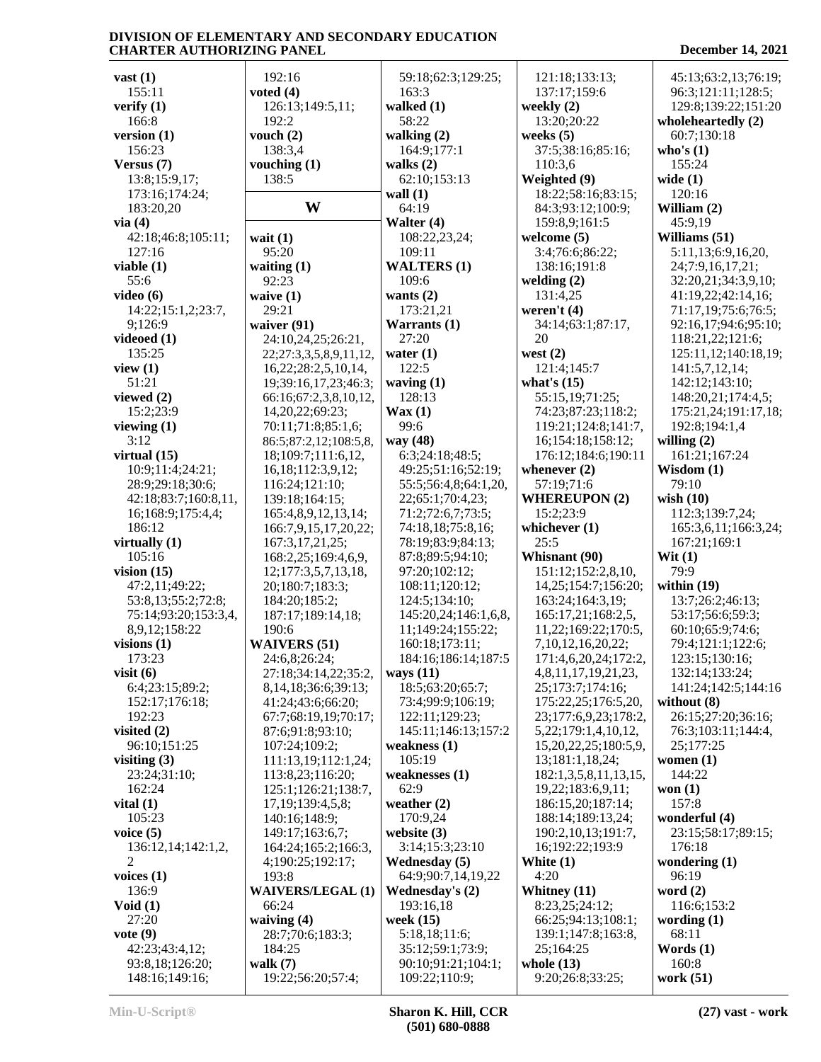**vast (1)**
155:11
**verify (1)**
166:8
**version (1)**
156:23
**Versus (7)**
13:8;15:9,17;
173:16;174:24;
183:20,20
**via (4)**
42:18;46:8;105:11;
127:16
**viable (1)**
55:6
**video (6)**
14:22;15:1,2;23:7,
9;126:9
**videoed (1)**
135:25
**view (1)**
51:21
**viewed (2)**
15:2;23:9
**viewing (1)**
3:12
**virtual (15)**
10:9;11:4;24:21;
28:9;29:18;30:6;
42:18;83:7;160:8,11,
16;168:9;175:4,4;
186:12
**virtually (1)**
105:16
**vision (15)**
47:2,11;49:22;
53:8,13;55:2;72:8;
75:14;93:20;153:3,4,
8,9,12;158:22
**visions (1)**
173:23
**visit (6)**
6:4;23:15;89:2;
152:17;176:18;
192:23
**visited (2)**
96:10;151:25
**visiting (3)**
23:24;31:10;
162:24
**vital (1)**
105:23
**voice (5)**
136:12,14;142:1,2,
2
**voices (1)**
136:9
**Void (1)**
27:20
**vote (9)**
42:23;43:4,12;
93:8,18;126:20;
148:16;149:16;
192:16
**voted (4)**
126:13;149:5,11;
192:2
**vouch (2)**
138:3,4
**vouching (1)**
138:5

## W

**wait (1)**
95:20
**waiting (1)**
92:23
**waive (1)**
29:21
**waiver (91)**
24:10,24,25;26:21,
22;27:3,3,5,8,9,11,12,
16,22;28:2,5,10,14,
19;39:16,17,23;46:3;
66:16;67:2,3,8,10,12,
14,20,22;69:23;
70:11;71:8;85:1,6;
86:5;87:2,12;108:5,8,
18;109:7;111:6,12,
16,18;112:3,9,12;
116:24;121:10;
139:18;164:15;
165:4,8,9,12,13,14;
166:7,9,15,17,20,22;
167:3,17,21,25;
168:2,25;169:4,6,9,
12;177:3,5,7,13,18,
20;180:7;183:3;
184:20;185:2;
187:17;189:14,18;
190:6
**WAIVERS (51)**
24:6,8;26:24;
27:18;34:14,22;35:2,
8,14,18;36:6;39:13;
41:24;43:6;66:20;
67:7;68:19,19;70:17;
87:6;91:8;93:10;
107:24;109:2;
111:13,19;112:1,24;
113:8,23;116:20;
125:1;126:21;138:7,
17,19;139:4,5,8;
140:16;148:9;
149:17;163:6,7;
164:24;165:2;166:3,
4;190:25;192:17;
193:8
**WAIVERS/LEGAL (1)**
66:24
**waiving (4)**
28:7;70:6;183:3;
184:25
**walk (7)**
19:22;56:20;57:4;
59:18;62:3;129:25;
163:3
**walked (1)**
58:22
**walking (2)**
164:9;177:1
**walks (2)**
62:10;153:13
**wall (1)**
64:19
**Walter (4)**
108:22,23,24;
109:11
**WALTERS (1)**
109:6
**wants (2)**
173:21,21
**Warrants (1)**
27:20
**water (1)**
122:5
**waving (1)**
128:13
**Wax (1)**
99:6
**way (48)**
6:3;24:18;48:5;
49:25;51:16;52:19;
55:5;56:4,8;64:1,20,
22;65:1;70:4,23;
71:2;72:6,7;73:5;
74:18,18;75:8,16;
78:19;83:9;84:13;
87:8;89:5;94:10;
97:20;102:12;
108:11;120:12;
124:5;134:10;
145:20,24;146:1,6,8,
11;149:24;155:22;
160:18;173:11;
184:16;186:14;187:5
**ways (11)**
18:5;63:20;65:7;
73:4;99:9;106:19;
122:11;129:23;
145:11;146:13;157:2
**weakness (1)**
105:19
**weaknesses (1)**
62:9
**weather (2)**
170:9,24
**website (3)**
3:14;15:3;23:10
**Wednesday (5)**
64:9;90:7,14,19,22
**Wednesday's (2)**
193:16,18
**week (15)**
5:18,18;11:6;
35:12;59:1;73:9;
90:10;91:21;104:1;
109:22;110:9;
121:18;133:13;
137:17;159:6
**weekly (2)**
13:20;20:22
**weeks (5)**
37:5;38:16;85:16;
110:3,6
**Weighted (9)**
18:22;58:16;83:15;
84:3;93:12;100:9;
159:8,9;161:5
**welcome (5)**
3:4;76:6;86:22;
138:16;191:8
**welding (2)**
131:4,25
**weren't (4)**
34:14;63:1;87:17,
20
**west (2)**
121:4;145:7
**what's (15)**
55:15,19;71:25;
74:23;87:23;118:2;
119:21;124:8;141:7,
16;154:18;158:12;
176:12;184:6;190:11
**whenever (2)**
57:19;71:6
**WHEREUPON (2)**
15:2;23:9
**whichever (1)**
25:5
**Whisnant (90)**
151:12;152:2,8,10,
14,25;154:7;156:20;
163:24;164:3,19;
165:17,21;168:2,5,
11,22;169:22;170:5,
7,10,12,16,20,22;
171:4,6,20,24;172:2,
4,8,11,17,19,21,23,
25;173:7;174:16;
175:22,25;176:5,20,
23;177:6,9,23;178:2,
5,22;179:1,4,10,12,
15,20,22,25;180:5,9,
13;181:1,18,24;
182:1,3,5,8,11,13,15,
19,22;183:6,9,11;
186:15,20;187:14;
188:14;189:13,24;
190:2,10,13;191:7,
16;192:22;193:9
**White (1)**
4:20
**Whitney (11)**
8:23,25;24:12;
66:25;94:13;108:1;
139:1;147:8;163:8,
25;164:25
**whole (13)**
9:20;26:8;33:25;
45:13;63:2,13;76:19;
96:3;121:11;128:5;
129:8;139:22;151:20
**wholeheartedly (2)**
60:7;130:18
**who's (1)**
155:24
**wide (1)**
120:16
**William (2)**
45:9,19
**Williams (51)**
5:11,13;6:9,16,20,
24;7:9,16,17,21;
32:20,21;34:3,9,10;
41:19,22;42:14,16;
71:17,19;75:6;76:5;
92:16,17;94:6;95:10;
118:21,22;121:6;
125:11,12;140:18,19;
141:5,7,12,14;
142:12;143:10;
148:20,21;174:4,5;
175:21,24;191:17,18;
192:8;194:1,4
**willing (2)**
161:21;167:24
**Wisdom (1)**
79:10
**wish (10)**
112:3;139:7,24;
165:3,6,11;166:3,24;
167:21;169:1
**Wit (1)**
79:9
**within (19)**
13:7;26:2;46:13;
53:17;56:6;59:3;
60:10;65:9;74:6;
79:4;121:1;122:6;
123:15;130:16;
132:14;133:24;
141:24;142:5;144:16
**without (8)**
26:15;27:20;36:16;
76:3;103:11;144:4,
25;177:25
**women (1)**
144:22
**won (1)**
157:8
**wonderful (4)**
23:15;58:17;89:15;
176:18
**wondering (1)**
96:19
**word (2)**
116:6;153:2
**wording (1)**
68:11
**Words (1)**
160:8
**work (51)**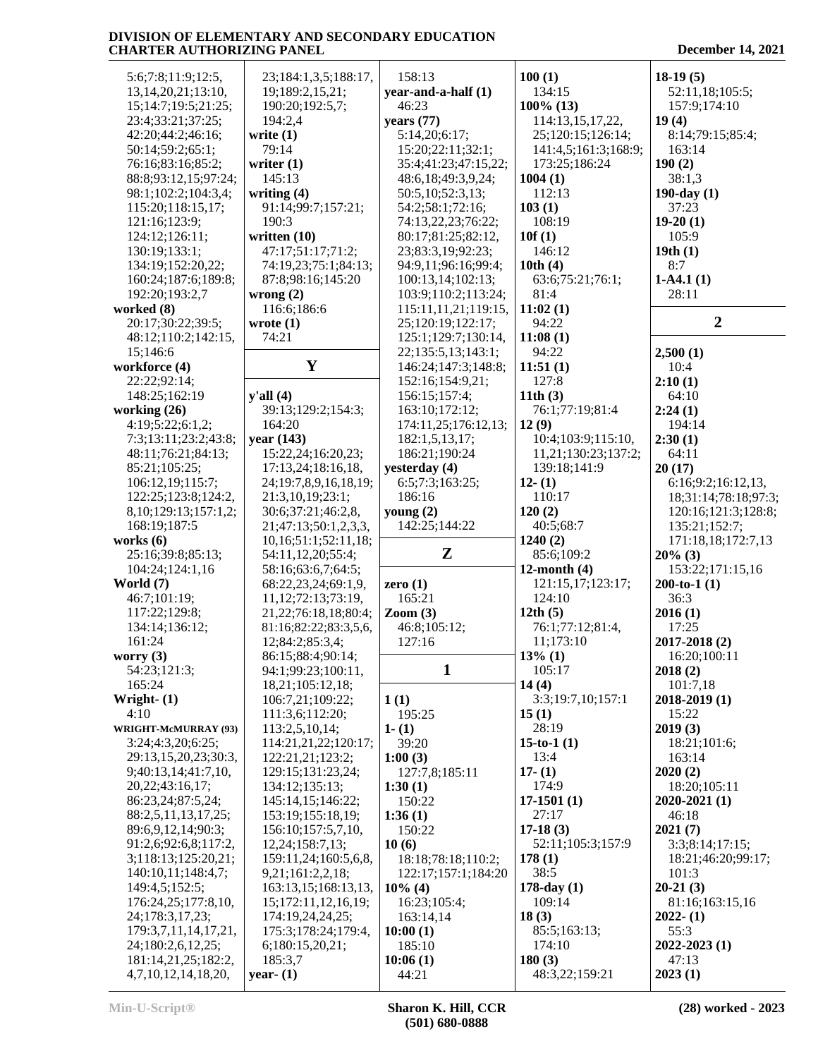5:6;7:8;11:9;12:5,
13,14,20,21;13:10,
15;14:7;19:5;21:25;
23:4;33:21;37:25;
42:20;44:2;46:16;
50:14;59:2;65:1;
76:16;83:16;85:2;
88:8;93:12,15;97:24;
98:1;102:2;104:3,4;
115:20;118:15,17;
121:16;123:9;
124:12;126:11;
130:19;133:1;
134:19;152:20,22;
160:24;187:6;189:8;
192:20;193:2,7

**worked (8)**
20:17;30:22;39:5;
48:12;110:2;142:15,
15;146:6

**workforce (4)**
22:22;92:14;
148:25;162:19

**working (26)**
4:19;5:22;6:1,2;
7:3;13:11;23:2;43:8;
48:11;76:21;84:13;
85:21;105:25;
106:12,19;115:7;
122:25;123:8;124:2,
8,10;129:13;157:1,2;
168:19;187:5

**works (6)**
25:16;39:8;85:13;
104:24;124:1,16

**World (7)**
46:7;101:19;
117:22;129:8;
134:14;136:12;
161:24

**worry (3)**
54:23;121:3;
165:24

**Wright- (1)**
4:10

**WRIGHT-McMURRAY (93)**
3:24;4:3,20;6:25;
29:13,15,20,23;30:3,
9;40:13,14;41:7,10,
20,22;43:16,17;
86:23,24;87:5,24;
88:2,5,11,13,17,25;
89:6,9,12,14;90:3;
91:2,6;92:6,8;117:2,
3;118:13;125:20,21;
140:10,11;148:4,7;
149:4,5;152:5;
176:24,25;177:8,10,
24;178:3,17,23;
179:3,7,11,14,17,21,
24;180:2,6,12,25;
181:14,21,25;182:2,
4,7,10,12,14,18,20,
23;184:1,3,5;188:17,
19;189:2,15,21;
190:20;192:5,7;
194:2,4

**write (1)**
79:14

**writer (1)**
145:13

**writing (4)**
91:14;99:7;157:21;
190:3

**written (10)**
47:17;51:17;71:2;
74:19,23;75:1;84:13;
87:8;98:16;145:20

**wrong (2)**
116:6;186:6

**wrote (1)**
74:21

## Y

**y'all (4)**
39:13;129:2;154:3;
164:20

**year (143)**
15:22,24;16:20,23;
17:13,24;18:16,18,
24;19:7,8,9,16,18,19;
21:3,10,19;23:1;
30:6;37:21;46:2,8,
21;47:13;50:1,2,3,3,
10,16;51:1;52:11,18;
54:11,12,20;55:4;
58:16;63:6,7;64:5;
68:22,23,24;69:1,9,
11,12;72:13;73:19,
21,22;76:18,18;80:4;
81:16;82:22;83:3,5,6,
12;84:2;85:3,4;
86:15;88:4;90:14;
94:1;99:23;100:11,
18,21;105:12,18;
106:7,21;109:22;
111:3,6;112:20;
113:2,5,10,14;
114:21,21,22;120:17;
122:21,21;123:2;
129:15;131:23,24;
134:12;135:13;
145:14,15;146:22;
153:19;155:18,19;
156:10;157:5,7,10,
12,24;158:7,13;
159:11,24;160:5,6,8,
9,21;161:2,2,18;
163:13,15;168:13,13,
15;172:11,12,16,19;
174:19,24,24,25;
175:3;178:24;179:4,
6;180:15,20,21;
185:3,7

**year- (1)**
158:13

**year-and-a-half (1)**
46:23

**years (77)**
5:14,20;6:17;
15:20;22:11;32:1;
35:4;41:23;47:15,22;
48:6,18;49:3,9,24;
50:5,10;52:3,13;
54:2;58:1;72:16;
74:13,22,23;76:22;
80:17;81:25;82:12,
23;83:3,19;92:23;
94:9,11;96:16;99:4;
100:13,14;102:13;
103:9;110:2;113:24;
115:11,11,21;119:15,
25;120:19;122:17;
125:1;129:7;130:14,
22;135:5,13;143:1;
146:24;147:3;148:8;
152:16;154:9,21;
156:15;157:4;
163:10;172:12;
174:11,25;176:12,13;
182:1,5,13,17;
186:21;190:24

**yesterday (4)**
6:5;7:3;163:25;
186:16

**young (2)**
142:25;144:22

## Z

**zero (1)**
165:21

**Zoom (3)**
46:8;105:12;
127:16

## 1

**1 (1)**
195:25

**1- (1)**
39:20

**1:00 (3)**
127:7,8;185:11

**1:30 (1)**
150:22

**1:36 (1)**
150:22

**10 (6)**
18:18;78:18;110:2;
122:17;157:1;184:20

**10% (4)**
16:23;105:4;
163:14,14

**10:00 (1)**
185:10

**10:06 (1)**
44:21

**100 (1)**
134:15

**100% (13)**
114:13,15,17,22,
25;120:15;126:14;
141:4,5;161:3;168:9;
173:25;186:24

**1004 (1)**
112:13

**103 (1)**
108:19

**10f (1)**
146:12

**10th (4)**
63:6;75:21;76:1;
81:4

**11:02 (1)**
94:22

**11:08 (1)**
94:22

**11:51 (1)**
127:8

**11th (3)**
76:1;77:19;81:4

**12 (9)**
10:4;103:9;115:10,
11,21;130:23;137:2;
139:18;141:9

**12- (1)**
110:17

**120 (2)**
40:5;68:7

**1240 (2)**
85:6;109:2

**12-month (4)**
121:15,17;123:17;
124:10

**12th (5)**
76:1;77:12;81:4,
11;173:10

**13% (1)**
105:17

**14 (4)**
3:3;19:7,10;157:1

**15 (1)**
28:19

**15-to-1 (1)**
13:4

**17- (1)**
174:9

**17-1501 (1)**
27:17

**17-18 (3)**
52:11;105:3;157:9

**178 (1)**
38:5

**178-day (1)**
109:14

**18 (3)**
85:5;163:13;
174:10

**180 (3)**
48:3,22;159:21

**18-19 (5)**
52:11,18;105:5;
157:9;174:10

**19 (4)**
8:14;79:15;85:4;
163:14

**190 (2)**
38:1,3

**190-day (1)**
37:23

**19-20 (1)**
105:9

**19th (1)**
8:7

**1-A4.1 (1)**
28:11

## 2

**2,500 (1)**
10:4

**2:10 (1)**
64:10

**2:24 (1)**
194:14

**2:30 (1)**
64:11

**20 (17)**
6:16;9:2;16:12,13,
18;31:14;78:18;97:3;
120:16;121:3;128:8;
135:21;152:7;
171:18,18;172:7,13

**20% (3)**
153:22;171:15,16

**200-to-1 (1)**
36:3

**2016 (1)**
17:25

**2017-2018 (2)**
16:20;100:11

**2018 (2)**
101:7,18

**2018-2019 (1)**
15:22

**2019 (3)**
18:21;101:6;
163:14

**2020 (2)**
18:20;105:11

**2020-2021 (1)**
46:18

**2021 (7)**
3:3;8:14;17:15;
18:21;46:20;99:17;
101:3

**20-21 (3)**
81:16;163:15,16

**2022- (1)**
55:3

**2022-2023 (1)**
47:13

**2023 (1)**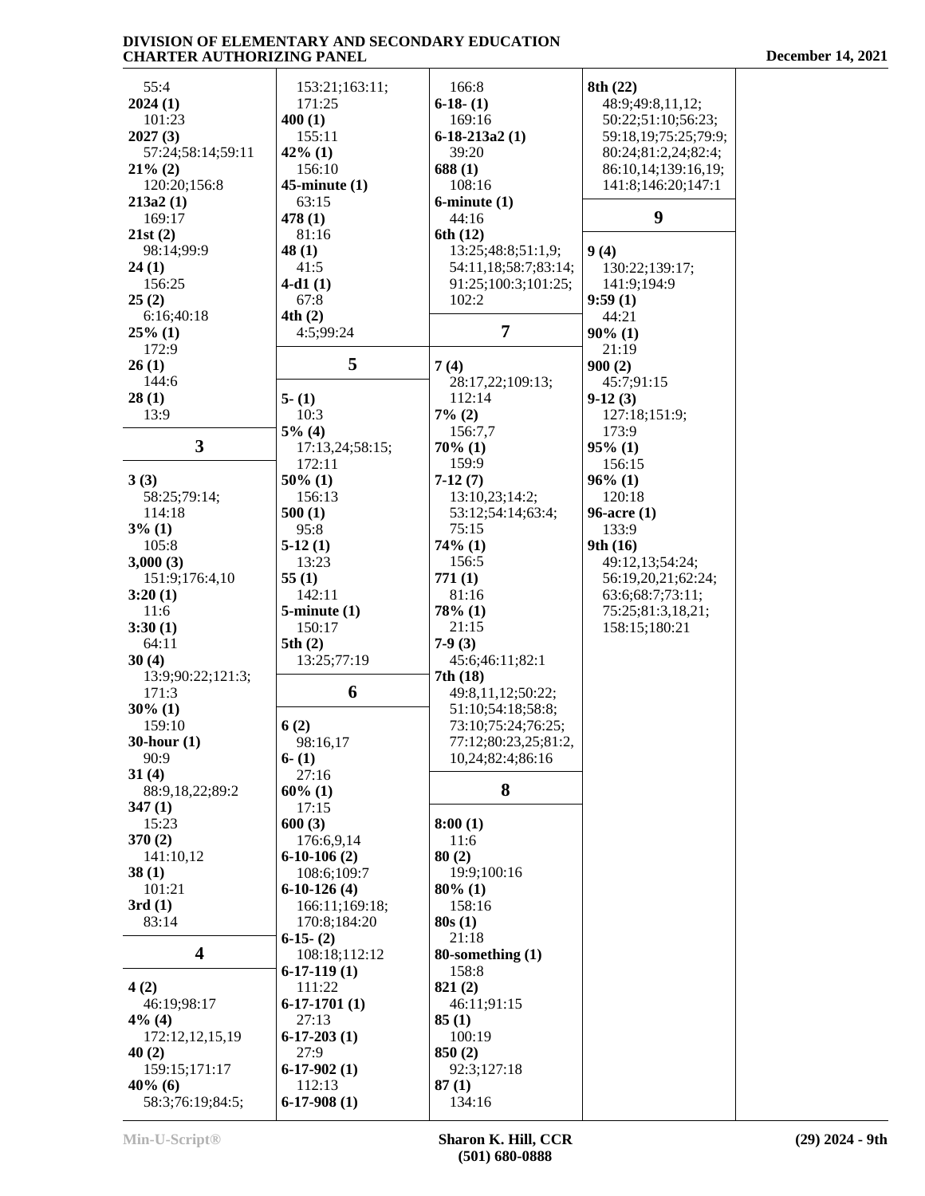55:4
**2024 (1)**
101:23
**2027 (3)**
57:24;58:14;59:11
**21% (2)**
120:20;156:8
**213a2 (1)**
169:17
**21st (2)**
98:14;99:9
**24 (1)**
156:25
**25 (2)**
6:16;40:18
**25% (1)**
172:9
**26 (1)**
144:6
**28 (1)**
13:9

## 3

**3 (3)**
58:25;79:14;
114:18
**3% (1)**
105:8
**3,000 (3)**
151:9;176:4,10
**3:20 (1)**
11:6
**3:30 (1)**
64:11
**30 (4)**
13:9;90:22;121:3;
171:3
**30% (1)**
159:10
**30-hour (1)**
90:9
**31 (4)**
88:9,18,22;89:2
**347 (1)**
15:23
**370 (2)**
141:10,12
**38 (1)**
101:21
**3rd (1)**
83:14

## 4

**4 (2)**
46:19;98:17
**4% (4)**
172:12,12,15,19
**40 (2)**
159:15;171:17
**40% (6)**
58:3;76:19;84:5;
153:21;163:11;
171:25
**400 (1)**
155:11
**42% (1)**
156:10
**45-minute (1)**
63:15
**478 (1)**
81:16
**48 (1)**
41:5
**4-d1 (1)**
67:8
**4th (2)**
4:5;99:24

## 5

**5- (1)**
10:3
**5% (4)**
17:13,24;58:15;
172:11
**50% (1)**
156:13
**500 (1)**
95:8
**5-12 (1)**
13:23
**55 (1)**
142:11
**5-minute (1)**
150:17
**5th (2)**
13:25;77:19

## 6

**6 (2)**
98:16,17
**6- (1)**
27:16
**60% (1)**
17:15
**600 (3)**
176:6,9,14
**6-10-106 (2)**
108:6;109:7
**6-10-126 (4)**
166:11;169:18;
170:8;184:20
**6-15- (2)**
108:18;112:12
**6-17-119 (1)**
111:22
**6-17-1701 (1)**
27:13
**6-17-203 (1)**
27:9
**6-17-902 (1)**
112:13
**6-17-908 (1)**
166:8
**6-18- (1)**
169:16
**6-18-213a2 (1)**
39:20
**688 (1)**
108:16
**6-minute (1)**
44:16
**6th (12)**
13:25;48:8;51:1,9;
54:11,18;58:7;83:14;
91:25;100:3;101:25;
102:2

## 7

**7 (4)**
28:17,22;109:13;
112:14
**7% (2)**
156:7,7
**70% (1)**
159:9
**7-12 (7)**
13:10,23;14:2;
53:12;54:14;63:4;
75:15
**74% (1)**
156:5
**771 (1)**
81:16
**78% (1)**
21:15
**7-9 (3)**
45:6;46:11;82:1
**7th (18)**
49:8,11,12;50:22;
51:10;54:18;58:8;
73:10;75:24;76:25;
77:12;80:23,25;81:2,
10,24;82:4;86:16

## 8

**8:00 (1)**
11:6
**80 (2)**
19:9;100:16
**80% (1)**
158:16
**80s (1)**
21:18
**80-something (1)**
158:8
**821 (2)**
46:11;91:15
**85 (1)**
100:19
**850 (2)**
92:3;127:18
**87 (1)**
134:16
**8th (22)**
48:9;49:8,11,12;
50:22;51:10;56:23;
59:18,19;75:25;79:9;
80:24;81:2,24;82:4;
86:10,14;139:16,19;
141:8;146:20;147:1

## 9

**9 (4)**
130:22;139:17;
141:9;194:9
**9:59 (1)**
44:21
**90% (1)**
21:19
**900 (2)**
45:7;91:15
**9-12 (3)**
127:18;151:9;
173:9
**95% (1)**
156:15
**96% (1)**
120:18
**96-acre (1)**
133:9
**9th (16)**
49:12,13;54:24;
56:19,20,21;62:24;
63:6;68:7;73:11;
75:25;81:3,18,21;
158:15;180:21